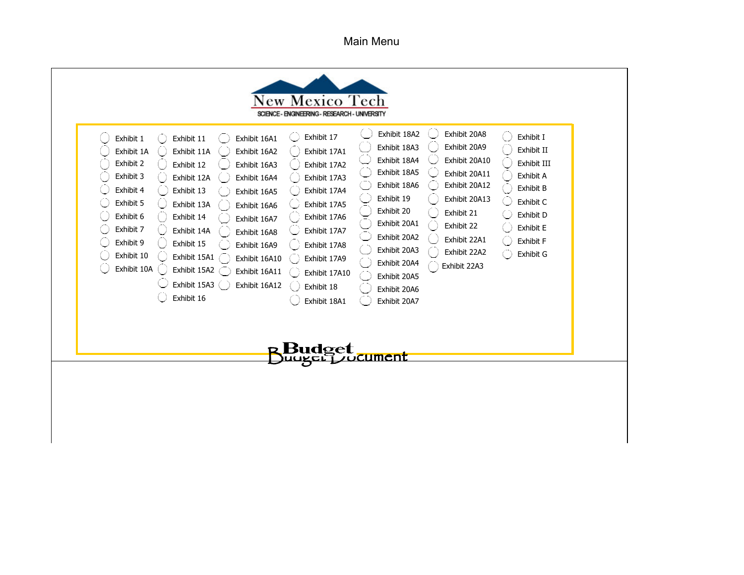# Main Menu

New Mexico Tech

SCIENCE - ENGINEERING - RESEARCH - UNIVERSITY

- Exhibit 1
- Exhibit 1A
- Exhibit 2
- Exhibit 3
- Exhibit 4
- Exhibit 5
- Exhibit 6
- Exhibit 7
- Exhibit 9
- Exhibit 10
- Exhibit 10A
- Exhibit 11
- Exhibit 11A
- Exhibit 12
- Exhibit 12A
- Exhibit 13
- Exhibit 13A
- Exhibit 14
- Exhibit 14A
- Exhibit 15
- Exhibit 15A1
- Exhibit 15A2
- Exhibit 15A3
- Exhibit 16
- Exhibit 16A1
- Exhibit 16A2
- Exhibit 16A3
- Exhibit 16A4
- Exhibit 16A5
- Exhibit 16A6
- Exhibit 16A7
- Exhibit 16A8
- Exhibit 16A9
- Exhibit 16A10
- Exhibit 16A11
- Exhibit 16A12
- Exhibit 17
- Exhibit 17A1
- Exhibit 17A2
- Exhibit 17A3
- Exhibit 17A4
- Exhibit 17A5
- Exhibit 17A6
- Exhibit 17A7
- Exhibit 17A8
- Exhibit 17A9
- Exhibit 17A10
- Exhibit 18
- Exhibit 18A1
- Exhibit 18A2
- Exhibit 18A3
- Exhibit 18A4
- Exhibit 18A5
- Exhibit 18A6
- Exhibit 19
- Exhibit 20
- Exhibit 20A1
- Exhibit 20A2
- Exhibit 20A3
- Exhibit 20A4
- Exhibit 20A5
- Exhibit 20A6
- Exhibit 20A7
- Exhibit 20A8
- Exhibit 20A9
- Exhibit 20A10
- Exhibit 20A11
- Exhibit 20A12
- Exhibit 20A13
- Exhibit 21
- Exhibit 22
- Exhibit 22A1
- Exhibit 22A2
- Exhibit 22A3
- Exhibit I
- Exhibit II
- Exhibit III
- Exhibit A
- Exhibit B
- Exhibit C
- Exhibit D
- Exhibit E
- Exhibit F
- Exhibit G

Budget Document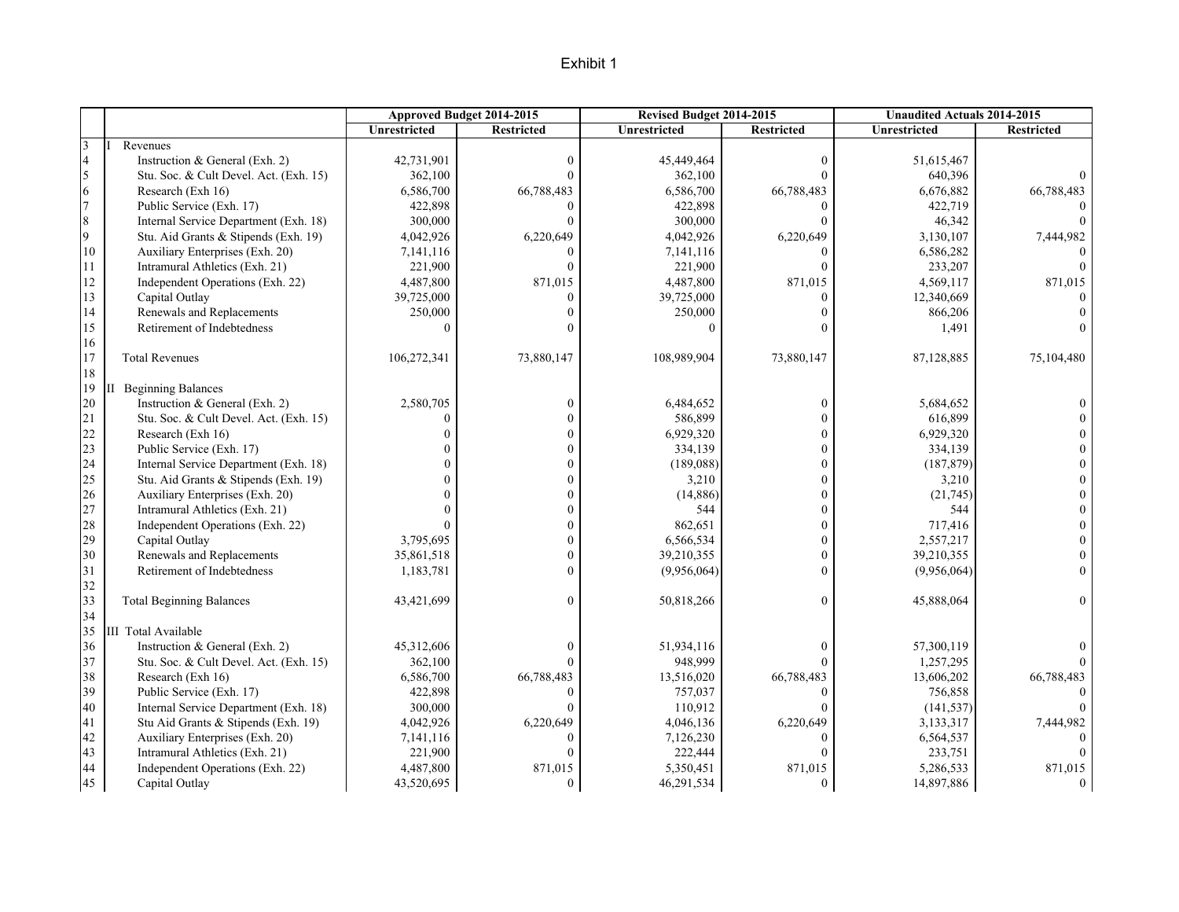# Exhibit 1

| | | Approved Budget 2014-2015 | | Revised Budget 2014-2015 | | Unaudited Actuals 2014-2015 | |
|---|---|---|---|---|---|---|---|
| | | Unrestricted | Restricted | Unrestricted | Restricted | Unrestricted | Restricted |
| 3 | I Revenues | | | | | | |
| 4 | Instruction & General (Exh. 2) | 42,731,901 | 0 | 45,449,464 | 0 | 51,615,467 | |
| 5 | Stu. Soc. & Cult Devel. Act. (Exh. 15) | 362,100 | 0 | 362,100 | 0 | 640,396 | 0 |
| 6 | Research (Exh 16) | 6,586,700 | 66,788,483 | 6,586,700 | 66,788,483 | 6,676,882 | 66,788,483 |
| 7 | Public Service (Exh. 17) | 422,898 | 0 | 422,898 | 0 | 422,719 | 0 |
| 8 | Internal Service Department (Exh. 18) | 300,000 | 0 | 300,000 | 0 | 46,342 | 0 |
| 9 | Stu. Aid Grants & Stipends (Exh. 19) | 4,042,926 | 6,220,649 | 4,042,926 | 6,220,649 | 3,130,107 | 7,444,982 |
| 10 | Auxiliary Enterprises (Exh. 20) | 7,141,116 | 0 | 7,141,116 | 0 | 6,586,282 | 0 |
| 11 | Intramural Athletics (Exh. 21) | 221,900 | 0 | 221,900 | 0 | 233,207 | 0 |
| 12 | Independent Operations (Exh. 22) | 4,487,800 | 871,015 | 4,487,800 | 871,015 | 4,569,117 | 871,015 |
| 13 | Capital Outlay | 39,725,000 | 0 | 39,725,000 | 0 | 12,340,669 | 0 |
| 14 | Renewals and Replacements | 250,000 | 0 | 250,000 | 0 | 866,206 | 0 |
| 15 | Retirement of Indebtedness | 0 | 0 | 0 | 0 | 1,491 | 0 |
| 16 | | | | | | | |
| 17 | Total Revenues | 106,272,341 | 73,880,147 | 108,989,904 | 73,880,147 | 87,128,885 | 75,104,480 |
| 18 | | | | | | | |
| 19 | II Beginning Balances | | | | | | |
| 20 | Instruction & General (Exh. 2) | 2,580,705 | 0 | 6,484,652 | 0 | 5,684,652 | 0 |
| 21 | Stu. Soc. & Cult Devel. Act. (Exh. 15) | 0 | 0 | 586,899 | 0 | 616,899 | 0 |
| 22 | Research (Exh 16) | 0 | 0 | 6,929,320 | 0 | 6,929,320 | 0 |
| 23 | Public Service (Exh. 17) | 0 | 0 | 334,139 | 0 | 334,139 | 0 |
| 24 | Internal Service Department (Exh. 18) | 0 | 0 | (189,088) | 0 | (187,879) | 0 |
| 25 | Stu. Aid Grants & Stipends (Exh. 19) | 0 | 0 | 3,210 | 0 | 3,210 | 0 |
| 26 | Auxiliary Enterprises (Exh. 20) | 0 | 0 | (14,886) | 0 | (21,745) | 0 |
| 27 | Intramural Athletics (Exh. 21) | 0 | 0 | 544 | 0 | 544 | 0 |
| 28 | Independent Operations (Exh. 22) | 0 | 0 | 862,651 | 0 | 717,416 | 0 |
| 29 | Capital Outlay | 3,795,695 | 0 | 6,566,534 | 0 | 2,557,217 | 0 |
| 30 | Renewals and Replacements | 35,861,518 | 0 | 39,210,355 | 0 | 39,210,355 | 0 |
| 31 | Retirement of Indebtedness | 1,183,781 | 0 | (9,956,064) | 0 | (9,956,064) | 0 |
| 32 | | | | | | | |
| 33 | Total Beginning Balances | 43,421,699 | 0 | 50,818,266 | 0 | 45,888,064 | 0 |
| 34 | | | | | | | |
| 35 | III Total Available | | | | | | |
| 36 | Instruction & General (Exh. 2) | 45,312,606 | 0 | 51,934,116 | 0 | 57,300,119 | 0 |
| 37 | Stu. Soc. & Cult Devel. Act. (Exh. 15) | 362,100 | 0 | 948,999 | 0 | 1,257,295 | 0 |
| 38 | Research (Exh 16) | 6,586,700 | 66,788,483 | 13,516,020 | 66,788,483 | 13,606,202 | 66,788,483 |
| 39 | Public Service (Exh. 17) | 422,898 | 0 | 757,037 | 0 | 756,858 | 0 |
| 40 | Internal Service Department (Exh. 18) | 300,000 | 0 | 110,912 | 0 | (141,537) | 0 |
| 41 | Stu Aid Grants & Stipends (Exh. 19) | 4,042,926 | 6,220,649 | 4,046,136 | 6,220,649 | 3,133,317 | 7,444,982 |
| 42 | Auxiliary Enterprises (Exh. 20) | 7,141,116 | 0 | 7,126,230 | 0 | 6,564,537 | 0 |
| 43 | Intramural Athletics (Exh. 21) | 221,900 | 0 | 222,444 | 0 | 233,751 | 0 |
| 44 | Independent Operations (Exh. 22) | 4,487,800 | 871,015 | 5,350,451 | 871,015 | 5,286,533 | 871,015 |
| 45 | Capital Outlay | 43,520,695 | 0 | 46,291,534 | 0 | 14,897,886 | 0 |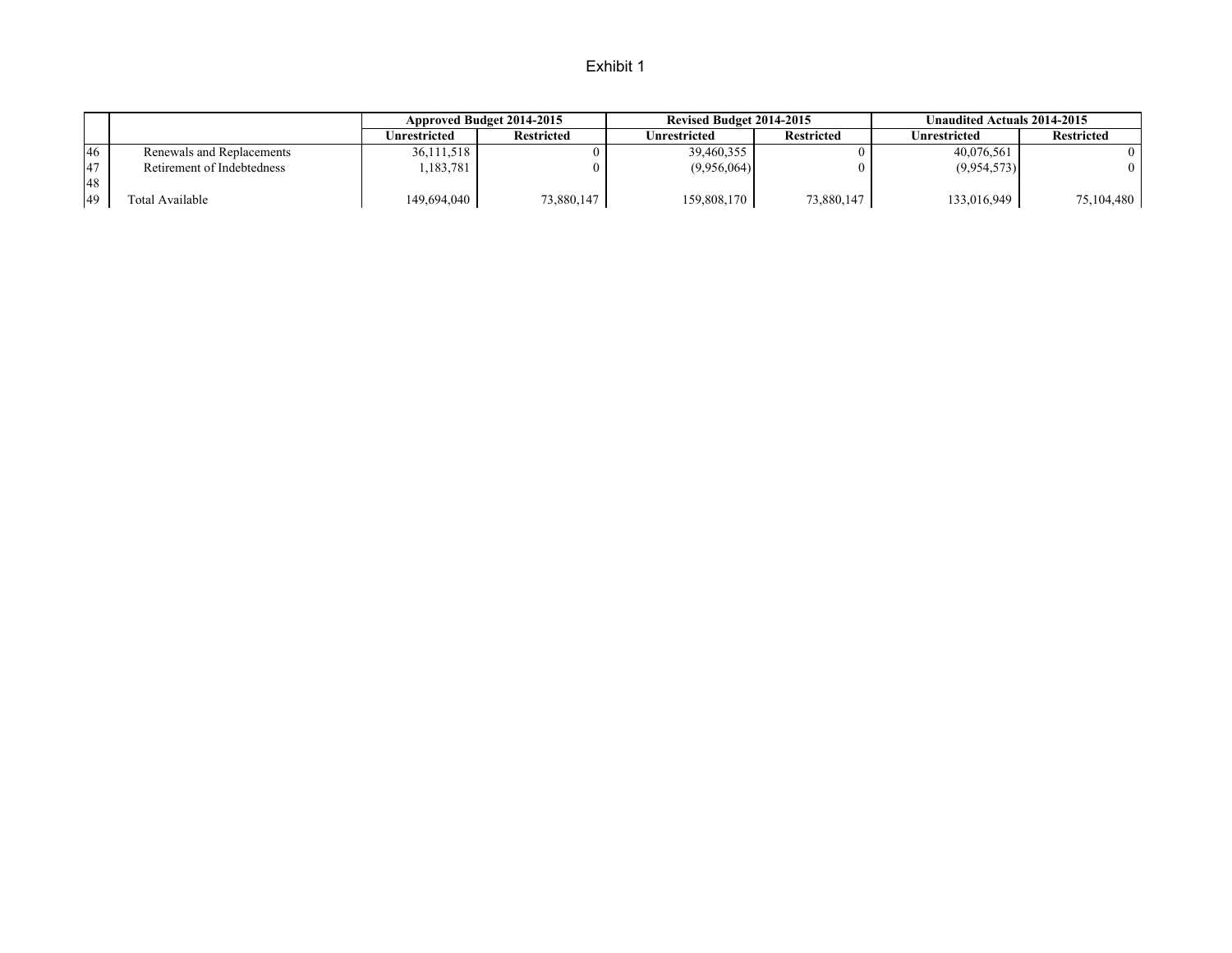Exhibit 1

| | | Approved Budget 2014-2015 | | Revised Budget 2014-2015 | | Unaudited Actuals 2014-2015 | |
|---|---|---|---|---|---|---|---|
| | | Unrestricted | Restricted | Unrestricted | Restricted | Unrestricted | Restricted |
| 46 | Renewals and Replacements | 36,111,518 | 0 | 39,460,355 | 0 | 40,076,561 | 0 |
| 47 | Retirement of Indebtedness | 1,183,781 | 0 | (9,956,064) | 0 | (9,954,573) | 0 |
| 48 | | | | | | | |
| 49 | Total Available | 149,694,040 | 73,880,147 | 159,808,170 | 73,880,147 | 133,016,949 | 75,104,480 |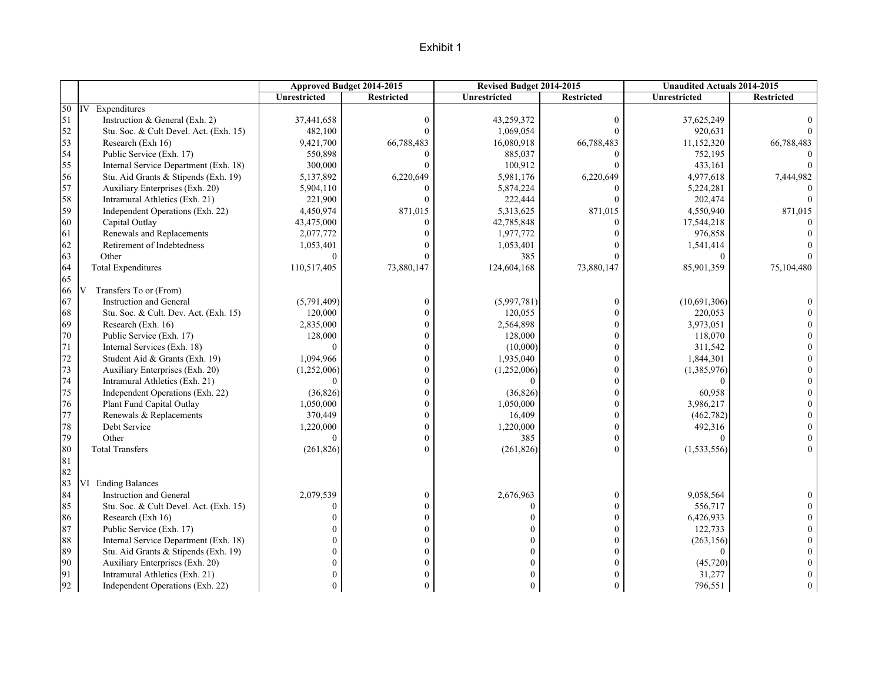# Exhibit 1

| | | Approved Budget 2014-2015 | | Revised Budget 2014-2015 | | Unaudited Actuals 2014-2015 | |
|---|---|---|---|---|---|---|---|
| | | Unrestricted | Restricted | Unrestricted | Restricted | Unrestricted | Restricted |
| 50 | IV Expenditures | | | | | | |
| 51 | Instruction & General (Exh. 2) | 37,441,658 | 0 | 43,259,372 | 0 | 37,625,249 | 0 |
| 52 | Stu. Soc. & Cult Devel. Act. (Exh. 15) | 482,100 | 0 | 1,069,054 | 0 | 920,631 | 0 |
| 53 | Research (Exh 16) | 9,421,700 | 66,788,483 | 16,080,918 | 66,788,483 | 11,152,320 | 66,788,483 |
| 54 | Public Service (Exh. 17) | 550,898 | 0 | 885,037 | 0 | 752,195 | 0 |
| 55 | Internal Service Department (Exh. 18) | 300,000 | 0 | 100,912 | 0 | 433,161 | 0 |
| 56 | Stu. Aid Grants & Stipends (Exh. 19) | 5,137,892 | 6,220,649 | 5,981,176 | 6,220,649 | 4,977,618 | 7,444,982 |
| 57 | Auxiliary Enterprises (Exh. 20) | 5,904,110 | 0 | 5,874,224 | 0 | 5,224,281 | 0 |
| 58 | Intramural Athletics (Exh. 21) | 221,900 | 0 | 222,444 | 0 | 202,474 | 0 |
| 59 | Independent Operations (Exh. 22) | 4,450,974 | 871,015 | 5,313,625 | 871,015 | 4,550,940 | 871,015 |
| 60 | Capital Outlay | 43,475,000 | 0 | 42,785,848 | 0 | 17,544,218 | 0 |
| 61 | Renewals and Replacements | 2,077,772 | 0 | 1,977,772 | 0 | 976,858 | 0 |
| 62 | Retirement of Indebtedness | 1,053,401 | 0 | 1,053,401 | 0 | 1,541,414 | 0 |
| 63 | Other | 0 | 0 | 385 | 0 | 0 | 0 |
| 64 | Total Expenditures | 110,517,405 | 73,880,147 | 124,604,168 | 73,880,147 | 85,901,359 | 75,104,480 |
| 65 | | | | | | | |
| 66 | V Transfers To or (From) | | | | | | |
| 67 | Instruction and General | (5,791,409) | 0 | (5,997,781) | 0 | (10,691,306) | 0 |
| 68 | Stu. Soc. & Cult. Dev. Act. (Exh. 15) | 120,000 | 0 | 120,055 | 0 | 220,053 | 0 |
| 69 | Research (Exh. 16) | 2,835,000 | 0 | 2,564,898 | 0 | 3,973,051 | 0 |
| 70 | Public Service (Exh. 17) | 128,000 | 0 | 128,000 | 0 | 118,070 | 0 |
| 71 | Internal Services (Exh. 18) | 0 | 0 | (10,000) | 0 | 311,542 | 0 |
| 72 | Student Aid & Grants (Exh. 19) | 1,094,966 | 0 | 1,935,040 | 0 | 1,844,301 | 0 |
| 73 | Auxiliary Enterprises (Exh. 20) | (1,252,006) | 0 | (1,252,006) | 0 | (1,385,976) | 0 |
| 74 | Intramural Athletics (Exh. 21) | 0 | 0 | 0 | 0 | 0 | 0 |
| 75 | Independent Operations (Exh. 22) | (36,826) | 0 | (36,826) | 0 | 60,958 | 0 |
| 76 | Plant Fund Capital Outlay | 1,050,000 | 0 | 1,050,000 | 0 | 3,986,217 | 0 |
| 77 | Renewals & Replacements | 370,449 | 0 | 16,409 | 0 | (462,782) | 0 |
| 78 | Debt Service | 1,220,000 | 0 | 1,220,000 | 0 | 492,316 | 0 |
| 79 | Other | 0 | 0 | 385 | 0 | 0 | 0 |
| 80 | Total Transfers | (261,826) | 0 | (261,826) | 0 | (1,533,556) | 0 |
| 81 | | | | | | | |
| 82 | | | | | | | |
| 83 | VI Ending Balances | | | | | | |
| 84 | Instruction and General | 2,079,539 | 0 | 2,676,963 | 0 | 9,058,564 | 0 |
| 85 | Stu. Soc. & Cult Devel. Act. (Exh. 15) | 0 | 0 | 0 | 0 | 556,717 | 0 |
| 86 | Research (Exh 16) | 0 | 0 | 0 | 0 | 6,426,933 | 0 |
| 87 | Public Service (Exh. 17) | 0 | 0 | 0 | 0 | 122,733 | 0 |
| 88 | Internal Service Department (Exh. 18) | 0 | 0 | 0 | 0 | (263,156) | 0 |
| 89 | Stu. Aid Grants & Stipends (Exh. 19) | 0 | 0 | 0 | 0 | 0 | 0 |
| 90 | Auxiliary Enterprises (Exh. 20) | 0 | 0 | 0 | 0 | (45,720) | 0 |
| 91 | Intramural Athletics (Exh. 21) | 0 | 0 | 0 | 0 | 31,277 | 0 |
| 92 | Independent Operations (Exh. 22) | 0 | 0 | 0 | 0 | 796,551 | 0 |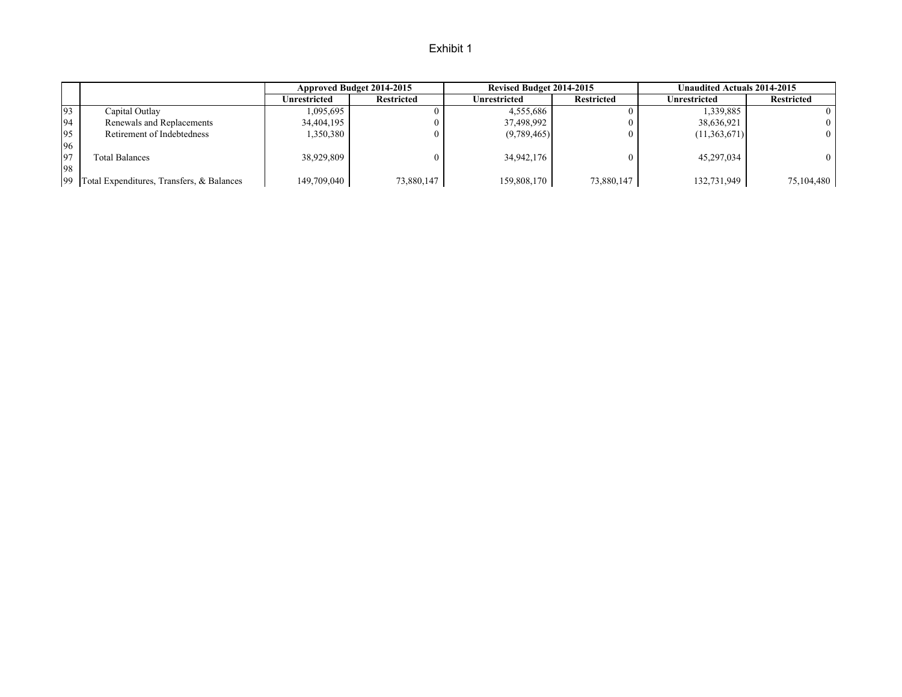# Exhibit 1

| | | Approved Budget 2014-2015 | | Revised Budget 2014-2015 | | Unaudited Actuals 2014-2015 | |
|---|---|---|---|---|---|---|---|
| | | Unrestricted | Restricted | Unrestricted | Restricted | Unrestricted | Restricted |
| 93 | Capital Outlay | 1,095,695 | 0 | 4,555,686 | 0 | 1,339,885 | 0 |
| 94 | Renewals and Replacements | 34,404,195 | 0 | 37,498,992 | 0 | 38,636,921 | 0 |
| 95 | Retirement of Indebtedness | 1,350,380 | 0 | (9,789,465) | 0 | (11,363,671) | 0 |
| 96 | | | | | | | |
| 97 | Total Balances | 38,929,809 | 0 | 34,942,176 | 0 | 45,297,034 | 0 |
| 98 | | | | | | | |
| 99 | Total Expenditures, Transfers, & Balances | 149,709,040 | 73,880,147 | 159,808,170 | 73,880,147 | 132,731,949 | 75,104,480 |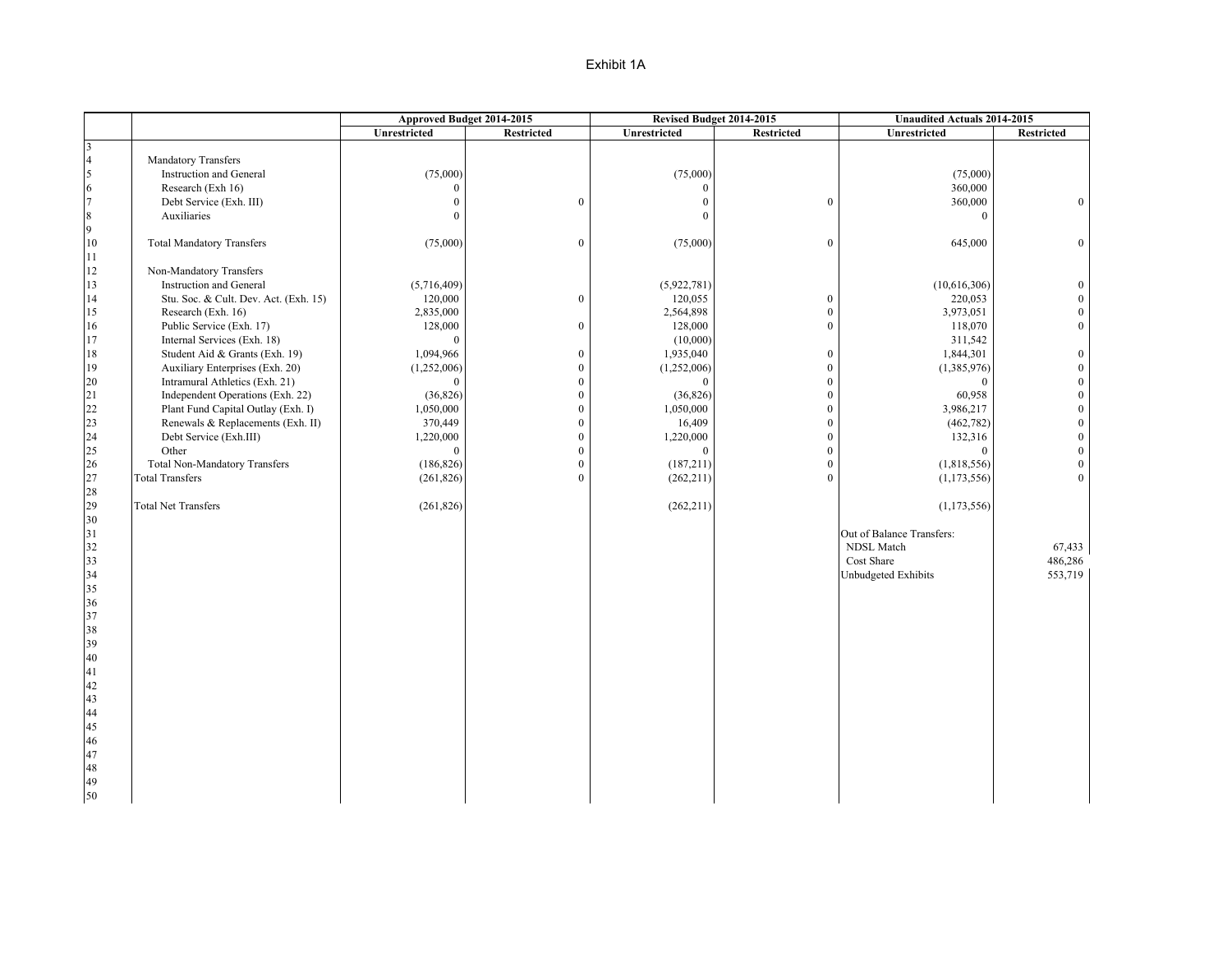# Exhibit 1A

| | | Approved Budget 2014-2015 | | Revised Budget 2014-2015 | | Unaudited Actuals 2014-2015 | |
|---|---|---|---|---|---|---|---|
| | | Unrestricted | Restricted | Unrestricted | Restricted | Unrestricted | Restricted |
| 3 | | | | | | | |
| 4 | Mandatory Transfers | | | | | | |
| 5 | Instruction and General | (75,000) | | (75,000) | | (75,000) | |
| 6 | Research (Exh 16) | 0 | | 0 | | 360,000 | |
| 7 | Debt Service (Exh. III) | 0 | 0 | 0 | 0 | 360,000 | 0 |
| 8 | Auxiliaries | 0 | | 0 | | 0 | |
| 9 | | | | | | | |
| 10 | Total Mandatory Transfers | (75,000) | 0 | (75,000) | 0 | 645,000 | 0 |
| 11 | | | | | | | |
| 12 | Non-Mandatory Transfers | | | | | | |
| 13 | Instruction and General | (5,716,409) | | (5,922,781) | | (10,616,306) | 0 |
| 14 | Stu. Soc. & Cult. Dev. Act. (Exh. 15) | 120,000 | 0 | 120,055 | 0 | 220,053 | 0 |
| 15 | Research (Exh. 16) | 2,835,000 | | 2,564,898 | 0 | 3,973,051 | 0 |
| 16 | Public Service (Exh. 17) | 128,000 | 0 | 128,000 | 0 | 118,070 | 0 |
| 17 | Internal Services (Exh. 18) | 0 | | (10,000) | | 311,542 | |
| 18 | Student Aid & Grants (Exh. 19) | 1,094,966 | 0 | 1,935,040 | 0 | 1,844,301 | 0 |
| 19 | Auxiliary Enterprises (Exh. 20) | (1,252,006) | 0 | (1,252,006) | 0 | (1,385,976) | 0 |
| 20 | Intramural Athletics (Exh. 21) | 0 | 0 | 0 | 0 | 0 | 0 |
| 21 | Independent Operations (Exh. 22) | (36,826) | 0 | (36,826) | 0 | 60,958 | 0 |
| 22 | Plant Fund Capital Outlay (Exh. I) | 1,050,000 | 0 | 1,050,000 | 0 | 3,986,217 | 0 |
| 23 | Renewals & Replacements (Exh. II) | 370,449 | 0 | 16,409 | 0 | (462,782) | 0 |
| 24 | Debt Service (Exh.III) | 1,220,000 | 0 | 1,220,000 | 0 | 132,316 | 0 |
| 25 | Other | 0 | 0 | 0 | 0 | 0 | 0 |
| 26 | Total Non-Mandatory Transfers | (186,826) | 0 | (187,211) | 0 | (1,818,556) | 0 |
| 27 | Total Transfers | (261,826) | 0 | (262,211) | 0 | (1,173,556) | 0 |
| 28 | | | | | | | |
| 29 | Total Net Transfers | (261,826) | | (262,211) | | (1,173,556) | |
| 30 | | | | | | | |
| 31 | | | | | | Out of Balance Transfers: | |
| 32 | | | | | | NDSL Match | 67,433 |
| 33 | | | | | | Cost Share | 486,286 |
| 34 | | | | | | Unbudgeted Exhibits | 553,719 |
| 35 | | | | | | | |
| 36 | | | | | | | |
| 37 | | | | | | | |
| 38 | | | | | | | |
| 39 | | | | | | | |
| 40 | | | | | | | |
| 41 | | | | | | | |
| 42 | | | | | | | |
| 43 | | | | | | | |
| 44 | | | | | | | |
| 45 | | | | | | | |
| 46 | | | | | | | |
| 47 | | | | | | | |
| 48 | | | | | | | |
| 49 | | | | | | | |
| 50 | | | | | | | |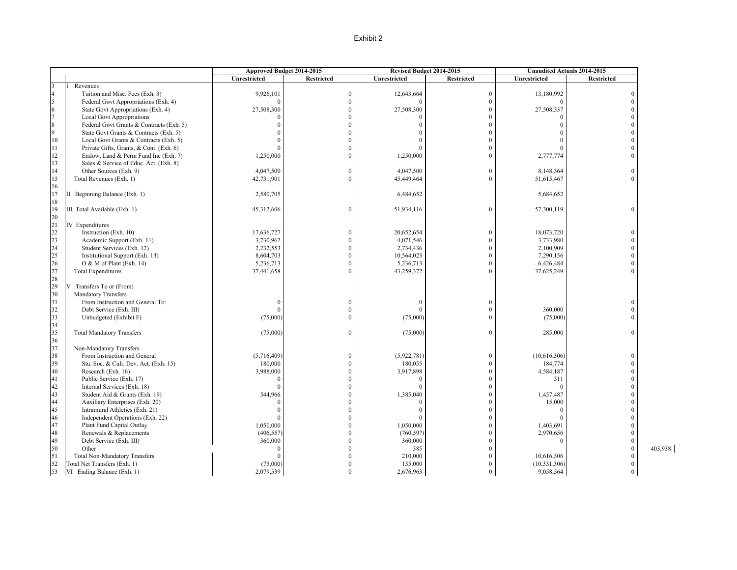Exhibit 2

| | | Approved Budget 2014-2015 | | Revised Budget 2014-2015 | | Unaudited Actuals 2014-2015 | | |
|---|---|---|---|---|---|---|---|---|
| | | Unrestricted | Restricted | Unrestricted | Restricted | Unrestricted | Restricted | |
| 3 | I Revenues | | | | | | | |
| 4 | Tuition and Misc. Fees (Exh. 3) | 9,926,101 | 0 | 12,643,664 | 0 | 13,180,992 | 0 | |
| 5 | Federal Govt Appropriations (Exh. 4) | 0 | 0 | 0 | 0 | 0 | 0 | |
| 6 | State Govt Appropriations (Exh. 4) | 27,508,300 | 0 | 27,508,300 | 0 | 27,508,337 | 0 | |
| 7 | Local Govt Appropriations | 0 | 0 | 0 | 0 | 0 | 0 | |
| 8 | Federal Govt Grants & Contracts (Exh. 5) | 0 | 0 | 0 | 0 | 0 | 0 | |
| 9 | State Govt Grants & Contracts (Exh. 5) | 0 | 0 | 0 | 0 | 0 | 0 | |
| 10 | Local Govt Grants & Contracts (Exh. 5) | 0 | 0 | 0 | 0 | 0 | 0 | |
| 11 | Private Gifts, Grants, & Cont. (Exh. 6) | 0 | 0 | 0 | 0 | 0 | 0 | |
| 12 | Endow, Land & Perm Fund Inc (Exh. 7) | 1,250,000 | 0 | 1,250,000 | 0 | 2,777,774 | 0 | |
| 13 | Sales & Service of Educ. Act. (Exh. 8) | | | | | | | |
| 14 | Other Sources (Exh. 9) | 4,047,500 | 0 | 4,047,500 | 0 | 8,148,364 | 0 | |
| 15 | Total Revenues (Exh. 1) | 42,731,901 | 0 | 45,449,464 | 0 | 51,615,467 | 0 | |
| 16 | | | | | | | | |
| 17 | II Beginning Balance (Exh. 1) | 2,580,705 | | 6,484,652 | | 5,684,652 | | |
| 18 | | | | | | | | |
| 19 | III Total Available (Exh. 1) | 45,312,606 | 0 | 51,934,116 | 0 | 57,300,119 | 0 | |
| 20 | | | | | | | | |
| 21 | IV Expenditures | | | | | | | |
| 22 | Instruction (Exh. 10) | 17,636,727 | 0 | 20,652,654 | 0 | 18,073,720 | 0 | |
| 23 | Academic Support (Exh. 11) | 3,730,962 | 0 | 4,071,546 | 0 | 3,733,980 | 0 | |
| 24 | Student Services (Exh. 12) | 2,232,553 | 0 | 2,734,436 | 0 | 2,100,909 | 0 | |
| 25 | Institutional Support (Exh. 13) | 8,604,703 | 0 | 10,564,023 | 0 | 7,290,156 | 0 | |
| 26 | O & M of Plant (Exh. 14) | 5,236,713 | 0 | 5,236,713 | 0 | 6,426,484 | 0 | |
| 27 | Total Expenditures | 37,441,658 | 0 | 43,259,372 | 0 | 37,625,249 | 0 | |
| 28 | | | | | | | | |
| 29 | V Transfers To or (From) | | | | | | | |
| 30 | Mandatory Transfers | | | | | | | |
| 31 | From Instruction and General To: | 0 | 0 | 0 | 0 | | 0 | |
| 32 | Debt Service (Exh. III) | 0 | 0 | 0 | 0 | 360,000 | 0 | |
| 33 | Unbudgeted (Exhibit F) | (75,000) | 0 | (75,000) | 0 | (75,000) | 0 | |
| 34 | | | | | | | | |
| 35 | Total Mandatory Transfers | (75,000) | 0 | (75,000) | 0 | 285,000 | 0 | |
| 36 | | | | | | | | |
| 37 | Non-Mandatory Transfers | | | | | | | |
| 38 | From Instruction and General | (5,716,409) | 0 | (5,922,781) | 0 | (10,616,306) | 0 | |
| 39 | Stu. Soc. & Cult. Dev. Act. (Exh. 15) | 180,000 | 0 | 180,055 | 0 | 184,774 | 0 | |
| 40 | Research (Exh. 16) | 3,988,000 | 0 | 3,917,898 | 0 | 4,584,187 | 0 | |
| 41 | Public Service (Exh. 17) | 0 | 0 | 0 | 0 | 511 | 0 | |
| 42 | Internal Services (Exh. 18) | 0 | 0 | 0 | 0 | 0 | 0 | |
| 43 | Student Aid & Grants (Exh. 19) | 544,966 | 0 | 1,385,040 | 0 | 1,457,487 | 0 | |
| 44 | Auxiliary Enterprises (Exh. 20) | 0 | 0 | 0 | 0 | 15,000 | 0 | |
| 45 | Intramural Athletics (Exh. 21) | 0 | 0 | 0 | 0 | 0 | 0 | |
| 46 | Independent Operations (Exh. 22) | 0 | 0 | 0 | 0 | 0 | 0 | |
| 47 | Plant Fund Capital Outlay | 1,050,000 | 0 | 1,050,000 | 0 | 1,403,691 | 0 | |
| 48 | Renewals & Replacements | (406,557) | 0 | (760,597) | 0 | 2,970,656 | 0 | |
| 49 | Debt Service (Exh. III) | 360,000 | 0 | 360,000 | 0 | 0 | 0 | |
| 50 | Other | 0 | 0 | 385 | 0 | | 0 | 403,938 |
| 51 | Total Non-Mandatory Transfers | 0 | 0 | 210,000 | 0 | 10,616,306 | 0 | |
| 52 | Total Net Transfers (Exh. 1) | (75,000) | 0 | 135,000 | 0 | (10,331,306) | 0 | |
| 53 | VI Ending Balance (Exh. 1) | 2,079,539 | 0 | 2,676,963 | 0 | 9,058,564 | 0 | |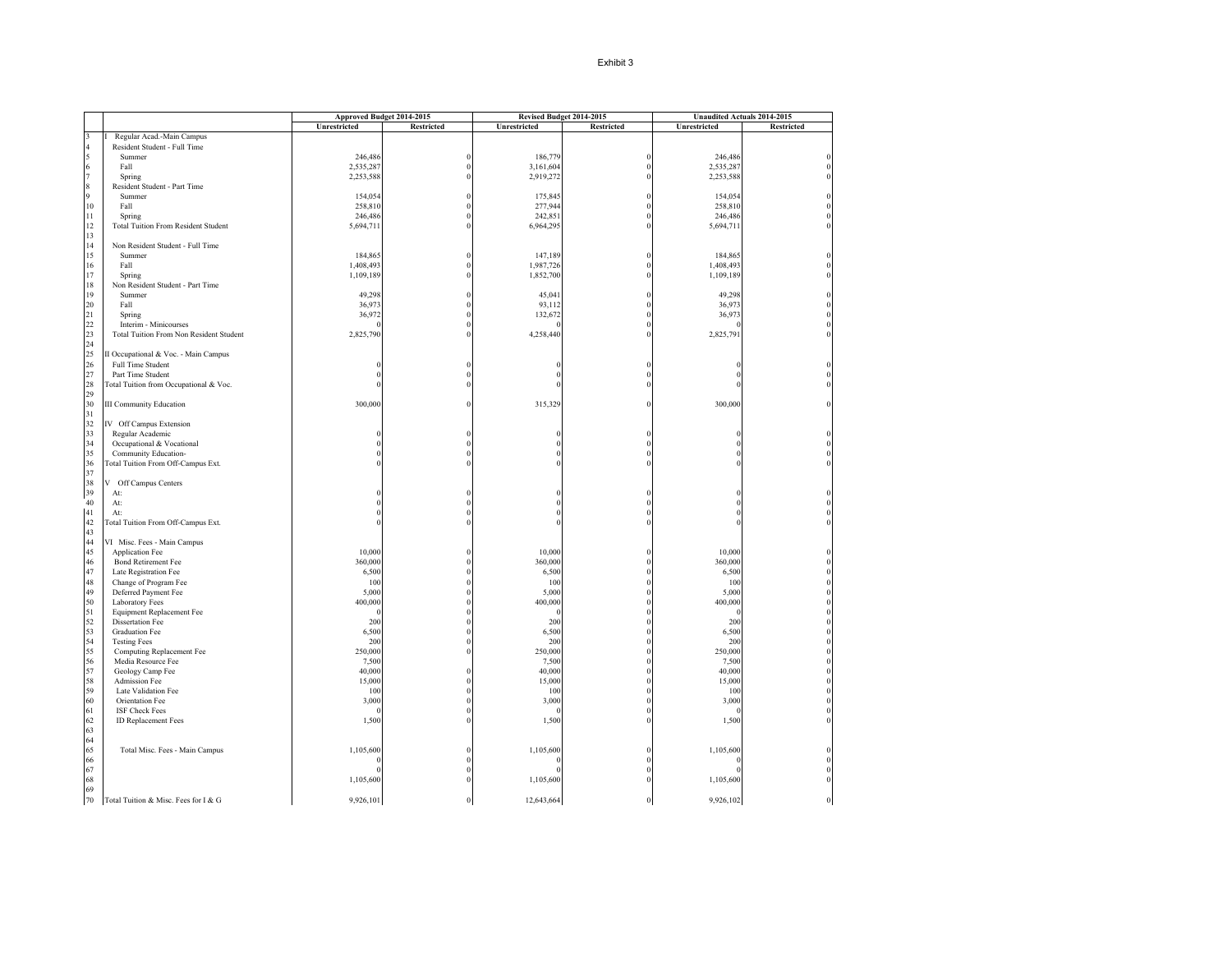Exhibit 3

| | | Approved Budget 2014-2015 | | Revised Budget 2014-2015 | | Unaudited Actuals 2014-2015 | |
|---|---|---|---|---|---|---|---|
| | | Unrestricted | Restricted | Unrestricted | Restricted | Unrestricted | Restricted |
| 3 | I Regular Acad.-Main Campus | | | | | | |
| 4 | Resident Student - Full Time | | | | | | |
| 5 | Summer | 246,486 | 0 | 186,779 | 0 | 246,486 | 0 |
| 6 | Fall | 2,535,287 | 0 | 3,161,604 | 0 | 2,535,287 | 0 |
| 7 | Spring | 2,253,588 | 0 | 2,919,272 | 0 | 2,253,588 | 0 |
| 8 | Resident Student - Part Time | | | | | | |
| 9 | Summer | 154,054 | 0 | 175,845 | 0 | 154,054 | 0 |
| 10 | Fall | 258,810 | 0 | 277,944 | 0 | 258,810 | 0 |
| 11 | Spring | 246,486 | 0 | 242,851 | 0 | 246,486 | 0 |
| 12 | Total Tuition From Resident Student | 5,694,711 | 0 | 6,964,295 | 0 | 5,694,711 | 0 |
| 13 | | | | | | | |
| 14 | Non Resident Student - Full Time | | | | | | |
| 15 | Summer | 184,865 | 0 | 147,189 | 0 | 184,865 | 0 |
| 16 | Fall | 1,408,493 | 0 | 1,987,726 | 0 | 1,408,493 | 0 |
| 17 | Spring | 1,109,189 | 0 | 1,852,700 | 0 | 1,109,189 | 0 |
| 18 | Non Resident Student - Part Time | | | | | | |
| 19 | Summer | 49,298 | 0 | 45,041 | 0 | 49,298 | 0 |
| 20 | Fall | 36,973 | 0 | 93,112 | 0 | 36,973 | 0 |
| 21 | Spring | 36,972 | 0 | 132,672 | 0 | 36,973 | 0 |
| 22 | Interim - Minicourses | 0 | 0 | 0 | 0 | 0 | 0 |
| 23 | Total Tuition From Non Resident Student | 2,825,790 | 0 | 4,258,440 | 0 | 2,825,791 | 0 |
| 24 | | | | | | | |
| 25 | II Occupational & Voc. - Main Campus | | | | | | |
| 26 | Full Time Student | 0 | 0 | 0 | 0 | 0 | 0 |
| 27 | Part Time Student | 0 | 0 | 0 | 0 | 0 | 0 |
| 28 | Total Tuition from Occupational & Voc. | 0 | 0 | 0 | 0 | 0 | 0 |
| 29 | | | | | | | |
| 30 | III Community Education | 300,000 | 0 | 315,329 | 0 | 300,000 | 0 |
| 31 | | | | | | | |
| 32 | IV Off Campus Extension | | | | | | |
| 33 | Regular Academic | 0 | 0 | 0 | 0 | 0 | 0 |
| 34 | Occupational & Vocational | 0 | 0 | 0 | 0 | 0 | 0 |
| 35 | Community Education- | 0 | 0 | 0 | 0 | 0 | 0 |
| 36 | Total Tuition From Off-Campus Ext. | 0 | 0 | 0 | 0 | 0 | 0 |
| 37 | | | | | | | |
| 38 | V Off Campus Centers | | | | | | |
| 39 | At: | 0 | 0 | 0 | 0 | 0 | 0 |
| 40 | At: | 0 | 0 | 0 | 0 | 0 | 0 |
| 41 | At: | 0 | 0 | 0 | 0 | 0 | 0 |
| 42 | Total Tuition From Off-Campus Ext. | 0 | 0 | 0 | 0 | 0 | 0 |
| 43 | | | | | | | |
| 44 | VI Misc. Fees - Main Campus | | | | | | |
| 45 | Application Fee | 10,000 | 0 | 10,000 | 0 | 10,000 | 0 |
| 46 | Bond Retirement Fee | 360,000 | 0 | 360,000 | 0 | 360,000 | 0 |
| 47 | Late Registration Fee | 6,500 | 0 | 6,500 | 0 | 6,500 | 0 |
| 48 | Change of Program Fee | 100 | 0 | 100 | 0 | 100 | 0 |
| 49 | Deferred Payment Fee | 5,000 | 0 | 5,000 | 0 | 5,000 | 0 |
| 50 | Laboratory Fees | 400,000 | 0 | 400,000 | 0 | 400,000 | 0 |
| 51 | Equipment Replacement Fee | 0 | 0 | 0 | 0 | 0 | 0 |
| 52 | Dissertation Fee | 200 | 0 | 200 | 0 | 200 | 0 |
| 53 | Graduation Fee | 6,500 | 0 | 6,500 | 0 | 6,500 | 0 |
| 54 | Testing Fees | 200 | 0 | 200 | 0 | 200 | 0 |
| 55 | Computing Replacement Fee | 250,000 | 0 | 250,000 | 0 | 250,000 | 0 |
| 56 | Media Resource Fee | 7,500 | | 7,500 | 0 | 7,500 | 0 |
| 57 | Geology Camp Fee | 40,000 | 0 | 40,000 | 0 | 40,000 | 0 |
| 58 | Admission Fee | 15,000 | 0 | 15,000 | 0 | 15,000 | 0 |
| 59 | Late Validation Fee | 100 | 0 | 100 | 0 | 100 | 0 |
| 60 | Orientation Fee | 3,000 | 0 | 3,000 | 0 | 3,000 | 0 |
| 61 | ISF Check Fees | 0 | 0 | 0 | 0 | 0 | 0 |
| 62 | ID Replacement Fees | 1,500 | 0 | 1,500 | 0 | 1,500 | 0 |
| 63 | | | | | | | |
| 64 | | | | | | | |
| 65 | Total Misc. Fees - Main Campus | 1,105,600 | 0 | 1,105,600 | 0 | 1,105,600 | 0 |
| 66 | | 0 | 0 | 0 | 0 | 0 | 0 |
| 67 | | 0 | 0 | 0 | 0 | 0 | 0 |
| 68 | | 1,105,600 | 0 | 1,105,600 | 0 | 1,105,600 | 0 |
| 69 | | | | | | | |
| 70 | Total Tuition & Misc. Fees for I & G | 9,926,101 | 0 | 12,643,664 | 0 | 9,926,102 | 0 |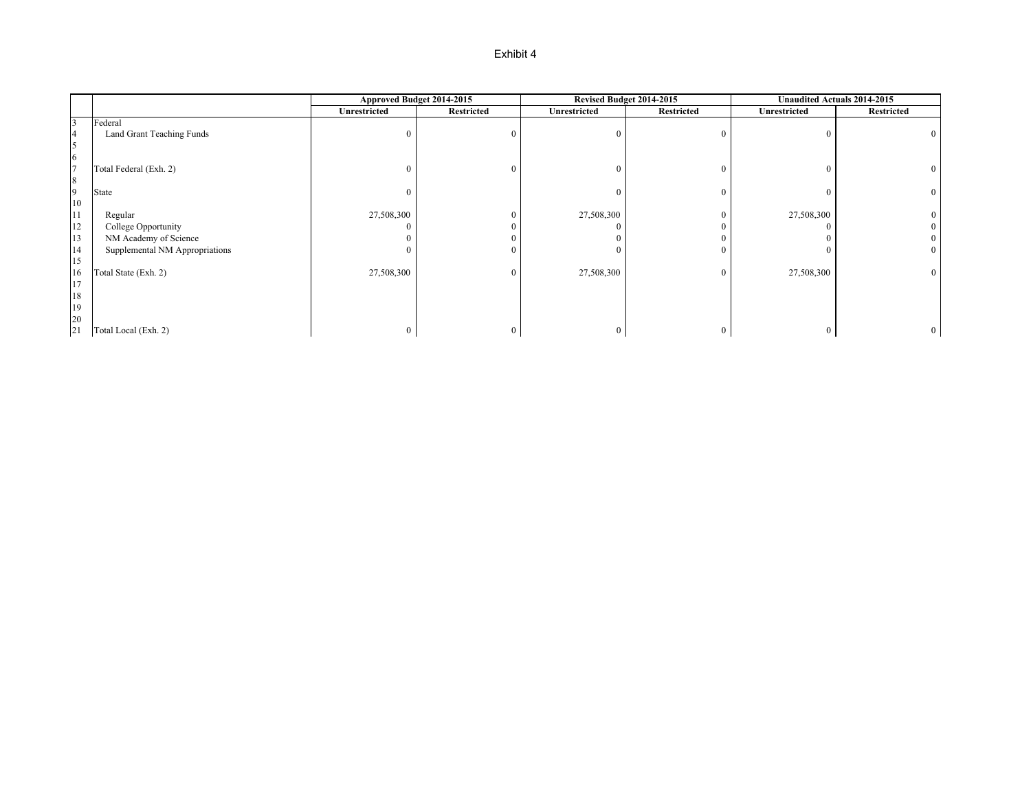Exhibit 4

| | | Approved Budget 2014-2015 | | Revised Budget 2014-2015 | | Unaudited Actuals 2014-2015 | |
|---|---|---|---|---|---|---|---|
| | | Unrestricted | Restricted | Unrestricted | Restricted | Unrestricted | Restricted |
| 3 | Federal | | | | | | |
| 4 | Land Grant Teaching Funds | 0 | 0 | 0 | 0 | 0 | 0 |
| 5 | | | | | | | |
| 6 | | | | | | | |
| 7 | Total Federal (Exh. 2) | 0 | 0 | 0 | 0 | 0 | 0 |
| 8 | | | | | | | |
| 9 | State | 0 | | 0 | 0 | 0 | 0 |
| 10 | | | | | | | |
| 11 | Regular | 27,508,300 | 0 | 27,508,300 | 0 | 27,508,300 | 0 |
| 12 | College Opportunity | 0 | 0 | 0 | 0 | 0 | 0 |
| 13 | NM Academy of Science | 0 | 0 | 0 | 0 | 0 | 0 |
| 14 | Supplemental NM Appropriations | 0 | 0 | 0 | 0 | 0 | 0 |
| 15 | | | | | | | |
| 16 | Total State (Exh. 2) | 27,508,300 | 0 | 27,508,300 | 0 | 27,508,300 | 0 |
| 17 | | | | | | | |
| 18 | | | | | | | |
| 19 | | | | | | | |
| 20 | | | | | | | |
| 21 | Total Local (Exh. 2) | 0 | 0 | 0 | 0 | 0 | 0 |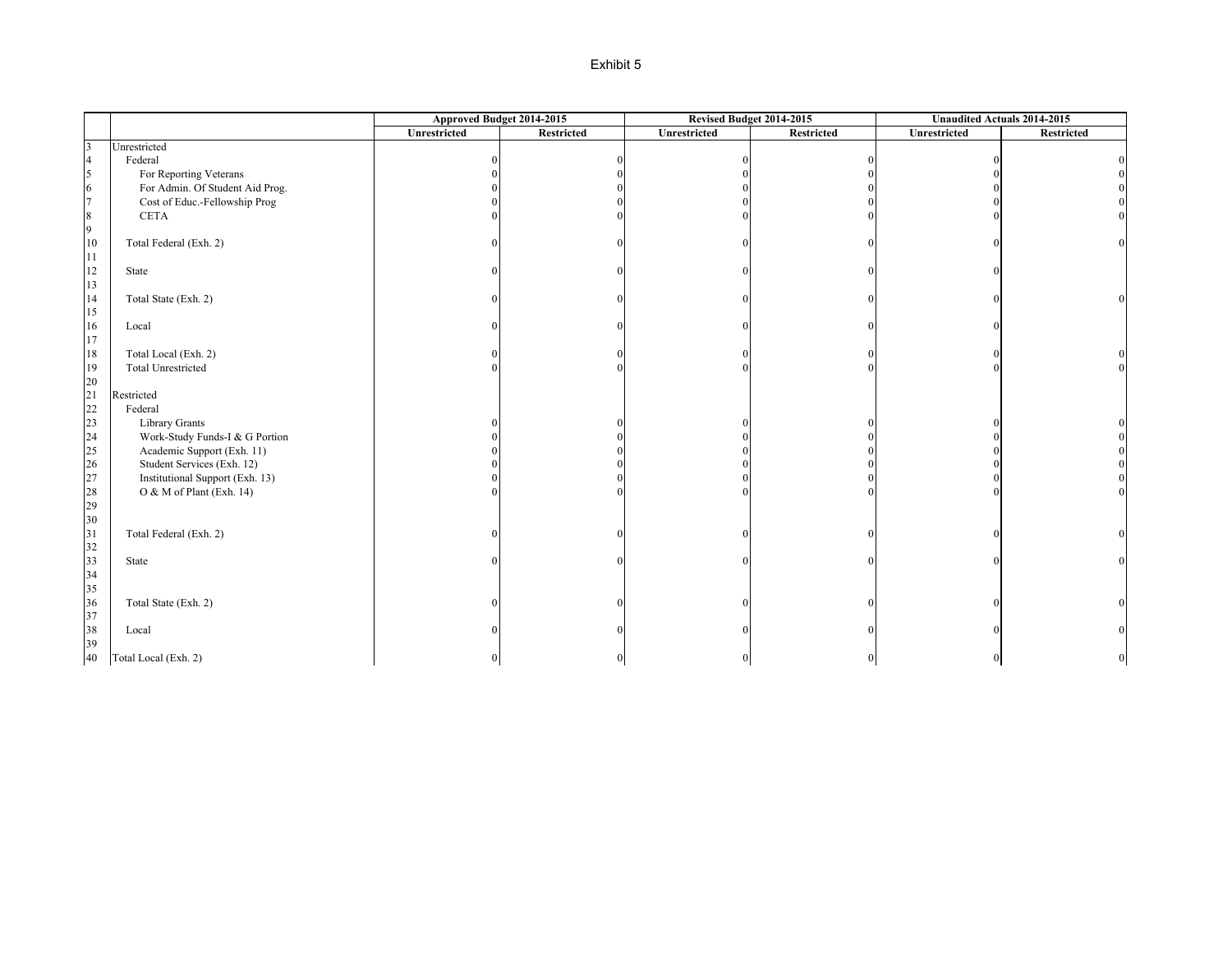Exhibit 5

| | | Approved Budget 2014-2015 | | Revised Budget 2014-2015 | | Unaudited Actuals 2014-2015 | |
|---|---|---|---|---|---|---|---|
| | | Unrestricted | Restricted | Unrestricted | Restricted | Unrestricted | Restricted |
| 3 | Unrestricted | | | | | | |
| 4 | Federal | 0 | 0 | 0 | 0 | 0 | 0 |
| 5 | For Reporting Veterans | 0 | 0 | 0 | 0 | 0 | 0 |
| 6 | For Admin. Of Student Aid Prog. | 0 | 0 | 0 | 0 | 0 | 0 |
| 7 | Cost of Educ.-Fellowship Prog | 0 | 0 | 0 | 0 | 0 | 0 |
| 8 | CETA | 0 | 0 | 0 | 0 | 0 | 0 |
| 9 | | | | | | | |
| 10 | Total Federal (Exh. 2) | 0 | 0 | 0 | 0 | 0 | 0 |
| 11 | | | | | | | |
| 12 | State | 0 | 0 | 0 | 0 | 0 | |
| 13 | | | | | | | |
| 14 | Total State (Exh. 2) | 0 | 0 | 0 | 0 | 0 | 0 |
| 15 | | | | | | | |
| 16 | Local | 0 | 0 | 0 | 0 | 0 | |
| 17 | | | | | | | |
| 18 | Total Local (Exh. 2) | 0 | 0 | 0 | 0 | 0 | 0 |
| 19 | Total Unrestricted | 0 | 0 | 0 | 0 | 0 | 0 |
| 20 | | | | | | | |
| 21 | Restricted | | | | | | |
| 22 | Federal | | | | | | |
| 23 | Library Grants | 0 | 0 | 0 | 0 | 0 | 0 |
| 24 | Work-Study Funds-I & G Portion | 0 | 0 | 0 | 0 | 0 | 0 |
| 25 | Academic Support (Exh. 11) | 0 | 0 | 0 | 0 | 0 | 0 |
| 26 | Student Services (Exh. 12) | 0 | 0 | 0 | 0 | 0 | 0 |
| 27 | Institutional Support (Exh. 13) | 0 | 0 | 0 | 0 | 0 | 0 |
| 28 | O & M of Plant (Exh. 14) | 0 | 0 | 0 | 0 | 0 | 0 |
| 29 | | | | | | | |
| 30 | | | | | | | |
| 31 | Total Federal (Exh. 2) | 0 | 0 | 0 | 0 | 0 | 0 |
| 32 | | | | | | | |
| 33 | State | 0 | 0 | 0 | 0 | 0 | 0 |
| 34 | | | | | | | |
| 35 | | | | | | | |
| 36 | Total State (Exh. 2) | 0 | 0 | 0 | 0 | 0 | 0 |
| 37 | | | | | | | |
| 38 | Local | 0 | 0 | 0 | 0 | 0 | 0 |
| 39 | | | | | | | |
| 40 | Total Local (Exh. 2) | 0 | 0 | 0 | 0 | 0 | 0 |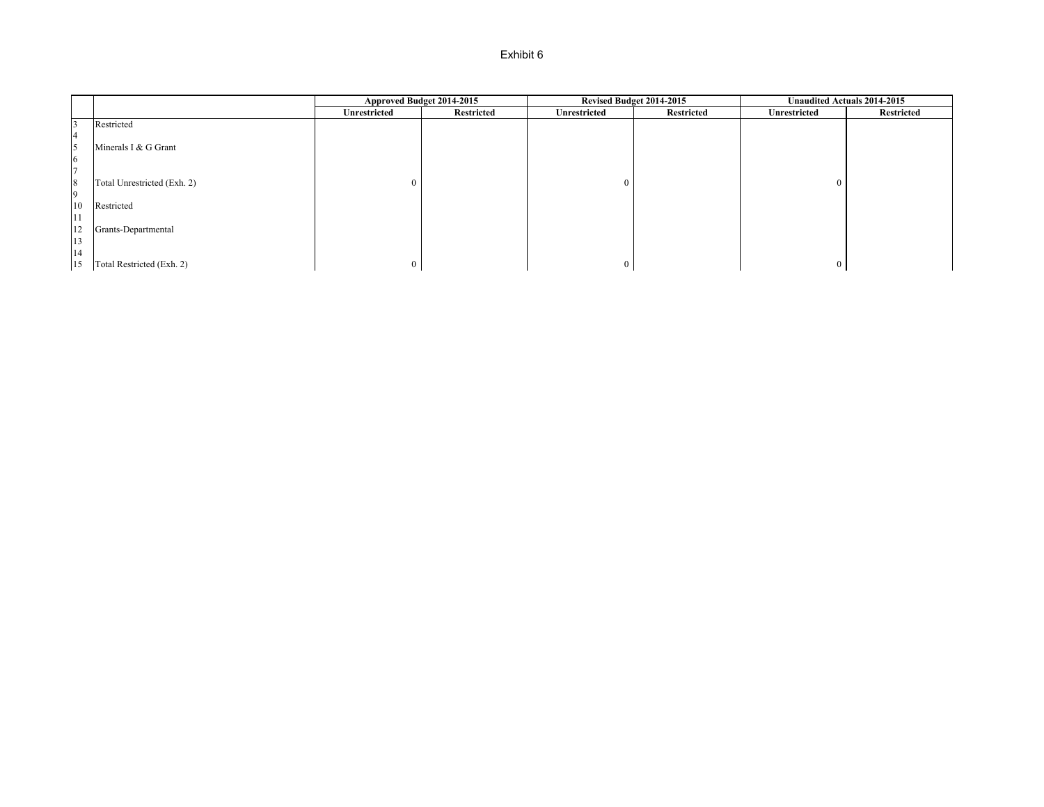# Exhibit 6

| | | Approved Budget 2014-2015 | | Revised Budget 2014-2015 | | Unaudited Actuals 2014-2015 | |
|---|---|---|---|---|---|---|---|
| | | Unrestricted | Restricted | Unrestricted | Restricted | Unrestricted | Restricted |
| 3 | Restricted | | | | | | |
| 4 | | | | | | | |
| 5 | Minerals I & G Grant | | | | | | |
| 6 | | | | | | | |
| 7 | | | | | | | |
| 8 | Total Unrestricted (Exh. 2) | 0 | | 0 | | 0 | |
| 9 | | | | | | | |
| 10 | Restricted | | | | | | |
| 11 | | | | | | | |
| 12 | Grants-Departmental | | | | | | |
| 13 | | | | | | | |
| 14 | | | | | | | |
| 15 | Total Restricted (Exh. 2) | 0 | | 0 | | 0 | |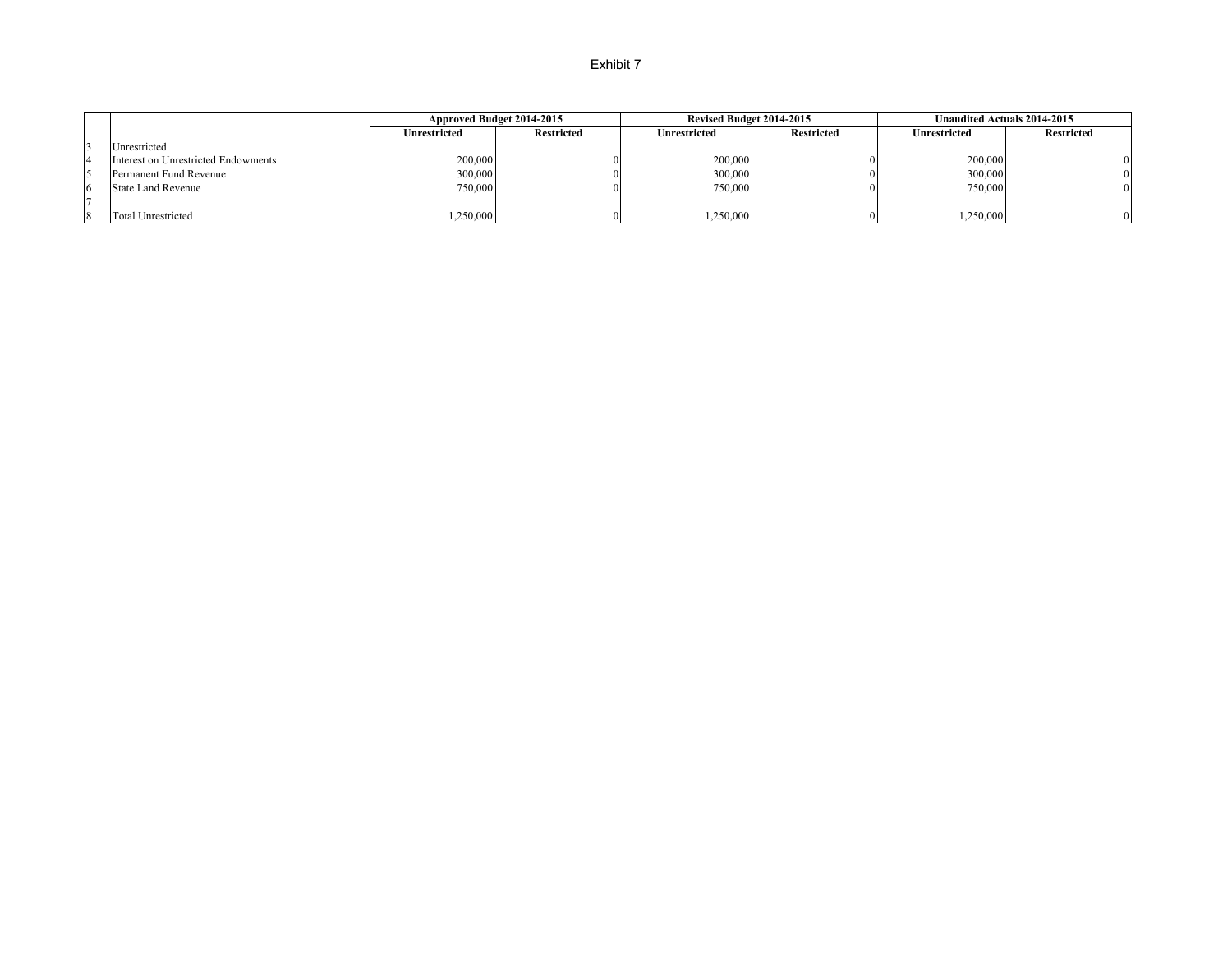Exhibit 7

| | | Approved Budget 2014-2015 | | Revised Budget 2014-2015 | | Unaudited Actuals 2014-2015 | |
|---|---|---|---|---|---|---|---|
| | | Unrestricted | Restricted | Unrestricted | Restricted | Unrestricted | Restricted |
| 3 | Unrestricted | | | | | | |
| 4 | Interest on Unrestricted Endowments | 200,000 | 0 | 200,000 | 0 | 200,000 | 0 |
| 5 | Permanent Fund Revenue | 300,000 | 0 | 300,000 | 0 | 300,000 | 0 |
| 6 | State Land Revenue | 750,000 | 0 | 750,000 | 0 | 750,000 | 0 |
| 7 | | | | | | | |
| 8 | Total Unrestricted | 1,250,000 | 0 | 1,250,000 | 0 | 1,250,000 | 0 |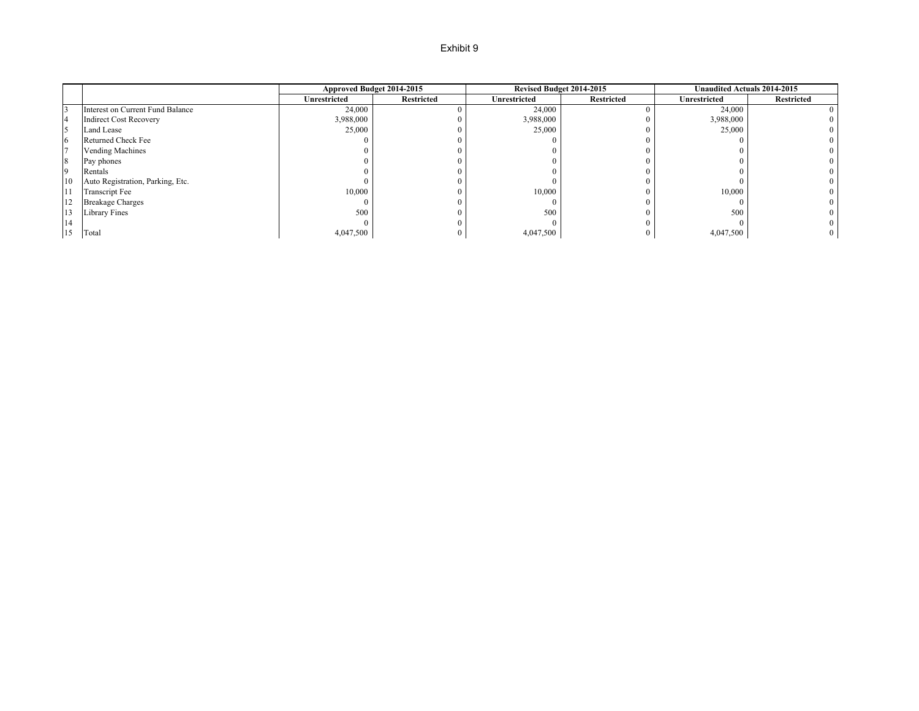Exhibit 9

| | | Approved Budget 2014-2015 | | Revised Budget 2014-2015 | | Unaudited Actuals 2014-2015 | |
|---|---|---|---|---|---|---|---|
| | | **Unrestricted** | **Restricted** | **Unrestricted** | **Restricted** | **Unrestricted** | **Restricted** |
| 3 | Interest on Current Fund Balance | 24,000 | 0 | 24,000 | 0 | 24,000 | 0 |
| 4 | Indirect Cost Recovery | 3,988,000 | 0 | 3,988,000 | 0 | 3,988,000 | 0 |
| 5 | Land Lease | 25,000 | 0 | 25,000 | 0 | 25,000 | 0 |
| 6 | Returned Check Fee | 0 | 0 | 0 | 0 | 0 | 0 |
| 7 | Vending Machines | 0 | 0 | 0 | 0 | 0 | 0 |
| 8 | Pay phones | 0 | 0 | 0 | 0 | 0 | 0 |
| 9 | Rentals | 0 | 0 | 0 | 0 | 0 | 0 |
| 10 | Auto Registration, Parking, Etc. | 0 | 0 | 0 | 0 | 0 | 0 |
| 11 | Transcript Fee | 10,000 | 0 | 10,000 | 0 | 10,000 | 0 |
| 12 | Breakage Charges | 0 | 0 | 0 | 0 | 0 | 0 |
| 13 | Library Fines | 500 | 0 | 500 | 0 | 500 | 0 |
| 14 | | 0 | 0 | 0 | 0 | 0 | 0 |
| 15 | Total | 4,047,500 | 0 | 4,047,500 | 0 | 4,047,500 | 0 |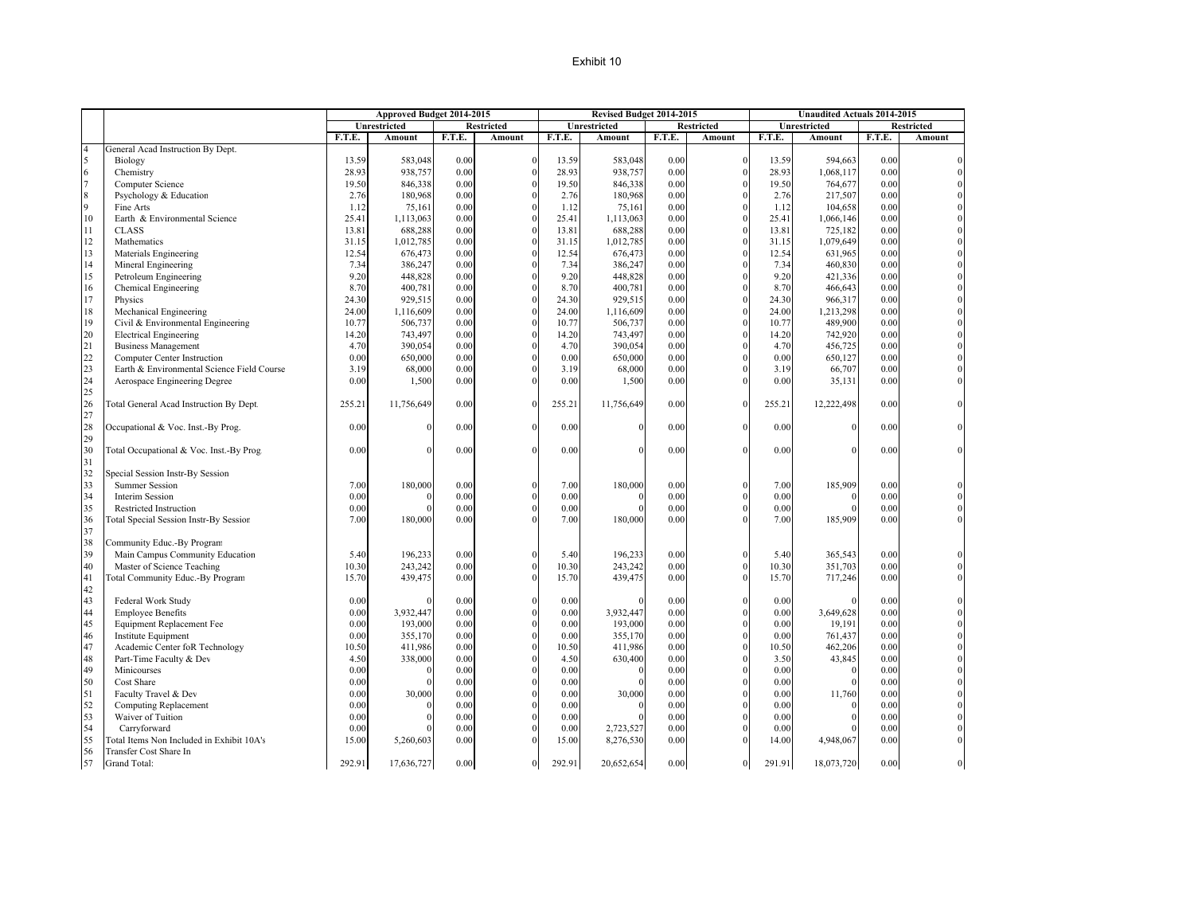# Exhibit 10

| | | Approved Budget 2014-2015 | | | | Revised Budget 2014-2015 | | | | Unaudited Actuals 2014-2015 | | | |
|---|---|---|---|---|---|---|---|---|---|---|---|---|---|
| | | Unrestricted | | Restricted | | Unrestricted | | Restricted | | Unrestricted | | Restricted | |
| | | F.T.E. | Amount | F.T.E. | Amount | F.T.E. | Amount | F.T.E. | Amount | F.T.E. | Amount | F.T.E. | Amount |
| 4 | General Acad Instruction By Dept. | | | | | | | | | | | | |
| 5 | Biology | 13.59 | 583,048 | 0.00 | 0 | 13.59 | 583,048 | 0.00 | 0 | 13.59 | 594,663 | 0.00 | 0 |
| 6 | Chemistry | 28.93 | 938,757 | 0.00 | 0 | 28.93 | 938,757 | 0.00 | 0 | 28.93 | 1,068,117 | 0.00 | 0 |
| 7 | Computer Science | 19.50 | 846,338 | 0.00 | 0 | 19.50 | 846,338 | 0.00 | 0 | 19.50 | 764,677 | 0.00 | 0 |
| 8 | Psychology & Education | 2.76 | 180,968 | 0.00 | 0 | 2.76 | 180,968 | 0.00 | 0 | 2.76 | 217,507 | 0.00 | 0 |
| 9 | Fine Arts | 1.12 | 75,161 | 0.00 | 0 | 1.12 | 75,161 | 0.00 | 0 | 1.12 | 104,658 | 0.00 | 0 |
| 10 | Earth & Environmental Science | 25.41 | 1,113,063 | 0.00 | 0 | 25.41 | 1,113,063 | 0.00 | 0 | 25.41 | 1,066,146 | 0.00 | 0 |
| 11 | CLASS | 13.81 | 688,288 | 0.00 | 0 | 13.81 | 688,288 | 0.00 | 0 | 13.81 | 725,182 | 0.00 | 0 |
| 12 | Mathematics | 31.15 | 1,012,785 | 0.00 | 0 | 31.15 | 1,012,785 | 0.00 | 0 | 31.15 | 1,079,649 | 0.00 | 0 |
| 13 | Materials Engineering | 12.54 | 676,473 | 0.00 | 0 | 12.54 | 676,473 | 0.00 | 0 | 12.54 | 631,965 | 0.00 | 0 |
| 14 | Mineral Engineering | 7.34 | 386,247 | 0.00 | 0 | 7.34 | 386,247 | 0.00 | 0 | 7.34 | 460,830 | 0.00 | 0 |
| 15 | Petroleum Engineering | 9.20 | 448,828 | 0.00 | 0 | 9.20 | 448,828 | 0.00 | 0 | 9.20 | 421,336 | 0.00 | 0 |
| 16 | Chemical Engineering | 8.70 | 400,781 | 0.00 | 0 | 8.70 | 400,781 | 0.00 | 0 | 8.70 | 466,643 | 0.00 | 0 |
| 17 | Physics | 24.30 | 929,515 | 0.00 | 0 | 24.30 | 929,515 | 0.00 | 0 | 24.30 | 966,317 | 0.00 | 0 |
| 18 | Mechanical Engineering | 24.00 | 1,116,609 | 0.00 | 0 | 24.00 | 1,116,609 | 0.00 | 0 | 24.00 | 1,213,298 | 0.00 | 0 |
| 19 | Civil & Environmental Engineering | 10.77 | 506,737 | 0.00 | 0 | 10.77 | 506,737 | 0.00 | 0 | 10.77 | 489,900 | 0.00 | 0 |
| 20 | Electrical Engineering | 14.20 | 743,497 | 0.00 | 0 | 14.20 | 743,497 | 0.00 | 0 | 14.20 | 742,920 | 0.00 | 0 |
| 21 | Business Management | 4.70 | 390,054 | 0.00 | 0 | 4.70 | 390,054 | 0.00 | 0 | 4.70 | 456,725 | 0.00 | 0 |
| 22 | Computer Center Instruction | 0.00 | 650,000 | 0.00 | 0 | 0.00 | 650,000 | 0.00 | 0 | 0.00 | 650,127 | 0.00 | 0 |
| 23 | Earth & Environmental Science Field Course | 3.19 | 68,000 | 0.00 | 0 | 3.19 | 68,000 | 0.00 | 0 | 3.19 | 66,707 | 0.00 | 0 |
| 24 | Aerospace Engineering Degree | 0.00 | 1,500 | 0.00 | 0 | 0.00 | 1,500 | 0.00 | 0 | 0.00 | 35,131 | 0.00 | 0 |
| 25 | | | | | | | | | | | | | |
| 26 | Total General Acad Instruction By Dept. | 255.21 | 11,756,649 | 0.00 | 0 | 255.21 | 11,756,649 | 0.00 | 0 | 255.21 | 12,222,498 | 0.00 | 0 |
| 27 | | | | | | | | | | | | | |
| 28 | Occupational & Voc. Inst.-By Prog. | 0.00 | 0 | 0.00 | 0 | 0.00 | 0 | 0.00 | 0 | 0.00 | 0 | 0.00 | 0 |
| 29 | | | | | | | | | | | | | |
| 30 | Total Occupational & Voc. Inst.-By Prog. | 0.00 | 0 | 0.00 | 0 | 0.00 | 0 | 0.00 | 0 | 0.00 | 0 | 0.00 | 0 |
| 31 | | | | | | | | | | | | | |
| 32 | Special Session Instr-By Session | | | | | | | | | | | | |
| 33 | Summer Session | 7.00 | 180,000 | 0.00 | 0 | 7.00 | 180,000 | 0.00 | 0 | 7.00 | 185,909 | 0.00 | 0 |
| 34 | Interim Session | 0.00 | 0 | 0.00 | 0 | 0.00 | 0 | 0.00 | 0 | 0.00 | 0 | 0.00 | 0 |
| 35 | Restricted Instruction | 0.00 | 0 | 0.00 | 0 | 0.00 | 0 | 0.00 | 0 | 0.00 | 0 | 0.00 | 0 |
| 36 | Total Special Session Instr-By Session | 7.00 | 180,000 | 0.00 | 0 | 7.00 | 180,000 | 0.00 | 0 | 7.00 | 185,909 | 0.00 | 0 |
| 37 | | | | | | | | | | | | | |
| 38 | Community Educ.-By Program | | | | | | | | | | | | |
| 39 | Main Campus Community Education | 5.40 | 196,233 | 0.00 | 0 | 5.40 | 196,233 | 0.00 | 0 | 5.40 | 365,543 | 0.00 | 0 |
| 40 | Master of Science Teaching | 10.30 | 243,242 | 0.00 | 0 | 10.30 | 243,242 | 0.00 | 0 | 10.30 | 351,703 | 0.00 | 0 |
| 41 | Total Community Educ.-By Program | 15.70 | 439,475 | 0.00 | 0 | 15.70 | 439,475 | 0.00 | 0 | 15.70 | 717,246 | 0.00 | 0 |
| 42 | | | | | | | | | | | | | |
| 43 | Federal Work Study | 0.00 | 0 | 0.00 | 0 | 0.00 | 0 | 0.00 | 0 | 0.00 | 0 | 0.00 | 0 |
| 44 | Employee Benefits | 0.00 | 3,932,447 | 0.00 | 0 | 0.00 | 3,932,447 | 0.00 | 0 | 0.00 | 3,649,628 | 0.00 | 0 |
| 45 | Equipment Replacement Fee | 0.00 | 193,000 | 0.00 | 0 | 0.00 | 193,000 | 0.00 | 0 | 0.00 | 19,191 | 0.00 | 0 |
| 46 | Institute Equipment | 0.00 | 355,170 | 0.00 | 0 | 0.00 | 355,170 | 0.00 | 0 | 0.00 | 761,437 | 0.00 | 0 |
| 47 | Academic Center foR Technology | 10.50 | 411,986 | 0.00 | 0 | 10.50 | 411,986 | 0.00 | 0 | 10.50 | 462,206 | 0.00 | 0 |
| 48 | Part-Time Faculty & Dev | 4.50 | 338,000 | 0.00 | 0 | 4.50 | 630,400 | 0.00 | 0 | 3.50 | 43,845 | 0.00 | 0 |
| 49 | Minicourses | 0.00 | 0 | 0.00 | 0 | 0.00 | 0 | 0.00 | 0 | 0.00 | 0 | 0.00 | 0 |
| 50 | Cost Share | 0.00 | 0 | 0.00 | 0 | 0.00 | 0 | 0.00 | 0 | 0.00 | 0 | 0.00 | 0 |
| 51 | Faculty Travel & Dev | 0.00 | 30,000 | 0.00 | 0 | 0.00 | 30,000 | 0.00 | 0 | 0.00 | 11,760 | 0.00 | 0 |
| 52 | Computing Replacement | 0.00 | 0 | 0.00 | 0 | 0.00 | 0 | 0.00 | 0 | 0.00 | 0 | 0.00 | 0 |
| 53 | Waiver of Tuition | 0.00 | 0 | 0.00 | 0 | 0.00 | 0 | 0.00 | 0 | 0.00 | 0 | 0.00 | 0 |
| 54 | Carryforward | 0.00 | 0 | 0.00 | 0 | 0.00 | 2,723,527 | 0.00 | 0 | 0.00 | 0 | 0.00 | 0 |
| 55 | Total Items Non Included in Exhibit 10A's | 15.00 | 5,260,603 | 0.00 | 0 | 15.00 | 8,276,530 | 0.00 | 0 | 14.00 | 4,948,067 | 0.00 | 0 |
| 56 | Transfer Cost Share In | | | | | | | | | | | | |
| 57 | Grand Total: | 292.91 | 17,636,727 | 0.00 | 0 | 292.91 | 20,652,654 | 0.00 | 0 | 291.91 | 18,073,720 | 0.00 | 0 |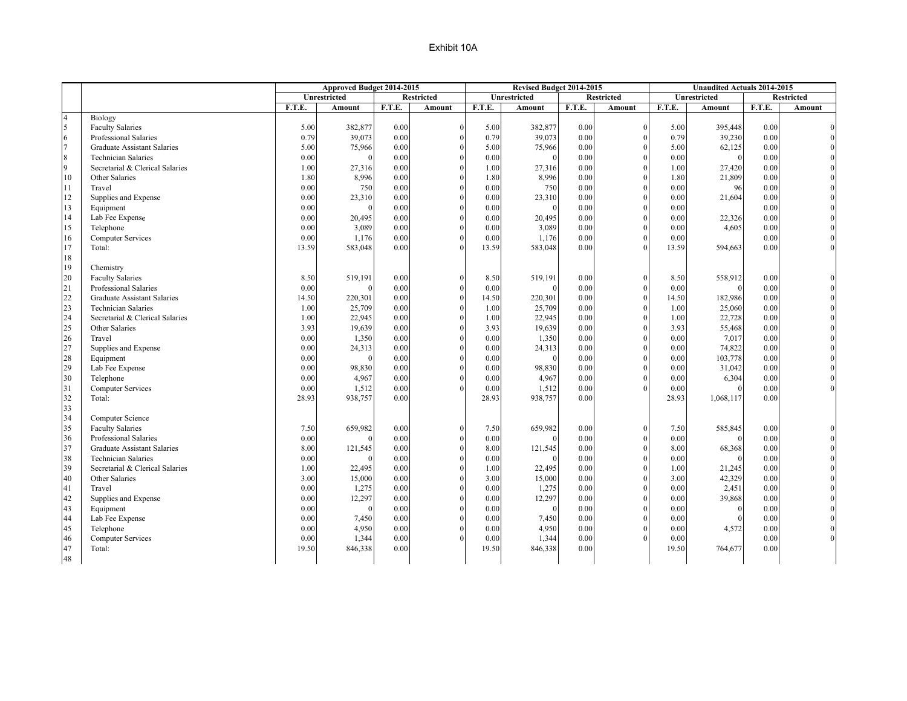# Exhibit 10A

| | | Approved Budget 2014-2015 | | | | Revised Budget 2014-2015 | | | | Unaudited Actuals 2014-2015 | | | |
|---|---|---|---|---|---|---|---|---|---|---|---|---|---|
| | | Unrestricted | | Restricted | | Unrestricted | | Restricted | | Unrestricted | | Restricted | |
| | | F.T.E. | Amount | F.T.E. | Amount | F.T.E. | Amount | F.T.E. | Amount | F.T.E. | Amount | F.T.E. | Amount |
| 4 | Biology | | | | | | | | | | | | |
| 5 | Faculty Salaries | 5.00 | 382,877 | 0.00 | 0 | 5.00 | 382,877 | 0.00 | 0 | 5.00 | 395,448 | 0.00 | 0 |
| 6 | Professional Salaries | 0.79 | 39,073 | 0.00 | 0 | 0.79 | 39,073 | 0.00 | 0 | 0.79 | 39,230 | 0.00 | 0 |
| 7 | Graduate Assistant Salaries | 5.00 | 75,966 | 0.00 | 0 | 5.00 | 75,966 | 0.00 | 0 | 5.00 | 62,125 | 0.00 | 0 |
| 8 | Technician Salaries | 0.00 | 0 | 0.00 | 0 | 0.00 | 0 | 0.00 | 0 | 0.00 | 0 | 0.00 | 0 |
| 9 | Secretarial & Clerical Salaries | 1.00 | 27,316 | 0.00 | 0 | 1.00 | 27,316 | 0.00 | 0 | 1.00 | 27,420 | 0.00 | 0 |
| 10 | Other Salaries | 1.80 | 8,996 | 0.00 | 0 | 1.80 | 8,996 | 0.00 | 0 | 1.80 | 21,809 | 0.00 | 0 |
| 11 | Travel | 0.00 | 750 | 0.00 | 0 | 0.00 | 750 | 0.00 | 0 | 0.00 | 96 | 0.00 | 0 |
| 12 | Supplies and Expense | 0.00 | 23,310 | 0.00 | 0 | 0.00 | 23,310 | 0.00 | 0 | 0.00 | 21,604 | 0.00 | 0 |
| 13 | Equipment | 0.00 | 0 | 0.00 | 0 | 0.00 | 0 | 0.00 | 0 | 0.00 | | 0.00 | 0 |
| 14 | Lab Fee Expense | 0.00 | 20,495 | 0.00 | 0 | 0.00 | 20,495 | 0.00 | 0 | 0.00 | 22,326 | 0.00 | 0 |
| 15 | Telephone | 0.00 | 3,089 | 0.00 | 0 | 0.00 | 3,089 | 0.00 | 0 | 0.00 | 4,605 | 0.00 | 0 |
| 16 | Computer Services | 0.00 | 1,176 | 0.00 | 0 | 0.00 | 1,176 | 0.00 | 0 | 0.00 | | 0.00 | 0 |
| 17 | Total: | 13.59 | 583,048 | 0.00 | 0 | 13.59 | 583,048 | 0.00 | 0 | 13.59 | 594,663 | 0.00 | 0 |
| 18 | | | | | | | | | | | | | |
| 19 | Chemistry | | | | | | | | | | | | |
| 20 | Faculty Salaries | 8.50 | 519,191 | 0.00 | 0 | 8.50 | 519,191 | 0.00 | 0 | 8.50 | 558,912 | 0.00 | 0 |
| 21 | Professional Salaries | 0.00 | 0 | 0.00 | 0 | 0.00 | 0 | 0.00 | 0 | 0.00 | 0 | 0.00 | 0 |
| 22 | Graduate Assistant Salaries | 14.50 | 220,301 | 0.00 | 0 | 14.50 | 220,301 | 0.00 | 0 | 14.50 | 182,986 | 0.00 | 0 |
| 23 | Technician Salaries | 1.00 | 25,709 | 0.00 | 0 | 1.00 | 25,709 | 0.00 | 0 | 1.00 | 25,060 | 0.00 | 0 |
| 24 | Secretarial & Clerical Salaries | 1.00 | 22,945 | 0.00 | 0 | 1.00 | 22,945 | 0.00 | 0 | 1.00 | 22,728 | 0.00 | 0 |
| 25 | Other Salaries | 3.93 | 19,639 | 0.00 | 0 | 3.93 | 19,639 | 0.00 | 0 | 3.93 | 55,468 | 0.00 | 0 |
| 26 | Travel | 0.00 | 1,350 | 0.00 | 0 | 0.00 | 1,350 | 0.00 | 0 | 0.00 | 7,017 | 0.00 | 0 |
| 27 | Supplies and Expense | 0.00 | 24,313 | 0.00 | 0 | 0.00 | 24,313 | 0.00 | 0 | 0.00 | 74,822 | 0.00 | 0 |
| 28 | Equipment | 0.00 | 0 | 0.00 | 0 | 0.00 | 0 | 0.00 | 0 | 0.00 | 103,778 | 0.00 | 0 |
| 29 | Lab Fee Expense | 0.00 | 98,830 | 0.00 | 0 | 0.00 | 98,830 | 0.00 | 0 | 0.00 | 31,042 | 0.00 | 0 |
| 30 | Telephone | 0.00 | 4,967 | 0.00 | 0 | 0.00 | 4,967 | 0.00 | 0 | 0.00 | 6,304 | 0.00 | 0 |
| 31 | Computer Services | 0.00 | 1,512 | 0.00 | 0 | 0.00 | 1,512 | 0.00 | 0 | 0.00 | 0 | 0.00 | 0 |
| 32 | Total: | 28.93 | 938,757 | 0.00 | | 28.93 | 938,757 | 0.00 | | 28.93 | 1,068,117 | 0.00 | |
| 33 | | | | | | | | | | | | | |
| 34 | Computer Science | | | | | | | | | | | | |
| 35 | Faculty Salaries | 7.50 | 659,982 | 0.00 | 0 | 7.50 | 659,982 | 0.00 | 0 | 7.50 | 585,845 | 0.00 | 0 |
| 36 | Professional Salaries | 0.00 | 0 | 0.00 | 0 | 0.00 | 0 | 0.00 | 0 | 0.00 | 0 | 0.00 | 0 |
| 37 | Graduate Assistant Salaries | 8.00 | 121,545 | 0.00 | 0 | 8.00 | 121,545 | 0.00 | 0 | 8.00 | 68,368 | 0.00 | 0 |
| 38 | Technician Salaries | 0.00 | 0 | 0.00 | 0 | 0.00 | 0 | 0.00 | 0 | 0.00 | 0 | 0.00 | 0 |
| 39 | Secretarial & Clerical Salaries | 1.00 | 22,495 | 0.00 | 0 | 1.00 | 22,495 | 0.00 | 0 | 1.00 | 21,245 | 0.00 | 0 |
| 40 | Other Salaries | 3.00 | 15,000 | 0.00 | 0 | 3.00 | 15,000 | 0.00 | 0 | 3.00 | 42,329 | 0.00 | 0 |
| 41 | Travel | 0.00 | 1,275 | 0.00 | 0 | 0.00 | 1,275 | 0.00 | 0 | 0.00 | 2,451 | 0.00 | 0 |
| 42 | Supplies and Expense | 0.00 | 12,297 | 0.00 | 0 | 0.00 | 12,297 | 0.00 | 0 | 0.00 | 39,868 | 0.00 | 0 |
| 43 | Equipment | 0.00 | 0 | 0.00 | 0 | 0.00 | 0 | 0.00 | 0 | 0.00 | 0 | 0.00 | 0 |
| 44 | Lab Fee Expense | 0.00 | 7,450 | 0.00 | 0 | 0.00 | 7,450 | 0.00 | 0 | 0.00 | 0 | 0.00 | 0 |
| 45 | Telephone | 0.00 | 4,950 | 0.00 | 0 | 0.00 | 4,950 | 0.00 | 0 | 0.00 | 4,572 | 0.00 | 0 |
| 46 | Computer Services | 0.00 | 1,344 | 0.00 | 0 | 0.00 | 1,344 | 0.00 | 0 | 0.00 | | 0.00 | 0 |
| 47 | Total: | 19.50 | 846,338 | 0.00 | | 19.50 | 846,338 | 0.00 | | 19.50 | 764,677 | 0.00 | |
| 48 | | | | | | | | | | | | | |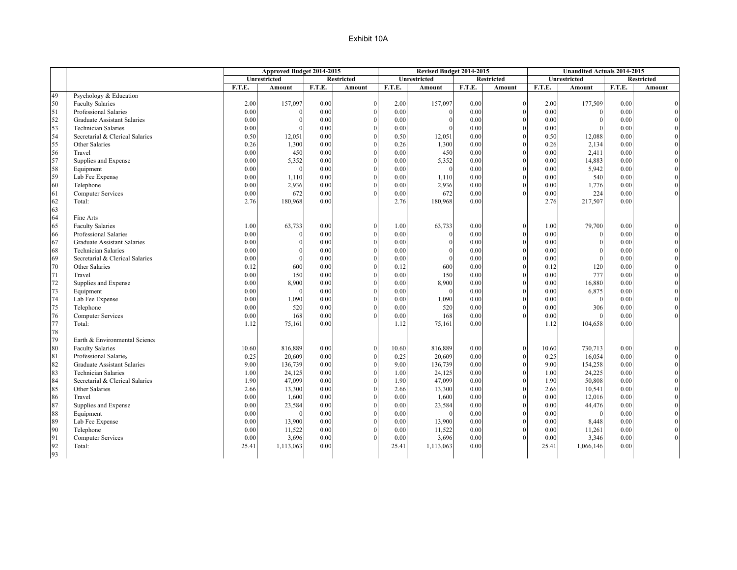Exhibit 10A

| | | Approved Budget 2014-2015 | | | | Revised Budget 2014-2015 | | | | Unaudited Actuals 2014-2015 | | | |
|---|---|---|---|---|---|---|---|---|---|---|---|---|---|
| | | Unrestricted | | Restricted | | Unrestricted | | Restricted | | Unrestricted | | Restricted | |
| | | F.T.E. | Amount | F.T.E. | Amount | F.T.E. | Amount | F.T.E. | Amount | F.T.E. | Amount | F.T.E. | Amount |
| 49 | Psychology & Education | | | | | | | | | | | | |
| 50 | Faculty Salaries | 2.00 | 157,097 | 0.00 | 0 | 2.00 | 157,097 | 0.00 | 0 | 2.00 | 177,509 | 0.00 | 0 |
| 51 | Professional Salaries | 0.00 | 0 | 0.00 | 0 | 0.00 | 0 | 0.00 | 0 | 0.00 | 0 | 0.00 | 0 |
| 52 | Graduate Assistant Salaries | 0.00 | 0 | 0.00 | 0 | 0.00 | 0 | 0.00 | 0 | 0.00 | 0 | 0.00 | 0 |
| 53 | Technician Salaries | 0.00 | 0 | 0.00 | 0 | 0.00 | 0 | 0.00 | 0 | 0.00 | 0 | 0.00 | 0 |
| 54 | Secretarial & Clerical Salaries | 0.50 | 12,051 | 0.00 | 0 | 0.50 | 12,051 | 0.00 | 0 | 0.50 | 12,088 | 0.00 | 0 |
| 55 | Other Salaries | 0.26 | 1,300 | 0.00 | 0 | 0.26 | 1,300 | 0.00 | 0 | 0.26 | 2,134 | 0.00 | 0 |
| 56 | Travel | 0.00 | 450 | 0.00 | 0 | 0.00 | 450 | 0.00 | 0 | 0.00 | 2,411 | 0.00 | 0 |
| 57 | Supplies and Expense | 0.00 | 5,352 | 0.00 | 0 | 0.00 | 5,352 | 0.00 | 0 | 0.00 | 14,883 | 0.00 | 0 |
| 58 | Equipment | 0.00 | 0 | 0.00 | 0 | 0.00 | 0 | 0.00 | 0 | 0.00 | 5,942 | 0.00 | 0 |
| 59 | Lab Fee Expense | 0.00 | 1,110 | 0.00 | 0 | 0.00 | 1,110 | 0.00 | 0 | 0.00 | 540 | 0.00 | 0 |
| 60 | Telephone | 0.00 | 2,936 | 0.00 | 0 | 0.00 | 2,936 | 0.00 | 0 | 0.00 | 1,776 | 0.00 | 0 |
| 61 | Computer Services | 0.00 | 672 | 0.00 | 0 | 0.00 | 672 | 0.00 | 0 | 0.00 | 224 | 0.00 | 0 |
| 62 | Total: | 2.76 | 180,968 | 0.00 | | 2.76 | 180,968 | 0.00 | | 2.76 | 217,507 | 0.00 | |
| 63 | | | | | | | | | | | | | |
| 64 | Fine Arts | | | | | | | | | | | | |
| 65 | Faculty Salaries | 1.00 | 63,733 | 0.00 | 0 | 1.00 | 63,733 | 0.00 | 0 | 1.00 | 79,700 | 0.00 | 0 |
| 66 | Professional Salaries | 0.00 | 0 | 0.00 | 0 | 0.00 | 0 | 0.00 | 0 | 0.00 | 0 | 0.00 | 0 |
| 67 | Graduate Assistant Salaries | 0.00 | 0 | 0.00 | 0 | 0.00 | 0 | 0.00 | 0 | 0.00 | 0 | 0.00 | 0 |
| 68 | Technician Salaries | 0.00 | 0 | 0.00 | 0 | 0.00 | 0 | 0.00 | 0 | 0.00 | 0 | 0.00 | 0 |
| 69 | Secretarial & Clerical Salaries | 0.00 | 0 | 0.00 | 0 | 0.00 | 0 | 0.00 | 0 | 0.00 | 0 | 0.00 | 0 |
| 70 | Other Salaries | 0.12 | 600 | 0.00 | 0 | 0.12 | 600 | 0.00 | 0 | 0.12 | 120 | 0.00 | 0 |
| 71 | Travel | 0.00 | 150 | 0.00 | 0 | 0.00 | 150 | 0.00 | 0 | 0.00 | 777 | 0.00 | 0 |
| 72 | Supplies and Expense | 0.00 | 8,900 | 0.00 | 0 | 0.00 | 8,900 | 0.00 | 0 | 0.00 | 16,880 | 0.00 | 0 |
| 73 | Equipment | 0.00 | 0 | 0.00 | 0 | 0.00 | 0 | 0.00 | 0 | 0.00 | 6,875 | 0.00 | 0 |
| 74 | Lab Fee Expense | 0.00 | 1,090 | 0.00 | 0 | 0.00 | 1,090 | 0.00 | 0 | 0.00 | 0 | 0.00 | 0 |
| 75 | Telephone | 0.00 | 520 | 0.00 | 0 | 0.00 | 520 | 0.00 | 0 | 0.00 | 306 | 0.00 | 0 |
| 76 | Computer Services | 0.00 | 168 | 0.00 | 0 | 0.00 | 168 | 0.00 | 0 | 0.00 | 0 | 0.00 | 0 |
| 77 | Total: | 1.12 | 75,161 | 0.00 | | 1.12 | 75,161 | 0.00 | | 1.12 | 104,658 | 0.00 | |
| 78 | | | | | | | | | | | | | |
| 79 | Earth & Environmental Science | | | | | | | | | | | | |
| 80 | Faculty Salaries | 10.60 | 816,889 | 0.00 | 0 | 10.60 | 816,889 | 0.00 | 0 | 10.60 | 730,713 | 0.00 | 0 |
| 81 | Professional Salaries | 0.25 | 20,609 | 0.00 | 0 | 0.25 | 20,609 | 0.00 | 0 | 0.25 | 16,054 | 0.00 | 0 |
| 82 | Graduate Assistant Salaries | 9.00 | 136,739 | 0.00 | 0 | 9.00 | 136,739 | 0.00 | 0 | 9.00 | 154,258 | 0.00 | 0 |
| 83 | Technician Salaries | 1.00 | 24,125 | 0.00 | 0 | 1.00 | 24,125 | 0.00 | 0 | 1.00 | 24,225 | 0.00 | 0 |
| 84 | Secretarial & Clerical Salaries | 1.90 | 47,099 | 0.00 | 0 | 1.90 | 47,099 | 0.00 | 0 | 1.90 | 50,808 | 0.00 | 0 |
| 85 | Other Salaries | 2.66 | 13,300 | 0.00 | 0 | 2.66 | 13,300 | 0.00 | 0 | 2.66 | 10,541 | 0.00 | 0 |
| 86 | Travel | 0.00 | 1,600 | 0.00 | 0 | 0.00 | 1,600 | 0.00 | 0 | 0.00 | 12,016 | 0.00 | 0 |
| 87 | Supplies and Expense | 0.00 | 23,584 | 0.00 | 0 | 0.00 | 23,584 | 0.00 | 0 | 0.00 | 44,476 | 0.00 | 0 |
| 88 | Equipment | 0.00 | 0 | 0.00 | 0 | 0.00 | 0 | 0.00 | 0 | 0.00 | 0 | 0.00 | 0 |
| 89 | Lab Fee Expense | 0.00 | 13,900 | 0.00 | 0 | 0.00 | 13,900 | 0.00 | 0 | 0.00 | 8,448 | 0.00 | 0 |
| 90 | Telephone | 0.00 | 11,522 | 0.00 | 0 | 0.00 | 11,522 | 0.00 | 0 | 0.00 | 11,261 | 0.00 | 0 |
| 91 | Computer Services | 0.00 | 3,696 | 0.00 | 0 | 0.00 | 3,696 | 0.00 | 0 | 0.00 | 3,346 | 0.00 | 0 |
| 92 | Total: | 25.41 | 1,113,063 | 0.00 | | 25.41 | 1,113,063 | 0.00 | | 25.41 | 1,066,146 | 0.00 | |
| 93 | | | | | | | | | | | | | |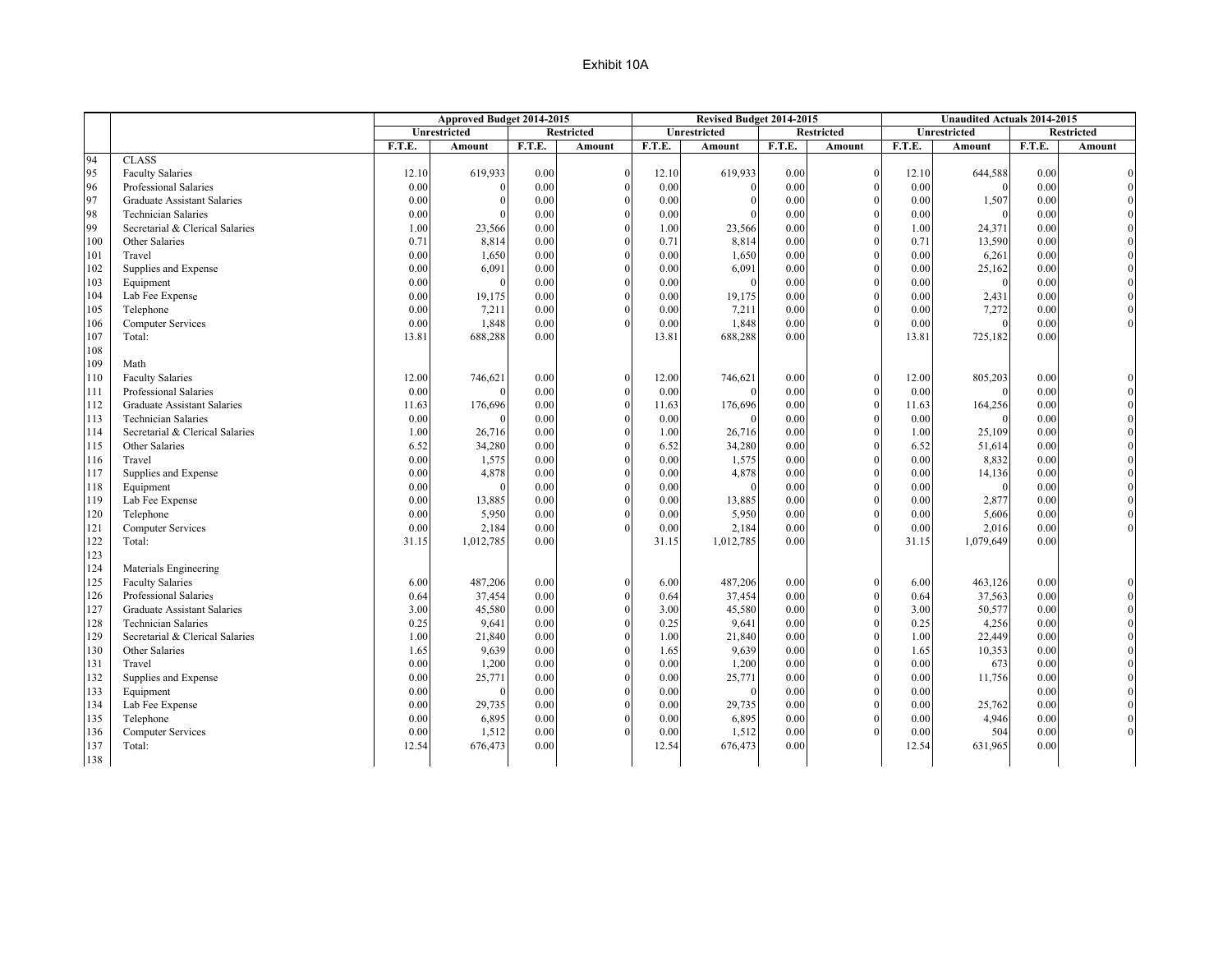# Exhibit 10A

| | | Approved Budget 2014-2015 | | | | Revised Budget 2014-2015 | | | | Unaudited Actuals 2014-2015 | | | |
|---|---|---|---|---|---|---|---|---|---|---|---|---|---|
| | | Unrestricted | | Restricted | | Unrestricted | | Restricted | | Unrestricted | | Restricted | |
| | | F.T.E. | Amount | F.T.E. | Amount | F.T.E. | Amount | F.T.E. | Amount | F.T.E. | Amount | F.T.E. | Amount |
| 94 | CLASS | | | | | | | | | | | | |
| 95 | Faculty Salaries | 12.10 | 619,933 | 0.00 | 0 | 12.10 | 619,933 | 0.00 | 0 | 12.10 | 644,588 | 0.00 | 0 |
| 96 | Professional Salaries | 0.00 | 0 | 0.00 | 0 | 0.00 | 0 | 0.00 | 0 | 0.00 | 0 | 0.00 | 0 |
| 97 | Graduate Assistant Salaries | 0.00 | 0 | 0.00 | 0 | 0.00 | 0 | 0.00 | 0 | 0.00 | 1,507 | 0.00 | 0 |
| 98 | Technician Salaries | 0.00 | 0 | 0.00 | 0 | 0.00 | 0 | 0.00 | 0 | 0.00 | 0 | 0.00 | 0 |
| 99 | Secretarial & Clerical Salaries | 1.00 | 23,566 | 0.00 | 0 | 1.00 | 23,566 | 0.00 | 0 | 1.00 | 24,371 | 0.00 | 0 |
| 100 | Other Salaries | 0.71 | 8,814 | 0.00 | 0 | 0.71 | 8,814 | 0.00 | 0 | 0.71 | 13,590 | 0.00 | 0 |
| 101 | Travel | 0.00 | 1,650 | 0.00 | 0 | 0.00 | 1,650 | 0.00 | 0 | 0.00 | 6,261 | 0.00 | 0 |
| 102 | Supplies and Expense | 0.00 | 6,091 | 0.00 | 0 | 0.00 | 6,091 | 0.00 | 0 | 0.00 | 25,162 | 0.00 | 0 |
| 103 | Equipment | 0.00 | 0 | 0.00 | 0 | 0.00 | 0 | 0.00 | 0 | 0.00 | 0 | 0.00 | 0 |
| 104 | Lab Fee Expense | 0.00 | 19,175 | 0.00 | 0 | 0.00 | 19,175 | 0.00 | 0 | 0.00 | 2,431 | 0.00 | 0 |
| 105 | Telephone | 0.00 | 7,211 | 0.00 | 0 | 0.00 | 7,211 | 0.00 | 0 | 0.00 | 7,272 | 0.00 | 0 |
| 106 | Computer Services | 0.00 | 1,848 | 0.00 | 0 | 0.00 | 1,848 | 0.00 | 0 | 0.00 | 0 | 0.00 | 0 |
| 107 | Total: | 13.81 | 688,288 | 0.00 | | 13.81 | 688,288 | 0.00 | | 13.81 | 725,182 | 0.00 | |
| 108 | | | | | | | | | | | | | |
| 109 | Math | | | | | | | | | | | | |
| 110 | Faculty Salaries | 12.00 | 746,621 | 0.00 | 0 | 12.00 | 746,621 | 0.00 | 0 | 12.00 | 805,203 | 0.00 | 0 |
| 111 | Professional Salaries | 0.00 | 0 | 0.00 | 0 | 0.00 | 0 | 0.00 | 0 | 0.00 | 0 | 0.00 | 0 |
| 112 | Graduate Assistant Salaries | 11.63 | 176,696 | 0.00 | 0 | 11.63 | 176,696 | 0.00 | 0 | 11.63 | 164,256 | 0.00 | 0 |
| 113 | Technician Salaries | 0.00 | 0 | 0.00 | 0 | 0.00 | 0 | 0.00 | 0 | 0.00 | 0 | 0.00 | 0 |
| 114 | Secretarial & Clerical Salaries | 1.00 | 26,716 | 0.00 | 0 | 1.00 | 26,716 | 0.00 | 0 | 1.00 | 25,109 | 0.00 | 0 |
| 115 | Other Salaries | 6.52 | 34,280 | 0.00 | 0 | 6.52 | 34,280 | 0.00 | 0 | 6.52 | 51,614 | 0.00 | 0 |
| 116 | Travel | 0.00 | 1,575 | 0.00 | 0 | 0.00 | 1,575 | 0.00 | 0 | 0.00 | 8,832 | 0.00 | 0 |
| 117 | Supplies and Expense | 0.00 | 4,878 | 0.00 | 0 | 0.00 | 4,878 | 0.00 | 0 | 0.00 | 14,136 | 0.00 | 0 |
| 118 | Equipment | 0.00 | 0 | 0.00 | 0 | 0.00 | 0 | 0.00 | 0 | 0.00 | 0 | 0.00 | 0 |
| 119 | Lab Fee Expense | 0.00 | 13,885 | 0.00 | 0 | 0.00 | 13,885 | 0.00 | 0 | 0.00 | 2,877 | 0.00 | 0 |
| 120 | Telephone | 0.00 | 5,950 | 0.00 | 0 | 0.00 | 5,950 | 0.00 | 0 | 0.00 | 5,606 | 0.00 | 0 |
| 121 | Computer Services | 0.00 | 2,184 | 0.00 | 0 | 0.00 | 2,184 | 0.00 | 0 | 0.00 | 2,016 | 0.00 | 0 |
| 122 | Total: | 31.15 | 1,012,785 | 0.00 | | 31.15 | 1,012,785 | 0.00 | | 31.15 | 1,079,649 | 0.00 | |
| 123 | | | | | | | | | | | | | |
| 124 | Materials Engineering | | | | | | | | | | | | |
| 125 | Faculty Salaries | 6.00 | 487,206 | 0.00 | 0 | 6.00 | 487,206 | 0.00 | 0 | 6.00 | 463,126 | 0.00 | 0 |
| 126 | Professional Salaries | 0.64 | 37,454 | 0.00 | 0 | 0.64 | 37,454 | 0.00 | 0 | 0.64 | 37,563 | 0.00 | 0 |
| 127 | Graduate Assistant Salaries | 3.00 | 45,580 | 0.00 | 0 | 3.00 | 45,580 | 0.00 | 0 | 3.00 | 50,577 | 0.00 | 0 |
| 128 | Technician Salaries | 0.25 | 9,641 | 0.00 | 0 | 0.25 | 9,641 | 0.00 | 0 | 0.25 | 4,256 | 0.00 | 0 |
| 129 | Secretarial & Clerical Salaries | 1.00 | 21,840 | 0.00 | 0 | 1.00 | 21,840 | 0.00 | 0 | 1.00 | 22,449 | 0.00 | 0 |
| 130 | Other Salaries | 1.65 | 9,639 | 0.00 | 0 | 1.65 | 9,639 | 0.00 | 0 | 1.65 | 10,353 | 0.00 | 0 |
| 131 | Travel | 0.00 | 1,200 | 0.00 | 0 | 0.00 | 1,200 | 0.00 | 0 | 0.00 | 673 | 0.00 | 0 |
| 132 | Supplies and Expense | 0.00 | 25,771 | 0.00 | 0 | 0.00 | 25,771 | 0.00 | 0 | 0.00 | 11,756 | 0.00 | 0 |
| 133 | Equipment | 0.00 | 0 | 0.00 | 0 | 0.00 | 0 | 0.00 | 0 | 0.00 | | 0.00 | 0 |
| 134 | Lab Fee Expense | 0.00 | 29,735 | 0.00 | 0 | 0.00 | 29,735 | 0.00 | 0 | 0.00 | 25,762 | 0.00 | 0 |
| 135 | Telephone | 0.00 | 6,895 | 0.00 | 0 | 0.00 | 6,895 | 0.00 | 0 | 0.00 | 4,946 | 0.00 | 0 |
| 136 | Computer Services | 0.00 | 1,512 | 0.00 | 0 | 0.00 | 1,512 | 0.00 | 0 | 0.00 | 504 | 0.00 | 0 |
| 137 | Total: | 12.54 | 676,473 | 0.00 | | 12.54 | 676,473 | 0.00 | | 12.54 | 631,965 | 0.00 | |
| 138 | | | | | | | | | | | | | |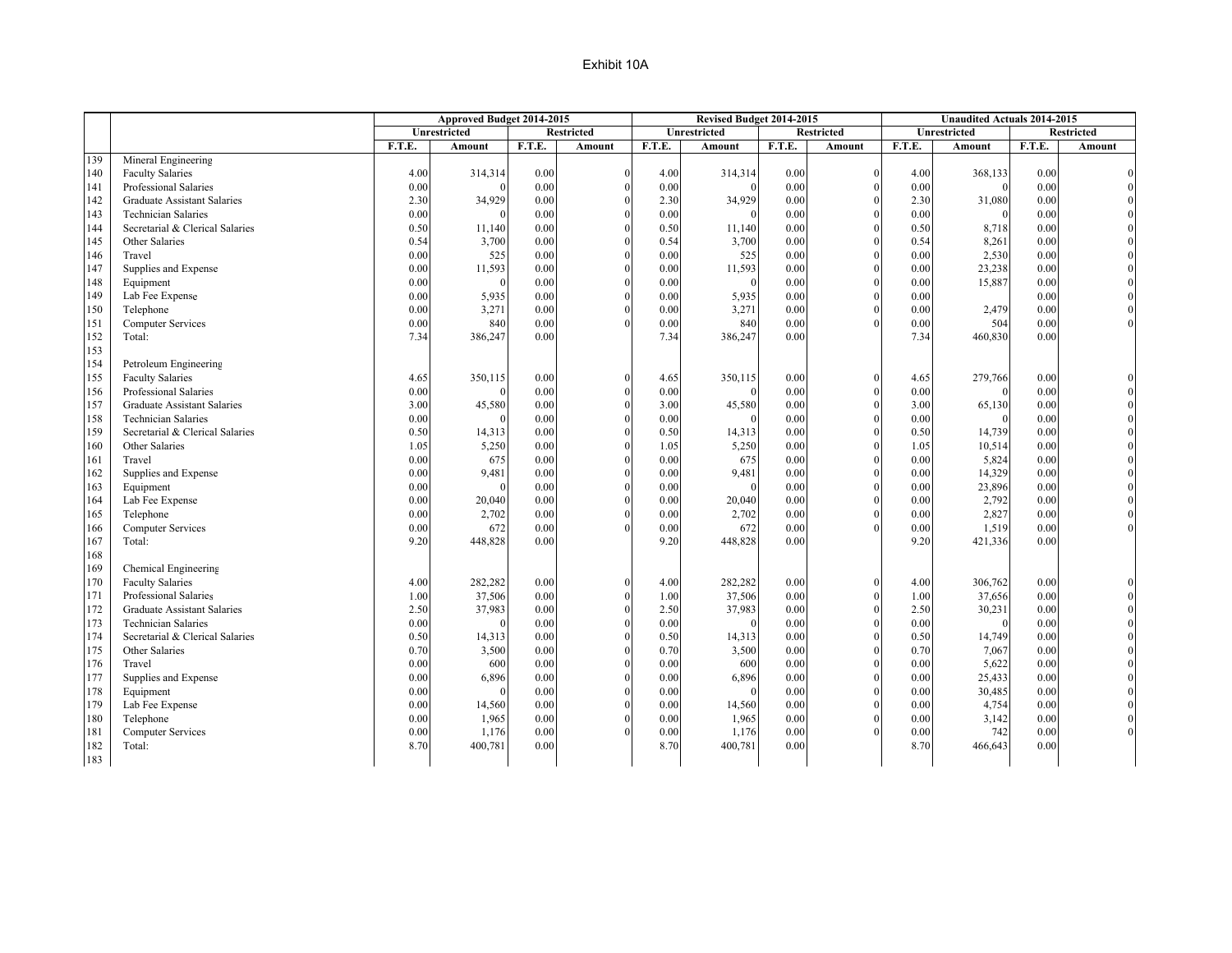Exhibit 10A

| | | Approved Budget 2014-2015 | | | | Revised Budget 2014-2015 | | | | Unaudited Actuals 2014-2015 | | | |
|---|---|---|---|---|---|---|---|---|---|---|---|---|---|
| | | Unrestricted | | Restricted | | Unrestricted | | Restricted | | Unrestricted | | Restricted | |
| | | F.T.E. | Amount | F.T.E. | Amount | F.T.E. | Amount | F.T.E. | Amount | F.T.E. | Amount | F.T.E. | Amount |
| 139 | Mineral Engineering | | | | | | | | | | | | |
| 140 | Faculty Salaries | 4.00 | 314,314 | 0.00 | 0 | 4.00 | 314,314 | 0.00 | 0 | 4.00 | 368,133 | 0.00 | 0 |
| 141 | Professional Salaries | 0.00 | 0 | 0.00 | 0 | 0.00 | 0 | 0.00 | 0 | 0.00 | 0 | 0.00 | 0 |
| 142 | Graduate Assistant Salaries | 2.30 | 34,929 | 0.00 | 0 | 2.30 | 34,929 | 0.00 | 0 | 2.30 | 31,080 | 0.00 | 0 |
| 143 | Technician Salaries | 0.00 | 0 | 0.00 | 0 | 0.00 | 0 | 0.00 | 0 | 0.00 | 0 | 0.00 | 0 |
| 144 | Secretarial & Clerical Salaries | 0.50 | 11,140 | 0.00 | 0 | 0.50 | 11,140 | 0.00 | 0 | 0.50 | 8,718 | 0.00 | 0 |
| 145 | Other Salaries | 0.54 | 3,700 | 0.00 | 0 | 0.54 | 3,700 | 0.00 | 0 | 0.54 | 8,261 | 0.00 | 0 |
| 146 | Travel | 0.00 | 525 | 0.00 | 0 | 0.00 | 525 | 0.00 | 0 | 0.00 | 2,530 | 0.00 | 0 |
| 147 | Supplies and Expense | 0.00 | 11,593 | 0.00 | 0 | 0.00 | 11,593 | 0.00 | 0 | 0.00 | 23,238 | 0.00 | 0 |
| 148 | Equipment | 0.00 | 0 | 0.00 | 0 | 0.00 | 0 | 0.00 | 0 | 0.00 | 15,887 | 0.00 | 0 |
| 149 | Lab Fee Expense | 0.00 | 5,935 | 0.00 | 0 | 0.00 | 5,935 | 0.00 | 0 | 0.00 | | 0.00 | 0 |
| 150 | Telephone | 0.00 | 3,271 | 0.00 | 0 | 0.00 | 3,271 | 0.00 | 0 | 0.00 | 2,479 | 0.00 | 0 |
| 151 | Computer Services | 0.00 | 840 | 0.00 | 0 | 0.00 | 840 | 0.00 | 0 | 0.00 | 504 | 0.00 | 0 |
| 152 | Total: | 7.34 | 386,247 | 0.00 | | 7.34 | 386,247 | 0.00 | | 7.34 | 460,830 | 0.00 | |
| 153 | | | | | | | | | | | | | |
| 154 | Petroleum Engineering | | | | | | | | | | | | |
| 155 | Faculty Salaries | 4.65 | 350,115 | 0.00 | 0 | 4.65 | 350,115 | 0.00 | 0 | 4.65 | 279,766 | 0.00 | 0 |
| 156 | Professional Salaries | 0.00 | 0 | 0.00 | 0 | 0.00 | 0 | 0.00 | 0 | 0.00 | 0 | 0.00 | 0 |
| 157 | Graduate Assistant Salaries | 3.00 | 45,580 | 0.00 | 0 | 3.00 | 45,580 | 0.00 | 0 | 3.00 | 65,130 | 0.00 | 0 |
| 158 | Technician Salaries | 0.00 | 0 | 0.00 | 0 | 0.00 | 0 | 0.00 | 0 | 0.00 | 0 | 0.00 | 0 |
| 159 | Secretarial & Clerical Salaries | 0.50 | 14,313 | 0.00 | 0 | 0.50 | 14,313 | 0.00 | 0 | 0.50 | 14,739 | 0.00 | 0 |
| 160 | Other Salaries | 1.05 | 5,250 | 0.00 | 0 | 1.05 | 5,250 | 0.00 | 0 | 1.05 | 10,514 | 0.00 | 0 |
| 161 | Travel | 0.00 | 675 | 0.00 | 0 | 0.00 | 675 | 0.00 | 0 | 0.00 | 5,824 | 0.00 | 0 |
| 162 | Supplies and Expense | 0.00 | 9,481 | 0.00 | 0 | 0.00 | 9,481 | 0.00 | 0 | 0.00 | 14,329 | 0.00 | 0 |
| 163 | Equipment | 0.00 | 0 | 0.00 | 0 | 0.00 | 0 | 0.00 | 0 | 0.00 | 23,896 | 0.00 | 0 |
| 164 | Lab Fee Expense | 0.00 | 20,040 | 0.00 | 0 | 0.00 | 20,040 | 0.00 | 0 | 0.00 | 2,792 | 0.00 | 0 |
| 165 | Telephone | 0.00 | 2,702 | 0.00 | 0 | 0.00 | 2,702 | 0.00 | 0 | 0.00 | 2,827 | 0.00 | 0 |
| 166 | Computer Services | 0.00 | 672 | 0.00 | 0 | 0.00 | 672 | 0.00 | 0 | 0.00 | 1,519 | 0.00 | 0 |
| 167 | Total: | 9.20 | 448,828 | 0.00 | | 9.20 | 448,828 | 0.00 | | 9.20 | 421,336 | 0.00 | |
| 168 | | | | | | | | | | | | | |
| 169 | Chemical Engineering | | | | | | | | | | | | |
| 170 | Faculty Salaries | 4.00 | 282,282 | 0.00 | 0 | 4.00 | 282,282 | 0.00 | 0 | 4.00 | 306,762 | 0.00 | 0 |
| 171 | Professional Salaries | 1.00 | 37,506 | 0.00 | 0 | 1.00 | 37,506 | 0.00 | 0 | 1.00 | 37,656 | 0.00 | 0 |
| 172 | Graduate Assistant Salaries | 2.50 | 37,983 | 0.00 | 0 | 2.50 | 37,983 | 0.00 | 0 | 2.50 | 30,231 | 0.00 | 0 |
| 173 | Technician Salaries | 0.00 | 0 | 0.00 | 0 | 0.00 | 0 | 0.00 | 0 | 0.00 | 0 | 0.00 | 0 |
| 174 | Secretarial & Clerical Salaries | 0.50 | 14,313 | 0.00 | 0 | 0.50 | 14,313 | 0.00 | 0 | 0.50 | 14,749 | 0.00 | 0 |
| 175 | Other Salaries | 0.70 | 3,500 | 0.00 | 0 | 0.70 | 3,500 | 0.00 | 0 | 0.70 | 7,067 | 0.00 | 0 |
| 176 | Travel | 0.00 | 600 | 0.00 | 0 | 0.00 | 600 | 0.00 | 0 | 0.00 | 5,622 | 0.00 | 0 |
| 177 | Supplies and Expense | 0.00 | 6,896 | 0.00 | 0 | 0.00 | 6,896 | 0.00 | 0 | 0.00 | 25,433 | 0.00 | 0 |
| 178 | Equipment | 0.00 | 0 | 0.00 | 0 | 0.00 | 0 | 0.00 | 0 | 0.00 | 30,485 | 0.00 | 0 |
| 179 | Lab Fee Expense | 0.00 | 14,560 | 0.00 | 0 | 0.00 | 14,560 | 0.00 | 0 | 0.00 | 4,754 | 0.00 | 0 |
| 180 | Telephone | 0.00 | 1,965 | 0.00 | 0 | 0.00 | 1,965 | 0.00 | 0 | 0.00 | 3,142 | 0.00 | 0 |
| 181 | Computer Services | 0.00 | 1,176 | 0.00 | 0 | 0.00 | 1,176 | 0.00 | 0 | 0.00 | 742 | 0.00 | 0 |
| 182 | Total: | 8.70 | 400,781 | 0.00 | | 8.70 | 400,781 | 0.00 | | 8.70 | 466,643 | 0.00 | |
| 183 | | | | | | | | | | | | | |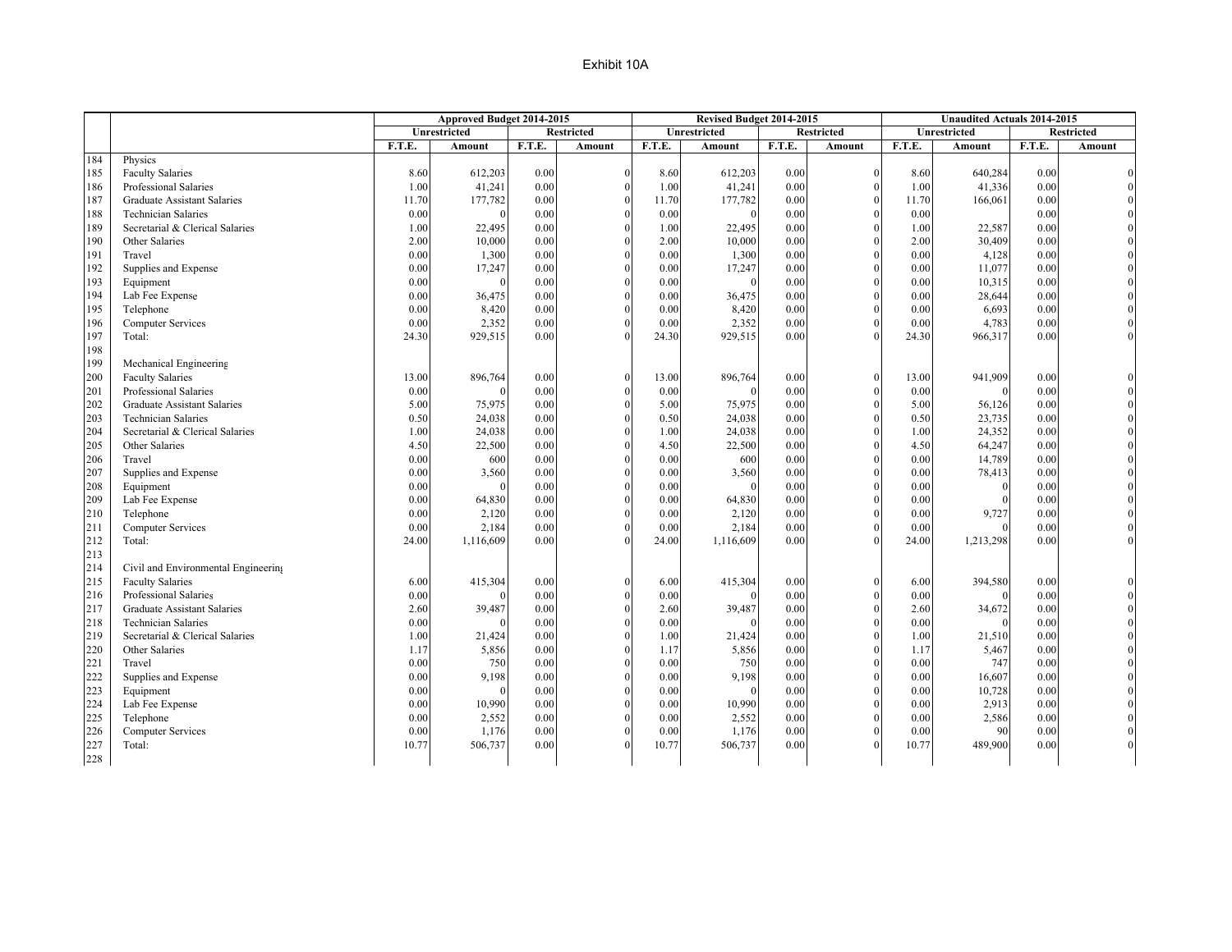# Exhibit 10A

| | | Approved Budget 2014-2015 | | | | Revised Budget 2014-2015 | | | | Unaudited Actuals 2014-2015 | | | |
|---|---|---|---|---|---|---|---|---|---|---|---|---|---|
| | | Unrestricted | | Restricted | | Unrestricted | | Restricted | | Unrestricted | | Restricted | |
| | | F.T.E. | Amount | F.T.E. | Amount | F.T.E. | Amount | F.T.E. | Amount | F.T.E. | Amount | F.T.E. | Amount |
| 184 | Physics | | | | | | | | | | | | |
| 185 | Faculty Salaries | 8.60 | 612,203 | 0.00 | 0 | 8.60 | 612,203 | 0.00 | 0 | 8.60 | 640,284 | 0.00 | 0 |
| 186 | Professional Salaries | 1.00 | 41,241 | 0.00 | 0 | 1.00 | 41,241 | 0.00 | 0 | 1.00 | 41,336 | 0.00 | 0 |
| 187 | Graduate Assistant Salaries | 11.70 | 177,782 | 0.00 | 0 | 11.70 | 177,782 | 0.00 | 0 | 11.70 | 166,061 | 0.00 | 0 |
| 188 | Technician Salaries | 0.00 | 0 | 0.00 | 0 | 0.00 | 0 | 0.00 | 0 | 0.00 | | 0.00 | 0 |
| 189 | Secretarial & Clerical Salaries | 1.00 | 22,495 | 0.00 | 0 | 1.00 | 22,495 | 0.00 | 0 | 1.00 | 22,587 | 0.00 | 0 |
| 190 | Other Salaries | 2.00 | 10,000 | 0.00 | 0 | 2.00 | 10,000 | 0.00 | 0 | 2.00 | 30,409 | 0.00 | 0 |
| 191 | Travel | 0.00 | 1,300 | 0.00 | 0 | 0.00 | 1,300 | 0.00 | 0 | 0.00 | 4,128 | 0.00 | 0 |
| 192 | Supplies and Expense | 0.00 | 17,247 | 0.00 | 0 | 0.00 | 17,247 | 0.00 | 0 | 0.00 | 11,077 | 0.00 | 0 |
| 193 | Equipment | 0.00 | 0 | 0.00 | 0 | 0.00 | 0 | 0.00 | 0 | 0.00 | 10,315 | 0.00 | 0 |
| 194 | Lab Fee Expense | 0.00 | 36,475 | 0.00 | 0 | 0.00 | 36,475 | 0.00 | 0 | 0.00 | 28,644 | 0.00 | 0 |
| 195 | Telephone | 0.00 | 8,420 | 0.00 | 0 | 0.00 | 8,420 | 0.00 | 0 | 0.00 | 6,693 | 0.00 | 0 |
| 196 | Computer Services | 0.00 | 2,352 | 0.00 | 0 | 0.00 | 2,352 | 0.00 | 0 | 0.00 | 4,783 | 0.00 | 0 |
| 197 | Total: | 24.30 | 929,515 | 0.00 | 0 | 24.30 | 929,515 | 0.00 | 0 | 24.30 | 966,317 | 0.00 | 0 |
| 198 | | | | | | | | | | | | | |
| 199 | Mechanical Engineering | | | | | | | | | | | | |
| 200 | Faculty Salaries | 13.00 | 896,764 | 0.00 | 0 | 13.00 | 896,764 | 0.00 | 0 | 13.00 | 941,909 | 0.00 | 0 |
| 201 | Professional Salaries | 0.00 | 0 | 0.00 | 0 | 0.00 | 0 | 0.00 | 0 | 0.00 | 0 | 0.00 | 0 |
| 202 | Graduate Assistant Salaries | 5.00 | 75,975 | 0.00 | 0 | 5.00 | 75,975 | 0.00 | 0 | 5.00 | 56,126 | 0.00 | 0 |
| 203 | Technician Salaries | 0.50 | 24,038 | 0.00 | 0 | 0.50 | 24,038 | 0.00 | 0 | 0.50 | 23,735 | 0.00 | 0 |
| 204 | Secretarial & Clerical Salaries | 1.00 | 24,038 | 0.00 | 0 | 1.00 | 24,038 | 0.00 | 0 | 1.00 | 24,352 | 0.00 | 0 |
| 205 | Other Salaries | 4.50 | 22,500 | 0.00 | 0 | 4.50 | 22,500 | 0.00 | 0 | 4.50 | 64,247 | 0.00 | 0 |
| 206 | Travel | 0.00 | 600 | 0.00 | 0 | 0.00 | 600 | 0.00 | 0 | 0.00 | 14,789 | 0.00 | 0 |
| 207 | Supplies and Expense | 0.00 | 3,560 | 0.00 | 0 | 0.00 | 3,560 | 0.00 | 0 | 0.00 | 78,413 | 0.00 | 0 |
| 208 | Equipment | 0.00 | 0 | 0.00 | 0 | 0.00 | 0 | 0.00 | 0 | 0.00 | 0 | 0.00 | 0 |
| 209 | Lab Fee Expense | 0.00 | 64,830 | 0.00 | 0 | 0.00 | 64,830 | 0.00 | 0 | 0.00 | 0 | 0.00 | 0 |
| 210 | Telephone | 0.00 | 2,120 | 0.00 | 0 | 0.00 | 2,120 | 0.00 | 0 | 0.00 | 9,727 | 0.00 | 0 |
| 211 | Computer Services | 0.00 | 2,184 | 0.00 | 0 | 0.00 | 2,184 | 0.00 | 0 | 0.00 | 0 | 0.00 | 0 |
| 212 | Total: | 24.00 | 1,116,609 | 0.00 | 0 | 24.00 | 1,116,609 | 0.00 | 0 | 24.00 | 1,213,298 | 0.00 | 0 |
| 213 | | | | | | | | | | | | | |
| 214 | Civil and Environmental Engineering | | | | | | | | | | | | |
| 215 | Faculty Salaries | 6.00 | 415,304 | 0.00 | 0 | 6.00 | 415,304 | 0.00 | 0 | 6.00 | 394,580 | 0.00 | 0 |
| 216 | Professional Salaries | 0.00 | 0 | 0.00 | 0 | 0.00 | 0 | 0.00 | 0 | 0.00 | 0 | 0.00 | 0 |
| 217 | Graduate Assistant Salaries | 2.60 | 39,487 | 0.00 | 0 | 2.60 | 39,487 | 0.00 | 0 | 2.60 | 34,672 | 0.00 | 0 |
| 218 | Technician Salaries | 0.00 | 0 | 0.00 | 0 | 0.00 | 0 | 0.00 | 0 | 0.00 | 0 | 0.00 | 0 |
| 219 | Secretarial & Clerical Salaries | 1.00 | 21,424 | 0.00 | 0 | 1.00 | 21,424 | 0.00 | 0 | 1.00 | 21,510 | 0.00 | 0 |
| 220 | Other Salaries | 1.17 | 5,856 | 0.00 | 0 | 1.17 | 5,856 | 0.00 | 0 | 1.17 | 5,467 | 0.00 | 0 |
| 221 | Travel | 0.00 | 750 | 0.00 | 0 | 0.00 | 750 | 0.00 | 0 | 0.00 | 747 | 0.00 | 0 |
| 222 | Supplies and Expense | 0.00 | 9,198 | 0.00 | 0 | 0.00 | 9,198 | 0.00 | 0 | 0.00 | 16,607 | 0.00 | 0 |
| 223 | Equipment | 0.00 | 0 | 0.00 | 0 | 0.00 | 0 | 0.00 | 0 | 0.00 | 10,728 | 0.00 | 0 |
| 224 | Lab Fee Expense | 0.00 | 10,990 | 0.00 | 0 | 0.00 | 10,990 | 0.00 | 0 | 0.00 | 2,913 | 0.00 | 0 |
| 225 | Telephone | 0.00 | 2,552 | 0.00 | 0 | 0.00 | 2,552 | 0.00 | 0 | 0.00 | 2,586 | 0.00 | 0 |
| 226 | Computer Services | 0.00 | 1,176 | 0.00 | 0 | 0.00 | 1,176 | 0.00 | 0 | 0.00 | 90 | 0.00 | 0 |
| 227 | Total: | 10.77 | 506,737 | 0.00 | 0 | 10.77 | 506,737 | 0.00 | 0 | 10.77 | 489,900 | 0.00 | 0 |
| 228 | | | | | | | | | | | | | |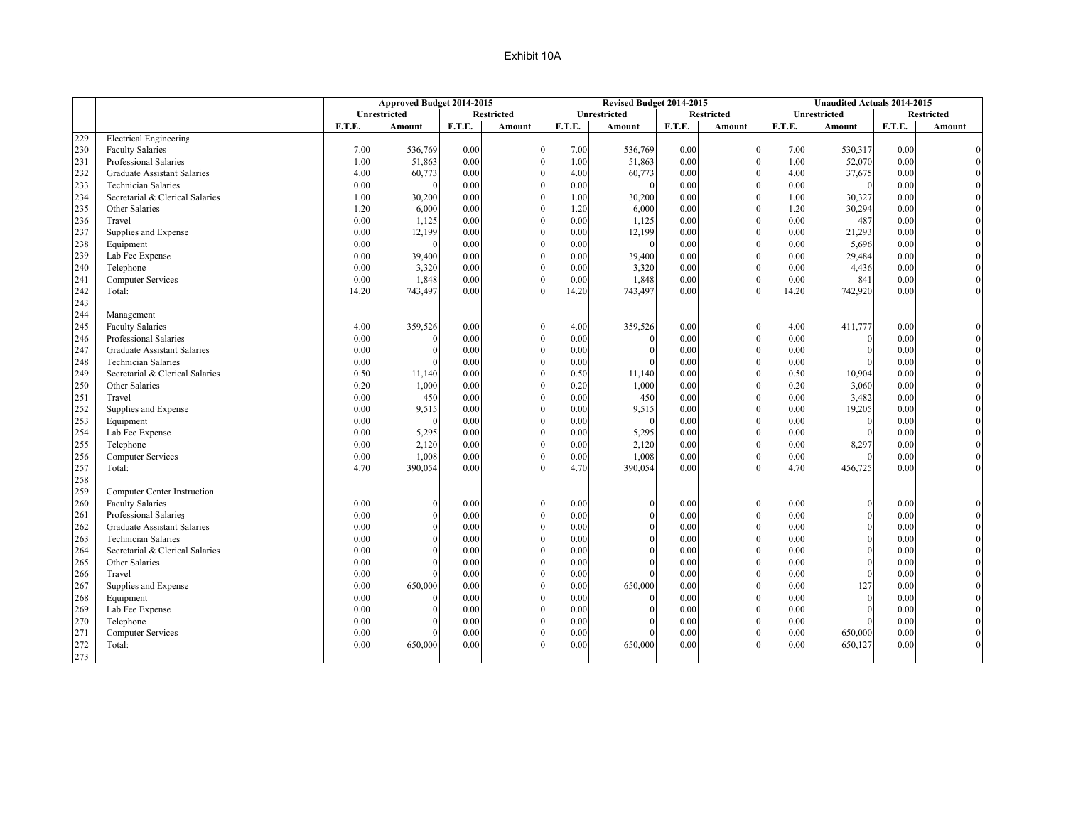# Exhibit 10A

| | | Approved Budget 2014-2015 | | | | Revised Budget 2014-2015 | | | | Unaudited Actuals 2014-2015 | | | |
|---|---|---|---|---|---|---|---|---|---|---|---|---|---|
| | | Unrestricted | | Restricted | | Unrestricted | | Restricted | | Unrestricted | | Restricted | |
| | | F.T.E. | Amount | F.T.E. | Amount | F.T.E. | Amount | F.T.E. | Amount | F.T.E. | Amount | F.T.E. | Amount |
| 229 | Electrical Engineering | | | | | | | | | | | | |
| 230 | Faculty Salaries | 7.00 | 536,769 | 0.00 | 0 | 7.00 | 536,769 | 0.00 | 0 | 7.00 | 530,317 | 0.00 | 0 |
| 231 | Professional Salaries | 1.00 | 51,863 | 0.00 | 0 | 1.00 | 51,863 | 0.00 | 0 | 1.00 | 52,070 | 0.00 | 0 |
| 232 | Graduate Assistant Salaries | 4.00 | 60,773 | 0.00 | 0 | 4.00 | 60,773 | 0.00 | 0 | 4.00 | 37,675 | 0.00 | 0 |
| 233 | Technician Salaries | 0.00 | 0 | 0.00 | 0 | 0.00 | 0 | 0.00 | 0 | 0.00 | 0 | 0.00 | 0 |
| 234 | Secretarial & Clerical Salaries | 1.00 | 30,200 | 0.00 | 0 | 1.00 | 30,200 | 0.00 | 0 | 1.00 | 30,327 | 0.00 | 0 |
| 235 | Other Salaries | 1.20 | 6,000 | 0.00 | 0 | 1.20 | 6,000 | 0.00 | 0 | 1.20 | 30,294 | 0.00 | 0 |
| 236 | Travel | 0.00 | 1,125 | 0.00 | 0 | 0.00 | 1,125 | 0.00 | 0 | 0.00 | 487 | 0.00 | 0 |
| 237 | Supplies and Expense | 0.00 | 12,199 | 0.00 | 0 | 0.00 | 12,199 | 0.00 | 0 | 0.00 | 21,293 | 0.00 | 0 |
| 238 | Equipment | 0.00 | 0 | 0.00 | 0 | 0.00 | 0 | 0.00 | 0 | 0.00 | 5,696 | 0.00 | 0 |
| 239 | Lab Fee Expense | 0.00 | 39,400 | 0.00 | 0 | 0.00 | 39,400 | 0.00 | 0 | 0.00 | 29,484 | 0.00 | 0 |
| 240 | Telephone | 0.00 | 3,320 | 0.00 | 0 | 0.00 | 3,320 | 0.00 | 0 | 0.00 | 4,436 | 0.00 | 0 |
| 241 | Computer Services | 0.00 | 1,848 | 0.00 | 0 | 0.00 | 1,848 | 0.00 | 0 | 0.00 | 841 | 0.00 | 0 |
| 242 | Total: | 14.20 | 743,497 | 0.00 | 0 | 14.20 | 743,497 | 0.00 | 0 | 14.20 | 742,920 | 0.00 | 0 |
| 243 | | | | | | | | | | | | | |
| 244 | Management | | | | | | | | | | | | |
| 245 | Faculty Salaries | 4.00 | 359,526 | 0.00 | 0 | 4.00 | 359,526 | 0.00 | 0 | 4.00 | 411,777 | 0.00 | 0 |
| 246 | Professional Salaries | 0.00 | 0 | 0.00 | 0 | 0.00 | 0 | 0.00 | 0 | 0.00 | 0 | 0.00 | 0 |
| 247 | Graduate Assistant Salaries | 0.00 | 0 | 0.00 | 0 | 0.00 | 0 | 0.00 | 0 | 0.00 | 0 | 0.00 | 0 |
| 248 | Technician Salaries | 0.00 | 0 | 0.00 | 0 | 0.00 | 0 | 0.00 | 0 | 0.00 | 0 | 0.00 | 0 |
| 249 | Secretarial & Clerical Salaries | 0.50 | 11,140 | 0.00 | 0 | 0.50 | 11,140 | 0.00 | 0 | 0.50 | 10,904 | 0.00 | 0 |
| 250 | Other Salaries | 0.20 | 1,000 | 0.00 | 0 | 0.20 | 1,000 | 0.00 | 0 | 0.20 | 3,060 | 0.00 | 0 |
| 251 | Travel | 0.00 | 450 | 0.00 | 0 | 0.00 | 450 | 0.00 | 0 | 0.00 | 3,482 | 0.00 | 0 |
| 252 | Supplies and Expense | 0.00 | 9,515 | 0.00 | 0 | 0.00 | 9,515 | 0.00 | 0 | 0.00 | 19,205 | 0.00 | 0 |
| 253 | Equipment | 0.00 | 0 | 0.00 | 0 | 0.00 | 0 | 0.00 | 0 | 0.00 | 0 | 0.00 | 0 |
| 254 | Lab Fee Expense | 0.00 | 5,295 | 0.00 | 0 | 0.00 | 5,295 | 0.00 | 0 | 0.00 | 0 | 0.00 | 0 |
| 255 | Telephone | 0.00 | 2,120 | 0.00 | 0 | 0.00 | 2,120 | 0.00 | 0 | 0.00 | 8,297 | 0.00 | 0 |
| 256 | Computer Services | 0.00 | 1,008 | 0.00 | 0 | 0.00 | 1,008 | 0.00 | 0 | 0.00 | 0 | 0.00 | 0 |
| 257 | Total: | 4.70 | 390,054 | 0.00 | 0 | 4.70 | 390,054 | 0.00 | 0 | 4.70 | 456,725 | 0.00 | 0 |
| 258 | | | | | | | | | | | | | |
| 259 | Computer Center Instruction | | | | | | | | | | | | |
| 260 | Faculty Salaries | 0.00 | 0 | 0.00 | 0 | 0.00 | 0 | 0.00 | 0 | 0.00 | 0 | 0.00 | 0 |
| 261 | Professional Salaries | 0.00 | 0 | 0.00 | 0 | 0.00 | 0 | 0.00 | 0 | 0.00 | 0 | 0.00 | 0 |
| 262 | Graduate Assistant Salaries | 0.00 | 0 | 0.00 | 0 | 0.00 | 0 | 0.00 | 0 | 0.00 | 0 | 0.00 | 0 |
| 263 | Technician Salaries | 0.00 | 0 | 0.00 | 0 | 0.00 | 0 | 0.00 | 0 | 0.00 | 0 | 0.00 | 0 |
| 264 | Secretarial & Clerical Salaries | 0.00 | 0 | 0.00 | 0 | 0.00 | 0 | 0.00 | 0 | 0.00 | 0 | 0.00 | 0 |
| 265 | Other Salaries | 0.00 | 0 | 0.00 | 0 | 0.00 | 0 | 0.00 | 0 | 0.00 | 0 | 0.00 | 0 |
| 266 | Travel | 0.00 | 0 | 0.00 | 0 | 0.00 | 0 | 0.00 | 0 | 0.00 | 0 | 0.00 | 0 |
| 267 | Supplies and Expense | 0.00 | 650,000 | 0.00 | 0 | 0.00 | 650,000 | 0.00 | 0 | 0.00 | 127 | 0.00 | 0 |
| 268 | Equipment | 0.00 | 0 | 0.00 | 0 | 0.00 | 0 | 0.00 | 0 | 0.00 | 0 | 0.00 | 0 |
| 269 | Lab Fee Expense | 0.00 | 0 | 0.00 | 0 | 0.00 | 0 | 0.00 | 0 | 0.00 | 0 | 0.00 | 0 |
| 270 | Telephone | 0.00 | 0 | 0.00 | 0 | 0.00 | 0 | 0.00 | 0 | 0.00 | 0 | 0.00 | 0 |
| 271 | Computer Services | 0.00 | 0 | 0.00 | 0 | 0.00 | 0 | 0.00 | 0 | 0.00 | 650,000 | 0.00 | 0 |
| 272 | Total: | 0.00 | 650,000 | 0.00 | 0 | 0.00 | 650,000 | 0.00 | 0 | 0.00 | 650,127 | 0.00 | 0 |
| 273 | | | | | | | | | | | | | |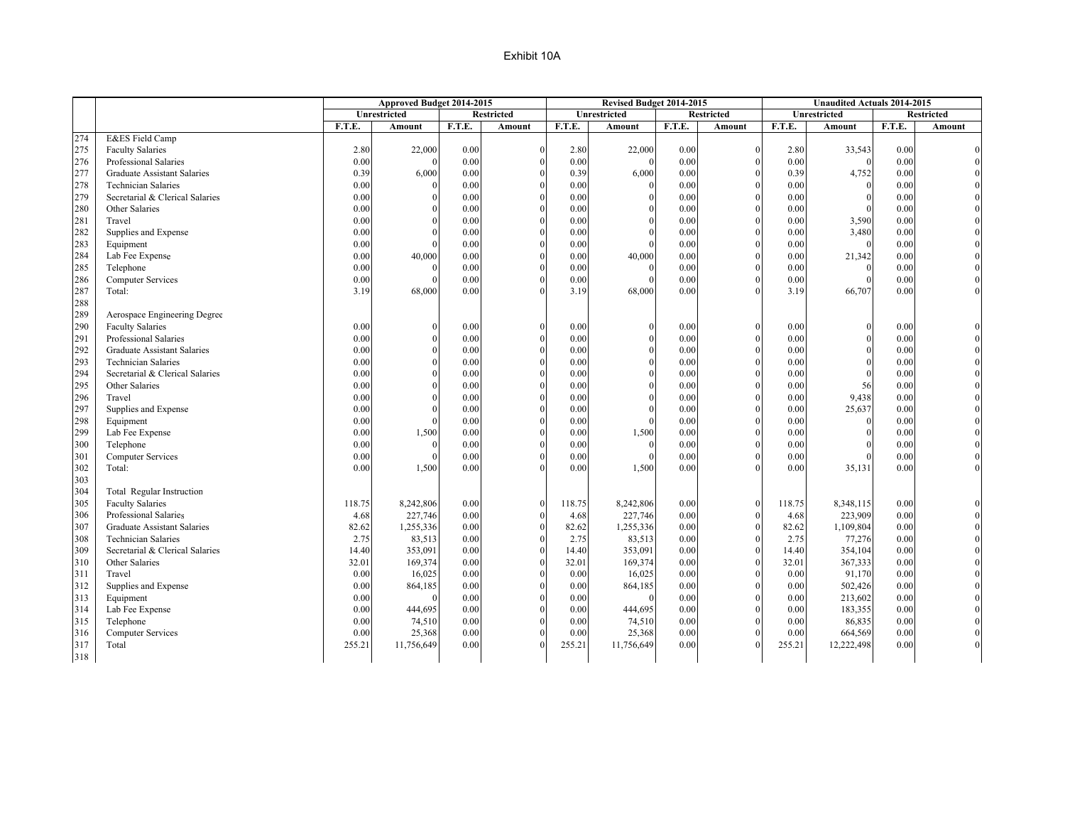# Exhibit 10A

| | | Approved Budget 2014-2015 | | | | Revised Budget 2014-2015 | | | | Unaudited Actuals 2014-2015 | | | |
|---|---|---|---|---|---|---|---|---|---|---|---|---|---|
| | | Unrestricted | | Restricted | | Unrestricted | | Restricted | | Unrestricted | | Restricted | |
| | | F.T.E. | Amount | F.T.E. | Amount | F.T.E. | Amount | F.T.E. | Amount | F.T.E. | Amount | F.T.E. | Amount |
| 274 | E&ES Field Camp | | | | | | | | | | | | |
| 275 | Faculty Salaries | 2.80 | 22,000 | 0.00 | 0 | 2.80 | 22,000 | 0.00 | 0 | 2.80 | 33,543 | 0.00 | 0 |
| 276 | Professional Salaries | 0.00 | 0 | 0.00 | 0 | 0.00 | 0 | 0.00 | 0 | 0.00 | 0 | 0.00 | 0 |
| 277 | Graduate Assistant Salaries | 0.39 | 6,000 | 0.00 | 0 | 0.39 | 6,000 | 0.00 | 0 | 0.39 | 4,752 | 0.00 | 0 |
| 278 | Technician Salaries | 0.00 | 0 | 0.00 | 0 | 0.00 | 0 | 0.00 | 0 | 0.00 | 0 | 0.00 | 0 |
| 279 | Secretarial & Clerical Salaries | 0.00 | 0 | 0.00 | 0 | 0.00 | 0 | 0.00 | 0 | 0.00 | 0 | 0.00 | 0 |
| 280 | Other Salaries | 0.00 | 0 | 0.00 | 0 | 0.00 | 0 | 0.00 | 0 | 0.00 | 0 | 0.00 | 0 |
| 281 | Travel | 0.00 | 0 | 0.00 | 0 | 0.00 | 0 | 0.00 | 0 | 0.00 | 3,590 | 0.00 | 0 |
| 282 | Supplies and Expense | 0.00 | 0 | 0.00 | 0 | 0.00 | 0 | 0.00 | 0 | 0.00 | 3,480 | 0.00 | 0 |
| 283 | Equipment | 0.00 | 0 | 0.00 | 0 | 0.00 | 0 | 0.00 | 0 | 0.00 | 0 | 0.00 | 0 |
| 284 | Lab Fee Expense | 0.00 | 40,000 | 0.00 | 0 | 0.00 | 40,000 | 0.00 | 0 | 0.00 | 21,342 | 0.00 | 0 |
| 285 | Telephone | 0.00 | 0 | 0.00 | 0 | 0.00 | 0 | 0.00 | 0 | 0.00 | 0 | 0.00 | 0 |
| 286 | Computer Services | 0.00 | 0 | 0.00 | 0 | 0.00 | 0 | 0.00 | 0 | 0.00 | 0 | 0.00 | 0 |
| 287 | Total: | 3.19 | 68,000 | 0.00 | 0 | 3.19 | 68,000 | 0.00 | 0 | 3.19 | 66,707 | 0.00 | 0 |
| 288 | | | | | | | | | | | | | |
| 289 | Aerospace Engineering Degree | | | | | | | | | | | | |
| 290 | Faculty Salaries | 0.00 | 0 | 0.00 | 0 | 0.00 | 0 | 0.00 | 0 | 0.00 | 0 | 0.00 | 0 |
| 291 | Professional Salaries | 0.00 | 0 | 0.00 | 0 | 0.00 | 0 | 0.00 | 0 | 0.00 | 0 | 0.00 | 0 |
| 292 | Graduate Assistant Salaries | 0.00 | 0 | 0.00 | 0 | 0.00 | 0 | 0.00 | 0 | 0.00 | 0 | 0.00 | 0 |
| 293 | Technician Salaries | 0.00 | 0 | 0.00 | 0 | 0.00 | 0 | 0.00 | 0 | 0.00 | 0 | 0.00 | 0 |
| 294 | Secretarial & Clerical Salaries | 0.00 | 0 | 0.00 | 0 | 0.00 | 0 | 0.00 | 0 | 0.00 | 0 | 0.00 | 0 |
| 295 | Other Salaries | 0.00 | 0 | 0.00 | 0 | 0.00 | 0 | 0.00 | 0 | 0.00 | 56 | 0.00 | 0 |
| 296 | Travel | 0.00 | 0 | 0.00 | 0 | 0.00 | 0 | 0.00 | 0 | 0.00 | 9,438 | 0.00 | 0 |
| 297 | Supplies and Expense | 0.00 | 0 | 0.00 | 0 | 0.00 | 0 | 0.00 | 0 | 0.00 | 25,637 | 0.00 | 0 |
| 298 | Equipment | 0.00 | 0 | 0.00 | 0 | 0.00 | 0 | 0.00 | 0 | 0.00 | 0 | 0.00 | 0 |
| 299 | Lab Fee Expense | 0.00 | 1,500 | 0.00 | 0 | 0.00 | 1,500 | 0.00 | 0 | 0.00 | 0 | 0.00 | 0 |
| 300 | Telephone | 0.00 | 0 | 0.00 | 0 | 0.00 | 0 | 0.00 | 0 | 0.00 | 0 | 0.00 | 0 |
| 301 | Computer Services | 0.00 | 0 | 0.00 | 0 | 0.00 | 0 | 0.00 | 0 | 0.00 | 0 | 0.00 | 0 |
| 302 | Total: | 0.00 | 1,500 | 0.00 | 0 | 0.00 | 1,500 | 0.00 | 0 | 0.00 | 35,131 | 0.00 | 0 |
| 303 | | | | | | | | | | | | | |
| 304 | Total Regular Instruction | | | | | | | | | | | | |
| 305 | Faculty Salaries | 118.75 | 8,242,806 | 0.00 | 0 | 118.75 | 8,242,806 | 0.00 | 0 | 118.75 | 8,348,115 | 0.00 | 0 |
| 306 | Professional Salaries | 4.68 | 227,746 | 0.00 | 0 | 4.68 | 227,746 | 0.00 | 0 | 4.68 | 223,909 | 0.00 | 0 |
| 307 | Graduate Assistant Salaries | 82.62 | 1,255,336 | 0.00 | 0 | 82.62 | 1,255,336 | 0.00 | 0 | 82.62 | 1,109,804 | 0.00 | 0 |
| 308 | Technician Salaries | 2.75 | 83,513 | 0.00 | 0 | 2.75 | 83,513 | 0.00 | 0 | 2.75 | 77,276 | 0.00 | 0 |
| 309 | Secretarial & Clerical Salaries | 14.40 | 353,091 | 0.00 | 0 | 14.40 | 353,091 | 0.00 | 0 | 14.40 | 354,104 | 0.00 | 0 |
| 310 | Other Salaries | 32.01 | 169,374 | 0.00 | 0 | 32.01 | 169,374 | 0.00 | 0 | 32.01 | 367,333 | 0.00 | 0 |
| 311 | Travel | 0.00 | 16,025 | 0.00 | 0 | 0.00 | 16,025 | 0.00 | 0 | 0.00 | 91,170 | 0.00 | 0 |
| 312 | Supplies and Expense | 0.00 | 864,185 | 0.00 | 0 | 0.00 | 864,185 | 0.00 | 0 | 0.00 | 502,426 | 0.00 | 0 |
| 313 | Equipment | 0.00 | 0 | 0.00 | 0 | 0.00 | 0 | 0.00 | 0 | 0.00 | 213,602 | 0.00 | 0 |
| 314 | Lab Fee Expense | 0.00 | 444,695 | 0.00 | 0 | 0.00 | 444,695 | 0.00 | 0 | 0.00 | 183,355 | 0.00 | 0 |
| 315 | Telephone | 0.00 | 74,510 | 0.00 | 0 | 0.00 | 74,510 | 0.00 | 0 | 0.00 | 86,835 | 0.00 | 0 |
| 316 | Computer Services | 0.00 | 25,368 | 0.00 | 0 | 0.00 | 25,368 | 0.00 | 0 | 0.00 | 664,569 | 0.00 | 0 |
| 317 | Total | 255.21 | 11,756,649 | 0.00 | 0 | 255.21 | 11,756,649 | 0.00 | 0 | 255.21 | 12,222,498 | 0.00 | 0 |
| 318 | | | | | | | | | | | | | |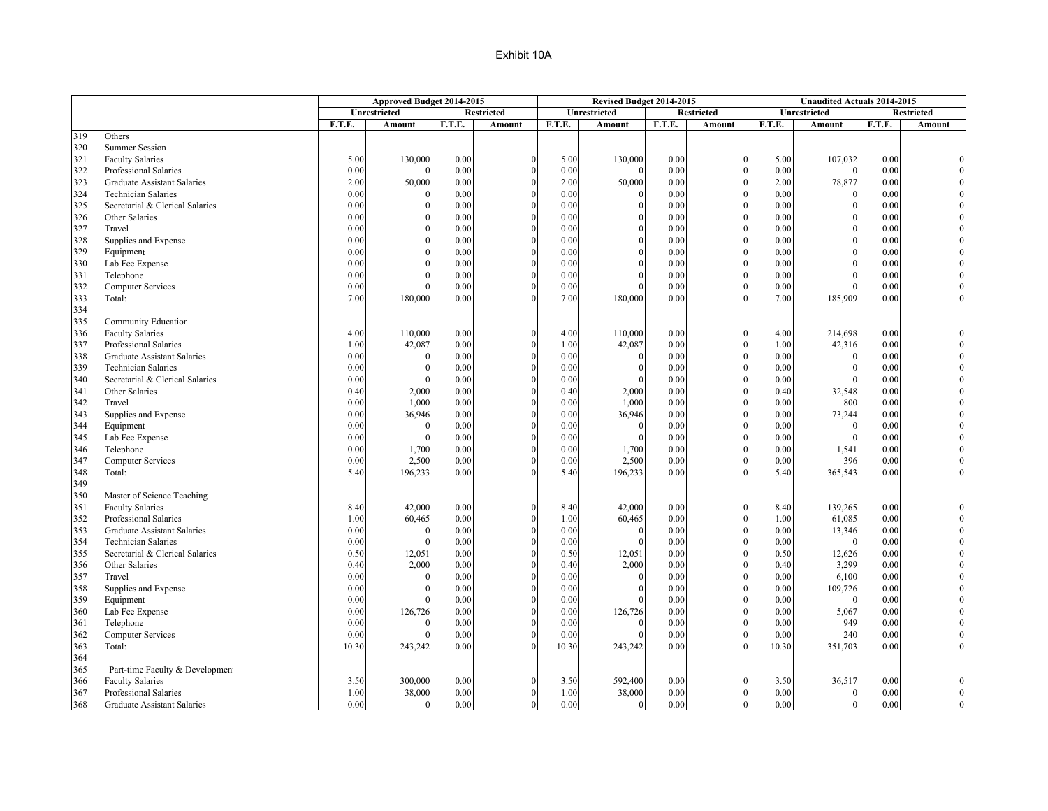# Exhibit 10A

| | | Approved Budget 2014-2015 | | | | Revised Budget 2014-2015 | | | | Unaudited Actuals 2014-2015 | | | |
|---|---|---|---|---|---|---|---|---|---|---|---|---|---|
| | | Unrestricted | | Restricted | | Unrestricted | | Restricted | | Unrestricted | | Restricted | |
| | | F.T.E. | Amount | F.T.E. | Amount | F.T.E. | Amount | F.T.E. | Amount | F.T.E. | Amount | F.T.E. | Amount |
| 319 | Others | | | | | | | | | | | | |
| 320 | Summer Session | | | | | | | | | | | | |
| 321 | Faculty Salaries | 5.00 | 130,000 | 0.00 | 0 | 5.00 | 130,000 | 0.00 | 0 | 5.00 | 107,032 | 0.00 | 0 |
| 322 | Professional Salaries | 0.00 | 0 | 0.00 | 0 | 0.00 | 0 | 0.00 | 0 | 0.00 | 0 | 0.00 | 0 |
| 323 | Graduate Assistant Salaries | 2.00 | 50,000 | 0.00 | 0 | 2.00 | 50,000 | 0.00 | 0 | 2.00 | 78,877 | 0.00 | 0 |
| 324 | Technician Salaries | 0.00 | 0 | 0.00 | 0 | 0.00 | 0 | 0.00 | 0 | 0.00 | 0 | 0.00 | 0 |
| 325 | Secretarial & Clerical Salaries | 0.00 | 0 | 0.00 | 0 | 0.00 | 0 | 0.00 | 0 | 0.00 | 0 | 0.00 | 0 |
| 326 | Other Salaries | 0.00 | 0 | 0.00 | 0 | 0.00 | 0 | 0.00 | 0 | 0.00 | 0 | 0.00 | 0 |
| 327 | Travel | 0.00 | 0 | 0.00 | 0 | 0.00 | 0 | 0.00 | 0 | 0.00 | 0 | 0.00 | 0 |
| 328 | Supplies and Expense | 0.00 | 0 | 0.00 | 0 | 0.00 | 0 | 0.00 | 0 | 0.00 | 0 | 0.00 | 0 |
| 329 | Equipment | 0.00 | 0 | 0.00 | 0 | 0.00 | 0 | 0.00 | 0 | 0.00 | 0 | 0.00 | 0 |
| 330 | Lab Fee Expense | 0.00 | 0 | 0.00 | 0 | 0.00 | 0 | 0.00 | 0 | 0.00 | 0 | 0.00 | 0 |
| 331 | Telephone | 0.00 | 0 | 0.00 | 0 | 0.00 | 0 | 0.00 | 0 | 0.00 | 0 | 0.00 | 0 |
| 332 | Computer Services | 0.00 | 0 | 0.00 | 0 | 0.00 | 0 | 0.00 | 0 | 0.00 | 0 | 0.00 | 0 |
| 333 | Total: | 7.00 | 180,000 | 0.00 | 0 | 7.00 | 180,000 | 0.00 | 0 | 7.00 | 185,909 | 0.00 | 0 |
| 334 | | | | | | | | | | | | | |
| 335 | Community Education | | | | | | | | | | | | |
| 336 | Faculty Salaries | 4.00 | 110,000 | 0.00 | 0 | 4.00 | 110,000 | 0.00 | 0 | 4.00 | 214,698 | 0.00 | 0 |
| 337 | Professional Salaries | 1.00 | 42,087 | 0.00 | 0 | 1.00 | 42,087 | 0.00 | 0 | 1.00 | 42,316 | 0.00 | 0 |
| 338 | Graduate Assistant Salaries | 0.00 | 0 | 0.00 | 0 | 0.00 | 0 | 0.00 | 0 | 0.00 | 0 | 0.00 | 0 |
| 339 | Technician Salaries | 0.00 | 0 | 0.00 | 0 | 0.00 | 0 | 0.00 | 0 | 0.00 | 0 | 0.00 | 0 |
| 340 | Secretarial & Clerical Salaries | 0.00 | 0 | 0.00 | 0 | 0.00 | 0 | 0.00 | 0 | 0.00 | 0 | 0.00 | 0 |
| 341 | Other Salaries | 0.40 | 2,000 | 0.00 | 0 | 0.40 | 2,000 | 0.00 | 0 | 0.40 | 32,548 | 0.00 | 0 |
| 342 | Travel | 0.00 | 1,000 | 0.00 | 0 | 0.00 | 1,000 | 0.00 | 0 | 0.00 | 800 | 0.00 | 0 |
| 343 | Supplies and Expense | 0.00 | 36,946 | 0.00 | 0 | 0.00 | 36,946 | 0.00 | 0 | 0.00 | 73,244 | 0.00 | 0 |
| 344 | Equipment | 0.00 | 0 | 0.00 | 0 | 0.00 | 0 | 0.00 | 0 | 0.00 | 0 | 0.00 | 0 |
| 345 | Lab Fee Expense | 0.00 | 0 | 0.00 | 0 | 0.00 | 0 | 0.00 | 0 | 0.00 | 0 | 0.00 | 0 |
| 346 | Telephone | 0.00 | 1,700 | 0.00 | 0 | 0.00 | 1,700 | 0.00 | 0 | 0.00 | 1,541 | 0.00 | 0 |
| 347 | Computer Services | 0.00 | 2,500 | 0.00 | 0 | 0.00 | 2,500 | 0.00 | 0 | 0.00 | 396 | 0.00 | 0 |
| 348 | Total: | 5.40 | 196,233 | 0.00 | 0 | 5.40 | 196,233 | 0.00 | 0 | 5.40 | 365,543 | 0.00 | 0 |
| 349 | | | | | | | | | | | | | |
| 350 | Master of Science Teaching | | | | | | | | | | | | |
| 351 | Faculty Salaries | 8.40 | 42,000 | 0.00 | 0 | 8.40 | 42,000 | 0.00 | 0 | 8.40 | 139,265 | 0.00 | 0 |
| 352 | Professional Salaries | 1.00 | 60,465 | 0.00 | 0 | 1.00 | 60,465 | 0.00 | 0 | 1.00 | 61,085 | 0.00 | 0 |
| 353 | Graduate Assistant Salaries | 0.00 | 0 | 0.00 | 0 | 0.00 | 0 | 0.00 | 0 | 0.00 | 13,346 | 0.00 | 0 |
| 354 | Technician Salaries | 0.00 | 0 | 0.00 | 0 | 0.00 | 0 | 0.00 | 0 | 0.00 | 0 | 0.00 | 0 |
| 355 | Secretarial & Clerical Salaries | 0.50 | 12,051 | 0.00 | 0 | 0.50 | 12,051 | 0.00 | 0 | 0.50 | 12,626 | 0.00 | 0 |
| 356 | Other Salaries | 0.40 | 2,000 | 0.00 | 0 | 0.40 | 2,000 | 0.00 | 0 | 0.40 | 3,299 | 0.00 | 0 |
| 357 | Travel | 0.00 | 0 | 0.00 | 0 | 0.00 | 0 | 0.00 | 0 | 0.00 | 6,100 | 0.00 | 0 |
| 358 | Supplies and Expense | 0.00 | 0 | 0.00 | 0 | 0.00 | 0 | 0.00 | 0 | 0.00 | 109,726 | 0.00 | 0 |
| 359 | Equipment | 0.00 | 0 | 0.00 | 0 | 0.00 | 0 | 0.00 | 0 | 0.00 | 0 | 0.00 | 0 |
| 360 | Lab Fee Expense | 0.00 | 126,726 | 0.00 | 0 | 0.00 | 126,726 | 0.00 | 0 | 0.00 | 5,067 | 0.00 | 0 |
| 361 | Telephone | 0.00 | 0 | 0.00 | 0 | 0.00 | 0 | 0.00 | 0 | 0.00 | 949 | 0.00 | 0 |
| 362 | Computer Services | 0.00 | 0 | 0.00 | 0 | 0.00 | 0 | 0.00 | 0 | 0.00 | 240 | 0.00 | 0 |
| 363 | Total: | 10.30 | 243,242 | 0.00 | 0 | 10.30 | 243,242 | 0.00 | 0 | 10.30 | 351,703 | 0.00 | 0 |
| 364 | | | | | | | | | | | | | |
| 365 | Part-time Faculty & Development | | | | | | | | | | | | |
| 366 | Faculty Salaries | 3.50 | 300,000 | 0.00 | 0 | 3.50 | 592,400 | 0.00 | 0 | 3.50 | 36,517 | 0.00 | 0 |
| 367 | Professional Salaries | 1.00 | 38,000 | 0.00 | 0 | 1.00 | 38,000 | 0.00 | 0 | 0.00 | 0 | 0.00 | 0 |
| 368 | Graduate Assistant Salaries | 0.00 | 0 | 0.00 | 0 | 0.00 | 0 | 0.00 | 0 | 0.00 | 0 | 0.00 | 0 |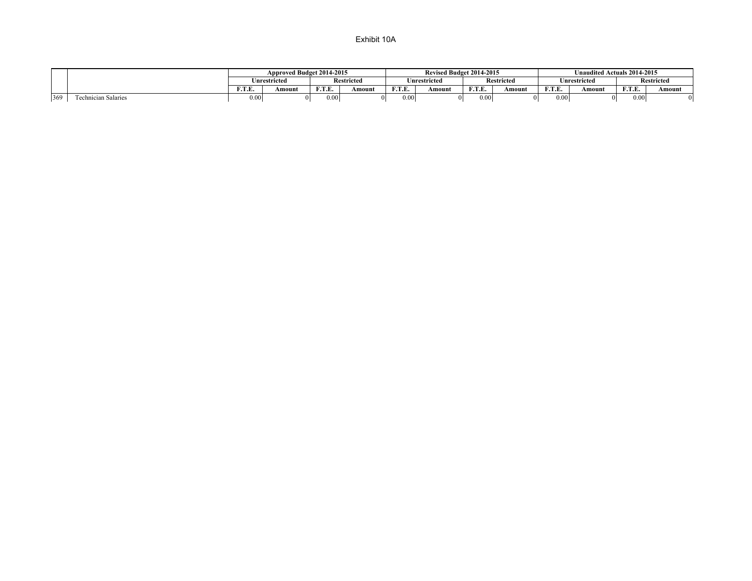Exhibit 10A

| | | Approved Budget 2014-2015 | | | | Revised Budget 2014-2015 | | | | Unaudited Actuals 2014-2015 | | | |
|---|---|---|---|---|---|---|---|---|---|---|---|---|---|
| | | Unrestricted | | Restricted | | Unrestricted | | Restricted | | Unrestricted | | Restricted | |
| | | F.T.E. | Amount | F.T.E. | Amount | F.T.E. | Amount | F.T.E. | Amount | F.T.E. | Amount | F.T.E. | Amount |
| 369 | Technician Salaries | 0.00 | 0 | 0.00 | 0 | 0.00 | 0 | 0.00 | 0 | 0.00 | 0 | 0.00 | 0 |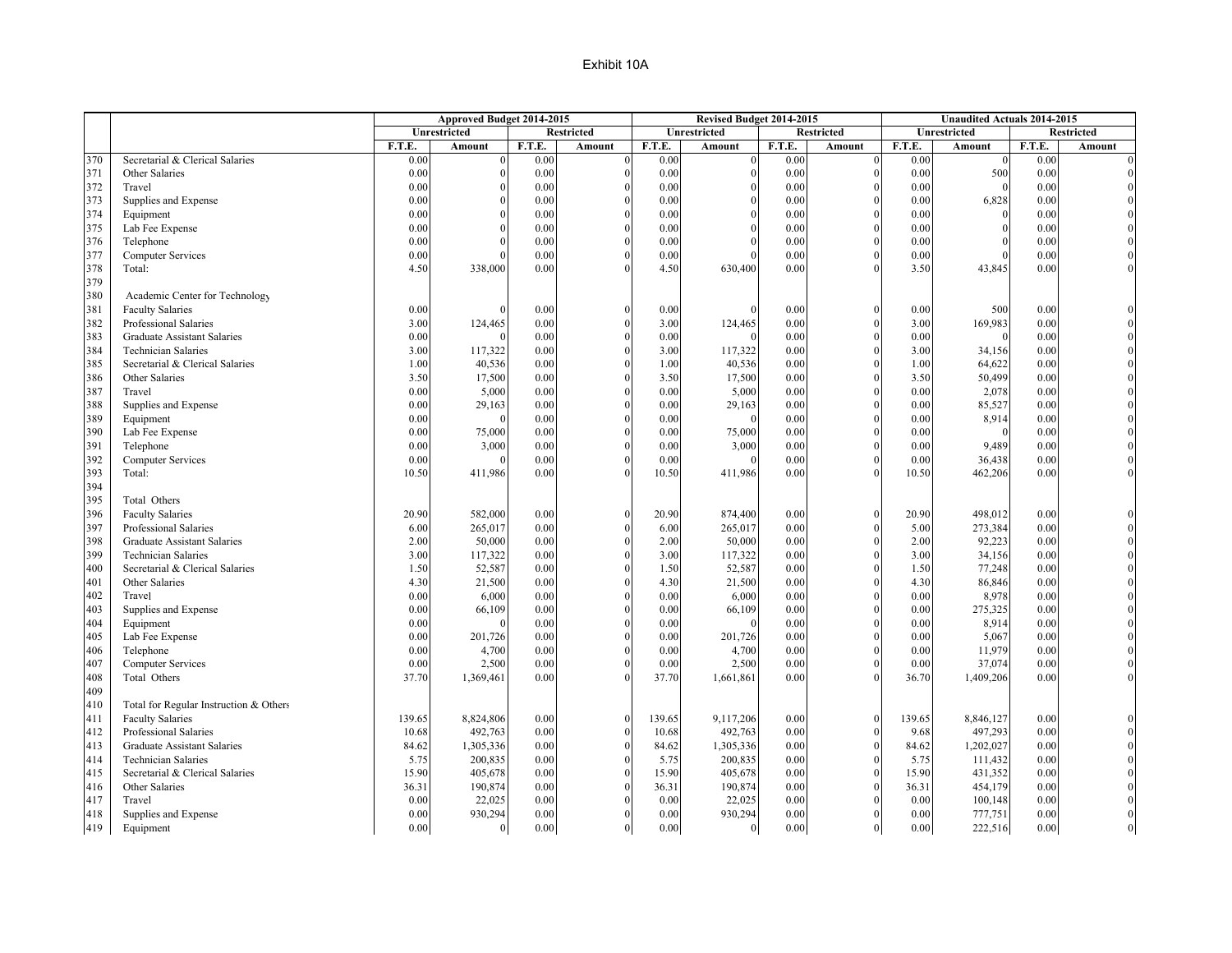# Exhibit 10A

| | | Approved Budget 2014-2015 | | | | Revised Budget 2014-2015 | | | | Unaudited Actuals 2014-2015 | | | |
|---|---|---|---|---|---|---|---|---|---|---|---|---|---|
| | | Unrestricted | | Restricted | | Unrestricted | | Restricted | | Unrestricted | | Restricted | |
| | | F.T.E. | Amount | F.T.E. | Amount | F.T.E. | Amount | F.T.E. | Amount | F.T.E. | Amount | F.T.E. | Amount |
| 370 | Secretarial & Clerical Salaries | 0.00 | 0 | 0.00 | 0 | 0.00 | 0 | 0.00 | 0 | 0.00 | 0 | 0.00 | 0 |
| 371 | Other Salaries | 0.00 | 0 | 0.00 | 0 | 0.00 | 0 | 0.00 | 0 | 0.00 | 500 | 0.00 | 0 |
| 372 | Travel | 0.00 | 0 | 0.00 | 0 | 0.00 | 0 | 0.00 | 0 | 0.00 | 0 | 0.00 | 0 |
| 373 | Supplies and Expense | 0.00 | 0 | 0.00 | 0 | 0.00 | 0 | 0.00 | 0 | 0.00 | 6,828 | 0.00 | 0 |
| 374 | Equipment | 0.00 | 0 | 0.00 | 0 | 0.00 | 0 | 0.00 | 0 | 0.00 | 0 | 0.00 | 0 |
| 375 | Lab Fee Expense | 0.00 | 0 | 0.00 | 0 | 0.00 | 0 | 0.00 | 0 | 0.00 | 0 | 0.00 | 0 |
| 376 | Telephone | 0.00 | 0 | 0.00 | 0 | 0.00 | 0 | 0.00 | 0 | 0.00 | 0 | 0.00 | 0 |
| 377 | Computer Services | 0.00 | 0 | 0.00 | 0 | 0.00 | 0 | 0.00 | 0 | 0.00 | 0 | 0.00 | 0 |
| 378 | Total: | 4.50 | 338,000 | 0.00 | 0 | 4.50 | 630,400 | 0.00 | 0 | 3.50 | 43,845 | 0.00 | 0 |
| 379 | | | | | | | | | | | | | |
| 380 | Academic Center for Technology | | | | | | | | | | | | |
| 381 | Faculty Salaries | 0.00 | 0 | 0.00 | 0 | 0.00 | 0 | 0.00 | 0 | 0.00 | 500 | 0.00 | 0 |
| 382 | Professional Salaries | 3.00 | 124,465 | 0.00 | 0 | 3.00 | 124,465 | 0.00 | 0 | 3.00 | 169,983 | 0.00 | 0 |
| 383 | Graduate Assistant Salaries | 0.00 | 0 | 0.00 | 0 | 0.00 | 0 | 0.00 | 0 | 0.00 | 0 | 0.00 | 0 |
| 384 | Technician Salaries | 3.00 | 117,322 | 0.00 | 0 | 3.00 | 117,322 | 0.00 | 0 | 3.00 | 34,156 | 0.00 | 0 |
| 385 | Secretarial & Clerical Salaries | 1.00 | 40,536 | 0.00 | 0 | 1.00 | 40,536 | 0.00 | 0 | 1.00 | 64,622 | 0.00 | 0 |
| 386 | Other Salaries | 3.50 | 17,500 | 0.00 | 0 | 3.50 | 17,500 | 0.00 | 0 | 3.50 | 50,499 | 0.00 | 0 |
| 387 | Travel | 0.00 | 5,000 | 0.00 | 0 | 0.00 | 5,000 | 0.00 | 0 | 0.00 | 2,078 | 0.00 | 0 |
| 388 | Supplies and Expense | 0.00 | 29,163 | 0.00 | 0 | 0.00 | 29,163 | 0.00 | 0 | 0.00 | 85,527 | 0.00 | 0 |
| 389 | Equipment | 0.00 | 0 | 0.00 | 0 | 0.00 | 0 | 0.00 | 0 | 0.00 | 8,914 | 0.00 | 0 |
| 390 | Lab Fee Expense | 0.00 | 75,000 | 0.00 | 0 | 0.00 | 75,000 | 0.00 | 0 | 0.00 | 0 | 0.00 | 0 |
| 391 | Telephone | 0.00 | 3,000 | 0.00 | 0 | 0.00 | 3,000 | 0.00 | 0 | 0.00 | 9,489 | 0.00 | 0 |
| 392 | Computer Services | 0.00 | 0 | 0.00 | 0 | 0.00 | 0 | 0.00 | 0 | 0.00 | 36,438 | 0.00 | 0 |
| 393 | Total: | 10.50 | 411,986 | 0.00 | 0 | 10.50 | 411,986 | 0.00 | 0 | 10.50 | 462,206 | 0.00 | 0 |
| 394 | | | | | | | | | | | | | |
| 395 | Total Others | | | | | | | | | | | | |
| 396 | Faculty Salaries | 20.90 | 582,000 | 0.00 | 0 | 20.90 | 874,400 | 0.00 | 0 | 20.90 | 498,012 | 0.00 | 0 |
| 397 | Professional Salaries | 6.00 | 265,017 | 0.00 | 0 | 6.00 | 265,017 | 0.00 | 0 | 5.00 | 273,384 | 0.00 | 0 |
| 398 | Graduate Assistant Salaries | 2.00 | 50,000 | 0.00 | 0 | 2.00 | 50,000 | 0.00 | 0 | 2.00 | 92,223 | 0.00 | 0 |
| 399 | Technician Salaries | 3.00 | 117,322 | 0.00 | 0 | 3.00 | 117,322 | 0.00 | 0 | 3.00 | 34,156 | 0.00 | 0 |
| 400 | Secretarial & Clerical Salaries | 1.50 | 52,587 | 0.00 | 0 | 1.50 | 52,587 | 0.00 | 0 | 1.50 | 77,248 | 0.00 | 0 |
| 401 | Other Salaries | 4.30 | 21,500 | 0.00 | 0 | 4.30 | 21,500 | 0.00 | 0 | 4.30 | 86,846 | 0.00 | 0 |
| 402 | Travel | 0.00 | 6,000 | 0.00 | 0 | 0.00 | 6,000 | 0.00 | 0 | 0.00 | 8,978 | 0.00 | 0 |
| 403 | Supplies and Expense | 0.00 | 66,109 | 0.00 | 0 | 0.00 | 66,109 | 0.00 | 0 | 0.00 | 275,325 | 0.00 | 0 |
| 404 | Equipment | 0.00 | 0 | 0.00 | 0 | 0.00 | 0 | 0.00 | 0 | 0.00 | 8,914 | 0.00 | 0 |
| 405 | Lab Fee Expense | 0.00 | 201,726 | 0.00 | 0 | 0.00 | 201,726 | 0.00 | 0 | 0.00 | 5,067 | 0.00 | 0 |
| 406 | Telephone | 0.00 | 4,700 | 0.00 | 0 | 0.00 | 4,700 | 0.00 | 0 | 0.00 | 11,979 | 0.00 | 0 |
| 407 | Computer Services | 0.00 | 2,500 | 0.00 | 0 | 0.00 | 2,500 | 0.00 | 0 | 0.00 | 37,074 | 0.00 | 0 |
| 408 | Total Others | 37.70 | 1,369,461 | 0.00 | 0 | 37.70 | 1,661,861 | 0.00 | 0 | 36.70 | 1,409,206 | 0.00 | 0 |
| 409 | | | | | | | | | | | | | |
| 410 | Total for Regular Instruction & Others | | | | | | | | | | | | |
| 411 | Faculty Salaries | 139.65 | 8,824,806 | 0.00 | 0 | 139.65 | 9,117,206 | 0.00 | 0 | 139.65 | 8,846,127 | 0.00 | 0 |
| 412 | Professional Salaries | 10.68 | 492,763 | 0.00 | 0 | 10.68 | 492,763 | 0.00 | 0 | 9.68 | 497,293 | 0.00 | 0 |
| 413 | Graduate Assistant Salaries | 84.62 | 1,305,336 | 0.00 | 0 | 84.62 | 1,305,336 | 0.00 | 0 | 84.62 | 1,202,027 | 0.00 | 0 |
| 414 | Technician Salaries | 5.75 | 200,835 | 0.00 | 0 | 5.75 | 200,835 | 0.00 | 0 | 5.75 | 111,432 | 0.00 | 0 |
| 415 | Secretarial & Clerical Salaries | 15.90 | 405,678 | 0.00 | 0 | 15.90 | 405,678 | 0.00 | 0 | 15.90 | 431,352 | 0.00 | 0 |
| 416 | Other Salaries | 36.31 | 190,874 | 0.00 | 0 | 36.31 | 190,874 | 0.00 | 0 | 36.31 | 454,179 | 0.00 | 0 |
| 417 | Travel | 0.00 | 22,025 | 0.00 | 0 | 0.00 | 22,025 | 0.00 | 0 | 0.00 | 100,148 | 0.00 | 0 |
| 418 | Supplies and Expense | 0.00 | 930,294 | 0.00 | 0 | 0.00 | 930,294 | 0.00 | 0 | 0.00 | 777,751 | 0.00 | 0 |
| 419 | Equipment | 0.00 | 0 | 0.00 | 0 | 0.00 | 0 | 0.00 | 0 | 0.00 | 222,516 | 0.00 | 0 |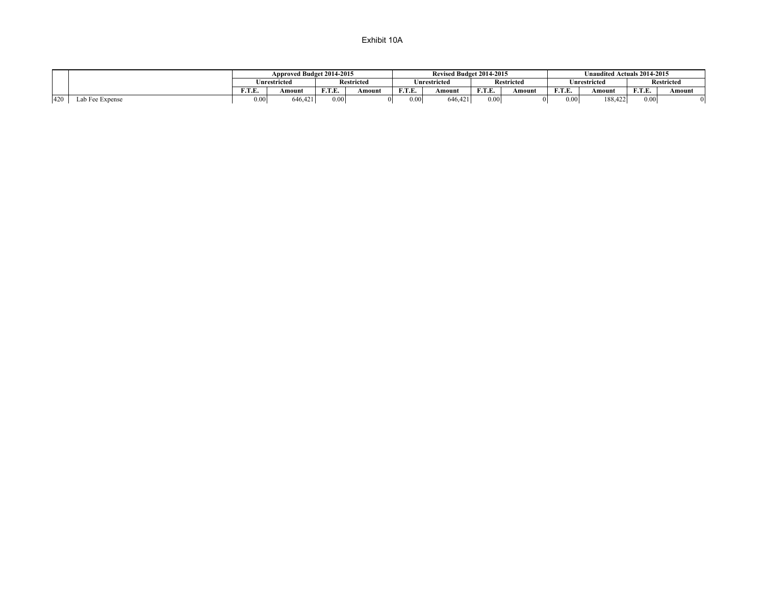Exhibit 10A

| | | Approved Budget 2014-2015 | | | | Revised Budget 2014-2015 | | | | Unaudited Actuals 2014-2015 | | | |
|---|---|---|---|---|---|---|---|---|---|---|---|---|---|
| | | Unrestricted | | Restricted | | Unrestricted | | Restricted | | Unrestricted | | Restricted | |
| | | F.T.E. | Amount | F.T.E. | Amount | F.T.E. | Amount | F.T.E. | Amount | F.T.E. | Amount | F.T.E. | Amount |
| 420 | Lab Fee Expense | 0.00 | 646,421 | 0.00 | 0 | 0.00 | 646,421 | 0.00 | 0 | 0.00 | 188,422 | 0.00 | 0 |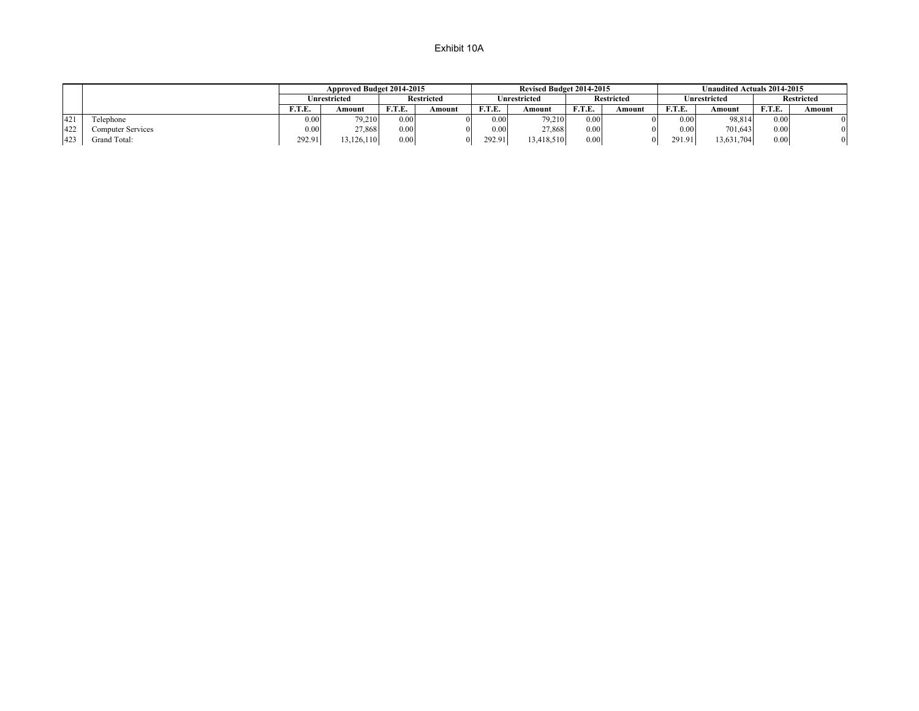Exhibit 10A

| | | Approved Budget 2014-2015 | | | | Revised Budget 2014-2015 | | | | Unaudited Actuals 2014-2015 | | | |
|---|---|---|---|---|---|---|---|---|---|---|---|---|---|
| | | Unrestricted | | Restricted | | Unrestricted | | Restricted | | Unrestricted | | Restricted | |
| | | F.T.E. | Amount | F.T.E. | Amount | F.T.E. | Amount | F.T.E. | Amount | F.T.E. | Amount | F.T.E. | Amount |
| 421 | Telephone | 0.00 | 79,210 | 0.00 | 0 | 0.00 | 79,210 | 0.00 | 0 | 0.00 | 98,814 | 0.00 | 0 |
| 422 | Computer Services | 0.00 | 27,868 | 0.00 | 0 | 0.00 | 27,868 | 0.00 | 0 | 0.00 | 701,643 | 0.00 | 0 |
| 423 | Grand Total: | 292.91 | 13,126,110 | 0.00 | 0 | 292.91 | 13,418,510 | 0.00 | 0 | 291.91 | 13,631,704 | 0.00 | 0 |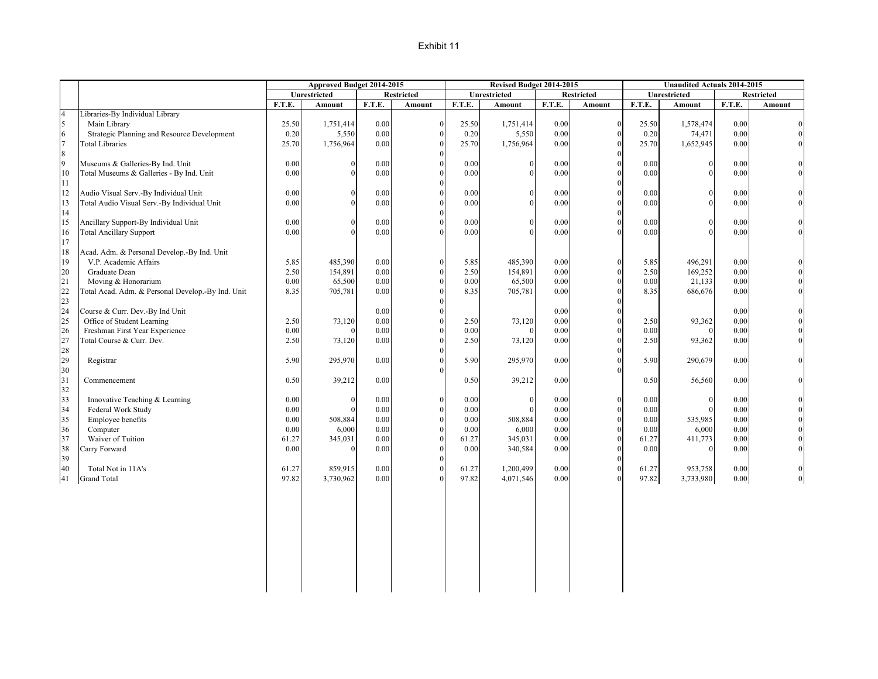# Exhibit 11

| | | Approved Budget 2014-2015 | | | | Revised Budget 2014-2015 | | | | Unaudited Actuals 2014-2015 | | | |
|---|---|---|---|---|---|---|---|---|---|---|---|---|---|
| | | Unrestricted | | Restricted | | Unrestricted | | Restricted | | Unrestricted | | Restricted | |
| | | F.T.E. | Amount | F.T.E. | Amount | F.T.E. | Amount | F.T.E. | Amount | F.T.E. | Amount | F.T.E. | Amount |
| 4 | Libraries-By Individual Library | | | | | | | | | | | | |
| 5 | Main Library | 25.50 | 1,751,414 | 0.00 | 0 | 25.50 | 1,751,414 | 0.00 | 0 | 25.50 | 1,578,474 | 0.00 | 0 |
| 6 | Strategic Planning and Resource Development | 0.20 | 5,550 | 0.00 | 0 | 0.20 | 5,550 | 0.00 | 0 | 0.20 | 74,471 | 0.00 | 0 |
| 7 | Total Libraries | 25.70 | 1,756,964 | 0.00 | 0 | 25.70 | 1,756,964 | 0.00 | 0 | 25.70 | 1,652,945 | 0.00 | 0 |
| 8 | | | | | 0 | | | | 0 | | | | |
| 9 | Museums & Galleries-By Ind. Unit | 0.00 | 0 | 0.00 | 0 | 0.00 | 0 | 0.00 | 0 | 0.00 | 0 | 0.00 | 0 |
| 10 | Total Museums & Galleries - By Ind. Unit | 0.00 | 0 | 0.00 | 0 | 0.00 | 0 | 0.00 | 0 | 0.00 | 0 | 0.00 | 0 |
| 11 | | | | | 0 | | | | 0 | | | | |
| 12 | Audio Visual Serv.-By Individual Unit | 0.00 | 0 | 0.00 | 0 | 0.00 | 0 | 0.00 | 0 | 0.00 | 0 | 0.00 | 0 |
| 13 | Total Audio Visual Serv.-By Individual Unit | 0.00 | 0 | 0.00 | 0 | 0.00 | 0 | 0.00 | 0 | 0.00 | 0 | 0.00 | 0 |
| 14 | | | | | 0 | | | | 0 | | | | |
| 15 | Ancillary Support-By Individual Unit | 0.00 | 0 | 0.00 | 0 | 0.00 | 0 | 0.00 | 0 | 0.00 | 0 | 0.00 | 0 |
| 16 | Total Ancillary Support | 0.00 | 0 | 0.00 | 0 | 0.00 | 0 | 0.00 | 0 | 0.00 | 0 | 0.00 | 0 |
| 17 | | | | | | | | | | | | | |
| 18 | Acad. Adm. & Personal Develop.-By Ind. Unit | | | | | | | | | | | | |
| 19 | V.P. Academic Affairs | 5.85 | 485,390 | 0.00 | 0 | 5.85 | 485,390 | 0.00 | 0 | 5.85 | 496,291 | 0.00 | 0 |
| 20 | Graduate Dean | 2.50 | 154,891 | 0.00 | 0 | 2.50 | 154,891 | 0.00 | 0 | 2.50 | 169,252 | 0.00 | 0 |
| 21 | Moving & Honorarium | 0.00 | 65,500 | 0.00 | 0 | 0.00 | 65,500 | 0.00 | 0 | 0.00 | 21,133 | 0.00 | 0 |
| 22 | Total Acad. Adm. & Personal Develop.-By Ind. Unit | 8.35 | 705,781 | 0.00 | 0 | 8.35 | 705,781 | 0.00 | 0 | 8.35 | 686,676 | 0.00 | 0 |
| 23 | | | | | 0 | | | | 0 | | | | |
| 24 | Course & Curr. Dev.-By Ind Unit | | | 0.00 | 0 | | | 0.00 | 0 | | | 0.00 | 0 |
| 25 | Office of Student Learning | 2.50 | 73,120 | 0.00 | 0 | 2.50 | 73,120 | 0.00 | 0 | 2.50 | 93,362 | 0.00 | 0 |
| 26 | Freshman First Year Experience | 0.00 | 0 | 0.00 | 0 | 0.00 | 0 | 0.00 | 0 | 0.00 | 0 | 0.00 | 0 |
| 27 | Total Course & Curr. Dev. | 2.50 | 73,120 | 0.00 | 0 | 2.50 | 73,120 | 0.00 | 0 | 2.50 | 93,362 | 0.00 | 0 |
| 28 | | | | | 0 | | | | 0 | | | | |
| 29 | Registrar | 5.90 | 295,970 | 0.00 | 0 | 5.90 | 295,970 | 0.00 | 0 | 5.90 | 290,679 | 0.00 | 0 |
| 30 | | | | | 0 | | | | 0 | | | | |
| 31 | Commencement | 0.50 | 39,212 | 0.00 | | 0.50 | 39,212 | 0.00 | | 0.50 | 56,560 | 0.00 | 0 |
| 32 | | | | | | | | | | | | | |
| 33 | Innovative Teaching & Learning | 0.00 | 0 | 0.00 | 0 | 0.00 | 0 | 0.00 | 0 | 0.00 | 0 | 0.00 | 0 |
| 34 | Federal Work Study | 0.00 | 0 | 0.00 | 0 | 0.00 | 0 | 0.00 | 0 | 0.00 | 0 | 0.00 | 0 |
| 35 | Employee benefits | 0.00 | 508,884 | 0.00 | 0 | 0.00 | 508,884 | 0.00 | 0 | 0.00 | 535,985 | 0.00 | 0 |
| 36 | Computer | 0.00 | 6,000 | 0.00 | 0 | 0.00 | 6,000 | 0.00 | 0 | 0.00 | 6,000 | 0.00 | 0 |
| 37 | Waiver of Tuition | 61.27 | 345,031 | 0.00 | 0 | 61.27 | 345,031 | 0.00 | 0 | 61.27 | 411,773 | 0.00 | 0 |
| 38 | Carry Forward | 0.00 | 0 | 0.00 | 0 | 0.00 | 340,584 | 0.00 | 0 | 0.00 | 0 | 0.00 | 0 |
| 39 | | | | | 0 | | | | 0 | | | | |
| 40 | Total Not in 11A's | 61.27 | 859,915 | 0.00 | 0 | 61.27 | 1,200,499 | 0.00 | 0 | 61.27 | 953,758 | 0.00 | 0 |
| 41 | Grand Total | 97.82 | 3,730,962 | 0.00 | 0 | 97.82 | 4,071,546 | 0.00 | 0 | 97.82 | 3,733,980 | 0.00 | 0 |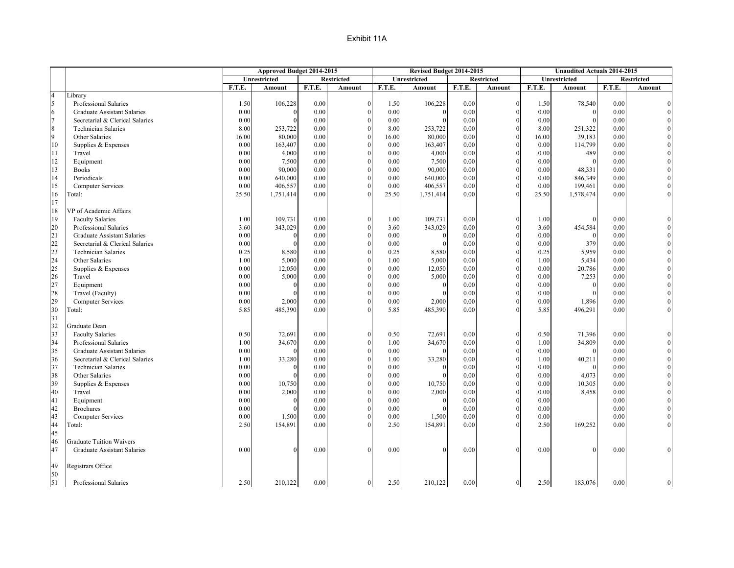# Exhibit 11A

| | | Approved Budget 2014-2015 | | | | Revised Budget 2014-2015 | | | | Unaudited Actuals 2014-2015 | | | |
|---|---|---|---|---|---|---|---|---|---|---|---|---|---|
| | | Unrestricted | | Restricted | | Unrestricted | | Restricted | | Unrestricted | | Restricted | |
| | | F.T.E. | Amount | F.T.E. | Amount | F.T.E. | Amount | F.T.E. | Amount | F.T.E. | Amount | F.T.E. | Amount |
| 4 | Library | | | | | | | | | | | | |
| 5 | Professional Salaries | 1.50 | 106,228 | 0.00 | 0 | 1.50 | 106,228 | 0.00 | 0 | 1.50 | 78,540 | 0.00 | 0 |
| 6 | Graduate Assistant Salaries | 0.00 | 0 | 0.00 | 0 | 0.00 | 0 | 0.00 | 0 | 0.00 | 0 | 0.00 | 0 |
| 7 | Secretarial & Clerical Salaries | 0.00 | 0 | 0.00 | 0 | 0.00 | 0 | 0.00 | 0 | 0.00 | 0 | 0.00 | 0 |
| 8 | Technician Salaries | 8.00 | 253,722 | 0.00 | 0 | 8.00 | 253,722 | 0.00 | 0 | 8.00 | 251,322 | 0.00 | 0 |
| 9 | Other Salaries | 16.00 | 80,000 | 0.00 | 0 | 16.00 | 80,000 | 0.00 | 0 | 16.00 | 39,183 | 0.00 | 0 |
| 10 | Supplies & Expenses | 0.00 | 163,407 | 0.00 | 0 | 0.00 | 163,407 | 0.00 | 0 | 0.00 | 114,799 | 0.00 | 0 |
| 11 | Travel | 0.00 | 4,000 | 0.00 | 0 | 0.00 | 4,000 | 0.00 | 0 | 0.00 | 489 | 0.00 | 0 |
| 12 | Equipment | 0.00 | 7,500 | 0.00 | 0 | 0.00 | 7,500 | 0.00 | 0 | 0.00 | 0 | 0.00 | 0 |
| 13 | Books | 0.00 | 90,000 | 0.00 | 0 | 0.00 | 90,000 | 0.00 | 0 | 0.00 | 48,331 | 0.00 | 0 |
| 14 | Periodicals | 0.00 | 640,000 | 0.00 | 0 | 0.00 | 640,000 | 0.00 | 0 | 0.00 | 846,349 | 0.00 | 0 |
| 15 | Computer Services | 0.00 | 406,557 | 0.00 | 0 | 0.00 | 406,557 | 0.00 | 0 | 0.00 | 199,461 | 0.00 | 0 |
| 16 | Total: | 25.50 | 1,751,414 | 0.00 | 0 | 25.50 | 1,751,414 | 0.00 | 0 | 25.50 | 1,578,474 | 0.00 | 0 |
| 17 | | | | | | | | | | | | | |
| 18 | VP of Academic Affairs | | | | | | | | | | | | |
| 19 | Faculty Salaries | 1.00 | 109,731 | 0.00 | 0 | 1.00 | 109,731 | 0.00 | 0 | 1.00 | 0 | 0.00 | 0 |
| 20 | Professional Salaries | 3.60 | 343,029 | 0.00 | 0 | 3.60 | 343,029 | 0.00 | 0 | 3.60 | 454,584 | 0.00 | 0 |
| 21 | Graduate Assistant Salaries | 0.00 | 0 | 0.00 | 0 | 0.00 | 0 | 0.00 | 0 | 0.00 | 0 | 0.00 | 0 |
| 22 | Secretarial & Clerical Salaries | 0.00 | 0 | 0.00 | 0 | 0.00 | 0 | 0.00 | 0 | 0.00 | 379 | 0.00 | 0 |
| 23 | Technician Salaries | 0.25 | 8,580 | 0.00 | 0 | 0.25 | 8,580 | 0.00 | 0 | 0.25 | 5,959 | 0.00 | 0 |
| 24 | Other Salaries | 1.00 | 5,000 | 0.00 | 0 | 1.00 | 5,000 | 0.00 | 0 | 1.00 | 5,434 | 0.00 | 0 |
| 25 | Supplies & Expenses | 0.00 | 12,050 | 0.00 | 0 | 0.00 | 12,050 | 0.00 | 0 | 0.00 | 20,786 | 0.00 | 0 |
| 26 | Travel | 0.00 | 5,000 | 0.00 | 0 | 0.00 | 5,000 | 0.00 | 0 | 0.00 | 7,253 | 0.00 | 0 |
| 27 | Equipment | 0.00 | 0 | 0.00 | 0 | 0.00 | 0 | 0.00 | 0 | 0.00 | 0 | 0.00 | 0 |
| 28 | Travel (Faculty) | 0.00 | 0 | 0.00 | 0 | 0.00 | 0 | 0.00 | 0 | 0.00 | 0 | 0.00 | 0 |
| 29 | Computer Services | 0.00 | 2,000 | 0.00 | 0 | 0.00 | 2,000 | 0.00 | 0 | 0.00 | 1,896 | 0.00 | 0 |
| 30 | Total: | 5.85 | 485,390 | 0.00 | 0 | 5.85 | 485,390 | 0.00 | 0 | 5.85 | 496,291 | 0.00 | 0 |
| 31 | | | | | | | | | | | | | |
| 32 | Graduate Dean | | | | | | | | | | | | |
| 33 | Faculty Salaries | 0.50 | 72,691 | 0.00 | 0 | 0.50 | 72,691 | 0.00 | 0 | 0.50 | 71,396 | 0.00 | 0 |
| 34 | Professional Salaries | 1.00 | 34,670 | 0.00 | 0 | 1.00 | 34,670 | 0.00 | 0 | 1.00 | 34,809 | 0.00 | 0 |
| 35 | Graduate Assistant Salaries | 0.00 | 0 | 0.00 | 0 | 0.00 | 0 | 0.00 | 0 | 0.00 | 0 | 0.00 | 0 |
| 36 | Secretarial & Clerical Salaries | 1.00 | 33,280 | 0.00 | 0 | 1.00 | 33,280 | 0.00 | 0 | 1.00 | 40,211 | 0.00 | 0 |
| 37 | Technician Salaries | 0.00 | 0 | 0.00 | 0 | 0.00 | 0 | 0.00 | 0 | 0.00 | 0 | 0.00 | 0 |
| 38 | Other Salaries | 0.00 | 0 | 0.00 | 0 | 0.00 | 0 | 0.00 | 0 | 0.00 | 4,073 | 0.00 | 0 |
| 39 | Supplies & Expenses | 0.00 | 10,750 | 0.00 | 0 | 0.00 | 10,750 | 0.00 | 0 | 0.00 | 10,305 | 0.00 | 0 |
| 40 | Travel | 0.00 | 2,000 | 0.00 | 0 | 0.00 | 2,000 | 0.00 | 0 | 0.00 | 8,458 | 0.00 | 0 |
| 41 | Equipment | 0.00 | 0 | 0.00 | 0 | 0.00 | 0 | 0.00 | 0 | 0.00 | | 0.00 | 0 |
| 42 | Brochures | 0.00 | 0 | 0.00 | 0 | 0.00 | 0 | 0.00 | 0 | 0.00 | | 0.00 | 0 |
| 43 | Computer Services | 0.00 | 1,500 | 0.00 | 0 | 0.00 | 1,500 | 0.00 | 0 | 0.00 | | 0.00 | 0 |
| 44 | Total: | 2.50 | 154,891 | 0.00 | 0 | 2.50 | 154,891 | 0.00 | 0 | 2.50 | 169,252 | 0.00 | 0 |
| 45 | | | | | | | | | | | | | |
| 46 | Graduate Tuition Waivers | | | | | | | | | | | | |
| 47 | Graduate Assistant Salaries | 0.00 | 0 | 0.00 | 0 | 0.00 | 0 | 0.00 | 0 | 0.00 | 0 | 0.00 | 0 |
| 49 | Registrars Office | | | | | | | | | | | | |
| 50 | | | | | | | | | | | | | |
| 51 | Professional Salaries | 2.50 | 210,122 | 0.00 | 0 | 2.50 | 210,122 | 0.00 | 0 | 2.50 | 183,076 | 0.00 | 0 |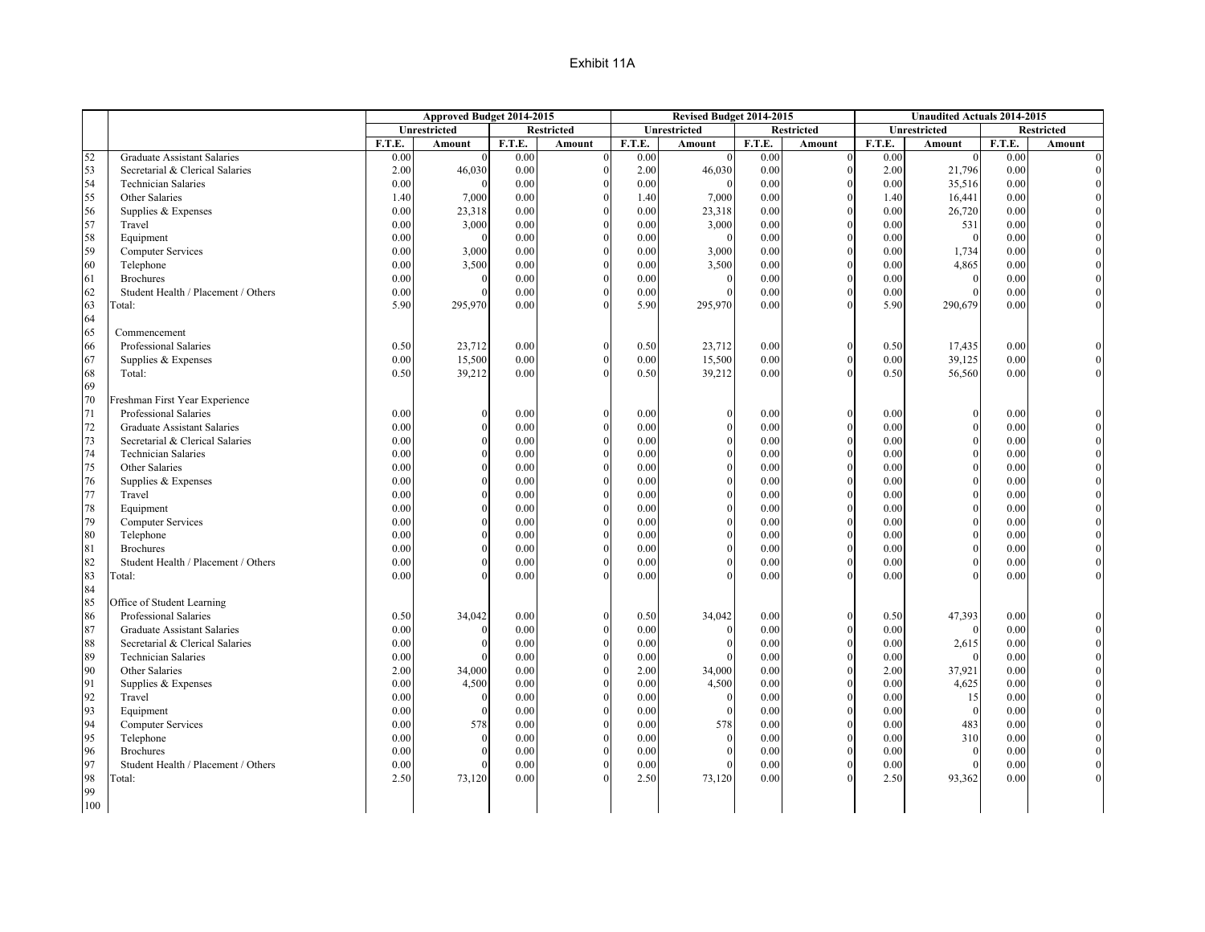# Exhibit 11A

| | | Approved Budget 2014-2015 | | | | Revised Budget 2014-2015 | | | | Unaudited Actuals 2014-2015 | | | |
|---|---|---|---|---|---|---|---|---|---|---|---|---|---|
| | | Unrestricted | | Restricted | | Unrestricted | | Restricted | | Unrestricted | | Restricted | |
| | | F.T.E. | Amount | F.T.E. | Amount | F.T.E. | Amount | F.T.E. | Amount | F.T.E. | Amount | F.T.E. | Amount |
| 52 | Graduate Assistant Salaries | 0.00 | 0 | 0.00 | 0 | 0.00 | 0 | 0.00 | 0 | 0.00 | 0 | 0.00 | 0 |
| 53 | Secretarial & Clerical Salaries | 2.00 | 46,030 | 0.00 | 0 | 2.00 | 46,030 | 0.00 | 0 | 2.00 | 21,796 | 0.00 | 0 |
| 54 | Technician Salaries | 0.00 | 0 | 0.00 | 0 | 0.00 | 0 | 0.00 | 0 | 0.00 | 35,516 | 0.00 | 0 |
| 55 | Other Salaries | 1.40 | 7,000 | 0.00 | 0 | 1.40 | 7,000 | 0.00 | 0 | 1.40 | 16,441 | 0.00 | 0 |
| 56 | Supplies & Expenses | 0.00 | 23,318 | 0.00 | 0 | 0.00 | 23,318 | 0.00 | 0 | 0.00 | 26,720 | 0.00 | 0 |
| 57 | Travel | 0.00 | 3,000 | 0.00 | 0 | 0.00 | 3,000 | 0.00 | 0 | 0.00 | 531 | 0.00 | 0 |
| 58 | Equipment | 0.00 | 0 | 0.00 | 0 | 0.00 | 0 | 0.00 | 0 | 0.00 | 0 | 0.00 | 0 |
| 59 | Computer Services | 0.00 | 3,000 | 0.00 | 0 | 0.00 | 3,000 | 0.00 | 0 | 0.00 | 1,734 | 0.00 | 0 |
| 60 | Telephone | 0.00 | 3,500 | 0.00 | 0 | 0.00 | 3,500 | 0.00 | 0 | 0.00 | 4,865 | 0.00 | 0 |
| 61 | Brochures | 0.00 | 0 | 0.00 | 0 | 0.00 | 0 | 0.00 | 0 | 0.00 | 0 | 0.00 | 0 |
| 62 | Student Health / Placement / Others | 0.00 | 0 | 0.00 | 0 | 0.00 | 0 | 0.00 | 0 | 0.00 | 0 | 0.00 | 0 |
| 63 | Total: | 5.90 | 295,970 | 0.00 | 0 | 5.90 | 295,970 | 0.00 | 0 | 5.90 | 290,679 | 0.00 | 0 |
| 64 | | | | | | | | | | | | | |
| 65 | Commencement | | | | | | | | | | | | |
| 66 | Professional Salaries | 0.50 | 23,712 | 0.00 | 0 | 0.50 | 23,712 | 0.00 | 0 | 0.50 | 17,435 | 0.00 | 0 |
| 67 | Supplies & Expenses | 0.00 | 15,500 | 0.00 | 0 | 0.00 | 15,500 | 0.00 | 0 | 0.00 | 39,125 | 0.00 | 0 |
| 68 | Total: | 0.50 | 39,212 | 0.00 | 0 | 0.50 | 39,212 | 0.00 | 0 | 0.50 | 56,560 | 0.00 | 0 |
| 69 | | | | | | | | | | | | | |
| 70 | Freshman First Year Experience | | | | | | | | | | | | |
| 71 | Professional Salaries | 0.00 | 0 | 0.00 | 0 | 0.00 | 0 | 0.00 | 0 | 0.00 | 0 | 0.00 | 0 |
| 72 | Graduate Assistant Salaries | 0.00 | 0 | 0.00 | 0 | 0.00 | 0 | 0.00 | 0 | 0.00 | 0 | 0.00 | 0 |
| 73 | Secretarial & Clerical Salaries | 0.00 | 0 | 0.00 | 0 | 0.00 | 0 | 0.00 | 0 | 0.00 | 0 | 0.00 | 0 |
| 74 | Technician Salaries | 0.00 | 0 | 0.00 | 0 | 0.00 | 0 | 0.00 | 0 | 0.00 | 0 | 0.00 | 0 |
| 75 | Other Salaries | 0.00 | 0 | 0.00 | 0 | 0.00 | 0 | 0.00 | 0 | 0.00 | 0 | 0.00 | 0 |
| 76 | Supplies & Expenses | 0.00 | 0 | 0.00 | 0 | 0.00 | 0 | 0.00 | 0 | 0.00 | 0 | 0.00 | 0 |
| 77 | Travel | 0.00 | 0 | 0.00 | 0 | 0.00 | 0 | 0.00 | 0 | 0.00 | 0 | 0.00 | 0 |
| 78 | Equipment | 0.00 | 0 | 0.00 | 0 | 0.00 | 0 | 0.00 | 0 | 0.00 | 0 | 0.00 | 0 |
| 79 | Computer Services | 0.00 | 0 | 0.00 | 0 | 0.00 | 0 | 0.00 | 0 | 0.00 | 0 | 0.00 | 0 |
| 80 | Telephone | 0.00 | 0 | 0.00 | 0 | 0.00 | 0 | 0.00 | 0 | 0.00 | 0 | 0.00 | 0 |
| 81 | Brochures | 0.00 | 0 | 0.00 | 0 | 0.00 | 0 | 0.00 | 0 | 0.00 | 0 | 0.00 | 0 |
| 82 | Student Health / Placement / Others | 0.00 | 0 | 0.00 | 0 | 0.00 | 0 | 0.00 | 0 | 0.00 | 0 | 0.00 | 0 |
| 83 | Total: | 0.00 | 0 | 0.00 | 0 | 0.00 | 0 | 0.00 | 0 | 0.00 | 0 | 0.00 | 0 |
| 84 | | | | | | | | | | | | | |
| 85 | Office of Student Learning | | | | | | | | | | | | |
| 86 | Professional Salaries | 0.50 | 34,042 | 0.00 | 0 | 0.50 | 34,042 | 0.00 | 0 | 0.50 | 47,393 | 0.00 | 0 |
| 87 | Graduate Assistant Salaries | 0.00 | 0 | 0.00 | 0 | 0.00 | 0 | 0.00 | 0 | 0.00 | 0 | 0.00 | 0 |
| 88 | Secretarial & Clerical Salaries | 0.00 | 0 | 0.00 | 0 | 0.00 | 0 | 0.00 | 0 | 0.00 | 2,615 | 0.00 | 0 |
| 89 | Technician Salaries | 0.00 | 0 | 0.00 | 0 | 0.00 | 0 | 0.00 | 0 | 0.00 | 0 | 0.00 | 0 |
| 90 | Other Salaries | 2.00 | 34,000 | 0.00 | 0 | 2.00 | 34,000 | 0.00 | 0 | 2.00 | 37,921 | 0.00 | 0 |
| 91 | Supplies & Expenses | 0.00 | 4,500 | 0.00 | 0 | 0.00 | 4,500 | 0.00 | 0 | 0.00 | 4,625 | 0.00 | 0 |
| 92 | Travel | 0.00 | 0 | 0.00 | 0 | 0.00 | 0 | 0.00 | 0 | 0.00 | 15 | 0.00 | 0 |
| 93 | Equipment | 0.00 | 0 | 0.00 | 0 | 0.00 | 0 | 0.00 | 0 | 0.00 | 0 | 0.00 | 0 |
| 94 | Computer Services | 0.00 | 578 | 0.00 | 0 | 0.00 | 578 | 0.00 | 0 | 0.00 | 483 | 0.00 | 0 |
| 95 | Telephone | 0.00 | 0 | 0.00 | 0 | 0.00 | 0 | 0.00 | 0 | 0.00 | 310 | 0.00 | 0 |
| 96 | Brochures | 0.00 | 0 | 0.00 | 0 | 0.00 | 0 | 0.00 | 0 | 0.00 | 0 | 0.00 | 0 |
| 97 | Student Health / Placement / Others | 0.00 | 0 | 0.00 | 0 | 0.00 | 0 | 0.00 | 0 | 0.00 | 0 | 0.00 | 0 |
| 98 | Total: | 2.50 | 73,120 | 0.00 | 0 | 2.50 | 73,120 | 0.00 | 0 | 2.50 | 93,362 | 0.00 | 0 |
| 99 | | | | | | | | | | | | | |
| 100 | | | | | | | | | | | | | |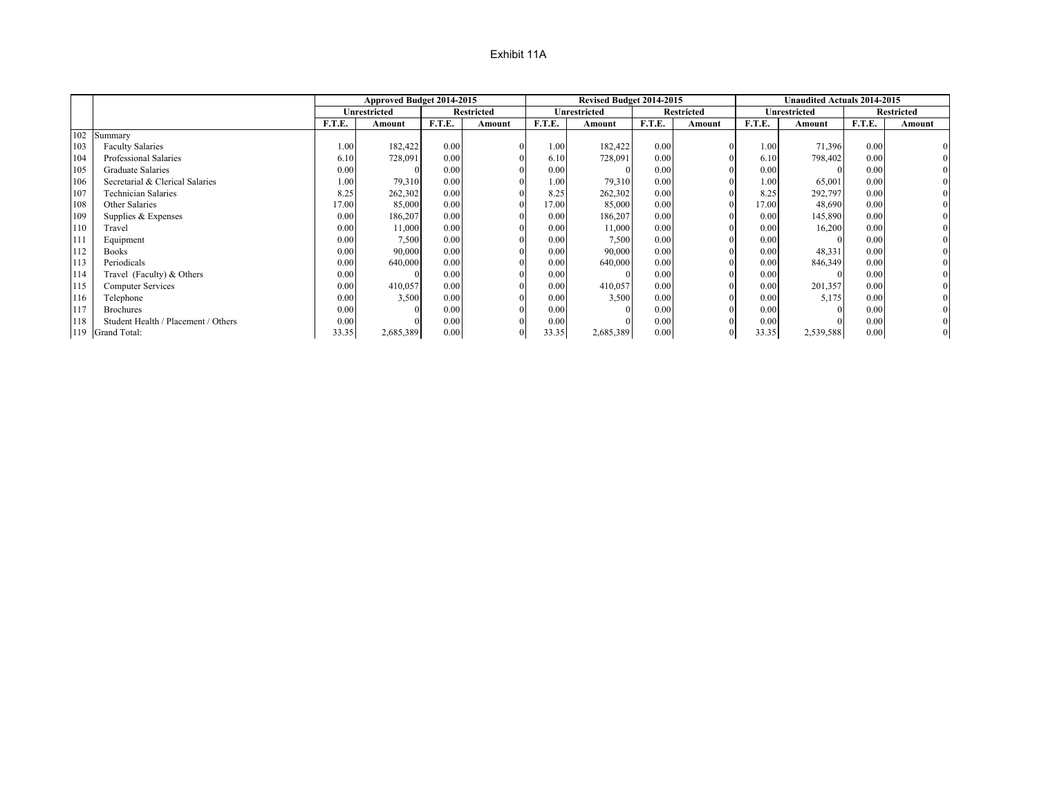# Exhibit 11A

| | | Approved Budget 2014-2015 | | | | Revised Budget 2014-2015 | | | | Unaudited Actuals 2014-2015 | | | |
|---|---|---|---|---|---|---|---|---|---|---|---|---|---|
| | | Unrestricted | | Restricted | | Unrestricted | | Restricted | | Unrestricted | | Restricted | |
| | | F.T.E. | Amount | F.T.E. | Amount | F.T.E. | Amount | F.T.E. | Amount | F.T.E. | Amount | F.T.E. | Amount |
| 102 | Summary | | | | | | | | | | | | |
| 103 | Faculty Salaries | 1.00 | 182,422 | 0.00 | 0 | 1.00 | 182,422 | 0.00 | 0 | 1.00 | 71,396 | 0.00 | 0 |
| 104 | Professional Salaries | 6.10 | 728,091 | 0.00 | 0 | 6.10 | 728,091 | 0.00 | 0 | 6.10 | 798,402 | 0.00 | 0 |
| 105 | Graduate Salaries | 0.00 | 0 | 0.00 | 0 | 0.00 | 0 | 0.00 | 0 | 0.00 | 0 | 0.00 | 0 |
| 106 | Secretarial & Clerical Salaries | 1.00 | 79,310 | 0.00 | 0 | 1.00 | 79,310 | 0.00 | 0 | 1.00 | 65,001 | 0.00 | 0 |
| 107 | Technician Salaries | 8.25 | 262,302 | 0.00 | 0 | 8.25 | 262,302 | 0.00 | 0 | 8.25 | 292,797 | 0.00 | 0 |
| 108 | Other Salaries | 17.00 | 85,000 | 0.00 | 0 | 17.00 | 85,000 | 0.00 | 0 | 17.00 | 48,690 | 0.00 | 0 |
| 109 | Supplies & Expenses | 0.00 | 186,207 | 0.00 | 0 | 0.00 | 186,207 | 0.00 | 0 | 0.00 | 145,890 | 0.00 | 0 |
| 110 | Travel | 0.00 | 11,000 | 0.00 | 0 | 0.00 | 11,000 | 0.00 | 0 | 0.00 | 16,200 | 0.00 | 0 |
| 111 | Equipment | 0.00 | 7,500 | 0.00 | 0 | 0.00 | 7,500 | 0.00 | 0 | 0.00 | 0 | 0.00 | 0 |
| 112 | Books | 0.00 | 90,000 | 0.00 | 0 | 0.00 | 90,000 | 0.00 | 0 | 0.00 | 48,331 | 0.00 | 0 |
| 113 | Periodicals | 0.00 | 640,000 | 0.00 | 0 | 0.00 | 640,000 | 0.00 | 0 | 0.00 | 846,349 | 0.00 | 0 |
| 114 | Travel (Faculty) & Others | 0.00 | 0 | 0.00 | 0 | 0.00 | 0 | 0.00 | 0 | 0.00 | 0 | 0.00 | 0 |
| 115 | Computer Services | 0.00 | 410,057 | 0.00 | 0 | 0.00 | 410,057 | 0.00 | 0 | 0.00 | 201,357 | 0.00 | 0 |
| 116 | Telephone | 0.00 | 3,500 | 0.00 | 0 | 0.00 | 3,500 | 0.00 | 0 | 0.00 | 5,175 | 0.00 | 0 |
| 117 | Brochures | 0.00 | 0 | 0.00 | 0 | 0.00 | 0 | 0.00 | 0 | 0.00 | 0 | 0.00 | 0 |
| 118 | Student Health / Placement / Others | 0.00 | 0 | 0.00 | 0 | 0.00 | 0 | 0.00 | 0 | 0.00 | 0 | 0.00 | 0 |
| 119 | Grand Total: | 33.35 | 2,685,389 | 0.00 | 0 | 33.35 | 2,685,389 | 0.00 | 0 | 33.35 | 2,539,588 | 0.00 | 0 |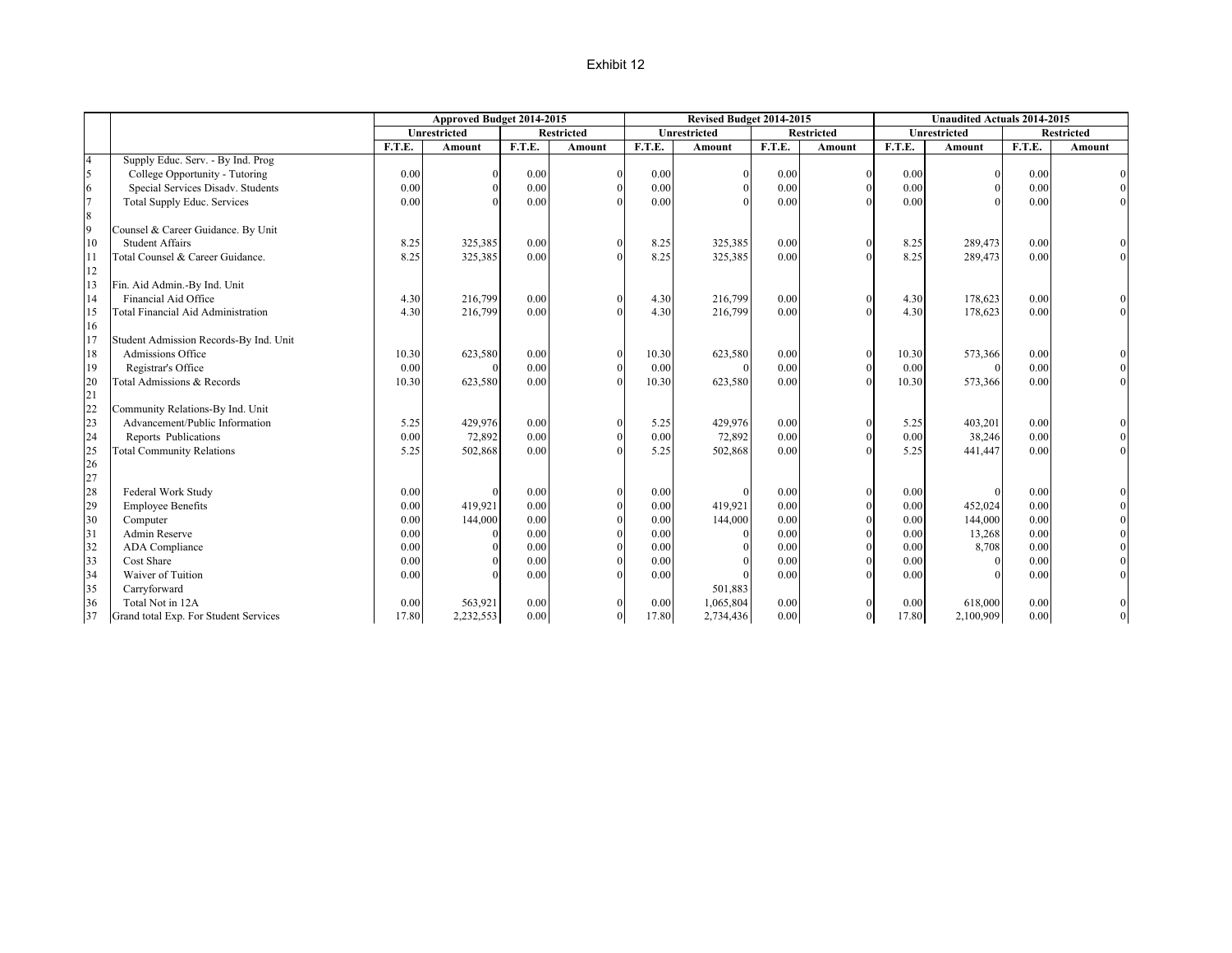# Exhibit 12

| | | Approved Budget 2014-2015 | | | | Revised Budget 2014-2015 | | | | Unaudited Actuals 2014-2015 | | | |
|---|---|---|---|---|---|---|---|---|---|---|---|---|---|
| | | Unrestricted | | Restricted | | Unrestricted | | Restricted | | Unrestricted | | Restricted | |
| | | F.T.E. | Amount | F.T.E. | Amount | F.T.E. | Amount | F.T.E. | Amount | F.T.E. | Amount | F.T.E. | Amount |
| 4 | Supply Educ. Serv. - By Ind. Prog | | | | | | | | | | | | |
| 5 | College Opportunity - Tutoring | 0.00 | 0 | 0.00 | 0 | 0.00 | 0 | 0.00 | 0 | 0.00 | 0 | 0.00 | 0 |
| 6 | Special Services Disadv. Students | 0.00 | 0 | 0.00 | 0 | 0.00 | 0 | 0.00 | 0 | 0.00 | 0 | 0.00 | 0 |
| 7 | Total Supply Educ. Services | 0.00 | 0 | 0.00 | 0 | 0.00 | 0 | 0.00 | 0 | 0.00 | 0 | 0.00 | 0 |
| 8 | | | | | | | | | | | | | |
| 9 | Counsel & Career Guidance. By Unit | | | | | | | | | | | | |
| 10 | Student Affairs | 8.25 | 325,385 | 0.00 | 0 | 8.25 | 325,385 | 0.00 | 0 | 8.25 | 289,473 | 0.00 | 0 |
| 11 | Total Counsel & Career Guidance. | 8.25 | 325,385 | 0.00 | 0 | 8.25 | 325,385 | 0.00 | 0 | 8.25 | 289,473 | 0.00 | 0 |
| 12 | | | | | | | | | | | | | |
| 13 | Fin. Aid Admin.-By Ind. Unit | | | | | | | | | | | | |
| 14 | Financial Aid Office | 4.30 | 216,799 | 0.00 | 0 | 4.30 | 216,799 | 0.00 | 0 | 4.30 | 178,623 | 0.00 | 0 |
| 15 | Total Financial Aid Administration | 4.30 | 216,799 | 0.00 | 0 | 4.30 | 216,799 | 0.00 | 0 | 4.30 | 178,623 | 0.00 | 0 |
| 16 | | | | | | | | | | | | | |
| 17 | Student Admission Records-By Ind. Unit | | | | | | | | | | | | |
| 18 | Admissions Office | 10.30 | 623,580 | 0.00 | 0 | 10.30 | 623,580 | 0.00 | 0 | 10.30 | 573,366 | 0.00 | 0 |
| 19 | Registrar's Office | 0.00 | 0 | 0.00 | 0 | 0.00 | 0 | 0.00 | 0 | 0.00 | 0 | 0.00 | 0 |
| 20 | Total Admissions & Records | 10.30 | 623,580 | 0.00 | 0 | 10.30 | 623,580 | 0.00 | 0 | 10.30 | 573,366 | 0.00 | 0 |
| 21 | | | | | | | | | | | | | |
| 22 | Community Relations-By Ind. Unit | | | | | | | | | | | | |
| 23 | Advancement/Public Information | 5.25 | 429,976 | 0.00 | 0 | 5.25 | 429,976 | 0.00 | 0 | 5.25 | 403,201 | 0.00 | 0 |
| 24 | Reports Publications | 0.00 | 72,892 | 0.00 | 0 | 0.00 | 72,892 | 0.00 | 0 | 0.00 | 38,246 | 0.00 | 0 |
| 25 | Total Community Relations | 5.25 | 502,868 | 0.00 | 0 | 5.25 | 502,868 | 0.00 | 0 | 5.25 | 441,447 | 0.00 | 0 |
| 26 | | | | | | | | | | | | | |
| 27 | | | | | | | | | | | | | |
| 28 | Federal Work Study | 0.00 | 0 | 0.00 | 0 | 0.00 | 0 | 0.00 | 0 | 0.00 | 0 | 0.00 | 0 |
| 29 | Employee Benefits | 0.00 | 419,921 | 0.00 | 0 | 0.00 | 419,921 | 0.00 | 0 | 0.00 | 452,024 | 0.00 | 0 |
| 30 | Computer | 0.00 | 144,000 | 0.00 | 0 | 0.00 | 144,000 | 0.00 | 0 | 0.00 | 144,000 | 0.00 | 0 |
| 31 | Admin Reserve | 0.00 | 0 | 0.00 | 0 | 0.00 | 0 | 0.00 | 0 | 0.00 | 13,268 | 0.00 | 0 |
| 32 | ADA Compliance | 0.00 | 0 | 0.00 | 0 | 0.00 | 0 | 0.00 | 0 | 0.00 | 8,708 | 0.00 | 0 |
| 33 | Cost Share | 0.00 | 0 | 0.00 | 0 | 0.00 | 0 | 0.00 | 0 | 0.00 | 0 | 0.00 | 0 |
| 34 | Waiver of Tuition | 0.00 | 0 | 0.00 | 0 | 0.00 | 0 | 0.00 | 0 | 0.00 | 0 | 0.00 | 0 |
| 35 | Carryforward | | | | | | 501,883 | | | | | | |
| 36 | Total Not in 12A | 0.00 | 563,921 | 0.00 | 0 | 0.00 | 1,065,804 | 0.00 | 0 | 0.00 | 618,000 | 0.00 | 0 |
| 37 | Grand total Exp. For Student Services | 17.80 | 2,232,553 | 0.00 | 0 | 17.80 | 2,734,436 | 0.00 | 0 | 17.80 | 2,100,909 | 0.00 | 0 |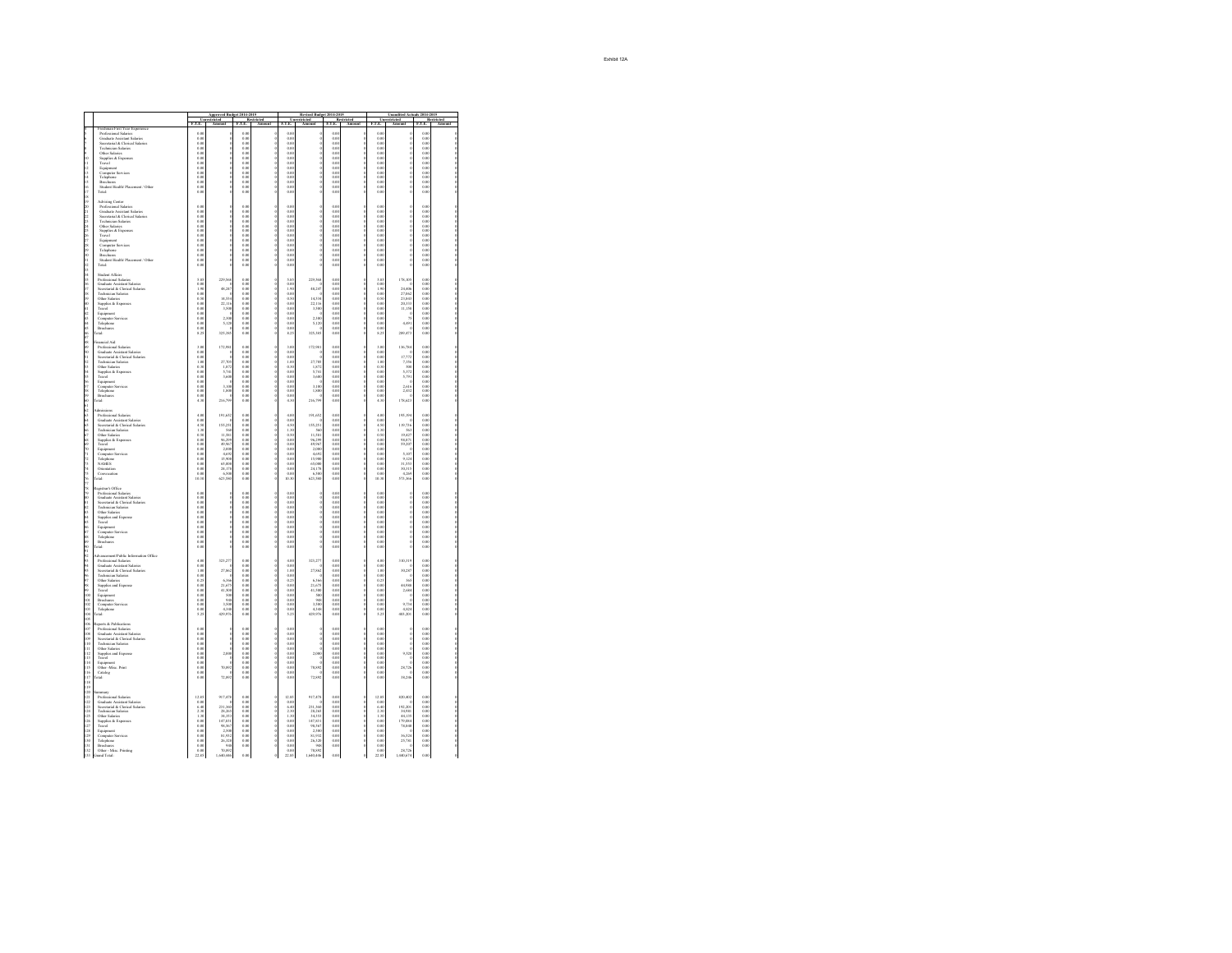Exhibit 12A

| | | Approved Budget 2014-2015 | | | | Revised Budget 2014-2015 | | | | Unaudited Actuals 2014-2015 | | | |
|---|---|---|---|---|---|---|---|---|---|---|---|---|---|
| | | Unrestricted | | Restricted | | Unrestricted | | Restricted | | Unrestricted | | Restricted | |
| | | F.T.E. | Amount | F.T.E. | Amount | F.T.E. | Amount | F.T.E. | Amount | F.T.E. | Amount | F.T.E. | Amount |
| 4 | Freshman First Year Experience | | | | | | | | | | | | |
| 5 | Professional Salaries | 0.00 | 0 | 0.00 | 0 | 0.00 | 0 | 0.00 | 0 | 0.00 | 0 | 0.00 | 0 |
| 6 | Graduate Assistant Salaries | 0.00 | 0 | 0.00 | 0 | 0.00 | 0 | 0.00 | 0 | 0.00 | 0 | 0.00 | 0 |
| 7 | Secretarial & Clerical Salaries | 0.00 | 0 | 0.00 | 0 | 0.00 | 0 | 0.00 | 0 | 0.00 | 0 | 0.00 | 0 |
| 8 | Technician Salaries | 0.00 | 0 | 0.00 | 0 | 0.00 | 0 | 0.00 | 0 | 0.00 | 0 | 0.00 | 0 |
| 9 | Other Salaries | 0.00 | 0 | 0.00 | 0 | 0.00 | 0 | 0.00 | 0 | 0.00 | 0 | 0.00 | 0 |
| 10 | Supplies & Expenses | 0.00 | 0 | 0.00 | 0 | 0.00 | 0 | 0.00 | 0 | 0.00 | 0 | 0.00 | 0 |
| 11 | Travel | 0.00 | 0 | 0.00 | 0 | 0.00 | 0 | 0.00 | 0 | 0.00 | 0 | 0.00 | 0 |
| 12 | Equipment | 0.00 | 0 | 0.00 | 0 | 0.00 | 0 | 0.00 | 0 | 0.00 | 0 | 0.00 | 0 |
| 13 | Computer Services | 0.00 | 0 | 0.00 | 0 | 0.00 | 0 | 0.00 | 0 | 0.00 | 0 | 0.00 | 0 |
| 14 | Telephone | 0.00 | 0 | 0.00 | 0 | 0.00 | 0 | 0.00 | 0 | 0.00 | 0 | 0.00 | 0 |
| 15 | Brochures | 0.00 | 0 | 0.00 | 0 | 0.00 | 0 | 0.00 | 0 | 0.00 | 0 | 0.00 | 0 |
| 16 | Student Health/ Placement / Other | 0.00 | 0 | 0.00 | 0 | 0.00 | 0 | 0.00 | 0 | 0.00 | 0 | 0.00 | 0 |
| 17 | Total | 0.00 | 0 | 0.00 | 0 | 0.00 | 0 | 0.00 | 0 | 0.00 | 0 | 0.00 | 0 |
| 18 | | | | | | | | | | | | | |
| 19 | Advising Center | | | | | | | | | | | | |
| 20 | Professional Salaries | 0.00 | 0 | 0.00 | 0 | 0.00 | 0 | 0.00 | 0 | 0.00 | 0 | 0.00 | 0 |
| 21 | Graduate Assistant Salaries | 0.00 | 0 | 0.00 | 0 | 0.00 | 0 | 0.00 | 0 | 0.00 | 0 | 0.00 | 0 |
| 22 | Secretarial & Clerical Salaries | 0.00 | 0 | 0.00 | 0 | 0.00 | 0 | 0.00 | 0 | 0.00 | 0 | 0.00 | 0 |
| 23 | Technician Salaries | 0.00 | 0 | 0.00 | 0 | 0.00 | 0 | 0.00 | 0 | 0.00 | 0 | 0.00 | 0 |
| 24 | Other Salaries | 0.00 | 0 | 0.00 | 0 | 0.00 | 0 | 0.00 | 0 | 0.00 | 0 | 0.00 | 0 |
| 25 | Supplies & Expenses | 0.00 | 0 | 0.00 | 0 | 0.00 | 0 | 0.00 | 0 | 0.00 | 0 | 0.00 | 0 |
| 26 | Travel | 0.00 | 0 | 0.00 | 0 | 0.00 | 0 | 0.00 | 0 | 0.00 | 0 | 0.00 | 0 |
| 27 | Equipment | 0.00 | 0 | 0.00 | 0 | 0.00 | 0 | 0.00 | 0 | 0.00 | 0 | 0.00 | 0 |
| 28 | Computer Services | 0.00 | 0 | 0.00 | 0 | 0.00 | 0 | 0.00 | 0 | 0.00 | 0 | 0.00 | 0 |
| 29 | Telephone | 0.00 | 0 | 0.00 | 0 | 0.00 | 0 | 0.00 | 0 | 0.00 | 0 | 0.00 | 0 |
| 30 | Brochures | 0.00 | 0 | 0.00 | 0 | 0.00 | 0 | 0.00 | 0 | 0.00 | 0 | 0.00 | 0 |
| 31 | Student Health/ Placement / Other | 0.00 | 0 | 0.00 | 0 | 0.00 | 0 | 0.00 | 0 | 0.00 | 0 | 0.00 | 0 |
| 32 | Total | 0.00 | 0 | 0.00 | 0 | 0.00 | 0 | 0.00 | 0 | 0.00 | 0 | 0.00 | 0 |
| 33 | | | | | | | | | | | | | |
| 34 | Student Affairs | | | | | | | | | | | | |
| 35 | Professional Salaries | 5.03 | 229,568 | 0.00 | 0 | 5.03 | 229,568 | 0.00 | 0 | 5.03 | 178,205 | 0.00 | 0 |
| 36 | Graduate Assistant Salaries | 0.00 | 0 | 0.00 | 0 | 0.00 | 0 | 0.00 | 0 | 0.00 | 0 | 0.00 | 0 |
| 37 | Secretarial & Clerical Salaries | 1.90 | 48,247 | 0.00 | 0 | 1.90 | 48,247 | 0.00 | 0 | 1.90 | 24,806 | 0.00 | 0 |
| 38 | Technician Salaries | 0.00 | 0 | 0.00 | 0 | 0.00 | 0 | 0.00 | 0 | 0.00 | 27,062 | 0.00 | 0 |
| 39 | Other Salaries | 0.50 | 16,534 | 0.00 | 0 | 0.50 | 16,534 | 0.00 | 0 | 0.00 | 23,845 | 0.00 | 0 |
| 40 | Supplies & Expenses | 0.00 | 22,116 | 0.00 | 0 | 0.00 | 22,116 | 0.00 | 0 | 0.00 | 20,533 | 0.00 | 0 |
| 41 | Travel | 0.00 | 3,500 | 0.00 | 0 | 0.00 | 3,500 | 0.00 | 0 | 0.00 | 11,158 | 0.00 | 0 |
| 42 | Equipment | 0.00 | 0 | 0.00 | 0 | 0.00 | 0 | 0.00 | 0 | 0.00 | 0 | 0.00 | 0 |
| 43 | Computer Services | 0.00 | 2,500 | 0.00 | 0 | 0.00 | 2,500 | 0.00 | 0 | 0.00 | 75 | 0.00 | 0 |
| 44 | Telephone | 0.00 | 5,120 | 0.00 | 0 | 0.00 | 5,120 | 0.00 | 0 | 0.00 | 6,891 | 0.00 | 0 |
| 45 | Brochures | 0.00 | 0 | 0.00 | 0 | 0.00 | 0 | 0.00 | 0 | 0.00 | 0 | 0.00 | 0 |
| 46 | Total | 8.23 | 327,585 | 0.00 | 0 | 8.23 | 327,585 | 0.00 | 0 | 8.23 | 289,873 | 0.00 | 0 |
| 47 | | | | | | | | | | | | | |
| 48 | Financial Aid | | | | | | | | | | | | |
| 49 | Professional Salaries | 3.00 | 172,981 | 0.00 | 0 | 3.00 | 172,981 | 0.00 | 0 | 3.00 | 136,784 | 0.00 | 0 |
| 50 | Graduate Assistant Salaries | 0.00 | 0 | 0.00 | 0 | 0.00 | 0 | 0.00 | 0 | 0.00 | 0 | 0.00 | 0 |
| 51 | Secretarial & Clerical Salaries | 0.00 | 0 | 0.00 | 0 | 0.00 | 0 | 0.00 | 0 | 0.00 | 17,172 | 0.00 | 0 |
| 52 | Technician Salaries | 1.00 | 27,755 | 0.00 | 0 | 1.00 | 27,755 | 0.00 | 0 | 1.00 | 7,356 | 0.00 | 0 |
| 53 | Other Salaries | 0.30 | 1,672 | 0.00 | 0 | 0.30 | 1,672 | 0.00 | 0 | 0.30 | 500 | 0.00 | 0 |
| 54 | Supplies & Expenses | 0.00 | 5,741 | 0.00 | 0 | 0.00 | 5,741 | 0.00 | 0 | 0.00 | 5,572 | 0.00 | 0 |
| 55 | Travel | 0.00 | 3,600 | 0.00 | 0 | 0.00 | 3,600 | 0.00 | 0 | 0.00 | 5,751 | 0.00 | 0 |
| 56 | Equipment | 0.00 | 0 | 0.00 | 0 | 0.00 | 0 | 0.00 | 0 | 0.00 | 0 | 0.00 | 0 |
| 57 | Computer Services | 0.00 | 3,100 | 0.00 | 0 | 0.00 | 3,100 | 0.00 | 0 | 0.00 | 2,616 | 0.00 | 0 |
| 58 | Telephone | 0.00 | 1,800 | 0.00 | 0 | 0.00 | 1,800 | 0.00 | 0 | 0.00 | 2,032 | 0.00 | 0 |
| 59 | Brochures | 0.00 | 0 | 0.00 | 0 | 0.00 | 0 | 0.00 | 0 | 0.00 | 0 | 0.00 | 0 |
| 60 | Total | 4.30 | 216,799 | 0.00 | 0 | 4.30 | 216,799 | 0.00 | 0 | 4.30 | 178,623 | 0.00 | 0 |
| 61 | | | | | | | | | | | | | |
| 62 | Admissions | | | | | | | | | | | | |
| 63 | Professional Salaries | 4.00 | 191,652 | 0.00 | 0 | 4.00 | 191,652 | 0.00 | 0 | 4.00 | 193,394 | 0.00 | 0 |
| 64 | Graduate Assistant Salaries | 0.00 | 0 | 0.00 | 0 | 0.00 | 0 | 0.00 | 0 | 0.00 | 0 | 0.00 | 0 |
| 65 | Secretarial & Clerical Salaries | 4.50 | 155,251 | 0.00 | 0 | 4.50 | 155,251 | 0.00 | 0 | 4.50 | 110,716 | 0.00 | 0 |
| 66 | Technician Salaries | 1.30 | 560 | 0.00 | 0 | 1.30 | 560 | 0.00 | 0 | 1.30 | 563 | 0.00 | 0 |
| 67 | Other Salaries | 0.50 | 11,593 | 0.00 | 0 | 0.50 | 11,593 | 0.00 | 0 | 0.50 | 19,627 | 0.00 | 0 |
| 68 | Supplies & Expenses | 0.00 | 96,299 | 0.00 | 0 | 0.00 | 96,299 | 0.00 | 0 | 0.00 | 94,871 | 0.00 | 0 |
| 69 | Travel | 0.00 | 49,967 | 0.00 | 0 | 0.00 | 49,967 | 0.00 | 0 | 0.00 | 59,257 | 0.00 | 0 |
| 70 | Equipment | 0.00 | 2,000 | 0.00 | 0 | 0.00 | 2,000 | 0.00 | 0 | 0.00 | 0 | 0.00 | 0 |
| 71 | Computer Services | 0.00 | 4,692 | 0.00 | 0 | 0.00 | 4,692 | 0.00 | 0 | 0.00 | 3,107 | 0.00 | 0 |
| 72 | Telephone | 0.00 | 15,900 | 0.00 | 0 | 0.00 | 15,900 | 0.00 | 0 | 0.00 | 9,124 | 0.00 | 0 |
| 73 | NAMES | 0.00 | 65,000 | 0.00 | 0 | 0.00 | 65,000 | 0.00 | 0 | 0.00 | 31,533 | 0.00 | 0 |
| 74 | Orientation | 0.00 | 24,178 | 0.00 | 0 | 0.00 | 24,178 | 0.00 | 0 | 0.00 | 30,515 | 0.00 | 0 |
| 75 | Convocation | 0.00 | 6,500 | 0.00 | 0 | 0.00 | 6,500 | 0.00 | 0 | 0.00 | 4,269 | 0.00 | 0 |
| 76 | Total | 10.30 | 623,580 | 0.00 | 0 | 10.30 | 623,580 | 0.00 | 0 | 10.30 | 573,366 | 0.00 | 0 |
| 77 | | | | | | | | | | | | | |
| 78 | Registrar's Office | | | | | | | | | | | | |
| 79 | Professional Salaries | 0.00 | 0 | 0.00 | 0 | 0.00 | 0 | 0.00 | 0 | 0.00 | 0 | 0.00 | 0 |
| 80 | Graduate Assistant Salaries | 0.00 | 0 | 0.00 | 0 | 0.00 | 0 | 0.00 | 0 | 0.00 | 0 | 0.00 | 0 |
| 81 | Secretarial & Clerical Salaries | 0.00 | 0 | 0.00 | 0 | 0.00 | 0 | 0.00 | 0 | 0.00 | 0 | 0.00 | 0 |
| 82 | Technician Salaries | 0.00 | 0 | 0.00 | 0 | 0.00 | 0 | 0.00 | 0 | 0.00 | 0 | 0.00 | 0 |
| 83 | Other Salaries | 0.00 | 0 | 0.00 | 0 | 0.00 | 0 | 0.00 | 0 | 0.00 | 0 | 0.00 | 0 |
| 84 | Supplies and Expense | 0.00 | 0 | 0.00 | 0 | 0.00 | 0 | 0.00 | 0 | 0.00 | 0 | 0.00 | 0 |
| 85 | Travel | 0.00 | 0 | 0.00 | 0 | 0.00 | 0 | 0.00 | 0 | 0.00 | 0 | 0.00 | 0 |
| 86 | Equipment | 0.00 | 0 | 0.00 | 0 | 0.00 | 0 | 0.00 | 0 | 0.00 | 0 | 0.00 | 0 |
| 87 | Computer Services | 0.00 | 0 | 0.00 | 0 | 0.00 | 0 | 0.00 | 0 | 0.00 | 0 | 0.00 | 0 |
| 88 | Telephone | 0.00 | 0 | 0.00 | 0 | 0.00 | 0 | 0.00 | 0 | 0.00 | 0 | 0.00 | 0 |
| 89 | Brochures | 0.00 | 0 | 0.00 | 0 | 0.00 | 0 | 0.00 | 0 | 0.00 | 0 | 0.00 | 0 |
| 90 | Total | 0.00 | 0 | 0.00 | 0 | 0.00 | 0 | 0.00 | 0 | 0.00 | 0 | 0.00 | 0 |
| 91 | | | | | | | | | | | | | |
| 92 | Advancement/Public Information Office | | | | | | | | | | | | |
| 93 | Professional Salaries | 4.00 | 323,277 | 0.00 | 0 | 4.00 | 323,277 | 0.00 | 0 | 4.00 | 310,319 | 0.00 | 0 |
| 94 | Graduate Assistant Salaries | 0.00 | 0 | 0.00 | 0 | 0.00 | 0 | 0.00 | 0 | 0.00 | 0 | 0.00 | 0 |
| 95 | Secretarial & Clerical Salaries | 1.00 | 27,862 | 0.00 | 0 | 1.00 | 27,862 | 0.00 | 0 | 1.00 | 30,287 | 0.00 | 0 |
| 96 | Technician Salaries | 0.00 | 0 | 0.00 | 0 | 0.00 | 0 | 0.00 | 0 | 0.00 | 0 | 0.00 | 0 |
| 97 | Other Salaries | 0.25 | 6,566 | 0.00 | 0 | 0.25 | 6,566 | 0.00 | 0 | 0.25 | 365 | 0.00 | 0 |
| 98 | Supplies and Expense | 0.00 | 21,675 | 0.00 | 0 | 0.00 | 21,675 | 0.00 | 0 | 0.00 | 44,948 | 0.00 | 0 |
| 99 | Travel | 0.00 | 41,500 | 0.00 | 0 | 0.00 | 41,500 | 0.00 | 0 | 0.00 | 2,604 | 0.00 | 0 |
| 100 | Equipment | 0.00 | 500 | 0.00 | 0 | 0.00 | 500 | 0.00 | 0 | 0.00 | 0 | 0.00 | 0 |
| 101 | Brochures | 0.00 | 900 | 0.00 | 0 | 0.00 | 900 | 0.00 | 0 | 0.00 | 0 | 0.00 | 0 |
| 102 | Computer Services | 0.00 | 3,500 | 0.00 | 0 | 0.00 | 3,500 | 0.00 | 0 | 0.00 | 9,754 | 0.00 | 0 |
| 103 | Telephone | 0.00 | 4,548 | 0.00 | 0 | 0.00 | 4,548 | 0.00 | 0 | 0.00 | 4,824 | 0.00 | 0 |
| 104 | Total | 5.25 | 429,976 | 0.00 | 0 | 5.25 | 429,976 | 0.00 | 0 | 5.25 | 403,203 | 0.00 | 0 |
| 105 | | | | | | | | | | | | | |
| 106 | Reports & Publications | | | | | | | | | | | | |
| 107 | Professional Salaries | 0.00 | 0 | 0.00 | 0 | 0.00 | 0 | 0.00 | 0 | 0.00 | 0 | 0.00 | 0 |
| 108 | Graduate Assistant Salaries | 0.00 | 0 | 0.00 | 0 | 0.00 | 0 | 0.00 | 0 | 0.00 | 0 | 0.00 | 0 |
| 109 | Secretarial & Clerical Salaries | 0.00 | 0 | 0.00 | 0 | 0.00 | 0 | 0.00 | 0 | 0.00 | 0 | 0.00 | 0 |
| 110 | Technician Salaries | 0.00 | 0 | 0.00 | 0 | 0.00 | 0 | 0.00 | 0 | 0.00 | 0 | 0.00 | 0 |
| 111 | Other Salaries | 0.00 | 0 | 0.00 | 0 | 0.00 | 0 | 0.00 | 0 | 0.00 | 0 | 0.00 | 0 |
| 112 | Supplies and Expense | 0.00 | 2,000 | 0.00 | 0 | 0.00 | 2,000 | 0.00 | 0 | 0.00 | 3,520 | 0.00 | 0 |
| 113 | Travel | 0.00 | 0 | 0.00 | 0 | 0.00 | 0 | 0.00 | 0 | 0.00 | 0 | 0.00 | 0 |
| 114 | Equipment | 0.00 | 0 | 0.00 | 0 | 0.00 | 0 | 0.00 | 0 | 0.00 | 0 | 0.00 | 0 |
| 115 | Other- Misc. Print | 0.00 | 70,892 | 0.00 | 0 | 0.00 | 70,892 | 0.00 | 0 | 0.00 | 28,726 | 0.00 | 0 |
| 116 | Catalog | 0.00 | 0 | 0.00 | 0 | 0.00 | 0 | 0.00 | 0 | 0.00 | 0 | 0.00 | 0 |
| 117 | Total | 0.00 | 72,892 | 0.00 | 0 | 0.00 | 72,892 | 0.00 | 0 | 0.00 | 32,246 | 0.00 | 0 |
| 118 | | | | | | | | | | | | | |
| 119 | | | | | | | | | | | | | |
| 120 | Summary | | | | | | | | | | | | |
| 121 | Professional Salaries | 12.03 | 917,478 | 0.00 | 0 | 12.03 | 917,478 | 0.00 | 0 | 12.03 | 820,802 | 0.00 | 0 |
| 122 | Graduate Assistant Salaries | 0.00 | 0 | 0.00 | 0 | 0.00 | 0 | 0.00 | 0 | 0.00 | 0 | 0.00 | 0 |
| 123 | Secretarial & Clerical Salaries | 6.40 | 231,360 | 0.00 | 0 | 6.40 | 231,360 | 0.00 | 0 | 6.40 | 192,201 | 0.00 | 0 |
| 124 | Technician Salaries | 2.30 | 28,265 | 0.00 | 0 | 2.30 | 28,265 | 0.00 | 0 | 2.30 | 34,901 | 0.00 | 0 |
| 125 | Other Salaries | 1.30 | 34,353 | 0.00 | 0 | 1.30 | 34,353 | 0.00 | 0 | 1.30 | 44,135 | 0.00 | 0 |
| 126 | Supplies & Expenses | 0.00 | 147,831 | 0.00 | 0 | 0.00 | 147,831 | 0.00 | 0 | 0.00 | 179,004 | 0.00 | 0 |
| 127 | Travel | 0.00 | 98,567 | 0.00 | 0 | 0.00 | 98,567 | 0.00 | 0 | 0.00 | 78,848 | 0.00 | 0 |
| 128 | Equipment | 0.00 | 2,500 | 0.00 | 0 | 0.00 | 2,500 | 0.00 | 0 | 0.00 | 0 | 0.00 | 0 |
| 129 | Computer Services | 0.00 | 81,912 | 0.00 | 0 | 0.00 | 81,912 | 0.00 | 0 | 0.00 | 56,528 | 0.00 | 0 |
| 130 | Telephone | 0.00 | 26,320 | 0.00 | 0 | 0.00 | 26,320 | 0.00 | 0 | 0.00 | 25,741 | 0.00 | 0 |
| 131 | Brochures | 0.00 | 900 | 0.00 | 0 | 0.00 | 900 | 0.00 | 0 | 0.00 | 0 | 0.00 | 0 |
| 132 | Other - Misc. Printing | 0.00 | 70,892 | 0.00 | 0 | 0.00 | 70,892 | 0.00 | 0 | 0.00 | 28,726 | 0.00 | 0 |
| 133 | Grand Total: | 22.03 | 1,690,846 | 0.00 | 0 | 22.03 | 1,690,846 | 0.00 | 0 | 22.03 | 1,488,671 | 0.00 | 0 |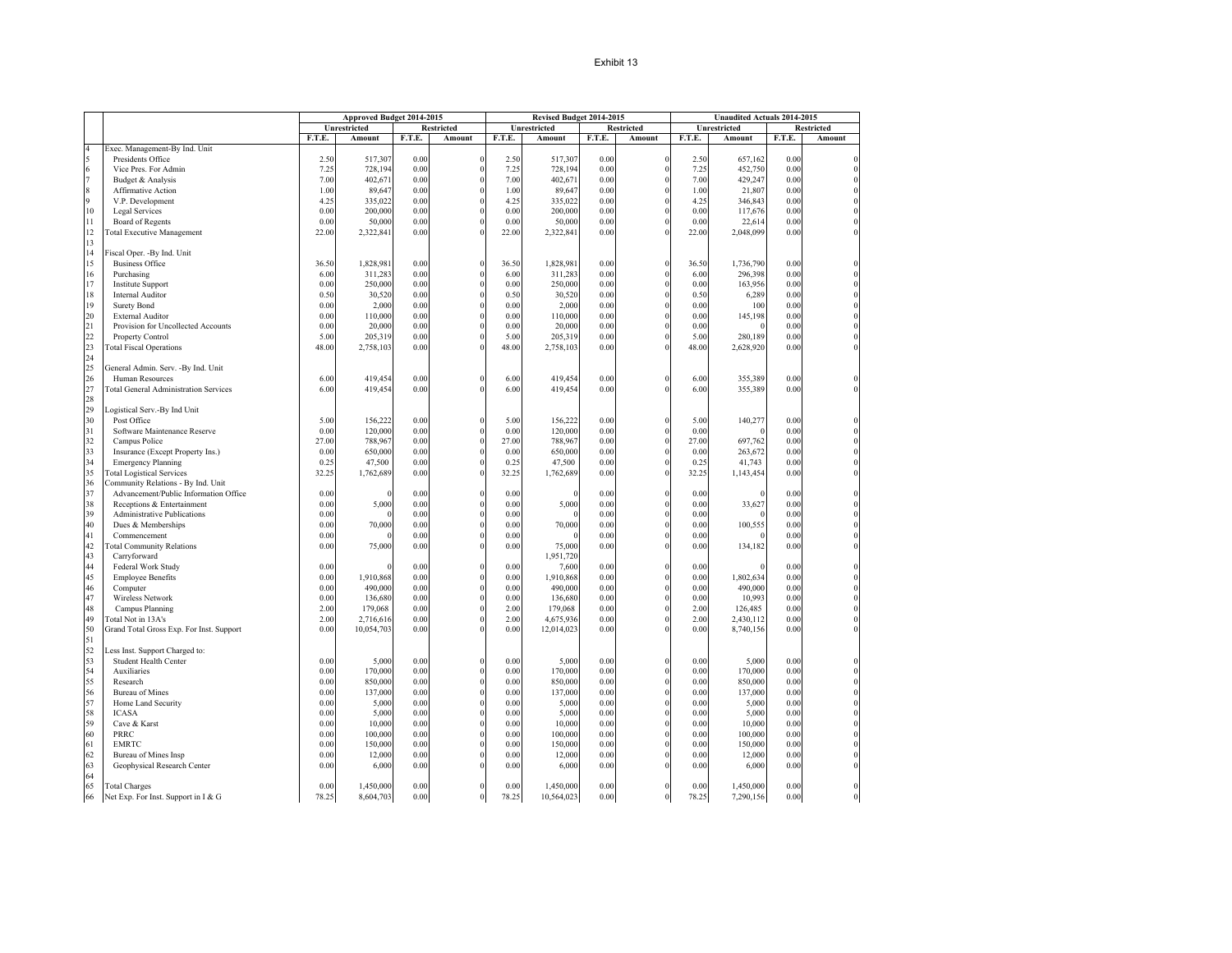Exhibit 13

| | | Approved Budget 2014-2015 | | | | Revised Budget 2014-2015 | | | | Unaudited Actuals 2014-2015 | | | |
|---|---|---|---|---|---|---|---|---|---|---|---|---|---|
| | | Unrestricted | | Restricted | | Unrestricted | | Restricted | | Unrestricted | | Restricted | |
| | | F.T.E. | Amount | F.T.E. | Amount | F.T.E. | Amount | F.T.E. | Amount | F.T.E. | Amount | F.T.E. | Amount |
| 4 | Exec. Management-By Ind. Unit | | | | | | | | | | | | |
| 5 | Presidents Office | 2.50 | 517,307 | 0.00 | 0 | 2.50 | 517,307 | 0.00 | 0 | 2.50 | 657,162 | 0.00 | 0 |
| 6 | Vice Pres. For Admin | 7.25 | 728,194 | 0.00 | 0 | 7.25 | 728,194 | 0.00 | 0 | 7.25 | 452,750 | 0.00 | 0 |
| 7 | Budget & Analysis | 7.00 | 402,671 | 0.00 | 0 | 7.00 | 402,671 | 0.00 | 0 | 7.00 | 429,247 | 0.00 | 0 |
| 8 | Affirmative Action | 1.00 | 89,647 | 0.00 | 0 | 1.00 | 89,647 | 0.00 | 0 | 1.00 | 21,807 | 0.00 | 0 |
| 9 | V.P. Development | 4.25 | 335,022 | 0.00 | 0 | 4.25 | 335,022 | 0.00 | 0 | 4.25 | 346,843 | 0.00 | 0 |
| 10 | Legal Services | 0.00 | 200,000 | 0.00 | 0 | 0.00 | 200,000 | 0.00 | 0 | 0.00 | 117,676 | 0.00 | 0 |
| 11 | Board of Regents | 0.00 | 50,000 | 0.00 | 0 | 0.00 | 50,000 | 0.00 | 0 | 0.00 | 22,614 | 0.00 | 0 |
| 12 | Total Executive Management | 22.00 | 2,322,841 | 0.00 | 0 | 22.00 | 2,322,841 | 0.00 | 0 | 22.00 | 2,048,099 | 0.00 | 0 |
| 13 | | | | | | | | | | | | | |
| 14 | Fiscal Oper. -By Ind. Unit | | | | | | | | | | | | |
| 15 | Business Office | 36.50 | 1,828,981 | 0.00 | 0 | 36.50 | 1,828,981 | 0.00 | 0 | 36.50 | 1,736,790 | 0.00 | 0 |
| 16 | Purchasing | 6.00 | 311,283 | 0.00 | 0 | 6.00 | 311,283 | 0.00 | 0 | 6.00 | 296,398 | 0.00 | 0 |
| 17 | Institute Support | 0.00 | 250,000 | 0.00 | 0 | 0.00 | 250,000 | 0.00 | 0 | 0.00 | 163,956 | 0.00 | 0 |
| 18 | Internal Auditor | 0.50 | 30,520 | 0.00 | 0 | 0.50 | 30,520 | 0.00 | 0 | 0.50 | 6,289 | 0.00 | 0 |
| 19 | Surety Bond | 0.00 | 2,000 | 0.00 | 0 | 0.00 | 2,000 | 0.00 | 0 | 0.00 | 100 | 0.00 | 0 |
| 20 | External Auditor | 0.00 | 110,000 | 0.00 | 0 | 0.00 | 110,000 | 0.00 | 0 | 0.00 | 145,198 | 0.00 | 0 |
| 21 | Provision for Uncollected Accounts | 0.00 | 20,000 | 0.00 | 0 | 0.00 | 20,000 | 0.00 | 0 | 0.00 | 0 | 0.00 | 0 |
| 22 | Property Control | 5.00 | 205,319 | 0.00 | 0 | 5.00 | 205,319 | 0.00 | 0 | 5.00 | 280,189 | 0.00 | 0 |
| 23 | Total Fiscal Operations | 48.00 | 2,758,103 | 0.00 | 0 | 48.00 | 2,758,103 | 0.00 | 0 | 48.00 | 2,628,920 | 0.00 | 0 |
| 24 | | | | | | | | | | | | | |
| 25 | General Admin. Serv. -By Ind. Unit | | | | | | | | | | | | |
| 26 | Human Resources | 6.00 | 419,454 | 0.00 | 0 | 6.00 | 419,454 | 0.00 | 0 | 6.00 | 355,389 | 0.00 | 0 |
| 27 | Total General Administration Services | 6.00 | 419,454 | 0.00 | 0 | 6.00 | 419,454 | 0.00 | 0 | 6.00 | 355,389 | 0.00 | 0 |
| 28 | | | | | | | | | | | | | |
| 29 | Logistical Serv.-By Ind Unit | | | | | | | | | | | | |
| 30 | Post Office | 5.00 | 156,222 | 0.00 | 0 | 5.00 | 156,222 | 0.00 | 0 | 5.00 | 140,277 | 0.00 | 0 |
| 31 | Software Maintenance Reserve | 0.00 | 120,000 | 0.00 | 0 | 0.00 | 120,000 | 0.00 | 0 | 0.00 | 0 | 0.00 | 0 |
| 32 | Campus Police | 27.00 | 788,967 | 0.00 | 0 | 27.00 | 788,967 | 0.00 | 0 | 27.00 | 697,762 | 0.00 | 0 |
| 33 | Insurance (Except Property Ins.) | 0.00 | 650,000 | 0.00 | 0 | 0.00 | 650,000 | 0.00 | 0 | 0.00 | 263,672 | 0.00 | 0 |
| 34 | Emergency Planning | 0.25 | 47,500 | 0.00 | 0 | 0.25 | 47,500 | 0.00 | 0 | 0.25 | 41,743 | 0.00 | 0 |
| 35 | Total Logistical Services | 32.25 | 1,762,689 | 0.00 | 0 | 32.25 | 1,762,689 | 0.00 | 0 | 32.25 | 1,143,454 | 0.00 | 0 |
| 36 | Community Relations - By Ind. Unit | | | | | | | | | | | | |
| 37 | Advancement/Public Information Office | 0.00 | 0 | 0.00 | 0 | 0.00 | 0 | 0.00 | 0 | 0.00 | 0 | 0.00 | 0 |
| 38 | Receptions & Entertainment | 0.00 | 5,000 | 0.00 | 0 | 0.00 | 5,000 | 0.00 | 0 | 0.00 | 33,627 | 0.00 | 0 |
| 39 | Administrative Publications | 0.00 | 0 | 0.00 | 0 | 0.00 | 0 | 0.00 | 0 | 0.00 | 0 | 0.00 | 0 |
| 40 | Dues & Memberships | 0.00 | 70,000 | 0.00 | 0 | 0.00 | 70,000 | 0.00 | 0 | 0.00 | 100,555 | 0.00 | 0 |
| 41 | Commencement | 0.00 | 0 | 0.00 | 0 | 0.00 | 0 | 0.00 | 0 | 0.00 | 0 | 0.00 | 0 |
| 42 | Total Community Relations | 0.00 | 75,000 | 0.00 | 0 | 0.00 | 75,000 | 0.00 | 0 | 0.00 | 134,182 | 0.00 | 0 |
| 43 | Carryforward | | | | | | 1,951,720 | | | | | | |
| 44 | Federal Work Study | 0.00 | 0 | 0.00 | 0 | 0.00 | 7,600 | 0.00 | 0 | 0.00 | 0 | 0.00 | 0 |
| 45 | Employee Benefits | 0.00 | 1,910,868 | 0.00 | 0 | 0.00 | 1,910,868 | 0.00 | 0 | 0.00 | 1,802,634 | 0.00 | 0 |
| 46 | Computer | 0.00 | 490,000 | 0.00 | 0 | 0.00 | 490,000 | 0.00 | 0 | 0.00 | 490,000 | 0.00 | 0 |
| 47 | Wireless Network | 0.00 | 136,680 | 0.00 | 0 | 0.00 | 136,680 | 0.00 | 0 | 0.00 | 10,993 | 0.00 | 0 |
| 48 | Campus Planning | 2.00 | 179,068 | 0.00 | 0 | 2.00 | 179,068 | 0.00 | 0 | 2.00 | 126,485 | 0.00 | 0 |
| 49 | Total Not in 13A's | 2.00 | 2,716,616 | 0.00 | 0 | 2.00 | 4,675,936 | 0.00 | 0 | 2.00 | 2,430,112 | 0.00 | 0 |
| 50 | Grand Total Gross Exp. For Inst. Support | 0.00 | 10,054,703 | 0.00 | 0 | 0.00 | 12,014,023 | 0.00 | 0 | 0.00 | 8,740,156 | 0.00 | 0 |
| 51 | | | | | | | | | | | | | |
| 52 | Less Inst. Support Charged to: | | | | | | | | | | | | |
| 53 | Student Health Center | 0.00 | 5,000 | 0.00 | 0 | 0.00 | 5,000 | 0.00 | 0 | 0.00 | 5,000 | 0.00 | 0 |
| 54 | Auxiliaries | 0.00 | 170,000 | 0.00 | 0 | 0.00 | 170,000 | 0.00 | 0 | 0.00 | 170,000 | 0.00 | 0 |
| 55 | Research | 0.00 | 850,000 | 0.00 | 0 | 0.00 | 850,000 | 0.00 | 0 | 0.00 | 850,000 | 0.00 | 0 |
| 56 | Bureau of Mines | 0.00 | 137,000 | 0.00 | 0 | 0.00 | 137,000 | 0.00 | 0 | 0.00 | 137,000 | 0.00 | 0 |
| 57 | Home Land Security | 0.00 | 5,000 | 0.00 | 0 | 0.00 | 5,000 | 0.00 | 0 | 0.00 | 5,000 | 0.00 | 0 |
| 58 | ICASA | 0.00 | 5,000 | 0.00 | 0 | 0.00 | 5,000 | 0.00 | 0 | 0.00 | 5,000 | 0.00 | 0 |
| 59 | Cave & Karst | 0.00 | 10,000 | 0.00 | 0 | 0.00 | 10,000 | 0.00 | 0 | 0.00 | 10,000 | 0.00 | 0 |
| 60 | PRRC | 0.00 | 100,000 | 0.00 | 0 | 0.00 | 100,000 | 0.00 | 0 | 0.00 | 100,000 | 0.00 | 0 |
| 61 | EMRTC | 0.00 | 150,000 | 0.00 | 0 | 0.00 | 150,000 | 0.00 | 0 | 0.00 | 150,000 | 0.00 | 0 |
| 62 | Bureau of Mines Insp | 0.00 | 12,000 | 0.00 | 0 | 0.00 | 12,000 | 0.00 | 0 | 0.00 | 12,000 | 0.00 | 0 |
| 63 | Geophysical Research Center | 0.00 | 6,000 | 0.00 | 0 | 0.00 | 6,000 | 0.00 | 0 | 0.00 | 6,000 | 0.00 | 0 |
| 64 | | | | | | | | | | | | | |
| 65 | Total Charges | 0.00 | 1,450,000 | 0.00 | 0 | 0.00 | 1,450,000 | 0.00 | 0 | 0.00 | 1,450,000 | 0.00 | 0 |
| 66 | Net Exp. For Inst. Support in I & G | 78.25 | 8,604,703 | 0.00 | 0 | 78.25 | 10,564,023 | 0.00 | 0 | 78.25 | 7,290,156 | 0.00 | 0 |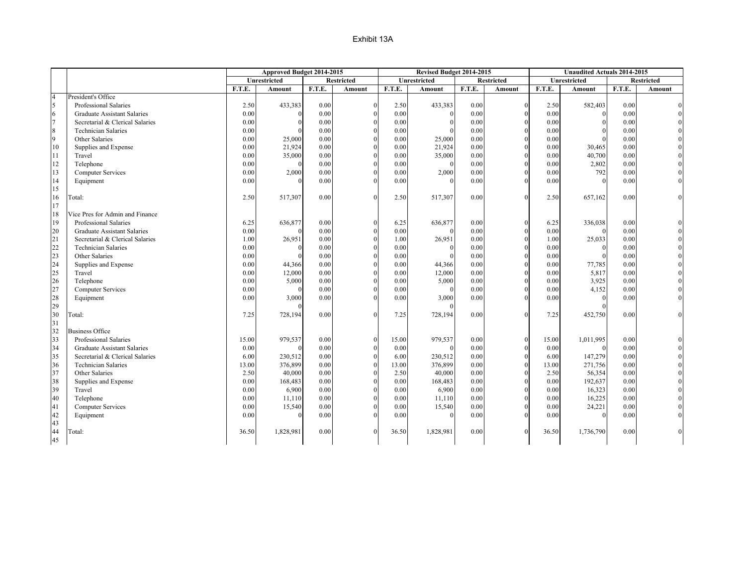Exhibit 13A

| | | Approved Budget 2014-2015 | | | | Revised Budget 2014-2015 | | | | Unaudited Actuals 2014-2015 | | | |
|---|---|---|---|---|---|---|---|---|---|---|---|---|---|
| | | Unrestricted | | Restricted | | Unrestricted | | Restricted | | Unrestricted | | Restricted | |
| | | F.T.E. | Amount | F.T.E. | Amount | F.T.E. | Amount | F.T.E. | Amount | F.T.E. | Amount | F.T.E. | Amount |
| 4 | President's Office | | | | | | | | | | | | |
| 5 | Professional Salaries | 2.50 | 433,383 | 0.00 | 0 | 2.50 | 433,383 | 0.00 | 0 | 2.50 | 582,403 | 0.00 | 0 |
| 6 | Graduate Assistant Salaries | 0.00 | 0 | 0.00 | 0 | 0.00 | 0 | 0.00 | 0 | 0.00 | 0 | 0.00 | 0 |
| 7 | Secretarial & Clerical Salaries | 0.00 | 0 | 0.00 | 0 | 0.00 | 0 | 0.00 | 0 | 0.00 | 0 | 0.00 | 0 |
| 8 | Technician Salaries | 0.00 | 0 | 0.00 | 0 | 0.00 | 0 | 0.00 | 0 | 0.00 | 0 | 0.00 | 0 |
| 9 | Other Salaries | 0.00 | 25,000 | 0.00 | 0 | 0.00 | 25,000 | 0.00 | 0 | 0.00 | 0 | 0.00 | 0 |
| 10 | Supplies and Expense | 0.00 | 21,924 | 0.00 | 0 | 0.00 | 21,924 | 0.00 | 0 | 0.00 | 30,465 | 0.00 | 0 |
| 11 | Travel | 0.00 | 35,000 | 0.00 | 0 | 0.00 | 35,000 | 0.00 | 0 | 0.00 | 40,700 | 0.00 | 0 |
| 12 | Telephone | 0.00 | 0 | 0.00 | 0 | 0.00 | 0 | 0.00 | 0 | 0.00 | 2,802 | 0.00 | 0 |
| 13 | Computer Services | 0.00 | 2,000 | 0.00 | 0 | 0.00 | 2,000 | 0.00 | 0 | 0.00 | 792 | 0.00 | 0 |
| 14 | Equipment | 0.00 | 0 | 0.00 | 0 | 0.00 | 0 | 0.00 | 0 | 0.00 | 0 | 0.00 | 0 |
| 15 | | | | | | | | | | | | | |
| 16 | Total: | 2.50 | 517,307 | 0.00 | 0 | 2.50 | 517,307 | 0.00 | 0 | 2.50 | 657,162 | 0.00 | 0 |
| 17 | | | | | | | | | | | | | |
| 18 | Vice Pres for Admin and Finance | | | | | | | | | | | | |
| 19 | Professional Salaries | 6.25 | 636,877 | 0.00 | 0 | 6.25 | 636,877 | 0.00 | 0 | 6.25 | 336,038 | 0.00 | 0 |
| 20 | Graduate Assistant Salaries | 0.00 | 0 | 0.00 | 0 | 0.00 | 0 | 0.00 | 0 | 0.00 | 0 | 0.00 | 0 |
| 21 | Secretarial & Clerical Salaries | 1.00 | 26,951 | 0.00 | 0 | 1.00 | 26,951 | 0.00 | 0 | 1.00 | 25,033 | 0.00 | 0 |
| 22 | Technician Salaries | 0.00 | 0 | 0.00 | 0 | 0.00 | 0 | 0.00 | 0 | 0.00 | 0 | 0.00 | 0 |
| 23 | Other Salaries | 0.00 | 0 | 0.00 | 0 | 0.00 | 0 | 0.00 | 0 | 0.00 | 0 | 0.00 | 0 |
| 24 | Supplies and Expense | 0.00 | 44,366 | 0.00 | 0 | 0.00 | 44,366 | 0.00 | 0 | 0.00 | 77,785 | 0.00 | 0 |
| 25 | Travel | 0.00 | 12,000 | 0.00 | 0 | 0.00 | 12,000 | 0.00 | 0 | 0.00 | 5,817 | 0.00 | 0 |
| 26 | Telephone | 0.00 | 5,000 | 0.00 | 0 | 0.00 | 5,000 | 0.00 | 0 | 0.00 | 3,925 | 0.00 | 0 |
| 27 | Computer Services | 0.00 | 0 | 0.00 | 0 | 0.00 | 0 | 0.00 | 0 | 0.00 | 4,152 | 0.00 | 0 |
| 28 | Equipment | 0.00 | 3,000 | 0.00 | 0 | 0.00 | 3,000 | 0.00 | 0 | 0.00 | 0 | 0.00 | 0 |
| 29 | | | 0 | | | | 0 | | | | 0 | | |
| 30 | Total: | 7.25 | 728,194 | 0.00 | 0 | 7.25 | 728,194 | 0.00 | 0 | 7.25 | 452,750 | 0.00 | 0 |
| 31 | | | | | | | | | | | | | |
| 32 | Business Office | | | | | | | | | | | | |
| 33 | Professional Salaries | 15.00 | 979,537 | 0.00 | 0 | 15.00 | 979,537 | 0.00 | 0 | 15.00 | 1,011,995 | 0.00 | 0 |
| 34 | Graduate Assistant Salaries | 0.00 | 0 | 0.00 | 0 | 0.00 | 0 | 0.00 | 0 | 0.00 | 0 | 0.00 | 0 |
| 35 | Secretarial & Clerical Salaries | 6.00 | 230,512 | 0.00 | 0 | 6.00 | 230,512 | 0.00 | 0 | 6.00 | 147,279 | 0.00 | 0 |
| 36 | Technician Salaries | 13.00 | 376,899 | 0.00 | 0 | 13.00 | 376,899 | 0.00 | 0 | 13.00 | 271,756 | 0.00 | 0 |
| 37 | Other Salaries | 2.50 | 40,000 | 0.00 | 0 | 2.50 | 40,000 | 0.00 | 0 | 2.50 | 56,354 | 0.00 | 0 |
| 38 | Supplies and Expense | 0.00 | 168,483 | 0.00 | 0 | 0.00 | 168,483 | 0.00 | 0 | 0.00 | 192,637 | 0.00 | 0 |
| 39 | Travel | 0.00 | 6,900 | 0.00 | 0 | 0.00 | 6,900 | 0.00 | 0 | 0.00 | 16,323 | 0.00 | 0 |
| 40 | Telephone | 0.00 | 11,110 | 0.00 | 0 | 0.00 | 11,110 | 0.00 | 0 | 0.00 | 16,225 | 0.00 | 0 |
| 41 | Computer Services | 0.00 | 15,540 | 0.00 | 0 | 0.00 | 15,540 | 0.00 | 0 | 0.00 | 24,221 | 0.00 | 0 |
| 42 | Equipment | 0.00 | 0 | 0.00 | 0 | 0.00 | 0 | 0.00 | 0 | 0.00 | 0 | 0.00 | 0 |
| 43 | | | | | | | | | | | | | |
| 44 | Total: | 36.50 | 1,828,981 | 0.00 | 0 | 36.50 | 1,828,981 | 0.00 | 0 | 36.50 | 1,736,790 | 0.00 | 0 |
| 45 | | | | | | | | | | | | | |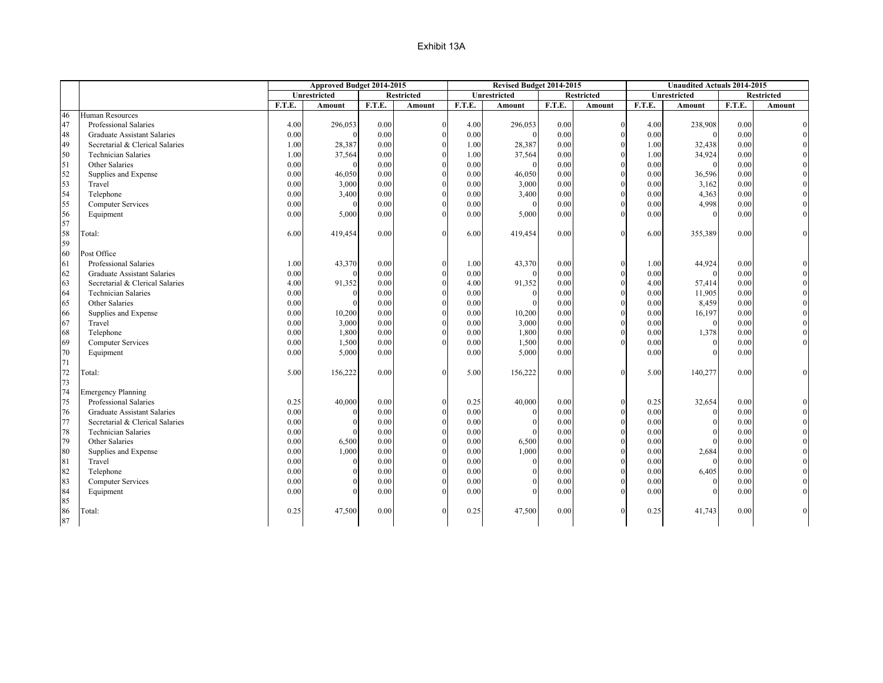# Exhibit 13A

| | | Approved Budget 2014-2015 | | | | Revised Budget 2014-2015 | | | | Unaudited Actuals 2014-2015 | | | |
|---|---|---|---|---|---|---|---|---|---|---|---|---|---|
| | | Unrestricted | | Restricted | | Unrestricted | | Restricted | | Unrestricted | | Restricted | |
| | | F.T.E. | Amount | F.T.E. | Amount | F.T.E. | Amount | F.T.E. | Amount | F.T.E. | Amount | F.T.E. | Amount |
| 46 | Human Resources | | | | | | | | | | | | |
| 47 | Professional Salaries | 4.00 | 296,053 | 0.00 | 0 | 4.00 | 296,053 | 0.00 | 0 | 4.00 | 238,908 | 0.00 | 0 |
| 48 | Graduate Assistant Salaries | 0.00 | 0 | 0.00 | 0 | 0.00 | 0 | 0.00 | 0 | 0.00 | 0 | 0.00 | 0 |
| 49 | Secretarial & Clerical Salaries | 1.00 | 28,387 | 0.00 | 0 | 1.00 | 28,387 | 0.00 | 0 | 1.00 | 32,438 | 0.00 | 0 |
| 50 | Technician Salaries | 1.00 | 37,564 | 0.00 | 0 | 1.00 | 37,564 | 0.00 | 0 | 1.00 | 34,924 | 0.00 | 0 |
| 51 | Other Salaries | 0.00 | 0 | 0.00 | 0 | 0.00 | 0 | 0.00 | 0 | 0.00 | 0 | 0.00 | 0 |
| 52 | Supplies and Expense | 0.00 | 46,050 | 0.00 | 0 | 0.00 | 46,050 | 0.00 | 0 | 0.00 | 36,596 | 0.00 | 0 |
| 53 | Travel | 0.00 | 3,000 | 0.00 | 0 | 0.00 | 3,000 | 0.00 | 0 | 0.00 | 3,162 | 0.00 | 0 |
| 54 | Telephone | 0.00 | 3,400 | 0.00 | 0 | 0.00 | 3,400 | 0.00 | 0 | 0.00 | 4,363 | 0.00 | 0 |
| 55 | Computer Services | 0.00 | 0 | 0.00 | 0 | 0.00 | 0 | 0.00 | 0 | 0.00 | 4,998 | 0.00 | 0 |
| 56 | Equipment | 0.00 | 5,000 | 0.00 | 0 | 0.00 | 5,000 | 0.00 | 0 | 0.00 | 0 | 0.00 | 0 |
| 57 | | | | | | | | | | | | | |
| 58 | Total: | 6.00 | 419,454 | 0.00 | 0 | 6.00 | 419,454 | 0.00 | 0 | 6.00 | 355,389 | 0.00 | 0 |
| 59 | | | | | | | | | | | | | |
| 60 | Post Office | | | | | | | | | | | | |
| 61 | Professional Salaries | 1.00 | 43,370 | 0.00 | 0 | 1.00 | 43,370 | 0.00 | 0 | 1.00 | 44,924 | 0.00 | 0 |
| 62 | Graduate Assistant Salaries | 0.00 | 0 | 0.00 | 0 | 0.00 | 0 | 0.00 | 0 | 0.00 | 0 | 0.00 | 0 |
| 63 | Secretarial & Clerical Salaries | 4.00 | 91,352 | 0.00 | 0 | 4.00 | 91,352 | 0.00 | 0 | 4.00 | 57,414 | 0.00 | 0 |
| 64 | Technician Salaries | 0.00 | 0 | 0.00 | 0 | 0.00 | 0 | 0.00 | 0 | 0.00 | 11,905 | 0.00 | 0 |
| 65 | Other Salaries | 0.00 | 0 | 0.00 | 0 | 0.00 | 0 | 0.00 | 0 | 0.00 | 8,459 | 0.00 | 0 |
| 66 | Supplies and Expense | 0.00 | 10,200 | 0.00 | 0 | 0.00 | 10,200 | 0.00 | 0 | 0.00 | 16,197 | 0.00 | 0 |
| 67 | Travel | 0.00 | 3,000 | 0.00 | 0 | 0.00 | 3,000 | 0.00 | 0 | 0.00 | 0 | 0.00 | 0 |
| 68 | Telephone | 0.00 | 1,800 | 0.00 | 0 | 0.00 | 1,800 | 0.00 | 0 | 0.00 | 1,378 | 0.00 | 0 |
| 69 | Computer Services | 0.00 | 1,500 | 0.00 | 0 | 0.00 | 1,500 | 0.00 | 0 | 0.00 | 0 | 0.00 | 0 |
| 70 | Equipment | 0.00 | 5,000 | 0.00 | | 0.00 | 5,000 | 0.00 | | 0.00 | 0 | 0.00 | |
| 71 | | | | | | | | | | | | | |
| 72 | Total: | 5.00 | 156,222 | 0.00 | 0 | 5.00 | 156,222 | 0.00 | 0 | 5.00 | 140,277 | 0.00 | 0 |
| 73 | | | | | | | | | | | | | |
| 74 | Emergency Planning | | | | | | | | | | | | |
| 75 | Professional Salaries | 0.25 | 40,000 | 0.00 | 0 | 0.25 | 40,000 | 0.00 | 0 | 0.25 | 32,654 | 0.00 | 0 |
| 76 | Graduate Assistant Salaries | 0.00 | 0 | 0.00 | 0 | 0.00 | 0 | 0.00 | 0 | 0.00 | 0 | 0.00 | 0 |
| 77 | Secretarial & Clerical Salaries | 0.00 | 0 | 0.00 | 0 | 0.00 | 0 | 0.00 | 0 | 0.00 | 0 | 0.00 | 0 |
| 78 | Technician Salaries | 0.00 | 0 | 0.00 | 0 | 0.00 | 0 | 0.00 | 0 | 0.00 | 0 | 0.00 | 0 |
| 79 | Other Salaries | 0.00 | 6,500 | 0.00 | 0 | 0.00 | 6,500 | 0.00 | 0 | 0.00 | 0 | 0.00 | 0 |
| 80 | Supplies and Expense | 0.00 | 1,000 | 0.00 | 0 | 0.00 | 1,000 | 0.00 | 0 | 0.00 | 2,684 | 0.00 | 0 |
| 81 | Travel | 0.00 | 0 | 0.00 | 0 | 0.00 | 0 | 0.00 | 0 | 0.00 | 0 | 0.00 | 0 |
| 82 | Telephone | 0.00 | 0 | 0.00 | 0 | 0.00 | 0 | 0.00 | 0 | 0.00 | 6,405 | 0.00 | 0 |
| 83 | Computer Services | 0.00 | 0 | 0.00 | 0 | 0.00 | 0 | 0.00 | 0 | 0.00 | 0 | 0.00 | 0 |
| 84 | Equipment | 0.00 | 0 | 0.00 | 0 | 0.00 | 0 | 0.00 | 0 | 0.00 | 0 | 0.00 | 0 |
| 85 | | | | | | | | | | | | | |
| 86 | Total: | 0.25 | 47,500 | 0.00 | 0 | 0.25 | 47,500 | 0.00 | 0 | 0.25 | 41,743 | 0.00 | 0 |
| 87 | | | | | | | | | | | | | |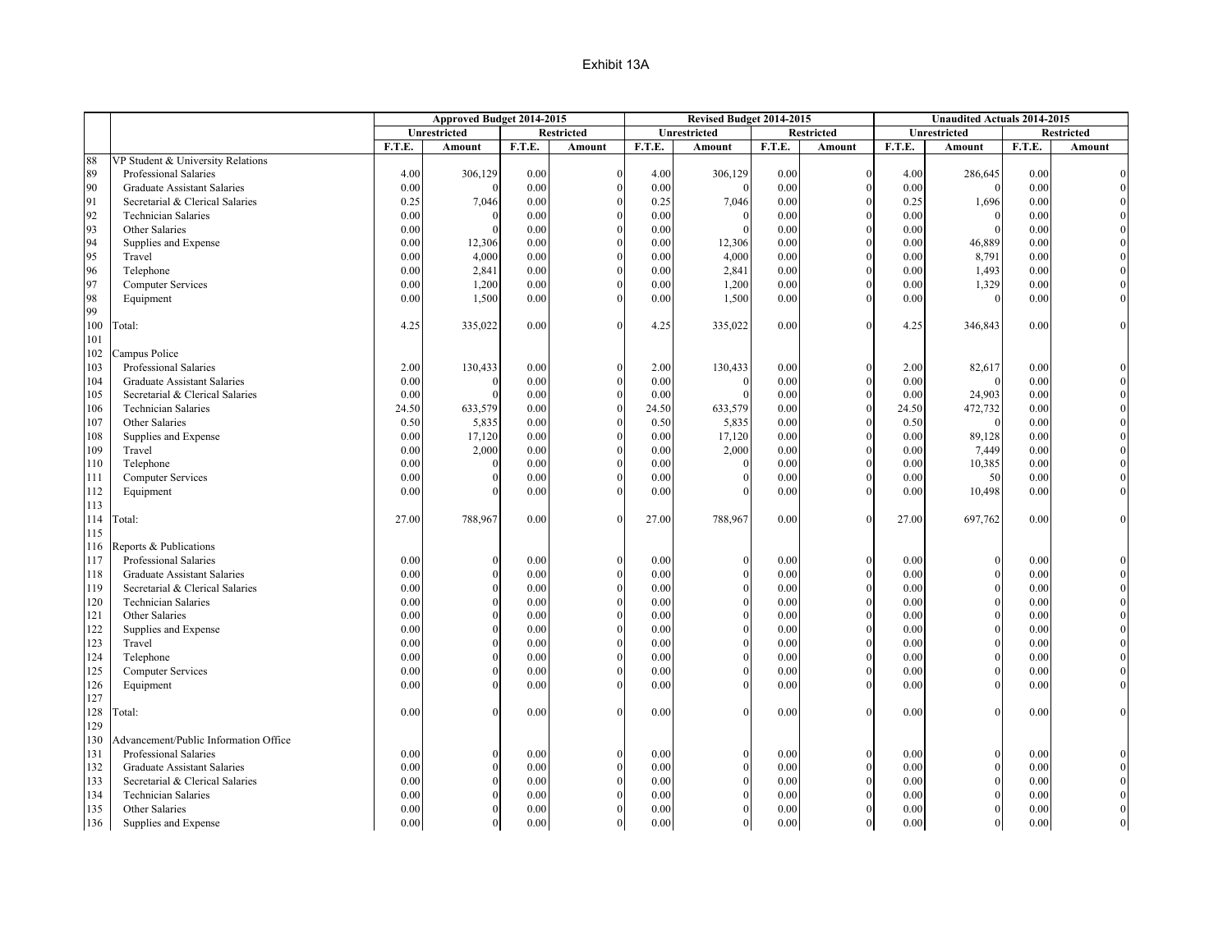# Exhibit 13A

| | | Approved Budget 2014-2015 | | | | Revised Budget 2014-2015 | | | | Unaudited Actuals 2014-2015 | | | |
|---|---|---|---|---|---|---|---|---|---|---|---|---|---|
| | | Unrestricted | | Restricted | | Unrestricted | | Restricted | | Unrestricted | | Restricted | |
| | | F.T.E. | Amount | F.T.E. | Amount | F.T.E. | Amount | F.T.E. | Amount | F.T.E. | Amount | F.T.E. | Amount |
| 88 | VP Student & University Relations | | | | | | | | | | | | |
| 89 | Professional Salaries | 4.00 | 306,129 | 0.00 | 0 | 4.00 | 306,129 | 0.00 | 0 | 4.00 | 286,645 | 0.00 | 0 |
| 90 | Graduate Assistant Salaries | 0.00 | 0 | 0.00 | 0 | 0.00 | 0 | 0.00 | 0 | 0.00 | 0 | 0.00 | 0 |
| 91 | Secretarial & Clerical Salaries | 0.25 | 7,046 | 0.00 | 0 | 0.25 | 7,046 | 0.00 | 0 | 0.25 | 1,696 | 0.00 | 0 |
| 92 | Technician Salaries | 0.00 | 0 | 0.00 | 0 | 0.00 | 0 | 0.00 | 0 | 0.00 | 0 | 0.00 | 0 |
| 93 | Other Salaries | 0.00 | 0 | 0.00 | 0 | 0.00 | 0 | 0.00 | 0 | 0.00 | 0 | 0.00 | 0 |
| 94 | Supplies and Expense | 0.00 | 12,306 | 0.00 | 0 | 0.00 | 12,306 | 0.00 | 0 | 0.00 | 46,889 | 0.00 | 0 |
| 95 | Travel | 0.00 | 4,000 | 0.00 | 0 | 0.00 | 4,000 | 0.00 | 0 | 0.00 | 8,791 | 0.00 | 0 |
| 96 | Telephone | 0.00 | 2,841 | 0.00 | 0 | 0.00 | 2,841 | 0.00 | 0 | 0.00 | 1,493 | 0.00 | 0 |
| 97 | Computer Services | 0.00 | 1,200 | 0.00 | 0 | 0.00 | 1,200 | 0.00 | 0 | 0.00 | 1,329 | 0.00 | 0 |
| 98 | Equipment | 0.00 | 1,500 | 0.00 | 0 | 0.00 | 1,500 | 0.00 | 0 | 0.00 | 0 | 0.00 | 0 |
| 99 | | | | | | | | | | | | | |
| 100 | Total: | 4.25 | 335,022 | 0.00 | 0 | 4.25 | 335,022 | 0.00 | 0 | 4.25 | 346,843 | 0.00 | 0 |
| 101 | | | | | | | | | | | | | |
| 102 | Campus Police | | | | | | | | | | | | |
| 103 | Professional Salaries | 2.00 | 130,433 | 0.00 | 0 | 2.00 | 130,433 | 0.00 | 0 | 2.00 | 82,617 | 0.00 | 0 |
| 104 | Graduate Assistant Salaries | 0.00 | 0 | 0.00 | 0 | 0.00 | 0 | 0.00 | 0 | 0.00 | 0 | 0.00 | 0 |
| 105 | Secretarial & Clerical Salaries | 0.00 | 0 | 0.00 | 0 | 0.00 | 0 | 0.00 | 0 | 0.00 | 24,903 | 0.00 | 0 |
| 106 | Technician Salaries | 24.50 | 633,579 | 0.00 | 0 | 24.50 | 633,579 | 0.00 | 0 | 24.50 | 472,732 | 0.00 | 0 |
| 107 | Other Salaries | 0.50 | 5,835 | 0.00 | 0 | 0.50 | 5,835 | 0.00 | 0 | 0.50 | 0 | 0.00 | 0 |
| 108 | Supplies and Expense | 0.00 | 17,120 | 0.00 | 0 | 0.00 | 17,120 | 0.00 | 0 | 0.00 | 89,128 | 0.00 | 0 |
| 109 | Travel | 0.00 | 2,000 | 0.00 | 0 | 0.00 | 2,000 | 0.00 | 0 | 0.00 | 7,449 | 0.00 | 0 |
| 110 | Telephone | 0.00 | 0 | 0.00 | 0 | 0.00 | 0 | 0.00 | 0 | 0.00 | 10,385 | 0.00 | 0 |
| 111 | Computer Services | 0.00 | 0 | 0.00 | 0 | 0.00 | 0 | 0.00 | 0 | 0.00 | 50 | 0.00 | 0 |
| 112 | Equipment | 0.00 | 0 | 0.00 | 0 | 0.00 | 0 | 0.00 | 0 | 0.00 | 10,498 | 0.00 | 0 |
| 113 | | | | | | | | | | | | | |
| 114 | Total: | 27.00 | 788,967 | 0.00 | 0 | 27.00 | 788,967 | 0.00 | 0 | 27.00 | 697,762 | 0.00 | 0 |
| 115 | | | | | | | | | | | | | |
| 116 | Reports & Publications | | | | | | | | | | | | |
| 117 | Professional Salaries | 0.00 | 0 | 0.00 | 0 | 0.00 | 0 | 0.00 | 0 | 0.00 | 0 | 0.00 | 0 |
| 118 | Graduate Assistant Salaries | 0.00 | 0 | 0.00 | 0 | 0.00 | 0 | 0.00 | 0 | 0.00 | 0 | 0.00 | 0 |
| 119 | Secretarial & Clerical Salaries | 0.00 | 0 | 0.00 | 0 | 0.00 | 0 | 0.00 | 0 | 0.00 | 0 | 0.00 | 0 |
| 120 | Technician Salaries | 0.00 | 0 | 0.00 | 0 | 0.00 | 0 | 0.00 | 0 | 0.00 | 0 | 0.00 | 0 |
| 121 | Other Salaries | 0.00 | 0 | 0.00 | 0 | 0.00 | 0 | 0.00 | 0 | 0.00 | 0 | 0.00 | 0 |
| 122 | Supplies and Expense | 0.00 | 0 | 0.00 | 0 | 0.00 | 0 | 0.00 | 0 | 0.00 | 0 | 0.00 | 0 |
| 123 | Travel | 0.00 | 0 | 0.00 | 0 | 0.00 | 0 | 0.00 | 0 | 0.00 | 0 | 0.00 | 0 |
| 124 | Telephone | 0.00 | 0 | 0.00 | 0 | 0.00 | 0 | 0.00 | 0 | 0.00 | 0 | 0.00 | 0 |
| 125 | Computer Services | 0.00 | 0 | 0.00 | 0 | 0.00 | 0 | 0.00 | 0 | 0.00 | 0 | 0.00 | 0 |
| 126 | Equipment | 0.00 | 0 | 0.00 | 0 | 0.00 | 0 | 0.00 | 0 | 0.00 | 0 | 0.00 | 0 |
| 127 | | | | | | | | | | | | | |
| 128 | Total: | 0.00 | 0 | 0.00 | 0 | 0.00 | 0 | 0.00 | 0 | 0.00 | 0 | 0.00 | 0 |
| 129 | | | | | | | | | | | | | |
| 130 | Advancement/Public Information Office | | | | | | | | | | | | |
| 131 | Professional Salaries | 0.00 | 0 | 0.00 | 0 | 0.00 | 0 | 0.00 | 0 | 0.00 | 0 | 0.00 | 0 |
| 132 | Graduate Assistant Salaries | 0.00 | 0 | 0.00 | 0 | 0.00 | 0 | 0.00 | 0 | 0.00 | 0 | 0.00 | 0 |
| 133 | Secretarial & Clerical Salaries | 0.00 | 0 | 0.00 | 0 | 0.00 | 0 | 0.00 | 0 | 0.00 | 0 | 0.00 | 0 |
| 134 | Technician Salaries | 0.00 | 0 | 0.00 | 0 | 0.00 | 0 | 0.00 | 0 | 0.00 | 0 | 0.00 | 0 |
| 135 | Other Salaries | 0.00 | 0 | 0.00 | 0 | 0.00 | 0 | 0.00 | 0 | 0.00 | 0 | 0.00 | 0 |
| 136 | Supplies and Expense | 0.00 | 0 | 0.00 | 0 | 0.00 | 0 | 0.00 | 0 | 0.00 | 0 | 0.00 | 0 |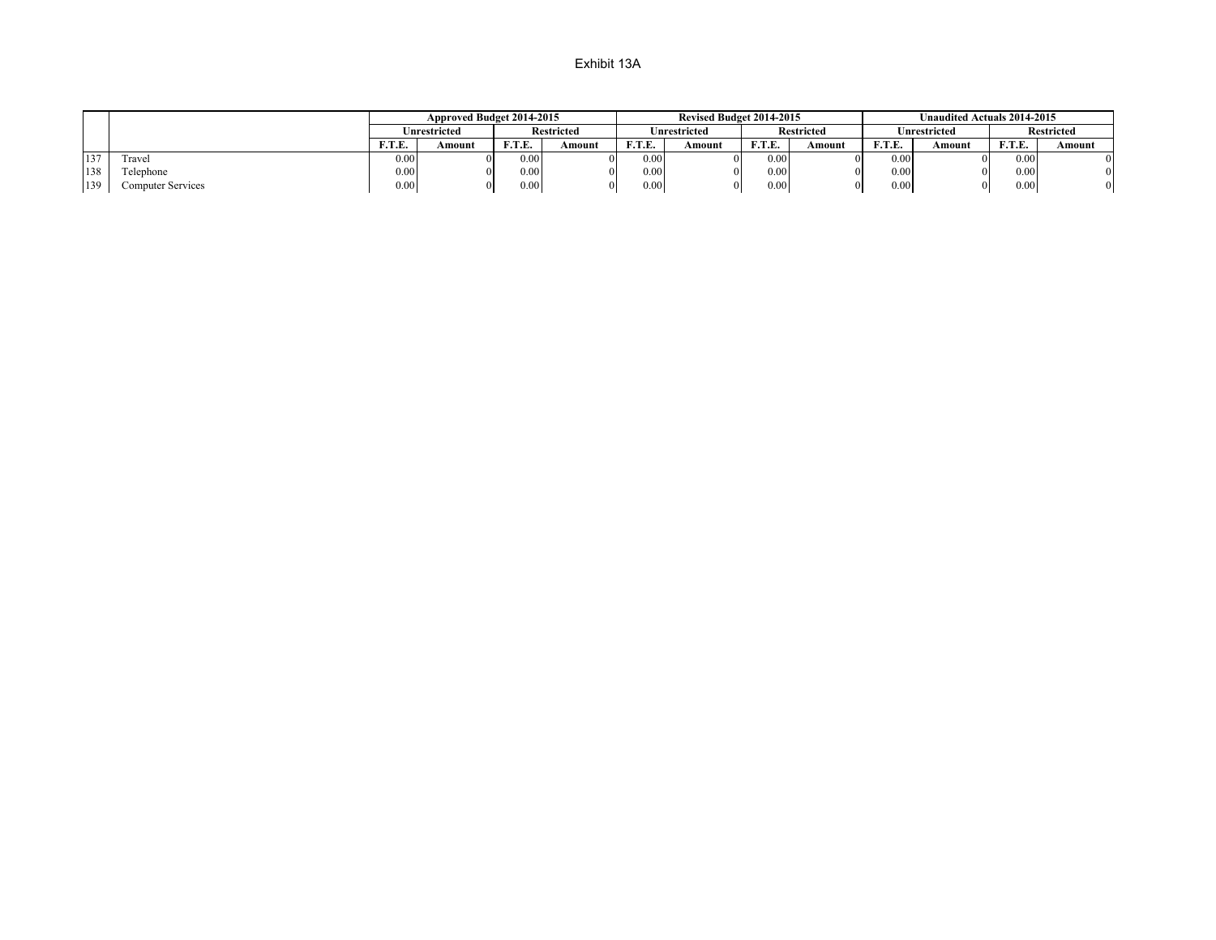Exhibit 13A

| | | Approved Budget 2014-2015 | | | | Revised Budget 2014-2015 | | | | Unaudited Actuals 2014-2015 | | | |
|---|---|---|---|---|---|---|---|---|---|---|---|---|---|
| | | Unrestricted | | Restricted | | Unrestricted | | Restricted | | Unrestricted | | Restricted | |
| | | F.T.E. | Amount | F.T.E. | Amount | F.T.E. | Amount | F.T.E. | Amount | F.T.E. | Amount | F.T.E. | Amount |
| 137 | Travel | 0.00 | 0 | 0.00 | 0 | 0.00 | 0 | 0.00 | 0 | 0.00 | 0 | 0.00 | 0 |
| 138 | Telephone | 0.00 | 0 | 0.00 | 0 | 0.00 | 0 | 0.00 | 0 | 0.00 | 0 | 0.00 | 0 |
| 139 | Computer Services | 0.00 | 0 | 0.00 | 0 | 0.00 | 0 | 0.00 | 0 | 0.00 | 0 | 0.00 | 0 |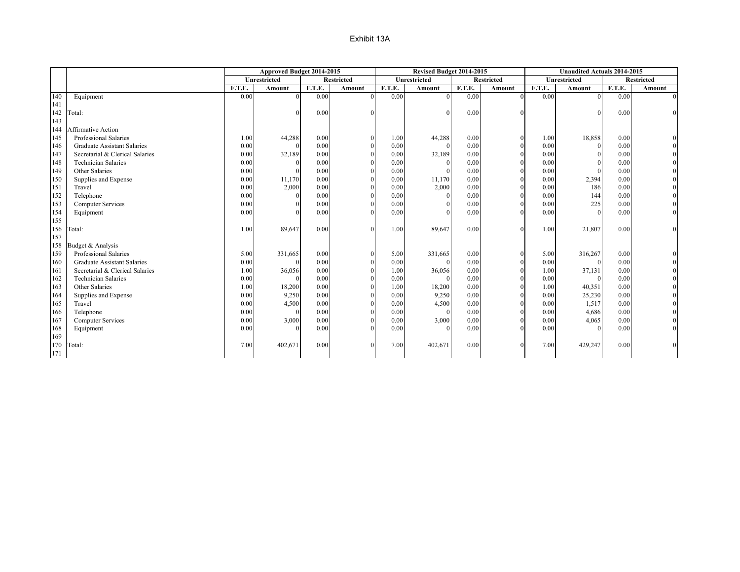# Exhibit 13A

| | | Approved Budget 2014-2015 | | | | Revised Budget 2014-2015 | | | | Unaudited Actuals 2014-2015 | | | |
|---|---|---|---|---|---|---|---|---|---|---|---|---|---|
| | | Unrestricted | | Restricted | | Unrestricted | | Restricted | | Unrestricted | | Restricted | |
| | | F.T.E. | Amount | F.T.E. | Amount | F.T.E. | Amount | F.T.E. | Amount | F.T.E. | Amount | F.T.E. | Amount |
| 140 | Equipment | 0.00 | 0 | 0.00 | 0 | 0.00 | 0 | 0.00 | 0 | 0.00 | 0 | 0.00 | 0 |
| 141 | | | | | | | | | | | | | |
| 142 | Total: | | 0 | 0.00 | 0 | | 0 | 0.00 | 0 | | 0 | 0.00 | 0 |
| 143 | | | | | | | | | | | | | |
| 144 | Affirmative Action | | | | | | | | | | | | |
| 145 | Professional Salaries | 1.00 | 44,288 | 0.00 | 0 | 1.00 | 44,288 | 0.00 | 0 | 1.00 | 18,858 | 0.00 | 0 |
| 146 | Graduate Assistant Salaries | 0.00 | 0 | 0.00 | 0 | 0.00 | 0 | 0.00 | 0 | 0.00 | 0 | 0.00 | 0 |
| 147 | Secretarial & Clerical Salaries | 0.00 | 32,189 | 0.00 | 0 | 0.00 | 32,189 | 0.00 | 0 | 0.00 | 0 | 0.00 | 0 |
| 148 | Technician Salaries | 0.00 | 0 | 0.00 | 0 | 0.00 | 0 | 0.00 | 0 | 0.00 | 0 | 0.00 | 0 |
| 149 | Other Salaries | 0.00 | 0 | 0.00 | 0 | 0.00 | 0 | 0.00 | 0 | 0.00 | 0 | 0.00 | 0 |
| 150 | Supplies and Expense | 0.00 | 11,170 | 0.00 | 0 | 0.00 | 11,170 | 0.00 | 0 | 0.00 | 2,394 | 0.00 | 0 |
| 151 | Travel | 0.00 | 2,000 | 0.00 | 0 | 0.00 | 2,000 | 0.00 | 0 | 0.00 | 186 | 0.00 | 0 |
| 152 | Telephone | 0.00 | 0 | 0.00 | 0 | 0.00 | 0 | 0.00 | 0 | 0.00 | 144 | 0.00 | 0 |
| 153 | Computer Services | 0.00 | 0 | 0.00 | 0 | 0.00 | 0 | 0.00 | 0 | 0.00 | 225 | 0.00 | 0 |
| 154 | Equipment | 0.00 | 0 | 0.00 | 0 | 0.00 | 0 | 0.00 | 0 | 0.00 | 0 | 0.00 | 0 |
| 155 | | | | | | | | | | | | | |
| 156 | Total: | 1.00 | 89,647 | 0.00 | 0 | 1.00 | 89,647 | 0.00 | 0 | 1.00 | 21,807 | 0.00 | 0 |
| 157 | | | | | | | | | | | | | |
| 158 | Budget & Analysis | | | | | | | | | | | | |
| 159 | Professional Salaries | 5.00 | 331,665 | 0.00 | 0 | 5.00 | 331,665 | 0.00 | 0 | 5.00 | 316,267 | 0.00 | 0 |
| 160 | Graduate Assistant Salaries | 0.00 | 0 | 0.00 | 0 | 0.00 | 0 | 0.00 | 0 | 0.00 | 0 | 0.00 | 0 |
| 161 | Secretarial & Clerical Salaries | 1.00 | 36,056 | 0.00 | 0 | 1.00 | 36,056 | 0.00 | 0 | 1.00 | 37,131 | 0.00 | 0 |
| 162 | Technician Salaries | 0.00 | 0 | 0.00 | 0 | 0.00 | 0 | 0.00 | 0 | 0.00 | 0 | 0.00 | 0 |
| 163 | Other Salaries | 1.00 | 18,200 | 0.00 | 0 | 1.00 | 18,200 | 0.00 | 0 | 1.00 | 40,351 | 0.00 | 0 |
| 164 | Supplies and Expense | 0.00 | 9,250 | 0.00 | 0 | 0.00 | 9,250 | 0.00 | 0 | 0.00 | 25,230 | 0.00 | 0 |
| 165 | Travel | 0.00 | 4,500 | 0.00 | 0 | 0.00 | 4,500 | 0.00 | 0 | 0.00 | 1,517 | 0.00 | 0 |
| 166 | Telephone | 0.00 | 0 | 0.00 | 0 | 0.00 | 0 | 0.00 | 0 | 0.00 | 4,686 | 0.00 | 0 |
| 167 | Computer Services | 0.00 | 3,000 | 0.00 | 0 | 0.00 | 3,000 | 0.00 | 0 | 0.00 | 4,065 | 0.00 | 0 |
| 168 | Equipment | 0.00 | 0 | 0.00 | 0 | 0.00 | 0 | 0.00 | 0 | 0.00 | 0 | 0.00 | 0 |
| 169 | | | | | | | | | | | | | |
| 170 | Total: | 7.00 | 402,671 | 0.00 | 0 | 7.00 | 402,671 | 0.00 | 0 | 7.00 | 429,247 | 0.00 | 0 |
| 171 | | | | | | | | | | | | | |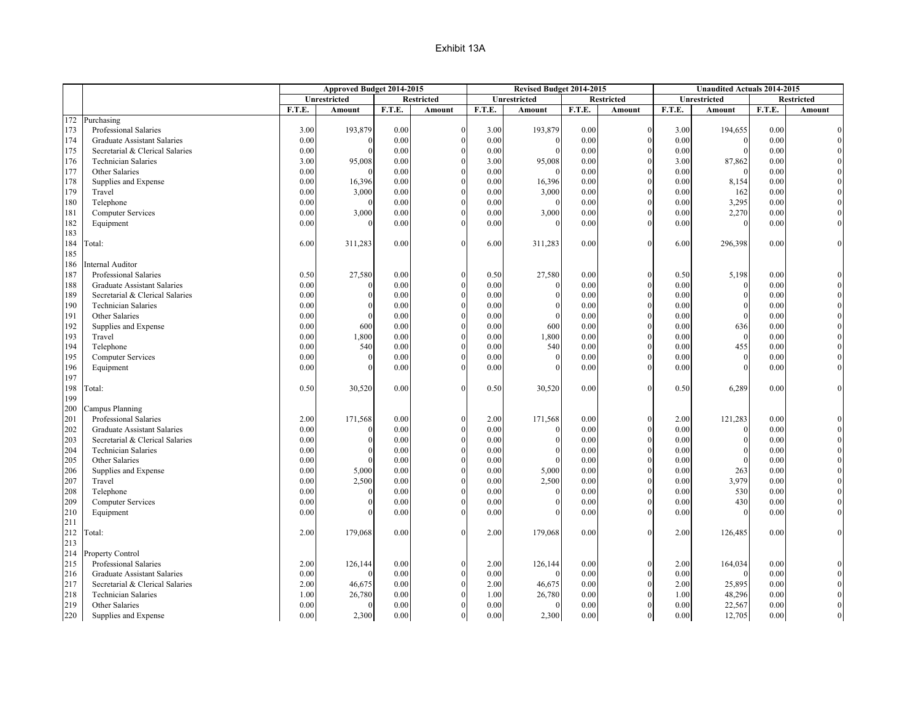# Exhibit 13A

| | | Approved Budget 2014-2015 | | | | Revised Budget 2014-2015 | | | | Unaudited Actuals 2014-2015 | | | |
|---|---|---|---|---|---|---|---|---|---|---|---|---|---|
| | | Unrestricted | | Restricted | | Unrestricted | | Restricted | | Unrestricted | | Restricted | |
| | | F.T.E. | Amount | F.T.E. | Amount | F.T.E. | Amount | F.T.E. | Amount | F.T.E. | Amount | F.T.E. | Amount |
| 172 | Purchasing | | | | | | | | | | | | |
| 173 | Professional Salaries | 3.00 | 193,879 | 0.00 | 0 | 3.00 | 193,879 | 0.00 | 0 | 3.00 | 194,655 | 0.00 | 0 |
| 174 | Graduate Assistant Salaries | 0.00 | 0 | 0.00 | 0 | 0.00 | 0 | 0.00 | 0 | 0.00 | 0 | 0.00 | 0 |
| 175 | Secretarial & Clerical Salaries | 0.00 | 0 | 0.00 | 0 | 0.00 | 0 | 0.00 | 0 | 0.00 | 0 | 0.00 | 0 |
| 176 | Technician Salaries | 3.00 | 95,008 | 0.00 | 0 | 3.00 | 95,008 | 0.00 | 0 | 3.00 | 87,862 | 0.00 | 0 |
| 177 | Other Salaries | 0.00 | 0 | 0.00 | 0 | 0.00 | 0 | 0.00 | 0 | 0.00 | 0 | 0.00 | 0 |
| 178 | Supplies and Expense | 0.00 | 16,396 | 0.00 | 0 | 0.00 | 16,396 | 0.00 | 0 | 0.00 | 8,154 | 0.00 | 0 |
| 179 | Travel | 0.00 | 3,000 | 0.00 | 0 | 0.00 | 3,000 | 0.00 | 0 | 0.00 | 162 | 0.00 | 0 |
| 180 | Telephone | 0.00 | 0 | 0.00 | 0 | 0.00 | 0 | 0.00 | 0 | 0.00 | 3,295 | 0.00 | 0 |
| 181 | Computer Services | 0.00 | 3,000 | 0.00 | 0 | 0.00 | 3,000 | 0.00 | 0 | 0.00 | 2,270 | 0.00 | 0 |
| 182 | Equipment | 0.00 | 0 | 0.00 | 0 | 0.00 | 0 | 0.00 | 0 | 0.00 | 0 | 0.00 | 0 |
| 183 | | | | | | | | | | | | | |
| 184 | Total: | 6.00 | 311,283 | 0.00 | 0 | 6.00 | 311,283 | 0.00 | 0 | 6.00 | 296,398 | 0.00 | 0 |
| 185 | | | | | | | | | | | | | |
| 186 | Internal Auditor | | | | | | | | | | | | |
| 187 | Professional Salaries | 0.50 | 27,580 | 0.00 | 0 | 0.50 | 27,580 | 0.00 | 0 | 0.50 | 5,198 | 0.00 | 0 |
| 188 | Graduate Assistant Salaries | 0.00 | 0 | 0.00 | 0 | 0.00 | 0 | 0.00 | 0 | 0.00 | 0 | 0.00 | 0 |
| 189 | Secretarial & Clerical Salaries | 0.00 | 0 | 0.00 | 0 | 0.00 | 0 | 0.00 | 0 | 0.00 | 0 | 0.00 | 0 |
| 190 | Technician Salaries | 0.00 | 0 | 0.00 | 0 | 0.00 | 0 | 0.00 | 0 | 0.00 | 0 | 0.00 | 0 |
| 191 | Other Salaries | 0.00 | 0 | 0.00 | 0 | 0.00 | 0 | 0.00 | 0 | 0.00 | 0 | 0.00 | 0 |
| 192 | Supplies and Expense | 0.00 | 600 | 0.00 | 0 | 0.00 | 600 | 0.00 | 0 | 0.00 | 636 | 0.00 | 0 |
| 193 | Travel | 0.00 | 1,800 | 0.00 | 0 | 0.00 | 1,800 | 0.00 | 0 | 0.00 | 0 | 0.00 | 0 |
| 194 | Telephone | 0.00 | 540 | 0.00 | 0 | 0.00 | 540 | 0.00 | 0 | 0.00 | 455 | 0.00 | 0 |
| 195 | Computer Services | 0.00 | 0 | 0.00 | 0 | 0.00 | 0 | 0.00 | 0 | 0.00 | 0 | 0.00 | 0 |
| 196 | Equipment | 0.00 | 0 | 0.00 | 0 | 0.00 | 0 | 0.00 | 0 | 0.00 | 0 | 0.00 | 0 |
| 197 | | | | | | | | | | | | | |
| 198 | Total: | 0.50 | 30,520 | 0.00 | 0 | 0.50 | 30,520 | 0.00 | 0 | 0.50 | 6,289 | 0.00 | 0 |
| 199 | | | | | | | | | | | | | |
| 200 | Campus Planning | | | | | | | | | | | | |
| 201 | Professional Salaries | 2.00 | 171,568 | 0.00 | 0 | 2.00 | 171,568 | 0.00 | 0 | 2.00 | 121,283 | 0.00 | 0 |
| 202 | Graduate Assistant Salaries | 0.00 | 0 | 0.00 | 0 | 0.00 | 0 | 0.00 | 0 | 0.00 | 0 | 0.00 | 0 |
| 203 | Secretarial & Clerical Salaries | 0.00 | 0 | 0.00 | 0 | 0.00 | 0 | 0.00 | 0 | 0.00 | 0 | 0.00 | 0 |
| 204 | Technician Salaries | 0.00 | 0 | 0.00 | 0 | 0.00 | 0 | 0.00 | 0 | 0.00 | 0 | 0.00 | 0 |
| 205 | Other Salaries | 0.00 | 0 | 0.00 | 0 | 0.00 | 0 | 0.00 | 0 | 0.00 | 0 | 0.00 | 0 |
| 206 | Supplies and Expense | 0.00 | 5,000 | 0.00 | 0 | 0.00 | 5,000 | 0.00 | 0 | 0.00 | 263 | 0.00 | 0 |
| 207 | Travel | 0.00 | 2,500 | 0.00 | 0 | 0.00 | 2,500 | 0.00 | 0 | 0.00 | 3,979 | 0.00 | 0 |
| 208 | Telephone | 0.00 | 0 | 0.00 | 0 | 0.00 | 0 | 0.00 | 0 | 0.00 | 530 | 0.00 | 0 |
| 209 | Computer Services | 0.00 | 0 | 0.00 | 0 | 0.00 | 0 | 0.00 | 0 | 0.00 | 430 | 0.00 | 0 |
| 210 | Equipment | 0.00 | 0 | 0.00 | 0 | 0.00 | 0 | 0.00 | 0 | 0.00 | 0 | 0.00 | 0 |
| 211 | | | | | | | | | | | | | |
| 212 | Total: | 2.00 | 179,068 | 0.00 | 0 | 2.00 | 179,068 | 0.00 | 0 | 2.00 | 126,485 | 0.00 | 0 |
| 213 | | | | | | | | | | | | | |
| 214 | Property Control | | | | | | | | | | | | |
| 215 | Professional Salaries | 2.00 | 126,144 | 0.00 | 0 | 2.00 | 126,144 | 0.00 | 0 | 2.00 | 164,034 | 0.00 | 0 |
| 216 | Graduate Assistant Salaries | 0.00 | 0 | 0.00 | 0 | 0.00 | 0 | 0.00 | 0 | 0.00 | 0 | 0.00 | 0 |
| 217 | Secretarial & Clerical Salaries | 2.00 | 46,675 | 0.00 | 0 | 2.00 | 46,675 | 0.00 | 0 | 2.00 | 25,895 | 0.00 | 0 |
| 218 | Technician Salaries | 1.00 | 26,780 | 0.00 | 0 | 1.00 | 26,780 | 0.00 | 0 | 1.00 | 48,296 | 0.00 | 0 |
| 219 | Other Salaries | 0.00 | 0 | 0.00 | 0 | 0.00 | 0 | 0.00 | 0 | 0.00 | 22,567 | 0.00 | 0 |
| 220 | Supplies and Expense | 0.00 | 2,300 | 0.00 | 0 | 0.00 | 2,300 | 0.00 | 0 | 0.00 | 12,705 | 0.00 | 0 |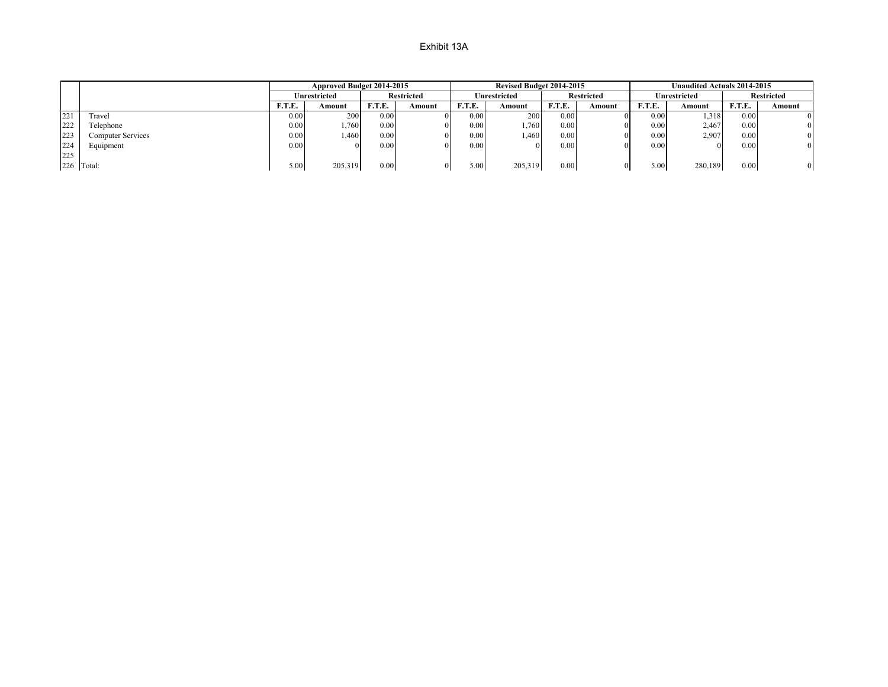Exhibit 13A

| | | Approved Budget 2014-2015 | | | | Revised Budget 2014-2015 | | | | Unaudited Actuals 2014-2015 | | | |
|---|---|---|---|---|---|---|---|---|---|---|---|---|---|
| | | Unrestricted | | Restricted | | Unrestricted | | Restricted | | Unrestricted | | Restricted | |
| | | F.T.E. | Amount | F.T.E. | Amount | F.T.E. | Amount | F.T.E. | Amount | F.T.E. | Amount | F.T.E. | Amount |
| 221 | Travel | 0.00 | 200 | 0.00 | 0 | 0.00 | 200 | 0.00 | 0 | 0.00 | 1,318 | 0.00 | 0 |
| 222 | Telephone | 0.00 | 1,760 | 0.00 | 0 | 0.00 | 1,760 | 0.00 | 0 | 0.00 | 2,467 | 0.00 | 0 |
| 223 | Computer Services | 0.00 | 1,460 | 0.00 | 0 | 0.00 | 1,460 | 0.00 | 0 | 0.00 | 2,907 | 0.00 | 0 |
| 224 | Equipment | 0.00 | 0 | 0.00 | 0 | 0.00 | 0 | 0.00 | 0 | 0.00 | 0 | 0.00 | 0 |
| 225 | | | | | | | | | | | | | |
| 226 | Total: | 5.00 | 205,319 | 0.00 | 0 | 5.00 | 205,319 | 0.00 | 0 | 5.00 | 280,189 | 0.00 | 0 |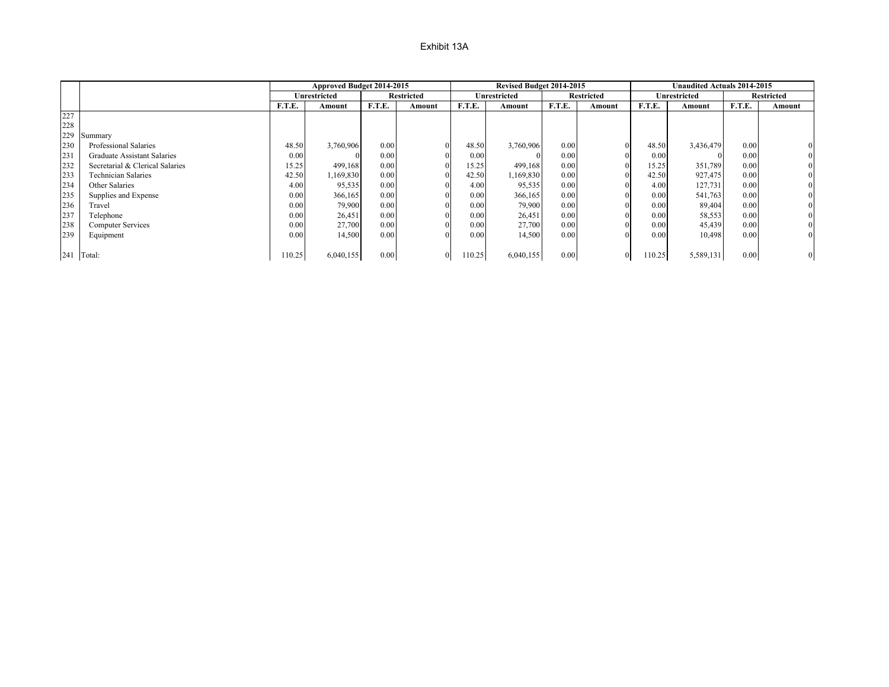# Exhibit 13A

| | | Approved Budget 2014-2015 | | | | Revised Budget 2014-2015 | | | | Unaudited Actuals 2014-2015 | | | |
|---|---|---|---|---|---|---|---|---|---|---|---|---|---|
| | | Unrestricted | | Restricted | | Unrestricted | | Restricted | | Unrestricted | | Restricted | |
| | | F.T.E. | Amount | F.T.E. | Amount | F.T.E. | Amount | F.T.E. | Amount | F.T.E. | Amount | F.T.E. | Amount |
| 227 | | | | | | | | | | | | | |
| 228 | | | | | | | | | | | | | |
| 229 | Summary | | | | | | | | | | | | |
| 230 | Professional Salaries | 48.50 | 3,760,906 | 0.00 | 0 | 48.50 | 3,760,906 | 0.00 | 0 | 48.50 | 3,436,479 | 0.00 | 0 |
| 231 | Graduate Assistant Salaries | 0.00 | 0 | 0.00 | 0 | 0.00 | 0 | 0.00 | 0 | 0.00 | 0 | 0.00 | 0 |
| 232 | Secretarial & Clerical Salaries | 15.25 | 499,168 | 0.00 | 0 | 15.25 | 499,168 | 0.00 | 0 | 15.25 | 351,789 | 0.00 | 0 |
| 233 | Technician Salaries | 42.50 | 1,169,830 | 0.00 | 0 | 42.50 | 1,169,830 | 0.00 | 0 | 42.50 | 927,475 | 0.00 | 0 |
| 234 | Other Salaries | 4.00 | 95,535 | 0.00 | 0 | 4.00 | 95,535 | 0.00 | 0 | 4.00 | 127,731 | 0.00 | 0 |
| 235 | Supplies and Expense | 0.00 | 366,165 | 0.00 | 0 | 0.00 | 366,165 | 0.00 | 0 | 0.00 | 541,763 | 0.00 | 0 |
| 236 | Travel | 0.00 | 79,900 | 0.00 | 0 | 0.00 | 79,900 | 0.00 | 0 | 0.00 | 89,404 | 0.00 | 0 |
| 237 | Telephone | 0.00 | 26,451 | 0.00 | 0 | 0.00 | 26,451 | 0.00 | 0 | 0.00 | 58,553 | 0.00 | 0 |
| 238 | Computer Services | 0.00 | 27,700 | 0.00 | 0 | 0.00 | 27,700 | 0.00 | 0 | 0.00 | 45,439 | 0.00 | 0 |
| 239 | Equipment | 0.00 | 14,500 | 0.00 | 0 | 0.00 | 14,500 | 0.00 | 0 | 0.00 | 10,498 | 0.00 | 0 |
| 241 | Total: | 110.25 | 6,040,155 | 0.00 | 0 | 110.25 | 6,040,155 | 0.00 | 0 | 110.25 | 5,589,131 | 0.00 | 0 |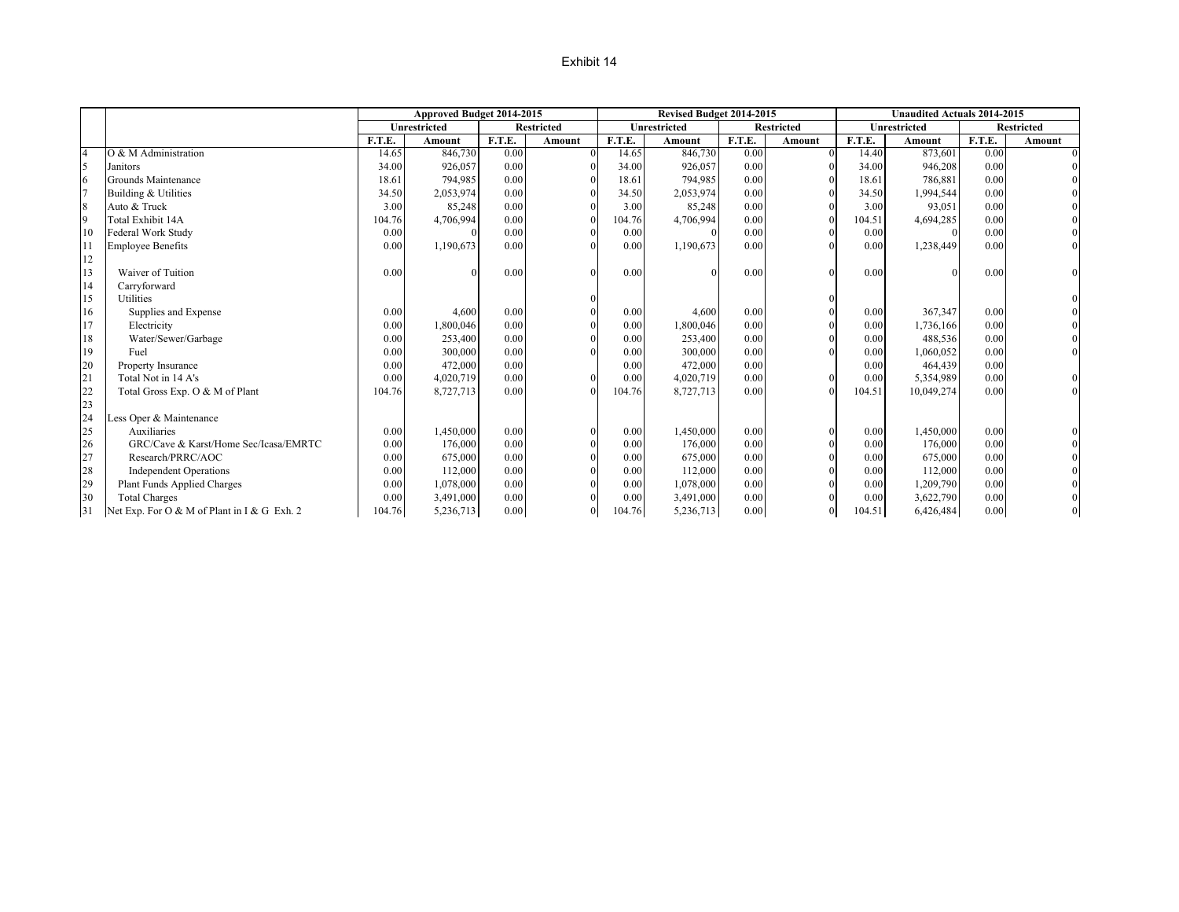# Exhibit 14

| | | Approved Budget 2014-2015 | | | | Revised Budget 2014-2015 | | | | Unaudited Actuals 2014-2015 | | | |
|---|---|---|---|---|---|---|---|---|---|---|---|---|---|
| | | Unrestricted | | Restricted | | Unrestricted | | Restricted | | Unrestricted | | Restricted | |
| | | F.T.E. | Amount | F.T.E. | Amount | F.T.E. | Amount | F.T.E. | Amount | F.T.E. | Amount | F.T.E. | Amount |
| 4 | O & M Administration | 14.65 | 846,730 | 0.00 | 0 | 14.65 | 846,730 | 0.00 | 0 | 14.40 | 873,601 | 0.00 | 0 |
| 5 | Janitors | 34.00 | 926,057 | 0.00 | 0 | 34.00 | 926,057 | 0.00 | 0 | 34.00 | 946,208 | 0.00 | 0 |
| 6 | Grounds Maintenance | 18.61 | 794,985 | 0.00 | 0 | 18.61 | 794,985 | 0.00 | 0 | 18.61 | 786,881 | 0.00 | 0 |
| 7 | Building & Utilities | 34.50 | 2,053,974 | 0.00 | 0 | 34.50 | 2,053,974 | 0.00 | 0 | 34.50 | 1,994,544 | 0.00 | 0 |
| 8 | Auto & Truck | 3.00 | 85,248 | 0.00 | 0 | 3.00 | 85,248 | 0.00 | 0 | 3.00 | 93,051 | 0.00 | 0 |
| 9 | Total Exhibit 14A | 104.76 | 4,706,994 | 0.00 | 0 | 104.76 | 4,706,994 | 0.00 | 0 | 104.51 | 4,694,285 | 0.00 | 0 |
| 10 | Federal Work Study | 0.00 | 0 | 0.00 | 0 | 0.00 | 0 | 0.00 | 0 | 0.00 | 0 | 0.00 | 0 |
| 11 | Employee Benefits | 0.00 | 1,190,673 | 0.00 | 0 | 0.00 | 1,190,673 | 0.00 | 0 | 0.00 | 1,238,449 | 0.00 | 0 |
| 12 | | | | | | | | | | | | | |
| 13 | Waiver of Tuition | 0.00 | 0 | 0.00 | 0 | 0.00 | 0 | 0.00 | 0 | 0.00 | 0 | 0.00 | 0 |
| 14 | Carryforward | | | | | | | | | | | | |
| 15 | Utilities | | | | 0 | | | | 0 | | | | 0 |
| 16 | Supplies and Expense | 0.00 | 4,600 | 0.00 | 0 | 0.00 | 4,600 | 0.00 | 0 | 0.00 | 367,347 | 0.00 | 0 |
| 17 | Electricity | 0.00 | 1,800,046 | 0.00 | 0 | 0.00 | 1,800,046 | 0.00 | 0 | 0.00 | 1,736,166 | 0.00 | 0 |
| 18 | Water/Sewer/Garbage | 0.00 | 253,400 | 0.00 | 0 | 0.00 | 253,400 | 0.00 | 0 | 0.00 | 488,536 | 0.00 | 0 |
| 19 | Fuel | 0.00 | 300,000 | 0.00 | 0 | 0.00 | 300,000 | 0.00 | 0 | 0.00 | 1,060,052 | 0.00 | 0 |
| 20 | Property Insurance | 0.00 | 472,000 | 0.00 | | 0.00 | 472,000 | 0.00 | | 0.00 | 464,439 | 0.00 | |
| 21 | Total Not in 14 A's | 0.00 | 4,020,719 | 0.00 | 0 | 0.00 | 4,020,719 | 0.00 | 0 | 0.00 | 5,354,989 | 0.00 | 0 |
| 22 | Total Gross Exp. O & M of Plant | 104.76 | 8,727,713 | 0.00 | 0 | 104.76 | 8,727,713 | 0.00 | 0 | 104.51 | 10,049,274 | 0.00 | 0 |
| 23 | | | | | | | | | | | | | |
| 24 | Less Oper & Maintenance | | | | | | | | | | | | |
| 25 | Auxiliaries | 0.00 | 1,450,000 | 0.00 | 0 | 0.00 | 1,450,000 | 0.00 | 0 | 0.00 | 1,450,000 | 0.00 | 0 |
| 26 | GRC/Cave & Karst/Home Sec/Icasa/EMRTC | 0.00 | 176,000 | 0.00 | 0 | 0.00 | 176,000 | 0.00 | 0 | 0.00 | 176,000 | 0.00 | 0 |
| 27 | Research/PRRC/AOC | 0.00 | 675,000 | 0.00 | 0 | 0.00 | 675,000 | 0.00 | 0 | 0.00 | 675,000 | 0.00 | 0 |
| 28 | Independent Operations | 0.00 | 112,000 | 0.00 | 0 | 0.00 | 112,000 | 0.00 | 0 | 0.00 | 112,000 | 0.00 | 0 |
| 29 | Plant Funds Applied Charges | 0.00 | 1,078,000 | 0.00 | 0 | 0.00 | 1,078,000 | 0.00 | 0 | 0.00 | 1,209,790 | 0.00 | 0 |
| 30 | Total Charges | 0.00 | 3,491,000 | 0.00 | 0 | 0.00 | 3,491,000 | 0.00 | 0 | 0.00 | 3,622,790 | 0.00 | 0 |
| 31 | Net Exp. For O & M of Plant in I & G Exh. 2 | 104.76 | 5,236,713 | 0.00 | 0 | 104.76 | 5,236,713 | 0.00 | 0 | 104.51 | 6,426,484 | 0.00 | 0 |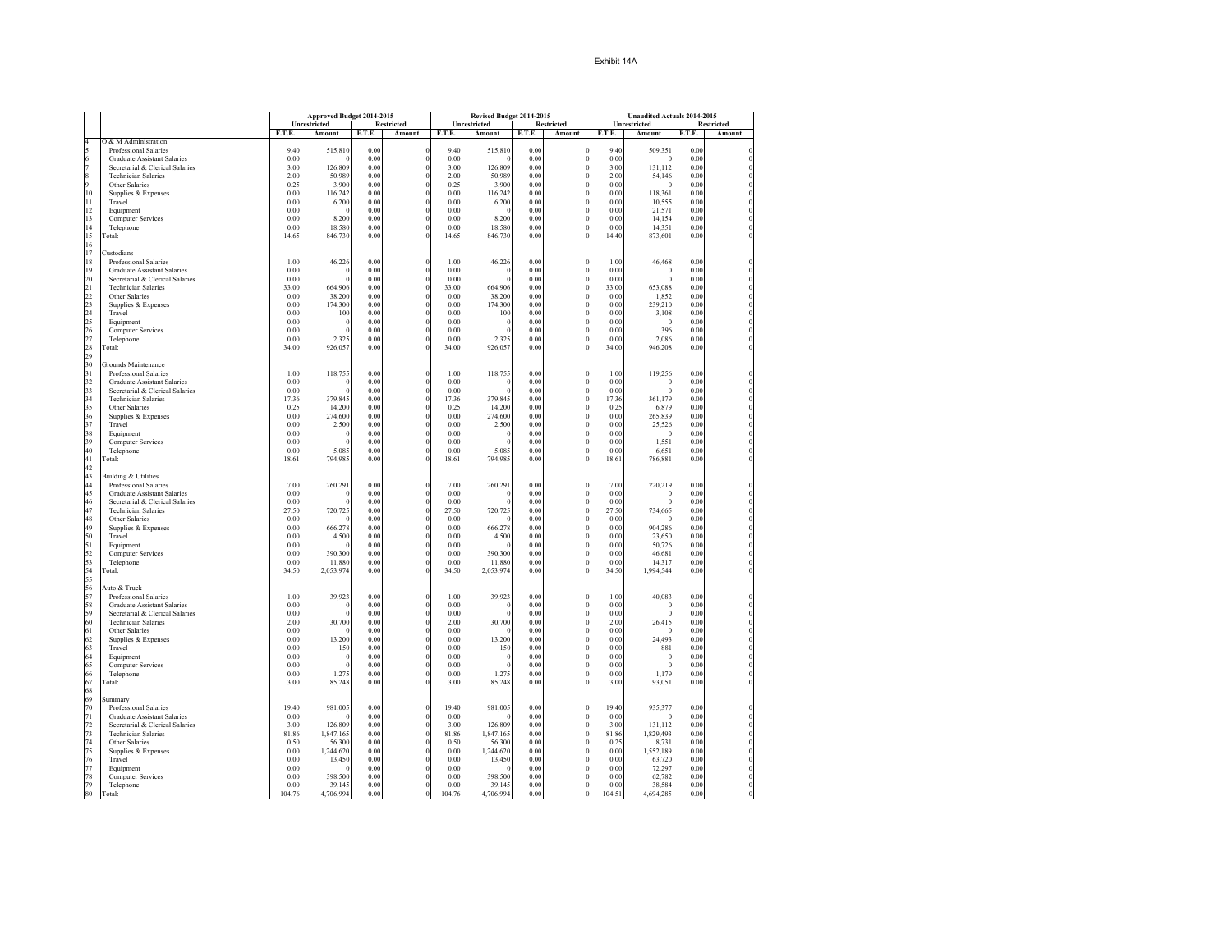Exhibit 14A

| | | Approved Budget 2014-2015 | | | | Revised Budget 2014-2015 | | | | Unaudited Actuals 2014-2015 | | | |
|---|---|---|---|---|---|---|---|---|---|---|---|---|---|
| | | Unrestricted | | Restricted | | Unrestricted | | Restricted | | Unrestricted | | Restricted | |
| | | F.T.E. | Amount | F.T.E. | Amount | F.T.E. | Amount | F.T.E. | Amount | F.T.E. | Amount | F.T.E. | Amount |
| 4 | O & M Administration | | | | | | | | | | | | |
| 5 | Professional Salaries | 9.40 | 515,810 | 0.00 | 0 | 9.40 | 515,810 | 0.00 | 0 | 9.40 | 509,351 | 0.00 | 0 |
| 6 | Graduate Assistant Salaries | 0.00 | 0 | 0.00 | 0 | 0.00 | 0 | 0.00 | 0 | 0.00 | 0 | 0.00 | 0 |
| 7 | Secretarial & Clerical Salaries | 3.00 | 126,809 | 0.00 | 0 | 3.00 | 126,809 | 0.00 | 0 | 3.00 | 131,112 | 0.00 | 0 |
| 8 | Technician Salaries | 2.00 | 50,989 | 0.00 | 0 | 2.00 | 50,989 | 0.00 | 0 | 2.00 | 54,146 | 0.00 | 0 |
| 9 | Other Salaries | 0.25 | 3,900 | 0.00 | 0 | 0.25 | 3,900 | 0.00 | 0 | 0.00 | 0 | 0.00 | 0 |
| 10 | Supplies & Expenses | 0.00 | 116,242 | 0.00 | 0 | 0.00 | 116,242 | 0.00 | 0 | 0.00 | 118,361 | 0.00 | 0 |
| 11 | Travel | 0.00 | 6,200 | 0.00 | 0 | 0.00 | 6,200 | 0.00 | 0 | 0.00 | 10,555 | 0.00 | 0 |
| 12 | Equipment | 0.00 | 0 | 0.00 | 0 | 0.00 | 0 | 0.00 | 0 | 0.00 | 21,571 | 0.00 | 0 |
| 13 | Computer Services | 0.00 | 8,200 | 0.00 | 0 | 0.00 | 8,200 | 0.00 | 0 | 0.00 | 14,154 | 0.00 | 0 |
| 14 | Telephone | 0.00 | 18,580 | 0.00 | 0 | 0.00 | 18,580 | 0.00 | 0 | 0.00 | 14,351 | 0.00 | 0 |
| 15 | Total: | 14.65 | 846,730 | 0.00 | 0 | 14.65 | 846,730 | 0.00 | 0 | 14.40 | 873,601 | 0.00 | 0 |
| 16 | | | | | | | | | | | | | |
| 17 | Custodians | | | | | | | | | | | | |
| 18 | Professional Salaries | 1.00 | 46,226 | 0.00 | 0 | 1.00 | 46,226 | 0.00 | 0 | 1.00 | 46,468 | 0.00 | 0 |
| 19 | Graduate Assistant Salaries | 0.00 | 0 | 0.00 | 0 | 0.00 | 0 | 0.00 | 0 | 0.00 | 0 | 0.00 | 0 |
| 20 | Secretarial & Clerical Salaries | 0.00 | 0 | 0.00 | 0 | 0.00 | 0 | 0.00 | 0 | 0.00 | 0 | 0.00 | 0 |
| 21 | Technician Salaries | 33.00 | 664,906 | 0.00 | 0 | 33.00 | 664,906 | 0.00 | 0 | 33.00 | 653,088 | 0.00 | 0 |
| 22 | Other Salaries | 0.00 | 38,200 | 0.00 | 0 | 0.00 | 38,200 | 0.00 | 0 | 0.00 | 1,852 | 0.00 | 0 |
| 23 | Supplies & Expenses | 0.00 | 174,300 | 0.00 | 0 | 0.00 | 174,300 | 0.00 | 0 | 0.00 | 239,210 | 0.00 | 0 |
| 24 | Travel | 0.00 | 100 | 0.00 | 0 | 0.00 | 100 | 0.00 | 0 | 0.00 | 3,108 | 0.00 | 0 |
| 25 | Equipment | 0.00 | 0 | 0.00 | 0 | 0.00 | 0 | 0.00 | 0 | 0.00 | 0 | 0.00 | 0 |
| 26 | Computer Services | 0.00 | 0 | 0.00 | 0 | 0.00 | 0 | 0.00 | 0 | 0.00 | 396 | 0.00 | 0 |
| 27 | Telephone | 0.00 | 2,325 | 0.00 | 0 | 0.00 | 2,325 | 0.00 | 0 | 0.00 | 2,086 | 0.00 | 0 |
| 28 | Total: | 34.00 | 926,057 | 0.00 | 0 | 34.00 | 926,057 | 0.00 | 0 | 34.00 | 946,208 | 0.00 | 0 |
| 29 | | | | | | | | | | | | | |
| 30 | Grounds Maintenance | | | | | | | | | | | | |
| 31 | Professional Salaries | 1.00 | 118,755 | 0.00 | 0 | 1.00 | 118,755 | 0.00 | 0 | 1.00 | 119,256 | 0.00 | 0 |
| 32 | Graduate Assistant Salaries | 0.00 | 0 | 0.00 | 0 | 0.00 | 0 | 0.00 | 0 | 0.00 | 0 | 0.00 | 0 |
| 33 | Secretarial & Clerical Salaries | 0.00 | 0 | 0.00 | 0 | 0.00 | 0 | 0.00 | 0 | 0.00 | 0 | 0.00 | 0 |
| 34 | Technician Salaries | 17.36 | 379,845 | 0.00 | 0 | 17.36 | 379,845 | 0.00 | 0 | 17.36 | 361,179 | 0.00 | 0 |
| 35 | Other Salaries | 0.25 | 14,200 | 0.00 | 0 | 0.25 | 14,200 | 0.00 | 0 | 0.25 | 6,879 | 0.00 | 0 |
| 36 | Supplies & Expenses | 0.00 | 274,600 | 0.00 | 0 | 0.00 | 274,600 | 0.00 | 0 | 0.00 | 265,839 | 0.00 | 0 |
| 37 | Travel | 0.00 | 2,500 | 0.00 | 0 | 0.00 | 2,500 | 0.00 | 0 | 0.00 | 25,526 | 0.00 | 0 |
| 38 | Equipment | 0.00 | 0 | 0.00 | 0 | 0.00 | 0 | 0.00 | 0 | 0.00 | 0 | 0.00 | 0 |
| 39 | Computer Services | 0.00 | 0 | 0.00 | 0 | 0.00 | 0 | 0.00 | 0 | 0.00 | 1,551 | 0.00 | 0 |
| 40 | Telephone | 0.00 | 5,085 | 0.00 | 0 | 0.00 | 5,085 | 0.00 | 0 | 0.00 | 6,651 | 0.00 | 0 |
| 41 | Total: | 18.61 | 794,985 | 0.00 | 0 | 18.61 | 794,985 | 0.00 | 0 | 18.61 | 786,881 | 0.00 | 0 |
| 42 | | | | | | | | | | | | | |
| 43 | Building & Utilities | | | | | | | | | | | | |
| 44 | Professional Salaries | 7.00 | 260,291 | 0.00 | 0 | 7.00 | 260,291 | 0.00 | 0 | 7.00 | 220,219 | 0.00 | 0 |
| 45 | Graduate Assistant Salaries | 0.00 | 0 | 0.00 | 0 | 0.00 | 0 | 0.00 | 0 | 0.00 | 0 | 0.00 | 0 |
| 46 | Secretarial & Clerical Salaries | 0.00 | 0 | 0.00 | 0 | 0.00 | 0 | 0.00 | 0 | 0.00 | 0 | 0.00 | 0 |
| 47 | Technician Salaries | 27.50 | 720,725 | 0.00 | 0 | 27.50 | 720,725 | 0.00 | 0 | 27.50 | 734,665 | 0.00 | 0 |
| 48 | Other Salaries | 0.00 | 0 | 0.00 | 0 | 0.00 | 0 | 0.00 | 0 | 0.00 | 0 | 0.00 | 0 |
| 49 | Supplies & Expenses | 0.00 | 666,278 | 0.00 | 0 | 0.00 | 666,278 | 0.00 | 0 | 0.00 | 904,286 | 0.00 | 0 |
| 50 | Travel | 0.00 | 4,500 | 0.00 | 0 | 0.00 | 4,500 | 0.00 | 0 | 0.00 | 23,650 | 0.00 | 0 |
| 51 | Equipment | 0.00 | 0 | 0.00 | 0 | 0.00 | 0 | 0.00 | 0 | 0.00 | 50,726 | 0.00 | 0 |
| 52 | Computer Services | 0.00 | 390,300 | 0.00 | 0 | 0.00 | 390,300 | 0.00 | 0 | 0.00 | 46,681 | 0.00 | 0 |
| 53 | Telephone | 0.00 | 11,880 | 0.00 | 0 | 0.00 | 11,880 | 0.00 | 0 | 0.00 | 14,317 | 0.00 | 0 |
| 54 | Total: | 34.50 | 2,053,974 | 0.00 | 0 | 34.50 | 2,053,974 | 0.00 | 0 | 34.50 | 1,994,544 | 0.00 | 0 |
| 55 | | | | | | | | | | | | | |
| 56 | Auto & Truck | | | | | | | | | | | | |
| 57 | Professional Salaries | 1.00 | 39,923 | 0.00 | 0 | 1.00 | 39,923 | 0.00 | 0 | 1.00 | 40,083 | 0.00 | 0 |
| 58 | Graduate Assistant Salaries | 0.00 | 0 | 0.00 | 0 | 0.00 | 0 | 0.00 | 0 | 0.00 | 0 | 0.00 | 0 |
| 59 | Secretarial & Clerical Salaries | 0.00 | 0 | 0.00 | 0 | 0.00 | 0 | 0.00 | 0 | 0.00 | 0 | 0.00 | 0 |
| 60 | Technician Salaries | 2.00 | 30,700 | 0.00 | 0 | 2.00 | 30,700 | 0.00 | 0 | 2.00 | 26,415 | 0.00 | 0 |
| 61 | Other Salaries | 0.00 | 0 | 0.00 | 0 | 0.00 | 0 | 0.00 | 0 | 0.00 | 0 | 0.00 | 0 |
| 62 | Supplies & Expenses | 0.00 | 13,200 | 0.00 | 0 | 0.00 | 13,200 | 0.00 | 0 | 0.00 | 24,493 | 0.00 | 0 |
| 63 | Travel | 0.00 | 150 | 0.00 | 0 | 0.00 | 150 | 0.00 | 0 | 0.00 | 881 | 0.00 | 0 |
| 64 | Equipment | 0.00 | 0 | 0.00 | 0 | 0.00 | 0 | 0.00 | 0 | 0.00 | 0 | 0.00 | 0 |
| 65 | Computer Services | 0.00 | 0 | 0.00 | 0 | 0.00 | 0 | 0.00 | 0 | 0.00 | 0 | 0.00 | 0 |
| 66 | Telephone | 0.00 | 1,275 | 0.00 | 0 | 0.00 | 1,275 | 0.00 | 0 | 0.00 | 1,179 | 0.00 | 0 |
| 67 | Total: | 3.00 | 85,248 | 0.00 | 0 | 3.00 | 85,248 | 0.00 | 0 | 3.00 | 93,051 | 0.00 | 0 |
| 68 | | | | | | | | | | | | | |
| 69 | Summary | | | | | | | | | | | | |
| 70 | Professional Salaries | 19.40 | 981,005 | 0.00 | 0 | 19.40 | 981,005 | 0.00 | 0 | 19.40 | 935,377 | 0.00 | 0 |
| 71 | Graduate Assistant Salaries | 0.00 | 0 | 0.00 | 0 | 0.00 | 0 | 0.00 | 0 | 0.00 | 0 | 0.00 | 0 |
| 72 | Secretarial & Clerical Salaries | 3.00 | 126,809 | 0.00 | 0 | 3.00 | 126,809 | 0.00 | 0 | 3.00 | 131,112 | 0.00 | 0 |
| 73 | Technician Salaries | 81.86 | 1,847,165 | 0.00 | 0 | 81.86 | 1,847,165 | 0.00 | 0 | 81.86 | 1,829,493 | 0.00 | 0 |
| 74 | Other Salaries | 0.50 | 56,300 | 0.00 | 0 | 0.50 | 56,300 | 0.00 | 0 | 0.25 | 8,731 | 0.00 | 0 |
| 75 | Supplies & Expenses | 0.00 | 1,244,620 | 0.00 | 0 | 0.00 | 1,244,620 | 0.00 | 0 | 0.00 | 1,552,189 | 0.00 | 0 |
| 76 | Travel | 0.00 | 13,450 | 0.00 | 0 | 0.00 | 13,450 | 0.00 | 0 | 0.00 | 63,720 | 0.00 | 0 |
| 77 | Equipment | 0.00 | 0 | 0.00 | 0 | 0.00 | 0 | 0.00 | 0 | 0.00 | 72,297 | 0.00 | 0 |
| 78 | Computer Services | 0.00 | 398,500 | 0.00 | 0 | 0.00 | 398,500 | 0.00 | 0 | 0.00 | 62,782 | 0.00 | 0 |
| 79 | Telephone | 0.00 | 39,145 | 0.00 | 0 | 0.00 | 39,145 | 0.00 | 0 | 0.00 | 38,584 | 0.00 | 0 |
| 80 | Total: | 104.76 | 4,706,994 | 0.00 | 0 | 104.76 | 4,706,994 | 0.00 | 0 | 104.51 | 4,694,285 | 0.00 | 0 |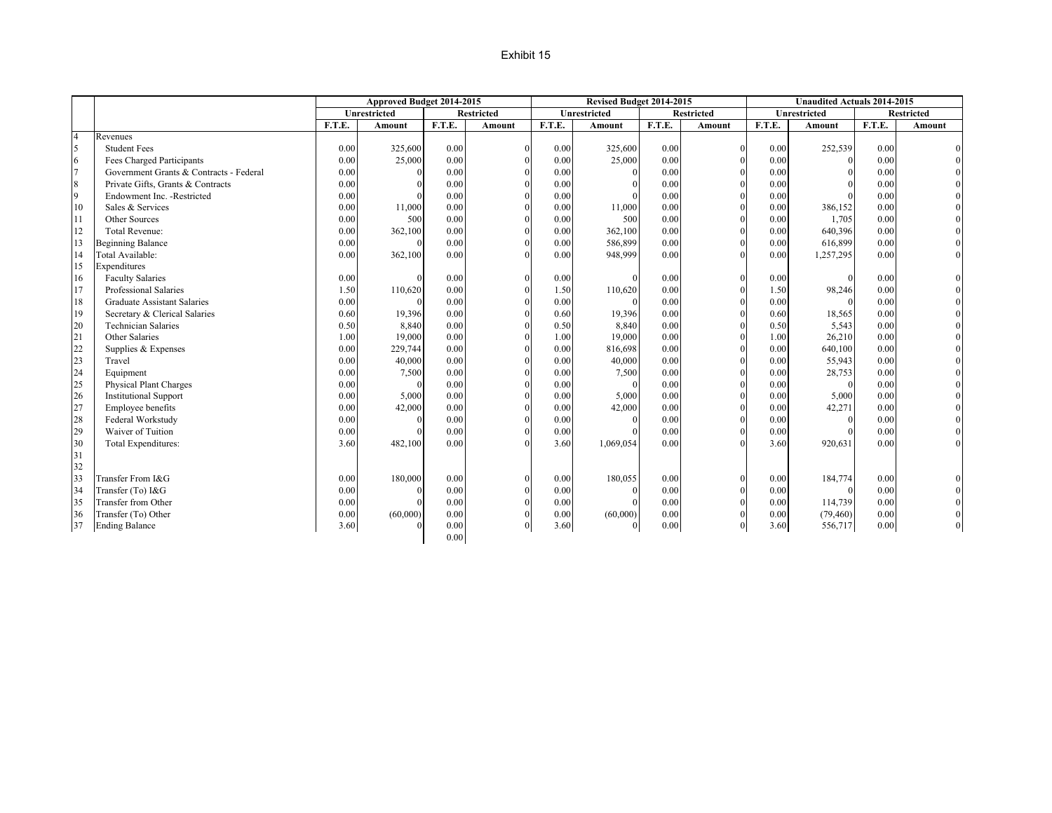Exhibit 15

| | | Approved Budget 2014-2015 | | | | Revised Budget 2014-2015 | | | | Unaudited Actuals 2014-2015 | | | |
|---|---|---|---|---|---|---|---|---|---|---|---|---|---|
| | | Unrestricted | | Restricted | | Unrestricted | | Restricted | | Unrestricted | | Restricted | |
| | | F.T.E. | Amount | F.T.E. | Amount | F.T.E. | Amount | F.T.E. | Amount | F.T.E. | Amount | F.T.E. | Amount |
| 4 | Revenues | | | | | | | | | | | | |
| 5 | Student Fees | 0.00 | 325,600 | 0.00 | 0 | 0.00 | 325,600 | 0.00 | 0 | 0.00 | 252,539 | 0.00 | 0 |
| 6 | Fees Charged Participants | 0.00 | 25,000 | 0.00 | 0 | 0.00 | 25,000 | 0.00 | 0 | 0.00 | 0 | 0.00 | 0 |
| 7 | Government Grants & Contracts - Federal | 0.00 | 0 | 0.00 | 0 | 0.00 | 0 | 0.00 | 0 | 0.00 | 0 | 0.00 | 0 |
| 8 | Private Gifts, Grants & Contracts | 0.00 | 0 | 0.00 | 0 | 0.00 | 0 | 0.00 | 0 | 0.00 | 0 | 0.00 | 0 |
| 9 | Endowment Inc. -Restricted | 0.00 | 0 | 0.00 | 0 | 0.00 | 0 | 0.00 | 0 | 0.00 | 0 | 0.00 | 0 |
| 10 | Sales & Services | 0.00 | 11,000 | 0.00 | 0 | 0.00 | 11,000 | 0.00 | 0 | 0.00 | 386,152 | 0.00 | 0 |
| 11 | Other Sources | 0.00 | 500 | 0.00 | 0 | 0.00 | 500 | 0.00 | 0 | 0.00 | 1,705 | 0.00 | 0 |
| 12 | Total Revenue: | 0.00 | 362,100 | 0.00 | 0 | 0.00 | 362,100 | 0.00 | 0 | 0.00 | 640,396 | 0.00 | 0 |
| 13 | Beginning Balance | 0.00 | 0 | 0.00 | 0 | 0.00 | 586,899 | 0.00 | 0 | 0.00 | 616,899 | 0.00 | 0 |
| 14 | Total Available: | 0.00 | 362,100 | 0.00 | 0 | 0.00 | 948,999 | 0.00 | 0 | 0.00 | 1,257,295 | 0.00 | 0 |
| 15 | Expenditures | | | | | | | | | | | | |
| 16 | Faculty Salaries | 0.00 | 0 | 0.00 | 0 | 0.00 | 0 | 0.00 | 0 | 0.00 | 0 | 0.00 | 0 |
| 17 | Professional Salaries | 1.50 | 110,620 | 0.00 | 0 | 1.50 | 110,620 | 0.00 | 0 | 1.50 | 98,246 | 0.00 | 0 |
| 18 | Graduate Assistant Salaries | 0.00 | 0 | 0.00 | 0 | 0.00 | 0 | 0.00 | 0 | 0.00 | 0 | 0.00 | 0 |
| 19 | Secretary & Clerical Salaries | 0.60 | 19,396 | 0.00 | 0 | 0.60 | 19,396 | 0.00 | 0 | 0.60 | 18,565 | 0.00 | 0 |
| 20 | Technician Salaries | 0.50 | 8,840 | 0.00 | 0 | 0.50 | 8,840 | 0.00 | 0 | 0.50 | 5,543 | 0.00 | 0 |
| 21 | Other Salaries | 1.00 | 19,000 | 0.00 | 0 | 1.00 | 19,000 | 0.00 | 0 | 1.00 | 26,210 | 0.00 | 0 |
| 22 | Supplies & Expenses | 0.00 | 229,744 | 0.00 | 0 | 0.00 | 816,698 | 0.00 | 0 | 0.00 | 640,100 | 0.00 | 0 |
| 23 | Travel | 0.00 | 40,000 | 0.00 | 0 | 0.00 | 40,000 | 0.00 | 0 | 0.00 | 55,943 | 0.00 | 0 |
| 24 | Equipment | 0.00 | 7,500 | 0.00 | 0 | 0.00 | 7,500 | 0.00 | 0 | 0.00 | 28,753 | 0.00 | 0 |
| 25 | Physical Plant Charges | 0.00 | 0 | 0.00 | 0 | 0.00 | 0 | 0.00 | 0 | 0.00 | 0 | 0.00 | 0 |
| 26 | Institutional Support | 0.00 | 5,000 | 0.00 | 0 | 0.00 | 5,000 | 0.00 | 0 | 0.00 | 5,000 | 0.00 | 0 |
| 27 | Employee benefits | 0.00 | 42,000 | 0.00 | 0 | 0.00 | 42,000 | 0.00 | 0 | 0.00 | 42,271 | 0.00 | 0 |
| 28 | Federal Workstudy | 0.00 | 0 | 0.00 | 0 | 0.00 | 0 | 0.00 | 0 | 0.00 | 0 | 0.00 | 0 |
| 29 | Waiver of Tuition | 0.00 | 0 | 0.00 | 0 | 0.00 | 0 | 0.00 | 0 | 0.00 | 0 | 0.00 | 0 |
| 30 | Total Expenditures: | 3.60 | 482,100 | 0.00 | 0 | 3.60 | 1,069,054 | 0.00 | 0 | 3.60 | 920,631 | 0.00 | 0 |
| 31 | | | | | | | | | | | | | |
| 32 | | | | | | | | | | | | | |
| 33 | Transfer From I&G | 0.00 | 180,000 | 0.00 | 0 | 0.00 | 180,055 | 0.00 | 0 | 0.00 | 184,774 | 0.00 | 0 |
| 34 | Transfer (To) I&G | 0.00 | 0 | 0.00 | 0 | 0.00 | 0 | 0.00 | 0 | 0.00 | 0 | 0.00 | 0 |
| 35 | Transfer from Other | 0.00 | 0 | 0.00 | 0 | 0.00 | 0 | 0.00 | 0 | 0.00 | 114,739 | 0.00 | 0 |
| 36 | Transfer (To) Other | 0.00 | (60,000) | 0.00 | 0 | 0.00 | (60,000) | 0.00 | 0 | 0.00 | (79,460) | 0.00 | 0 |
| 37 | Ending Balance | 3.60 | 0 | 0.00 | 0 | 3.60 | 0 | 0.00 | 0 | 3.60 | 556,717 | 0.00 | 0 |
| | | | | 0.00 | | | | | | | | | |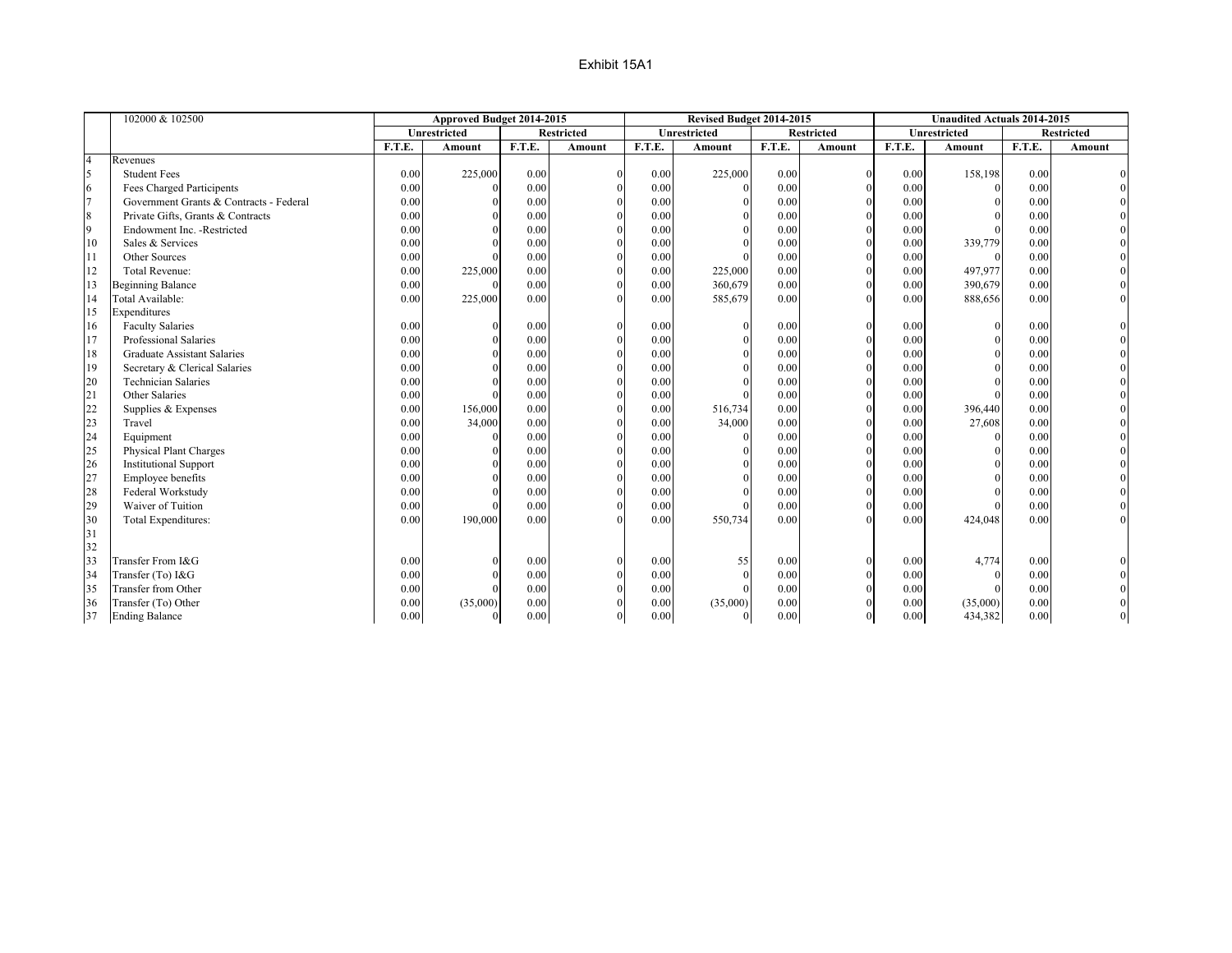# Exhibit 15A1

| | 102000 & 102500 | Approved Budget 2014-2015 | | | | Revised Budget 2014-2015 | | | | Unaudited Actuals 2014-2015 | | | |
|---|---|---|---|---|---|---|---|---|---|---|---|---|---|
| | | Unrestricted | | Restricted | | Unrestricted | | Restricted | | Unrestricted | | Restricted | |
| | | F.T.E. | Amount | F.T.E. | Amount | F.T.E. | Amount | F.T.E. | Amount | F.T.E. | Amount | F.T.E. | Amount |
| 4 | Revenues | | | | | | | | | | | | |
| 5 | Student Fees | 0.00 | 225,000 | 0.00 | 0 | 0.00 | 225,000 | 0.00 | 0 | 0.00 | 158,198 | 0.00 | 0 |
| 6 | Fees Charged Participants | 0.00 | 0 | 0.00 | 0 | 0.00 | 0 | 0.00 | 0 | 0.00 | 0 | 0.00 | 0 |
| 7 | Government Grants & Contracts - Federal | 0.00 | 0 | 0.00 | 0 | 0.00 | 0 | 0.00 | 0 | 0.00 | 0 | 0.00 | 0 |
| 8 | Private Gifts, Grants & Contracts | 0.00 | 0 | 0.00 | 0 | 0.00 | 0 | 0.00 | 0 | 0.00 | 0 | 0.00 | 0 |
| 9 | Endowment Inc. -Restricted | 0.00 | 0 | 0.00 | 0 | 0.00 | 0 | 0.00 | 0 | 0.00 | 0 | 0.00 | 0 |
| 10 | Sales & Services | 0.00 | 0 | 0.00 | 0 | 0.00 | 0 | 0.00 | 0 | 0.00 | 339,779 | 0.00 | 0 |
| 11 | Other Sources | 0.00 | 0 | 0.00 | 0 | 0.00 | 0 | 0.00 | 0 | 0.00 | 0 | 0.00 | 0 |
| 12 | Total Revenue: | 0.00 | 225,000 | 0.00 | 0 | 0.00 | 225,000 | 0.00 | 0 | 0.00 | 497,977 | 0.00 | 0 |
| 13 | Beginning Balance | 0.00 | 0 | 0.00 | 0 | 0.00 | 360,679 | 0.00 | 0 | 0.00 | 390,679 | 0.00 | 0 |
| 14 | Total Available: | 0.00 | 225,000 | 0.00 | 0 | 0.00 | 585,679 | 0.00 | 0 | 0.00 | 888,656 | 0.00 | 0 |
| 15 | Expenditures | | | | | | | | | | | | |
| 16 | Faculty Salaries | 0.00 | 0 | 0.00 | 0 | 0.00 | 0 | 0.00 | 0 | 0.00 | 0 | 0.00 | 0 |
| 17 | Professional Salaries | 0.00 | 0 | 0.00 | 0 | 0.00 | 0 | 0.00 | 0 | 0.00 | 0 | 0.00 | 0 |
| 18 | Graduate Assistant Salaries | 0.00 | 0 | 0.00 | 0 | 0.00 | 0 | 0.00 | 0 | 0.00 | 0 | 0.00 | 0 |
| 19 | Secretary & Clerical Salaries | 0.00 | 0 | 0.00 | 0 | 0.00 | 0 | 0.00 | 0 | 0.00 | 0 | 0.00 | 0 |
| 20 | Technician Salaries | 0.00 | 0 | 0.00 | 0 | 0.00 | 0 | 0.00 | 0 | 0.00 | 0 | 0.00 | 0 |
| 21 | Other Salaries | 0.00 | 0 | 0.00 | 0 | 0.00 | 0 | 0.00 | 0 | 0.00 | 0 | 0.00 | 0 |
| 22 | Supplies & Expenses | 0.00 | 156,000 | 0.00 | 0 | 0.00 | 516,734 | 0.00 | 0 | 0.00 | 396,440 | 0.00 | 0 |
| 23 | Travel | 0.00 | 34,000 | 0.00 | 0 | 0.00 | 34,000 | 0.00 | 0 | 0.00 | 27,608 | 0.00 | 0 |
| 24 | Equipment | 0.00 | 0 | 0.00 | 0 | 0.00 | 0 | 0.00 | 0 | 0.00 | 0 | 0.00 | 0 |
| 25 | Physical Plant Charges | 0.00 | 0 | 0.00 | 0 | 0.00 | 0 | 0.00 | 0 | 0.00 | 0 | 0.00 | 0 |
| 26 | Institutional Support | 0.00 | 0 | 0.00 | 0 | 0.00 | 0 | 0.00 | 0 | 0.00 | 0 | 0.00 | 0 |
| 27 | Employee benefits | 0.00 | 0 | 0.00 | 0 | 0.00 | 0 | 0.00 | 0 | 0.00 | 0 | 0.00 | 0 |
| 28 | Federal Workstudy | 0.00 | 0 | 0.00 | 0 | 0.00 | 0 | 0.00 | 0 | 0.00 | 0 | 0.00 | 0 |
| 29 | Waiver of Tuition | 0.00 | 0 | 0.00 | 0 | 0.00 | 0 | 0.00 | 0 | 0.00 | 0 | 0.00 | 0 |
| 30 | Total Expenditures: | 0.00 | 190,000 | 0.00 | 0 | 0.00 | 550,734 | 0.00 | 0 | 0.00 | 424,048 | 0.00 | 0 |
| 31 | | | | | | | | | | | | | |
| 32 | | | | | | | | | | | | | |
| 33 | Transfer From I&G | 0.00 | 0 | 0.00 | 0 | 0.00 | 55 | 0.00 | 0 | 0.00 | 4,774 | 0.00 | 0 |
| 34 | Transfer (To) I&G | 0.00 | 0 | 0.00 | 0 | 0.00 | 0 | 0.00 | 0 | 0.00 | 0 | 0.00 | 0 |
| 35 | Transfer from Other | 0.00 | 0 | 0.00 | 0 | 0.00 | 0 | 0.00 | 0 | 0.00 | 0 | 0.00 | 0 |
| 36 | Transfer (To) Other | 0.00 | (35,000) | 0.00 | 0 | 0.00 | (35,000) | 0.00 | 0 | 0.00 | (35,000) | 0.00 | 0 |
| 37 | Ending Balance | 0.00 | 0 | 0.00 | 0 | 0.00 | 0 | 0.00 | 0 | 0.00 | 434,382 | 0.00 | 0 |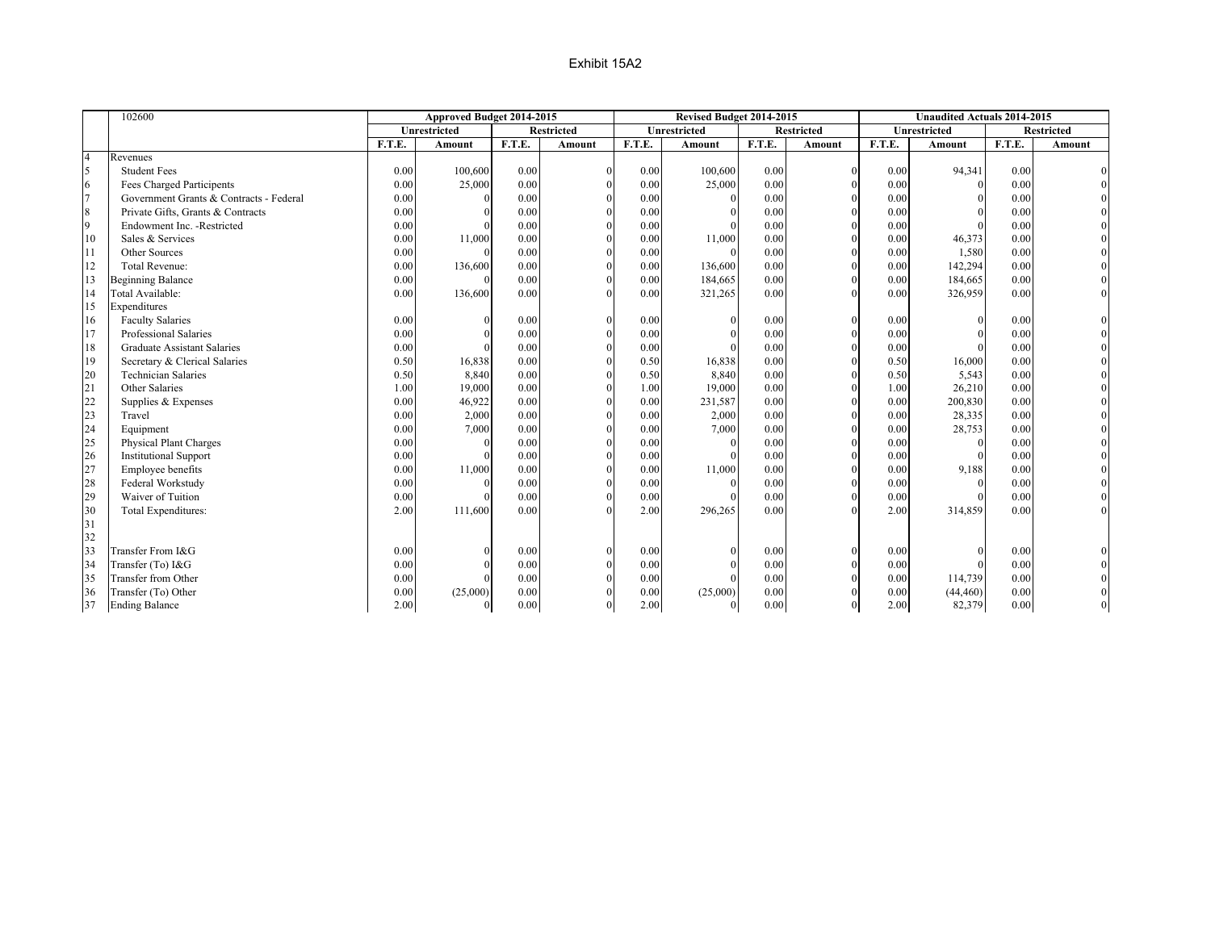Exhibit 15A2

| | 102600 | Approved Budget 2014-2015 | | | | Revised Budget 2014-2015 | | | | Unaudited Actuals 2014-2015 | | | |
|---|---|---|---|---|---|---|---|---|---|---|---|---|---|
| | | Unrestricted | | Restricted | | Unrestricted | | Restricted | | Unrestricted | | Restricted | |
| | | F.T.E. | Amount | F.T.E. | Amount | F.T.E. | Amount | F.T.E. | Amount | F.T.E. | Amount | F.T.E. | Amount |
| 4 | Revenues | | | | | | | | | | | | |
| 5 | Student Fees | 0.00 | 100,600 | 0.00 | 0 | 0.00 | 100,600 | 0.00 | 0 | 0.00 | 94,341 | 0.00 | 0 |
| 6 | Fees Charged Participants | 0.00 | 25,000 | 0.00 | 0 | 0.00 | 25,000 | 0.00 | 0 | 0.00 | 0 | 0.00 | 0 |
| 7 | Government Grants & Contracts - Federal | 0.00 | 0 | 0.00 | 0 | 0.00 | 0 | 0.00 | 0 | 0.00 | 0 | 0.00 | 0 |
| 8 | Private Gifts, Grants & Contracts | 0.00 | 0 | 0.00 | 0 | 0.00 | 0 | 0.00 | 0 | 0.00 | 0 | 0.00 | 0 |
| 9 | Endowment Inc. -Restricted | 0.00 | 0 | 0.00 | 0 | 0.00 | 0 | 0.00 | 0 | 0.00 | 0 | 0.00 | 0 |
| 10 | Sales & Services | 0.00 | 11,000 | 0.00 | 0 | 0.00 | 11,000 | 0.00 | 0 | 0.00 | 46,373 | 0.00 | 0 |
| 11 | Other Sources | 0.00 | 0 | 0.00 | 0 | 0.00 | 0 | 0.00 | 0 | 0.00 | 1,580 | 0.00 | 0 |
| 12 | Total Revenue: | 0.00 | 136,600 | 0.00 | 0 | 0.00 | 136,600 | 0.00 | 0 | 0.00 | 142,294 | 0.00 | 0 |
| 13 | Beginning Balance | 0.00 | 0 | 0.00 | 0 | 0.00 | 184,665 | 0.00 | 0 | 0.00 | 184,665 | 0.00 | 0 |
| 14 | Total Available: | 0.00 | 136,600 | 0.00 | 0 | 0.00 | 321,265 | 0.00 | 0 | 0.00 | 326,959 | 0.00 | 0 |
| 15 | Expenditures | | | | | | | | | | | | |
| 16 | Faculty Salaries | 0.00 | 0 | 0.00 | 0 | 0.00 | 0 | 0.00 | 0 | 0.00 | 0 | 0.00 | 0 |
| 17 | Professional Salaries | 0.00 | 0 | 0.00 | 0 | 0.00 | 0 | 0.00 | 0 | 0.00 | 0 | 0.00 | 0 |
| 18 | Graduate Assistant Salaries | 0.00 | 0 | 0.00 | 0 | 0.00 | 0 | 0.00 | 0 | 0.00 | 0 | 0.00 | 0 |
| 19 | Secretary & Clerical Salaries | 0.50 | 16,838 | 0.00 | 0 | 0.50 | 16,838 | 0.00 | 0 | 0.50 | 16,000 | 0.00 | 0 |
| 20 | Technician Salaries | 0.50 | 8,840 | 0.00 | 0 | 0.50 | 8,840 | 0.00 | 0 | 0.50 | 5,543 | 0.00 | 0 |
| 21 | Other Salaries | 1.00 | 19,000 | 0.00 | 0 | 1.00 | 19,000 | 0.00 | 0 | 1.00 | 26,210 | 0.00 | 0 |
| 22 | Supplies & Expenses | 0.00 | 46,922 | 0.00 | 0 | 0.00 | 231,587 | 0.00 | 0 | 0.00 | 200,830 | 0.00 | 0 |
| 23 | Travel | 0.00 | 2,000 | 0.00 | 0 | 0.00 | 2,000 | 0.00 | 0 | 0.00 | 28,335 | 0.00 | 0 |
| 24 | Equipment | 0.00 | 7,000 | 0.00 | 0 | 0.00 | 7,000 | 0.00 | 0 | 0.00 | 28,753 | 0.00 | 0 |
| 25 | Physical Plant Charges | 0.00 | 0 | 0.00 | 0 | 0.00 | 0 | 0.00 | 0 | 0.00 | 0 | 0.00 | 0 |
| 26 | Institutional Support | 0.00 | 0 | 0.00 | 0 | 0.00 | 0 | 0.00 | 0 | 0.00 | 0 | 0.00 | 0 |
| 27 | Employee benefits | 0.00 | 11,000 | 0.00 | 0 | 0.00 | 11,000 | 0.00 | 0 | 0.00 | 9,188 | 0.00 | 0 |
| 28 | Federal Workstudy | 0.00 | 0 | 0.00 | 0 | 0.00 | 0 | 0.00 | 0 | 0.00 | 0 | 0.00 | 0 |
| 29 | Waiver of Tuition | 0.00 | 0 | 0.00 | 0 | 0.00 | 0 | 0.00 | 0 | 0.00 | 0 | 0.00 | 0 |
| 30 | Total Expenditures: | 2.00 | 111,600 | 0.00 | 0 | 2.00 | 296,265 | 0.00 | 0 | 2.00 | 314,859 | 0.00 | 0 |
| 31 | | | | | | | | | | | | | |
| 32 | | | | | | | | | | | | | |
| 33 | Transfer From I&G | 0.00 | 0 | 0.00 | 0 | 0.00 | 0 | 0.00 | 0 | 0.00 | 0 | 0.00 | 0 |
| 34 | Transfer (To) I&G | 0.00 | 0 | 0.00 | 0 | 0.00 | 0 | 0.00 | 0 | 0.00 | 0 | 0.00 | 0 |
| 35 | Transfer from Other | 0.00 | 0 | 0.00 | 0 | 0.00 | 0 | 0.00 | 0 | 0.00 | 114,739 | 0.00 | 0 |
| 36 | Transfer (To) Other | 0.00 | (25,000) | 0.00 | 0 | 0.00 | (25,000) | 0.00 | 0 | 0.00 | (44,460) | 0.00 | 0 |
| 37 | Ending Balance | 2.00 | 0 | 0.00 | 0 | 2.00 | 0 | 0.00 | 0 | 2.00 | 82,379 | 0.00 | 0 |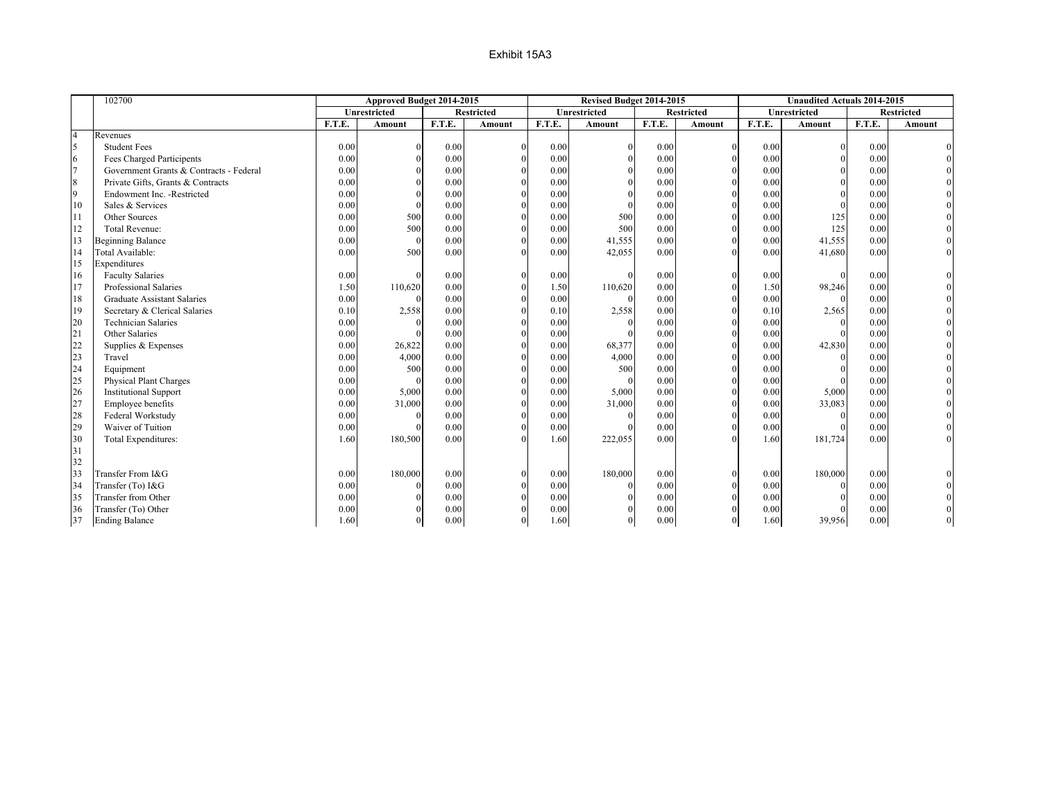# Exhibit 15A3

| | 102700 | Approved Budget 2014-2015 | | | | Revised Budget 2014-2015 | | | | Unaudited Actuals 2014-2015 | | | |
|---|---|---|---|---|---|---|---|---|---|---|---|---|---|
| | | Unrestricted | | Restricted | | Unrestricted | | Restricted | | Unrestricted | | Restricted | |
| | | F.T.E. | Amount | F.T.E. | Amount | F.T.E. | Amount | F.T.E. | Amount | F.T.E. | Amount | F.T.E. | Amount |
| 4 | Revenues | | | | | | | | | | | | |
| 5 | Student Fees | 0.00 | 0 | 0.00 | 0 | 0.00 | 0 | 0.00 | 0 | 0.00 | 0 | 0.00 | 0 |
| 6 | Fees Charged Participants | 0.00 | 0 | 0.00 | 0 | 0.00 | 0 | 0.00 | 0 | 0.00 | 0 | 0.00 | 0 |
| 7 | Government Grants & Contracts - Federal | 0.00 | 0 | 0.00 | 0 | 0.00 | 0 | 0.00 | 0 | 0.00 | 0 | 0.00 | 0 |
| 8 | Private Gifts, Grants & Contracts | 0.00 | 0 | 0.00 | 0 | 0.00 | 0 | 0.00 | 0 | 0.00 | 0 | 0.00 | 0 |
| 9 | Endowment Inc. -Restricted | 0.00 | 0 | 0.00 | 0 | 0.00 | 0 | 0.00 | 0 | 0.00 | 0 | 0.00 | 0 |
| 10 | Sales & Services | 0.00 | 0 | 0.00 | 0 | 0.00 | 0 | 0.00 | 0 | 0.00 | 0 | 0.00 | 0 |
| 11 | Other Sources | 0.00 | 500 | 0.00 | 0 | 0.00 | 500 | 0.00 | 0 | 0.00 | 125 | 0.00 | 0 |
| 12 | Total Revenue: | 0.00 | 500 | 0.00 | 0 | 0.00 | 500 | 0.00 | 0 | 0.00 | 125 | 0.00 | 0 |
| 13 | Beginning Balance | 0.00 | 0 | 0.00 | 0 | 0.00 | 41,555 | 0.00 | 0 | 0.00 | 41,555 | 0.00 | 0 |
| 14 | Total Available: | 0.00 | 500 | 0.00 | 0 | 0.00 | 42,055 | 0.00 | 0 | 0.00 | 41,680 | 0.00 | 0 |
| 15 | Expenditures | | | | | | | | | | | | |
| 16 | Faculty Salaries | 0.00 | 0 | 0.00 | 0 | 0.00 | 0 | 0.00 | 0 | 0.00 | 0 | 0.00 | 0 |
| 17 | Professional Salaries | 1.50 | 110,620 | 0.00 | 0 | 1.50 | 110,620 | 0.00 | 0 | 1.50 | 98,246 | 0.00 | 0 |
| 18 | Graduate Assistant Salaries | 0.00 | 0 | 0.00 | 0 | 0.00 | 0 | 0.00 | 0 | 0.00 | 0 | 0.00 | 0 |
| 19 | Secretary & Clerical Salaries | 0.10 | 2,558 | 0.00 | 0 | 0.10 | 2,558 | 0.00 | 0 | 0.10 | 2,565 | 0.00 | 0 |
| 20 | Technician Salaries | 0.00 | 0 | 0.00 | 0 | 0.00 | 0 | 0.00 | 0 | 0.00 | 0 | 0.00 | 0 |
| 21 | Other Salaries | 0.00 | 0 | 0.00 | 0 | 0.00 | 0 | 0.00 | 0 | 0.00 | 0 | 0.00 | 0 |
| 22 | Supplies & Expenses | 0.00 | 26,822 | 0.00 | 0 | 0.00 | 68,377 | 0.00 | 0 | 0.00 | 42,830 | 0.00 | 0 |
| 23 | Travel | 0.00 | 4,000 | 0.00 | 0 | 0.00 | 4,000 | 0.00 | 0 | 0.00 | 0 | 0.00 | 0 |
| 24 | Equipment | 0.00 | 500 | 0.00 | 0 | 0.00 | 500 | 0.00 | 0 | 0.00 | 0 | 0.00 | 0 |
| 25 | Physical Plant Charges | 0.00 | 0 | 0.00 | 0 | 0.00 | 0 | 0.00 | 0 | 0.00 | 0 | 0.00 | 0 |
| 26 | Institutional Support | 0.00 | 5,000 | 0.00 | 0 | 0.00 | 5,000 | 0.00 | 0 | 0.00 | 5,000 | 0.00 | 0 |
| 27 | Employee benefits | 0.00 | 31,000 | 0.00 | 0 | 0.00 | 31,000 | 0.00 | 0 | 0.00 | 33,083 | 0.00 | 0 |
| 28 | Federal Workstudy | 0.00 | 0 | 0.00 | 0 | 0.00 | 0 | 0.00 | 0 | 0.00 | 0 | 0.00 | 0 |
| 29 | Waiver of Tuition | 0.00 | 0 | 0.00 | 0 | 0.00 | 0 | 0.00 | 0 | 0.00 | 0 | 0.00 | 0 |
| 30 | Total Expenditures: | 1.60 | 180,500 | 0.00 | 0 | 1.60 | 222,055 | 0.00 | 0 | 1.60 | 181,724 | 0.00 | 0 |
| 31 | | | | | | | | | | | | | |
| 32 | | | | | | | | | | | | | |
| 33 | Transfer From I&G | 0.00 | 180,000 | 0.00 | 0 | 0.00 | 180,000 | 0.00 | 0 | 0.00 | 180,000 | 0.00 | 0 |
| 34 | Transfer (To) I&G | 0.00 | 0 | 0.00 | 0 | 0.00 | 0 | 0.00 | 0 | 0.00 | 0 | 0.00 | 0 |
| 35 | Transfer from Other | 0.00 | 0 | 0.00 | 0 | 0.00 | 0 | 0.00 | 0 | 0.00 | 0 | 0.00 | 0 |
| 36 | Transfer (To) Other | 0.00 | 0 | 0.00 | 0 | 0.00 | 0 | 0.00 | 0 | 0.00 | 0 | 0.00 | 0 |
| 37 | Ending Balance | 1.60 | 0 | 0.00 | 0 | 1.60 | 0 | 0.00 | 0 | 1.60 | 39,956 | 0.00 | 0 |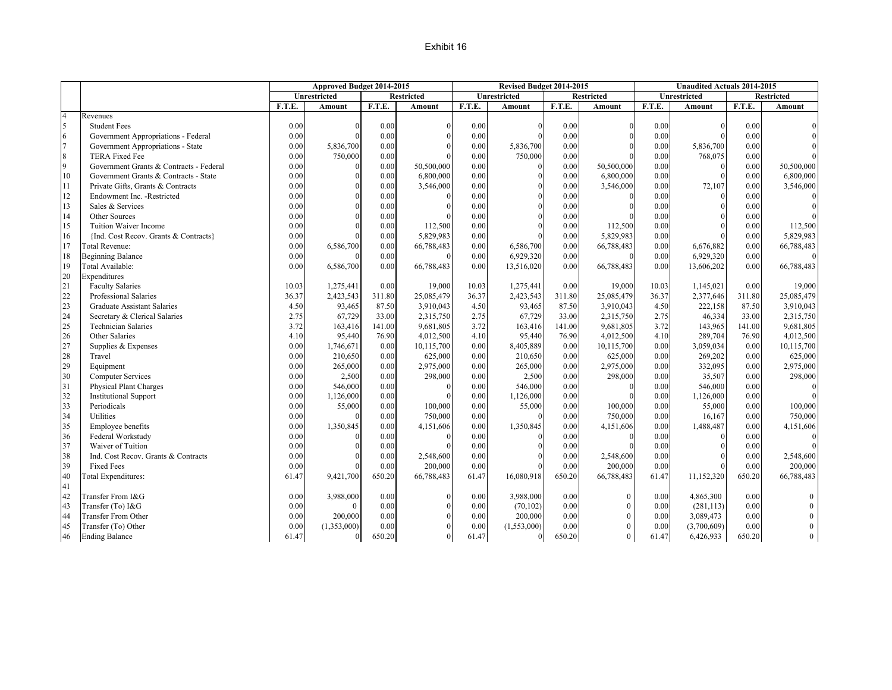Exhibit 16

| | | Approved Budget 2014-2015 | | | | Revised Budget 2014-2015 | | | | Unaudited Actuals 2014-2015 | | | |
|---|---|---|---|---|---|---|---|---|---|---|---|---|---|
| | | Unrestricted | | Restricted | | Unrestricted | | Restricted | | Unrestricted | | Restricted | |
| | | F.T.E. | Amount | F.T.E. | Amount | F.T.E. | Amount | F.T.E. | Amount | F.T.E. | Amount | F.T.E. | Amount |
| 4 | Revenues | | | | | | | | | | | | |
| 5 | Student Fees | 0.00 | 0 | 0.00 | 0 | 0.00 | 0 | 0.00 | 0 | 0.00 | 0 | 0.00 | 0 |
| 6 | Government Appropriations - Federal | 0.00 | 0 | 0.00 | 0 | 0.00 | 0 | 0.00 | 0 | 0.00 | 0 | 0.00 | 0 |
| 7 | Government Appropriations - State | 0.00 | 5,836,700 | 0.00 | 0 | 0.00 | 5,836,700 | 0.00 | 0 | 0.00 | 5,836,700 | 0.00 | 0 |
| 8 | TERA Fixed Fee | 0.00 | 750,000 | 0.00 | 0 | 0.00 | 750,000 | 0.00 | 0 | 0.00 | 768,075 | 0.00 | 0 |
| 9 | Government Grants & Contracts - Federal | 0.00 | 0 | 0.00 | 50,500,000 | 0.00 | 0 | 0.00 | 50,500,000 | 0.00 | 0 | 0.00 | 50,500,000 |
| 10 | Government Grants & Contracts - State | 0.00 | 0 | 0.00 | 6,800,000 | 0.00 | 0 | 0.00 | 6,800,000 | 0.00 | 0 | 0.00 | 6,800,000 |
| 11 | Private Gifts, Grants & Contracts | 0.00 | 0 | 0.00 | 3,546,000 | 0.00 | 0 | 0.00 | 3,546,000 | 0.00 | 72,107 | 0.00 | 3,546,000 |
| 12 | Endowment Inc. -Restricted | 0.00 | 0 | 0.00 | 0 | 0.00 | 0 | 0.00 | 0 | 0.00 | 0 | 0.00 | 0 |
| 13 | Sales & Services | 0.00 | 0 | 0.00 | 0 | 0.00 | 0 | 0.00 | 0 | 0.00 | 0 | 0.00 | 0 |
| 14 | Other Sources | 0.00 | 0 | 0.00 | 0 | 0.00 | 0 | 0.00 | 0 | 0.00 | 0 | 0.00 | 0 |
| 15 | Tuition Waiver Income | 0.00 | 0 | 0.00 | 112,500 | 0.00 | 0 | 0.00 | 112,500 | 0.00 | 0 | 0.00 | 112,500 |
| 16 | {Ind. Cost Recov. Grants & Contracts} | 0.00 | 0 | 0.00 | 5,829,983 | 0.00 | 0 | 0.00 | 5,829,983 | 0.00 | 0 | 0.00 | 5,829,983 |
| 17 | Total Revenue: | 0.00 | 6,586,700 | 0.00 | 66,788,483 | 0.00 | 6,586,700 | 0.00 | 66,788,483 | 0.00 | 6,676,882 | 0.00 | 66,788,483 |
| 18 | Beginning Balance | 0.00 | 0 | 0.00 | 0 | 0.00 | 6,929,320 | 0.00 | 0 | 0.00 | 6,929,320 | 0.00 | 0 |
| 19 | Total Available: | 0.00 | 6,586,700 | 0.00 | 66,788,483 | 0.00 | 13,516,020 | 0.00 | 66,788,483 | 0.00 | 13,606,202 | 0.00 | 66,788,483 |
| 20 | Expenditures | | | | | | | | | | | | |
| 21 | Faculty Salaries | 10.03 | 1,275,441 | 0.00 | 19,000 | 10.03 | 1,275,441 | 0.00 | 19,000 | 10.03 | 1,145,021 | 0.00 | 19,000 |
| 22 | Professional Salaries | 36.37 | 2,423,543 | 311.80 | 25,085,479 | 36.37 | 2,423,543 | 311.80 | 25,085,479 | 36.37 | 2,377,646 | 311.80 | 25,085,479 |
| 23 | Graduate Assistant Salaries | 4.50 | 93,465 | 87.50 | 3,910,043 | 4.50 | 93,465 | 87.50 | 3,910,043 | 4.50 | 222,158 | 87.50 | 3,910,043 |
| 24 | Secretary & Clerical Salaries | 2.75 | 67,729 | 33.00 | 2,315,750 | 2.75 | 67,729 | 33.00 | 2,315,750 | 2.75 | 46,334 | 33.00 | 2,315,750 |
| 25 | Technician Salaries | 3.72 | 163,416 | 141.00 | 9,681,805 | 3.72 | 163,416 | 141.00 | 9,681,805 | 3.72 | 143,965 | 141.00 | 9,681,805 |
| 26 | Other Salaries | 4.10 | 95,440 | 76.90 | 4,012,500 | 4.10 | 95,440 | 76.90 | 4,012,500 | 4.10 | 289,704 | 76.90 | 4,012,500 |
| 27 | Supplies & Expenses | 0.00 | 1,746,671 | 0.00 | 10,115,700 | 0.00 | 8,405,889 | 0.00 | 10,115,700 | 0.00 | 3,059,034 | 0.00 | 10,115,700 |
| 28 | Travel | 0.00 | 210,650 | 0.00 | 625,000 | 0.00 | 210,650 | 0.00 | 625,000 | 0.00 | 269,202 | 0.00 | 625,000 |
| 29 | Equipment | 0.00 | 265,000 | 0.00 | 2,975,000 | 0.00 | 265,000 | 0.00 | 2,975,000 | 0.00 | 332,095 | 0.00 | 2,975,000 |
| 30 | Computer Services | 0.00 | 2,500 | 0.00 | 298,000 | 0.00 | 2,500 | 0.00 | 298,000 | 0.00 | 35,507 | 0.00 | 298,000 |
| 31 | Physical Plant Charges | 0.00 | 546,000 | 0.00 | 0 | 0.00 | 546,000 | 0.00 | 0 | 0.00 | 546,000 | 0.00 | 0 |
| 32 | Institutional Support | 0.00 | 1,126,000 | 0.00 | 0 | 0.00 | 1,126,000 | 0.00 | 0 | 0.00 | 1,126,000 | 0.00 | 0 |
| 33 | Periodicals | 0.00 | 55,000 | 0.00 | 100,000 | 0.00 | 55,000 | 0.00 | 100,000 | 0.00 | 55,000 | 0.00 | 100,000 |
| 34 | Utilities | 0.00 | 0 | 0.00 | 750,000 | 0.00 | 0 | 0.00 | 750,000 | 0.00 | 16,167 | 0.00 | 750,000 |
| 35 | Employee benefits | 0.00 | 1,350,845 | 0.00 | 4,151,606 | 0.00 | 1,350,845 | 0.00 | 4,151,606 | 0.00 | 1,488,487 | 0.00 | 4,151,606 |
| 36 | Federal Workstudy | 0.00 | 0 | 0.00 | 0 | 0.00 | 0 | 0.00 | 0 | 0.00 | 0 | 0.00 | 0 |
| 37 | Waiver of Tuition | 0.00 | 0 | 0.00 | 0 | 0.00 | 0 | 0.00 | 0 | 0.00 | 0 | 0.00 | 0 |
| 38 | Ind. Cost Recov. Grants & Contracts | 0.00 | 0 | 0.00 | 2,548,600 | 0.00 | 0 | 0.00 | 2,548,600 | 0.00 | 0 | 0.00 | 2,548,600 |
| 39 | Fixed Fees | 0.00 | 0 | 0.00 | 200,000 | 0.00 | 0 | 0.00 | 200,000 | 0.00 | 0 | 0.00 | 200,000 |
| 40 | Total Expenditures: | 61.47 | 9,421,700 | 650.20 | 66,788,483 | 61.47 | 16,080,918 | 650.20 | 66,788,483 | 61.47 | 11,152,320 | 650.20 | 66,788,483 |
| 41 | | | | | | | | | | | | | |
| 42 | Transfer From I&G | 0.00 | 3,988,000 | 0.00 | 0 | 0.00 | 3,988,000 | 0.00 | 0 | 0.00 | 4,865,300 | 0.00 | 0 |
| 43 | Transfer (To) I&G | 0.00 | 0 | 0.00 | 0 | 0.00 | (70,102) | 0.00 | 0 | 0.00 | (281,113) | 0.00 | 0 |
| 44 | Transfer From Other | 0.00 | 200,000 | 0.00 | 0 | 0.00 | 200,000 | 0.00 | 0 | 0.00 | 3,089,473 | 0.00 | 0 |
| 45 | Transfer (To) Other | 0.00 | (1,353,000) | 0.00 | 0 | 0.00 | (1,553,000) | 0.00 | 0 | 0.00 | (3,700,609) | 0.00 | 0 |
| 46 | Ending Balance | 61.47 | 0 | 650.20 | 0 | 61.47 | 0 | 650.20 | 0 | 61.47 | 6,426,933 | 650.20 | 0 |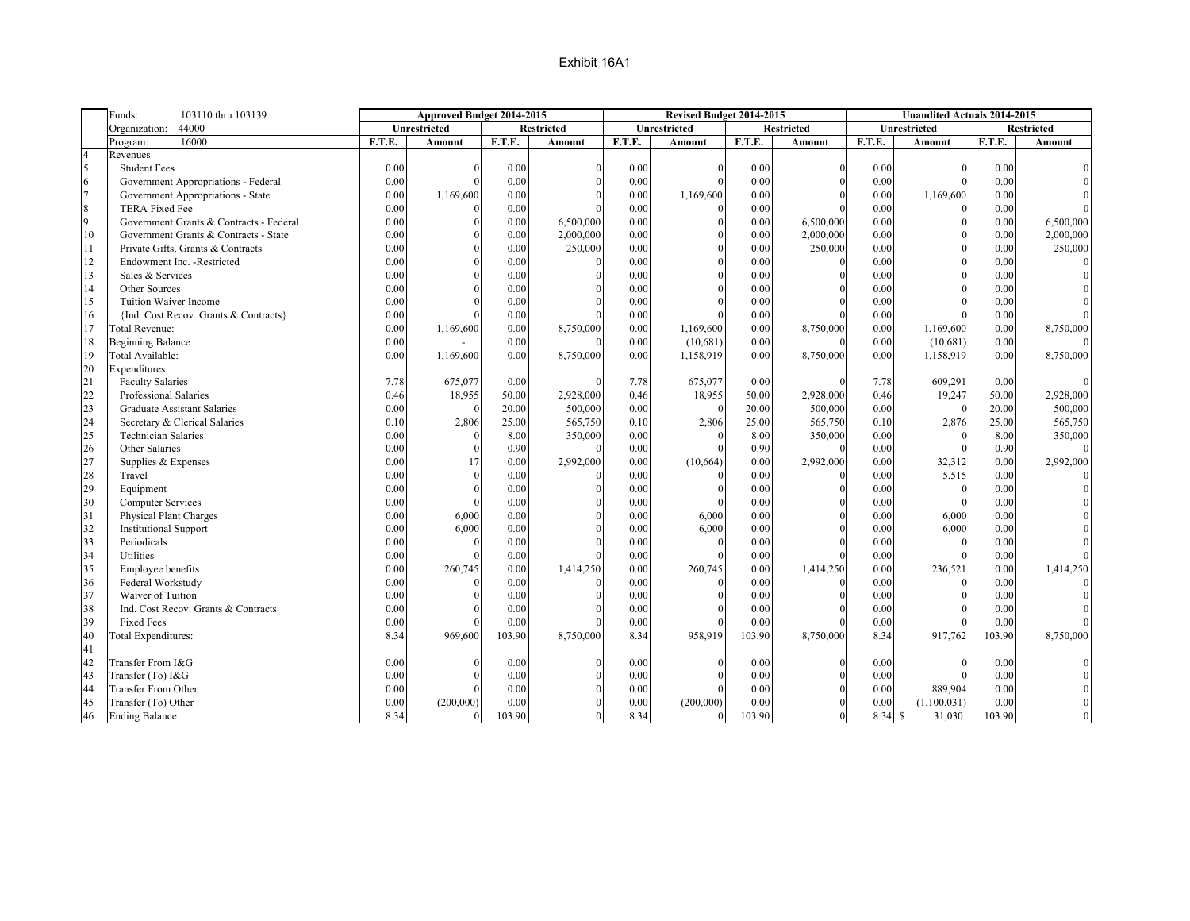# Exhibit 16A1

| | Funds: 103110 thru 103139 | Approved Budget 2014-2015 | | | | Revised Budget 2014-2015 | | | | Unaudited Actuals 2014-2015 | | | |
|---|---|---|---|---|---|---|---|---|---|---|---|---|---|
| | Organization: 44000 | Unrestricted | | Restricted | | Unrestricted | | Restricted | | Unrestricted | | Restricted | |
| | Program: 16000 | F.T.E. | Amount | F.T.E. | Amount | F.T.E. | Amount | F.T.E. | Amount | F.T.E. | Amount | F.T.E. | Amount |
| 4 | Revenues | | | | | | | | | | | | |
| 5 | Student Fees | 0.00 | 0 | 0.00 | 0 | 0.00 | 0 | 0.00 | 0 | 0.00 | 0 | 0.00 | 0 |
| 6 | Government Appropriations - Federal | 0.00 | 0 | 0.00 | 0 | 0.00 | 0 | 0.00 | 0 | 0.00 | 0 | 0.00 | 0 |
| 7 | Government Appropriations - State | 0.00 | 1,169,600 | 0.00 | 0 | 0.00 | 1,169,600 | 0.00 | 0 | 0.00 | 1,169,600 | 0.00 | 0 |
| 8 | TERA Fixed Fee | 0.00 | 0 | 0.00 | 0 | 0.00 | 0 | 0.00 | 0 | 0.00 | 0 | 0.00 | 0 |
| 9 | Government Grants & Contracts - Federal | 0.00 | 0 | 0.00 | 6,500,000 | 0.00 | 0 | 0.00 | 6,500,000 | 0.00 | 0 | 0.00 | 6,500,000 |
| 10 | Government Grants & Contracts - State | 0.00 | 0 | 0.00 | 2,000,000 | 0.00 | 0 | 0.00 | 2,000,000 | 0.00 | 0 | 0.00 | 2,000,000 |
| 11 | Private Gifts, Grants & Contracts | 0.00 | 0 | 0.00 | 250,000 | 0.00 | 0 | 0.00 | 250,000 | 0.00 | 0 | 0.00 | 250,000 |
| 12 | Endowment Inc. -Restricted | 0.00 | 0 | 0.00 | 0 | 0.00 | 0 | 0.00 | 0 | 0.00 | 0 | 0.00 | 0 |
| 13 | Sales & Services | 0.00 | 0 | 0.00 | 0 | 0.00 | 0 | 0.00 | 0 | 0.00 | 0 | 0.00 | 0 |
| 14 | Other Sources | 0.00 | 0 | 0.00 | 0 | 0.00 | 0 | 0.00 | 0 | 0.00 | 0 | 0.00 | 0 |
| 15 | Tuition Waiver Income | 0.00 | 0 | 0.00 | 0 | 0.00 | 0 | 0.00 | 0 | 0.00 | 0 | 0.00 | 0 |
| 16 | {Ind. Cost Recov. Grants & Contracts} | 0.00 | 0 | 0.00 | 0 | 0.00 | 0 | 0.00 | 0 | 0.00 | 0 | 0.00 | 0 |
| 17 | Total Revenue: | 0.00 | 1,169,600 | 0.00 | 8,750,000 | 0.00 | 1,169,600 | 0.00 | 8,750,000 | 0.00 | 1,169,600 | 0.00 | 8,750,000 |
| 18 | Beginning Balance | 0.00 | - | 0.00 | 0 | 0.00 | (10,681) | 0.00 | 0 | 0.00 | (10,681) | 0.00 | 0 |
| 19 | Total Available: | 0.00 | 1,169,600 | 0.00 | 8,750,000 | 0.00 | 1,158,919 | 0.00 | 8,750,000 | 0.00 | 1,158,919 | 0.00 | 8,750,000 |
| 20 | Expenditures | | | | | | | | | | | | |
| 21 | Faculty Salaries | 7.78 | 675,077 | 0.00 | 0 | 7.78 | 675,077 | 0.00 | 0 | 7.78 | 609,291 | 0.00 | 0 |
| 22 | Professional Salaries | 0.46 | 18,955 | 50.00 | 2,928,000 | 0.46 | 18,955 | 50.00 | 2,928,000 | 0.46 | 19,247 | 50.00 | 2,928,000 |
| 23 | Graduate Assistant Salaries | 0.00 | 0 | 20.00 | 500,000 | 0.00 | 0 | 20.00 | 500,000 | 0.00 | 0 | 20.00 | 500,000 |
| 24 | Secretary & Clerical Salaries | 0.10 | 2,806 | 25.00 | 565,750 | 0.10 | 2,806 | 25.00 | 565,750 | 0.10 | 2,876 | 25.00 | 565,750 |
| 25 | Technician Salaries | 0.00 | 0 | 8.00 | 350,000 | 0.00 | 0 | 8.00 | 350,000 | 0.00 | 0 | 8.00 | 350,000 |
| 26 | Other Salaries | 0.00 | 0 | 0.90 | 0 | 0.00 | 0 | 0.90 | 0 | 0.00 | 0 | 0.90 | 0 |
| 27 | Supplies & Expenses | 0.00 | 17 | 0.00 | 2,992,000 | 0.00 | (10,664) | 0.00 | 2,992,000 | 0.00 | 32,312 | 0.00 | 2,992,000 |
| 28 | Travel | 0.00 | 0 | 0.00 | 0 | 0.00 | 0 | 0.00 | 0 | 0.00 | 5,515 | 0.00 | 0 |
| 29 | Equipment | 0.00 | 0 | 0.00 | 0 | 0.00 | 0 | 0.00 | 0 | 0.00 | 0 | 0.00 | 0 |
| 30 | Computer Services | 0.00 | 0 | 0.00 | 0 | 0.00 | 0 | 0.00 | 0 | 0.00 | 0 | 0.00 | 0 |
| 31 | Physical Plant Charges | 0.00 | 6,000 | 0.00 | 0 | 0.00 | 6,000 | 0.00 | 0 | 0.00 | 6,000 | 0.00 | 0 |
| 32 | Institutional Support | 0.00 | 6,000 | 0.00 | 0 | 0.00 | 6,000 | 0.00 | 0 | 0.00 | 6,000 | 0.00 | 0 |
| 33 | Periodicals | 0.00 | 0 | 0.00 | 0 | 0.00 | 0 | 0.00 | 0 | 0.00 | 0 | 0.00 | 0 |
| 34 | Utilities | 0.00 | 0 | 0.00 | 0 | 0.00 | 0 | 0.00 | 0 | 0.00 | 0 | 0.00 | 0 |
| 35 | Employee benefits | 0.00 | 260,745 | 0.00 | 1,414,250 | 0.00 | 260,745 | 0.00 | 1,414,250 | 0.00 | 236,521 | 0.00 | 1,414,250 |
| 36 | Federal Workstudy | 0.00 | 0 | 0.00 | 0 | 0.00 | 0 | 0.00 | 0 | 0.00 | 0 | 0.00 | 0 |
| 37 | Waiver of Tuition | 0.00 | 0 | 0.00 | 0 | 0.00 | 0 | 0.00 | 0 | 0.00 | 0 | 0.00 | 0 |
| 38 | Ind. Cost Recov. Grants & Contracts | 0.00 | 0 | 0.00 | 0 | 0.00 | 0 | 0.00 | 0 | 0.00 | 0 | 0.00 | 0 |
| 39 | Fixed Fees | 0.00 | 0 | 0.00 | 0 | 0.00 | 0 | 0.00 | 0 | 0.00 | 0 | 0.00 | 0 |
| 40 | Total Expenditures: | 8.34 | 969,600 | 103.90 | 8,750,000 | 8.34 | 958,919 | 103.90 | 8,750,000 | 8.34 | 917,762 | 103.90 | 8,750,000 |
| 41 | | | | | | | | | | | | | |
| 42 | Transfer From I&G | 0.00 | 0 | 0.00 | 0 | 0.00 | 0 | 0.00 | 0 | 0.00 | 0 | 0.00 | 0 |
| 43 | Transfer (To) I&G | 0.00 | 0 | 0.00 | 0 | 0.00 | 0 | 0.00 | 0 | 0.00 | 0 | 0.00 | 0 |
| 44 | Transfer From Other | 0.00 | 0 | 0.00 | 0 | 0.00 | 0 | 0.00 | 0 | 0.00 | 889,904 | 0.00 | 0 |
| 45 | Transfer (To) Other | 0.00 | (200,000) | 0.00 | 0 | 0.00 | (200,000) | 0.00 | 0 | 0.00 | (1,100,031) | 0.00 | 0 |
| 46 | Ending Balance | 8.34 | 0 | 103.90 | 0 | 8.34 | 0 | 103.90 | 0 | 8.34 | $ 31,030 | 103.90 | 0 |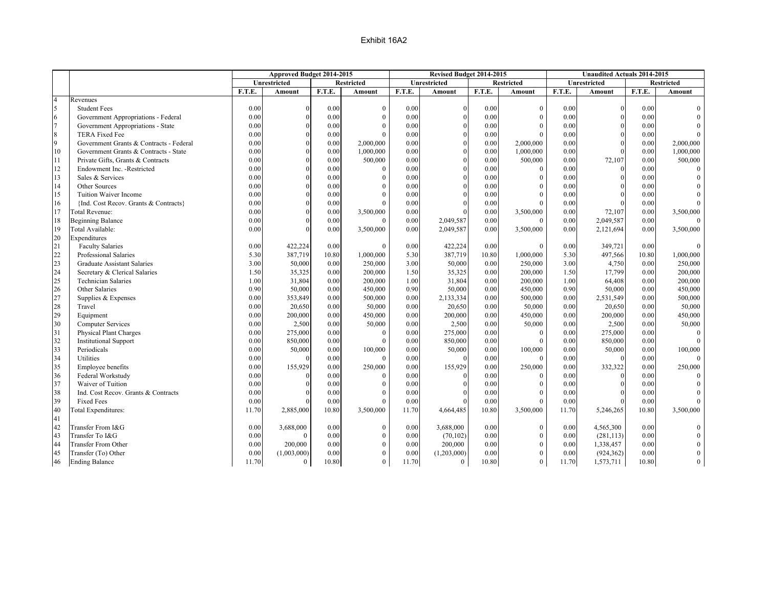# Exhibit 16A2

| | | Approved Budget 2014-2015 | | | | Revised Budget 2014-2015 | | | | Unaudited Actuals 2014-2015 | | | |
|---|---|---|---|---|---|---|---|---|---|---|---|---|---|
| | | Unrestricted | | Restricted | | Unrestricted | | Restricted | | Unrestricted | | Restricted | |
| | | F.T.E. | Amount | F.T.E. | Amount | F.T.E. | Amount | F.T.E. | Amount | F.T.E. | Amount | F.T.E. | Amount |
| 4 | Revenues | | | | | | | | | | | | |
| 5 | Student Fees | 0.00 | 0 | 0.00 | 0 | 0.00 | 0 | 0.00 | 0 | 0.00 | 0 | 0.00 | 0 |
| 6 | Government Appropriations - Federal | 0.00 | 0 | 0.00 | 0 | 0.00 | 0 | 0.00 | 0 | 0.00 | 0 | 0.00 | 0 |
| 7 | Government Appropriations - State | 0.00 | 0 | 0.00 | 0 | 0.00 | 0 | 0.00 | 0 | 0.00 | 0 | 0.00 | 0 |
| 8 | TERA Fixed Fee | 0.00 | 0 | 0.00 | 0 | 0.00 | 0 | 0.00 | 0 | 0.00 | 0 | 0.00 | 0 |
| 9 | Government Grants & Contracts - Federal | 0.00 | 0 | 0.00 | 2,000,000 | 0.00 | 0 | 0.00 | 2,000,000 | 0.00 | 0 | 0.00 | 2,000,000 |
| 10 | Government Grants & Contracts - State | 0.00 | 0 | 0.00 | 1,000,000 | 0.00 | 0 | 0.00 | 1,000,000 | 0.00 | 0 | 0.00 | 1,000,000 |
| 11 | Private Gifts, Grants & Contracts | 0.00 | 0 | 0.00 | 500,000 | 0.00 | 0 | 0.00 | 500,000 | 0.00 | 72,107 | 0.00 | 500,000 |
| 12 | Endowment Inc. -Restricted | 0.00 | 0 | 0.00 | 0 | 0.00 | 0 | 0.00 | 0 | 0.00 | 0 | 0.00 | 0 |
| 13 | Sales & Services | 0.00 | 0 | 0.00 | 0 | 0.00 | 0 | 0.00 | 0 | 0.00 | 0 | 0.00 | 0 |
| 14 | Other Sources | 0.00 | 0 | 0.00 | 0 | 0.00 | 0 | 0.00 | 0 | 0.00 | 0 | 0.00 | 0 |
| 15 | Tuition Waiver Income | 0.00 | 0 | 0.00 | 0 | 0.00 | 0 | 0.00 | 0 | 0.00 | 0 | 0.00 | 0 |
| 16 | {Ind. Cost Recov. Grants & Contracts} | 0.00 | 0 | 0.00 | 0 | 0.00 | 0 | 0.00 | 0 | 0.00 | 0 | 0.00 | 0 |
| 17 | Total Revenue: | 0.00 | 0 | 0.00 | 3,500,000 | 0.00 | 0 | 0.00 | 3,500,000 | 0.00 | 72,107 | 0.00 | 3,500,000 |
| 18 | Beginning Balance | 0.00 | 0 | 0.00 | 0 | 0.00 | 2,049,587 | 0.00 | 0 | 0.00 | 2,049,587 | 0.00 | 0 |
| 19 | Total Available: | 0.00 | 0 | 0.00 | 3,500,000 | 0.00 | 2,049,587 | 0.00 | 3,500,000 | 0.00 | 2,121,694 | 0.00 | 3,500,000 |
| 20 | Expenditures | | | | | | | | | | | | |
| 21 | Faculty Salaries | 0.00 | 422,224 | 0.00 | 0 | 0.00 | 422,224 | 0.00 | 0 | 0.00 | 349,721 | 0.00 | 0 |
| 22 | Professional Salaries | 5.30 | 387,719 | 10.80 | 1,000,000 | 5.30 | 387,719 | 10.80 | 1,000,000 | 5.30 | 497,566 | 10.80 | 1,000,000 |
| 23 | Graduate Assistant Salaries | 3.00 | 50,000 | 0.00 | 250,000 | 3.00 | 50,000 | 0.00 | 250,000 | 3.00 | 4,750 | 0.00 | 250,000 |
| 24 | Secretary & Clerical Salaries | 1.50 | 35,325 | 0.00 | 200,000 | 1.50 | 35,325 | 0.00 | 200,000 | 1.50 | 17,799 | 0.00 | 200,000 |
| 25 | Technician Salaries | 1.00 | 31,804 | 0.00 | 200,000 | 1.00 | 31,804 | 0.00 | 200,000 | 1.00 | 64,408 | 0.00 | 200,000 |
| 26 | Other Salaries | 0.90 | 50,000 | 0.00 | 450,000 | 0.90 | 50,000 | 0.00 | 450,000 | 0.90 | 50,000 | 0.00 | 450,000 |
| 27 | Supplies & Expenses | 0.00 | 353,849 | 0.00 | 500,000 | 0.00 | 2,133,334 | 0.00 | 500,000 | 0.00 | 2,531,549 | 0.00 | 500,000 |
| 28 | Travel | 0.00 | 20,650 | 0.00 | 50,000 | 0.00 | 20,650 | 0.00 | 50,000 | 0.00 | 20,650 | 0.00 | 50,000 |
| 29 | Equipment | 0.00 | 200,000 | 0.00 | 450,000 | 0.00 | 200,000 | 0.00 | 450,000 | 0.00 | 200,000 | 0.00 | 450,000 |
| 30 | Computer Services | 0.00 | 2,500 | 0.00 | 50,000 | 0.00 | 2,500 | 0.00 | 50,000 | 0.00 | 2,500 | 0.00 | 50,000 |
| 31 | Physical Plant Charges | 0.00 | 275,000 | 0.00 | 0 | 0.00 | 275,000 | 0.00 | 0 | 0.00 | 275,000 | 0.00 | 0 |
| 32 | Institutional Support | 0.00 | 850,000 | 0.00 | 0 | 0.00 | 850,000 | 0.00 | 0 | 0.00 | 850,000 | 0.00 | 0 |
| 33 | Periodicals | 0.00 | 50,000 | 0.00 | 100,000 | 0.00 | 50,000 | 0.00 | 100,000 | 0.00 | 50,000 | 0.00 | 100,000 |
| 34 | Utilities | 0.00 | 0 | 0.00 | 0 | 0.00 | 0 | 0.00 | 0 | 0.00 | 0 | 0.00 | 0 |
| 35 | Employee benefits | 0.00 | 155,929 | 0.00 | 250,000 | 0.00 | 155,929 | 0.00 | 250,000 | 0.00 | 332,322 | 0.00 | 250,000 |
| 36 | Federal Workstudy | 0.00 | 0 | 0.00 | 0 | 0.00 | 0 | 0.00 | 0 | 0.00 | 0 | 0.00 | 0 |
| 37 | Waiver of Tuition | 0.00 | 0 | 0.00 | 0 | 0.00 | 0 | 0.00 | 0 | 0.00 | 0 | 0.00 | 0 |
| 38 | Ind. Cost Recov. Grants & Contracts | 0.00 | 0 | 0.00 | 0 | 0.00 | 0 | 0.00 | 0 | 0.00 | 0 | 0.00 | 0 |
| 39 | Fixed Fees | 0.00 | 0 | 0.00 | 0 | 0.00 | 0 | 0.00 | 0 | 0.00 | 0 | 0.00 | 0 |
| 40 | Total Expenditures: | 11.70 | 2,885,000 | 10.80 | 3,500,000 | 11.70 | 4,664,485 | 10.80 | 3,500,000 | 11.70 | 5,246,265 | 10.80 | 3,500,000 |
| 41 | | | | | | | | | | | | | |
| 42 | Transfer From I&G | 0.00 | 3,688,000 | 0.00 | 0 | 0.00 | 3,688,000 | 0.00 | 0 | 0.00 | 4,565,300 | 0.00 | 0 |
| 43 | Transfer To I&G | 0.00 | 0 | 0.00 | 0 | 0.00 | (70,102) | 0.00 | 0 | 0.00 | (281,113) | 0.00 | 0 |
| 44 | Transfer From Other | 0.00 | 200,000 | 0.00 | 0 | 0.00 | 200,000 | 0.00 | 0 | 0.00 | 1,338,457 | 0.00 | 0 |
| 45 | Transfer (To) Other | 0.00 | (1,003,000) | 0.00 | 0 | 0.00 | (1,203,000) | 0.00 | 0 | 0.00 | (924,362) | 0.00 | 0 |
| 46 | Ending Balance | 11.70 | 0 | 10.80 | 0 | 11.70 | 0 | 10.80 | 0 | 11.70 | 1,573,711 | 10.80 | 0 |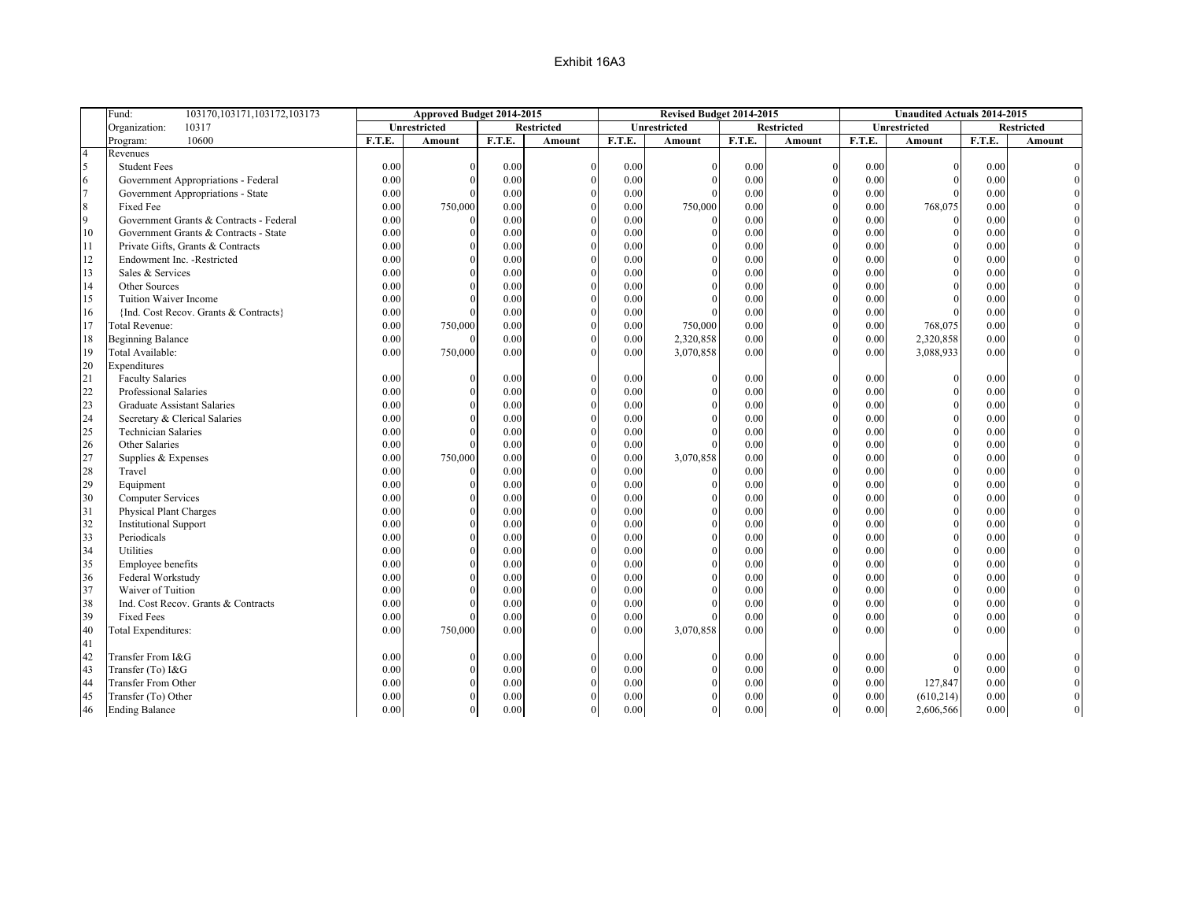# Exhibit 16A3

| | Fund: 103170,103171,103172,103173 | Approved Budget 2014-2015 | | | | Revised Budget 2014-2015 | | | | Unaudited Actuals 2014-2015 | | | |
|---|---|---|---|---|---|---|---|---|---|---|---|---|---|
| | Organization: 10317 | Unrestricted | | Restricted | | Unrestricted | | Restricted | | Unrestricted | | Restricted | |
| | Program: 10600 | F.T.E. | Amount | F.T.E. | Amount | F.T.E. | Amount | F.T.E. | Amount | F.T.E. | Amount | F.T.E. | Amount |
| 4 | Revenues | | | | | | | | | | | | |
| 5 | Student Fees | 0.00 | 0 | 0.00 | 0 | 0.00 | 0 | 0.00 | 0 | 0.00 | 0 | 0.00 | 0 |
| 6 | Government Appropriations - Federal | 0.00 | 0 | 0.00 | 0 | 0.00 | 0 | 0.00 | 0 | 0.00 | 0 | 0.00 | 0 |
| 7 | Government Appropriations - State | 0.00 | 0 | 0.00 | 0 | 0.00 | 0 | 0.00 | 0 | 0.00 | 0 | 0.00 | 0 |
| 8 | Fixed Fee | 0.00 | 750,000 | 0.00 | 0 | 0.00 | 750,000 | 0.00 | 0 | 0.00 | 768,075 | 0.00 | 0 |
| 9 | Government Grants & Contracts - Federal | 0.00 | 0 | 0.00 | 0 | 0.00 | 0 | 0.00 | 0 | 0.00 | 0 | 0.00 | 0 |
| 10 | Government Grants & Contracts - State | 0.00 | 0 | 0.00 | 0 | 0.00 | 0 | 0.00 | 0 | 0.00 | 0 | 0.00 | 0 |
| 11 | Private Gifts, Grants & Contracts | 0.00 | 0 | 0.00 | 0 | 0.00 | 0 | 0.00 | 0 | 0.00 | 0 | 0.00 | 0 |
| 12 | Endowment Inc. -Restricted | 0.00 | 0 | 0.00 | 0 | 0.00 | 0 | 0.00 | 0 | 0.00 | 0 | 0.00 | 0 |
| 13 | Sales & Services | 0.00 | 0 | 0.00 | 0 | 0.00 | 0 | 0.00 | 0 | 0.00 | 0 | 0.00 | 0 |
| 14 | Other Sources | 0.00 | 0 | 0.00 | 0 | 0.00 | 0 | 0.00 | 0 | 0.00 | 0 | 0.00 | 0 |
| 15 | Tuition Waiver Income | 0.00 | 0 | 0.00 | 0 | 0.00 | 0 | 0.00 | 0 | 0.00 | 0 | 0.00 | 0 |
| 16 | {Ind. Cost Recov. Grants & Contracts} | 0.00 | 0 | 0.00 | 0 | 0.00 | 0 | 0.00 | 0 | 0.00 | 0 | 0.00 | 0 |
| 17 | Total Revenue: | 0.00 | 750,000 | 0.00 | 0 | 0.00 | 750,000 | 0.00 | 0 | 0.00 | 768,075 | 0.00 | 0 |
| 18 | Beginning Balance | 0.00 | 0 | 0.00 | 0 | 0.00 | 2,320,858 | 0.00 | 0 | 0.00 | 2,320,858 | 0.00 | 0 |
| 19 | Total Available: | 0.00 | 750,000 | 0.00 | 0 | 0.00 | 3,070,858 | 0.00 | 0 | 0.00 | 3,088,933 | 0.00 | 0 |
| 20 | Expenditures | | | | | | | | | | | | |
| 21 | Faculty Salaries | 0.00 | 0 | 0.00 | 0 | 0.00 | 0 | 0.00 | 0 | 0.00 | 0 | 0.00 | 0 |
| 22 | Professional Salaries | 0.00 | 0 | 0.00 | 0 | 0.00 | 0 | 0.00 | 0 | 0.00 | 0 | 0.00 | 0 |
| 23 | Graduate Assistant Salaries | 0.00 | 0 | 0.00 | 0 | 0.00 | 0 | 0.00 | 0 | 0.00 | 0 | 0.00 | 0 |
| 24 | Secretary & Clerical Salaries | 0.00 | 0 | 0.00 | 0 | 0.00 | 0 | 0.00 | 0 | 0.00 | 0 | 0.00 | 0 |
| 25 | Technician Salaries | 0.00 | 0 | 0.00 | 0 | 0.00 | 0 | 0.00 | 0 | 0.00 | 0 | 0.00 | 0 |
| 26 | Other Salaries | 0.00 | 0 | 0.00 | 0 | 0.00 | 0 | 0.00 | 0 | 0.00 | 0 | 0.00 | 0 |
| 27 | Supplies & Expenses | 0.00 | 750,000 | 0.00 | 0 | 0.00 | 3,070,858 | 0.00 | 0 | 0.00 | 0 | 0.00 | 0 |
| 28 | Travel | 0.00 | 0 | 0.00 | 0 | 0.00 | 0 | 0.00 | 0 | 0.00 | 0 | 0.00 | 0 |
| 29 | Equipment | 0.00 | 0 | 0.00 | 0 | 0.00 | 0 | 0.00 | 0 | 0.00 | 0 | 0.00 | 0 |
| 30 | Computer Services | 0.00 | 0 | 0.00 | 0 | 0.00 | 0 | 0.00 | 0 | 0.00 | 0 | 0.00 | 0 |
| 31 | Physical Plant Charges | 0.00 | 0 | 0.00 | 0 | 0.00 | 0 | 0.00 | 0 | 0.00 | 0 | 0.00 | 0 |
| 32 | Institutional Support | 0.00 | 0 | 0.00 | 0 | 0.00 | 0 | 0.00 | 0 | 0.00 | 0 | 0.00 | 0 |
| 33 | Periodicals | 0.00 | 0 | 0.00 | 0 | 0.00 | 0 | 0.00 | 0 | 0.00 | 0 | 0.00 | 0 |
| 34 | Utilities | 0.00 | 0 | 0.00 | 0 | 0.00 | 0 | 0.00 | 0 | 0.00 | 0 | 0.00 | 0 |
| 35 | Employee benefits | 0.00 | 0 | 0.00 | 0 | 0.00 | 0 | 0.00 | 0 | 0.00 | 0 | 0.00 | 0 |
| 36 | Federal Workstudy | 0.00 | 0 | 0.00 | 0 | 0.00 | 0 | 0.00 | 0 | 0.00 | 0 | 0.00 | 0 |
| 37 | Waiver of Tuition | 0.00 | 0 | 0.00 | 0 | 0.00 | 0 | 0.00 | 0 | 0.00 | 0 | 0.00 | 0 |
| 38 | Ind. Cost Recov. Grants & Contracts | 0.00 | 0 | 0.00 | 0 | 0.00 | 0 | 0.00 | 0 | 0.00 | 0 | 0.00 | 0 |
| 39 | Fixed Fees | 0.00 | 0 | 0.00 | 0 | 0.00 | 0 | 0.00 | 0 | 0.00 | 0 | 0.00 | 0 |
| 40 | Total Expenditures: | 0.00 | 750,000 | 0.00 | 0 | 0.00 | 3,070,858 | 0.00 | 0 | 0.00 | 0 | 0.00 | 0 |
| 41 | | | | | | | | | | | | | |
| 42 | Transfer From I&G | 0.00 | 0 | 0.00 | 0 | 0.00 | 0 | 0.00 | 0 | 0.00 | 0 | 0.00 | 0 |
| 43 | Transfer (To) I&G | 0.00 | 0 | 0.00 | 0 | 0.00 | 0 | 0.00 | 0 | 0.00 | 0 | 0.00 | 0 |
| 44 | Transfer From Other | 0.00 | 0 | 0.00 | 0 | 0.00 | 0 | 0.00 | 0 | 0.00 | 127,847 | 0.00 | 0 |
| 45 | Transfer (To) Other | 0.00 | 0 | 0.00 | 0 | 0.00 | 0 | 0.00 | 0 | 0.00 | (610,214) | 0.00 | 0 |
| 46 | Ending Balance | 0.00 | 0 | 0.00 | 0 | 0.00 | 0 | 0.00 | 0 | 0.00 | 2,606,566 | 0.00 | 0 |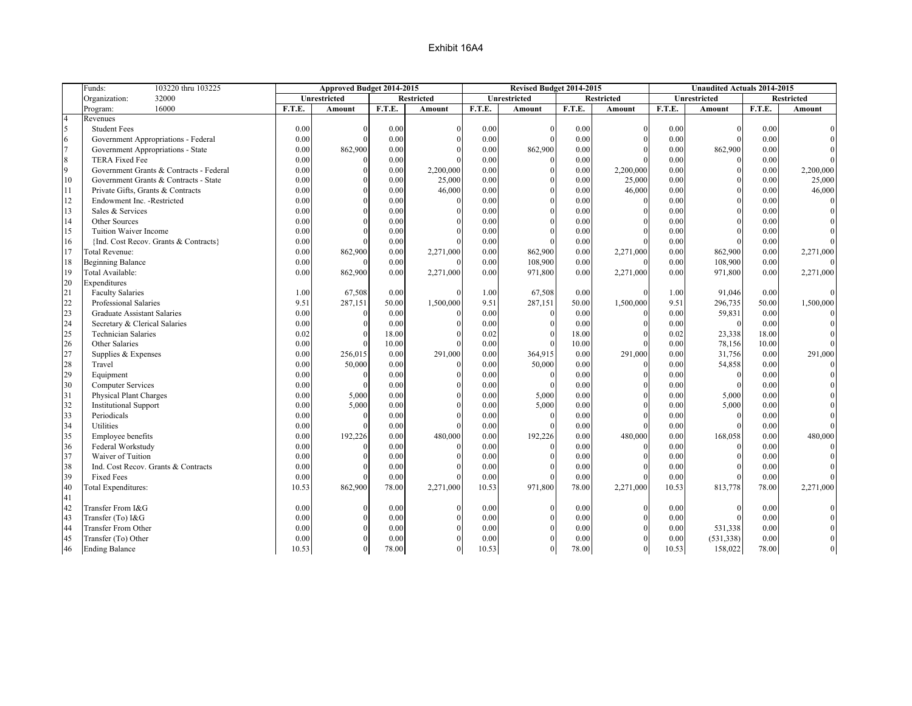# Exhibit 16A4

| | Funds: 103220 thru 103225 | Approved Budget 2014-2015 | | | | Revised Budget 2014-2015 | | | | Unaudited Actuals 2014-2015 | | | |
|---|---|---|---|---|---|---|---|---|---|---|---|---|---|
| | Organization: 32000 | Unrestricted | | Restricted | | Unrestricted | | Restricted | | Unrestricted | | Restricted | |
| | Program: 16000 | F.T.E. | Amount | F.T.E. | Amount | F.T.E. | Amount | F.T.E. | Amount | F.T.E. | Amount | F.T.E. | Amount |
| 4 | Revenues | | | | | | | | | | | | |
| 5 | Student Fees | 0.00 | 0 | 0.00 | 0 | 0.00 | 0 | 0.00 | 0 | 0.00 | 0 | 0.00 | 0 |
| 6 | Government Appropriations - Federal | 0.00 | 0 | 0.00 | 0 | 0.00 | 0 | 0.00 | 0 | 0.00 | 0 | 0.00 | 0 |
| 7 | Government Appropriations - State | 0.00 | 862,900 | 0.00 | 0 | 0.00 | 862,900 | 0.00 | 0 | 0.00 | 862,900 | 0.00 | 0 |
| 8 | TERA Fixed Fee | 0.00 | 0 | 0.00 | 0 | 0.00 | 0 | 0.00 | 0 | 0.00 | 0 | 0.00 | 0 |
| 9 | Government Grants & Contracts - Federal | 0.00 | 0 | 0.00 | 2,200,000 | 0.00 | 0 | 0.00 | 2,200,000 | 0.00 | 0 | 0.00 | 2,200,000 |
| 10 | Government Grants & Contracts - State | 0.00 | 0 | 0.00 | 25,000 | 0.00 | 0 | 0.00 | 25,000 | 0.00 | 0 | 0.00 | 25,000 |
| 11 | Private Gifts, Grants & Contracts | 0.00 | 0 | 0.00 | 46,000 | 0.00 | 0 | 0.00 | 46,000 | 0.00 | 0 | 0.00 | 46,000 |
| 12 | Endowment Inc. -Restricted | 0.00 | 0 | 0.00 | 0 | 0.00 | 0 | 0.00 | 0 | 0.00 | 0 | 0.00 | 0 |
| 13 | Sales & Services | 0.00 | 0 | 0.00 | 0 | 0.00 | 0 | 0.00 | 0 | 0.00 | 0 | 0.00 | 0 |
| 14 | Other Sources | 0.00 | 0 | 0.00 | 0 | 0.00 | 0 | 0.00 | 0 | 0.00 | 0 | 0.00 | 0 |
| 15 | Tuition Waiver Income | 0.00 | 0 | 0.00 | 0 | 0.00 | 0 | 0.00 | 0 | 0.00 | 0 | 0.00 | 0 |
| 16 | {Ind. Cost Recov. Grants & Contracts} | 0.00 | 0 | 0.00 | 0 | 0.00 | 0 | 0.00 | 0 | 0.00 | 0 | 0.00 | 0 |
| 17 | Total Revenue: | 0.00 | 862,900 | 0.00 | 2,271,000 | 0.00 | 862,900 | 0.00 | 2,271,000 | 0.00 | 862,900 | 0.00 | 2,271,000 |
| 18 | Beginning Balance | 0.00 | 0 | 0.00 | 0 | 0.00 | 108,900 | 0.00 | 0 | 0.00 | 108,900 | 0.00 | 0 |
| 19 | Total Available: | 0.00 | 862,900 | 0.00 | 2,271,000 | 0.00 | 971,800 | 0.00 | 2,271,000 | 0.00 | 971,800 | 0.00 | 2,271,000 |
| 20 | Expenditures | | | | | | | | | | | | |
| 21 | Faculty Salaries | 1.00 | 67,508 | 0.00 | 0 | 1.00 | 67,508 | 0.00 | 0 | 1.00 | 91,046 | 0.00 | 0 |
| 22 | Professional Salaries | 9.51 | 287,151 | 50.00 | 1,500,000 | 9.51 | 287,151 | 50.00 | 1,500,000 | 9.51 | 296,735 | 50.00 | 1,500,000 |
| 23 | Graduate Assistant Salaries | 0.00 | 0 | 0.00 | 0 | 0.00 | 0 | 0.00 | 0 | 0.00 | 59,831 | 0.00 | 0 |
| 24 | Secretary & Clerical Salaries | 0.00 | 0 | 0.00 | 0 | 0.00 | 0 | 0.00 | 0 | 0.00 | 0 | 0.00 | 0 |
| 25 | Technician Salaries | 0.02 | 0 | 18.00 | 0 | 0.02 | 0 | 18.00 | 0 | 0.02 | 23,338 | 18.00 | 0 |
| 26 | Other Salaries | 0.00 | 0 | 10.00 | 0 | 0.00 | 0 | 10.00 | 0 | 0.00 | 78,156 | 10.00 | 0 |
| 27 | Supplies & Expenses | 0.00 | 256,015 | 0.00 | 291,000 | 0.00 | 364,915 | 0.00 | 291,000 | 0.00 | 31,756 | 0.00 | 291,000 |
| 28 | Travel | 0.00 | 50,000 | 0.00 | 0 | 0.00 | 50,000 | 0.00 | 0 | 0.00 | 54,858 | 0.00 | 0 |
| 29 | Equipment | 0.00 | 0 | 0.00 | 0 | 0.00 | 0 | 0.00 | 0 | 0.00 | 0 | 0.00 | 0 |
| 30 | Computer Services | 0.00 | 0 | 0.00 | 0 | 0.00 | 0 | 0.00 | 0 | 0.00 | 0 | 0.00 | 0 |
| 31 | Physical Plant Charges | 0.00 | 5,000 | 0.00 | 0 | 0.00 | 5,000 | 0.00 | 0 | 0.00 | 5,000 | 0.00 | 0 |
| 32 | Institutional Support | 0.00 | 5,000 | 0.00 | 0 | 0.00 | 5,000 | 0.00 | 0 | 0.00 | 5,000 | 0.00 | 0 |
| 33 | Periodicals | 0.00 | 0 | 0.00 | 0 | 0.00 | 0 | 0.00 | 0 | 0.00 | 0 | 0.00 | 0 |
| 34 | Utilities | 0.00 | 0 | 0.00 | 0 | 0.00 | 0 | 0.00 | 0 | 0.00 | 0 | 0.00 | 0 |
| 35 | Employee benefits | 0.00 | 192,226 | 0.00 | 480,000 | 0.00 | 192,226 | 0.00 | 480,000 | 0.00 | 168,058 | 0.00 | 480,000 |
| 36 | Federal Workstudy | 0.00 | 0 | 0.00 | 0 | 0.00 | 0 | 0.00 | 0 | 0.00 | 0 | 0.00 | 0 |
| 37 | Waiver of Tuition | 0.00 | 0 | 0.00 | 0 | 0.00 | 0 | 0.00 | 0 | 0.00 | 0 | 0.00 | 0 |
| 38 | Ind. Cost Recov. Grants & Contracts | 0.00 | 0 | 0.00 | 0 | 0.00 | 0 | 0.00 | 0 | 0.00 | 0 | 0.00 | 0 |
| 39 | Fixed Fees | 0.00 | 0 | 0.00 | 0 | 0.00 | 0 | 0.00 | 0 | 0.00 | 0 | 0.00 | 0 |
| 40 | Total Expenditures: | 10.53 | 862,900 | 78.00 | 2,271,000 | 10.53 | 971,800 | 78.00 | 2,271,000 | 10.53 | 813,778 | 78.00 | 2,271,000 |
| 41 | | | | | | | | | | | | | |
| 42 | Transfer From I&G | 0.00 | 0 | 0.00 | 0 | 0.00 | 0 | 0.00 | 0 | 0.00 | 0 | 0.00 | 0 |
| 43 | Transfer (To) I&G | 0.00 | 0 | 0.00 | 0 | 0.00 | 0 | 0.00 | 0 | 0.00 | 0 | 0.00 | 0 |
| 44 | Transfer From Other | 0.00 | 0 | 0.00 | 0 | 0.00 | 0 | 0.00 | 0 | 0.00 | 531,338 | 0.00 | 0 |
| 45 | Transfer (To) Other | 0.00 | 0 | 0.00 | 0 | 0.00 | 0 | 0.00 | 0 | 0.00 | (531,338) | 0.00 | 0 |
| 46 | Ending Balance | 10.53 | 0 | 78.00 | 0 | 10.53 | 0 | 78.00 | 0 | 10.53 | 158,022 | 78.00 | 0 |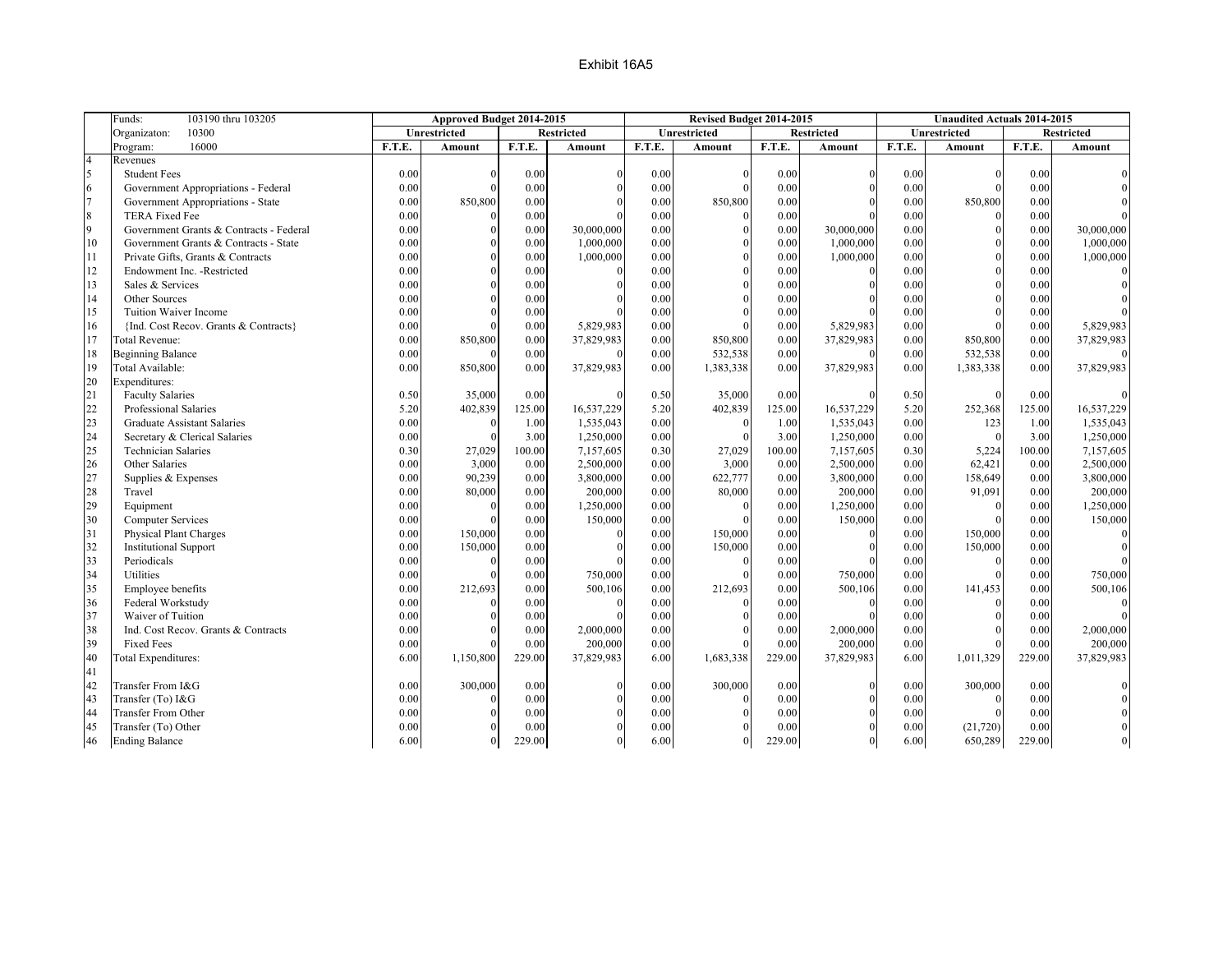# Exhibit 16A5

| | Funds: 103190 thru 103205 | Approved Budget 2014-2015 | | | | Revised Budget 2014-2015 | | | | Unaudited Actuals 2014-2015 | | | |
|---|---|---|---|---|---|---|---|---|---|---|---|---|---|
| | Organizaton: 10300 | Unrestricted | | Restricted | | Unrestricted | | Restricted | | Unrestricted | | Restricted | |
| | Program: 16000 | F.T.E. | Amount | F.T.E. | Amount | F.T.E. | Amount | F.T.E. | Amount | F.T.E. | Amount | F.T.E. | Amount |
| 4 | Revenues | | | | | | | | | | | | |
| 5 | Student Fees | 0.00 | 0 | 0.00 | 0 | 0.00 | 0 | 0.00 | 0 | 0.00 | 0 | 0.00 | 0 |
| 6 | Government Appropriations - Federal | 0.00 | 0 | 0.00 | 0 | 0.00 | 0 | 0.00 | 0 | 0.00 | 0 | 0.00 | 0 |
| 7 | Government Appropriations - State | 0.00 | 850,800 | 0.00 | 0 | 0.00 | 850,800 | 0.00 | 0 | 0.00 | 850,800 | 0.00 | 0 |
| 8 | TERA Fixed Fee | 0.00 | 0 | 0.00 | 0 | 0.00 | 0 | 0.00 | 0 | 0.00 | 0 | 0.00 | 0 |
| 9 | Government Grants & Contracts - Federal | 0.00 | 0 | 0.00 | 30,000,000 | 0.00 | 0 | 0.00 | 30,000,000 | 0.00 | 0 | 0.00 | 30,000,000 |
| 10 | Government Grants & Contracts - State | 0.00 | 0 | 0.00 | 1,000,000 | 0.00 | 0 | 0.00 | 1,000,000 | 0.00 | 0 | 0.00 | 1,000,000 |
| 11 | Private Gifts, Grants & Contracts | 0.00 | 0 | 0.00 | 1,000,000 | 0.00 | 0 | 0.00 | 1,000,000 | 0.00 | 0 | 0.00 | 1,000,000 |
| 12 | Endowment Inc. -Restricted | 0.00 | 0 | 0.00 | 0 | 0.00 | 0 | 0.00 | 0 | 0.00 | 0 | 0.00 | 0 |
| 13 | Sales & Services | 0.00 | 0 | 0.00 | 0 | 0.00 | 0 | 0.00 | 0 | 0.00 | 0 | 0.00 | 0 |
| 14 | Other Sources | 0.00 | 0 | 0.00 | 0 | 0.00 | 0 | 0.00 | 0 | 0.00 | 0 | 0.00 | 0 |
| 15 | Tuition Waiver Income | 0.00 | 0 | 0.00 | 0 | 0.00 | 0 | 0.00 | 0 | 0.00 | 0 | 0.00 | 0 |
| 16 | {Ind. Cost Recov. Grants & Contracts} | 0.00 | 0 | 0.00 | 5,829,983 | 0.00 | 0 | 0.00 | 5,829,983 | 0.00 | 0 | 0.00 | 5,829,983 |
| 17 | Total Revenue: | 0.00 | 850,800 | 0.00 | 37,829,983 | 0.00 | 850,800 | 0.00 | 37,829,983 | 0.00 | 850,800 | 0.00 | 37,829,983 |
| 18 | Beginning Balance | 0.00 | 0 | 0.00 | 0 | 0.00 | 532,538 | 0.00 | 0 | 0.00 | 532,538 | 0.00 | 0 |
| 19 | Total Available: | 0.00 | 850,800 | 0.00 | 37,829,983 | 0.00 | 1,383,338 | 0.00 | 37,829,983 | 0.00 | 1,383,338 | 0.00 | 37,829,983 |
| 20 | Expenditures: | | | | | | | | | | | | |
| 21 | Faculty Salaries | 0.50 | 35,000 | 0.00 | 0 | 0.50 | 35,000 | 0.00 | 0 | 0.50 | 0 | 0.00 | 0 |
| 22 | Professional Salaries | 5.20 | 402,839 | 125.00 | 16,537,229 | 5.20 | 402,839 | 125.00 | 16,537,229 | 5.20 | 252,368 | 125.00 | 16,537,229 |
| 23 | Graduate Assistant Salaries | 0.00 | 0 | 1.00 | 1,535,043 | 0.00 | 0 | 1.00 | 1,535,043 | 0.00 | 123 | 1.00 | 1,535,043 |
| 24 | Secretary & Clerical Salaries | 0.00 | 0 | 3.00 | 1,250,000 | 0.00 | 0 | 3.00 | 1,250,000 | 0.00 | 0 | 3.00 | 1,250,000 |
| 25 | Technician Salaries | 0.30 | 27,029 | 100.00 | 7,157,605 | 0.30 | 27,029 | 100.00 | 7,157,605 | 0.30 | 5,224 | 100.00 | 7,157,605 |
| 26 | Other Salaries | 0.00 | 3,000 | 0.00 | 2,500,000 | 0.00 | 3,000 | 0.00 | 2,500,000 | 0.00 | 62,421 | 0.00 | 2,500,000 |
| 27 | Supplies & Expenses | 0.00 | 90,239 | 0.00 | 3,800,000 | 0.00 | 622,777 | 0.00 | 3,800,000 | 0.00 | 158,649 | 0.00 | 3,800,000 |
| 28 | Travel | 0.00 | 80,000 | 0.00 | 200,000 | 0.00 | 80,000 | 0.00 | 200,000 | 0.00 | 91,091 | 0.00 | 200,000 |
| 29 | Equipment | 0.00 | 0 | 0.00 | 1,250,000 | 0.00 | 0 | 0.00 | 1,250,000 | 0.00 | 0 | 0.00 | 1,250,000 |
| 30 | Computer Services | 0.00 | 0 | 0.00 | 150,000 | 0.00 | 0 | 0.00 | 150,000 | 0.00 | 0 | 0.00 | 150,000 |
| 31 | Physical Plant Charges | 0.00 | 150,000 | 0.00 | 0 | 0.00 | 150,000 | 0.00 | 0 | 0.00 | 150,000 | 0.00 | 0 |
| 32 | Institutional Support | 0.00 | 150,000 | 0.00 | 0 | 0.00 | 150,000 | 0.00 | 0 | 0.00 | 150,000 | 0.00 | 0 |
| 33 | Periodicals | 0.00 | 0 | 0.00 | 0 | 0.00 | 0 | 0.00 | 0 | 0.00 | 0 | 0.00 | 0 |
| 34 | Utilities | 0.00 | 0 | 0.00 | 750,000 | 0.00 | 0 | 0.00 | 750,000 | 0.00 | 0 | 0.00 | 750,000 |
| 35 | Employee benefits | 0.00 | 212,693 | 0.00 | 500,106 | 0.00 | 212,693 | 0.00 | 500,106 | 0.00 | 141,453 | 0.00 | 500,106 |
| 36 | Federal Workstudy | 0.00 | 0 | 0.00 | 0 | 0.00 | 0 | 0.00 | 0 | 0.00 | 0 | 0.00 | 0 |
| 37 | Waiver of Tuition | 0.00 | 0 | 0.00 | 0 | 0.00 | 0 | 0.00 | 0 | 0.00 | 0 | 0.00 | 0 |
| 38 | Ind. Cost Recov. Grants & Contracts | 0.00 | 0 | 0.00 | 2,000,000 | 0.00 | 0 | 0.00 | 2,000,000 | 0.00 | 0 | 0.00 | 2,000,000 |
| 39 | Fixed Fees | 0.00 | 0 | 0.00 | 200,000 | 0.00 | 0 | 0.00 | 200,000 | 0.00 | 0 | 0.00 | 200,000 |
| 40 | Total Expenditures: | 6.00 | 1,150,800 | 229.00 | 37,829,983 | 6.00 | 1,683,338 | 229.00 | 37,829,983 | 6.00 | 1,011,329 | 229.00 | 37,829,983 |
| 41 | | | | | | | | | | | | | |
| 42 | Transfer From I&G | 0.00 | 300,000 | 0.00 | 0 | 0.00 | 300,000 | 0.00 | 0 | 0.00 | 300,000 | 0.00 | 0 |
| 43 | Transfer (To) I&G | 0.00 | 0 | 0.00 | 0 | 0.00 | 0 | 0.00 | 0 | 0.00 | 0 | 0.00 | 0 |
| 44 | Transfer From Other | 0.00 | 0 | 0.00 | 0 | 0.00 | 0 | 0.00 | 0 | 0.00 | 0 | 0.00 | 0 |
| 45 | Transfer (To) Other | 0.00 | 0 | 0.00 | 0 | 0.00 | 0 | 0.00 | 0 | 0.00 | (21,720) | 0.00 | 0 |
| 46 | Ending Balance | 6.00 | 0 | 229.00 | 0 | 6.00 | 0 | 229.00 | 0 | 6.00 | 650,289 | 229.00 | 0 |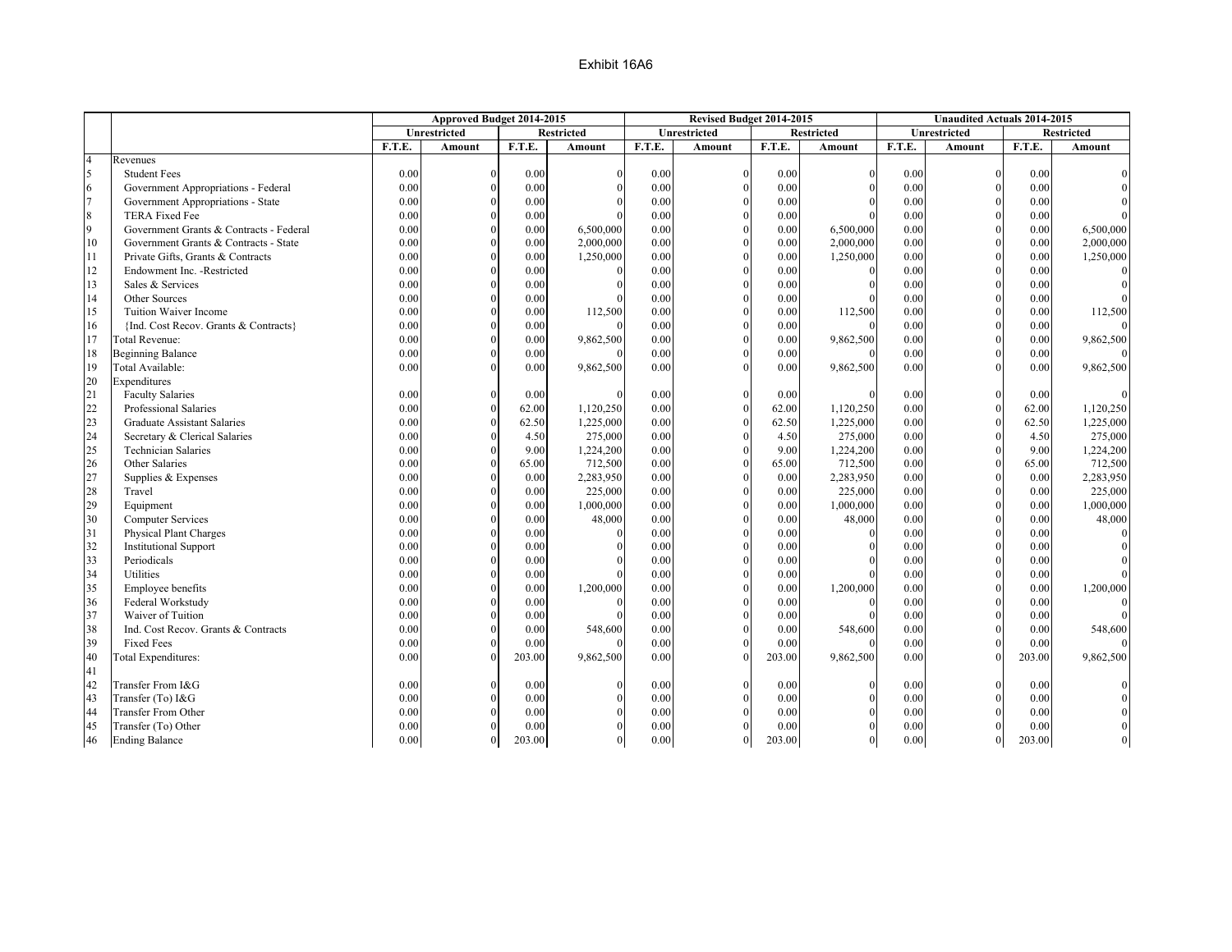# Exhibit 16A6

| | | Approved Budget 2014-2015 | | | | Revised Budget 2014-2015 | | | | Unaudited Actuals 2014-2015 | | | |
|---|---|---|---|---|---|---|---|---|---|---|---|---|---|
| | | Unrestricted | | Restricted | | Unrestricted | | Restricted | | Unrestricted | | Restricted | |
| | | F.T.E. | Amount | F.T.E. | Amount | F.T.E. | Amount | F.T.E. | Amount | F.T.E. | Amount | F.T.E. | Amount |
| 4 | Revenues | | | | | | | | | | | | |
| 5 | Student Fees | 0.00 | 0 | 0.00 | 0 | 0.00 | 0 | 0.00 | 0 | 0.00 | 0 | 0.00 | 0 |
| 6 | Government Appropriations - Federal | 0.00 | 0 | 0.00 | 0 | 0.00 | 0 | 0.00 | 0 | 0.00 | 0 | 0.00 | 0 |
| 7 | Government Appropriations - State | 0.00 | 0 | 0.00 | 0 | 0.00 | 0 | 0.00 | 0 | 0.00 | 0 | 0.00 | 0 |
| 8 | TERA Fixed Fee | 0.00 | 0 | 0.00 | 0 | 0.00 | 0 | 0.00 | 0 | 0.00 | 0 | 0.00 | 0 |
| 9 | Government Grants & Contracts - Federal | 0.00 | 0 | 0.00 | 6,500,000 | 0.00 | 0 | 0.00 | 6,500,000 | 0.00 | 0 | 0.00 | 6,500,000 |
| 10 | Government Grants & Contracts - State | 0.00 | 0 | 0.00 | 2,000,000 | 0.00 | 0 | 0.00 | 2,000,000 | 0.00 | 0 | 0.00 | 2,000,000 |
| 11 | Private Gifts, Grants & Contracts | 0.00 | 0 | 0.00 | 1,250,000 | 0.00 | 0 | 0.00 | 1,250,000 | 0.00 | 0 | 0.00 | 1,250,000 |
| 12 | Endowment Inc. -Restricted | 0.00 | 0 | 0.00 | 0 | 0.00 | 0 | 0.00 | 0 | 0.00 | 0 | 0.00 | 0 |
| 13 | Sales & Services | 0.00 | 0 | 0.00 | 0 | 0.00 | 0 | 0.00 | 0 | 0.00 | 0 | 0.00 | 0 |
| 14 | Other Sources | 0.00 | 0 | 0.00 | 0 | 0.00 | 0 | 0.00 | 0 | 0.00 | 0 | 0.00 | 0 |
| 15 | Tuition Waiver Income | 0.00 | 0 | 0.00 | 112,500 | 0.00 | 0 | 0.00 | 112,500 | 0.00 | 0 | 0.00 | 112,500 |
| 16 | {Ind. Cost Recov. Grants & Contracts} | 0.00 | 0 | 0.00 | 0 | 0.00 | 0 | 0.00 | 0 | 0.00 | 0 | 0.00 | 0 |
| 17 | Total Revenue: | 0.00 | 0 | 0.00 | 9,862,500 | 0.00 | 0 | 0.00 | 9,862,500 | 0.00 | 0 | 0.00 | 9,862,500 |
| 18 | Beginning Balance | 0.00 | 0 | 0.00 | 0 | 0.00 | 0 | 0.00 | 0 | 0.00 | 0 | 0.00 | 0 |
| 19 | Total Available: | 0.00 | 0 | 0.00 | 9,862,500 | 0.00 | 0 | 0.00 | 9,862,500 | 0.00 | 0 | 0.00 | 9,862,500 |
| 20 | Expenditures | | | | | | | | | | | | |
| 21 | Faculty Salaries | 0.00 | 0 | 0.00 | 0 | 0.00 | 0 | 0.00 | 0 | 0.00 | 0 | 0.00 | 0 |
| 22 | Professional Salaries | 0.00 | 0 | 62.00 | 1,120,250 | 0.00 | 0 | 62.00 | 1,120,250 | 0.00 | 0 | 62.00 | 1,120,250 |
| 23 | Graduate Assistant Salaries | 0.00 | 0 | 62.50 | 1,225,000 | 0.00 | 0 | 62.50 | 1,225,000 | 0.00 | 0 | 62.50 | 1,225,000 |
| 24 | Secretary & Clerical Salaries | 0.00 | 0 | 4.50 | 275,000 | 0.00 | 0 | 4.50 | 275,000 | 0.00 | 0 | 4.50 | 275,000 |
| 25 | Technician Salaries | 0.00 | 0 | 9.00 | 1,224,200 | 0.00 | 0 | 9.00 | 1,224,200 | 0.00 | 0 | 9.00 | 1,224,200 |
| 26 | Other Salaries | 0.00 | 0 | 65.00 | 712,500 | 0.00 | 0 | 65.00 | 712,500 | 0.00 | 0 | 65.00 | 712,500 |
| 27 | Supplies & Expenses | 0.00 | 0 | 0.00 | 2,283,950 | 0.00 | 0 | 0.00 | 2,283,950 | 0.00 | 0 | 0.00 | 2,283,950 |
| 28 | Travel | 0.00 | 0 | 0.00 | 225,000 | 0.00 | 0 | 0.00 | 225,000 | 0.00 | 0 | 0.00 | 225,000 |
| 29 | Equipment | 0.00 | 0 | 0.00 | 1,000,000 | 0.00 | 0 | 0.00 | 1,000,000 | 0.00 | 0 | 0.00 | 1,000,000 |
| 30 | Computer Services | 0.00 | 0 | 0.00 | 48,000 | 0.00 | 0 | 0.00 | 48,000 | 0.00 | 0 | 0.00 | 48,000 |
| 31 | Physical Plant Charges | 0.00 | 0 | 0.00 | 0 | 0.00 | 0 | 0.00 | 0 | 0.00 | 0 | 0.00 | 0 |
| 32 | Institutional Support | 0.00 | 0 | 0.00 | 0 | 0.00 | 0 | 0.00 | 0 | 0.00 | 0 | 0.00 | 0 |
| 33 | Periodicals | 0.00 | 0 | 0.00 | 0 | 0.00 | 0 | 0.00 | 0 | 0.00 | 0 | 0.00 | 0 |
| 34 | Utilities | 0.00 | 0 | 0.00 | 0 | 0.00 | 0 | 0.00 | 0 | 0.00 | 0 | 0.00 | 0 |
| 35 | Employee benefits | 0.00 | 0 | 0.00 | 1,200,000 | 0.00 | 0 | 0.00 | 1,200,000 | 0.00 | 0 | 0.00 | 1,200,000 |
| 36 | Federal Workstudy | 0.00 | 0 | 0.00 | 0 | 0.00 | 0 | 0.00 | 0 | 0.00 | 0 | 0.00 | 0 |
| 37 | Waiver of Tuition | 0.00 | 0 | 0.00 | 0 | 0.00 | 0 | 0.00 | 0 | 0.00 | 0 | 0.00 | 0 |
| 38 | Ind. Cost Recov. Grants & Contracts | 0.00 | 0 | 0.00 | 548,600 | 0.00 | 0 | 0.00 | 548,600 | 0.00 | 0 | 0.00 | 548,600 |
| 39 | Fixed Fees | 0.00 | 0 | 0.00 | 0 | 0.00 | 0 | 0.00 | 0 | 0.00 | 0 | 0.00 | 0 |
| 40 | Total Expenditures: | 0.00 | 0 | 203.00 | 9,862,500 | 0.00 | 0 | 203.00 | 9,862,500 | 0.00 | 0 | 203.00 | 9,862,500 |
| 41 | | | | | | | | | | | | | |
| 42 | Transfer From I&G | 0.00 | 0 | 0.00 | 0 | 0.00 | 0 | 0.00 | 0 | 0.00 | 0 | 0.00 | 0 |
| 43 | Transfer (To) I&G | 0.00 | 0 | 0.00 | 0 | 0.00 | 0 | 0.00 | 0 | 0.00 | 0 | 0.00 | 0 |
| 44 | Transfer From Other | 0.00 | 0 | 0.00 | 0 | 0.00 | 0 | 0.00 | 0 | 0.00 | 0 | 0.00 | 0 |
| 45 | Transfer (To) Other | 0.00 | 0 | 0.00 | 0 | 0.00 | 0 | 0.00 | 0 | 0.00 | 0 | 0.00 | 0 |
| 46 | Ending Balance | 0.00 | 0 | 203.00 | 0 | 0.00 | 0 | 203.00 | 0 | 0.00 | 0 | 203.00 | 0 |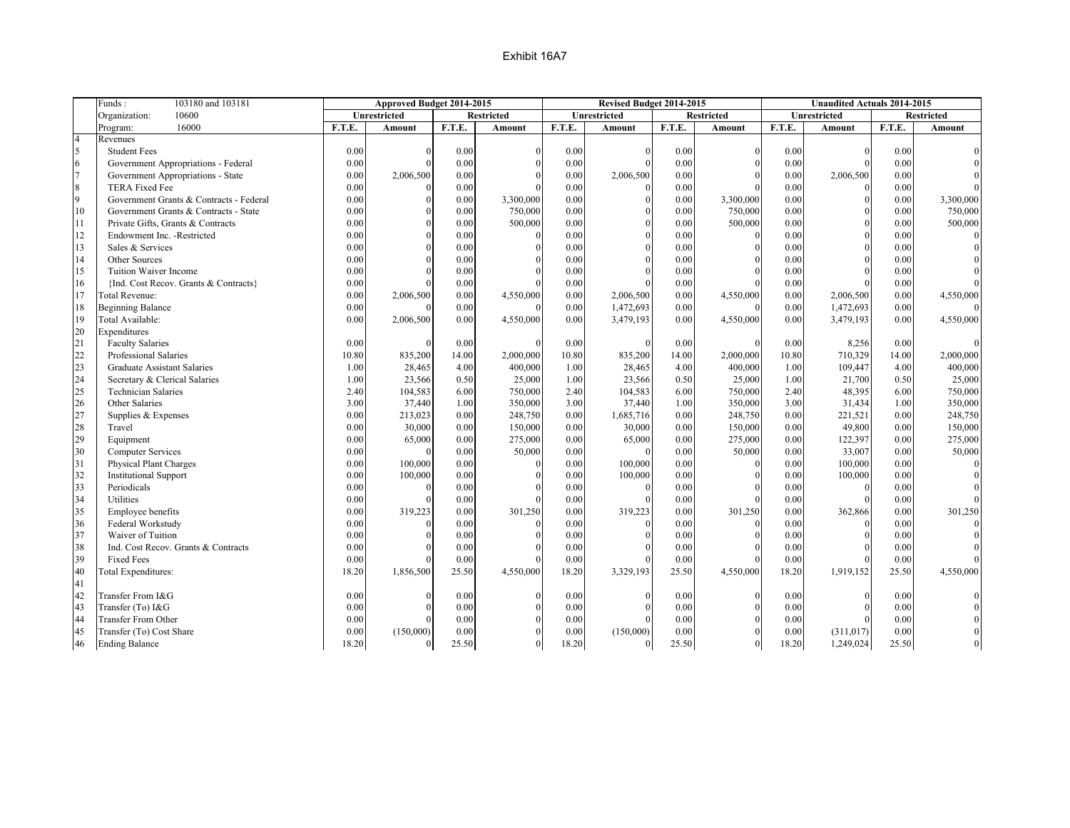# Exhibit 16A7

| | Funds : 103180 and 103181 | Approved Budget 2014-2015 | | | | Revised Budget 2014-2015 | | | | Unaudited Actuals 2014-2015 | | | |
|---|---|---|---|---|---|---|---|---|---|---|---|---|---|
| | Organization: 10600 | Unrestricted | | Restricted | | Unrestricted | | Restricted | | Unrestricted | | Restricted | |
| | Program: 16000 | F.T.E. | Amount | F.T.E. | Amount | F.T.E. | Amount | F.T.E. | Amount | F.T.E. | Amount | F.T.E. | Amount |
| 4 | Revenues | | | | | | | | | | | | |
| 5 | Student Fees | 0.00 | 0 | 0.00 | 0 | 0.00 | 0 | 0.00 | 0 | 0.00 | 0 | 0.00 | 0 |
| 6 | Government Appropriations - Federal | 0.00 | 0 | 0.00 | 0 | 0.00 | 0 | 0.00 | 0 | 0.00 | 0 | 0.00 | 0 |
| 7 | Government Appropriations - State | 0.00 | 2,006,500 | 0.00 | 0 | 0.00 | 2,006,500 | 0.00 | 0 | 0.00 | 2,006,500 | 0.00 | 0 |
| 8 | TERA Fixed Fee | 0.00 | 0 | 0.00 | 0 | 0.00 | 0 | 0.00 | 0 | 0.00 | 0 | 0.00 | 0 |
| 9 | Government Grants & Contracts - Federal | 0.00 | 0 | 0.00 | 3,300,000 | 0.00 | 0 | 0.00 | 3,300,000 | 0.00 | 0 | 0.00 | 3,300,000 |
| 10 | Government Grants & Contracts - State | 0.00 | 0 | 0.00 | 750,000 | 0.00 | 0 | 0.00 | 750,000 | 0.00 | 0 | 0.00 | 750,000 |
| 11 | Private Gifts, Grants & Contracts | 0.00 | 0 | 0.00 | 500,000 | 0.00 | 0 | 0.00 | 500,000 | 0.00 | 0 | 0.00 | 500,000 |
| 12 | Endowment Inc. -Restricted | 0.00 | 0 | 0.00 | 0 | 0.00 | 0 | 0.00 | 0 | 0.00 | 0 | 0.00 | 0 |
| 13 | Sales & Services | 0.00 | 0 | 0.00 | 0 | 0.00 | 0 | 0.00 | 0 | 0.00 | 0 | 0.00 | 0 |
| 14 | Other Sources | 0.00 | 0 | 0.00 | 0 | 0.00 | 0 | 0.00 | 0 | 0.00 | 0 | 0.00 | 0 |
| 15 | Tuition Waiver Income | 0.00 | 0 | 0.00 | 0 | 0.00 | 0 | 0.00 | 0 | 0.00 | 0 | 0.00 | 0 |
| 16 | {Ind. Cost Recov. Grants & Contracts} | 0.00 | 0 | 0.00 | 0 | 0.00 | 0 | 0.00 | 0 | 0.00 | 0 | 0.00 | 0 |
| 17 | Total Revenue: | 0.00 | 2,006,500 | 0.00 | 4,550,000 | 0.00 | 2,006,500 | 0.00 | 4,550,000 | 0.00 | 2,006,500 | 0.00 | 4,550,000 |
| 18 | Beginning Balance | 0.00 | 0 | 0.00 | 0 | 0.00 | 1,472,693 | 0.00 | 0 | 0.00 | 1,472,693 | 0.00 | 0 |
| 19 | Total Available: | 0.00 | 2,006,500 | 0.00 | 4,550,000 | 0.00 | 3,479,193 | 0.00 | 4,550,000 | 0.00 | 3,479,193 | 0.00 | 4,550,000 |
| 20 | Expenditures | | | | | | | | | | | | |
| 21 | Faculty Salaries | 0.00 | 0 | 0.00 | 0 | 0.00 | 0 | 0.00 | 0 | 0.00 | 8,256 | 0.00 | 0 |
| 22 | Professional Salaries | 10.80 | 835,200 | 14.00 | 2,000,000 | 10.80 | 835,200 | 14.00 | 2,000,000 | 10.80 | 710,329 | 14.00 | 2,000,000 |
| 23 | Graduate Assistant Salaries | 1.00 | 28,465 | 4.00 | 400,000 | 1.00 | 28,465 | 4.00 | 400,000 | 1.00 | 109,447 | 4.00 | 400,000 |
| 24 | Secretary & Clerical Salaries | 1.00 | 23,566 | 0.50 | 25,000 | 1.00 | 23,566 | 0.50 | 25,000 | 1.00 | 21,700 | 0.50 | 25,000 |
| 25 | Technician Salaries | 2.40 | 104,583 | 6.00 | 750,000 | 2.40 | 104,583 | 6.00 | 750,000 | 2.40 | 48,395 | 6.00 | 750,000 |
| 26 | Other Salaries | 3.00 | 37,440 | 1.00 | 350,000 | 3.00 | 37,440 | 1.00 | 350,000 | 3.00 | 31,434 | 1.00 | 350,000 |
| 27 | Supplies & Expenses | 0.00 | 213,023 | 0.00 | 248,750 | 0.00 | 1,685,716 | 0.00 | 248,750 | 0.00 | 221,521 | 0.00 | 248,750 |
| 28 | Travel | 0.00 | 30,000 | 0.00 | 150,000 | 0.00 | 30,000 | 0.00 | 150,000 | 0.00 | 49,800 | 0.00 | 150,000 |
| 29 | Equipment | 0.00 | 65,000 | 0.00 | 275,000 | 0.00 | 65,000 | 0.00 | 275,000 | 0.00 | 122,397 | 0.00 | 275,000 |
| 30 | Computer Services | 0.00 | 0 | 0.00 | 50,000 | 0.00 | 0 | 0.00 | 50,000 | 0.00 | 33,007 | 0.00 | 50,000 |
| 31 | Physical Plant Charges | 0.00 | 100,000 | 0.00 | 0 | 0.00 | 100,000 | 0.00 | 0 | 0.00 | 100,000 | 0.00 | 0 |
| 32 | Institutional Support | 0.00 | 100,000 | 0.00 | 0 | 0.00 | 100,000 | 0.00 | 0 | 0.00 | 100,000 | 0.00 | 0 |
| 33 | Periodicals | 0.00 | 0 | 0.00 | 0 | 0.00 | 0 | 0.00 | 0 | 0.00 | 0 | 0.00 | 0 |
| 34 | Utilities | 0.00 | 0 | 0.00 | 0 | 0.00 | 0 | 0.00 | 0 | 0.00 | 0 | 0.00 | 0 |
| 35 | Employee benefits | 0.00 | 319,223 | 0.00 | 301,250 | 0.00 | 319,223 | 0.00 | 301,250 | 0.00 | 362,866 | 0.00 | 301,250 |
| 36 | Federal Workstudy | 0.00 | 0 | 0.00 | 0 | 0.00 | 0 | 0.00 | 0 | 0.00 | 0 | 0.00 | 0 |
| 37 | Waiver of Tuition | 0.00 | 0 | 0.00 | 0 | 0.00 | 0 | 0.00 | 0 | 0.00 | 0 | 0.00 | 0 |
| 38 | Ind. Cost Recov. Grants & Contracts | 0.00 | 0 | 0.00 | 0 | 0.00 | 0 | 0.00 | 0 | 0.00 | 0 | 0.00 | 0 |
| 39 | Fixed Fees | 0.00 | 0 | 0.00 | 0 | 0.00 | 0 | 0.00 | 0 | 0.00 | 0 | 0.00 | 0 |
| 40 | Total Expenditures: | 18.20 | 1,856,500 | 25.50 | 4,550,000 | 18.20 | 3,329,193 | 25.50 | 4,550,000 | 18.20 | 1,919,152 | 25.50 | 4,550,000 |
| 41 | | | | | | | | | | | | | |
| 42 | Transfer From I&G | 0.00 | 0 | 0.00 | 0 | 0.00 | 0 | 0.00 | 0 | 0.00 | 0 | 0.00 | 0 |
| 43 | Transfer (To) I&G | 0.00 | 0 | 0.00 | 0 | 0.00 | 0 | 0.00 | 0 | 0.00 | 0 | 0.00 | 0 |
| 44 | Transfer From Other | 0.00 | 0 | 0.00 | 0 | 0.00 | 0 | 0.00 | 0 | 0.00 | 0 | 0.00 | 0 |
| 45 | Transfer (To) Cost Share | 0.00 | (150,000) | 0.00 | 0 | 0.00 | (150,000) | 0.00 | 0 | 0.00 | (311,017) | 0.00 | 0 |
| 46 | Ending Balance | 18.20 | 0 | 25.50 | 0 | 18.20 | 0 | 25.50 | 0 | 18.20 | 1,249,024 | 25.50 | 0 |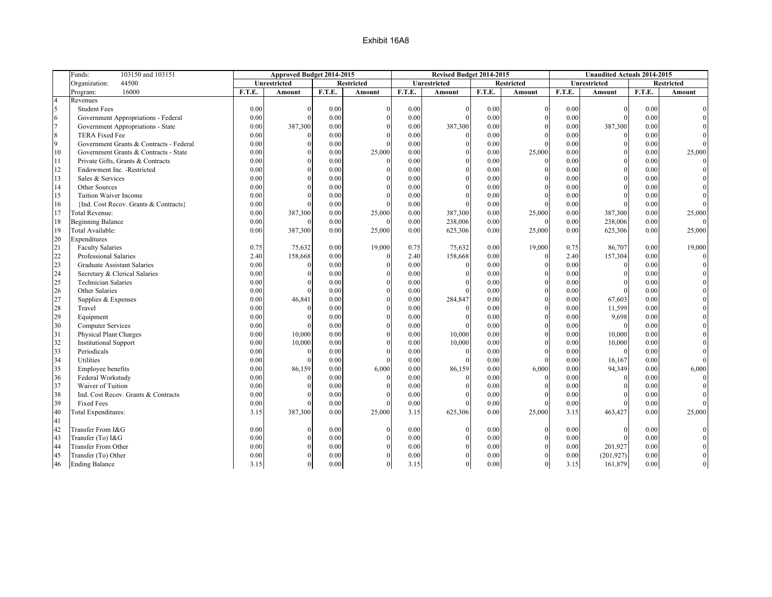# Exhibit 16A8

| | Funds: 103150 and 103151 | Approved Budget 2014-2015 | | | | Revised Budget 2014-2015 | | | | Unaudited Actuals 2014-2015 | | | |
|---|---|---|---|---|---|---|---|---|---|---|---|---|---|
| | Organization: 44500 | Unrestricted | | Restricted | | Unrestricted | | Restricted | | Unrestricted | | Restricted | |
| | Program: 16000 | F.T.E. | Amount | F.T.E. | Amount | F.T.E. | Amount | F.T.E. | Amount | F.T.E. | Amount | F.T.E. | Amount |
| 4 | Revenues | | | | | | | | | | | | |
| 5 | Student Fees | 0.00 | 0 | 0.00 | 0 | 0.00 | 0 | 0.00 | 0 | 0.00 | 0 | 0.00 | 0 |
| 6 | Government Appropriations - Federal | 0.00 | 0 | 0.00 | 0 | 0.00 | 0 | 0.00 | 0 | 0.00 | 0 | 0.00 | 0 |
| 7 | Government Appropriations - State | 0.00 | 387,300 | 0.00 | 0 | 0.00 | 387,300 | 0.00 | 0 | 0.00 | 387,300 | 0.00 | 0 |
| 8 | TERA Fixed Fee | 0.00 | 0 | 0.00 | 0 | 0.00 | 0 | 0.00 | 0 | 0.00 | 0 | 0.00 | 0 |
| 9 | Government Grants & Contracts - Federal | 0.00 | 0 | 0.00 | 0 | 0.00 | 0 | 0.00 | 0 | 0.00 | 0 | 0.00 | 0 |
| 10 | Government Grants & Contracts - State | 0.00 | 0 | 0.00 | 25,000 | 0.00 | 0 | 0.00 | 25,000 | 0.00 | 0 | 0.00 | 25,000 |
| 11 | Private Gifts, Grants & Contracts | 0.00 | 0 | 0.00 | 0 | 0.00 | 0 | 0.00 | 0 | 0.00 | 0 | 0.00 | 0 |
| 12 | Endowment Inc. -Restricted | 0.00 | 0 | 0.00 | 0 | 0.00 | 0 | 0.00 | 0 | 0.00 | 0 | 0.00 | 0 |
| 13 | Sales & Services | 0.00 | 0 | 0.00 | 0 | 0.00 | 0 | 0.00 | 0 | 0.00 | 0 | 0.00 | 0 |
| 14 | Other Sources | 0.00 | 0 | 0.00 | 0 | 0.00 | 0 | 0.00 | 0 | 0.00 | 0 | 0.00 | 0 |
| 15 | Tuition Waiver Income | 0.00 | 0 | 0.00 | 0 | 0.00 | 0 | 0.00 | 0 | 0.00 | 0 | 0.00 | 0 |
| 16 | {Ind. Cost Recov. Grants & Contracts} | 0.00 | 0 | 0.00 | 0 | 0.00 | 0 | 0.00 | 0 | 0.00 | 0 | 0.00 | 0 |
| 17 | Total Revenue: | 0.00 | 387,300 | 0.00 | 25,000 | 0.00 | 387,300 | 0.00 | 25,000 | 0.00 | 387,300 | 0.00 | 25,000 |
| 18 | Beginning Balance | 0.00 | 0 | 0.00 | 0 | 0.00 | 238,006 | 0.00 | 0 | 0.00 | 238,006 | 0.00 | 0 |
| 19 | Total Available: | 0.00 | 387,300 | 0.00 | 25,000 | 0.00 | 625,306 | 0.00 | 25,000 | 0.00 | 625,306 | 0.00 | 25,000 |
| 20 | Expenditures | | | | | | | | | | | | |
| 21 | Faculty Salaries | 0.75 | 75,632 | 0.00 | 19,000 | 0.75 | 75,632 | 0.00 | 19,000 | 0.75 | 86,707 | 0.00 | 19,000 |
| 22 | Professional Salaries | 2.40 | 158,668 | 0.00 | 0 | 2.40 | 158,668 | 0.00 | 0 | 2.40 | 157,304 | 0.00 | 0 |
| 23 | Graduate Assistant Salaries | 0.00 | 0 | 0.00 | 0 | 0.00 | 0 | 0.00 | 0 | 0.00 | 0 | 0.00 | 0 |
| 24 | Secretary & Clerical Salaries | 0.00 | 0 | 0.00 | 0 | 0.00 | 0 | 0.00 | 0 | 0.00 | 0 | 0.00 | 0 |
| 25 | Technician Salaries | 0.00 | 0 | 0.00 | 0 | 0.00 | 0 | 0.00 | 0 | 0.00 | 0 | 0.00 | 0 |
| 26 | Other Salaries | 0.00 | 0 | 0.00 | 0 | 0.00 | 0 | 0.00 | 0 | 0.00 | 0 | 0.00 | 0 |
| 27 | Supplies & Expenses | 0.00 | 46,841 | 0.00 | 0 | 0.00 | 284,847 | 0.00 | 0 | 0.00 | 67,603 | 0.00 | 0 |
| 28 | Travel | 0.00 | 0 | 0.00 | 0 | 0.00 | 0 | 0.00 | 0 | 0.00 | 11,599 | 0.00 | 0 |
| 29 | Equipment | 0.00 | 0 | 0.00 | 0 | 0.00 | 0 | 0.00 | 0 | 0.00 | 9,698 | 0.00 | 0 |
| 30 | Computer Services | 0.00 | 0 | 0.00 | 0 | 0.00 | 0 | 0.00 | 0 | 0.00 | 0 | 0.00 | 0 |
| 31 | Physical Plant Charges | 0.00 | 10,000 | 0.00 | 0 | 0.00 | 10,000 | 0.00 | 0 | 0.00 | 10,000 | 0.00 | 0 |
| 32 | Institutional Support | 0.00 | 10,000 | 0.00 | 0 | 0.00 | 10,000 | 0.00 | 0 | 0.00 | 10,000 | 0.00 | 0 |
| 33 | Periodicals | 0.00 | 0 | 0.00 | 0 | 0.00 | 0 | 0.00 | 0 | 0.00 | 0 | 0.00 | 0 |
| 34 | Utilities | 0.00 | 0 | 0.00 | 0 | 0.00 | 0 | 0.00 | 0 | 0.00 | 16,167 | 0.00 | 0 |
| 35 | Employee benefits | 0.00 | 86,159 | 0.00 | 6,000 | 0.00 | 86,159 | 0.00 | 6,000 | 0.00 | 94,349 | 0.00 | 6,000 |
| 36 | Federal Workstudy | 0.00 | 0 | 0.00 | 0 | 0.00 | 0 | 0.00 | 0 | 0.00 | 0 | 0.00 | 0 |
| 37 | Waiver of Tuition | 0.00 | 0 | 0.00 | 0 | 0.00 | 0 | 0.00 | 0 | 0.00 | 0 | 0.00 | 0 |
| 38 | Ind. Cost Recov. Grants & Contracts | 0.00 | 0 | 0.00 | 0 | 0.00 | 0 | 0.00 | 0 | 0.00 | 0 | 0.00 | 0 |
| 39 | Fixed Fees | 0.00 | 0 | 0.00 | 0 | 0.00 | 0 | 0.00 | 0 | 0.00 | 0 | 0.00 | 0 |
| 40 | Total Expenditures: | 3.15 | 387,300 | 0.00 | 25,000 | 3.15 | 625,306 | 0.00 | 25,000 | 3.15 | 463,427 | 0.00 | 25,000 |
| 41 | | | | | | | | | | | | | |
| 42 | Transfer From I&G | 0.00 | 0 | 0.00 | 0 | 0.00 | 0 | 0.00 | 0 | 0.00 | 0 | 0.00 | 0 |
| 43 | Transfer (To) I&G | 0.00 | 0 | 0.00 | 0 | 0.00 | 0 | 0.00 | 0 | 0.00 | 0 | 0.00 | 0 |
| 44 | Transfer From Other | 0.00 | 0 | 0.00 | 0 | 0.00 | 0 | 0.00 | 0 | 0.00 | 201,927 | 0.00 | 0 |
| 45 | Transfer (To) Other | 0.00 | 0 | 0.00 | 0 | 0.00 | 0 | 0.00 | 0 | 0.00 | (201,927) | 0.00 | 0 |
| 46 | Ending Balance | 3.15 | 0 | 0.00 | 0 | 3.15 | 0 | 0.00 | 0 | 3.15 | 161,879 | 0.00 | 0 |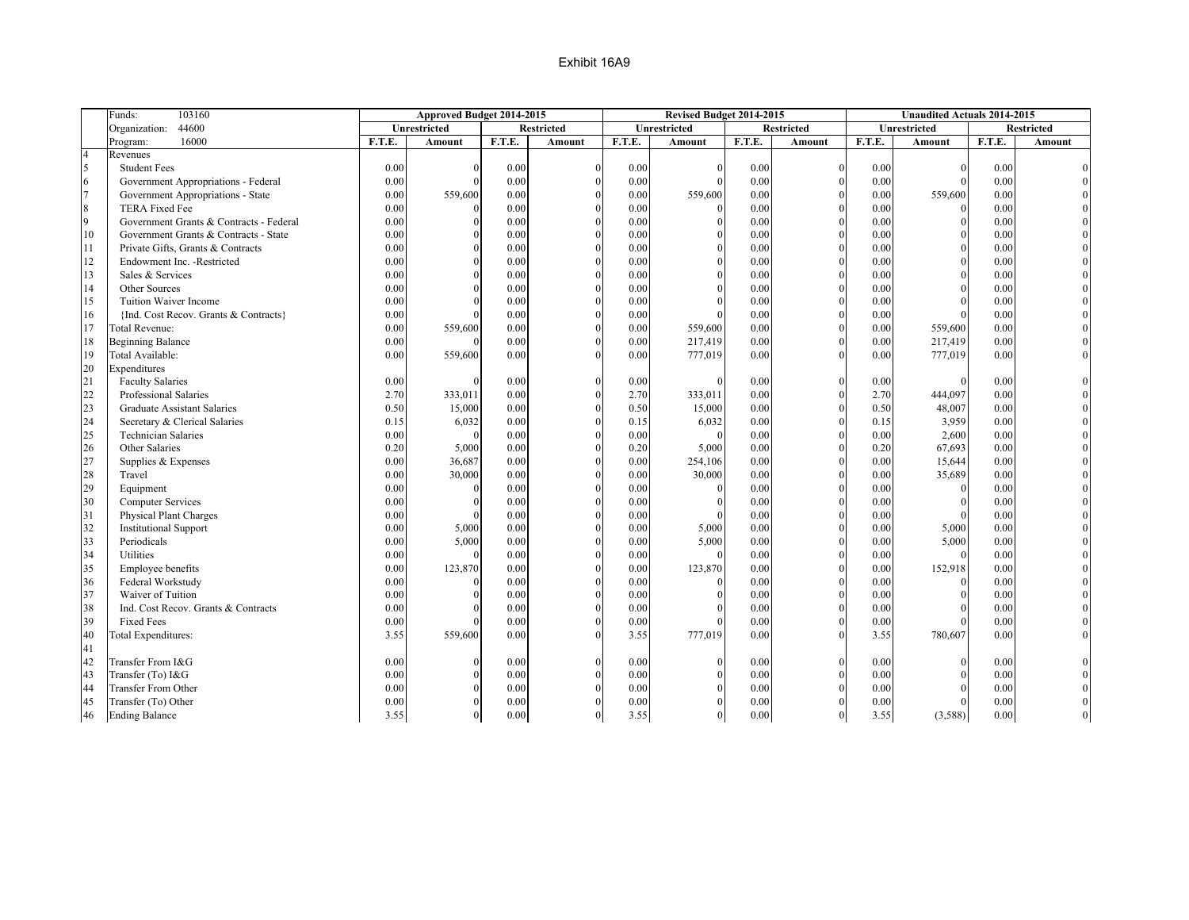# Exhibit 16A9

| | Funds: 103160 | Approved Budget 2014-2015 | | | | Revised Budget 2014-2015 | | | | Unaudited Actuals 2014-2015 | | | |
|---|---|---|---|---|---|---|---|---|---|---|---|---|---|
| | Organization: 44600 | Unrestricted | | Restricted | | Unrestricted | | Restricted | | Unrestricted | | Restricted | |
| | Program: 16000 | F.T.E. | Amount | F.T.E. | Amount | F.T.E. | Amount | F.T.E. | Amount | F.T.E. | Amount | F.T.E. | Amount |
| 4 | Revenues | | | | | | | | | | | | |
| 5 | Student Fees | 0.00 | 0 | 0.00 | 0 | 0.00 | 0 | 0.00 | 0 | 0.00 | 0 | 0.00 | 0 |
| 6 | Government Appropriations - Federal | 0.00 | 0 | 0.00 | 0 | 0.00 | 0 | 0.00 | 0 | 0.00 | 0 | 0.00 | 0 |
| 7 | Government Appropriations - State | 0.00 | 559,600 | 0.00 | 0 | 0.00 | 559,600 | 0.00 | 0 | 0.00 | 559,600 | 0.00 | 0 |
| 8 | TERA Fixed Fee | 0.00 | 0 | 0.00 | 0 | 0.00 | 0 | 0.00 | 0 | 0.00 | 0 | 0.00 | 0 |
| 9 | Government Grants & Contracts - Federal | 0.00 | 0 | 0.00 | 0 | 0.00 | 0 | 0.00 | 0 | 0.00 | 0 | 0.00 | 0 |
| 10 | Government Grants & Contracts - State | 0.00 | 0 | 0.00 | 0 | 0.00 | 0 | 0.00 | 0 | 0.00 | 0 | 0.00 | 0 |
| 11 | Private Gifts, Grants & Contracts | 0.00 | 0 | 0.00 | 0 | 0.00 | 0 | 0.00 | 0 | 0.00 | 0 | 0.00 | 0 |
| 12 | Endowment Inc. -Restricted | 0.00 | 0 | 0.00 | 0 | 0.00 | 0 | 0.00 | 0 | 0.00 | 0 | 0.00 | 0 |
| 13 | Sales & Services | 0.00 | 0 | 0.00 | 0 | 0.00 | 0 | 0.00 | 0 | 0.00 | 0 | 0.00 | 0 |
| 14 | Other Sources | 0.00 | 0 | 0.00 | 0 | 0.00 | 0 | 0.00 | 0 | 0.00 | 0 | 0.00 | 0 |
| 15 | Tuition Waiver Income | 0.00 | 0 | 0.00 | 0 | 0.00 | 0 | 0.00 | 0 | 0.00 | 0 | 0.00 | 0 |
| 16 | {Ind. Cost Recov. Grants & Contracts} | 0.00 | 0 | 0.00 | 0 | 0.00 | 0 | 0.00 | 0 | 0.00 | 0 | 0.00 | 0 |
| 17 | Total Revenue: | 0.00 | 559,600 | 0.00 | 0 | 0.00 | 559,600 | 0.00 | 0 | 0.00 | 559,600 | 0.00 | 0 |
| 18 | Beginning Balance | 0.00 | 0 | 0.00 | 0 | 0.00 | 217,419 | 0.00 | 0 | 0.00 | 217,419 | 0.00 | 0 |
| 19 | Total Available: | 0.00 | 559,600 | 0.00 | 0 | 0.00 | 777,019 | 0.00 | 0 | 0.00 | 777,019 | 0.00 | 0 |
| 20 | Expenditures | | | | | | | | | | | | |
| 21 | Faculty Salaries | 0.00 | 0 | 0.00 | 0 | 0.00 | 0 | 0.00 | 0 | 0.00 | 0 | 0.00 | 0 |
| 22 | Professional Salaries | 2.70 | 333,011 | 0.00 | 0 | 2.70 | 333,011 | 0.00 | 0 | 2.70 | 444,097 | 0.00 | 0 |
| 23 | Graduate Assistant Salaries | 0.50 | 15,000 | 0.00 | 0 | 0.50 | 15,000 | 0.00 | 0 | 0.50 | 48,007 | 0.00 | 0 |
| 24 | Secretary & Clerical Salaries | 0.15 | 6,032 | 0.00 | 0 | 0.15 | 6,032 | 0.00 | 0 | 0.15 | 3,959 | 0.00 | 0 |
| 25 | Technician Salaries | 0.00 | 0 | 0.00 | 0 | 0.00 | 0 | 0.00 | 0 | 0.00 | 2,600 | 0.00 | 0 |
| 26 | Other Salaries | 0.20 | 5,000 | 0.00 | 0 | 0.20 | 5,000 | 0.00 | 0 | 0.20 | 67,693 | 0.00 | 0 |
| 27 | Supplies & Expenses | 0.00 | 36,687 | 0.00 | 0 | 0.00 | 254,106 | 0.00 | 0 | 0.00 | 15,644 | 0.00 | 0 |
| 28 | Travel | 0.00 | 30,000 | 0.00 | 0 | 0.00 | 30,000 | 0.00 | 0 | 0.00 | 35,689 | 0.00 | 0 |
| 29 | Equipment | 0.00 | 0 | 0.00 | 0 | 0.00 | 0 | 0.00 | 0 | 0.00 | 0 | 0.00 | 0 |
| 30 | Computer Services | 0.00 | 0 | 0.00 | 0 | 0.00 | 0 | 0.00 | 0 | 0.00 | 0 | 0.00 | 0 |
| 31 | Physical Plant Charges | 0.00 | 0 | 0.00 | 0 | 0.00 | 0 | 0.00 | 0 | 0.00 | 0 | 0.00 | 0 |
| 32 | Institutional Support | 0.00 | 5,000 | 0.00 | 0 | 0.00 | 5,000 | 0.00 | 0 | 0.00 | 5,000 | 0.00 | 0 |
| 33 | Periodicals | 0.00 | 5,000 | 0.00 | 0 | 0.00 | 5,000 | 0.00 | 0 | 0.00 | 5,000 | 0.00 | 0 |
| 34 | Utilities | 0.00 | 0 | 0.00 | 0 | 0.00 | 0 | 0.00 | 0 | 0.00 | 0 | 0.00 | 0 |
| 35 | Employee benefits | 0.00 | 123,870 | 0.00 | 0 | 0.00 | 123,870 | 0.00 | 0 | 0.00 | 152,918 | 0.00 | 0 |
| 36 | Federal Workstudy | 0.00 | 0 | 0.00 | 0 | 0.00 | 0 | 0.00 | 0 | 0.00 | 0 | 0.00 | 0 |
| 37 | Waiver of Tuition | 0.00 | 0 | 0.00 | 0 | 0.00 | 0 | 0.00 | 0 | 0.00 | 0 | 0.00 | 0 |
| 38 | Ind. Cost Recov. Grants & Contracts | 0.00 | 0 | 0.00 | 0 | 0.00 | 0 | 0.00 | 0 | 0.00 | 0 | 0.00 | 0 |
| 39 | Fixed Fees | 0.00 | 0 | 0.00 | 0 | 0.00 | 0 | 0.00 | 0 | 0.00 | 0 | 0.00 | 0 |
| 40 | Total Expenditures: | 3.55 | 559,600 | 0.00 | 0 | 3.55 | 777,019 | 0.00 | 0 | 3.55 | 780,607 | 0.00 | 0 |
| 41 | | | | | | | | | | | | | |
| 42 | Transfer From I&G | 0.00 | 0 | 0.00 | 0 | 0.00 | 0 | 0.00 | 0 | 0.00 | 0 | 0.00 | 0 |
| 43 | Transfer (To) I&G | 0.00 | 0 | 0.00 | 0 | 0.00 | 0 | 0.00 | 0 | 0.00 | 0 | 0.00 | 0 |
| 44 | Transfer From Other | 0.00 | 0 | 0.00 | 0 | 0.00 | 0 | 0.00 | 0 | 0.00 | 0 | 0.00 | 0 |
| 45 | Transfer (To) Other | 0.00 | 0 | 0.00 | 0 | 0.00 | 0 | 0.00 | 0 | 0.00 | 0 | 0.00 | 0 |
| 46 | Ending Balance | 3.55 | 0 | 0.00 | 0 | 3.55 | 0 | 0.00 | 0 | 3.55 | (3,588) | 0.00 | 0 |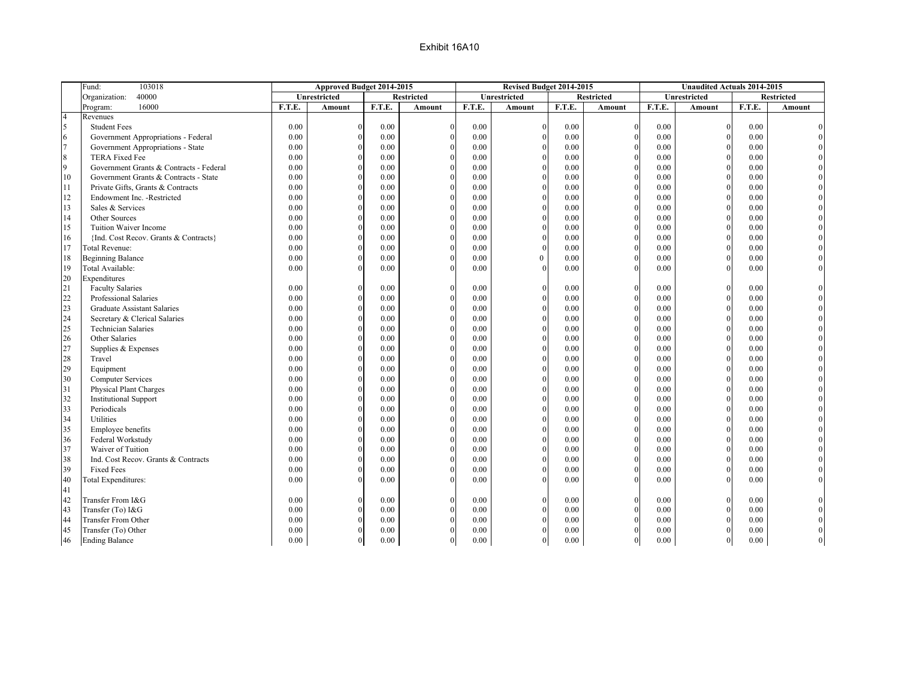# Exhibit 16A10

| | Fund: 103018 | Approved Budget 2014-2015 | | | | Revised Budget 2014-2015 | | | | Unaudited Actuals 2014-2015 | | | |
|---|---|---|---|---|---|---|---|---|---|---|---|---|---|
| | Organization: 40000 | Unrestricted | | Restricted | | Unrestricted | | Restricted | | Unrestricted | | Restricted | |
| | Program: 16000 | F.T.E. | Amount | F.T.E. | Amount | F.T.E. | Amount | F.T.E. | Amount | F.T.E. | Amount | F.T.E. | Amount |
| 4 | Revenues | | | | | | | | | | | | |
| 5 | Student Fees | 0.00 | 0 | 0.00 | 0 | 0.00 | 0 | 0.00 | 0 | 0.00 | 0 | 0.00 | 0 |
| 6 | Government Appropriations - Federal | 0.00 | 0 | 0.00 | 0 | 0.00 | 0 | 0.00 | 0 | 0.00 | 0 | 0.00 | 0 |
| 7 | Government Appropriations - State | 0.00 | 0 | 0.00 | 0 | 0.00 | 0 | 0.00 | 0 | 0.00 | 0 | 0.00 | 0 |
| 8 | TERA Fixed Fee | 0.00 | 0 | 0.00 | 0 | 0.00 | 0 | 0.00 | 0 | 0.00 | 0 | 0.00 | 0 |
| 9 | Government Grants & Contracts - Federal | 0.00 | 0 | 0.00 | 0 | 0.00 | 0 | 0.00 | 0 | 0.00 | 0 | 0.00 | 0 |
| 10 | Government Grants & Contracts - State | 0.00 | 0 | 0.00 | 0 | 0.00 | 0 | 0.00 | 0 | 0.00 | 0 | 0.00 | 0 |
| 11 | Private Gifts, Grants & Contracts | 0.00 | 0 | 0.00 | 0 | 0.00 | 0 | 0.00 | 0 | 0.00 | 0 | 0.00 | 0 |
| 12 | Endowment Inc. -Restricted | 0.00 | 0 | 0.00 | 0 | 0.00 | 0 | 0.00 | 0 | 0.00 | 0 | 0.00 | 0 |
| 13 | Sales & Services | 0.00 | 0 | 0.00 | 0 | 0.00 | 0 | 0.00 | 0 | 0.00 | 0 | 0.00 | 0 |
| 14 | Other Sources | 0.00 | 0 | 0.00 | 0 | 0.00 | 0 | 0.00 | 0 | 0.00 | 0 | 0.00 | 0 |
| 15 | Tuition Waiver Income | 0.00 | 0 | 0.00 | 0 | 0.00 | 0 | 0.00 | 0 | 0.00 | 0 | 0.00 | 0 |
| 16 | {Ind. Cost Recov. Grants & Contracts} | 0.00 | 0 | 0.00 | 0 | 0.00 | 0 | 0.00 | 0 | 0.00 | 0 | 0.00 | 0 |
| 17 | Total Revenue: | 0.00 | 0 | 0.00 | 0 | 0.00 | 0 | 0.00 | 0 | 0.00 | 0 | 0.00 | 0 |
| 18 | Beginning Balance | 0.00 | 0 | 0.00 | 0 | 0.00 | 0 | 0.00 | 0 | 0.00 | 0 | 0.00 | 0 |
| 19 | Total Available: | 0.00 | 0 | 0.00 | 0 | 0.00 | 0 | 0.00 | 0 | 0.00 | 0 | 0.00 | 0 |
| 20 | Expenditures | | | | | | | | | | | | |
| 21 | Faculty Salaries | 0.00 | 0 | 0.00 | 0 | 0.00 | 0 | 0.00 | 0 | 0.00 | 0 | 0.00 | 0 |
| 22 | Professional Salaries | 0.00 | 0 | 0.00 | 0 | 0.00 | 0 | 0.00 | 0 | 0.00 | 0 | 0.00 | 0 |
| 23 | Graduate Assistant Salaries | 0.00 | 0 | 0.00 | 0 | 0.00 | 0 | 0.00 | 0 | 0.00 | 0 | 0.00 | 0 |
| 24 | Secretary & Clerical Salaries | 0.00 | 0 | 0.00 | 0 | 0.00 | 0 | 0.00 | 0 | 0.00 | 0 | 0.00 | 0 |
| 25 | Technician Salaries | 0.00 | 0 | 0.00 | 0 | 0.00 | 0 | 0.00 | 0 | 0.00 | 0 | 0.00 | 0 |
| 26 | Other Salaries | 0.00 | 0 | 0.00 | 0 | 0.00 | 0 | 0.00 | 0 | 0.00 | 0 | 0.00 | 0 |
| 27 | Supplies & Expenses | 0.00 | 0 | 0.00 | 0 | 0.00 | 0 | 0.00 | 0 | 0.00 | 0 | 0.00 | 0 |
| 28 | Travel | 0.00 | 0 | 0.00 | 0 | 0.00 | 0 | 0.00 | 0 | 0.00 | 0 | 0.00 | 0 |
| 29 | Equipment | 0.00 | 0 | 0.00 | 0 | 0.00 | 0 | 0.00 | 0 | 0.00 | 0 | 0.00 | 0 |
| 30 | Computer Services | 0.00 | 0 | 0.00 | 0 | 0.00 | 0 | 0.00 | 0 | 0.00 | 0 | 0.00 | 0 |
| 31 | Physical Plant Charges | 0.00 | 0 | 0.00 | 0 | 0.00 | 0 | 0.00 | 0 | 0.00 | 0 | 0.00 | 0 |
| 32 | Institutional Support | 0.00 | 0 | 0.00 | 0 | 0.00 | 0 | 0.00 | 0 | 0.00 | 0 | 0.00 | 0 |
| 33 | Periodicals | 0.00 | 0 | 0.00 | 0 | 0.00 | 0 | 0.00 | 0 | 0.00 | 0 | 0.00 | 0 |
| 34 | Utilities | 0.00 | 0 | 0.00 | 0 | 0.00 | 0 | 0.00 | 0 | 0.00 | 0 | 0.00 | 0 |
| 35 | Employee benefits | 0.00 | 0 | 0.00 | 0 | 0.00 | 0 | 0.00 | 0 | 0.00 | 0 | 0.00 | 0 |
| 36 | Federal Workstudy | 0.00 | 0 | 0.00 | 0 | 0.00 | 0 | 0.00 | 0 | 0.00 | 0 | 0.00 | 0 |
| 37 | Waiver of Tuition | 0.00 | 0 | 0.00 | 0 | 0.00 | 0 | 0.00 | 0 | 0.00 | 0 | 0.00 | 0 |
| 38 | Ind. Cost Recov. Grants & Contracts | 0.00 | 0 | 0.00 | 0 | 0.00 | 0 | 0.00 | 0 | 0.00 | 0 | 0.00 | 0 |
| 39 | Fixed Fees | 0.00 | 0 | 0.00 | 0 | 0.00 | 0 | 0.00 | 0 | 0.00 | 0 | 0.00 | 0 |
| 40 | Total Expenditures: | 0.00 | 0 | 0.00 | 0 | 0.00 | 0 | 0.00 | 0 | 0.00 | 0 | 0.00 | 0 |
| 41 | | | | | | | | | | | | | |
| 42 | Transfer From I&G | 0.00 | 0 | 0.00 | 0 | 0.00 | 0 | 0.00 | 0 | 0.00 | 0 | 0.00 | 0 |
| 43 | Transfer (To) I&G | 0.00 | 0 | 0.00 | 0 | 0.00 | 0 | 0.00 | 0 | 0.00 | 0 | 0.00 | 0 |
| 44 | Transfer From Other | 0.00 | 0 | 0.00 | 0 | 0.00 | 0 | 0.00 | 0 | 0.00 | 0 | 0.00 | 0 |
| 45 | Transfer (To) Other | 0.00 | 0 | 0.00 | 0 | 0.00 | 0 | 0.00 | 0 | 0.00 | 0 | 0.00 | 0 |
| 46 | Ending Balance | 0.00 | 0 | 0.00 | 0 | 0.00 | 0 | 0.00 | 0 | 0.00 | 0 | 0.00 | 0 |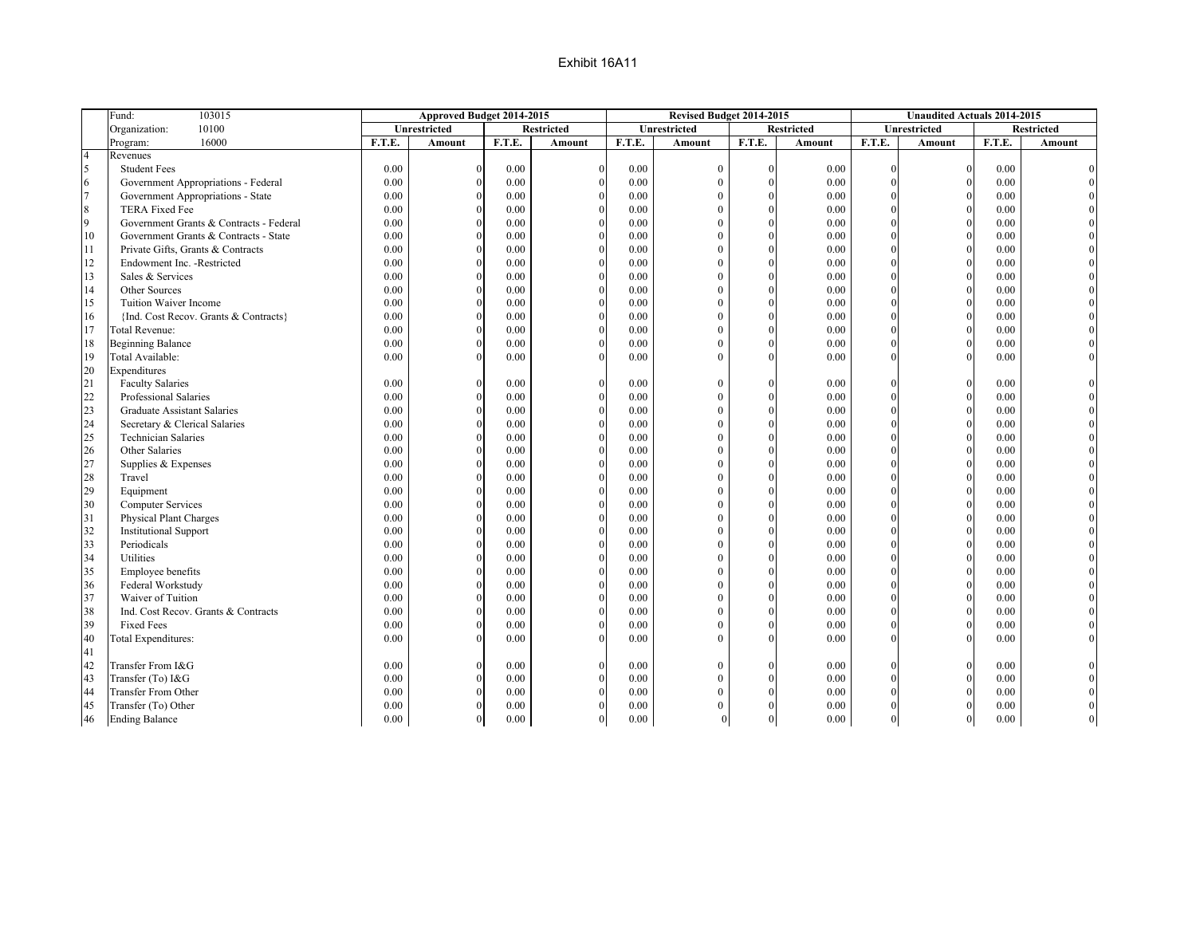# Exhibit 16A11

| | Fund: 103015 | Approved Budget 2014-2015 | | | | Revised Budget 2014-2015 | | | | Unaudited Actuals 2014-2015 | | | |
|---|---|---|---|---|---|---|---|---|---|---|---|---|---|
| | Organization: 10100 | Unrestricted | | Restricted | | Unrestricted | | Restricted | | Unrestricted | | Restricted | |
| | Program: 16000 | F.T.E. | Amount | F.T.E. | Amount | F.T.E. | Amount | F.T.E. | Amount | F.T.E. | Amount | F.T.E. | Amount |
| 4 | Revenues | | | | | | | | | | | | |
| 5 | Student Fees | 0.00 | 0 | 0.00 | 0 | 0.00 | 0 | 0 | 0.00 | 0 | 0 | 0.00 | 0 |
| 6 | Government Appropriations - Federal | 0.00 | 0 | 0.00 | 0 | 0.00 | 0 | 0 | 0.00 | 0 | 0 | 0.00 | 0 |
| 7 | Government Appropriations - State | 0.00 | 0 | 0.00 | 0 | 0.00 | 0 | 0 | 0.00 | 0 | 0 | 0.00 | 0 |
| 8 | TERA Fixed Fee | 0.00 | 0 | 0.00 | 0 | 0.00 | 0 | 0 | 0.00 | 0 | 0 | 0.00 | 0 |
| 9 | Government Grants & Contracts - Federal | 0.00 | 0 | 0.00 | 0 | 0.00 | 0 | 0 | 0.00 | 0 | 0 | 0.00 | 0 |
| 10 | Government Grants & Contracts - State | 0.00 | 0 | 0.00 | 0 | 0.00 | 0 | 0 | 0.00 | 0 | 0 | 0.00 | 0 |
| 11 | Private Gifts, Grants & Contracts | 0.00 | 0 | 0.00 | 0 | 0.00 | 0 | 0 | 0.00 | 0 | 0 | 0.00 | 0 |
| 12 | Endowment Inc. -Restricted | 0.00 | 0 | 0.00 | 0 | 0.00 | 0 | 0 | 0.00 | 0 | 0 | 0.00 | 0 |
| 13 | Sales & Services | 0.00 | 0 | 0.00 | 0 | 0.00 | 0 | 0 | 0.00 | 0 | 0 | 0.00 | 0 |
| 14 | Other Sources | 0.00 | 0 | 0.00 | 0 | 0.00 | 0 | 0 | 0.00 | 0 | 0 | 0.00 | 0 |
| 15 | Tuition Waiver Income | 0.00 | 0 | 0.00 | 0 | 0.00 | 0 | 0 | 0.00 | 0 | 0 | 0.00 | 0 |
| 16 | {Ind. Cost Recov. Grants & Contracts} | 0.00 | 0 | 0.00 | 0 | 0.00 | 0 | 0 | 0.00 | 0 | 0 | 0.00 | 0 |
| 17 | Total Revenue: | 0.00 | 0 | 0.00 | 0 | 0.00 | 0 | 0 | 0.00 | 0 | 0 | 0.00 | 0 |
| 18 | Beginning Balance | 0.00 | 0 | 0.00 | 0 | 0.00 | 0 | 0 | 0.00 | 0 | 0 | 0.00 | 0 |
| 19 | Total Available: | 0.00 | 0 | 0.00 | 0 | 0.00 | 0 | 0 | 0.00 | 0 | 0 | 0.00 | 0 |
| 20 | Expenditures | | | | | | | | | | | | |
| 21 | Faculty Salaries | 0.00 | 0 | 0.00 | 0 | 0.00 | 0 | 0 | 0.00 | 0 | 0 | 0.00 | 0 |
| 22 | Professional Salaries | 0.00 | 0 | 0.00 | 0 | 0.00 | 0 | 0 | 0.00 | 0 | 0 | 0.00 | 0 |
| 23 | Graduate Assistant Salaries | 0.00 | 0 | 0.00 | 0 | 0.00 | 0 | 0 | 0.00 | 0 | 0 | 0.00 | 0 |
| 24 | Secretary & Clerical Salaries | 0.00 | 0 | 0.00 | 0 | 0.00 | 0 | 0 | 0.00 | 0 | 0 | 0.00 | 0 |
| 25 | Technician Salaries | 0.00 | 0 | 0.00 | 0 | 0.00 | 0 | 0 | 0.00 | 0 | 0 | 0.00 | 0 |
| 26 | Other Salaries | 0.00 | 0 | 0.00 | 0 | 0.00 | 0 | 0 | 0.00 | 0 | 0 | 0.00 | 0 |
| 27 | Supplies & Expenses | 0.00 | 0 | 0.00 | 0 | 0.00 | 0 | 0 | 0.00 | 0 | 0 | 0.00 | 0 |
| 28 | Travel | 0.00 | 0 | 0.00 | 0 | 0.00 | 0 | 0 | 0.00 | 0 | 0 | 0.00 | 0 |
| 29 | Equipment | 0.00 | 0 | 0.00 | 0 | 0.00 | 0 | 0 | 0.00 | 0 | 0 | 0.00 | 0 |
| 30 | Computer Services | 0.00 | 0 | 0.00 | 0 | 0.00 | 0 | 0 | 0.00 | 0 | 0 | 0.00 | 0 |
| 31 | Physical Plant Charges | 0.00 | 0 | 0.00 | 0 | 0.00 | 0 | 0 | 0.00 | 0 | 0 | 0.00 | 0 |
| 32 | Institutional Support | 0.00 | 0 | 0.00 | 0 | 0.00 | 0 | 0 | 0.00 | 0 | 0 | 0.00 | 0 |
| 33 | Periodicals | 0.00 | 0 | 0.00 | 0 | 0.00 | 0 | 0 | 0.00 | 0 | 0 | 0.00 | 0 |
| 34 | Utilities | 0.00 | 0 | 0.00 | 0 | 0.00 | 0 | 0 | 0.00 | 0 | 0 | 0.00 | 0 |
| 35 | Employee benefits | 0.00 | 0 | 0.00 | 0 | 0.00 | 0 | 0 | 0.00 | 0 | 0 | 0.00 | 0 |
| 36 | Federal Workstudy | 0.00 | 0 | 0.00 | 0 | 0.00 | 0 | 0 | 0.00 | 0 | 0 | 0.00 | 0 |
| 37 | Waiver of Tuition | 0.00 | 0 | 0.00 | 0 | 0.00 | 0 | 0 | 0.00 | 0 | 0 | 0.00 | 0 |
| 38 | Ind. Cost Recov. Grants & Contracts | 0.00 | 0 | 0.00 | 0 | 0.00 | 0 | 0 | 0.00 | 0 | 0 | 0.00 | 0 |
| 39 | Fixed Fees | 0.00 | 0 | 0.00 | 0 | 0.00 | 0 | 0 | 0.00 | 0 | 0 | 0.00 | 0 |
| 40 | Total Expenditures: | 0.00 | 0 | 0.00 | 0 | 0.00 | 0 | 0 | 0.00 | 0 | 0 | 0.00 | 0 |
| 41 | | | | | | | | | | | | | |
| 42 | Transfer From I&G | 0.00 | 0 | 0.00 | 0 | 0.00 | 0 | 0 | 0.00 | 0 | 0 | 0.00 | 0 |
| 43 | Transfer (To) I&G | 0.00 | 0 | 0.00 | 0 | 0.00 | 0 | 0 | 0.00 | 0 | 0 | 0.00 | 0 |
| 44 | Transfer From Other | 0.00 | 0 | 0.00 | 0 | 0.00 | 0 | 0 | 0.00 | 0 | 0 | 0.00 | 0 |
| 45 | Transfer (To) Other | 0.00 | 0 | 0.00 | 0 | 0.00 | 0 | 0 | 0.00 | 0 | 0 | 0.00 | 0 |
| 46 | Ending Balance | 0.00 | 0 | 0.00 | 0 | 0.00 | 0 | 0 | 0.00 | 0 | 0 | 0.00 | 0 |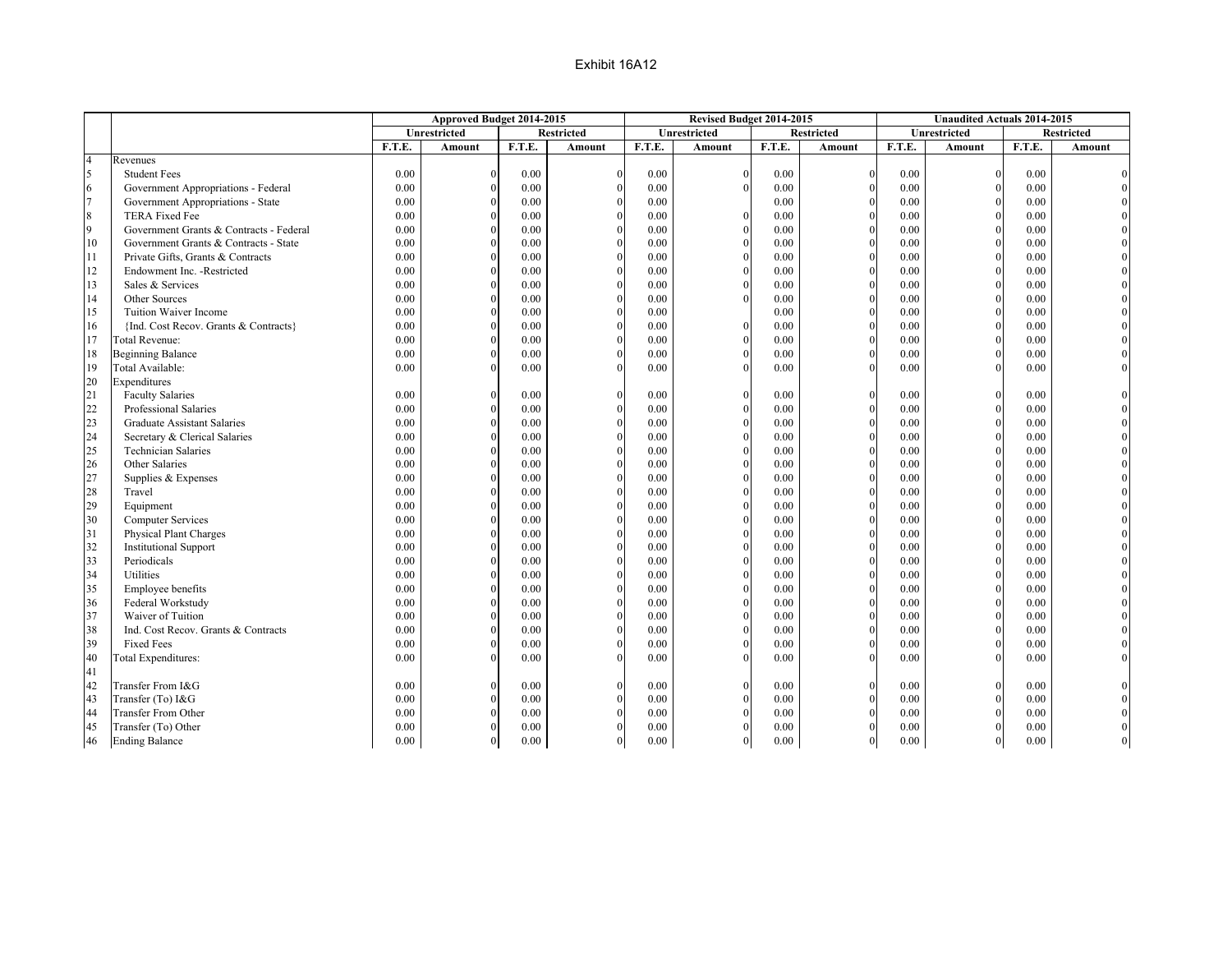# Exhibit 16A12

| | | Approved Budget 2014-2015 | | | | Revised Budget 2014-2015 | | | | Unaudited Actuals 2014-2015 | | | |
|---|---|---|---|---|---|---|---|---|---|---|---|---|---|
| | | Unrestricted | | Restricted | | Unrestricted | | Restricted | | Unrestricted | | Restricted | |
| | | F.T.E. | Amount | F.T.E. | Amount | F.T.E. | Amount | F.T.E. | Amount | F.T.E. | Amount | F.T.E. | Amount |
| 4 | Revenues | | | | | | | | | | | | |
| 5 | Student Fees | 0.00 | 0 | 0.00 | 0 | 0.00 | 0 | 0.00 | 0 | 0.00 | 0 | 0.00 | 0 |
| 6 | Government Appropriations - Federal | 0.00 | 0 | 0.00 | 0 | 0.00 | 0 | 0.00 | 0 | 0.00 | 0 | 0.00 | 0 |
| 7 | Government Appropriations - State | 0.00 | 0 | 0.00 | 0 | 0.00 | | 0.00 | 0 | 0.00 | 0 | 0.00 | 0 |
| 8 | TERA Fixed Fee | 0.00 | 0 | 0.00 | 0 | 0.00 | 0 | 0.00 | 0 | 0.00 | 0 | 0.00 | 0 |
| 9 | Government Grants & Contracts - Federal | 0.00 | 0 | 0.00 | 0 | 0.00 | 0 | 0.00 | 0 | 0.00 | 0 | 0.00 | 0 |
| 10 | Government Grants & Contracts - State | 0.00 | 0 | 0.00 | 0 | 0.00 | 0 | 0.00 | 0 | 0.00 | 0 | 0.00 | 0 |
| 11 | Private Gifts, Grants & Contracts | 0.00 | 0 | 0.00 | 0 | 0.00 | 0 | 0.00 | 0 | 0.00 | 0 | 0.00 | 0 |
| 12 | Endowment Inc. -Restricted | 0.00 | 0 | 0.00 | 0 | 0.00 | 0 | 0.00 | 0 | 0.00 | 0 | 0.00 | 0 |
| 13 | Sales & Services | 0.00 | 0 | 0.00 | 0 | 0.00 | 0 | 0.00 | 0 | 0.00 | 0 | 0.00 | 0 |
| 14 | Other Sources | 0.00 | 0 | 0.00 | 0 | 0.00 | 0 | 0.00 | 0 | 0.00 | 0 | 0.00 | 0 |
| 15 | Tuition Waiver Income | 0.00 | 0 | 0.00 | 0 | 0.00 | | 0.00 | 0 | 0.00 | 0 | 0.00 | 0 |
| 16 | {Ind. Cost Recov. Grants & Contracts} | 0.00 | 0 | 0.00 | 0 | 0.00 | 0 | 0.00 | 0 | 0.00 | 0 | 0.00 | 0 |
| 17 | Total Revenue: | 0.00 | 0 | 0.00 | 0 | 0.00 | 0 | 0.00 | 0 | 0.00 | 0 | 0.00 | 0 |
| 18 | Beginning Balance | 0.00 | 0 | 0.00 | 0 | 0.00 | 0 | 0.00 | 0 | 0.00 | 0 | 0.00 | 0 |
| 19 | Total Available: | 0.00 | 0 | 0.00 | 0 | 0.00 | 0 | 0.00 | 0 | 0.00 | 0 | 0.00 | 0 |
| 20 | Expenditures | | | | | | | | | | | | |
| 21 | Faculty Salaries | 0.00 | 0 | 0.00 | 0 | 0.00 | 0 | 0.00 | 0 | 0.00 | 0 | 0.00 | 0 |
| 22 | Professional Salaries | 0.00 | 0 | 0.00 | 0 | 0.00 | 0 | 0.00 | 0 | 0.00 | 0 | 0.00 | 0 |
| 23 | Graduate Assistant Salaries | 0.00 | 0 | 0.00 | 0 | 0.00 | 0 | 0.00 | 0 | 0.00 | 0 | 0.00 | 0 |
| 24 | Secretary & Clerical Salaries | 0.00 | 0 | 0.00 | 0 | 0.00 | 0 | 0.00 | 0 | 0.00 | 0 | 0.00 | 0 |
| 25 | Technician Salaries | 0.00 | 0 | 0.00 | 0 | 0.00 | 0 | 0.00 | 0 | 0.00 | 0 | 0.00 | 0 |
| 26 | Other Salaries | 0.00 | 0 | 0.00 | 0 | 0.00 | 0 | 0.00 | 0 | 0.00 | 0 | 0.00 | 0 |
| 27 | Supplies & Expenses | 0.00 | 0 | 0.00 | 0 | 0.00 | 0 | 0.00 | 0 | 0.00 | 0 | 0.00 | 0 |
| 28 | Travel | 0.00 | 0 | 0.00 | 0 | 0.00 | 0 | 0.00 | 0 | 0.00 | 0 | 0.00 | 0 |
| 29 | Equipment | 0.00 | 0 | 0.00 | 0 | 0.00 | 0 | 0.00 | 0 | 0.00 | 0 | 0.00 | 0 |
| 30 | Computer Services | 0.00 | 0 | 0.00 | 0 | 0.00 | 0 | 0.00 | 0 | 0.00 | 0 | 0.00 | 0 |
| 31 | Physical Plant Charges | 0.00 | 0 | 0.00 | 0 | 0.00 | 0 | 0.00 | 0 | 0.00 | 0 | 0.00 | 0 |
| 32 | Institutional Support | 0.00 | 0 | 0.00 | 0 | 0.00 | 0 | 0.00 | 0 | 0.00 | 0 | 0.00 | 0 |
| 33 | Periodicals | 0.00 | 0 | 0.00 | 0 | 0.00 | 0 | 0.00 | 0 | 0.00 | 0 | 0.00 | 0 |
| 34 | Utilities | 0.00 | 0 | 0.00 | 0 | 0.00 | 0 | 0.00 | 0 | 0.00 | 0 | 0.00 | 0 |
| 35 | Employee benefits | 0.00 | 0 | 0.00 | 0 | 0.00 | 0 | 0.00 | 0 | 0.00 | 0 | 0.00 | 0 |
| 36 | Federal Workstudy | 0.00 | 0 | 0.00 | 0 | 0.00 | 0 | 0.00 | 0 | 0.00 | 0 | 0.00 | 0 |
| 37 | Waiver of Tuition | 0.00 | 0 | 0.00 | 0 | 0.00 | 0 | 0.00 | 0 | 0.00 | 0 | 0.00 | 0 |
| 38 | Ind. Cost Recov. Grants & Contracts | 0.00 | 0 | 0.00 | 0 | 0.00 | 0 | 0.00 | 0 | 0.00 | 0 | 0.00 | 0 |
| 39 | Fixed Fees | 0.00 | 0 | 0.00 | 0 | 0.00 | 0 | 0.00 | 0 | 0.00 | 0 | 0.00 | 0 |
| 40 | Total Expenditures: | 0.00 | 0 | 0.00 | 0 | 0.00 | 0 | 0.00 | 0 | 0.00 | 0 | 0.00 | 0 |
| 41 | | | | | | | | | | | | | |
| 42 | Transfer From I&G | 0.00 | 0 | 0.00 | 0 | 0.00 | 0 | 0.00 | 0 | 0.00 | 0 | 0.00 | 0 |
| 43 | Transfer (To) I&G | 0.00 | 0 | 0.00 | 0 | 0.00 | 0 | 0.00 | 0 | 0.00 | 0 | 0.00 | 0 |
| 44 | Transfer From Other | 0.00 | 0 | 0.00 | 0 | 0.00 | 0 | 0.00 | 0 | 0.00 | 0 | 0.00 | 0 |
| 45 | Transfer (To) Other | 0.00 | 0 | 0.00 | 0 | 0.00 | 0 | 0.00 | 0 | 0.00 | 0 | 0.00 | 0 |
| 46 | Ending Balance | 0.00 | 0 | 0.00 | 0 | 0.00 | 0 | 0.00 | 0 | 0.00 | 0 | 0.00 | 0 |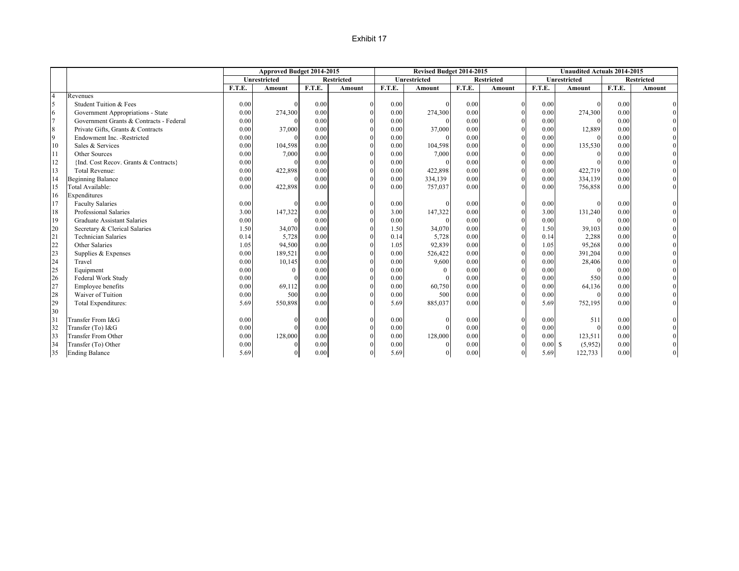# Exhibit 17

| | | Approved Budget 2014-2015 | | | | Revised Budget 2014-2015 | | | | Unaudited Actuals 2014-2015 | | | |
|---|---|---|---|---|---|---|---|---|---|---|---|---|---|
| | | Unrestricted | | Restricted | | Unrestricted | | Restricted | | Unrestricted | | Restricted | |
| | | F.T.E. | Amount | F.T.E. | Amount | F.T.E. | Amount | F.T.E. | Amount | F.T.E. | Amount | F.T.E. | Amount |
| 4 | Revenues | | | | | | | | | | | | |
| 5 | Student Tuition & Fees | 0.00 | 0 | 0.00 | 0 | 0.00 | 0 | 0.00 | 0 | 0.00 | 0 | 0.00 | 0 |
| 6 | Government Appropriations - State | 0.00 | 274,300 | 0.00 | 0 | 0.00 | 274,300 | 0.00 | 0 | 0.00 | 274,300 | 0.00 | 0 |
| 7 | Government Grants & Contracts - Federal | 0.00 | 0 | 0.00 | 0 | 0.00 | 0 | 0.00 | 0 | 0.00 | 0 | 0.00 | 0 |
| 8 | Private Gifts, Grants & Contracts | 0.00 | 37,000 | 0.00 | 0 | 0.00 | 37,000 | 0.00 | 0 | 0.00 | 12,889 | 0.00 | 0 |
| 9 | Endowment Inc. -Restricted | 0.00 | 0 | 0.00 | 0 | 0.00 | 0 | 0.00 | 0 | 0.00 | 0 | 0.00 | 0 |
| 10 | Sales & Services | 0.00 | 104,598 | 0.00 | 0 | 0.00 | 104,598 | 0.00 | 0 | 0.00 | 135,530 | 0.00 | 0 |
| 11 | Other Sources | 0.00 | 7,000 | 0.00 | 0 | 0.00 | 7,000 | 0.00 | 0 | 0.00 | 0 | 0.00 | 0 |
| 12 | {Ind. Cost Recov. Grants & Contracts} | 0.00 | 0 | 0.00 | 0 | 0.00 | 0 | 0.00 | 0 | 0.00 | 0 | 0.00 | 0 |
| 13 | Total Revenue: | 0.00 | 422,898 | 0.00 | 0 | 0.00 | 422,898 | 0.00 | 0 | 0.00 | 422,719 | 0.00 | 0 |
| 14 | Beginning Balance | 0.00 | 0 | 0.00 | 0 | 0.00 | 334,139 | 0.00 | 0 | 0.00 | 334,139 | 0.00 | 0 |
| 15 | Total Available: | 0.00 | 422,898 | 0.00 | 0 | 0.00 | 757,037 | 0.00 | 0 | 0.00 | 756,858 | 0.00 | 0 |
| 16 | Expenditures | | | | | | | | | | | | |
| 17 | Faculty Salaries | 0.00 | 0 | 0.00 | 0 | 0.00 | 0 | 0.00 | 0 | 0.00 | 0 | 0.00 | 0 |
| 18 | Professional Salaries | 3.00 | 147,322 | 0.00 | 0 | 3.00 | 147,322 | 0.00 | 0 | 3.00 | 131,240 | 0.00 | 0 |
| 19 | Graduate Assistant Salaries | 0.00 | 0 | 0.00 | 0 | 0.00 | 0 | 0.00 | 0 | 0.00 | 0 | 0.00 | 0 |
| 20 | Secretary & Clerical Salaries | 1.50 | 34,070 | 0.00 | 0 | 1.50 | 34,070 | 0.00 | 0 | 1.50 | 39,103 | 0.00 | 0 |
| 21 | Technician Salaries | 0.14 | 5,728 | 0.00 | 0 | 0.14 | 5,728 | 0.00 | 0 | 0.14 | 2,288 | 0.00 | 0 |
| 22 | Other Salaries | 1.05 | 94,500 | 0.00 | 0 | 1.05 | 92,839 | 0.00 | 0 | 1.05 | 95,268 | 0.00 | 0 |
| 23 | Supplies & Expenses | 0.00 | 189,521 | 0.00 | 0 | 0.00 | 526,422 | 0.00 | 0 | 0.00 | 391,204 | 0.00 | 0 |
| 24 | Travel | 0.00 | 10,145 | 0.00 | 0 | 0.00 | 9,600 | 0.00 | 0 | 0.00 | 28,406 | 0.00 | 0 |
| 25 | Equipment | 0.00 | 0 | 0.00 | 0 | 0.00 | 0 | 0.00 | 0 | 0.00 | 0 | 0.00 | 0 |
| 26 | Federal Work Study | 0.00 | 0 | 0.00 | 0 | 0.00 | 0 | 0.00 | 0 | 0.00 | 550 | 0.00 | 0 |
| 27 | Employee benefits | 0.00 | 69,112 | 0.00 | 0 | 0.00 | 60,750 | 0.00 | 0 | 0.00 | 64,136 | 0.00 | 0 |
| 28 | Waiver of Tuition | 0.00 | 500 | 0.00 | 0 | 0.00 | 500 | 0.00 | 0 | 0.00 | 0 | 0.00 | 0 |
| 29 | Total Expenditures: | 5.69 | 550,898 | 0.00 | 0 | 5.69 | 885,037 | 0.00 | 0 | 5.69 | 752,195 | 0.00 | 0 |
| 30 | | | | | | | | | | | | | |
| 31 | Transfer From I&G | 0.00 | 0 | 0.00 | 0 | 0.00 | 0 | 0.00 | 0 | 0.00 | 511 | 0.00 | 0 |
| 32 | Transfer (To) I&G | 0.00 | 0 | 0.00 | 0 | 0.00 | 0 | 0.00 | 0 | 0.00 | 0 | 0.00 | 0 |
| 33 | Transfer From Other | 0.00 | 128,000 | 0.00 | 0 | 0.00 | 128,000 | 0.00 | 0 | 0.00 | 123,511 | 0.00 | 0 |
| 34 | Transfer (To) Other | 0.00 | 0 | 0.00 | 0 | 0.00 | 0 | 0.00 | 0 | 0.00 | $ (5,952) | 0.00 | 0 |
| 35 | Ending Balance | 5.69 | 0 | 0.00 | 0 | 5.69 | 0 | 0.00 | 0 | 5.69 | 122,733 | 0.00 | 0 |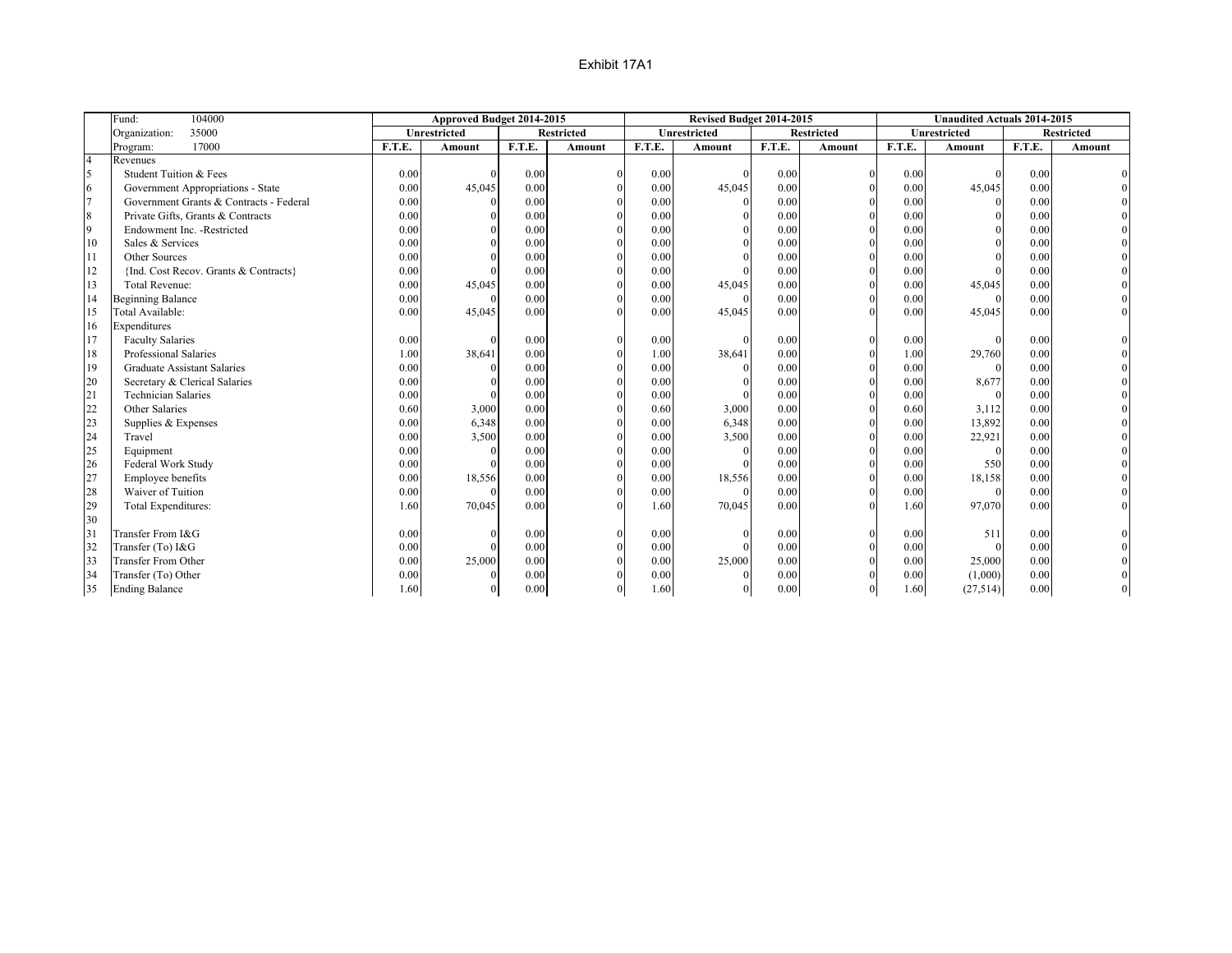# Exhibit 17A1

| | Fund: 104000 | Approved Budget 2014-2015 | | | | Revised Budget 2014-2015 | | | | Unaudited Actuals 2014-2015 | | | |
|---|---|---|---|---|---|---|---|---|---|---|---|---|---|
| | Organization: 35000 | Unrestricted | | Restricted | | Unrestricted | | Restricted | | Unrestricted | | Restricted | |
| | Program: 17000 | F.T.E. | Amount | F.T.E. | Amount | F.T.E. | Amount | F.T.E. | Amount | F.T.E. | Amount | F.T.E. | Amount |
| 4 | Revenues | | | | | | | | | | | | |
| 5 | Student Tuition & Fees | 0.00 | 0 | 0.00 | 0 | 0.00 | 0 | 0.00 | 0 | 0.00 | 0 | 0.00 | 0 |
| 6 | Government Appropriations - State | 0.00 | 45,045 | 0.00 | 0 | 0.00 | 45,045 | 0.00 | 0 | 0.00 | 45,045 | 0.00 | 0 |
| 7 | Government Grants & Contracts - Federal | 0.00 | 0 | 0.00 | 0 | 0.00 | 0 | 0.00 | 0 | 0.00 | 0 | 0.00 | 0 |
| 8 | Private Gifts, Grants & Contracts | 0.00 | 0 | 0.00 | 0 | 0.00 | 0 | 0.00 | 0 | 0.00 | 0 | 0.00 | 0 |
| 9 | Endowment Inc. -Restricted | 0.00 | 0 | 0.00 | 0 | 0.00 | 0 | 0.00 | 0 | 0.00 | 0 | 0.00 | 0 |
| 10 | Sales & Services | 0.00 | 0 | 0.00 | 0 | 0.00 | 0 | 0.00 | 0 | 0.00 | 0 | 0.00 | 0 |
| 11 | Other Sources | 0.00 | 0 | 0.00 | 0 | 0.00 | 0 | 0.00 | 0 | 0.00 | 0 | 0.00 | 0 |
| 12 | {Ind. Cost Recov. Grants & Contracts} | 0.00 | 0 | 0.00 | 0 | 0.00 | 0 | 0.00 | 0 | 0.00 | 0 | 0.00 | 0 |
| 13 | Total Revenue: | 0.00 | 45,045 | 0.00 | 0 | 0.00 | 45,045 | 0.00 | 0 | 0.00 | 45,045 | 0.00 | 0 |
| 14 | Beginning Balance | 0.00 | 0 | 0.00 | 0 | 0.00 | 0 | 0.00 | 0 | 0.00 | 0 | 0.00 | 0 |
| 15 | Total Available: | 0.00 | 45,045 | 0.00 | 0 | 0.00 | 45,045 | 0.00 | 0 | 0.00 | 45,045 | 0.00 | 0 |
| 16 | Expenditures | | | | | | | | | | | | |
| 17 | Faculty Salaries | 0.00 | 0 | 0.00 | 0 | 0.00 | 0 | 0.00 | 0 | 0.00 | 0 | 0.00 | 0 |
| 18 | Professional Salaries | 1.00 | 38,641 | 0.00 | 0 | 1.00 | 38,641 | 0.00 | 0 | 1.00 | 29,760 | 0.00 | 0 |
| 19 | Graduate Assistant Salaries | 0.00 | 0 | 0.00 | 0 | 0.00 | 0 | 0.00 | 0 | 0.00 | 0 | 0.00 | 0 |
| 20 | Secretary & Clerical Salaries | 0.00 | 0 | 0.00 | 0 | 0.00 | 0 | 0.00 | 0 | 0.00 | 8,677 | 0.00 | 0 |
| 21 | Technician Salaries | 0.00 | 0 | 0.00 | 0 | 0.00 | 0 | 0.00 | 0 | 0.00 | 0 | 0.00 | 0 |
| 22 | Other Salaries | 0.60 | 3,000 | 0.00 | 0 | 0.60 | 3,000 | 0.00 | 0 | 0.60 | 3,112 | 0.00 | 0 |
| 23 | Supplies & Expenses | 0.00 | 6,348 | 0.00 | 0 | 0.00 | 6,348 | 0.00 | 0 | 0.00 | 13,892 | 0.00 | 0 |
| 24 | Travel | 0.00 | 3,500 | 0.00 | 0 | 0.00 | 3,500 | 0.00 | 0 | 0.00 | 22,921 | 0.00 | 0 |
| 25 | Equipment | 0.00 | 0 | 0.00 | 0 | 0.00 | 0 | 0.00 | 0 | 0.00 | 0 | 0.00 | 0 |
| 26 | Federal Work Study | 0.00 | 0 | 0.00 | 0 | 0.00 | 0 | 0.00 | 0 | 0.00 | 550 | 0.00 | 0 |
| 27 | Employee benefits | 0.00 | 18,556 | 0.00 | 0 | 0.00 | 18,556 | 0.00 | 0 | 0.00 | 18,158 | 0.00 | 0 |
| 28 | Waiver of Tuition | 0.00 | 0 | 0.00 | 0 | 0.00 | 0 | 0.00 | 0 | 0.00 | 0 | 0.00 | 0 |
| 29 | Total Expenditures: | 1.60 | 70,045 | 0.00 | 0 | 1.60 | 70,045 | 0.00 | 0 | 1.60 | 97,070 | 0.00 | 0 |
| 30 | | | | | | | | | | | | | |
| 31 | Transfer From I&G | 0.00 | 0 | 0.00 | 0 | 0.00 | 0 | 0.00 | 0 | 0.00 | 511 | 0.00 | 0 |
| 32 | Transfer (To) I&G | 0.00 | 0 | 0.00 | 0 | 0.00 | 0 | 0.00 | 0 | 0.00 | 0 | 0.00 | 0 |
| 33 | Transfer From Other | 0.00 | 25,000 | 0.00 | 0 | 0.00 | 25,000 | 0.00 | 0 | 0.00 | 25,000 | 0.00 | 0 |
| 34 | Transfer (To) Other | 0.00 | 0 | 0.00 | 0 | 0.00 | 0 | 0.00 | 0 | 0.00 | (1,000) | 0.00 | 0 |
| 35 | Ending Balance | 1.60 | 0 | 0.00 | 0 | 1.60 | 0 | 0.00 | 0 | 1.60 | (27,514) | 0.00 | 0 |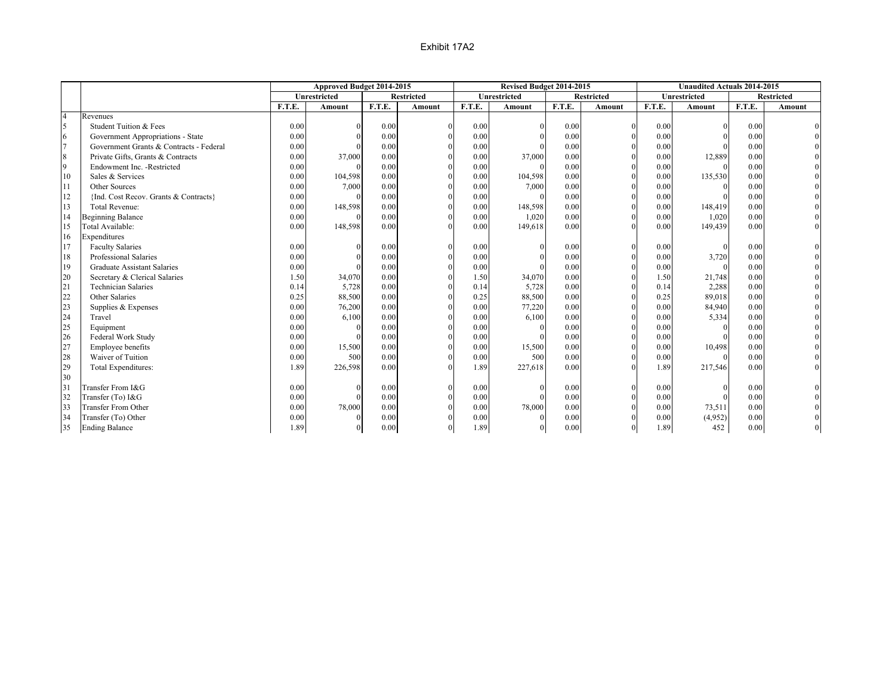# Exhibit 17A2

| | | Approved Budget 2014-2015 | | | | Revised Budget 2014-2015 | | | | Unaudited Actuals 2014-2015 | | | |
|---|---|---|---|---|---|---|---|---|---|---|---|---|---|
| | | Unrestricted | | Restricted | | Unrestricted | | Restricted | | Unrestricted | | Restricted | |
| | | F.T.E. | Amount | F.T.E. | Amount | F.T.E. | Amount | F.T.E. | Amount | F.T.E. | Amount | F.T.E. | Amount |
| 4 | Revenues | | | | | | | | | | | | |
| 5 | Student Tuition & Fees | 0.00 | 0 | 0.00 | 0 | 0.00 | 0 | 0.00 | 0 | 0.00 | 0 | 0.00 | 0 |
| 6 | Government Appropriations - State | 0.00 | 0 | 0.00 | 0 | 0.00 | 0 | 0.00 | 0 | 0.00 | 0 | 0.00 | 0 |
| 7 | Government Grants & Contracts - Federal | 0.00 | 0 | 0.00 | 0 | 0.00 | 0 | 0.00 | 0 | 0.00 | 0 | 0.00 | 0 |
| 8 | Private Gifts, Grants & Contracts | 0.00 | 37,000 | 0.00 | 0 | 0.00 | 37,000 | 0.00 | 0 | 0.00 | 12,889 | 0.00 | 0 |
| 9 | Endowment Inc. -Restricted | 0.00 | 0 | 0.00 | 0 | 0.00 | 0 | 0.00 | 0 | 0.00 | 0 | 0.00 | 0 |
| 10 | Sales & Services | 0.00 | 104,598 | 0.00 | 0 | 0.00 | 104,598 | 0.00 | 0 | 0.00 | 135,530 | 0.00 | 0 |
| 11 | Other Sources | 0.00 | 7,000 | 0.00 | 0 | 0.00 | 7,000 | 0.00 | 0 | 0.00 | 0 | 0.00 | 0 |
| 12 | {Ind. Cost Recov. Grants & Contracts} | 0.00 | 0 | 0.00 | 0 | 0.00 | 0 | 0.00 | 0 | 0.00 | 0 | 0.00 | 0 |
| 13 | Total Revenue: | 0.00 | 148,598 | 0.00 | 0 | 0.00 | 148,598 | 0.00 | 0 | 0.00 | 148,419 | 0.00 | 0 |
| 14 | Beginning Balance | 0.00 | 0 | 0.00 | 0 | 0.00 | 1,020 | 0.00 | 0 | 0.00 | 1,020 | 0.00 | 0 |
| 15 | Total Available: | 0.00 | 148,598 | 0.00 | 0 | 0.00 | 149,618 | 0.00 | 0 | 0.00 | 149,439 | 0.00 | 0 |
| 16 | Expenditures | | | | | | | | | | | | |
| 17 | Faculty Salaries | 0.00 | 0 | 0.00 | 0 | 0.00 | 0 | 0.00 | 0 | 0.00 | 0 | 0.00 | 0 |
| 18 | Professional Salaries | 0.00 | 0 | 0.00 | 0 | 0.00 | 0 | 0.00 | 0 | 0.00 | 3,720 | 0.00 | 0 |
| 19 | Graduate Assistant Salaries | 0.00 | 0 | 0.00 | 0 | 0.00 | 0 | 0.00 | 0 | 0.00 | 0 | 0.00 | 0 |
| 20 | Secretary & Clerical Salaries | 1.50 | 34,070 | 0.00 | 0 | 1.50 | 34,070 | 0.00 | 0 | 1.50 | 21,748 | 0.00 | 0 |
| 21 | Technician Salaries | 0.14 | 5,728 | 0.00 | 0 | 0.14 | 5,728 | 0.00 | 0 | 0.14 | 2,288 | 0.00 | 0 |
| 22 | Other Salaries | 0.25 | 88,500 | 0.00 | 0 | 0.25 | 88,500 | 0.00 | 0 | 0.25 | 89,018 | 0.00 | 0 |
| 23 | Supplies & Expenses | 0.00 | 76,200 | 0.00 | 0 | 0.00 | 77,220 | 0.00 | 0 | 0.00 | 84,940 | 0.00 | 0 |
| 24 | Travel | 0.00 | 6,100 | 0.00 | 0 | 0.00 | 6,100 | 0.00 | 0 | 0.00 | 5,334 | 0.00 | 0 |
| 25 | Equipment | 0.00 | 0 | 0.00 | 0 | 0.00 | 0 | 0.00 | 0 | 0.00 | 0 | 0.00 | 0 |
| 26 | Federal Work Study | 0.00 | 0 | 0.00 | 0 | 0.00 | 0 | 0.00 | 0 | 0.00 | 0 | 0.00 | 0 |
| 27 | Employee benefits | 0.00 | 15,500 | 0.00 | 0 | 0.00 | 15,500 | 0.00 | 0 | 0.00 | 10,498 | 0.00 | 0 |
| 28 | Waiver of Tuition | 0.00 | 500 | 0.00 | 0 | 0.00 | 500 | 0.00 | 0 | 0.00 | 0 | 0.00 | 0 |
| 29 | Total Expenditures: | 1.89 | 226,598 | 0.00 | 0 | 1.89 | 227,618 | 0.00 | 0 | 1.89 | 217,546 | 0.00 | 0 |
| 30 | | | | | | | | | | | | | |
| 31 | Transfer From I&G | 0.00 | 0 | 0.00 | 0 | 0.00 | 0 | 0.00 | 0 | 0.00 | 0 | 0.00 | 0 |
| 32 | Transfer (To) I&G | 0.00 | 0 | 0.00 | 0 | 0.00 | 0 | 0.00 | 0 | 0.00 | 0 | 0.00 | 0 |
| 33 | Transfer From Other | 0.00 | 78,000 | 0.00 | 0 | 0.00 | 78,000 | 0.00 | 0 | 0.00 | 73,511 | 0.00 | 0 |
| 34 | Transfer (To) Other | 0.00 | 0 | 0.00 | 0 | 0.00 | 0 | 0.00 | 0 | 0.00 | (4,952) | 0.00 | 0 |
| 35 | Ending Balance | 1.89 | 0 | 0.00 | 0 | 1.89 | 0 | 0.00 | 0 | 1.89 | 452 | 0.00 | 0 |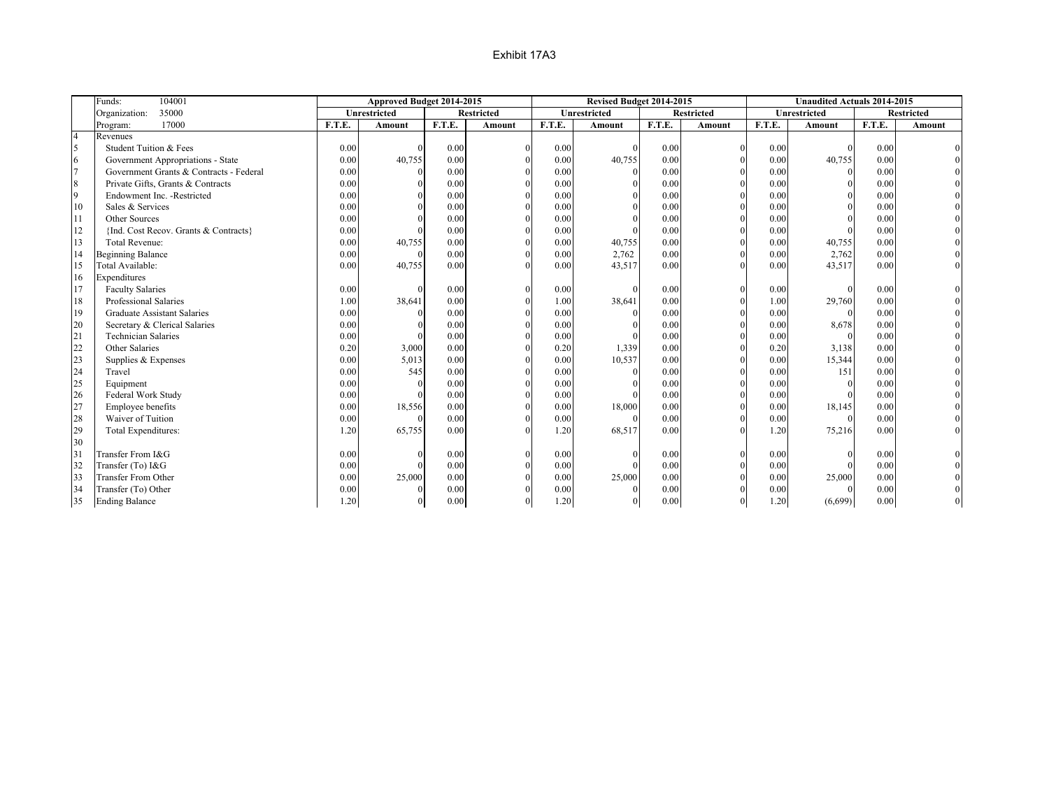# Exhibit 17A3

| | Funds: 104001 | Approved Budget 2014-2015 | | | | Revised Budget 2014-2015 | | | | Unaudited Actuals 2014-2015 | | | |
|---|---|---|---|---|---|---|---|---|---|---|---|---|---|
| | Organization: 35000 | Unrestricted | | Restricted | | Unrestricted | | Restricted | | Unrestricted | | Restricted | |
| | Program: 17000 | F.T.E. | Amount | F.T.E. | Amount | F.T.E. | Amount | F.T.E. | Amount | F.T.E. | Amount | F.T.E. | Amount |
| 4 | Revenues | | | | | | | | | | | | |
| 5 | Student Tuition & Fees | 0.00 | 0 | 0.00 | 0 | 0.00 | 0 | 0.00 | 0 | 0.00 | 0 | 0.00 | 0 |
| 6 | Government Appropriations - State | 0.00 | 40,755 | 0.00 | 0 | 0.00 | 40,755 | 0.00 | 0 | 0.00 | 40,755 | 0.00 | 0 |
| 7 | Government Grants & Contracts - Federal | 0.00 | 0 | 0.00 | 0 | 0.00 | 0 | 0.00 | 0 | 0.00 | 0 | 0.00 | 0 |
| 8 | Private Gifts, Grants & Contracts | 0.00 | 0 | 0.00 | 0 | 0.00 | 0 | 0.00 | 0 | 0.00 | 0 | 0.00 | 0 |
| 9 | Endowment Inc. -Restricted | 0.00 | 0 | 0.00 | 0 | 0.00 | 0 | 0.00 | 0 | 0.00 | 0 | 0.00 | 0 |
| 10 | Sales & Services | 0.00 | 0 | 0.00 | 0 | 0.00 | 0 | 0.00 | 0 | 0.00 | 0 | 0.00 | 0 |
| 11 | Other Sources | 0.00 | 0 | 0.00 | 0 | 0.00 | 0 | 0.00 | 0 | 0.00 | 0 | 0.00 | 0 |
| 12 | {Ind. Cost Recov. Grants & Contracts} | 0.00 | 0 | 0.00 | 0 | 0.00 | 0 | 0.00 | 0 | 0.00 | 0 | 0.00 | 0 |
| 13 | Total Revenue: | 0.00 | 40,755 | 0.00 | 0 | 0.00 | 40,755 | 0.00 | 0 | 0.00 | 40,755 | 0.00 | 0 |
| 14 | Beginning Balance | 0.00 | 0 | 0.00 | 0 | 0.00 | 2,762 | 0.00 | 0 | 0.00 | 2,762 | 0.00 | 0 |
| 15 | Total Available: | 0.00 | 40,755 | 0.00 | 0 | 0.00 | 43,517 | 0.00 | 0 | 0.00 | 43,517 | 0.00 | 0 |
| 16 | Expenditures | | | | | | | | | | | | |
| 17 | Faculty Salaries | 0.00 | 0 | 0.00 | 0 | 0.00 | 0 | 0.00 | 0 | 0.00 | 0 | 0.00 | 0 |
| 18 | Professional Salaries | 1.00 | 38,641 | 0.00 | 0 | 1.00 | 38,641 | 0.00 | 0 | 1.00 | 29,760 | 0.00 | 0 |
| 19 | Graduate Assistant Salaries | 0.00 | 0 | 0.00 | 0 | 0.00 | 0 | 0.00 | 0 | 0.00 | 0 | 0.00 | 0 |
| 20 | Secretary & Clerical Salaries | 0.00 | 0 | 0.00 | 0 | 0.00 | 0 | 0.00 | 0 | 0.00 | 8,678 | 0.00 | 0 |
| 21 | Technician Salaries | 0.00 | 0 | 0.00 | 0 | 0.00 | 0 | 0.00 | 0 | 0.00 | 0 | 0.00 | 0 |
| 22 | Other Salaries | 0.20 | 3,000 | 0.00 | 0 | 0.20 | 1,339 | 0.00 | 0 | 0.20 | 3,138 | 0.00 | 0 |
| 23 | Supplies & Expenses | 0.00 | 5,013 | 0.00 | 0 | 0.00 | 10,537 | 0.00 | 0 | 0.00 | 15,344 | 0.00 | 0 |
| 24 | Travel | 0.00 | 545 | 0.00 | 0 | 0.00 | 0 | 0.00 | 0 | 0.00 | 151 | 0.00 | 0 |
| 25 | Equipment | 0.00 | 0 | 0.00 | 0 | 0.00 | 0 | 0.00 | 0 | 0.00 | 0 | 0.00 | 0 |
| 26 | Federal Work Study | 0.00 | 0 | 0.00 | 0 | 0.00 | 0 | 0.00 | 0 | 0.00 | 0 | 0.00 | 0 |
| 27 | Employee benefits | 0.00 | 18,556 | 0.00 | 0 | 0.00 | 18,000 | 0.00 | 0 | 0.00 | 18,145 | 0.00 | 0 |
| 28 | Waiver of Tuition | 0.00 | 0 | 0.00 | 0 | 0.00 | 0 | 0.00 | 0 | 0.00 | 0 | 0.00 | 0 |
| 29 | Total Expenditures: | 1.20 | 65,755 | 0.00 | 0 | 1.20 | 68,517 | 0.00 | 0 | 1.20 | 75,216 | 0.00 | 0 |
| 30 | | | | | | | | | | | | | |
| 31 | Transfer From I&G | 0.00 | 0 | 0.00 | 0 | 0.00 | 0 | 0.00 | 0 | 0.00 | 0 | 0.00 | 0 |
| 32 | Transfer (To) I&G | 0.00 | 0 | 0.00 | 0 | 0.00 | 0 | 0.00 | 0 | 0.00 | 0 | 0.00 | 0 |
| 33 | Transfer From Other | 0.00 | 25,000 | 0.00 | 0 | 0.00 | 25,000 | 0.00 | 0 | 0.00 | 25,000 | 0.00 | 0 |
| 34 | Transfer (To) Other | 0.00 | 0 | 0.00 | 0 | 0.00 | 0 | 0.00 | 0 | 0.00 | 0 | 0.00 | 0 |
| 35 | Ending Balance | 1.20 | 0 | 0.00 | 0 | 1.20 | 0 | 0.00 | 0 | 1.20 | (6,699) | 0.00 | 0 |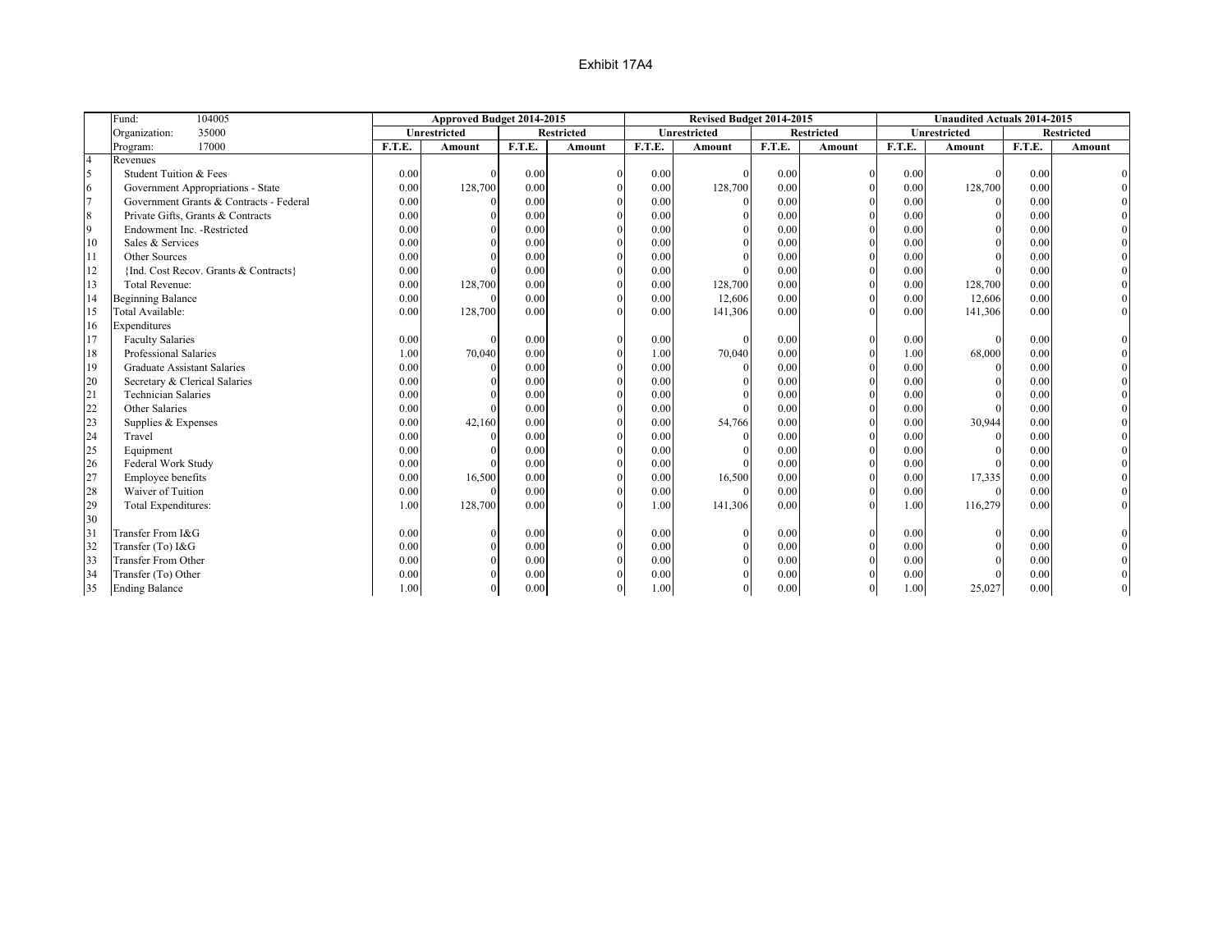Exhibit 17A4

| | Fund: 104005 | Approved Budget 2014-2015 | | | | Revised Budget 2014-2015 | | | | Unaudited Actuals 2014-2015 | | | |
|---|---|---|---|---|---|---|---|---|---|---|---|---|---|
| | Organization: 35000 | Unrestricted | | Restricted | | Unrestricted | | Restricted | | Unrestricted | | Restricted | |
| | Program: 17000 | F.T.E. | Amount | F.T.E. | Amount | F.T.E. | Amount | F.T.E. | Amount | F.T.E. | Amount | F.T.E. | Amount |
| 4 | Revenues | | | | | | | | | | | | |
| 5 | Student Tuition & Fees | 0.00 | 0 | 0.00 | 0 | 0.00 | 0 | 0.00 | 0 | 0.00 | 0 | 0.00 | 0 |
| 6 | Government Appropriations - State | 0.00 | 128,700 | 0.00 | 0 | 0.00 | 128,700 | 0.00 | 0 | 0.00 | 128,700 | 0.00 | 0 |
| 7 | Government Grants & Contracts - Federal | 0.00 | 0 | 0.00 | 0 | 0.00 | 0 | 0.00 | 0 | 0.00 | 0 | 0.00 | 0 |
| 8 | Private Gifts, Grants & Contracts | 0.00 | 0 | 0.00 | 0 | 0.00 | 0 | 0.00 | 0 | 0.00 | 0 | 0.00 | 0 |
| 9 | Endowment Inc. -Restricted | 0.00 | 0 | 0.00 | 0 | 0.00 | 0 | 0.00 | 0 | 0.00 | 0 | 0.00 | 0 |
| 10 | Sales & Services | 0.00 | 0 | 0.00 | 0 | 0.00 | 0 | 0.00 | 0 | 0.00 | 0 | 0.00 | 0 |
| 11 | Other Sources | 0.00 | 0 | 0.00 | 0 | 0.00 | 0 | 0.00 | 0 | 0.00 | 0 | 0.00 | 0 |
| 12 | {Ind. Cost Recov. Grants & Contracts} | 0.00 | 0 | 0.00 | 0 | 0.00 | 0 | 0.00 | 0 | 0.00 | 0 | 0.00 | 0 |
| 13 | Total Revenue: | 0.00 | 128,700 | 0.00 | 0 | 0.00 | 128,700 | 0.00 | 0 | 0.00 | 128,700 | 0.00 | 0 |
| 14 | Beginning Balance | 0.00 | 0 | 0.00 | 0 | 0.00 | 12,606 | 0.00 | 0 | 0.00 | 12,606 | 0.00 | 0 |
| 15 | Total Available: | 0.00 | 128,700 | 0.00 | 0 | 0.00 | 141,306 | 0.00 | 0 | 0.00 | 141,306 | 0.00 | 0 |
| 16 | Expenditures | | | | | | | | | | | | |
| 17 | Faculty Salaries | 0.00 | 0 | 0.00 | 0 | 0.00 | 0 | 0.00 | 0 | 0.00 | 0 | 0.00 | 0 |
| 18 | Professional Salaries | 1.00 | 70,040 | 0.00 | 0 | 1.00 | 70,040 | 0.00 | 0 | 1.00 | 68,000 | 0.00 | 0 |
| 19 | Graduate Assistant Salaries | 0.00 | 0 | 0.00 | 0 | 0.00 | 0 | 0.00 | 0 | 0.00 | 0 | 0.00 | 0 |
| 20 | Secretary & Clerical Salaries | 0.00 | 0 | 0.00 | 0 | 0.00 | 0 | 0.00 | 0 | 0.00 | 0 | 0.00 | 0 |
| 21 | Technician Salaries | 0.00 | 0 | 0.00 | 0 | 0.00 | 0 | 0.00 | 0 | 0.00 | 0 | 0.00 | 0 |
| 22 | Other Salaries | 0.00 | 0 | 0.00 | 0 | 0.00 | 0 | 0.00 | 0 | 0.00 | 0 | 0.00 | 0 |
| 23 | Supplies & Expenses | 0.00 | 42,160 | 0.00 | 0 | 0.00 | 54,766 | 0.00 | 0 | 0.00 | 30,944 | 0.00 | 0 |
| 24 | Travel | 0.00 | 0 | 0.00 | 0 | 0.00 | 0 | 0.00 | 0 | 0.00 | 0 | 0.00 | 0 |
| 25 | Equipment | 0.00 | 0 | 0.00 | 0 | 0.00 | 0 | 0.00 | 0 | 0.00 | 0 | 0.00 | 0 |
| 26 | Federal Work Study | 0.00 | 0 | 0.00 | 0 | 0.00 | 0 | 0.00 | 0 | 0.00 | 0 | 0.00 | 0 |
| 27 | Employee benefits | 0.00 | 16,500 | 0.00 | 0 | 0.00 | 16,500 | 0.00 | 0 | 0.00 | 17,335 | 0.00 | 0 |
| 28 | Waiver of Tuition | 0.00 | 0 | 0.00 | 0 | 0.00 | 0 | 0.00 | 0 | 0.00 | 0 | 0.00 | 0 |
| 29 | Total Expenditures: | 1.00 | 128,700 | 0.00 | 0 | 1.00 | 141,306 | 0.00 | 0 | 1.00 | 116,279 | 0.00 | 0 |
| 30 | | | | | | | | | | | | | |
| 31 | Transfer From I&G | 0.00 | 0 | 0.00 | 0 | 0.00 | 0 | 0.00 | 0 | 0.00 | 0 | 0.00 | 0 |
| 32 | Transfer (To) I&G | 0.00 | 0 | 0.00 | 0 | 0.00 | 0 | 0.00 | 0 | 0.00 | 0 | 0.00 | 0 |
| 33 | Transfer From Other | 0.00 | 0 | 0.00 | 0 | 0.00 | 0 | 0.00 | 0 | 0.00 | 0 | 0.00 | 0 |
| 34 | Transfer (To) Other | 0.00 | 0 | 0.00 | 0 | 0.00 | 0 | 0.00 | 0 | 0.00 | 0 | 0.00 | 0 |
| 35 | Ending Balance | 1.00 | 0 | 0.00 | 0 | 1.00 | 0 | 0.00 | 0 | 1.00 | 25,027 | 0.00 | 0 |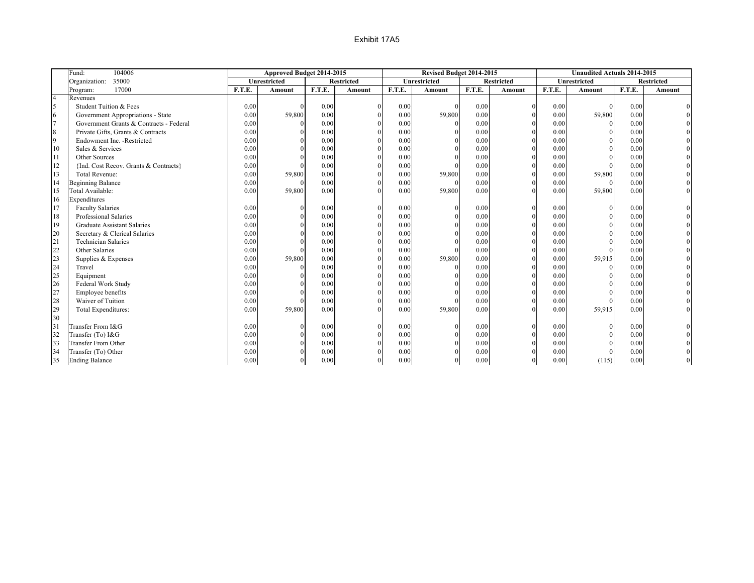# Exhibit 17A5

| | Fund: 104006 | Approved Budget 2014-2015 | | | | Revised Budget 2014-2015 | | | | Unaudited Actuals 2014-2015 | | | |
|---|---|---|---|---|---|---|---|---|---|---|---|---|---|
| | Organization: 35000 | Unrestricted | | Restricted | | Unrestricted | | Restricted | | Unrestricted | | Restricted | |
| | Program: 17000 | F.T.E. | Amount | F.T.E. | Amount | F.T.E. | Amount | F.T.E. | Amount | F.T.E. | Amount | F.T.E. | Amount |
| 4 | Revenues | | | | | | | | | | | | |
| 5 | Student Tuition & Fees | 0.00 | 0 | 0.00 | 0 | 0.00 | 0 | 0.00 | 0 | 0.00 | 0 | 0.00 | 0 |
| 6 | Government Appropriations - State | 0.00 | 59,800 | 0.00 | 0 | 0.00 | 59,800 | 0.00 | 0 | 0.00 | 59,800 | 0.00 | 0 |
| 7 | Government Grants & Contracts - Federal | 0.00 | 0 | 0.00 | 0 | 0.00 | 0 | 0.00 | 0 | 0.00 | 0 | 0.00 | 0 |
| 8 | Private Gifts, Grants & Contracts | 0.00 | 0 | 0.00 | 0 | 0.00 | 0 | 0.00 | 0 | 0.00 | 0 | 0.00 | 0 |
| 9 | Endowment Inc. -Restricted | 0.00 | 0 | 0.00 | 0 | 0.00 | 0 | 0.00 | 0 | 0.00 | 0 | 0.00 | 0 |
| 10 | Sales & Services | 0.00 | 0 | 0.00 | 0 | 0.00 | 0 | 0.00 | 0 | 0.00 | 0 | 0.00 | 0 |
| 11 | Other Sources | 0.00 | 0 | 0.00 | 0 | 0.00 | 0 | 0.00 | 0 | 0.00 | 0 | 0.00 | 0 |
| 12 | {Ind. Cost Recov. Grants & Contracts} | 0.00 | 0 | 0.00 | 0 | 0.00 | 0 | 0.00 | 0 | 0.00 | 0 | 0.00 | 0 |
| 13 | Total Revenue: | 0.00 | 59,800 | 0.00 | 0 | 0.00 | 59,800 | 0.00 | 0 | 0.00 | 59,800 | 0.00 | 0 |
| 14 | Beginning Balance | 0.00 | 0 | 0.00 | 0 | 0.00 | 0 | 0.00 | 0 | 0.00 | 0 | 0.00 | 0 |
| 15 | Total Available: | 0.00 | 59,800 | 0.00 | 0 | 0.00 | 59,800 | 0.00 | 0 | 0.00 | 59,800 | 0.00 | 0 |
| 16 | Expenditures | | | | | | | | | | | | |
| 17 | Faculty Salaries | 0.00 | 0 | 0.00 | 0 | 0.00 | 0 | 0.00 | 0 | 0.00 | 0 | 0.00 | 0 |
| 18 | Professional Salaries | 0.00 | 0 | 0.00 | 0 | 0.00 | 0 | 0.00 | 0 | 0.00 | 0 | 0.00 | 0 |
| 19 | Graduate Assistant Salaries | 0.00 | 0 | 0.00 | 0 | 0.00 | 0 | 0.00 | 0 | 0.00 | 0 | 0.00 | 0 |
| 20 | Secretary & Clerical Salaries | 0.00 | 0 | 0.00 | 0 | 0.00 | 0 | 0.00 | 0 | 0.00 | 0 | 0.00 | 0 |
| 21 | Technician Salaries | 0.00 | 0 | 0.00 | 0 | 0.00 | 0 | 0.00 | 0 | 0.00 | 0 | 0.00 | 0 |
| 22 | Other Salaries | 0.00 | 0 | 0.00 | 0 | 0.00 | 0 | 0.00 | 0 | 0.00 | 0 | 0.00 | 0 |
| 23 | Supplies & Expenses | 0.00 | 59,800 | 0.00 | 0 | 0.00 | 59,800 | 0.00 | 0 | 0.00 | 59,915 | 0.00 | 0 |
| 24 | Travel | 0.00 | 0 | 0.00 | 0 | 0.00 | 0 | 0.00 | 0 | 0.00 | 0 | 0.00 | 0 |
| 25 | Equipment | 0.00 | 0 | 0.00 | 0 | 0.00 | 0 | 0.00 | 0 | 0.00 | 0 | 0.00 | 0 |
| 26 | Federal Work Study | 0.00 | 0 | 0.00 | 0 | 0.00 | 0 | 0.00 | 0 | 0.00 | 0 | 0.00 | 0 |
| 27 | Employee benefits | 0.00 | 0 | 0.00 | 0 | 0.00 | 0 | 0.00 | 0 | 0.00 | 0 | 0.00 | 0 |
| 28 | Waiver of Tuition | 0.00 | 0 | 0.00 | 0 | 0.00 | 0 | 0.00 | 0 | 0.00 | 0 | 0.00 | 0 |
| 29 | Total Expenditures: | 0.00 | 59,800 | 0.00 | 0 | 0.00 | 59,800 | 0.00 | 0 | 0.00 | 59,915 | 0.00 | 0 |
| 30 | | | | | | | | | | | | | |
| 31 | Transfer From I&G | 0.00 | 0 | 0.00 | 0 | 0.00 | 0 | 0.00 | 0 | 0.00 | 0 | 0.00 | 0 |
| 32 | Transfer (To) I&G | 0.00 | 0 | 0.00 | 0 | 0.00 | 0 | 0.00 | 0 | 0.00 | 0 | 0.00 | 0 |
| 33 | Transfer From Other | 0.00 | 0 | 0.00 | 0 | 0.00 | 0 | 0.00 | 0 | 0.00 | 0 | 0.00 | 0 |
| 34 | Transfer (To) Other | 0.00 | 0 | 0.00 | 0 | 0.00 | 0 | 0.00 | 0 | 0.00 | 0 | 0.00 | 0 |
| 35 | Ending Balance | 0.00 | 0 | 0.00 | 0 | 0.00 | 0 | 0.00 | 0 | 0.00 | (115) | 0.00 | 0 |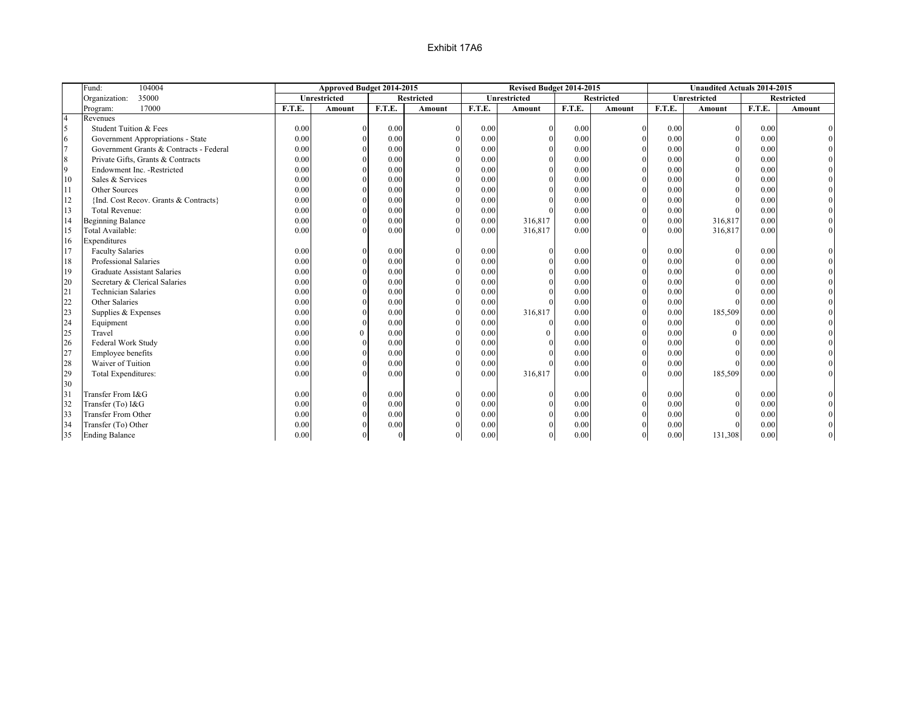# Exhibit 17A6

| | Fund: 104004 | Approved Budget 2014-2015 | | | | Revised Budget 2014-2015 | | | | Unaudited Actuals 2014-2015 | | | |
|---|---|---|---|---|---|---|---|---|---|---|---|---|---|
| | Organization: 35000 | Unrestricted | | Restricted | | Unrestricted | | Restricted | | Unrestricted | | Restricted | |
| | Program: 17000 | F.T.E. | Amount | F.T.E. | Amount | F.T.E. | Amount | F.T.E. | Amount | F.T.E. | Amount | F.T.E. | Amount |
| 4 | Revenues | | | | | | | | | | | | |
| 5 | Student Tuition & Fees | 0.00 | 0 | 0.00 | 0 | 0.00 | 0 | 0.00 | 0 | 0.00 | 0 | 0.00 | 0 |
| 6 | Government Appropriations - State | 0.00 | 0 | 0.00 | 0 | 0.00 | 0 | 0.00 | 0 | 0.00 | 0 | 0.00 | 0 |
| 7 | Government Grants & Contracts - Federal | 0.00 | 0 | 0.00 | 0 | 0.00 | 0 | 0.00 | 0 | 0.00 | 0 | 0.00 | 0 |
| 8 | Private Gifts, Grants & Contracts | 0.00 | 0 | 0.00 | 0 | 0.00 | 0 | 0.00 | 0 | 0.00 | 0 | 0.00 | 0 |
| 9 | Endowment Inc. -Restricted | 0.00 | 0 | 0.00 | 0 | 0.00 | 0 | 0.00 | 0 | 0.00 | 0 | 0.00 | 0 |
| 10 | Sales & Services | 0.00 | 0 | 0.00 | 0 | 0.00 | 0 | 0.00 | 0 | 0.00 | 0 | 0.00 | 0 |
| 11 | Other Sources | 0.00 | 0 | 0.00 | 0 | 0.00 | 0 | 0.00 | 0 | 0.00 | 0 | 0.00 | 0 |
| 12 | {Ind. Cost Recov. Grants & Contracts} | 0.00 | 0 | 0.00 | 0 | 0.00 | 0 | 0.00 | 0 | 0.00 | 0 | 0.00 | 0 |
| 13 | Total Revenue: | 0.00 | 0 | 0.00 | 0 | 0.00 | 0 | 0.00 | 0 | 0.00 | 0 | 0.00 | 0 |
| 14 | Beginning Balance | 0.00 | 0 | 0.00 | 0 | 0.00 | 316,817 | 0.00 | 0 | 0.00 | 316,817 | 0.00 | 0 |
| 15 | Total Available: | 0.00 | 0 | 0.00 | 0 | 0.00 | 316,817 | 0.00 | 0 | 0.00 | 316,817 | 0.00 | 0 |
| 16 | Expenditures | | | | | | | | | | | | |
| 17 | Faculty Salaries | 0.00 | 0 | 0.00 | 0 | 0.00 | 0 | 0.00 | 0 | 0.00 | 0 | 0.00 | 0 |
| 18 | Professional Salaries | 0.00 | 0 | 0.00 | 0 | 0.00 | 0 | 0.00 | 0 | 0.00 | 0 | 0.00 | 0 |
| 19 | Graduate Assistant Salaries | 0.00 | 0 | 0.00 | 0 | 0.00 | 0 | 0.00 | 0 | 0.00 | 0 | 0.00 | 0 |
| 20 | Secretary & Clerical Salaries | 0.00 | 0 | 0.00 | 0 | 0.00 | 0 | 0.00 | 0 | 0.00 | 0 | 0.00 | 0 |
| 21 | Technician Salaries | 0.00 | 0 | 0.00 | 0 | 0.00 | 0 | 0.00 | 0 | 0.00 | 0 | 0.00 | 0 |
| 22 | Other Salaries | 0.00 | 0 | 0.00 | 0 | 0.00 | 0 | 0.00 | 0 | 0.00 | 0 | 0.00 | 0 |
| 23 | Supplies & Expenses | 0.00 | 0 | 0.00 | 0 | 0.00 | 316,817 | 0.00 | 0 | 0.00 | 185,509 | 0.00 | 0 |
| 24 | Equipment | 0.00 | 0 | 0.00 | 0 | 0.00 | 0 | 0.00 | 0 | 0.00 | 0 | 0.00 | 0 |
| 25 | Travel | 0.00 | 0 | 0.00 | 0 | 0.00 | 0 | 0.00 | 0 | 0.00 | 0 | 0.00 | 0 |
| 26 | Federal Work Study | 0.00 | 0 | 0.00 | 0 | 0.00 | 0 | 0.00 | 0 | 0.00 | 0 | 0.00 | 0 |
| 27 | Employee benefits | 0.00 | 0 | 0.00 | 0 | 0.00 | 0 | 0.00 | 0 | 0.00 | 0 | 0.00 | 0 |
| 28 | Waiver of Tuition | 0.00 | 0 | 0.00 | 0 | 0.00 | 0 | 0.00 | 0 | 0.00 | 0 | 0.00 | 0 |
| 29 | Total Expenditures: | 0.00 | 0 | 0.00 | 0 | 0.00 | 316,817 | 0.00 | 0 | 0.00 | 185,509 | 0.00 | 0 |
| 30 | | | | | | | | | | | | | |
| 31 | Transfer From I&G | 0.00 | 0 | 0.00 | 0 | 0.00 | 0 | 0.00 | 0 | 0.00 | 0 | 0.00 | 0 |
| 32 | Transfer (To) I&G | 0.00 | 0 | 0.00 | 0 | 0.00 | 0 | 0.00 | 0 | 0.00 | 0 | 0.00 | 0 |
| 33 | Transfer From Other | 0.00 | 0 | 0.00 | 0 | 0.00 | 0 | 0.00 | 0 | 0.00 | 0 | 0.00 | 0 |
| 34 | Transfer (To) Other | 0.00 | 0 | 0.00 | 0 | 0.00 | 0 | 0.00 | 0 | 0.00 | 0 | 0.00 | 0 |
| 35 | Ending Balance | 0.00 | 0 | 0 | 0 | 0.00 | 0 | 0.00 | 0 | 0.00 | 131,308 | 0.00 | 0 |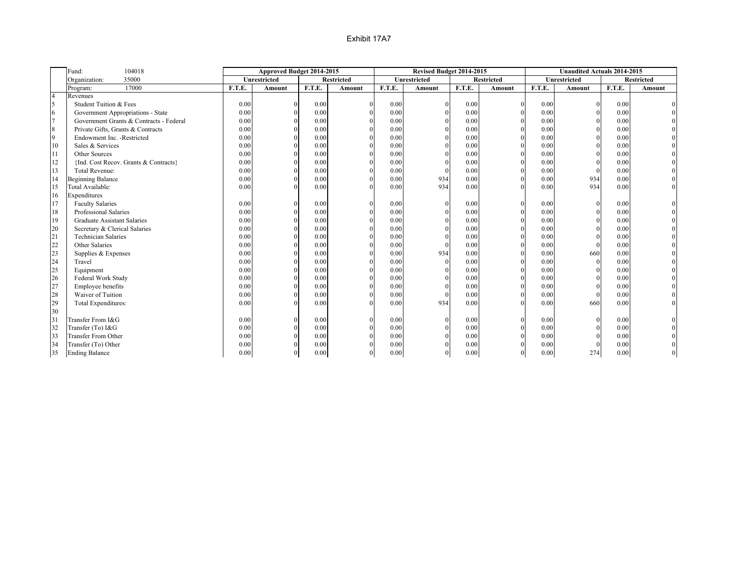# Exhibit 17A7

| | Fund: 104018 | Approved Budget 2014-2015 | | | | Revised Budget 2014-2015 | | | | Unaudited Actuals 2014-2015 | | | |
|---|---|---|---|---|---|---|---|---|---|---|---|---|---|
| | Organization: 35000 | Unrestricted | | Restricted | | Unrestricted | | Restricted | | Unrestricted | | Restricted | |
| | Program: 17000 | F.T.E. | Amount | F.T.E. | Amount | F.T.E. | Amount | F.T.E. | Amount | F.T.E. | Amount | F.T.E. | Amount |
| 4 | Revenues | | | | | | | | | | | | |
| 5 | Student Tuition & Fees | 0.00 | 0 | 0.00 | 0 | 0.00 | 0 | 0.00 | 0 | 0.00 | 0 | 0.00 | 0 |
| 6 | Government Appropriations - State | 0.00 | 0 | 0.00 | 0 | 0.00 | 0 | 0.00 | 0 | 0.00 | 0 | 0.00 | 0 |
| 7 | Government Grants & Contracts - Federal | 0.00 | 0 | 0.00 | 0 | 0.00 | 0 | 0.00 | 0 | 0.00 | 0 | 0.00 | 0 |
| 8 | Private Gifts, Grants & Contracts | 0.00 | 0 | 0.00 | 0 | 0.00 | 0 | 0.00 | 0 | 0.00 | 0 | 0.00 | 0 |
| 9 | Endowment Inc. -Restricted | 0.00 | 0 | 0.00 | 0 | 0.00 | 0 | 0.00 | 0 | 0.00 | 0 | 0.00 | 0 |
| 10 | Sales & Services | 0.00 | 0 | 0.00 | 0 | 0.00 | 0 | 0.00 | 0 | 0.00 | 0 | 0.00 | 0 |
| 11 | Other Sources | 0.00 | 0 | 0.00 | 0 | 0.00 | 0 | 0.00 | 0 | 0.00 | 0 | 0.00 | 0 |
| 12 | {Ind. Cost Recov. Grants & Contracts} | 0.00 | 0 | 0.00 | 0 | 0.00 | 0 | 0.00 | 0 | 0.00 | 0 | 0.00 | 0 |
| 13 | Total Revenue: | 0.00 | 0 | 0.00 | 0 | 0.00 | 0 | 0.00 | 0 | 0.00 | 0 | 0.00 | 0 |
| 14 | Beginning Balance | 0.00 | 0 | 0.00 | 0 | 0.00 | 934 | 0.00 | 0 | 0.00 | 934 | 0.00 | 0 |
| 15 | Total Available: | 0.00 | 0 | 0.00 | 0 | 0.00 | 934 | 0.00 | 0 | 0.00 | 934 | 0.00 | 0 |
| 16 | Expenditures | | | | | | | | | | | | |
| 17 | Faculty Salaries | 0.00 | 0 | 0.00 | 0 | 0.00 | 0 | 0.00 | 0 | 0.00 | 0 | 0.00 | 0 |
| 18 | Professional Salaries | 0.00 | 0 | 0.00 | 0 | 0.00 | 0 | 0.00 | 0 | 0.00 | 0 | 0.00 | 0 |
| 19 | Graduate Assistant Salaries | 0.00 | 0 | 0.00 | 0 | 0.00 | 0 | 0.00 | 0 | 0.00 | 0 | 0.00 | 0 |
| 20 | Secretary & Clerical Salaries | 0.00 | 0 | 0.00 | 0 | 0.00 | 0 | 0.00 | 0 | 0.00 | 0 | 0.00 | 0 |
| 21 | Technician Salaries | 0.00 | 0 | 0.00 | 0 | 0.00 | 0 | 0.00 | 0 | 0.00 | 0 | 0.00 | 0 |
| 22 | Other Salaries | 0.00 | 0 | 0.00 | 0 | 0.00 | 0 | 0.00 | 0 | 0.00 | 0 | 0.00 | 0 |
| 23 | Supplies & Expenses | 0.00 | 0 | 0.00 | 0 | 0.00 | 934 | 0.00 | 0 | 0.00 | 660 | 0.00 | 0 |
| 24 | Travel | 0.00 | 0 | 0.00 | 0 | 0.00 | 0 | 0.00 | 0 | 0.00 | 0 | 0.00 | 0 |
| 25 | Equipment | 0.00 | 0 | 0.00 | 0 | 0.00 | 0 | 0.00 | 0 | 0.00 | 0 | 0.00 | 0 |
| 26 | Federal Work Study | 0.00 | 0 | 0.00 | 0 | 0.00 | 0 | 0.00 | 0 | 0.00 | 0 | 0.00 | 0 |
| 27 | Employee benefits | 0.00 | 0 | 0.00 | 0 | 0.00 | 0 | 0.00 | 0 | 0.00 | 0 | 0.00 | 0 |
| 28 | Waiver of Tuition | 0.00 | 0 | 0.00 | 0 | 0.00 | 0 | 0.00 | 0 | 0.00 | 0 | 0.00 | 0 |
| 29 | Total Expenditures: | 0.00 | 0 | 0.00 | 0 | 0.00 | 934 | 0.00 | 0 | 0.00 | 660 | 0.00 | 0 |
| 30 | | | | | | | | | | | | | |
| 31 | Transfer From I&G | 0.00 | 0 | 0.00 | 0 | 0.00 | 0 | 0.00 | 0 | 0.00 | 0 | 0.00 | 0 |
| 32 | Transfer (To) I&G | 0.00 | 0 | 0.00 | 0 | 0.00 | 0 | 0.00 | 0 | 0.00 | 0 | 0.00 | 0 |
| 33 | Transfer From Other | 0.00 | 0 | 0.00 | 0 | 0.00 | 0 | 0.00 | 0 | 0.00 | 0 | 0.00 | 0 |
| 34 | Transfer (To) Other | 0.00 | 0 | 0.00 | 0 | 0.00 | 0 | 0.00 | 0 | 0.00 | 0 | 0.00 | 0 |
| 35 | Ending Balance | 0.00 | 0 | 0.00 | 0 | 0.00 | 0 | 0.00 | 0 | 0.00 | 274 | 0.00 | 0 |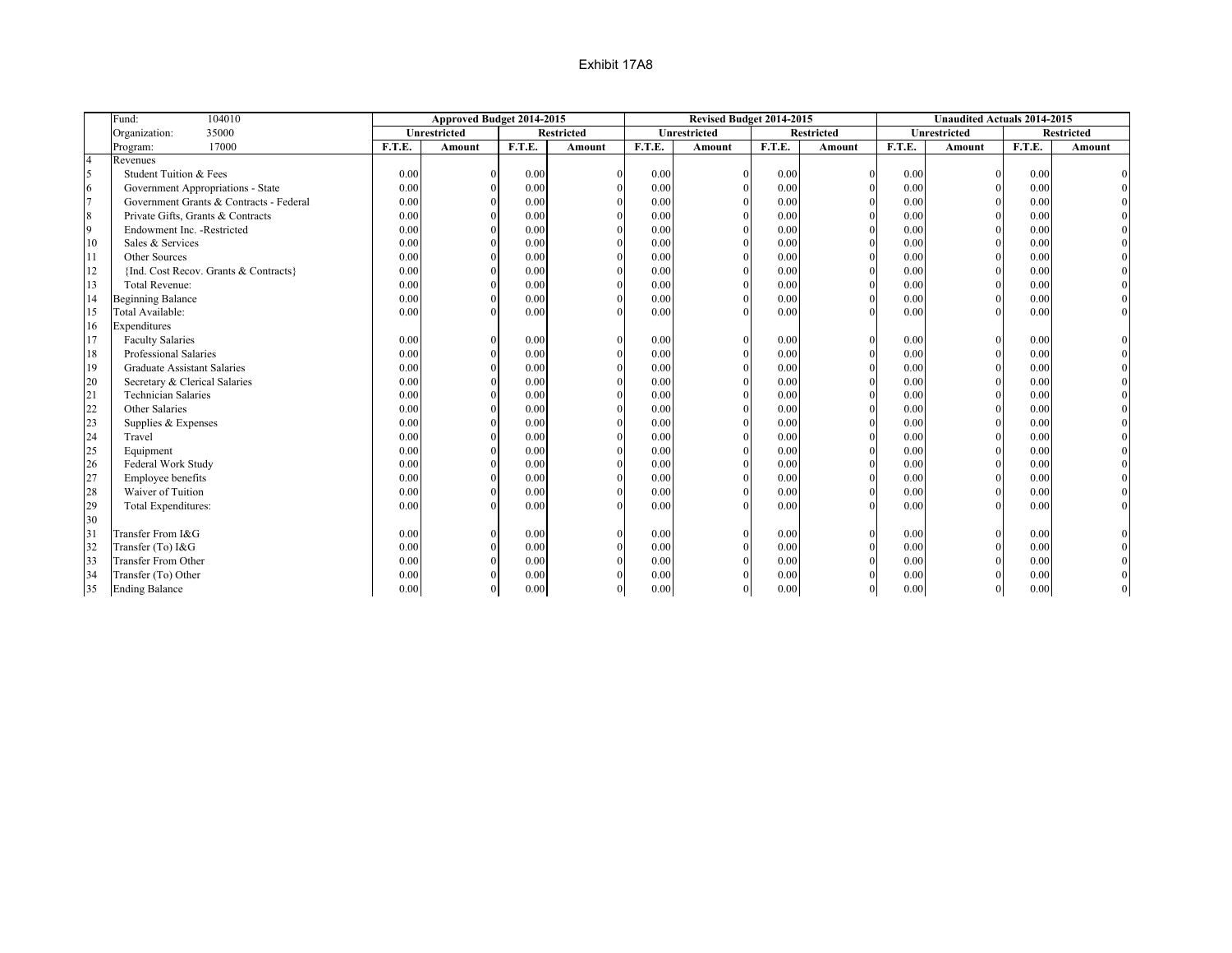# Exhibit 17A8

| | Fund: 104010 | Approved Budget 2014-2015 | | | | Revised Budget 2014-2015 | | | | Unaudited Actuals 2014-2015 | | | |
|---|---|---|---|---|---|---|---|---|---|---|---|---|---|
| | Organization: 35000 | Unrestricted | | Restricted | | Unrestricted | | Restricted | | Unrestricted | | Restricted | |
| | Program: 17000 | F.T.E. | Amount | F.T.E. | Amount | F.T.E. | Amount | F.T.E. | Amount | F.T.E. | Amount | F.T.E. | Amount |
| 4 | Revenues | | | | | | | | | | | | |
| 5 | Student Tuition & Fees | 0.00 | 0 | 0.00 | 0 | 0.00 | 0 | 0.00 | 0 | 0.00 | 0 | 0.00 | 0 |
| 6 | Government Appropriations - State | 0.00 | 0 | 0.00 | 0 | 0.00 | 0 | 0.00 | 0 | 0.00 | 0 | 0.00 | 0 |
| 7 | Government Grants & Contracts - Federal | 0.00 | 0 | 0.00 | 0 | 0.00 | 0 | 0.00 | 0 | 0.00 | 0 | 0.00 | 0 |
| 8 | Private Gifts, Grants & Contracts | 0.00 | 0 | 0.00 | 0 | 0.00 | 0 | 0.00 | 0 | 0.00 | 0 | 0.00 | 0 |
| 9 | Endowment Inc. -Restricted | 0.00 | 0 | 0.00 | 0 | 0.00 | 0 | 0.00 | 0 | 0.00 | 0 | 0.00 | 0 |
| 10 | Sales & Services | 0.00 | 0 | 0.00 | 0 | 0.00 | 0 | 0.00 | 0 | 0.00 | 0 | 0.00 | 0 |
| 11 | Other Sources | 0.00 | 0 | 0.00 | 0 | 0.00 | 0 | 0.00 | 0 | 0.00 | 0 | 0.00 | 0 |
| 12 | {Ind. Cost Recov. Grants & Contracts} | 0.00 | 0 | 0.00 | 0 | 0.00 | 0 | 0.00 | 0 | 0.00 | 0 | 0.00 | 0 |
| 13 | Total Revenue: | 0.00 | 0 | 0.00 | 0 | 0.00 | 0 | 0.00 | 0 | 0.00 | 0 | 0.00 | 0 |
| 14 | Beginning Balance | 0.00 | 0 | 0.00 | 0 | 0.00 | 0 | 0.00 | 0 | 0.00 | 0 | 0.00 | 0 |
| 15 | Total Available: | 0.00 | 0 | 0.00 | 0 | 0.00 | 0 | 0.00 | 0 | 0.00 | 0 | 0.00 | 0 |
| 16 | Expenditures | | | | | | | | | | | | |
| 17 | Faculty Salaries | 0.00 | 0 | 0.00 | 0 | 0.00 | 0 | 0.00 | 0 | 0.00 | 0 | 0.00 | 0 |
| 18 | Professional Salaries | 0.00 | 0 | 0.00 | 0 | 0.00 | 0 | 0.00 | 0 | 0.00 | 0 | 0.00 | 0 |
| 19 | Graduate Assistant Salaries | 0.00 | 0 | 0.00 | 0 | 0.00 | 0 | 0.00 | 0 | 0.00 | 0 | 0.00 | 0 |
| 20 | Secretary & Clerical Salaries | 0.00 | 0 | 0.00 | 0 | 0.00 | 0 | 0.00 | 0 | 0.00 | 0 | 0.00 | 0 |
| 21 | Technician Salaries | 0.00 | 0 | 0.00 | 0 | 0.00 | 0 | 0.00 | 0 | 0.00 | 0 | 0.00 | 0 |
| 22 | Other Salaries | 0.00 | 0 | 0.00 | 0 | 0.00 | 0 | 0.00 | 0 | 0.00 | 0 | 0.00 | 0 |
| 23 | Supplies & Expenses | 0.00 | 0 | 0.00 | 0 | 0.00 | 0 | 0.00 | 0 | 0.00 | 0 | 0.00 | 0 |
| 24 | Travel | 0.00 | 0 | 0.00 | 0 | 0.00 | 0 | 0.00 | 0 | 0.00 | 0 | 0.00 | 0 |
| 25 | Equipment | 0.00 | 0 | 0.00 | 0 | 0.00 | 0 | 0.00 | 0 | 0.00 | 0 | 0.00 | 0 |
| 26 | Federal Work Study | 0.00 | 0 | 0.00 | 0 | 0.00 | 0 | 0.00 | 0 | 0.00 | 0 | 0.00 | 0 |
| 27 | Employee benefits | 0.00 | 0 | 0.00 | 0 | 0.00 | 0 | 0.00 | 0 | 0.00 | 0 | 0.00 | 0 |
| 28 | Waiver of Tuition | 0.00 | 0 | 0.00 | 0 | 0.00 | 0 | 0.00 | 0 | 0.00 | 0 | 0.00 | 0 |
| 29 | Total Expenditures: | 0.00 | 0 | 0.00 | 0 | 0.00 | 0 | 0.00 | 0 | 0.00 | 0 | 0.00 | 0 |
| 30 | | | | | | | | | | | | | |
| 31 | Transfer From I&G | 0.00 | 0 | 0.00 | 0 | 0.00 | 0 | 0.00 | 0 | 0.00 | 0 | 0.00 | 0 |
| 32 | Transfer (To) I&G | 0.00 | 0 | 0.00 | 0 | 0.00 | 0 | 0.00 | 0 | 0.00 | 0 | 0.00 | 0 |
| 33 | Transfer From Other | 0.00 | 0 | 0.00 | 0 | 0.00 | 0 | 0.00 | 0 | 0.00 | 0 | 0.00 | 0 |
| 34 | Transfer (To) Other | 0.00 | 0 | 0.00 | 0 | 0.00 | 0 | 0.00 | 0 | 0.00 | 0 | 0.00 | 0 |
| 35 | Ending Balance | 0.00 | 0 | 0.00 | 0 | 0.00 | 0 | 0.00 | 0 | 0.00 | 0 | 0.00 | 0 |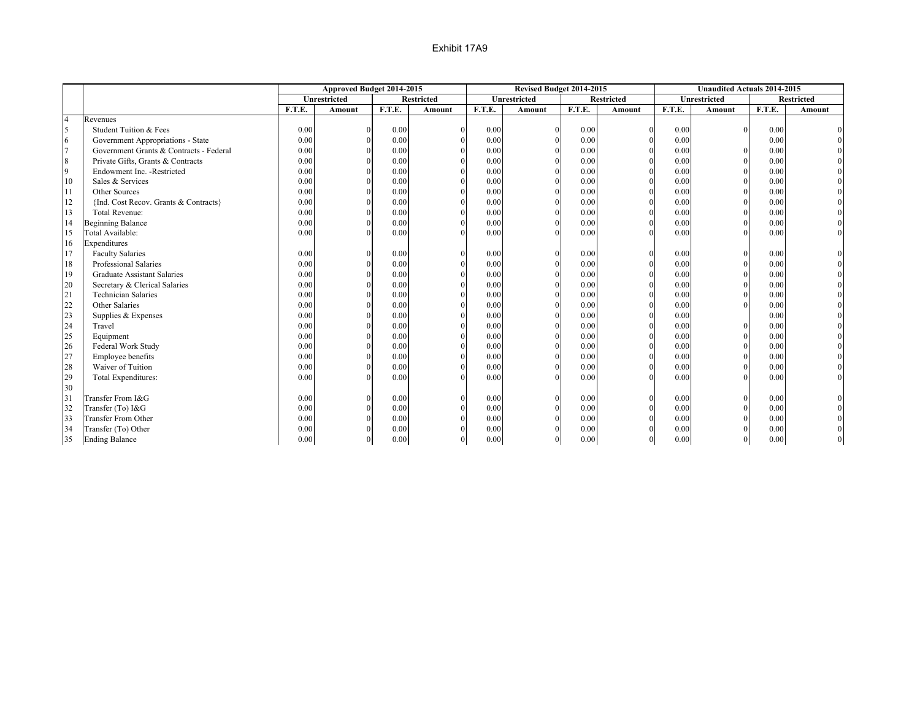Exhibit 17A9

| | | Approved Budget 2014-2015 | | | | Revised Budget 2014-2015 | | | | Unaudited Actuals 2014-2015 | | | |
|---|---|---|---|---|---|---|---|---|---|---|---|---|---|
| | | Unrestricted | | Restricted | | Unrestricted | | Restricted | | Unrestricted | | Restricted | |
| | | F.T.E. | Amount | F.T.E. | Amount | F.T.E. | Amount | F.T.E. | Amount | F.T.E. | Amount | F.T.E. | Amount |
| 4 | Revenues | | | | | | | | | | | | |
| 5 | Student Tuition & Fees | 0.00 | 0 | 0.00 | 0 | 0.00 | 0 | 0.00 | 0 | 0.00 | 0 | 0.00 | 0 |
| 6 | Government Appropriations - State | 0.00 | 0 | 0.00 | 0 | 0.00 | 0 | 0.00 | 0 | 0.00 | | 0.00 | 0 |
| 7 | Government Grants & Contracts - Federal | 0.00 | 0 | 0.00 | 0 | 0.00 | 0 | 0.00 | 0 | 0.00 | 0 | 0.00 | 0 |
| 8 | Private Gifts, Grants & Contracts | 0.00 | 0 | 0.00 | 0 | 0.00 | 0 | 0.00 | 0 | 0.00 | 0 | 0.00 | 0 |
| 9 | Endowment Inc. -Restricted | 0.00 | 0 | 0.00 | 0 | 0.00 | 0 | 0.00 | 0 | 0.00 | 0 | 0.00 | 0 |
| 10 | Sales & Services | 0.00 | 0 | 0.00 | 0 | 0.00 | 0 | 0.00 | 0 | 0.00 | 0 | 0.00 | 0 |
| 11 | Other Sources | 0.00 | 0 | 0.00 | 0 | 0.00 | 0 | 0.00 | 0 | 0.00 | 0 | 0.00 | 0 |
| 12 | {Ind. Cost Recov. Grants & Contracts} | 0.00 | 0 | 0.00 | 0 | 0.00 | 0 | 0.00 | 0 | 0.00 | 0 | 0.00 | 0 |
| 13 | Total Revenue: | 0.00 | 0 | 0.00 | 0 | 0.00 | 0 | 0.00 | 0 | 0.00 | 0 | 0.00 | 0 |
| 14 | Beginning Balance | 0.00 | 0 | 0.00 | 0 | 0.00 | 0 | 0.00 | 0 | 0.00 | 0 | 0.00 | 0 |
| 15 | Total Available: | 0.00 | 0 | 0.00 | 0 | 0.00 | 0 | 0.00 | 0 | 0.00 | 0 | 0.00 | 0 |
| 16 | Expenditures | | | | | | | | | | | | |
| 17 | Faculty Salaries | 0.00 | 0 | 0.00 | 0 | 0.00 | 0 | 0.00 | 0 | 0.00 | 0 | 0.00 | 0 |
| 18 | Professional Salaries | 0.00 | 0 | 0.00 | 0 | 0.00 | 0 | 0.00 | 0 | 0.00 | 0 | 0.00 | 0 |
| 19 | Graduate Assistant Salaries | 0.00 | 0 | 0.00 | 0 | 0.00 | 0 | 0.00 | 0 | 0.00 | 0 | 0.00 | 0 |
| 20 | Secretary & Clerical Salaries | 0.00 | 0 | 0.00 | 0 | 0.00 | 0 | 0.00 | 0 | 0.00 | 0 | 0.00 | 0 |
| 21 | Technician Salaries | 0.00 | 0 | 0.00 | 0 | 0.00 | 0 | 0.00 | 0 | 0.00 | 0 | 0.00 | 0 |
| 22 | Other Salaries | 0.00 | 0 | 0.00 | 0 | 0.00 | 0 | 0.00 | 0 | 0.00 | 0 | 0.00 | 0 |
| 23 | Supplies & Expenses | 0.00 | 0 | 0.00 | 0 | 0.00 | 0 | 0.00 | 0 | 0.00 | | 0.00 | 0 |
| 24 | Travel | 0.00 | 0 | 0.00 | 0 | 0.00 | 0 | 0.00 | 0 | 0.00 | 0 | 0.00 | 0 |
| 25 | Equipment | 0.00 | 0 | 0.00 | 0 | 0.00 | 0 | 0.00 | 0 | 0.00 | 0 | 0.00 | 0 |
| 26 | Federal Work Study | 0.00 | 0 | 0.00 | 0 | 0.00 | 0 | 0.00 | 0 | 0.00 | 0 | 0.00 | 0 |
| 27 | Employee benefits | 0.00 | 0 | 0.00 | 0 | 0.00 | 0 | 0.00 | 0 | 0.00 | 0 | 0.00 | 0 |
| 28 | Waiver of Tuition | 0.00 | 0 | 0.00 | 0 | 0.00 | 0 | 0.00 | 0 | 0.00 | 0 | 0.00 | 0 |
| 29 | Total Expenditures: | 0.00 | 0 | 0.00 | 0 | 0.00 | 0 | 0.00 | 0 | 0.00 | 0 | 0.00 | 0 |
| 30 | | | | | | | | | | | | | |
| 31 | Transfer From I&G | 0.00 | 0 | 0.00 | 0 | 0.00 | 0 | 0.00 | 0 | 0.00 | 0 | 0.00 | 0 |
| 32 | Transfer (To) I&G | 0.00 | 0 | 0.00 | 0 | 0.00 | 0 | 0.00 | 0 | 0.00 | 0 | 0.00 | 0 |
| 33 | Transfer From Other | 0.00 | 0 | 0.00 | 0 | 0.00 | 0 | 0.00 | 0 | 0.00 | 0 | 0.00 | 0 |
| 34 | Transfer (To) Other | 0.00 | 0 | 0.00 | 0 | 0.00 | 0 | 0.00 | 0 | 0.00 | 0 | 0.00 | 0 |
| 35 | Ending Balance | 0.00 | 0 | 0.00 | 0 | 0.00 | 0 | 0.00 | 0 | 0.00 | 0 | 0.00 | 0 |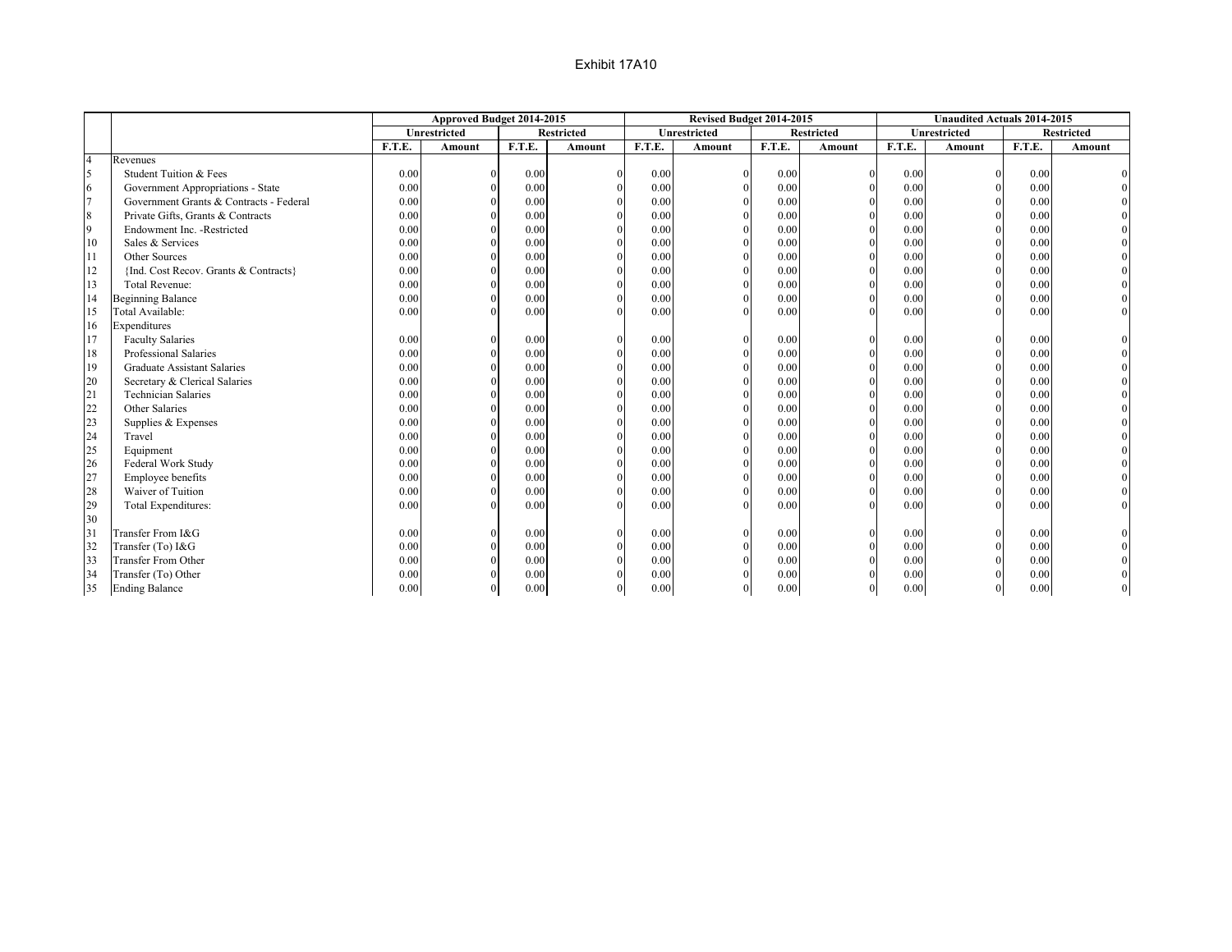# Exhibit 17A10

| | | Approved Budget 2014-2015 | | | | Revised Budget 2014-2015 | | | | Unaudited Actuals 2014-2015 | | | |
|---|---|---|---|---|---|---|---|---|---|---|---|---|---|
| | | Unrestricted | | Restricted | | Unrestricted | | Restricted | | Unrestricted | | Restricted | |
| | | F.T.E. | Amount | F.T.E. | Amount | F.T.E. | Amount | F.T.E. | Amount | F.T.E. | Amount | F.T.E. | Amount |
| 4 | Revenues | | | | | | | | | | | | |
| 5 | Student Tuition & Fees | 0.00 | 0 | 0.00 | 0 | 0.00 | 0 | 0.00 | 0 | 0.00 | 0 | 0.00 | 0 |
| 6 | Government Appropriations - State | 0.00 | 0 | 0.00 | 0 | 0.00 | 0 | 0.00 | 0 | 0.00 | 0 | 0.00 | 0 |
| 7 | Government Grants & Contracts - Federal | 0.00 | 0 | 0.00 | 0 | 0.00 | 0 | 0.00 | 0 | 0.00 | 0 | 0.00 | 0 |
| 8 | Private Gifts, Grants & Contracts | 0.00 | 0 | 0.00 | 0 | 0.00 | 0 | 0.00 | 0 | 0.00 | 0 | 0.00 | 0 |
| 9 | Endowment Inc. -Restricted | 0.00 | 0 | 0.00 | 0 | 0.00 | 0 | 0.00 | 0 | 0.00 | 0 | 0.00 | 0 |
| 10 | Sales & Services | 0.00 | 0 | 0.00 | 0 | 0.00 | 0 | 0.00 | 0 | 0.00 | 0 | 0.00 | 0 |
| 11 | Other Sources | 0.00 | 0 | 0.00 | 0 | 0.00 | 0 | 0.00 | 0 | 0.00 | 0 | 0.00 | 0 |
| 12 | {Ind. Cost Recov. Grants & Contracts} | 0.00 | 0 | 0.00 | 0 | 0.00 | 0 | 0.00 | 0 | 0.00 | 0 | 0.00 | 0 |
| 13 | Total Revenue: | 0.00 | 0 | 0.00 | 0 | 0.00 | 0 | 0.00 | 0 | 0.00 | 0 | 0.00 | 0 |
| 14 | Beginning Balance | 0.00 | 0 | 0.00 | 0 | 0.00 | 0 | 0.00 | 0 | 0.00 | 0 | 0.00 | 0 |
| 15 | Total Available: | 0.00 | 0 | 0.00 | 0 | 0.00 | 0 | 0.00 | 0 | 0.00 | 0 | 0.00 | 0 |
| 16 | Expenditures | | | | | | | | | | | | |
| 17 | Faculty Salaries | 0.00 | 0 | 0.00 | 0 | 0.00 | 0 | 0.00 | 0 | 0.00 | 0 | 0.00 | 0 |
| 18 | Professional Salaries | 0.00 | 0 | 0.00 | 0 | 0.00 | 0 | 0.00 | 0 | 0.00 | 0 | 0.00 | 0 |
| 19 | Graduate Assistant Salaries | 0.00 | 0 | 0.00 | 0 | 0.00 | 0 | 0.00 | 0 | 0.00 | 0 | 0.00 | 0 |
| 20 | Secretary & Clerical Salaries | 0.00 | 0 | 0.00 | 0 | 0.00 | 0 | 0.00 | 0 | 0.00 | 0 | 0.00 | 0 |
| 21 | Technician Salaries | 0.00 | 0 | 0.00 | 0 | 0.00 | 0 | 0.00 | 0 | 0.00 | 0 | 0.00 | 0 |
| 22 | Other Salaries | 0.00 | 0 | 0.00 | 0 | 0.00 | 0 | 0.00 | 0 | 0.00 | 0 | 0.00 | 0 |
| 23 | Supplies & Expenses | 0.00 | 0 | 0.00 | 0 | 0.00 | 0 | 0.00 | 0 | 0.00 | 0 | 0.00 | 0 |
| 24 | Travel | 0.00 | 0 | 0.00 | 0 | 0.00 | 0 | 0.00 | 0 | 0.00 | 0 | 0.00 | 0 |
| 25 | Equipment | 0.00 | 0 | 0.00 | 0 | 0.00 | 0 | 0.00 | 0 | 0.00 | 0 | 0.00 | 0 |
| 26 | Federal Work Study | 0.00 | 0 | 0.00 | 0 | 0.00 | 0 | 0.00 | 0 | 0.00 | 0 | 0.00 | 0 |
| 27 | Employee benefits | 0.00 | 0 | 0.00 | 0 | 0.00 | 0 | 0.00 | 0 | 0.00 | 0 | 0.00 | 0 |
| 28 | Waiver of Tuition | 0.00 | 0 | 0.00 | 0 | 0.00 | 0 | 0.00 | 0 | 0.00 | 0 | 0.00 | 0 |
| 29 | Total Expenditures: | 0.00 | 0 | 0.00 | 0 | 0.00 | 0 | 0.00 | 0 | 0.00 | 0 | 0.00 | 0 |
| 30 | | | | | | | | | | | | | |
| 31 | Transfer From I&G | 0.00 | 0 | 0.00 | 0 | 0.00 | 0 | 0.00 | 0 | 0.00 | 0 | 0.00 | 0 |
| 32 | Transfer (To) I&G | 0.00 | 0 | 0.00 | 0 | 0.00 | 0 | 0.00 | 0 | 0.00 | 0 | 0.00 | 0 |
| 33 | Transfer From Other | 0.00 | 0 | 0.00 | 0 | 0.00 | 0 | 0.00 | 0 | 0.00 | 0 | 0.00 | 0 |
| 34 | Transfer (To) Other | 0.00 | 0 | 0.00 | 0 | 0.00 | 0 | 0.00 | 0 | 0.00 | 0 | 0.00 | 0 |
| 35 | Ending Balance | 0.00 | 0 | 0.00 | 0 | 0.00 | 0 | 0.00 | 0 | 0.00 | 0 | 0.00 | 0 |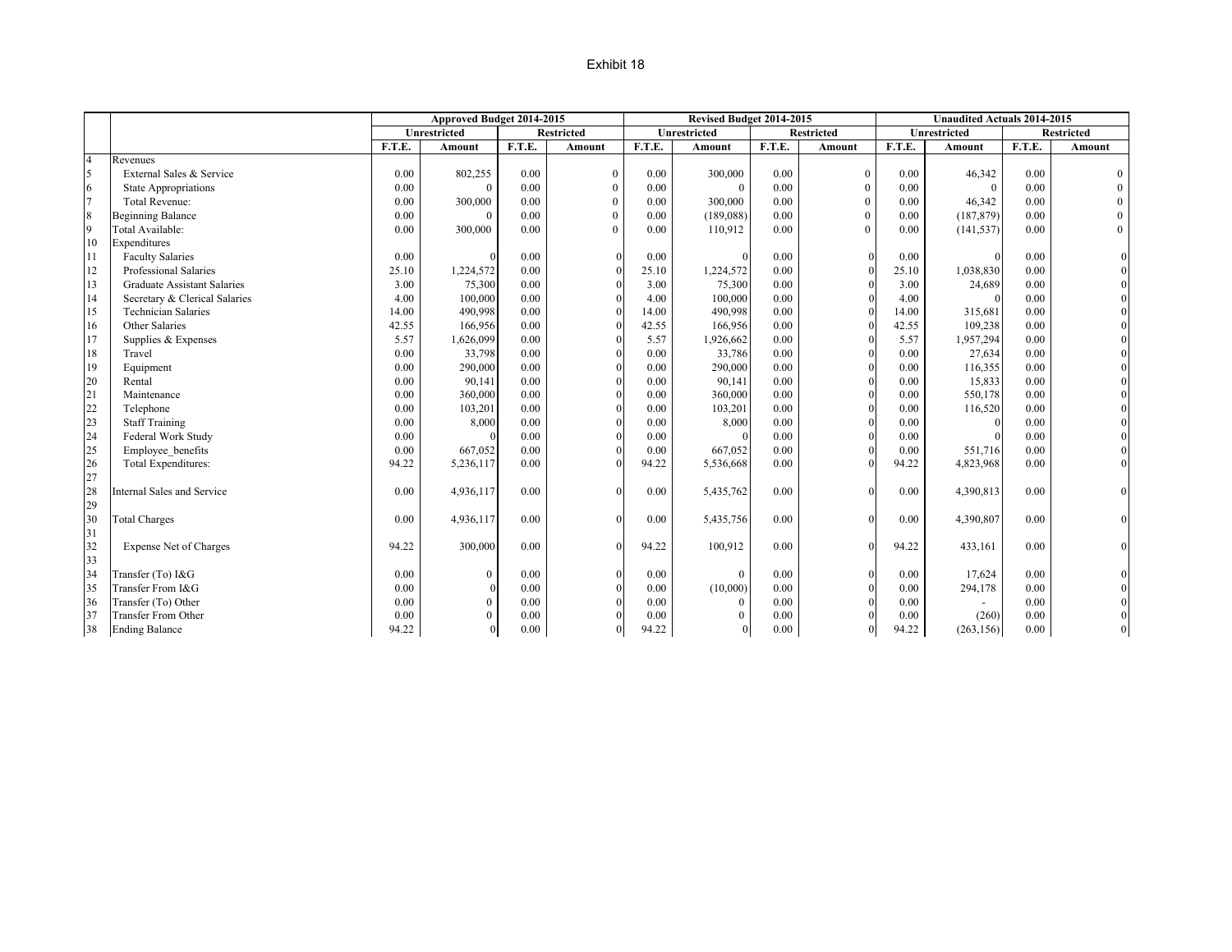# Exhibit 18

| | | Approved Budget 2014-2015 | | | | Revised Budget 2014-2015 | | | | Unaudited Actuals 2014-2015 | | | |
|---|---|---|---|---|---|---|---|---|---|---|---|---|---|
| | | Unrestricted | | Restricted | | Unrestricted | | Restricted | | Unrestricted | | Restricted | |
| | | F.T.E. | Amount | F.T.E. | Amount | F.T.E. | Amount | F.T.E. | Amount | F.T.E. | Amount | F.T.E. | Amount |
| 4 | Revenues | | | | | | | | | | | | |
| 5 | External Sales & Service | 0.00 | 802,255 | 0.00 | 0 | 0.00 | 300,000 | 0.00 | 0 | 0.00 | 46,342 | 0.00 | 0 |
| 6 | State Appropriations | 0.00 | 0 | 0.00 | 0 | 0.00 | 0 | 0.00 | 0 | 0.00 | 0 | 0.00 | 0 |
| 7 | Total Revenue: | 0.00 | 300,000 | 0.00 | 0 | 0.00 | 300,000 | 0.00 | 0 | 0.00 | 46,342 | 0.00 | 0 |
| 8 | Beginning Balance | 0.00 | 0 | 0.00 | 0 | 0.00 | (189,088) | 0.00 | 0 | 0.00 | (187,879) | 0.00 | 0 |
| 9 | Total Available: | 0.00 | 300,000 | 0.00 | 0 | 0.00 | 110,912 | 0.00 | 0 | 0.00 | (141,537) | 0.00 | 0 |
| 10 | Expenditures | | | | | | | | | | | | |
| 11 | Faculty Salaries | 0.00 | 0 | 0.00 | 0 | 0.00 | 0 | 0.00 | 0 | 0.00 | 0 | 0.00 | 0 |
| 12 | Professional Salaries | 25.10 | 1,224,572 | 0.00 | 0 | 25.10 | 1,224,572 | 0.00 | 0 | 25.10 | 1,038,830 | 0.00 | 0 |
| 13 | Graduate Assistant Salaries | 3.00 | 75,300 | 0.00 | 0 | 3.00 | 75,300 | 0.00 | 0 | 3.00 | 24,689 | 0.00 | 0 |
| 14 | Secretary & Clerical Salaries | 4.00 | 100,000 | 0.00 | 0 | 4.00 | 100,000 | 0.00 | 0 | 4.00 | 0 | 0.00 | 0 |
| 15 | Technician Salaries | 14.00 | 490,998 | 0.00 | 0 | 14.00 | 490,998 | 0.00 | 0 | 14.00 | 315,681 | 0.00 | 0 |
| 16 | Other Salaries | 42.55 | 166,956 | 0.00 | 0 | 42.55 | 166,956 | 0.00 | 0 | 42.55 | 109,238 | 0.00 | 0 |
| 17 | Supplies & Expenses | 5.57 | 1,626,099 | 0.00 | 0 | 5.57 | 1,926,662 | 0.00 | 0 | 5.57 | 1,957,294 | 0.00 | 0 |
| 18 | Travel | 0.00 | 33,798 | 0.00 | 0 | 0.00 | 33,786 | 0.00 | 0 | 0.00 | 27,634 | 0.00 | 0 |
| 19 | Equipment | 0.00 | 290,000 | 0.00 | 0 | 0.00 | 290,000 | 0.00 | 0 | 0.00 | 116,355 | 0.00 | 0 |
| 20 | Rental | 0.00 | 90,141 | 0.00 | 0 | 0.00 | 90,141 | 0.00 | 0 | 0.00 | 15,833 | 0.00 | 0 |
| 21 | Maintenance | 0.00 | 360,000 | 0.00 | 0 | 0.00 | 360,000 | 0.00 | 0 | 0.00 | 550,178 | 0.00 | 0 |
| 22 | Telephone | 0.00 | 103,201 | 0.00 | 0 | 0.00 | 103,201 | 0.00 | 0 | 0.00 | 116,520 | 0.00 | 0 |
| 23 | Staff Training | 0.00 | 8,000 | 0.00 | 0 | 0.00 | 8,000 | 0.00 | 0 | 0.00 | 0 | 0.00 | 0 |
| 24 | Federal Work Study | 0.00 | 0 | 0.00 | 0 | 0.00 | 0 | 0.00 | 0 | 0.00 | 0 | 0.00 | 0 |
| 25 | Employee_benefits | 0.00 | 667,052 | 0.00 | 0 | 0.00 | 667,052 | 0.00 | 0 | 0.00 | 551,716 | 0.00 | 0 |
| 26 | Total Expenditures: | 94.22 | 5,236,117 | 0.00 | 0 | 94.22 | 5,536,668 | 0.00 | 0 | 94.22 | 4,823,968 | 0.00 | 0 |
| 27 | | | | | | | | | | | | | |
| 28 | Internal Sales and Service | 0.00 | 4,936,117 | 0.00 | 0 | 0.00 | 5,435,762 | 0.00 | 0 | 0.00 | 4,390,813 | 0.00 | 0 |
| 29 | | | | | | | | | | | | | |
| 30 | Total Charges | 0.00 | 4,936,117 | 0.00 | 0 | 0.00 | 5,435,756 | 0.00 | 0 | 0.00 | 4,390,807 | 0.00 | 0 |
| 31 | | | | | | | | | | | | | |
| 32 | Expense Net of Charges | 94.22 | 300,000 | 0.00 | 0 | 94.22 | 100,912 | 0.00 | 0 | 94.22 | 433,161 | 0.00 | 0 |
| 33 | | | | | | | | | | | | | |
| 34 | Transfer (To) I&G | 0.00 | 0 | 0.00 | 0 | 0.00 | 0 | 0.00 | 0 | 0.00 | 17,624 | 0.00 | 0 |
| 35 | Transfer From I&G | 0.00 | 0 | 0.00 | 0 | 0.00 | (10,000) | 0.00 | 0 | 0.00 | 294,178 | 0.00 | 0 |
| 36 | Transfer (To) Other | 0.00 | 0 | 0.00 | 0 | 0.00 | 0 | 0.00 | 0 | 0.00 | - | 0.00 | 0 |
| 37 | Transfer From Other | 0.00 | 0 | 0.00 | 0 | 0.00 | 0 | 0.00 | 0 | 0.00 | (260) | 0.00 | 0 |
| 38 | Ending Balance | 94.22 | 0 | 0.00 | 0 | 94.22 | 0 | 0.00 | 0 | 94.22 | (263,156) | 0.00 | 0 |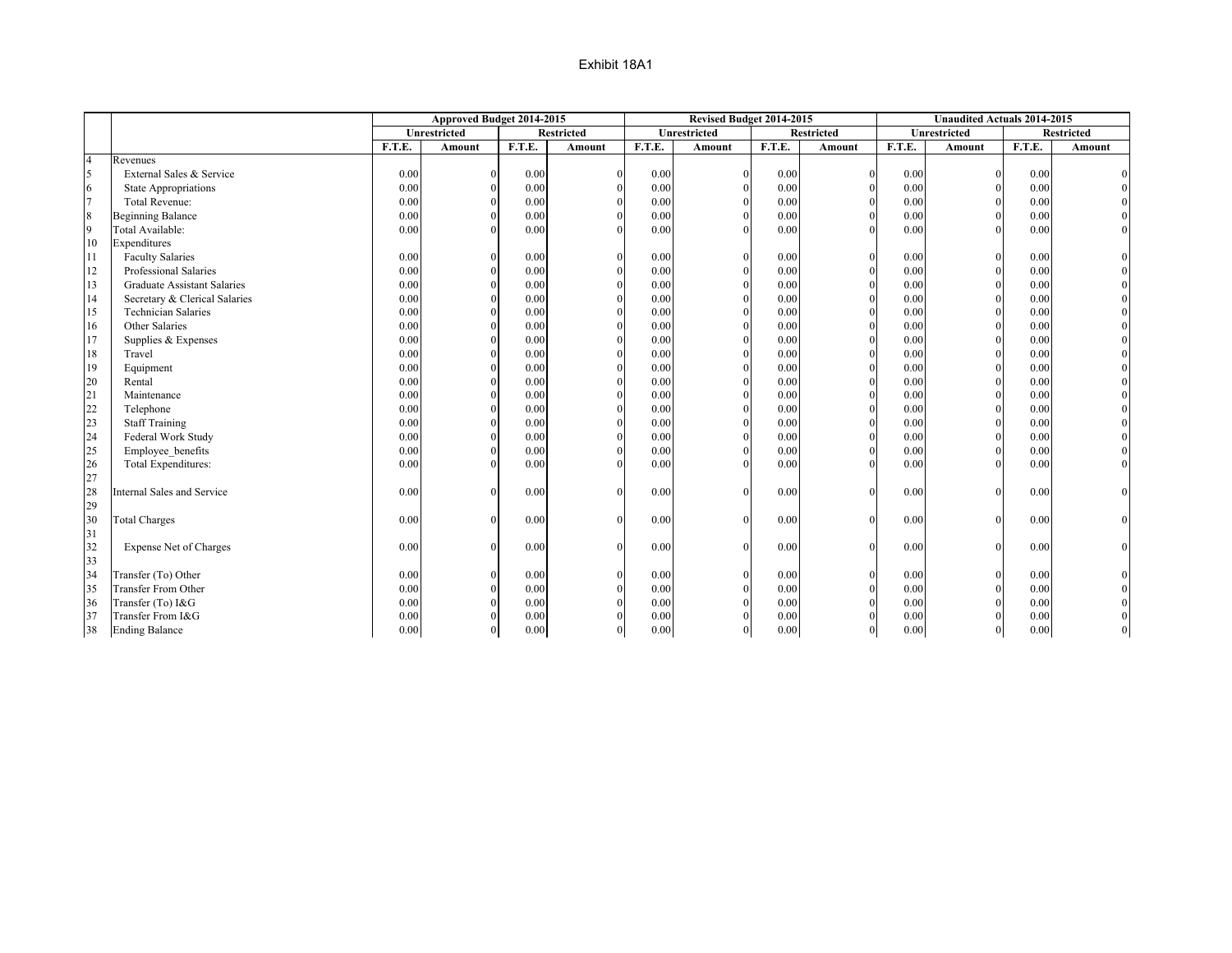# Exhibit 18A1

| | | Approved Budget 2014-2015 | | | | Revised Budget 2014-2015 | | | | Unaudited Actuals 2014-2015 | | | |
|---|---|---|---|---|---|---|---|---|---|---|---|---|---|
| | | Unrestricted | | Restricted | | Unrestricted | | Restricted | | Unrestricted | | Restricted | |
| | | F.T.E. | Amount | F.T.E. | Amount | F.T.E. | Amount | F.T.E. | Amount | F.T.E. | Amount | F.T.E. | Amount |
| 4 | Revenues | | | | | | | | | | | | |
| 5 | External Sales & Service | 0.00 | 0 | 0.00 | 0 | 0.00 | 0 | 0.00 | 0 | 0.00 | 0 | 0.00 | 0 |
| 6 | State Appropriations | 0.00 | 0 | 0.00 | 0 | 0.00 | 0 | 0.00 | 0 | 0.00 | 0 | 0.00 | 0 |
| 7 | Total Revenue: | 0.00 | 0 | 0.00 | 0 | 0.00 | 0 | 0.00 | 0 | 0.00 | 0 | 0.00 | 0 |
| 8 | Beginning Balance | 0.00 | 0 | 0.00 | 0 | 0.00 | 0 | 0.00 | 0 | 0.00 | 0 | 0.00 | 0 |
| 9 | Total Available: | 0.00 | 0 | 0.00 | 0 | 0.00 | 0 | 0.00 | 0 | 0.00 | 0 | 0.00 | 0 |
| 10 | Expenditures | | | | | | | | | | | | |
| 11 | Faculty Salaries | 0.00 | 0 | 0.00 | 0 | 0.00 | 0 | 0.00 | 0 | 0.00 | 0 | 0.00 | 0 |
| 12 | Professional Salaries | 0.00 | 0 | 0.00 | 0 | 0.00 | 0 | 0.00 | 0 | 0.00 | 0 | 0.00 | 0 |
| 13 | Graduate Assistant Salaries | 0.00 | 0 | 0.00 | 0 | 0.00 | 0 | 0.00 | 0 | 0.00 | 0 | 0.00 | 0 |
| 14 | Secretary & Clerical Salaries | 0.00 | 0 | 0.00 | 0 | 0.00 | 0 | 0.00 | 0 | 0.00 | 0 | 0.00 | 0 |
| 15 | Technician Salaries | 0.00 | 0 | 0.00 | 0 | 0.00 | 0 | 0.00 | 0 | 0.00 | 0 | 0.00 | 0 |
| 16 | Other Salaries | 0.00 | 0 | 0.00 | 0 | 0.00 | 0 | 0.00 | 0 | 0.00 | 0 | 0.00 | 0 |
| 17 | Supplies & Expenses | 0.00 | 0 | 0.00 | 0 | 0.00 | 0 | 0.00 | 0 | 0.00 | 0 | 0.00 | 0 |
| 18 | Travel | 0.00 | 0 | 0.00 | 0 | 0.00 | 0 | 0.00 | 0 | 0.00 | 0 | 0.00 | 0 |
| 19 | Equipment | 0.00 | 0 | 0.00 | 0 | 0.00 | 0 | 0.00 | 0 | 0.00 | 0 | 0.00 | 0 |
| 20 | Rental | 0.00 | 0 | 0.00 | 0 | 0.00 | 0 | 0.00 | 0 | 0.00 | 0 | 0.00 | 0 |
| 21 | Maintenance | 0.00 | 0 | 0.00 | 0 | 0.00 | 0 | 0.00 | 0 | 0.00 | 0 | 0.00 | 0 |
| 22 | Telephone | 0.00 | 0 | 0.00 | 0 | 0.00 | 0 | 0.00 | 0 | 0.00 | 0 | 0.00 | 0 |
| 23 | Staff Training | 0.00 | 0 | 0.00 | 0 | 0.00 | 0 | 0.00 | 0 | 0.00 | 0 | 0.00 | 0 |
| 24 | Federal Work Study | 0.00 | 0 | 0.00 | 0 | 0.00 | 0 | 0.00 | 0 | 0.00 | 0 | 0.00 | 0 |
| 25 | Employee_benefits | 0.00 | 0 | 0.00 | 0 | 0.00 | 0 | 0.00 | 0 | 0.00 | 0 | 0.00 | 0 |
| 26 | Total Expenditures: | 0.00 | 0 | 0.00 | 0 | 0.00 | 0 | 0.00 | 0 | 0.00 | 0 | 0.00 | 0 |
| 27 | | | | | | | | | | | | | |
| 28 | Internal Sales and Service | 0.00 | 0 | 0.00 | 0 | 0.00 | 0 | 0.00 | 0 | 0.00 | 0 | 0.00 | 0 |
| 29 | | | | | | | | | | | | | |
| 30 | Total Charges | 0.00 | 0 | 0.00 | 0 | 0.00 | 0 | 0.00 | 0 | 0.00 | 0 | 0.00 | 0 |
| 31 | | | | | | | | | | | | | |
| 32 | Expense Net of Charges | 0.00 | 0 | 0.00 | 0 | 0.00 | 0 | 0.00 | 0 | 0.00 | 0 | 0.00 | 0 |
| 33 | | | | | | | | | | | | | |
| 34 | Transfer (To) Other | 0.00 | 0 | 0.00 | 0 | 0.00 | 0 | 0.00 | 0 | 0.00 | 0 | 0.00 | 0 |
| 35 | Transfer From Other | 0.00 | 0 | 0.00 | 0 | 0.00 | 0 | 0.00 | 0 | 0.00 | 0 | 0.00 | 0 |
| 36 | Transfer (To) I&G | 0.00 | 0 | 0.00 | 0 | 0.00 | 0 | 0.00 | 0 | 0.00 | 0 | 0.00 | 0 |
| 37 | Transfer From I&G | 0.00 | 0 | 0.00 | 0 | 0.00 | 0 | 0.00 | 0 | 0.00 | 0 | 0.00 | 0 |
| 38 | Ending Balance | 0.00 | 0 | 0.00 | 0 | 0.00 | 0 | 0.00 | 0 | 0.00 | 0 | 0.00 | 0 |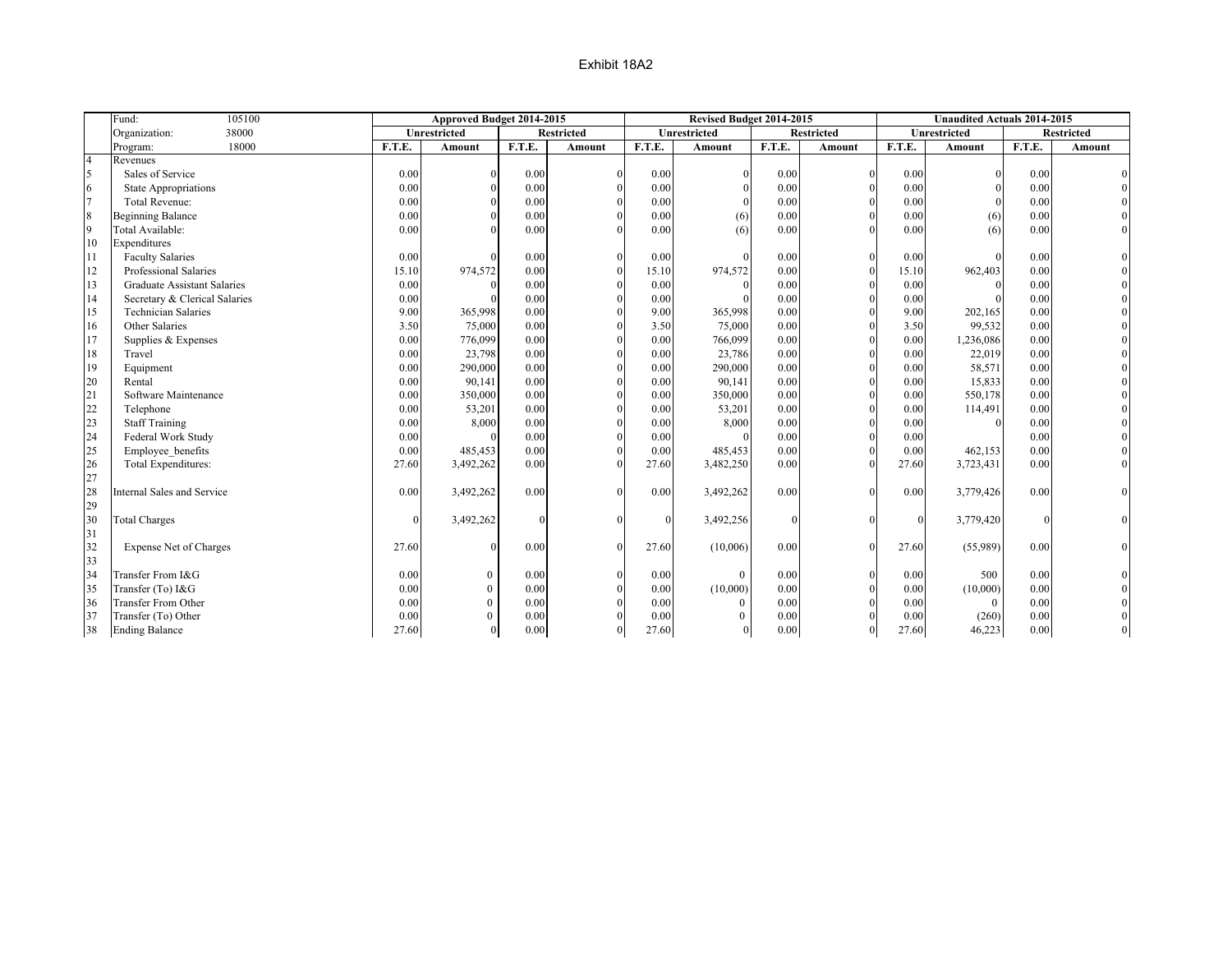# Exhibit 18A2

| | Fund: 105100 | Approved Budget 2014-2015 | | | | Revised Budget 2014-2015 | | | | Unaudited Actuals 2014-2015 | | | |
|---|---|---|---|---|---|---|---|---|---|---|---|---|---|
| | Organization: 38000 | Unrestricted | | Restricted | | Unrestricted | | Restricted | | Unrestricted | | Restricted | |
| | Program: 18000 | F.T.E. | Amount | F.T.E. | Amount | F.T.E. | Amount | F.T.E. | Amount | F.T.E. | Amount | F.T.E. | Amount |
| 4 | Revenues | | | | | | | | | | | | |
| 5 | Sales of Service | 0.00 | 0 | 0.00 | 0 | 0.00 | 0 | 0.00 | 0 | 0.00 | 0 | 0.00 | 0 |
| 6 | State Appropriations | 0.00 | 0 | 0.00 | 0 | 0.00 | 0 | 0.00 | 0 | 0.00 | 0 | 0.00 | 0 |
| 7 | Total Revenue: | 0.00 | 0 | 0.00 | 0 | 0.00 | 0 | 0.00 | 0 | 0.00 | 0 | 0.00 | 0 |
| 8 | Beginning Balance | 0.00 | 0 | 0.00 | 0 | 0.00 | (6) | 0.00 | 0 | 0.00 | (6) | 0.00 | 0 |
| 9 | Total Available: | 0.00 | 0 | 0.00 | 0 | 0.00 | (6) | 0.00 | 0 | 0.00 | (6) | 0.00 | 0 |
| 10 | Expenditures | | | | | | | | | | | | |
| 11 | Faculty Salaries | 0.00 | 0 | 0.00 | 0 | 0.00 | 0 | 0.00 | 0 | 0.00 | 0 | 0.00 | 0 |
| 12 | Professional Salaries | 15.10 | 974,572 | 0.00 | 0 | 15.10 | 974,572 | 0.00 | 0 | 15.10 | 962,403 | 0.00 | 0 |
| 13 | Graduate Assistant Salaries | 0.00 | 0 | 0.00 | 0 | 0.00 | 0 | 0.00 | 0 | 0.00 | 0 | 0.00 | 0 |
| 14 | Secretary & Clerical Salaries | 0.00 | 0 | 0.00 | 0 | 0.00 | 0 | 0.00 | 0 | 0.00 | 0 | 0.00 | 0 |
| 15 | Technician Salaries | 9.00 | 365,998 | 0.00 | 0 | 9.00 | 365,998 | 0.00 | 0 | 9.00 | 202,165 | 0.00 | 0 |
| 16 | Other Salaries | 3.50 | 75,000 | 0.00 | 0 | 3.50 | 75,000 | 0.00 | 0 | 3.50 | 99,532 | 0.00 | 0 |
| 17 | Supplies & Expenses | 0.00 | 776,099 | 0.00 | 0 | 0.00 | 766,099 | 0.00 | 0 | 0.00 | 1,236,086 | 0.00 | 0 |
| 18 | Travel | 0.00 | 23,798 | 0.00 | 0 | 0.00 | 23,786 | 0.00 | 0 | 0.00 | 22,019 | 0.00 | 0 |
| 19 | Equipment | 0.00 | 290,000 | 0.00 | 0 | 0.00 | 290,000 | 0.00 | 0 | 0.00 | 58,571 | 0.00 | 0 |
| 20 | Rental | 0.00 | 90,141 | 0.00 | 0 | 0.00 | 90,141 | 0.00 | 0 | 0.00 | 15,833 | 0.00 | 0 |
| 21 | Software Maintenance | 0.00 | 350,000 | 0.00 | 0 | 0.00 | 350,000 | 0.00 | 0 | 0.00 | 550,178 | 0.00 | 0 |
| 22 | Telephone | 0.00 | 53,201 | 0.00 | 0 | 0.00 | 53,201 | 0.00 | 0 | 0.00 | 114,491 | 0.00 | 0 |
| 23 | Staff Training | 0.00 | 8,000 | 0.00 | 0 | 0.00 | 8,000 | 0.00 | 0 | 0.00 | 0 | 0.00 | 0 |
| 24 | Federal Work Study | 0.00 | 0 | 0.00 | 0 | 0.00 | 0 | 0.00 | 0 | 0.00 | | 0.00 | 0 |
| 25 | Employee_benefits | 0.00 | 485,453 | 0.00 | 0 | 0.00 | 485,453 | 0.00 | 0 | 0.00 | 462,153 | 0.00 | 0 |
| 26 | Total Expenditures: | 27.60 | 3,492,262 | 0.00 | 0 | 27.60 | 3,482,250 | 0.00 | 0 | 27.60 | 3,723,431 | 0.00 | 0 |
| 27 | | | | | | | | | | | | | |
| 28 | Internal Sales and Service | 0.00 | 3,492,262 | 0.00 | 0 | 0.00 | 3,492,262 | 0.00 | 0 | 0.00 | 3,779,426 | 0.00 | 0 |
| 29 | | | | | | | | | | | | | |
| 30 | Total Charges | 0 | 3,492,262 | 0 | 0 | 0 | 3,492,256 | 0 | 0 | 0 | 3,779,420 | 0 | 0 |
| 31 | | | | | | | | | | | | | |
| 32 | Expense Net of Charges | 27.60 | 0 | 0.00 | 0 | 27.60 | (10,006) | 0.00 | 0 | 27.60 | (55,989) | 0.00 | 0 |
| 33 | | | | | | | | | | | | | |
| 34 | Transfer From I&G | 0.00 | 0 | 0.00 | 0 | 0.00 | 0 | 0.00 | 0 | 0.00 | 500 | 0.00 | 0 |
| 35 | Transfer (To) I&G | 0.00 | 0 | 0.00 | 0 | 0.00 | (10,000) | 0.00 | 0 | 0.00 | (10,000) | 0.00 | 0 |
| 36 | Transfer From Other | 0.00 | 0 | 0.00 | 0 | 0.00 | 0 | 0.00 | 0 | 0.00 | 0 | 0.00 | 0 |
| 37 | Transfer (To) Other | 0.00 | 0 | 0.00 | 0 | 0.00 | 0 | 0.00 | 0 | 0.00 | (260) | 0.00 | 0 |
| 38 | Ending Balance | 27.60 | 0 | 0.00 | 0 | 27.60 | 0 | 0.00 | 0 | 27.60 | 46,223 | 0.00 | 0 |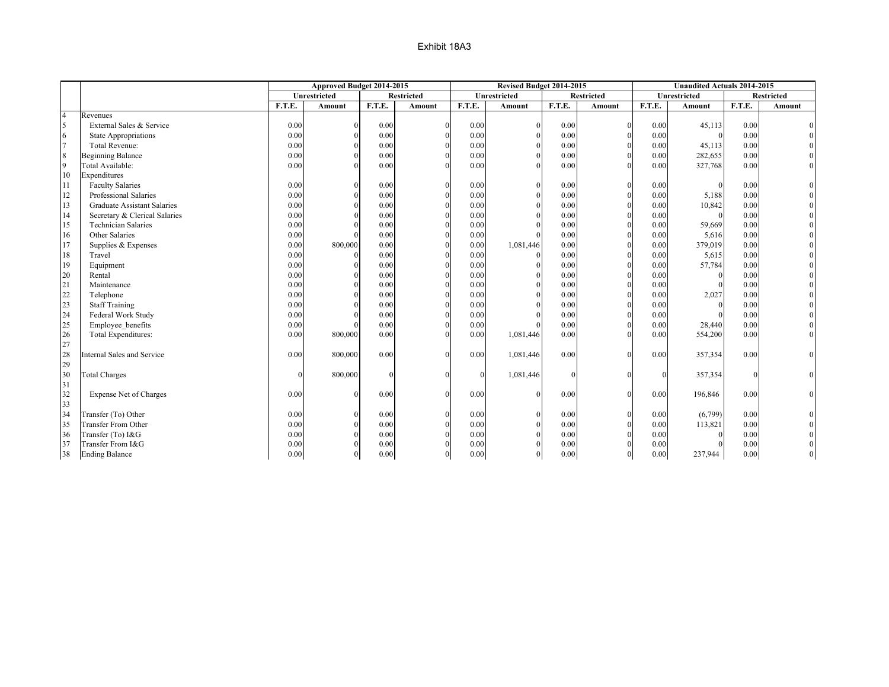Exhibit 18A3

| | | Approved Budget 2014-2015 | | | | Revised Budget 2014-2015 | | | | Unaudited Actuals 2014-2015 | | | |
|---|---|---|---|---|---|---|---|---|---|---|---|---|---|
| | | Unrestricted | | Restricted | | Unrestricted | | Restricted | | Unrestricted | | Restricted | |
| | | F.T.E. | Amount | F.T.E. | Amount | F.T.E. | Amount | F.T.E. | Amount | F.T.E. | Amount | F.T.E. | Amount |
| 4 | Revenues | | | | | | | | | | | | |
| 5 | External Sales & Service | 0.00 | 0 | 0.00 | 0 | 0.00 | 0 | 0.00 | 0 | 0.00 | 45,113 | 0.00 | 0 |
| 6 | State Appropriations | 0.00 | 0 | 0.00 | 0 | 0.00 | 0 | 0.00 | 0 | 0.00 | 0 | 0.00 | 0 |
| 7 | Total Revenue: | 0.00 | 0 | 0.00 | 0 | 0.00 | 0 | 0.00 | 0 | 0.00 | 45,113 | 0.00 | 0 |
| 8 | Beginning Balance | 0.00 | 0 | 0.00 | 0 | 0.00 | 0 | 0.00 | 0 | 0.00 | 282,655 | 0.00 | 0 |
| 9 | Total Available: | 0.00 | 0 | 0.00 | 0 | 0.00 | 0 | 0.00 | 0 | 0.00 | 327,768 | 0.00 | 0 |
| 10 | Expenditures | | | | | | | | | | | | |
| 11 | Faculty Salaries | 0.00 | 0 | 0.00 | 0 | 0.00 | 0 | 0.00 | 0 | 0.00 | 0 | 0.00 | 0 |
| 12 | Professional Salaries | 0.00 | 0 | 0.00 | 0 | 0.00 | 0 | 0.00 | 0 | 0.00 | 5,188 | 0.00 | 0 |
| 13 | Graduate Assistant Salaries | 0.00 | 0 | 0.00 | 0 | 0.00 | 0 | 0.00 | 0 | 0.00 | 10,842 | 0.00 | 0 |
| 14 | Secretary & Clerical Salaries | 0.00 | 0 | 0.00 | 0 | 0.00 | 0 | 0.00 | 0 | 0.00 | 0 | 0.00 | 0 |
| 15 | Technician Salaries | 0.00 | 0 | 0.00 | 0 | 0.00 | 0 | 0.00 | 0 | 0.00 | 59,669 | 0.00 | 0 |
| 16 | Other Salaries | 0.00 | 0 | 0.00 | 0 | 0.00 | 0 | 0.00 | 0 | 0.00 | 5,616 | 0.00 | 0 |
| 17 | Supplies & Expenses | 0.00 | 800,000 | 0.00 | 0 | 0.00 | 1,081,446 | 0.00 | 0 | 0.00 | 379,019 | 0.00 | 0 |
| 18 | Travel | 0.00 | 0 | 0.00 | 0 | 0.00 | 0 | 0.00 | 0 | 0.00 | 5,615 | 0.00 | 0 |
| 19 | Equipment | 0.00 | 0 | 0.00 | 0 | 0.00 | 0 | 0.00 | 0 | 0.00 | 57,784 | 0.00 | 0 |
| 20 | Rental | 0.00 | 0 | 0.00 | 0 | 0.00 | 0 | 0.00 | 0 | 0.00 | 0 | 0.00 | 0 |
| 21 | Maintenance | 0.00 | 0 | 0.00 | 0 | 0.00 | 0 | 0.00 | 0 | 0.00 | 0 | 0.00 | 0 |
| 22 | Telephone | 0.00 | 0 | 0.00 | 0 | 0.00 | 0 | 0.00 | 0 | 0.00 | 2,027 | 0.00 | 0 |
| 23 | Staff Training | 0.00 | 0 | 0.00 | 0 | 0.00 | 0 | 0.00 | 0 | 0.00 | 0 | 0.00 | 0 |
| 24 | Federal Work Study | 0.00 | 0 | 0.00 | 0 | 0.00 | 0 | 0.00 | 0 | 0.00 | 0 | 0.00 | 0 |
| 25 | Employee_benefits | 0.00 | 0 | 0.00 | 0 | 0.00 | 0 | 0.00 | 0 | 0.00 | 28,440 | 0.00 | 0 |
| 26 | Total Expenditures: | 0.00 | 800,000 | 0.00 | 0 | 0.00 | 1,081,446 | 0.00 | 0 | 0.00 | 554,200 | 0.00 | 0 |
| 27 | | | | | | | | | | | | | |
| 28 | Internal Sales and Service | 0.00 | 800,000 | 0.00 | 0 | 0.00 | 1,081,446 | 0.00 | 0 | 0.00 | 357,354 | 0.00 | 0 |
| 29 | | | | | | | | | | | | | |
| 30 | Total Charges | 0 | 800,000 | 0 | 0 | 0 | 1,081,446 | 0 | 0 | 0 | 357,354 | 0 | 0 |
| 31 | | | | | | | | | | | | | |
| 32 | Expense Net of Charges | 0.00 | 0 | 0.00 | 0 | 0.00 | 0 | 0.00 | 0 | 0.00 | 196,846 | 0.00 | 0 |
| 33 | | | | | | | | | | | | | |
| 34 | Transfer (To) Other | 0.00 | 0 | 0.00 | 0 | 0.00 | 0 | 0.00 | 0 | 0.00 | (6,799) | 0.00 | 0 |
| 35 | Transfer From Other | 0.00 | 0 | 0.00 | 0 | 0.00 | 0 | 0.00 | 0 | 0.00 | 113,821 | 0.00 | 0 |
| 36 | Transfer (To) I&G | 0.00 | 0 | 0.00 | 0 | 0.00 | 0 | 0.00 | 0 | 0.00 | 0 | 0.00 | 0 |
| 37 | Transfer From I&G | 0.00 | 0 | 0.00 | 0 | 0.00 | 0 | 0.00 | 0 | 0.00 | 0 | 0.00 | 0 |
| 38 | Ending Balance | 0.00 | 0 | 0.00 | 0 | 0.00 | 0 | 0.00 | 0 | 0.00 | 237,944 | 0.00 | 0 |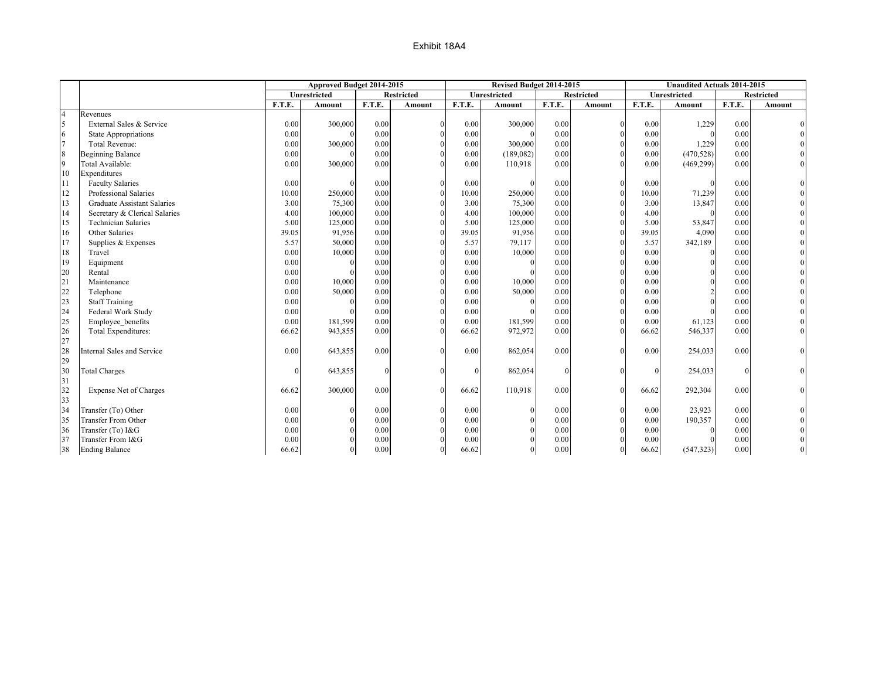# Exhibit 18A4

| | | Approved Budget 2014-2015 | | | | Revised Budget 2014-2015 | | | | Unaudited Actuals 2014-2015 | | | |
|---|---|---|---|---|---|---|---|---|---|---|---|---|---|
| | | Unrestricted | | Restricted | | Unrestricted | | Restricted | | Unrestricted | | Restricted | |
| | | F.T.E. | Amount | F.T.E. | Amount | F.T.E. | Amount | F.T.E. | Amount | F.T.E. | Amount | F.T.E. | Amount |
| 4 | Revenues | | | | | | | | | | | | |
| 5 | External Sales & Service | 0.00 | 300,000 | 0.00 | 0 | 0.00 | 300,000 | 0.00 | 0 | 0.00 | 1,229 | 0.00 | 0 |
| 6 | State Appropriations | 0.00 | 0 | 0.00 | 0 | 0.00 | 0 | 0.00 | 0 | 0.00 | 0 | 0.00 | 0 |
| 7 | Total Revenue: | 0.00 | 300,000 | 0.00 | 0 | 0.00 | 300,000 | 0.00 | 0 | 0.00 | 1,229 | 0.00 | 0 |
| 8 | Beginning Balance | 0.00 | 0 | 0.00 | 0 | 0.00 | (189,082) | 0.00 | 0 | 0.00 | (470,528) | 0.00 | 0 |
| 9 | Total Available: | 0.00 | 300,000 | 0.00 | 0 | 0.00 | 110,918 | 0.00 | 0 | 0.00 | (469,299) | 0.00 | 0 |
| 10 | Expenditures | | | | | | | | | | | | |
| 11 | Faculty Salaries | 0.00 | 0 | 0.00 | 0 | 0.00 | 0 | 0.00 | 0 | 0.00 | 0 | 0.00 | 0 |
| 12 | Professional Salaries | 10.00 | 250,000 | 0.00 | 0 | 10.00 | 250,000 | 0.00 | 0 | 10.00 | 71,239 | 0.00 | 0 |
| 13 | Graduate Assistant Salaries | 3.00 | 75,300 | 0.00 | 0 | 3.00 | 75,300 | 0.00 | 0 | 3.00 | 13,847 | 0.00 | 0 |
| 14 | Secretary & Clerical Salaries | 4.00 | 100,000 | 0.00 | 0 | 4.00 | 100,000 | 0.00 | 0 | 4.00 | 0 | 0.00 | 0 |
| 15 | Technician Salaries | 5.00 | 125,000 | 0.00 | 0 | 5.00 | 125,000 | 0.00 | 0 | 5.00 | 53,847 | 0.00 | 0 |
| 16 | Other Salaries | 39.05 | 91,956 | 0.00 | 0 | 39.05 | 91,956 | 0.00 | 0 | 39.05 | 4,090 | 0.00 | 0 |
| 17 | Supplies & Expenses | 5.57 | 50,000 | 0.00 | 0 | 5.57 | 79,117 | 0.00 | 0 | 5.57 | 342,189 | 0.00 | 0 |
| 18 | Travel | 0.00 | 10,000 | 0.00 | 0 | 0.00 | 10,000 | 0.00 | 0 | 0.00 | 0 | 0.00 | 0 |
| 19 | Equipment | 0.00 | 0 | 0.00 | 0 | 0.00 | 0 | 0.00 | 0 | 0.00 | 0 | 0.00 | 0 |
| 20 | Rental | 0.00 | 0 | 0.00 | 0 | 0.00 | 0 | 0.00 | 0 | 0.00 | 0 | 0.00 | 0 |
| 21 | Maintenance | 0.00 | 10,000 | 0.00 | 0 | 0.00 | 10,000 | 0.00 | 0 | 0.00 | 0 | 0.00 | 0 |
| 22 | Telephone | 0.00 | 50,000 | 0.00 | 0 | 0.00 | 50,000 | 0.00 | 0 | 0.00 | 2 | 0.00 | 0 |
| 23 | Staff Training | 0.00 | 0 | 0.00 | 0 | 0.00 | 0 | 0.00 | 0 | 0.00 | 0 | 0.00 | 0 |
| 24 | Federal Work Study | 0.00 | 0 | 0.00 | 0 | 0.00 | 0 | 0.00 | 0 | 0.00 | 0 | 0.00 | 0 |
| 25 | Employee_benefits | 0.00 | 181,599 | 0.00 | 0 | 0.00 | 181,599 | 0.00 | 0 | 0.00 | 61,123 | 0.00 | 0 |
| 26 | Total Expenditures: | 66.62 | 943,855 | 0.00 | 0 | 66.62 | 972,972 | 0.00 | 0 | 66.62 | 546,337 | 0.00 | 0 |
| 27 | | | | | | | | | | | | | |
| 28 | Internal Sales and Service | 0.00 | 643,855 | 0.00 | 0 | 0.00 | 862,054 | 0.00 | 0 | 0.00 | 254,033 | 0.00 | 0 |
| 29 | | | | | | | | | | | | | |
| 30 | Total Charges | 0 | 643,855 | 0 | 0 | 0 | 862,054 | 0 | 0 | 0 | 254,033 | 0 | 0 |
| 31 | | | | | | | | | | | | | |
| 32 | Expense Net of Charges | 66.62 | 300,000 | 0.00 | 0 | 66.62 | 110,918 | 0.00 | 0 | 66.62 | 292,304 | 0.00 | 0 |
| 33 | | | | | | | | | | | | | |
| 34 | Transfer (To) Other | 0.00 | 0 | 0.00 | 0 | 0.00 | 0 | 0.00 | 0 | 0.00 | 23,923 | 0.00 | 0 |
| 35 | Transfer From Other | 0.00 | 0 | 0.00 | 0 | 0.00 | 0 | 0.00 | 0 | 0.00 | 190,357 | 0.00 | 0 |
| 36 | Transfer (To) I&G | 0.00 | 0 | 0.00 | 0 | 0.00 | 0 | 0.00 | 0 | 0.00 | 0 | 0.00 | 0 |
| 37 | Transfer From I&G | 0.00 | 0 | 0.00 | 0 | 0.00 | 0 | 0.00 | 0 | 0.00 | 0 | 0.00 | 0 |
| 38 | Ending Balance | 66.62 | 0 | 0.00 | 0 | 66.62 | 0 | 0.00 | 0 | 66.62 | (547,323) | 0.00 | 0 |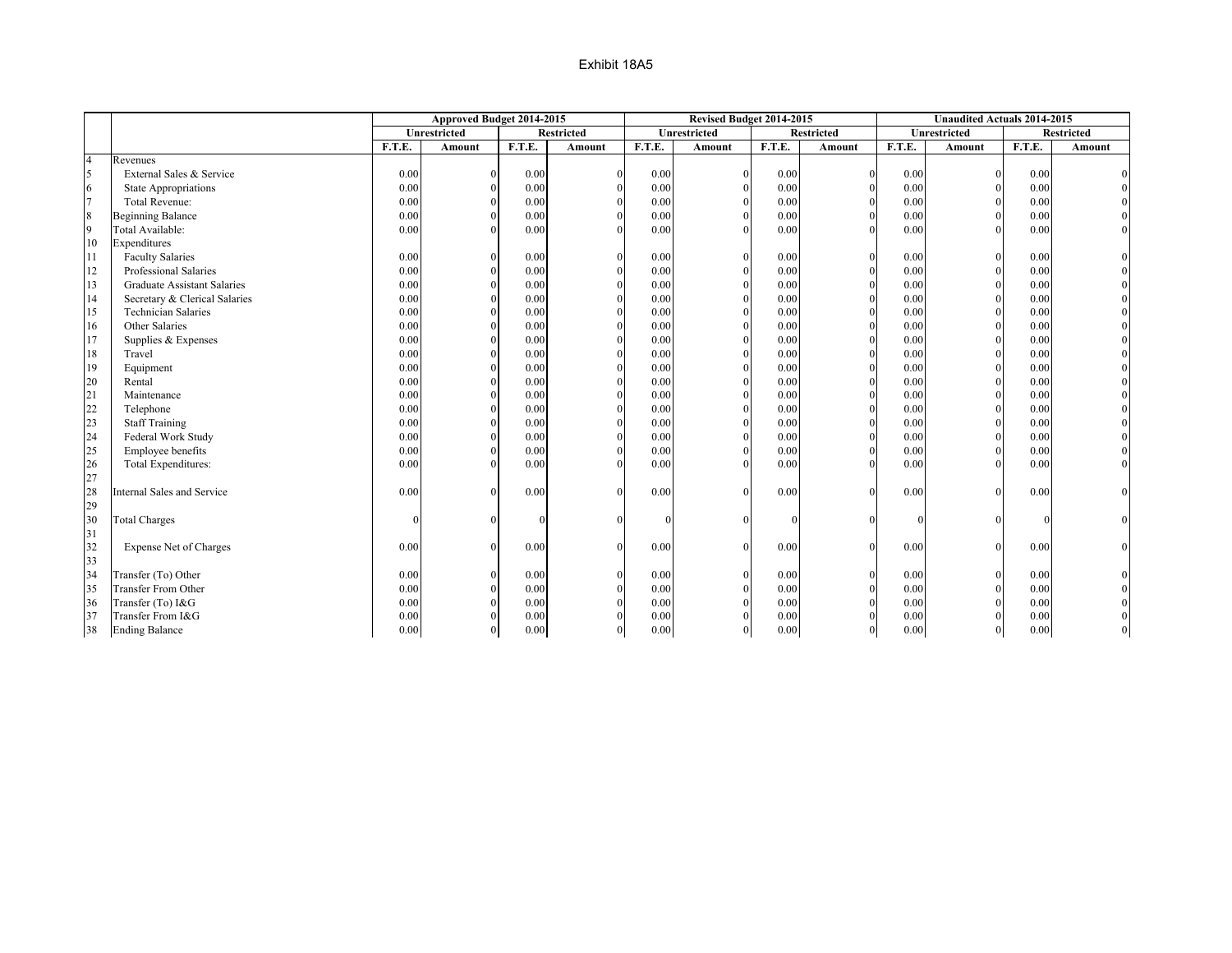# Exhibit 18A5

| | | Approved Budget 2014-2015 | | | | Revised Budget 2014-2015 | | | | Unaudited Actuals 2014-2015 | | | |
|---|---|---|---|---|---|---|---|---|---|---|---|---|---|
| | | Unrestricted | | Restricted | | Unrestricted | | Restricted | | Unrestricted | | Restricted | |
| | | F.T.E. | Amount | F.T.E. | Amount | F.T.E. | Amount | F.T.E. | Amount | F.T.E. | Amount | F.T.E. | Amount |
| 4 | Revenues | | | | | | | | | | | | |
| 5 | External Sales & Service | 0.00 | 0 | 0.00 | 0 | 0.00 | 0 | 0.00 | 0 | 0.00 | 0 | 0.00 | 0 |
| 6 | State Appropriations | 0.00 | 0 | 0.00 | 0 | 0.00 | 0 | 0.00 | 0 | 0.00 | 0 | 0.00 | 0 |
| 7 | Total Revenue: | 0.00 | 0 | 0.00 | 0 | 0.00 | 0 | 0.00 | 0 | 0.00 | 0 | 0.00 | 0 |
| 8 | Beginning Balance | 0.00 | 0 | 0.00 | 0 | 0.00 | 0 | 0.00 | 0 | 0.00 | 0 | 0.00 | 0 |
| 9 | Total Available: | 0.00 | 0 | 0.00 | 0 | 0.00 | 0 | 0.00 | 0 | 0.00 | 0 | 0.00 | 0 |
| 10 | Expenditures | | | | | | | | | | | | |
| 11 | Faculty Salaries | 0.00 | 0 | 0.00 | 0 | 0.00 | 0 | 0.00 | 0 | 0.00 | 0 | 0.00 | 0 |
| 12 | Professional Salaries | 0.00 | 0 | 0.00 | 0 | 0.00 | 0 | 0.00 | 0 | 0.00 | 0 | 0.00 | 0 |
| 13 | Graduate Assistant Salaries | 0.00 | 0 | 0.00 | 0 | 0.00 | 0 | 0.00 | 0 | 0.00 | 0 | 0.00 | 0 |
| 14 | Secretary & Clerical Salaries | 0.00 | 0 | 0.00 | 0 | 0.00 | 0 | 0.00 | 0 | 0.00 | 0 | 0.00 | 0 |
| 15 | Technician Salaries | 0.00 | 0 | 0.00 | 0 | 0.00 | 0 | 0.00 | 0 | 0.00 | 0 | 0.00 | 0 |
| 16 | Other Salaries | 0.00 | 0 | 0.00 | 0 | 0.00 | 0 | 0.00 | 0 | 0.00 | 0 | 0.00 | 0 |
| 17 | Supplies & Expenses | 0.00 | 0 | 0.00 | 0 | 0.00 | 0 | 0.00 | 0 | 0.00 | 0 | 0.00 | 0 |
| 18 | Travel | 0.00 | 0 | 0.00 | 0 | 0.00 | 0 | 0.00 | 0 | 0.00 | 0 | 0.00 | 0 |
| 19 | Equipment | 0.00 | 0 | 0.00 | 0 | 0.00 | 0 | 0.00 | 0 | 0.00 | 0 | 0.00 | 0 |
| 20 | Rental | 0.00 | 0 | 0.00 | 0 | 0.00 | 0 | 0.00 | 0 | 0.00 | 0 | 0.00 | 0 |
| 21 | Maintenance | 0.00 | 0 | 0.00 | 0 | 0.00 | 0 | 0.00 | 0 | 0.00 | 0 | 0.00 | 0 |
| 22 | Telephone | 0.00 | 0 | 0.00 | 0 | 0.00 | 0 | 0.00 | 0 | 0.00 | 0 | 0.00 | 0 |
| 23 | Staff Training | 0.00 | 0 | 0.00 | 0 | 0.00 | 0 | 0.00 | 0 | 0.00 | 0 | 0.00 | 0 |
| 24 | Federal Work Study | 0.00 | 0 | 0.00 | 0 | 0.00 | 0 | 0.00 | 0 | 0.00 | 0 | 0.00 | 0 |
| 25 | Employee benefits | 0.00 | 0 | 0.00 | 0 | 0.00 | 0 | 0.00 | 0 | 0.00 | 0 | 0.00 | 0 |
| 26 | Total Expenditures: | 0.00 | 0 | 0.00 | 0 | 0.00 | 0 | 0.00 | 0 | 0.00 | 0 | 0.00 | 0 |
| 27 | | | | | | | | | | | | | |
| 28 | Internal Sales and Service | 0.00 | 0 | 0.00 | 0 | 0.00 | 0 | 0.00 | 0 | 0.00 | 0 | 0.00 | 0 |
| 29 | | | | | | | | | | | | | |
| 30 | Total Charges | 0 | 0 | 0 | 0 | 0 | 0 | 0 | 0 | 0 | 0 | 0 | 0 |
| 31 | | | | | | | | | | | | | |
| 32 | Expense Net of Charges | 0.00 | 0 | 0.00 | 0 | 0.00 | 0 | 0.00 | 0 | 0.00 | 0 | 0.00 | 0 |
| 33 | | | | | | | | | | | | | |
| 34 | Transfer (To) Other | 0.00 | 0 | 0.00 | 0 | 0.00 | 0 | 0.00 | 0 | 0.00 | 0 | 0.00 | 0 |
| 35 | Transfer From Other | 0.00 | 0 | 0.00 | 0 | 0.00 | 0 | 0.00 | 0 | 0.00 | 0 | 0.00 | 0 |
| 36 | Transfer (To) I&G | 0.00 | 0 | 0.00 | 0 | 0.00 | 0 | 0.00 | 0 | 0.00 | 0 | 0.00 | 0 |
| 37 | Transfer From I&G | 0.00 | 0 | 0.00 | 0 | 0.00 | 0 | 0.00 | 0 | 0.00 | 0 | 0.00 | 0 |
| 38 | Ending Balance | 0.00 | 0 | 0.00 | 0 | 0.00 | 0 | 0.00 | 0 | 0.00 | 0 | 0.00 | 0 |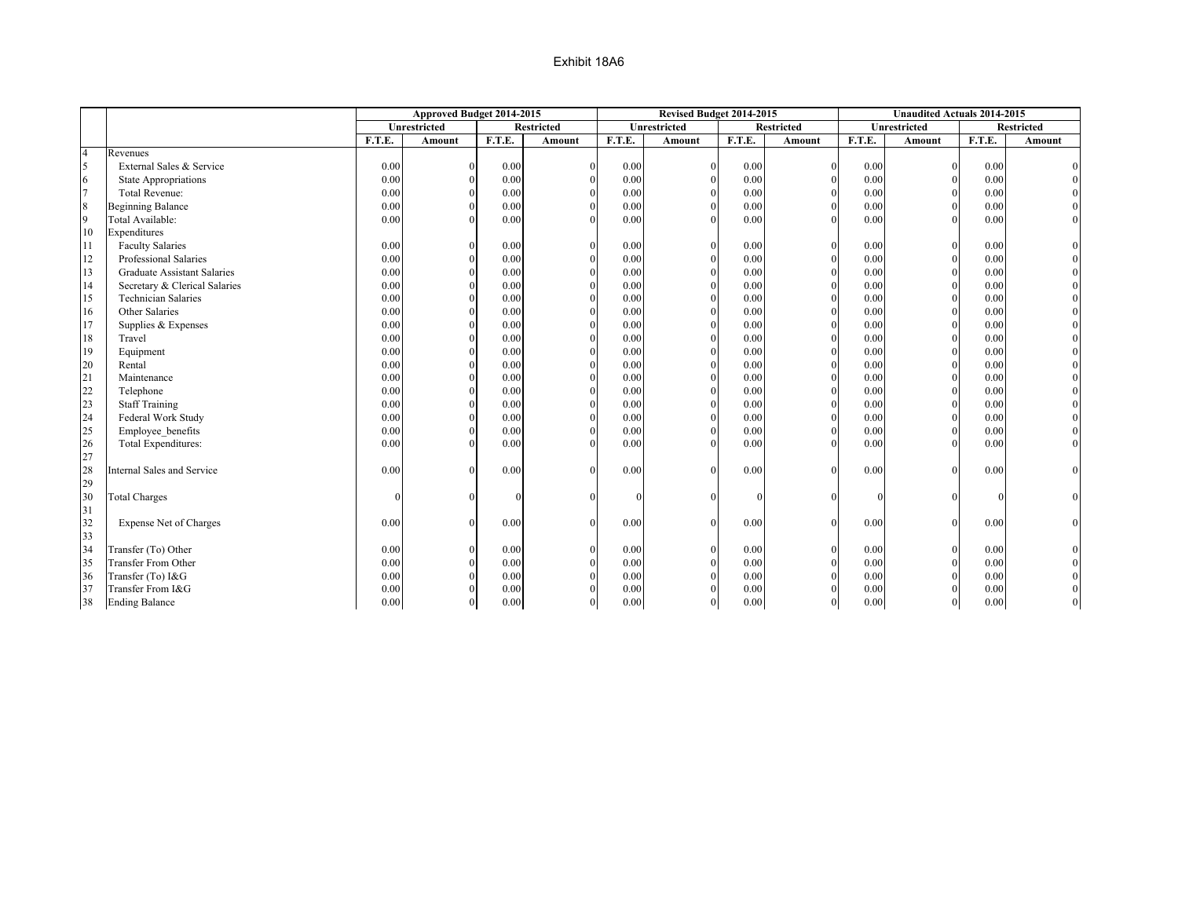# Exhibit 18A6

| | | Approved Budget 2014-2015 | | | | Revised Budget 2014-2015 | | | | Unaudited Actuals 2014-2015 | | | |
|---|---|---|---|---|---|---|---|---|---|---|---|---|---|
| | | Unrestricted | | Restricted | | Unrestricted | | Restricted | | Unrestricted | | Restricted | |
| | | F.T.E. | Amount | F.T.E. | Amount | F.T.E. | Amount | F.T.E. | Amount | F.T.E. | Amount | F.T.E. | Amount |
| 4 | Revenues | | | | | | | | | | | | |
| 5 | External Sales & Service | 0.00 | 0 | 0.00 | 0 | 0.00 | 0 | 0.00 | 0 | 0.00 | 0 | 0.00 | 0 |
| 6 | State Appropriations | 0.00 | 0 | 0.00 | 0 | 0.00 | 0 | 0.00 | 0 | 0.00 | 0 | 0.00 | 0 |
| 7 | Total Revenue: | 0.00 | 0 | 0.00 | 0 | 0.00 | 0 | 0.00 | 0 | 0.00 | 0 | 0.00 | 0 |
| 8 | Beginning Balance | 0.00 | 0 | 0.00 | 0 | 0.00 | 0 | 0.00 | 0 | 0.00 | 0 | 0.00 | 0 |
| 9 | Total Available: | 0.00 | 0 | 0.00 | 0 | 0.00 | 0 | 0.00 | 0 | 0.00 | 0 | 0.00 | 0 |
| 10 | Expenditures | | | | | | | | | | | | |
| 11 | Faculty Salaries | 0.00 | 0 | 0.00 | 0 | 0.00 | 0 | 0.00 | 0 | 0.00 | 0 | 0.00 | 0 |
| 12 | Professional Salaries | 0.00 | 0 | 0.00 | 0 | 0.00 | 0 | 0.00 | 0 | 0.00 | 0 | 0.00 | 0 |
| 13 | Graduate Assistant Salaries | 0.00 | 0 | 0.00 | 0 | 0.00 | 0 | 0.00 | 0 | 0.00 | 0 | 0.00 | 0 |
| 14 | Secretary & Clerical Salaries | 0.00 | 0 | 0.00 | 0 | 0.00 | 0 | 0.00 | 0 | 0.00 | 0 | 0.00 | 0 |
| 15 | Technician Salaries | 0.00 | 0 | 0.00 | 0 | 0.00 | 0 | 0.00 | 0 | 0.00 | 0 | 0.00 | 0 |
| 16 | Other Salaries | 0.00 | 0 | 0.00 | 0 | 0.00 | 0 | 0.00 | 0 | 0.00 | 0 | 0.00 | 0 |
| 17 | Supplies & Expenses | 0.00 | 0 | 0.00 | 0 | 0.00 | 0 | 0.00 | 0 | 0.00 | 0 | 0.00 | 0 |
| 18 | Travel | 0.00 | 0 | 0.00 | 0 | 0.00 | 0 | 0.00 | 0 | 0.00 | 0 | 0.00 | 0 |
| 19 | Equipment | 0.00 | 0 | 0.00 | 0 | 0.00 | 0 | 0.00 | 0 | 0.00 | 0 | 0.00 | 0 |
| 20 | Rental | 0.00 | 0 | 0.00 | 0 | 0.00 | 0 | 0.00 | 0 | 0.00 | 0 | 0.00 | 0 |
| 21 | Maintenance | 0.00 | 0 | 0.00 | 0 | 0.00 | 0 | 0.00 | 0 | 0.00 | 0 | 0.00 | 0 |
| 22 | Telephone | 0.00 | 0 | 0.00 | 0 | 0.00 | 0 | 0.00 | 0 | 0.00 | 0 | 0.00 | 0 |
| 23 | Staff Training | 0.00 | 0 | 0.00 | 0 | 0.00 | 0 | 0.00 | 0 | 0.00 | 0 | 0.00 | 0 |
| 24 | Federal Work Study | 0.00 | 0 | 0.00 | 0 | 0.00 | 0 | 0.00 | 0 | 0.00 | 0 | 0.00 | 0 |
| 25 | Employee_benefits | 0.00 | 0 | 0.00 | 0 | 0.00 | 0 | 0.00 | 0 | 0.00 | 0 | 0.00 | 0 |
| 26 | Total Expenditures: | 0.00 | 0 | 0.00 | 0 | 0.00 | 0 | 0.00 | 0 | 0.00 | 0 | 0.00 | 0 |
| 27 | | | | | | | | | | | | | |
| 28 | Internal Sales and Service | 0.00 | 0 | 0.00 | 0 | 0.00 | 0 | 0.00 | 0 | 0.00 | 0 | 0.00 | 0 |
| 29 | | | | | | | | | | | | | |
| 30 | Total Charges | 0 | 0 | 0 | 0 | 0 | 0 | 0 | 0 | 0 | 0 | 0 | 0 |
| 31 | | | | | | | | | | | | | |
| 32 | Expense Net of Charges | 0.00 | 0 | 0.00 | 0 | 0.00 | 0 | 0.00 | 0 | 0.00 | 0 | 0.00 | 0 |
| 33 | | | | | | | | | | | | | |
| 34 | Transfer (To) Other | 0.00 | 0 | 0.00 | 0 | 0.00 | 0 | 0.00 | 0 | 0.00 | 0 | 0.00 | 0 |
| 35 | Transfer From Other | 0.00 | 0 | 0.00 | 0 | 0.00 | 0 | 0.00 | 0 | 0.00 | 0 | 0.00 | 0 |
| 36 | Transfer (To) I&G | 0.00 | 0 | 0.00 | 0 | 0.00 | 0 | 0.00 | 0 | 0.00 | 0 | 0.00 | 0 |
| 37 | Transfer From I&G | 0.00 | 0 | 0.00 | 0 | 0.00 | 0 | 0.00 | 0 | 0.00 | 0 | 0.00 | 0 |
| 38 | Ending Balance | 0.00 | 0 | 0.00 | 0 | 0.00 | 0 | 0.00 | 0 | 0.00 | 0 | 0.00 | 0 |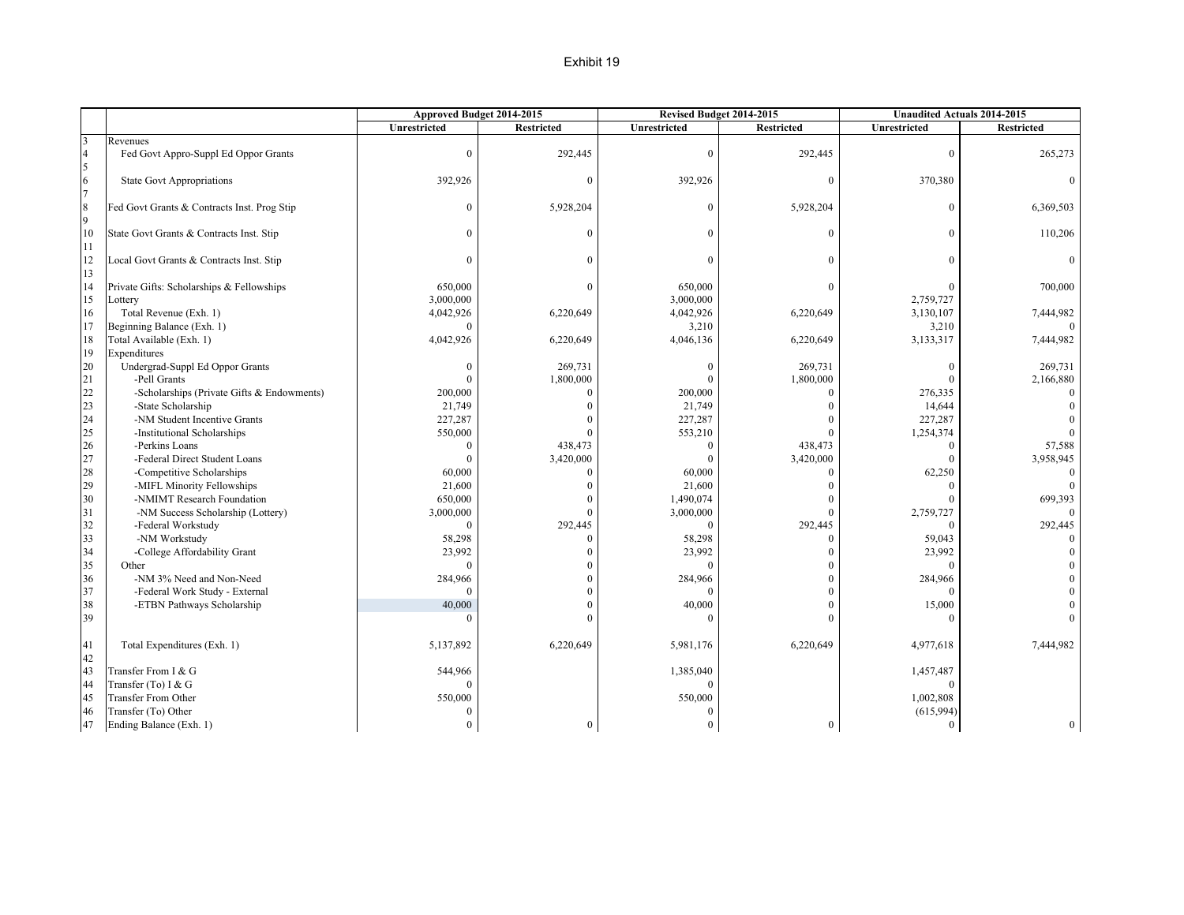# Exhibit 19

| | | Approved Budget 2014-2015 | | Revised Budget 2014-2015 | | Unaudited Actuals 2014-2015 | |
|---|---|---|---|---|---|---|---|
| | | Unrestricted | Restricted | Unrestricted | Restricted | Unrestricted | Restricted |
| 3 | Revenues | | | | | | |
| 4 | Fed Govt Appro-Suppl Ed Oppor Grants | 0 | 292,445 | 0 | 292,445 | 0 | 265,273 |
| 5 | | | | | | | |
| 6 | State Govt Appropriations | 392,926 | 0 | 392,926 | 0 | 370,380 | 0 |
| 7 | | | | | | | |
| 8 | Fed Govt Grants & Contracts Inst. Prog Stip | 0 | 5,928,204 | 0 | 5,928,204 | 0 | 6,369,503 |
| 9 | | | | | | | |
| 10 | State Govt Grants & Contracts Inst. Stip | 0 | 0 | 0 | 0 | 0 | 110,206 |
| 11 | | | | | | | |
| 12 | Local Govt Grants & Contracts Inst. Stip | 0 | 0 | 0 | 0 | 0 | 0 |
| 13 | | | | | | | |
| 14 | Private Gifts: Scholarships & Fellowships | 650,000 | 0 | 650,000 | 0 | 0 | 700,000 |
| 15 | Lottery | 3,000,000 | | 3,000,000 | | 2,759,727 | |
| 16 | Total Revenue (Exh. 1) | 4,042,926 | 6,220,649 | 4,042,926 | 6,220,649 | 3,130,107 | 7,444,982 |
| 17 | Beginning Balance (Exh. 1) | 0 | | 3,210 | | 3,210 | 0 |
| 18 | Total Available (Exh. 1) | 4,042,926 | 6,220,649 | 4,046,136 | 6,220,649 | 3,133,317 | 7,444,982 |
| 19 | Expenditures | | | | | | |
| 20 | Undergrad-Suppl Ed Oppor Grants | 0 | 269,731 | 0 | 269,731 | 0 | 269,731 |
| 21 | -Pell Grants | 0 | 1,800,000 | 0 | 1,800,000 | 0 | 2,166,880 |
| 22 | -Scholarships (Private Gifts & Endowments) | 200,000 | 0 | 200,000 | 0 | 276,335 | 0 |
| 23 | -State Scholarship | 21,749 | 0 | 21,749 | 0 | 14,644 | 0 |
| 24 | -NM Student Incentive Grants | 227,287 | 0 | 227,287 | 0 | 227,287 | 0 |
| 25 | -Institutional Scholarships | 550,000 | 0 | 553,210 | 0 | 1,254,374 | 0 |
| 26 | -Perkins Loans | 0 | 438,473 | 0 | 438,473 | 0 | 57,588 |
| 27 | -Federal Direct Student Loans | 0 | 3,420,000 | 0 | 3,420,000 | 0 | 3,958,945 |
| 28 | -Competitive Scholarships | 60,000 | 0 | 60,000 | 0 | 62,250 | 0 |
| 29 | -MIFL Minority Fellowships | 21,600 | 0 | 21,600 | 0 | 0 | 0 |
| 30 | -NMIMT Research Foundation | 650,000 | 0 | 1,490,074 | 0 | 0 | 699,393 |
| 31 | -NM Success Scholarship (Lottery) | 3,000,000 | 0 | 3,000,000 | 0 | 2,759,727 | 0 |
| 32 | -Federal Workstudy | 0 | 292,445 | 0 | 292,445 | 0 | 292,445 |
| 33 | -NM Workstudy | 58,298 | 0 | 58,298 | 0 | 59,043 | 0 |
| 34 | -College Affordability Grant | 23,992 | 0 | 23,992 | 0 | 23,992 | 0 |
| 35 | Other | 0 | 0 | 0 | 0 | 0 | 0 |
| 36 | -NM 3% Need and Non-Need | 284,966 | 0 | 284,966 | 0 | 284,966 | 0 |
| 37 | -Federal Work Study - External | 0 | 0 | 0 | 0 | 0 | 0 |
| 38 | -ETBN Pathways Scholarship | 40,000 | 0 | 40,000 | 0 | 15,000 | 0 |
| 39 | | 0 | 0 | 0 | 0 | 0 | 0 |
| 41 | Total Expenditures (Exh. 1) | 5,137,892 | 6,220,649 | 5,981,176 | 6,220,649 | 4,977,618 | 7,444,982 |
| 42 | | | | | | | |
| 43 | Transfer From I & G | 544,966 | | 1,385,040 | | 1,457,487 | |
| 44 | Transfer (To) I & G | 0 | | 0 | | 0 | |
| 45 | Transfer From Other | 550,000 | | 550,000 | | 1,002,808 | |
| 46 | Transfer (To) Other | 0 | | 0 | | (615,994) | |
| 47 | Ending Balance (Exh. 1) | 0 | 0 | 0 | 0 | 0 | 0 |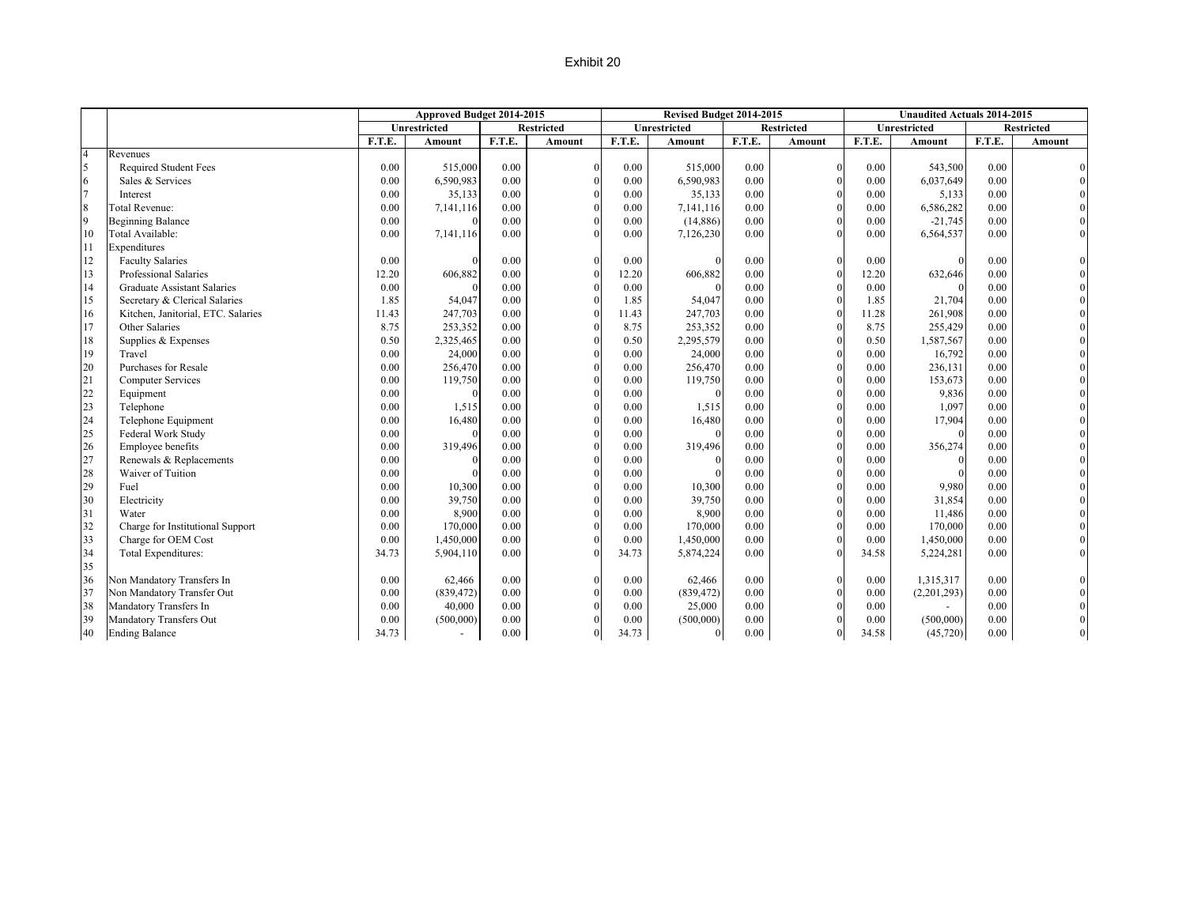Exhibit 20

| | | Approved Budget 2014-2015 | | | | Revised Budget 2014-2015 | | | | Unaudited Actuals 2014-2015 | | | |
|---|---|---|---|---|---|---|---|---|---|---|---|---|---|
| | | Unrestricted | | Restricted | | Unrestricted | | Restricted | | Unrestricted | | Restricted | |
| | | F.T.E. | Amount | F.T.E. | Amount | F.T.E. | Amount | F.T.E. | Amount | F.T.E. | Amount | F.T.E. | Amount |
| 4 | Revenues | | | | | | | | | | | | |
| 5 | Required Student Fees | 0.00 | 515,000 | 0.00 | 0 | 0.00 | 515,000 | 0.00 | 0 | 0.00 | 543,500 | 0.00 | 0 |
| 6 | Sales & Services | 0.00 | 6,590,983 | 0.00 | 0 | 0.00 | 6,590,983 | 0.00 | 0 | 0.00 | 6,037,649 | 0.00 | 0 |
| 7 | Interest | 0.00 | 35,133 | 0.00 | 0 | 0.00 | 35,133 | 0.00 | 0 | 0.00 | 5,133 | 0.00 | 0 |
| 8 | Total Revenue: | 0.00 | 7,141,116 | 0.00 | 0 | 0.00 | 7,141,116 | 0.00 | 0 | 0.00 | 6,586,282 | 0.00 | 0 |
| 9 | Beginning Balance | 0.00 | 0 | 0.00 | 0 | 0.00 | (14,886) | 0.00 | 0 | 0.00 | -21,745 | 0.00 | 0 |
| 10 | Total Available: | 0.00 | 7,141,116 | 0.00 | 0 | 0.00 | 7,126,230 | 0.00 | 0 | 0.00 | 6,564,537 | 0.00 | 0 |
| 11 | Expenditures | | | | | | | | | | | | |
| 12 | Faculty Salaries | 0.00 | 0 | 0.00 | 0 | 0.00 | 0 | 0.00 | 0 | 0.00 | 0 | 0.00 | 0 |
| 13 | Professional Salaries | 12.20 | 606,882 | 0.00 | 0 | 12.20 | 606,882 | 0.00 | 0 | 12.20 | 632,646 | 0.00 | 0 |
| 14 | Graduate Assistant Salaries | 0.00 | 0 | 0.00 | 0 | 0.00 | 0 | 0.00 | 0 | 0.00 | 0 | 0.00 | 0 |
| 15 | Secretary & Clerical Salaries | 1.85 | 54,047 | 0.00 | 0 | 1.85 | 54,047 | 0.00 | 0 | 1.85 | 21,704 | 0.00 | 0 |
| 16 | Kitchen, Janitorial, ETC. Salaries | 11.43 | 247,703 | 0.00 | 0 | 11.43 | 247,703 | 0.00 | 0 | 11.28 | 261,908 | 0.00 | 0 |
| 17 | Other Salaries | 8.75 | 253,352 | 0.00 | 0 | 8.75 | 253,352 | 0.00 | 0 | 8.75 | 255,429 | 0.00 | 0 |
| 18 | Supplies & Expenses | 0.50 | 2,325,465 | 0.00 | 0 | 0.50 | 2,295,579 | 0.00 | 0 | 0.50 | 1,587,567 | 0.00 | 0 |
| 19 | Travel | 0.00 | 24,000 | 0.00 | 0 | 0.00 | 24,000 | 0.00 | 0 | 0.00 | 16,792 | 0.00 | 0 |
| 20 | Purchases for Resale | 0.00 | 256,470 | 0.00 | 0 | 0.00 | 256,470 | 0.00 | 0 | 0.00 | 236,131 | 0.00 | 0 |
| 21 | Computer Services | 0.00 | 119,750 | 0.00 | 0 | 0.00 | 119,750 | 0.00 | 0 | 0.00 | 153,673 | 0.00 | 0 |
| 22 | Equipment | 0.00 | 0 | 0.00 | 0 | 0.00 | 0 | 0.00 | 0 | 0.00 | 9,836 | 0.00 | 0 |
| 23 | Telephone | 0.00 | 1,515 | 0.00 | 0 | 0.00 | 1,515 | 0.00 | 0 | 0.00 | 1,097 | 0.00 | 0 |
| 24 | Telephone Equipment | 0.00 | 16,480 | 0.00 | 0 | 0.00 | 16,480 | 0.00 | 0 | 0.00 | 17,904 | 0.00 | 0 |
| 25 | Federal Work Study | 0.00 | 0 | 0.00 | 0 | 0.00 | 0 | 0.00 | 0 | 0.00 | 0 | 0.00 | 0 |
| 26 | Employee benefits | 0.00 | 319,496 | 0.00 | 0 | 0.00 | 319,496 | 0.00 | 0 | 0.00 | 356,274 | 0.00 | 0 |
| 27 | Renewals & Replacements | 0.00 | 0 | 0.00 | 0 | 0.00 | 0 | 0.00 | 0 | 0.00 | 0 | 0.00 | 0 |
| 28 | Waiver of Tuition | 0.00 | 0 | 0.00 | 0 | 0.00 | 0 | 0.00 | 0 | 0.00 | 0 | 0.00 | 0 |
| 29 | Fuel | 0.00 | 10,300 | 0.00 | 0 | 0.00 | 10,300 | 0.00 | 0 | 0.00 | 9,980 | 0.00 | 0 |
| 30 | Electricity | 0.00 | 39,750 | 0.00 | 0 | 0.00 | 39,750 | 0.00 | 0 | 0.00 | 31,854 | 0.00 | 0 |
| 31 | Water | 0.00 | 8,900 | 0.00 | 0 | 0.00 | 8,900 | 0.00 | 0 | 0.00 | 11,486 | 0.00 | 0 |
| 32 | Charge for Institutional Support | 0.00 | 170,000 | 0.00 | 0 | 0.00 | 170,000 | 0.00 | 0 | 0.00 | 170,000 | 0.00 | 0 |
| 33 | Charge for OEM Cost | 0.00 | 1,450,000 | 0.00 | 0 | 0.00 | 1,450,000 | 0.00 | 0 | 0.00 | 1,450,000 | 0.00 | 0 |
| 34 | Total Expenditures: | 34.73 | 5,904,110 | 0.00 | 0 | 34.73 | 5,874,224 | 0.00 | 0 | 34.58 | 5,224,281 | 0.00 | 0 |
| 35 | | | | | | | | | | | | | |
| 36 | Non Mandatory Transfers In | 0.00 | 62,466 | 0.00 | 0 | 0.00 | 62,466 | 0.00 | 0 | 0.00 | 1,315,317 | 0.00 | 0 |
| 37 | Non Mandatory Transfer Out | 0.00 | (839,472) | 0.00 | 0 | 0.00 | (839,472) | 0.00 | 0 | 0.00 | (2,201,293) | 0.00 | 0 |
| 38 | Mandatory Transfers In | 0.00 | 40,000 | 0.00 | 0 | 0.00 | 25,000 | 0.00 | 0 | 0.00 | - | 0.00 | 0 |
| 39 | Mandatory Transfers Out | 0.00 | (500,000) | 0.00 | 0 | 0.00 | (500,000) | 0.00 | 0 | 0.00 | (500,000) | 0.00 | 0 |
| 40 | Ending Balance | 34.73 | - | 0.00 | 0 | 34.73 | 0 | 0.00 | 0 | 34.58 | (45,720) | 0.00 | 0 |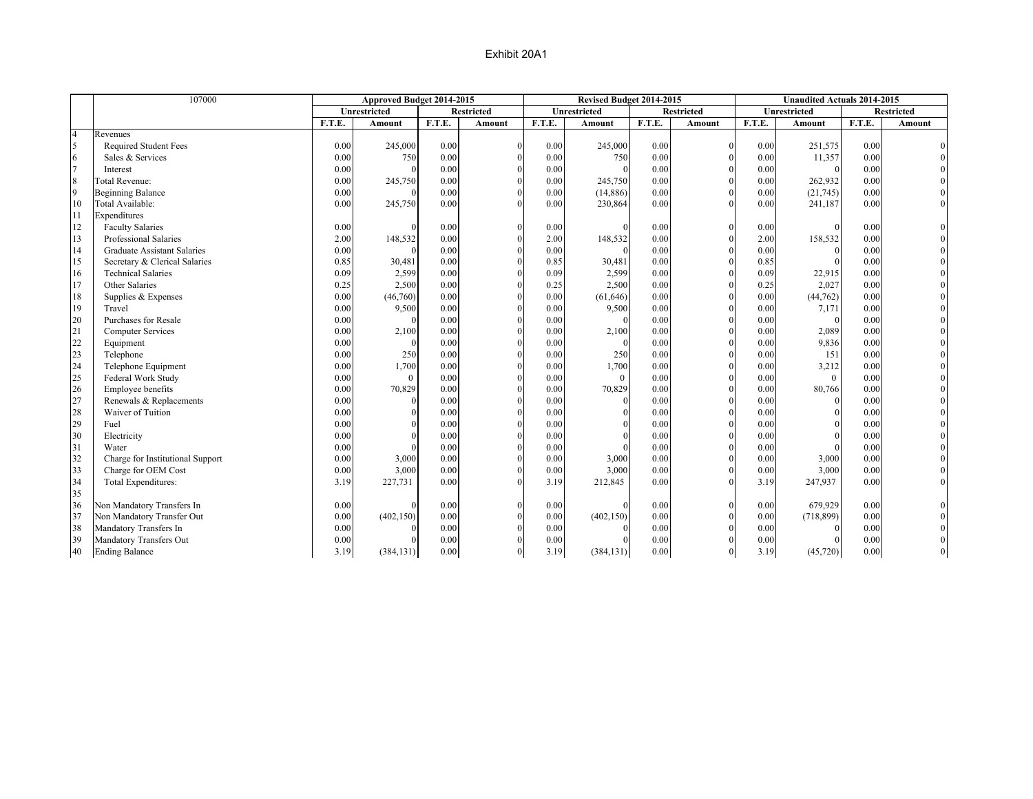Exhibit 20A1

| | 107000 | Approved Budget 2014-2015 | | | | Revised Budget 2014-2015 | | | | Unaudited Actuals 2014-2015 | | | |
|---|---|---|---|---|---|---|---|---|---|---|---|---|---|
| | | Unrestricted | | Restricted | | Unrestricted | | Restricted | | Unrestricted | | Restricted | |
| | | F.T.E. | Amount | F.T.E. | Amount | F.T.E. | Amount | F.T.E. | Amount | F.T.E. | Amount | F.T.E. | Amount |
| 4 | Revenues | | | | | | | | | | | | |
| 5 | Required Student Fees | 0.00 | 245,000 | 0.00 | 0 | 0.00 | 245,000 | 0.00 | 0 | 0.00 | 251,575 | 0.00 | 0 |
| 6 | Sales & Services | 0.00 | 750 | 0.00 | 0 | 0.00 | 750 | 0.00 | 0 | 0.00 | 11,357 | 0.00 | 0 |
| 7 | Interest | 0.00 | 0 | 0.00 | 0 | 0.00 | 0 | 0.00 | 0 | 0.00 | 0 | 0.00 | 0 |
| 8 | Total Revenue: | 0.00 | 245,750 | 0.00 | 0 | 0.00 | 245,750 | 0.00 | 0 | 0.00 | 262,932 | 0.00 | 0 |
| 9 | Beginning Balance | 0.00 | 0 | 0.00 | 0 | 0.00 | (14,886) | 0.00 | 0 | 0.00 | (21,745) | 0.00 | 0 |
| 10 | Total Available: | 0.00 | 245,750 | 0.00 | 0 | 0.00 | 230,864 | 0.00 | 0 | 0.00 | 241,187 | 0.00 | 0 |
| 11 | Expenditures | | | | | | | | | | | | |
| 12 | Faculty Salaries | 0.00 | 0 | 0.00 | 0 | 0.00 | 0 | 0.00 | 0 | 0.00 | 0 | 0.00 | 0 |
| 13 | Professional Salaries | 2.00 | 148,532 | 0.00 | 0 | 2.00 | 148,532 | 0.00 | 0 | 2.00 | 158,532 | 0.00 | 0 |
| 14 | Graduate Assistant Salaries | 0.00 | 0 | 0.00 | 0 | 0.00 | 0 | 0.00 | 0 | 0.00 | 0 | 0.00 | 0 |
| 15 | Secretary & Clerical Salaries | 0.85 | 30,481 | 0.00 | 0 | 0.85 | 30,481 | 0.00 | 0 | 0.85 | 0 | 0.00 | 0 |
| 16 | Technical Salaries | 0.09 | 2,599 | 0.00 | 0 | 0.09 | 2,599 | 0.00 | 0 | 0.09 | 22,915 | 0.00 | 0 |
| 17 | Other Salaries | 0.25 | 2,500 | 0.00 | 0 | 0.25 | 2,500 | 0.00 | 0 | 0.25 | 2,027 | 0.00 | 0 |
| 18 | Supplies & Expenses | 0.00 | (46,760) | 0.00 | 0 | 0.00 | (61,646) | 0.00 | 0 | 0.00 | (44,762) | 0.00 | 0 |
| 19 | Travel | 0.00 | 9,500 | 0.00 | 0 | 0.00 | 9,500 | 0.00 | 0 | 0.00 | 7,171 | 0.00 | 0 |
| 20 | Purchases for Resale | 0.00 | 0 | 0.00 | 0 | 0.00 | 0 | 0.00 | 0 | 0.00 | 0 | 0.00 | 0 |
| 21 | Computer Services | 0.00 | 2,100 | 0.00 | 0 | 0.00 | 2,100 | 0.00 | 0 | 0.00 | 2,089 | 0.00 | 0 |
| 22 | Equipment | 0.00 | 0 | 0.00 | 0 | 0.00 | 0 | 0.00 | 0 | 0.00 | 9,836 | 0.00 | 0 |
| 23 | Telephone | 0.00 | 250 | 0.00 | 0 | 0.00 | 250 | 0.00 | 0 | 0.00 | 151 | 0.00 | 0 |
| 24 | Telephone Equipment | 0.00 | 1,700 | 0.00 | 0 | 0.00 | 1,700 | 0.00 | 0 | 0.00 | 3,212 | 0.00 | 0 |
| 25 | Federal Work Study | 0.00 | 0 | 0.00 | 0 | 0.00 | 0 | 0.00 | 0 | 0.00 | 0 | 0.00 | 0 |
| 26 | Employee benefits | 0.00 | 70,829 | 0.00 | 0 | 0.00 | 70,829 | 0.00 | 0 | 0.00 | 80,766 | 0.00 | 0 |
| 27 | Renewals & Replacements | 0.00 | 0 | 0.00 | 0 | 0.00 | 0 | 0.00 | 0 | 0.00 | 0 | 0.00 | 0 |
| 28 | Waiver of Tuition | 0.00 | 0 | 0.00 | 0 | 0.00 | 0 | 0.00 | 0 | 0.00 | 0 | 0.00 | 0 |
| 29 | Fuel | 0.00 | 0 | 0.00 | 0 | 0.00 | 0 | 0.00 | 0 | 0.00 | 0 | 0.00 | 0 |
| 30 | Electricity | 0.00 | 0 | 0.00 | 0 | 0.00 | 0 | 0.00 | 0 | 0.00 | 0 | 0.00 | 0 |
| 31 | Water | 0.00 | 0 | 0.00 | 0 | 0.00 | 0 | 0.00 | 0 | 0.00 | 0 | 0.00 | 0 |
| 32 | Charge for Institutional Support | 0.00 | 3,000 | 0.00 | 0 | 0.00 | 3,000 | 0.00 | 0 | 0.00 | 3,000 | 0.00 | 0 |
| 33 | Charge for OEM Cost | 0.00 | 3,000 | 0.00 | 0 | 0.00 | 3,000 | 0.00 | 0 | 0.00 | 3,000 | 0.00 | 0 |
| 34 | Total Expenditures: | 3.19 | 227,731 | 0.00 | 0 | 3.19 | 212,845 | 0.00 | 0 | 3.19 | 247,937 | 0.00 | 0 |
| 35 | | | | | | | | | | | | | |
| 36 | Non Mandatory Transfers In | 0.00 | 0 | 0.00 | 0 | 0.00 | 0 | 0.00 | 0 | 0.00 | 679,929 | 0.00 | 0 |
| 37 | Non Mandatory Transfer Out | 0.00 | (402,150) | 0.00 | 0 | 0.00 | (402,150) | 0.00 | 0 | 0.00 | (718,899) | 0.00 | 0 |
| 38 | Mandatory Transfers In | 0.00 | 0 | 0.00 | 0 | 0.00 | 0 | 0.00 | 0 | 0.00 | 0 | 0.00 | 0 |
| 39 | Mandatory Transfers Out | 0.00 | 0 | 0.00 | 0 | 0.00 | 0 | 0.00 | 0 | 0.00 | 0 | 0.00 | 0 |
| 40 | Ending Balance | 3.19 | (384,131) | 0.00 | 0 | 3.19 | (384,131) | 0.00 | 0 | 3.19 | (45,720) | 0.00 | 0 |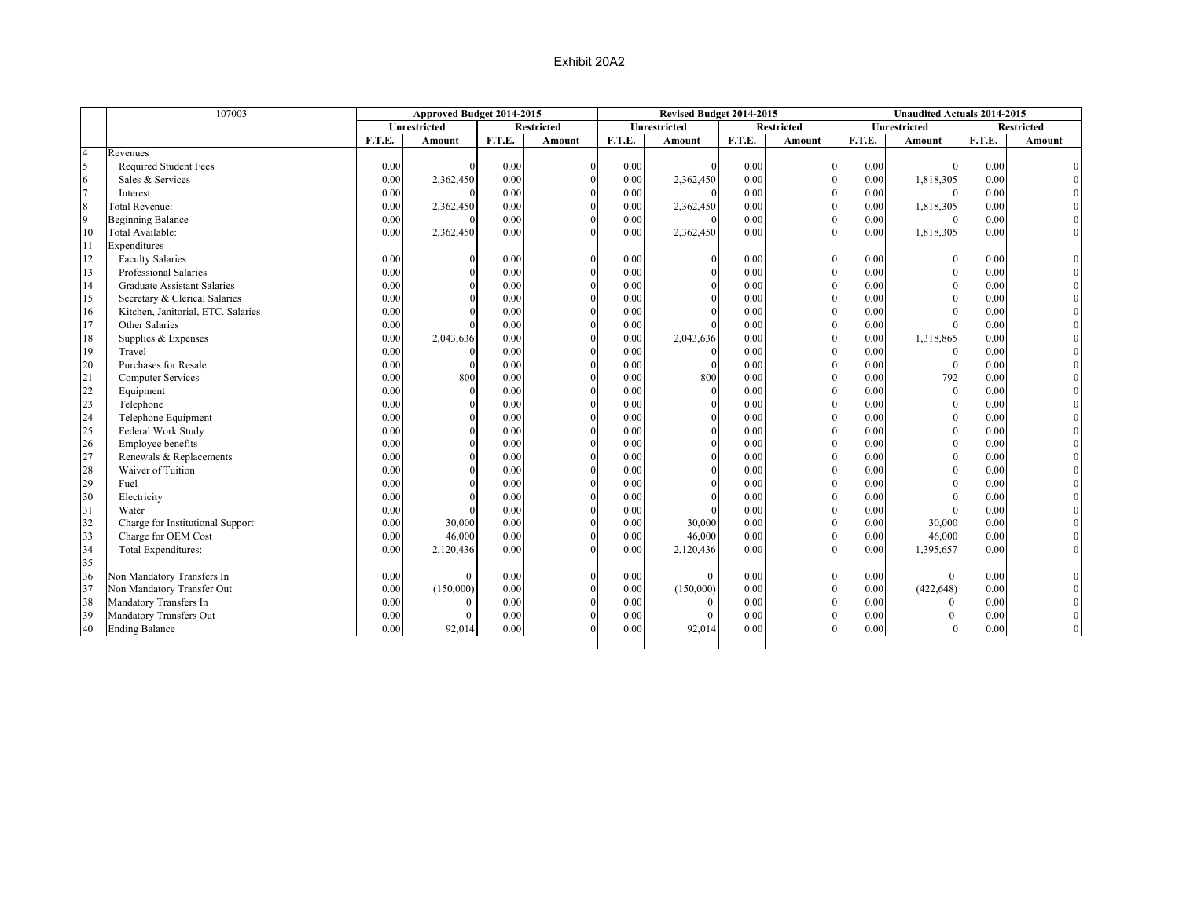# Exhibit 20A2

| | 107003 | Approved Budget 2014-2015 | | | | Revised Budget 2014-2015 | | | | Unaudited Actuals 2014-2015 | | | |
|---|---|---|---|---|---|---|---|---|---|---|---|---|---|
| | | Unrestricted | | Restricted | | Unrestricted | | Restricted | | Unrestricted | | Restricted | |
| | | F.T.E. | Amount | F.T.E. | Amount | F.T.E. | Amount | F.T.E. | Amount | F.T.E. | Amount | F.T.E. | Amount |
| 4 | Revenues | | | | | | | | | | | | |
| 5 | Required Student Fees | 0.00 | 0 | 0.00 | 0 | 0.00 | 0 | 0.00 | 0 | 0.00 | 0 | 0.00 | 0 |
| 6 | Sales & Services | 0.00 | 2,362,450 | 0.00 | 0 | 0.00 | 2,362,450 | 0.00 | 0 | 0.00 | 1,818,305 | 0.00 | 0 |
| 7 | Interest | 0.00 | 0 | 0.00 | 0 | 0.00 | 0 | 0.00 | 0 | 0.00 | 0 | 0.00 | 0 |
| 8 | Total Revenue: | 0.00 | 2,362,450 | 0.00 | 0 | 0.00 | 2,362,450 | 0.00 | 0 | 0.00 | 1,818,305 | 0.00 | 0 |
| 9 | Beginning Balance | 0.00 | 0 | 0.00 | 0 | 0.00 | 0 | 0.00 | 0 | 0.00 | 0 | 0.00 | 0 |
| 10 | Total Available: | 0.00 | 2,362,450 | 0.00 | 0 | 0.00 | 2,362,450 | 0.00 | 0 | 0.00 | 1,818,305 | 0.00 | 0 |
| 11 | Expenditures | | | | | | | | | | | | |
| 12 | Faculty Salaries | 0.00 | 0 | 0.00 | 0 | 0.00 | 0 | 0.00 | 0 | 0.00 | 0 | 0.00 | 0 |
| 13 | Professional Salaries | 0.00 | 0 | 0.00 | 0 | 0.00 | 0 | 0.00 | 0 | 0.00 | 0 | 0.00 | 0 |
| 14 | Graduate Assistant Salaries | 0.00 | 0 | 0.00 | 0 | 0.00 | 0 | 0.00 | 0 | 0.00 | 0 | 0.00 | 0 |
| 15 | Secretary & Clerical Salaries | 0.00 | 0 | 0.00 | 0 | 0.00 | 0 | 0.00 | 0 | 0.00 | 0 | 0.00 | 0 |
| 16 | Kitchen, Janitorial, ETC. Salaries | 0.00 | 0 | 0.00 | 0 | 0.00 | 0 | 0.00 | 0 | 0.00 | 0 | 0.00 | 0 |
| 17 | Other Salaries | 0.00 | 0 | 0.00 | 0 | 0.00 | 0 | 0.00 | 0 | 0.00 | 0 | 0.00 | 0 |
| 18 | Supplies & Expenses | 0.00 | 2,043,636 | 0.00 | 0 | 0.00 | 2,043,636 | 0.00 | 0 | 0.00 | 1,318,865 | 0.00 | 0 |
| 19 | Travel | 0.00 | 0 | 0.00 | 0 | 0.00 | 0 | 0.00 | 0 | 0.00 | 0 | 0.00 | 0 |
| 20 | Purchases for Resale | 0.00 | 0 | 0.00 | 0 | 0.00 | 0 | 0.00 | 0 | 0.00 | 0 | 0.00 | 0 |
| 21 | Computer Services | 0.00 | 800 | 0.00 | 0 | 0.00 | 800 | 0.00 | 0 | 0.00 | 792 | 0.00 | 0 |
| 22 | Equipment | 0.00 | 0 | 0.00 | 0 | 0.00 | 0 | 0.00 | 0 | 0.00 | 0 | 0.00 | 0 |
| 23 | Telephone | 0.00 | 0 | 0.00 | 0 | 0.00 | 0 | 0.00 | 0 | 0.00 | 0 | 0.00 | 0 |
| 24 | Telephone Equipment | 0.00 | 0 | 0.00 | 0 | 0.00 | 0 | 0.00 | 0 | 0.00 | 0 | 0.00 | 0 |
| 25 | Federal Work Study | 0.00 | 0 | 0.00 | 0 | 0.00 | 0 | 0.00 | 0 | 0.00 | 0 | 0.00 | 0 |
| 26 | Employee benefits | 0.00 | 0 | 0.00 | 0 | 0.00 | 0 | 0.00 | 0 | 0.00 | 0 | 0.00 | 0 |
| 27 | Renewals & Replacements | 0.00 | 0 | 0.00 | 0 | 0.00 | 0 | 0.00 | 0 | 0.00 | 0 | 0.00 | 0 |
| 28 | Waiver of Tuition | 0.00 | 0 | 0.00 | 0 | 0.00 | 0 | 0.00 | 0 | 0.00 | 0 | 0.00 | 0 |
| 29 | Fuel | 0.00 | 0 | 0.00 | 0 | 0.00 | 0 | 0.00 | 0 | 0.00 | 0 | 0.00 | 0 |
| 30 | Electricity | 0.00 | 0 | 0.00 | 0 | 0.00 | 0 | 0.00 | 0 | 0.00 | 0 | 0.00 | 0 |
| 31 | Water | 0.00 | 0 | 0.00 | 0 | 0.00 | 0 | 0.00 | 0 | 0.00 | 0 | 0.00 | 0 |
| 32 | Charge for Institutional Support | 0.00 | 30,000 | 0.00 | 0 | 0.00 | 30,000 | 0.00 | 0 | 0.00 | 30,000 | 0.00 | 0 |
| 33 | Charge for OEM Cost | 0.00 | 46,000 | 0.00 | 0 | 0.00 | 46,000 | 0.00 | 0 | 0.00 | 46,000 | 0.00 | 0 |
| 34 | Total Expenditures: | 0.00 | 2,120,436 | 0.00 | 0 | 0.00 | 2,120,436 | 0.00 | 0 | 0.00 | 1,395,657 | 0.00 | 0 |
| 35 | | | | | | | | | | | | | |
| 36 | Non Mandatory Transfers In | 0.00 | 0 | 0.00 | 0 | 0.00 | 0 | 0.00 | 0 | 0.00 | 0 | 0.00 | 0 |
| 37 | Non Mandatory Transfer Out | 0.00 | (150,000) | 0.00 | 0 | 0.00 | (150,000) | 0.00 | 0 | 0.00 | (422,648) | 0.00 | 0 |
| 38 | Mandatory Transfers In | 0.00 | 0 | 0.00 | 0 | 0.00 | 0 | 0.00 | 0 | 0.00 | 0 | 0.00 | 0 |
| 39 | Mandatory Transfers Out | 0.00 | 0 | 0.00 | 0 | 0.00 | 0 | 0.00 | 0 | 0.00 | 0 | 0.00 | 0 |
| 40 | Ending Balance | 0.00 | 92,014 | 0.00 | 0 | 0.00 | 92,014 | 0.00 | 0 | 0.00 | 0 | 0.00 | 0 |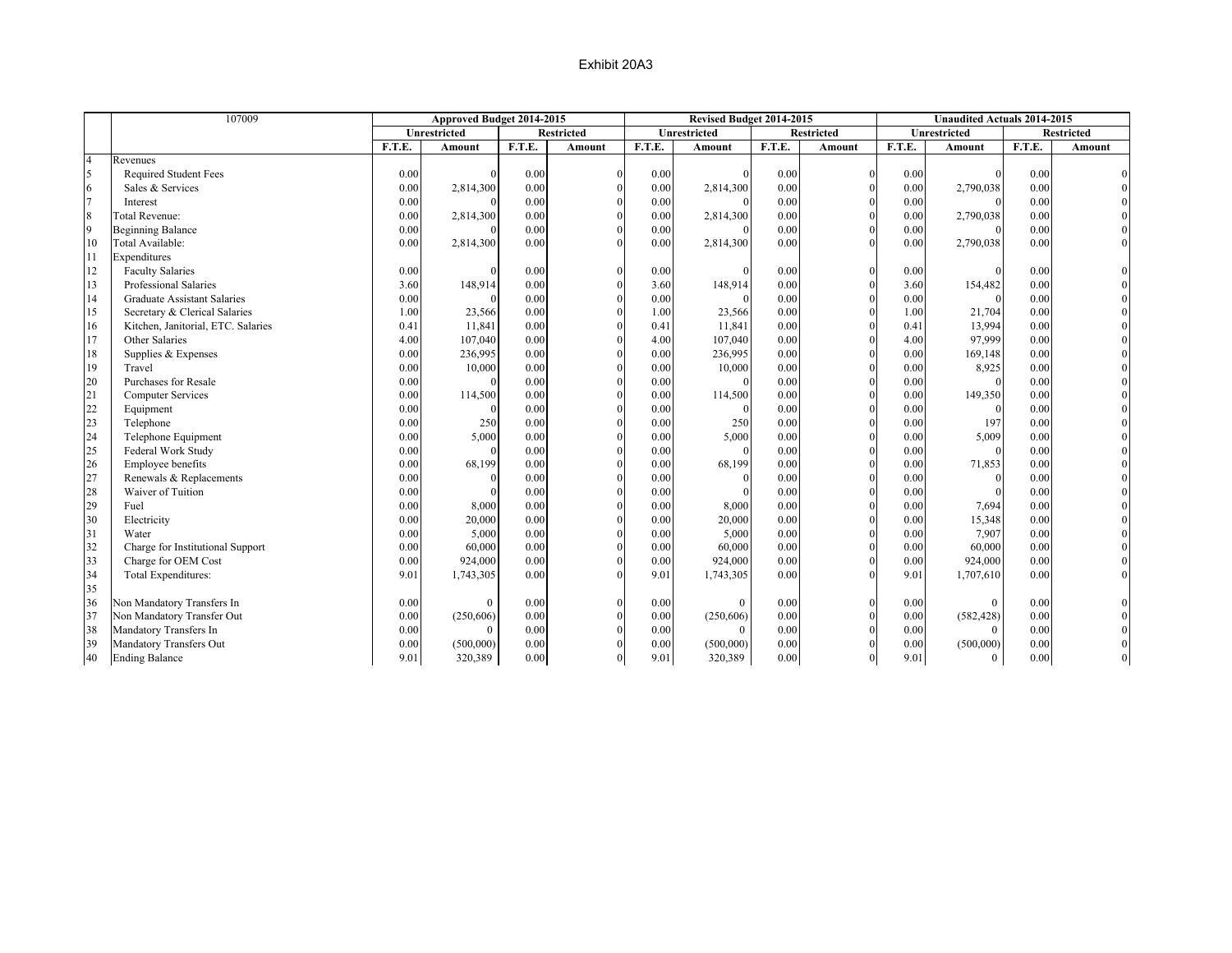# Exhibit 20A3

| | 107009 | Approved Budget 2014-2015 | | | | Revised Budget 2014-2015 | | | | Unaudited Actuals 2014-2015 | | | |
|---|---|---|---|---|---|---|---|---|---|---|---|---|---|
| | | Unrestricted | | Restricted | | Unrestricted | | Restricted | | Unrestricted | | Restricted | |
| | | F.T.E. | Amount | F.T.E. | Amount | F.T.E. | Amount | F.T.E. | Amount | F.T.E. | Amount | F.T.E. | Amount |
| 4 | Revenues | | | | | | | | | | | | |
| 5 | Required Student Fees | 0.00 | 0 | 0.00 | 0 | 0.00 | 0 | 0.00 | 0 | 0.00 | 0 | 0.00 | 0 |
| 6 | Sales & Services | 0.00 | 2,814,300 | 0.00 | 0 | 0.00 | 2,814,300 | 0.00 | 0 | 0.00 | 2,790,038 | 0.00 | 0 |
| 7 | Interest | 0.00 | 0 | 0.00 | 0 | 0.00 | 0 | 0.00 | 0 | 0.00 | 0 | 0.00 | 0 |
| 8 | Total Revenue: | 0.00 | 2,814,300 | 0.00 | 0 | 0.00 | 2,814,300 | 0.00 | 0 | 0.00 | 2,790,038 | 0.00 | 0 |
| 9 | Beginning Balance | 0.00 | 0 | 0.00 | 0 | 0.00 | 0 | 0.00 | 0 | 0.00 | 0 | 0.00 | 0 |
| 10 | Total Available: | 0.00 | 2,814,300 | 0.00 | 0 | 0.00 | 2,814,300 | 0.00 | 0 | 0.00 | 2,790,038 | 0.00 | 0 |
| 11 | Expenditures | | | | | | | | | | | | |
| 12 | Faculty Salaries | 0.00 | 0 | 0.00 | 0 | 0.00 | 0 | 0.00 | 0 | 0.00 | 0 | 0.00 | 0 |
| 13 | Professional Salaries | 3.60 | 148,914 | 0.00 | 0 | 3.60 | 148,914 | 0.00 | 0 | 3.60 | 154,482 | 0.00 | 0 |
| 14 | Graduate Assistant Salaries | 0.00 | 0 | 0.00 | 0 | 0.00 | 0 | 0.00 | 0 | 0.00 | 0 | 0.00 | 0 |
| 15 | Secretary & Clerical Salaries | 1.00 | 23,566 | 0.00 | 0 | 1.00 | 23,566 | 0.00 | 0 | 1.00 | 21,704 | 0.00 | 0 |
| 16 | Kitchen, Janitorial, ETC. Salaries | 0.41 | 11,841 | 0.00 | 0 | 0.41 | 11,841 | 0.00 | 0 | 0.41 | 13,994 | 0.00 | 0 |
| 17 | Other Salaries | 4.00 | 107,040 | 0.00 | 0 | 4.00 | 107,040 | 0.00 | 0 | 4.00 | 97,999 | 0.00 | 0 |
| 18 | Supplies & Expenses | 0.00 | 236,995 | 0.00 | 0 | 0.00 | 236,995 | 0.00 | 0 | 0.00 | 169,148 | 0.00 | 0 |
| 19 | Travel | 0.00 | 10,000 | 0.00 | 0 | 0.00 | 10,000 | 0.00 | 0 | 0.00 | 8,925 | 0.00 | 0 |
| 20 | Purchases for Resale | 0.00 | 0 | 0.00 | 0 | 0.00 | 0 | 0.00 | 0 | 0.00 | 0 | 0.00 | 0 |
| 21 | Computer Services | 0.00 | 114,500 | 0.00 | 0 | 0.00 | 114,500 | 0.00 | 0 | 0.00 | 149,350 | 0.00 | 0 |
| 22 | Equipment | 0.00 | 0 | 0.00 | 0 | 0.00 | 0 | 0.00 | 0 | 0.00 | 0 | 0.00 | 0 |
| 23 | Telephone | 0.00 | 250 | 0.00 | 0 | 0.00 | 250 | 0.00 | 0 | 0.00 | 197 | 0.00 | 0 |
| 24 | Telephone Equipment | 0.00 | 5,000 | 0.00 | 0 | 0.00 | 5,000 | 0.00 | 0 | 0.00 | 5,009 | 0.00 | 0 |
| 25 | Federal Work Study | 0.00 | 0 | 0.00 | 0 | 0.00 | 0 | 0.00 | 0 | 0.00 | 0 | 0.00 | 0 |
| 26 | Employee benefits | 0.00 | 68,199 | 0.00 | 0 | 0.00 | 68,199 | 0.00 | 0 | 0.00 | 71,853 | 0.00 | 0 |
| 27 | Renewals & Replacements | 0.00 | 0 | 0.00 | 0 | 0.00 | 0 | 0.00 | 0 | 0.00 | 0 | 0.00 | 0 |
| 28 | Waiver of Tuition | 0.00 | 0 | 0.00 | 0 | 0.00 | 0 | 0.00 | 0 | 0.00 | 0 | 0.00 | 0 |
| 29 | Fuel | 0.00 | 8,000 | 0.00 | 0 | 0.00 | 8,000 | 0.00 | 0 | 0.00 | 7,694 | 0.00 | 0 |
| 30 | Electricity | 0.00 | 20,000 | 0.00 | 0 | 0.00 | 20,000 | 0.00 | 0 | 0.00 | 15,348 | 0.00 | 0 |
| 31 | Water | 0.00 | 5,000 | 0.00 | 0 | 0.00 | 5,000 | 0.00 | 0 | 0.00 | 7,907 | 0.00 | 0 |
| 32 | Charge for Institutional Support | 0.00 | 60,000 | 0.00 | 0 | 0.00 | 60,000 | 0.00 | 0 | 0.00 | 60,000 | 0.00 | 0 |
| 33 | Charge for OEM Cost | 0.00 | 924,000 | 0.00 | 0 | 0.00 | 924,000 | 0.00 | 0 | 0.00 | 924,000 | 0.00 | 0 |
| 34 | Total Expenditures: | 9.01 | 1,743,305 | 0.00 | 0 | 9.01 | 1,743,305 | 0.00 | 0 | 9.01 | 1,707,610 | 0.00 | 0 |
| 35 | | | | | | | | | | | | | |
| 36 | Non Mandatory Transfers In | 0.00 | 0 | 0.00 | 0 | 0.00 | 0 | 0.00 | 0 | 0.00 | 0 | 0.00 | 0 |
| 37 | Non Mandatory Transfer Out | 0.00 | (250,606) | 0.00 | 0 | 0.00 | (250,606) | 0.00 | 0 | 0.00 | (582,428) | 0.00 | 0 |
| 38 | Mandatory Transfers In | 0.00 | 0 | 0.00 | 0 | 0.00 | 0 | 0.00 | 0 | 0.00 | 0 | 0.00 | 0 |
| 39 | Mandatory Transfers Out | 0.00 | (500,000) | 0.00 | 0 | 0.00 | (500,000) | 0.00 | 0 | 0.00 | (500,000) | 0.00 | 0 |
| 40 | Ending Balance | 9.01 | 320,389 | 0.00 | 0 | 9.01 | 320,389 | 0.00 | 0 | 9.01 | 0 | 0.00 | 0 |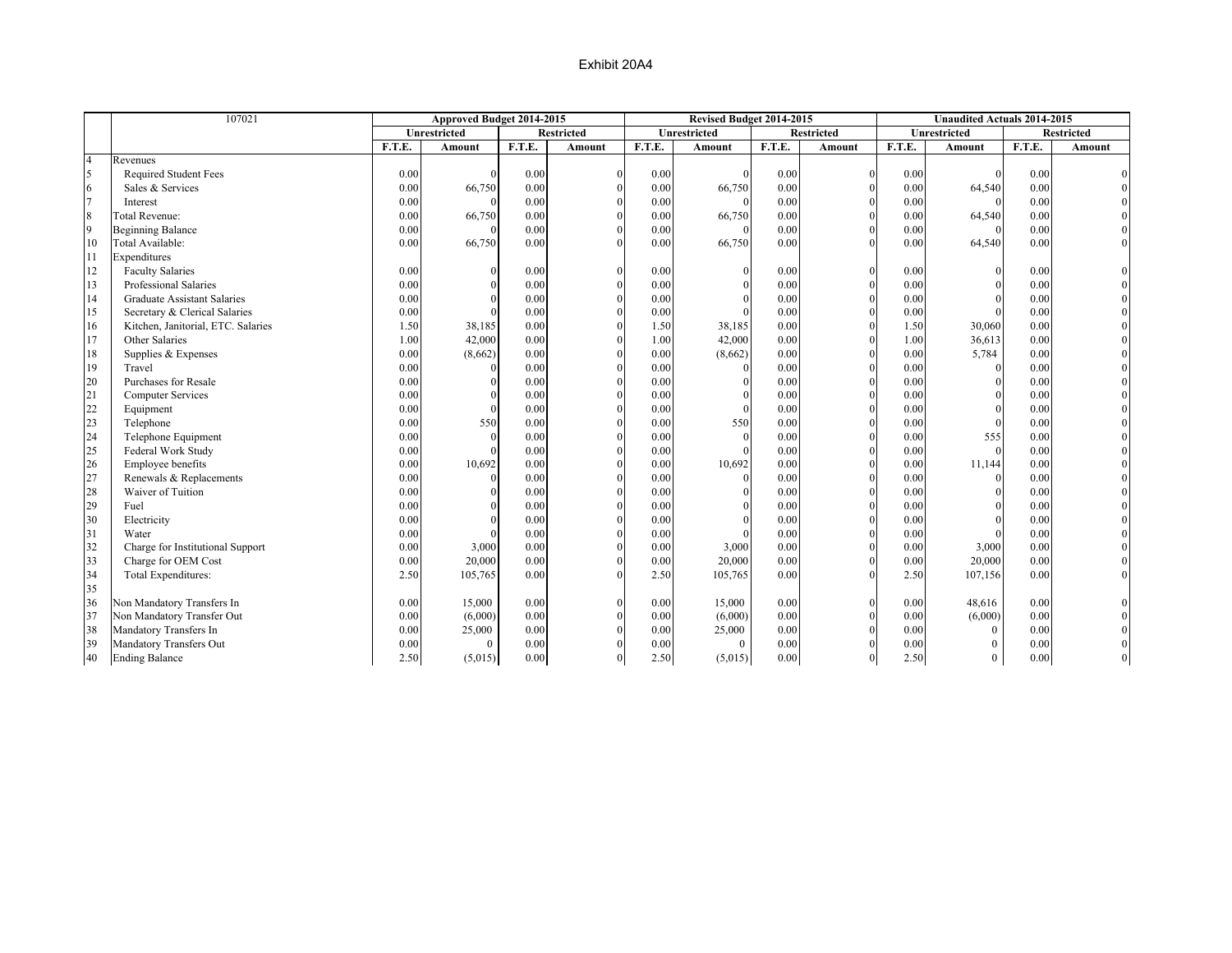# Exhibit 20A4

| | 107021 | Approved Budget 2014-2015 | | | | Revised Budget 2014-2015 | | | | Unaudited Actuals 2014-2015 | | | |
|---|---|---|---|---|---|---|---|---|---|---|---|---|---|
| | | Unrestricted | | Restricted | | Unrestricted | | Restricted | | Unrestricted | | Restricted | |
| | | F.T.E. | Amount | F.T.E. | Amount | F.T.E. | Amount | F.T.E. | Amount | F.T.E. | Amount | F.T.E. | Amount |
| 4 | Revenues | | | | | | | | | | | | |
| 5 | Required Student Fees | 0.00 | 0 | 0.00 | 0 | 0.00 | 0 | 0.00 | 0 | 0.00 | 0 | 0.00 | 0 |
| 6 | Sales & Services | 0.00 | 66,750 | 0.00 | 0 | 0.00 | 66,750 | 0.00 | 0 | 0.00 | 64,540 | 0.00 | 0 |
| 7 | Interest | 0.00 | 0 | 0.00 | 0 | 0.00 | 0 | 0.00 | 0 | 0.00 | 0 | 0.00 | 0 |
| 8 | Total Revenue: | 0.00 | 66,750 | 0.00 | 0 | 0.00 | 66,750 | 0.00 | 0 | 0.00 | 64,540 | 0.00 | 0 |
| 9 | Beginning Balance | 0.00 | 0 | 0.00 | 0 | 0.00 | 0 | 0.00 | 0 | 0.00 | 0 | 0.00 | 0 |
| 10 | Total Available: | 0.00 | 66,750 | 0.00 | 0 | 0.00 | 66,750 | 0.00 | 0 | 0.00 | 64,540 | 0.00 | 0 |
| 11 | Expenditures | | | | | | | | | | | | |
| 12 | Faculty Salaries | 0.00 | 0 | 0.00 | 0 | 0.00 | 0 | 0.00 | 0 | 0.00 | 0 | 0.00 | 0 |
| 13 | Professional Salaries | 0.00 | 0 | 0.00 | 0 | 0.00 | 0 | 0.00 | 0 | 0.00 | 0 | 0.00 | 0 |
| 14 | Graduate Assistant Salaries | 0.00 | 0 | 0.00 | 0 | 0.00 | 0 | 0.00 | 0 | 0.00 | 0 | 0.00 | 0 |
| 15 | Secretary & Clerical Salaries | 0.00 | 0 | 0.00 | 0 | 0.00 | 0 | 0.00 | 0 | 0.00 | 0 | 0.00 | 0 |
| 16 | Kitchen, Janitorial, ETC. Salaries | 1.50 | 38,185 | 0.00 | 0 | 1.50 | 38,185 | 0.00 | 0 | 1.50 | 30,060 | 0.00 | 0 |
| 17 | Other Salaries | 1.00 | 42,000 | 0.00 | 0 | 1.00 | 42,000 | 0.00 | 0 | 1.00 | 36,613 | 0.00 | 0 |
| 18 | Supplies & Expenses | 0.00 | (8,662) | 0.00 | 0 | 0.00 | (8,662) | 0.00 | 0 | 0.00 | 5,784 | 0.00 | 0 |
| 19 | Travel | 0.00 | 0 | 0.00 | 0 | 0.00 | 0 | 0.00 | 0 | 0.00 | 0 | 0.00 | 0 |
| 20 | Purchases for Resale | 0.00 | 0 | 0.00 | 0 | 0.00 | 0 | 0.00 | 0 | 0.00 | 0 | 0.00 | 0 |
| 21 | Computer Services | 0.00 | 0 | 0.00 | 0 | 0.00 | 0 | 0.00 | 0 | 0.00 | 0 | 0.00 | 0 |
| 22 | Equipment | 0.00 | 0 | 0.00 | 0 | 0.00 | 0 | 0.00 | 0 | 0.00 | 0 | 0.00 | 0 |
| 23 | Telephone | 0.00 | 550 | 0.00 | 0 | 0.00 | 550 | 0.00 | 0 | 0.00 | 0 | 0.00 | 0 |
| 24 | Telephone Equipment | 0.00 | 0 | 0.00 | 0 | 0.00 | 0 | 0.00 | 0 | 0.00 | 555 | 0.00 | 0 |
| 25 | Federal Work Study | 0.00 | 0 | 0.00 | 0 | 0.00 | 0 | 0.00 | 0 | 0.00 | 0 | 0.00 | 0 |
| 26 | Employee benefits | 0.00 | 10,692 | 0.00 | 0 | 0.00 | 10,692 | 0.00 | 0 | 0.00 | 11,144 | 0.00 | 0 |
| 27 | Renewals & Replacements | 0.00 | 0 | 0.00 | 0 | 0.00 | 0 | 0.00 | 0 | 0.00 | 0 | 0.00 | 0 |
| 28 | Waiver of Tuition | 0.00 | 0 | 0.00 | 0 | 0.00 | 0 | 0.00 | 0 | 0.00 | 0 | 0.00 | 0 |
| 29 | Fuel | 0.00 | 0 | 0.00 | 0 | 0.00 | 0 | 0.00 | 0 | 0.00 | 0 | 0.00 | 0 |
| 30 | Electricity | 0.00 | 0 | 0.00 | 0 | 0.00 | 0 | 0.00 | 0 | 0.00 | 0 | 0.00 | 0 |
| 31 | Water | 0.00 | 0 | 0.00 | 0 | 0.00 | 0 | 0.00 | 0 | 0.00 | 0 | 0.00 | 0 |
| 32 | Charge for Institutional Support | 0.00 | 3,000 | 0.00 | 0 | 0.00 | 3,000 | 0.00 | 0 | 0.00 | 3,000 | 0.00 | 0 |
| 33 | Charge for OEM Cost | 0.00 | 20,000 | 0.00 | 0 | 0.00 | 20,000 | 0.00 | 0 | 0.00 | 20,000 | 0.00 | 0 |
| 34 | Total Expenditures: | 2.50 | 105,765 | 0.00 | 0 | 2.50 | 105,765 | 0.00 | 0 | 2.50 | 107,156 | 0.00 | 0 |
| 35 | | | | | | | | | | | | | |
| 36 | Non Mandatory Transfers In | 0.00 | 15,000 | 0.00 | 0 | 0.00 | 15,000 | 0.00 | 0 | 0.00 | 48,616 | 0.00 | 0 |
| 37 | Non Mandatory Transfer Out | 0.00 | (6,000) | 0.00 | 0 | 0.00 | (6,000) | 0.00 | 0 | 0.00 | (6,000) | 0.00 | 0 |
| 38 | Mandatory Transfers In | 0.00 | 25,000 | 0.00 | 0 | 0.00 | 25,000 | 0.00 | 0 | 0.00 | 0 | 0.00 | 0 |
| 39 | Mandatory Transfers Out | 0.00 | 0 | 0.00 | 0 | 0.00 | 0 | 0.00 | 0 | 0.00 | 0 | 0.00 | 0 |
| 40 | Ending Balance | 2.50 | (5,015) | 0.00 | 0 | 2.50 | (5,015) | 0.00 | 0 | 2.50 | 0 | 0.00 | 0 |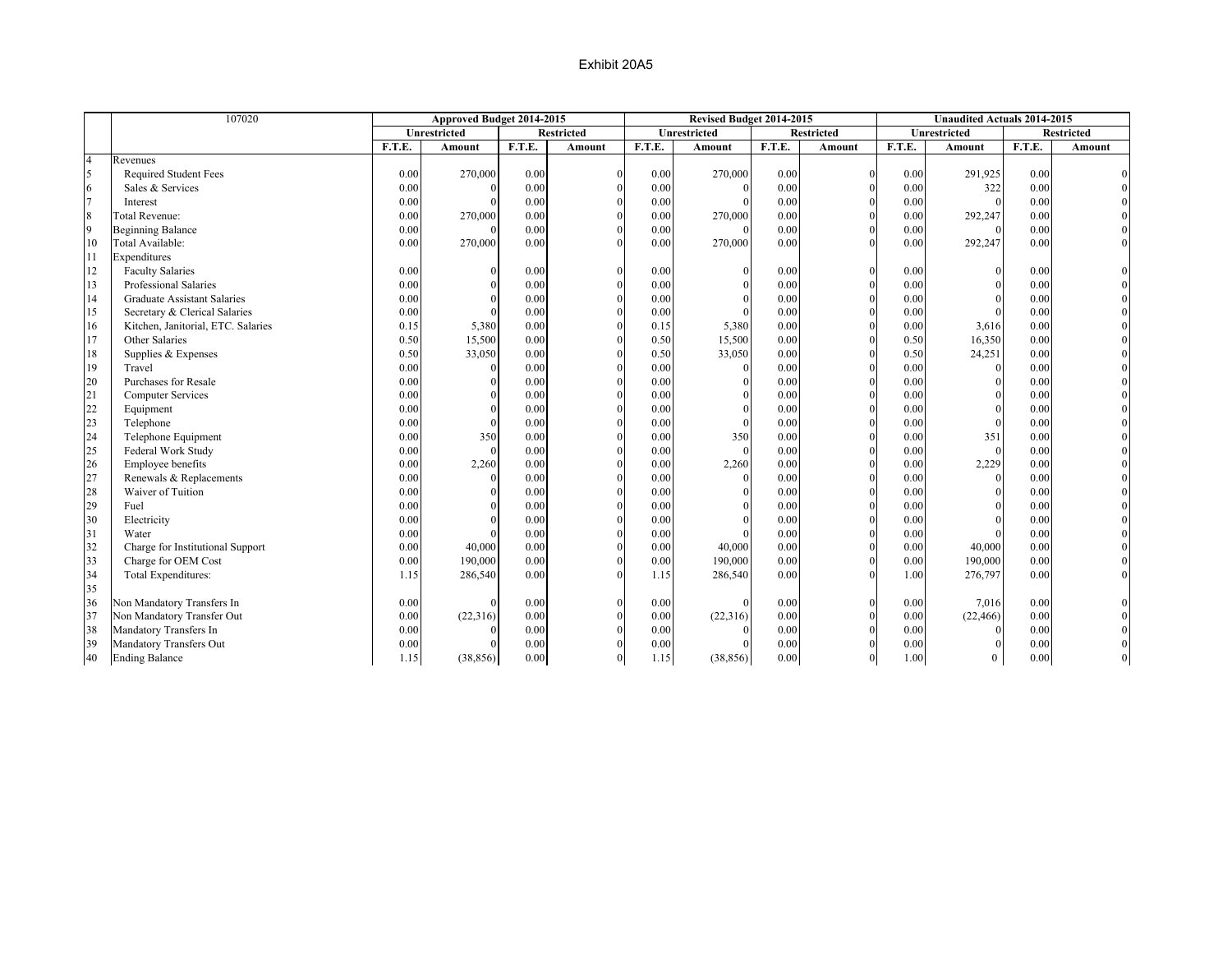# Exhibit 20A5

| | 107020 | Approved Budget 2014-2015 | | | | Revised Budget 2014-2015 | | | | Unaudited Actuals 2014-2015 | | | |
|---|---|---|---|---|---|---|---|---|---|---|---|---|---|
| | | Unrestricted | | Restricted | | Unrestricted | | Restricted | | Unrestricted | | Restricted | |
| | | F.T.E. | Amount | F.T.E. | Amount | F.T.E. | Amount | F.T.E. | Amount | F.T.E. | Amount | F.T.E. | Amount |
| 4 | Revenues | | | | | | | | | | | | |
| 5 | Required Student Fees | 0.00 | 270,000 | 0.00 | 0 | 0.00 | 270,000 | 0.00 | 0 | 0.00 | 291,925 | 0.00 | 0 |
| 6 | Sales & Services | 0.00 | 0 | 0.00 | 0 | 0.00 | 0 | 0.00 | 0 | 0.00 | 322 | 0.00 | 0 |
| 7 | Interest | 0.00 | 0 | 0.00 | 0 | 0.00 | 0 | 0.00 | 0 | 0.00 | 0 | 0.00 | 0 |
| 8 | Total Revenue: | 0.00 | 270,000 | 0.00 | 0 | 0.00 | 270,000 | 0.00 | 0 | 0.00 | 292,247 | 0.00 | 0 |
| 9 | Beginning Balance | 0.00 | 0 | 0.00 | 0 | 0.00 | 0 | 0.00 | 0 | 0.00 | 0 | 0.00 | 0 |
| 10 | Total Available: | 0.00 | 270,000 | 0.00 | 0 | 0.00 | 270,000 | 0.00 | 0 | 0.00 | 292,247 | 0.00 | 0 |
| 11 | Expenditures | | | | | | | | | | | | |
| 12 | Faculty Salaries | 0.00 | 0 | 0.00 | 0 | 0.00 | 0 | 0.00 | 0 | 0.00 | 0 | 0.00 | 0 |
| 13 | Professional Salaries | 0.00 | 0 | 0.00 | 0 | 0.00 | 0 | 0.00 | 0 | 0.00 | 0 | 0.00 | 0 |
| 14 | Graduate Assistant Salaries | 0.00 | 0 | 0.00 | 0 | 0.00 | 0 | 0.00 | 0 | 0.00 | 0 | 0.00 | 0 |
| 15 | Secretary & Clerical Salaries | 0.00 | 0 | 0.00 | 0 | 0.00 | 0 | 0.00 | 0 | 0.00 | 0 | 0.00 | 0 |
| 16 | Kitchen, Janitorial, ETC. Salaries | 0.15 | 5,380 | 0.00 | 0 | 0.15 | 5,380 | 0.00 | 0 | 0.00 | 3,616 | 0.00 | 0 |
| 17 | Other Salaries | 0.50 | 15,500 | 0.00 | 0 | 0.50 | 15,500 | 0.00 | 0 | 0.50 | 16,350 | 0.00 | 0 |
| 18 | Supplies & Expenses | 0.50 | 33,050 | 0.00 | 0 | 0.50 | 33,050 | 0.00 | 0 | 0.50 | 24,251 | 0.00 | 0 |
| 19 | Travel | 0.00 | 0 | 0.00 | 0 | 0.00 | 0 | 0.00 | 0 | 0.00 | 0 | 0.00 | 0 |
| 20 | Purchases for Resale | 0.00 | 0 | 0.00 | 0 | 0.00 | 0 | 0.00 | 0 | 0.00 | 0 | 0.00 | 0 |
| 21 | Computer Services | 0.00 | 0 | 0.00 | 0 | 0.00 | 0 | 0.00 | 0 | 0.00 | 0 | 0.00 | 0 |
| 22 | Equipment | 0.00 | 0 | 0.00 | 0 | 0.00 | 0 | 0.00 | 0 | 0.00 | 0 | 0.00 | 0 |
| 23 | Telephone | 0.00 | 0 | 0.00 | 0 | 0.00 | 0 | 0.00 | 0 | 0.00 | 0 | 0.00 | 0 |
| 24 | Telephone Equipment | 0.00 | 350 | 0.00 | 0 | 0.00 | 350 | 0.00 | 0 | 0.00 | 351 | 0.00 | 0 |
| 25 | Federal Work Study | 0.00 | 0 | 0.00 | 0 | 0.00 | 0 | 0.00 | 0 | 0.00 | 0 | 0.00 | 0 |
| 26 | Employee benefits | 0.00 | 2,260 | 0.00 | 0 | 0.00 | 2,260 | 0.00 | 0 | 0.00 | 2,229 | 0.00 | 0 |
| 27 | Renewals & Replacements | 0.00 | 0 | 0.00 | 0 | 0.00 | 0 | 0.00 | 0 | 0.00 | 0 | 0.00 | 0 |
| 28 | Waiver of Tuition | 0.00 | 0 | 0.00 | 0 | 0.00 | 0 | 0.00 | 0 | 0.00 | 0 | 0.00 | 0 |
| 29 | Fuel | 0.00 | 0 | 0.00 | 0 | 0.00 | 0 | 0.00 | 0 | 0.00 | 0 | 0.00 | 0 |
| 30 | Electricity | 0.00 | 0 | 0.00 | 0 | 0.00 | 0 | 0.00 | 0 | 0.00 | 0 | 0.00 | 0 |
| 31 | Water | 0.00 | 0 | 0.00 | 0 | 0.00 | 0 | 0.00 | 0 | 0.00 | 0 | 0.00 | 0 |
| 32 | Charge for Institutional Support | 0.00 | 40,000 | 0.00 | 0 | 0.00 | 40,000 | 0.00 | 0 | 0.00 | 40,000 | 0.00 | 0 |
| 33 | Charge for OEM Cost | 0.00 | 190,000 | 0.00 | 0 | 0.00 | 190,000 | 0.00 | 0 | 0.00 | 190,000 | 0.00 | 0 |
| 34 | Total Expenditures: | 1.15 | 286,540 | 0.00 | 0 | 1.15 | 286,540 | 0.00 | 0 | 1.00 | 276,797 | 0.00 | 0 |
| 35 | | | | | | | | | | | | | |
| 36 | Non Mandatory Transfers In | 0.00 | 0 | 0.00 | 0 | 0.00 | 0 | 0.00 | 0 | 0.00 | 7,016 | 0.00 | 0 |
| 37 | Non Mandatory Transfer Out | 0.00 | (22,316) | 0.00 | 0 | 0.00 | (22,316) | 0.00 | 0 | 0.00 | (22,466) | 0.00 | 0 |
| 38 | Mandatory Transfers In | 0.00 | 0 | 0.00 | 0 | 0.00 | 0 | 0.00 | 0 | 0.00 | 0 | 0.00 | 0 |
| 39 | Mandatory Transfers Out | 0.00 | 0 | 0.00 | 0 | 0.00 | 0 | 0.00 | 0 | 0.00 | 0 | 0.00 | 0 |
| 40 | Ending Balance | 1.15 | (38,856) | 0.00 | 0 | 1.15 | (38,856) | 0.00 | 0 | 1.00 | 0 | 0.00 | 0 |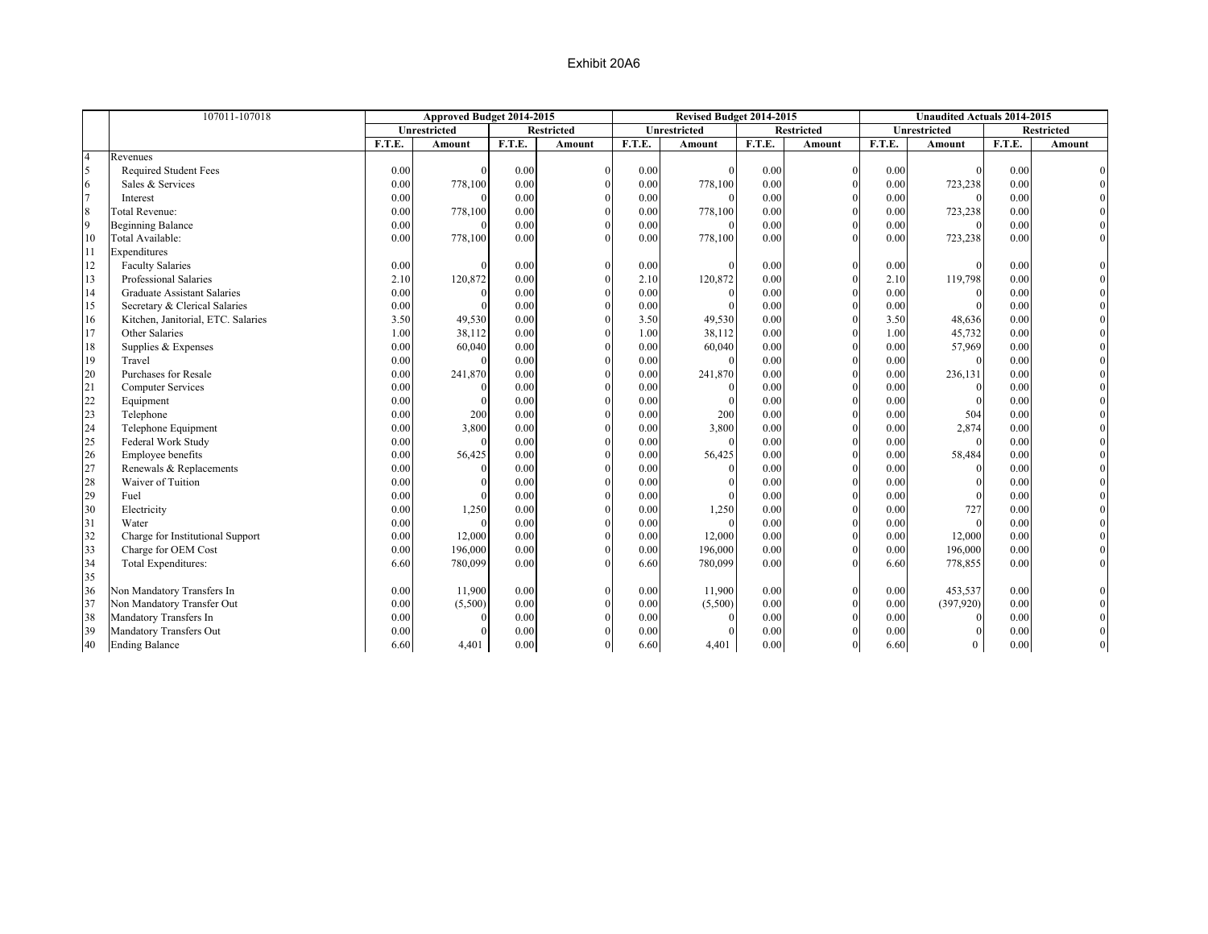Exhibit 20A6

| | 107011-107018 | Approved Budget 2014-2015 | | | | Revised Budget 2014-2015 | | | | Unaudited Actuals 2014-2015 | | | |
|---|---|---|---|---|---|---|---|---|---|---|---|---|---|
| | | Unrestricted | | Restricted | | Unrestricted | | Restricted | | Unrestricted | | Restricted | |
| | | F.T.E. | Amount | F.T.E. | Amount | F.T.E. | Amount | F.T.E. | Amount | F.T.E. | Amount | F.T.E. | Amount |
| 4 | Revenues | | | | | | | | | | | | |
| 5 | Required Student Fees | 0.00 | 0 | 0.00 | 0 | 0.00 | 0 | 0.00 | 0 | 0.00 | 0 | 0.00 | 0 |
| 6 | Sales & Services | 0.00 | 778,100 | 0.00 | 0 | 0.00 | 778,100 | 0.00 | 0 | 0.00 | 723,238 | 0.00 | 0 |
| 7 | Interest | 0.00 | 0 | 0.00 | 0 | 0.00 | 0 | 0.00 | 0 | 0.00 | 0 | 0.00 | 0 |
| 8 | Total Revenue: | 0.00 | 778,100 | 0.00 | 0 | 0.00 | 778,100 | 0.00 | 0 | 0.00 | 723,238 | 0.00 | 0 |
| 9 | Beginning Balance | 0.00 | 0 | 0.00 | 0 | 0.00 | 0 | 0.00 | 0 | 0.00 | 0 | 0.00 | 0 |
| 10 | Total Available: | 0.00 | 778,100 | 0.00 | 0 | 0.00 | 778,100 | 0.00 | 0 | 0.00 | 723,238 | 0.00 | 0 |
| 11 | Expenditures | | | | | | | | | | | | |
| 12 | Faculty Salaries | 0.00 | 0 | 0.00 | 0 | 0.00 | 0 | 0.00 | 0 | 0.00 | 0 | 0.00 | 0 |
| 13 | Professional Salaries | 2.10 | 120,872 | 0.00 | 0 | 2.10 | 120,872 | 0.00 | 0 | 2.10 | 119,798 | 0.00 | 0 |
| 14 | Graduate Assistant Salaries | 0.00 | 0 | 0.00 | 0 | 0.00 | 0 | 0.00 | 0 | 0.00 | 0 | 0.00 | 0 |
| 15 | Secretary & Clerical Salaries | 0.00 | 0 | 0.00 | 0 | 0.00 | 0 | 0.00 | 0 | 0.00 | 0 | 0.00 | 0 |
| 16 | Kitchen, Janitorial, ETC. Salaries | 3.50 | 49,530 | 0.00 | 0 | 3.50 | 49,530 | 0.00 | 0 | 3.50 | 48,636 | 0.00 | 0 |
| 17 | Other Salaries | 1.00 | 38,112 | 0.00 | 0 | 1.00 | 38,112 | 0.00 | 0 | 1.00 | 45,732 | 0.00 | 0 |
| 18 | Supplies & Expenses | 0.00 | 60,040 | 0.00 | 0 | 0.00 | 60,040 | 0.00 | 0 | 0.00 | 57,969 | 0.00 | 0 |
| 19 | Travel | 0.00 | 0 | 0.00 | 0 | 0.00 | 0 | 0.00 | 0 | 0.00 | 0 | 0.00 | 0 |
| 20 | Purchases for Resale | 0.00 | 241,870 | 0.00 | 0 | 0.00 | 241,870 | 0.00 | 0 | 0.00 | 236,131 | 0.00 | 0 |
| 21 | Computer Services | 0.00 | 0 | 0.00 | 0 | 0.00 | 0 | 0.00 | 0 | 0.00 | 0 | 0.00 | 0 |
| 22 | Equipment | 0.00 | 0 | 0.00 | 0 | 0.00 | 0 | 0.00 | 0 | 0.00 | 0 | 0.00 | 0 |
| 23 | Telephone | 0.00 | 200 | 0.00 | 0 | 0.00 | 200 | 0.00 | 0 | 0.00 | 504 | 0.00 | 0 |
| 24 | Telephone Equipment | 0.00 | 3,800 | 0.00 | 0 | 0.00 | 3,800 | 0.00 | 0 | 0.00 | 2,874 | 0.00 | 0 |
| 25 | Federal Work Study | 0.00 | 0 | 0.00 | 0 | 0.00 | 0 | 0.00 | 0 | 0.00 | 0 | 0.00 | 0 |
| 26 | Employee benefits | 0.00 | 56,425 | 0.00 | 0 | 0.00 | 56,425 | 0.00 | 0 | 0.00 | 58,484 | 0.00 | 0 |
| 27 | Renewals & Replacements | 0.00 | 0 | 0.00 | 0 | 0.00 | 0 | 0.00 | 0 | 0.00 | 0 | 0.00 | 0 |
| 28 | Waiver of Tuition | 0.00 | 0 | 0.00 | 0 | 0.00 | 0 | 0.00 | 0 | 0.00 | 0 | 0.00 | 0 |
| 29 | Fuel | 0.00 | 0 | 0.00 | 0 | 0.00 | 0 | 0.00 | 0 | 0.00 | 0 | 0.00 | 0 |
| 30 | Electricity | 0.00 | 1,250 | 0.00 | 0 | 0.00 | 1,250 | 0.00 | 0 | 0.00 | 727 | 0.00 | 0 |
| 31 | Water | 0.00 | 0 | 0.00 | 0 | 0.00 | 0 | 0.00 | 0 | 0.00 | 0 | 0.00 | 0 |
| 32 | Charge for Institutional Support | 0.00 | 12,000 | 0.00 | 0 | 0.00 | 12,000 | 0.00 | 0 | 0.00 | 12,000 | 0.00 | 0 |
| 33 | Charge for OEM Cost | 0.00 | 196,000 | 0.00 | 0 | 0.00 | 196,000 | 0.00 | 0 | 0.00 | 196,000 | 0.00 | 0 |
| 34 | Total Expenditures: | 6.60 | 780,099 | 0.00 | 0 | 6.60 | 780,099 | 0.00 | 0 | 6.60 | 778,855 | 0.00 | 0 |
| 35 | | | | | | | | | | | | | |
| 36 | Non Mandatory Transfers In | 0.00 | 11,900 | 0.00 | 0 | 0.00 | 11,900 | 0.00 | 0 | 0.00 | 453,537 | 0.00 | 0 |
| 37 | Non Mandatory Transfer Out | 0.00 | (5,500) | 0.00 | 0 | 0.00 | (5,500) | 0.00 | 0 | 0.00 | (397,920) | 0.00 | 0 |
| 38 | Mandatory Transfers In | 0.00 | 0 | 0.00 | 0 | 0.00 | 0 | 0.00 | 0 | 0.00 | 0 | 0.00 | 0 |
| 39 | Mandatory Transfers Out | 0.00 | 0 | 0.00 | 0 | 0.00 | 0 | 0.00 | 0 | 0.00 | 0 | 0.00 | 0 |
| 40 | Ending Balance | 6.60 | 4,401 | 0.00 | 0 | 6.60 | 4,401 | 0.00 | 0 | 6.60 | 0 | 0.00 | 0 |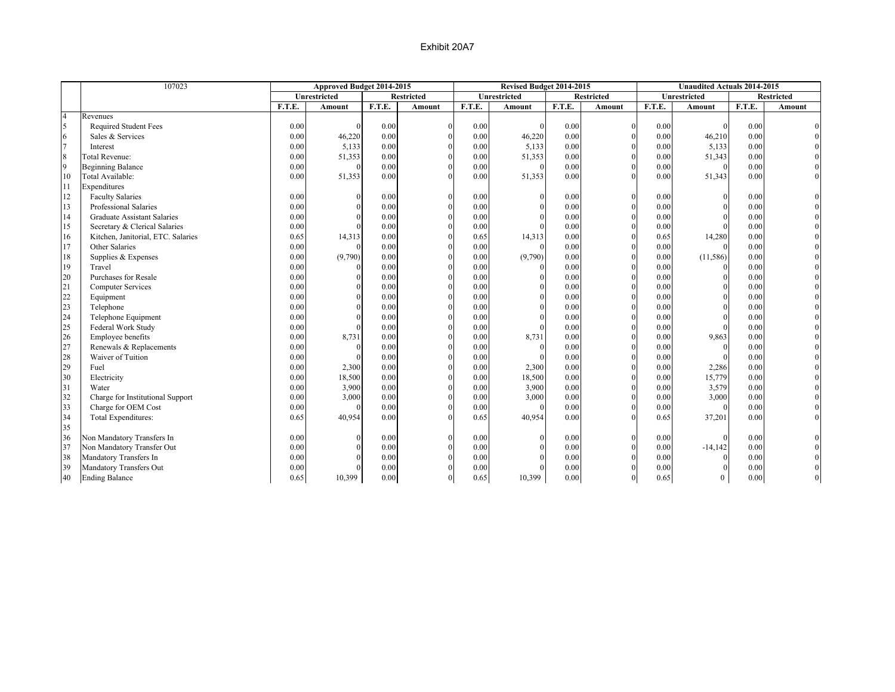# Exhibit 20A7

| | 107023 | Approved Budget 2014-2015 | | | | Revised Budget 2014-2015 | | | | Unaudited Actuals 2014-2015 | | | |
|---|---|---|---|---|---|---|---|---|---|---|---|---|---|
| | | Unrestricted | | Restricted | | Unrestricted | | Restricted | | Unrestricted | | Restricted | |
| | | F.T.E. | Amount | F.T.E. | Amount | F.T.E. | Amount | F.T.E. | Amount | F.T.E. | Amount | F.T.E. | Amount |
| 4 | Revenues | | | | | | | | | | | | |
| 5 | Required Student Fees | 0.00 | 0 | 0.00 | 0 | 0.00 | 0 | 0.00 | 0 | 0.00 | 0 | 0.00 | 0 |
| 6 | Sales & Services | 0.00 | 46,220 | 0.00 | 0 | 0.00 | 46,220 | 0.00 | 0 | 0.00 | 46,210 | 0.00 | 0 |
| 7 | Interest | 0.00 | 5,133 | 0.00 | 0 | 0.00 | 5,133 | 0.00 | 0 | 0.00 | 5,133 | 0.00 | 0 |
| 8 | Total Revenue: | 0.00 | 51,353 | 0.00 | 0 | 0.00 | 51,353 | 0.00 | 0 | 0.00 | 51,343 | 0.00 | 0 |
| 9 | Beginning Balance | 0.00 | 0 | 0.00 | 0 | 0.00 | 0 | 0.00 | 0 | 0.00 | 0 | 0.00 | 0 |
| 10 | Total Available: | 0.00 | 51,353 | 0.00 | 0 | 0.00 | 51,353 | 0.00 | 0 | 0.00 | 51,343 | 0.00 | 0 |
| 11 | Expenditures | | | | | | | | | | | | |
| 12 | Faculty Salaries | 0.00 | 0 | 0.00 | 0 | 0.00 | 0 | 0.00 | 0 | 0.00 | 0 | 0.00 | 0 |
| 13 | Professional Salaries | 0.00 | 0 | 0.00 | 0 | 0.00 | 0 | 0.00 | 0 | 0.00 | 0 | 0.00 | 0 |
| 14 | Graduate Assistant Salaries | 0.00 | 0 | 0.00 | 0 | 0.00 | 0 | 0.00 | 0 | 0.00 | 0 | 0.00 | 0 |
| 15 | Secretary & Clerical Salaries | 0.00 | 0 | 0.00 | 0 | 0.00 | 0 | 0.00 | 0 | 0.00 | 0 | 0.00 | 0 |
| 16 | Kitchen, Janitorial, ETC. Salaries | 0.65 | 14,313 | 0.00 | 0 | 0.65 | 14,313 | 0.00 | 0 | 0.65 | 14,280 | 0.00 | 0 |
| 17 | Other Salaries | 0.00 | 0 | 0.00 | 0 | 0.00 | 0 | 0.00 | 0 | 0.00 | 0 | 0.00 | 0 |
| 18 | Supplies & Expenses | 0.00 | (9,790) | 0.00 | 0 | 0.00 | (9,790) | 0.00 | 0 | 0.00 | (11,586) | 0.00 | 0 |
| 19 | Travel | 0.00 | 0 | 0.00 | 0 | 0.00 | 0 | 0.00 | 0 | 0.00 | 0 | 0.00 | 0 |
| 20 | Purchases for Resale | 0.00 | 0 | 0.00 | 0 | 0.00 | 0 | 0.00 | 0 | 0.00 | 0 | 0.00 | 0 |
| 21 | Computer Services | 0.00 | 0 | 0.00 | 0 | 0.00 | 0 | 0.00 | 0 | 0.00 | 0 | 0.00 | 0 |
| 22 | Equipment | 0.00 | 0 | 0.00 | 0 | 0.00 | 0 | 0.00 | 0 | 0.00 | 0 | 0.00 | 0 |
| 23 | Telephone | 0.00 | 0 | 0.00 | 0 | 0.00 | 0 | 0.00 | 0 | 0.00 | 0 | 0.00 | 0 |
| 24 | Telephone Equipment | 0.00 | 0 | 0.00 | 0 | 0.00 | 0 | 0.00 | 0 | 0.00 | 0 | 0.00 | 0 |
| 25 | Federal Work Study | 0.00 | 0 | 0.00 | 0 | 0.00 | 0 | 0.00 | 0 | 0.00 | 0 | 0.00 | 0 |
| 26 | Employee benefits | 0.00 | 8,731 | 0.00 | 0 | 0.00 | 8,731 | 0.00 | 0 | 0.00 | 9,863 | 0.00 | 0 |
| 27 | Renewals & Replacements | 0.00 | 0 | 0.00 | 0 | 0.00 | 0 | 0.00 | 0 | 0.00 | 0 | 0.00 | 0 |
| 28 | Waiver of Tuition | 0.00 | 0 | 0.00 | 0 | 0.00 | 0 | 0.00 | 0 | 0.00 | 0 | 0.00 | 0 |
| 29 | Fuel | 0.00 | 2,300 | 0.00 | 0 | 0.00 | 2,300 | 0.00 | 0 | 0.00 | 2,286 | 0.00 | 0 |
| 30 | Electricity | 0.00 | 18,500 | 0.00 | 0 | 0.00 | 18,500 | 0.00 | 0 | 0.00 | 15,779 | 0.00 | 0 |
| 31 | Water | 0.00 | 3,900 | 0.00 | 0 | 0.00 | 3,900 | 0.00 | 0 | 0.00 | 3,579 | 0.00 | 0 |
| 32 | Charge for Institutional Support | 0.00 | 3,000 | 0.00 | 0 | 0.00 | 3,000 | 0.00 | 0 | 0.00 | 3,000 | 0.00 | 0 |
| 33 | Charge for OEM Cost | 0.00 | 0 | 0.00 | 0 | 0.00 | 0 | 0.00 | 0 | 0.00 | 0 | 0.00 | 0 |
| 34 | Total Expenditures: | 0.65 | 40,954 | 0.00 | 0 | 0.65 | 40,954 | 0.00 | 0 | 0.65 | 37,201 | 0.00 | 0 |
| 35 | | | | | | | | | | | | | |
| 36 | Non Mandatory Transfers In | 0.00 | 0 | 0.00 | 0 | 0.00 | 0 | 0.00 | 0 | 0.00 | 0 | 0.00 | 0 |
| 37 | Non Mandatory Transfer Out | 0.00 | 0 | 0.00 | 0 | 0.00 | 0 | 0.00 | 0 | 0.00 | -14,142 | 0.00 | 0 |
| 38 | Mandatory Transfers In | 0.00 | 0 | 0.00 | 0 | 0.00 | 0 | 0.00 | 0 | 0.00 | 0 | 0.00 | 0 |
| 39 | Mandatory Transfers Out | 0.00 | 0 | 0.00 | 0 | 0.00 | 0 | 0.00 | 0 | 0.00 | 0 | 0.00 | 0 |
| 40 | Ending Balance | 0.65 | 10,399 | 0.00 | 0 | 0.65 | 10,399 | 0.00 | 0 | 0.65 | 0 | 0.00 | 0 |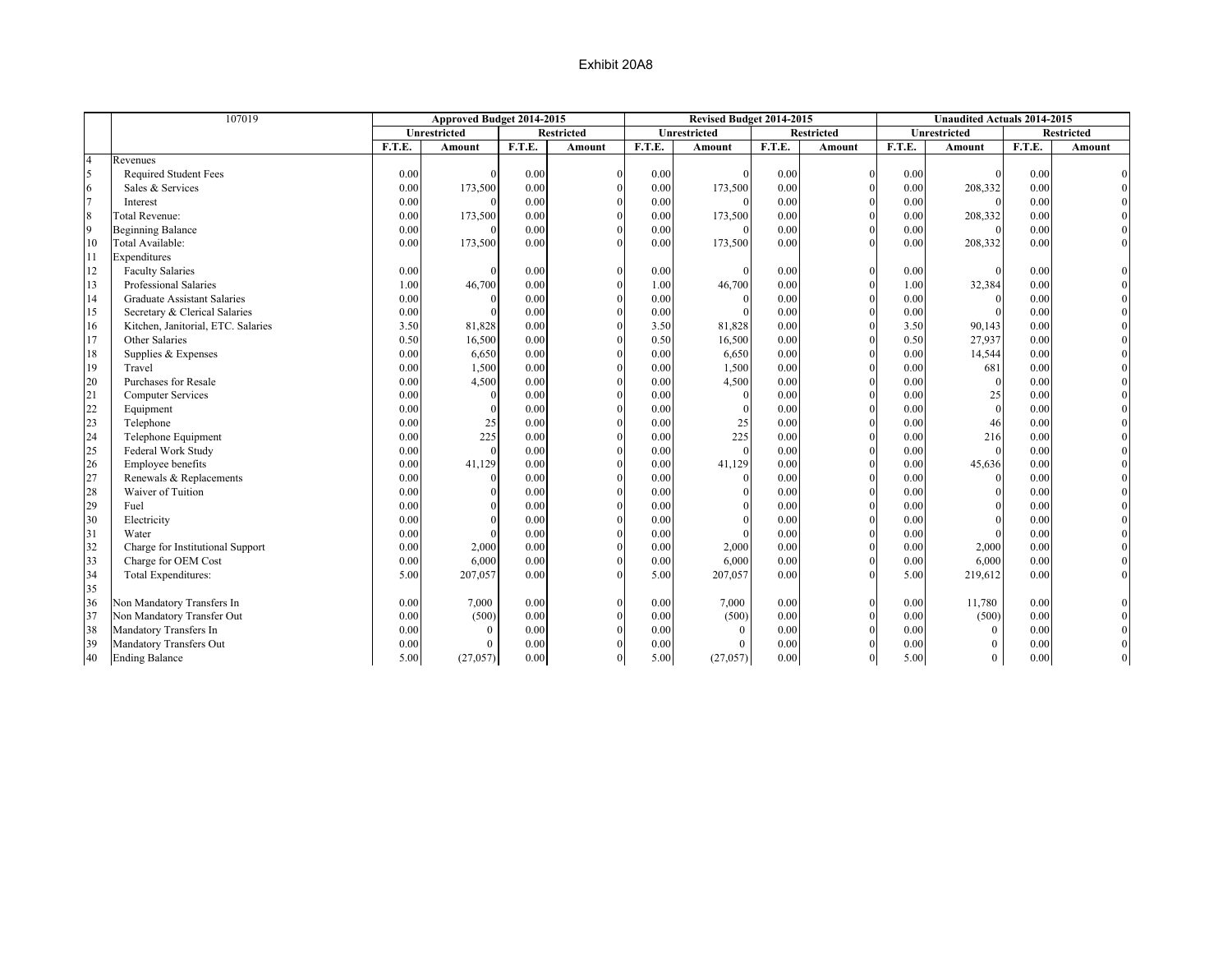Exhibit 20A8

| | 107019 | Approved Budget 2014-2015 | | | | Revised Budget 2014-2015 | | | | Unaudited Actuals 2014-2015 | | | |
|---|---|---|---|---|---|---|---|---|---|---|---|---|---|
| | | Unrestricted | | Restricted | | Unrestricted | | Restricted | | Unrestricted | | Restricted | |
| | | F.T.E. | Amount | F.T.E. | Amount | F.T.E. | Amount | F.T.E. | Amount | F.T.E. | Amount | F.T.E. | Amount |
| 4 | Revenues | | | | | | | | | | | | |
| 5 | Required Student Fees | 0.00 | 0 | 0.00 | 0 | 0.00 | 0 | 0.00 | 0 | 0.00 | 0 | 0.00 | 0 |
| 6 | Sales & Services | 0.00 | 173,500 | 0.00 | 0 | 0.00 | 173,500 | 0.00 | 0 | 0.00 | 208,332 | 0.00 | 0 |
| 7 | Interest | 0.00 | 0 | 0.00 | 0 | 0.00 | 0 | 0.00 | 0 | 0.00 | 0 | 0.00 | 0 |
| 8 | Total Revenue: | 0.00 | 173,500 | 0.00 | 0 | 0.00 | 173,500 | 0.00 | 0 | 0.00 | 208,332 | 0.00 | 0 |
| 9 | Beginning Balance | 0.00 | 0 | 0.00 | 0 | 0.00 | 0 | 0.00 | 0 | 0.00 | 0 | 0.00 | 0 |
| 10 | Total Available: | 0.00 | 173,500 | 0.00 | 0 | 0.00 | 173,500 | 0.00 | 0 | 0.00 | 208,332 | 0.00 | 0 |
| 11 | Expenditures | | | | | | | | | | | | |
| 12 | Faculty Salaries | 0.00 | 0 | 0.00 | 0 | 0.00 | 0 | 0.00 | 0 | 0.00 | 0 | 0.00 | 0 |
| 13 | Professional Salaries | 1.00 | 46,700 | 0.00 | 0 | 1.00 | 46,700 | 0.00 | 0 | 1.00 | 32,384 | 0.00 | 0 |
| 14 | Graduate Assistant Salaries | 0.00 | 0 | 0.00 | 0 | 0.00 | 0 | 0.00 | 0 | 0.00 | 0 | 0.00 | 0 |
| 15 | Secretary & Clerical Salaries | 0.00 | 0 | 0.00 | 0 | 0.00 | 0 | 0.00 | 0 | 0.00 | 0 | 0.00 | 0 |
| 16 | Kitchen, Janitorial, ETC. Salaries | 3.50 | 81,828 | 0.00 | 0 | 3.50 | 81,828 | 0.00 | 0 | 3.50 | 90,143 | 0.00 | 0 |
| 17 | Other Salaries | 0.50 | 16,500 | 0.00 | 0 | 0.50 | 16,500 | 0.00 | 0 | 0.50 | 27,937 | 0.00 | 0 |
| 18 | Supplies & Expenses | 0.00 | 6,650 | 0.00 | 0 | 0.00 | 6,650 | 0.00 | 0 | 0.00 | 14,544 | 0.00 | 0 |
| 19 | Travel | 0.00 | 1,500 | 0.00 | 0 | 0.00 | 1,500 | 0.00 | 0 | 0.00 | 681 | 0.00 | 0 |
| 20 | Purchases for Resale | 0.00 | 4,500 | 0.00 | 0 | 0.00 | 4,500 | 0.00 | 0 | 0.00 | 0 | 0.00 | 0 |
| 21 | Computer Services | 0.00 | 0 | 0.00 | 0 | 0.00 | 0 | 0.00 | 0 | 0.00 | 25 | 0.00 | 0 |
| 22 | Equipment | 0.00 | 0 | 0.00 | 0 | 0.00 | 0 | 0.00 | 0 | 0.00 | 0 | 0.00 | 0 |
| 23 | Telephone | 0.00 | 25 | 0.00 | 0 | 0.00 | 25 | 0.00 | 0 | 0.00 | 46 | 0.00 | 0 |
| 24 | Telephone Equipment | 0.00 | 225 | 0.00 | 0 | 0.00 | 225 | 0.00 | 0 | 0.00 | 216 | 0.00 | 0 |
| 25 | Federal Work Study | 0.00 | 0 | 0.00 | 0 | 0.00 | 0 | 0.00 | 0 | 0.00 | 0 | 0.00 | 0 |
| 26 | Employee benefits | 0.00 | 41,129 | 0.00 | 0 | 0.00 | 41,129 | 0.00 | 0 | 0.00 | 45,636 | 0.00 | 0 |
| 27 | Renewals & Replacements | 0.00 | 0 | 0.00 | 0 | 0.00 | 0 | 0.00 | 0 | 0.00 | 0 | 0.00 | 0 |
| 28 | Waiver of Tuition | 0.00 | 0 | 0.00 | 0 | 0.00 | 0 | 0.00 | 0 | 0.00 | 0 | 0.00 | 0 |
| 29 | Fuel | 0.00 | 0 | 0.00 | 0 | 0.00 | 0 | 0.00 | 0 | 0.00 | 0 | 0.00 | 0 |
| 30 | Electricity | 0.00 | 0 | 0.00 | 0 | 0.00 | 0 | 0.00 | 0 | 0.00 | 0 | 0.00 | 0 |
| 31 | Water | 0.00 | 0 | 0.00 | 0 | 0.00 | 0 | 0.00 | 0 | 0.00 | 0 | 0.00 | 0 |
| 32 | Charge for Institutional Support | 0.00 | 2,000 | 0.00 | 0 | 0.00 | 2,000 | 0.00 | 0 | 0.00 | 2,000 | 0.00 | 0 |
| 33 | Charge for OEM Cost | 0.00 | 6,000 | 0.00 | 0 | 0.00 | 6,000 | 0.00 | 0 | 0.00 | 6,000 | 0.00 | 0 |
| 34 | Total Expenditures: | 5.00 | 207,057 | 0.00 | 0 | 5.00 | 207,057 | 0.00 | 0 | 5.00 | 219,612 | 0.00 | 0 |
| 35 | | | | | | | | | | | | | |
| 36 | Non Mandatory Transfers In | 0.00 | 7,000 | 0.00 | 0 | 0.00 | 7,000 | 0.00 | 0 | 0.00 | 11,780 | 0.00 | 0 |
| 37 | Non Mandatory Transfer Out | 0.00 | (500) | 0.00 | 0 | 0.00 | (500) | 0.00 | 0 | 0.00 | (500) | 0.00 | 0 |
| 38 | Mandatory Transfers In | 0.00 | 0 | 0.00 | 0 | 0.00 | 0 | 0.00 | 0 | 0.00 | 0 | 0.00 | 0 |
| 39 | Mandatory Transfers Out | 0.00 | 0 | 0.00 | 0 | 0.00 | 0 | 0.00 | 0 | 0.00 | 0 | 0.00 | 0 |
| 40 | Ending Balance | 5.00 | (27,057) | 0.00 | 0 | 5.00 | (27,057) | 0.00 | 0 | 5.00 | 0 | 0.00 | 0 |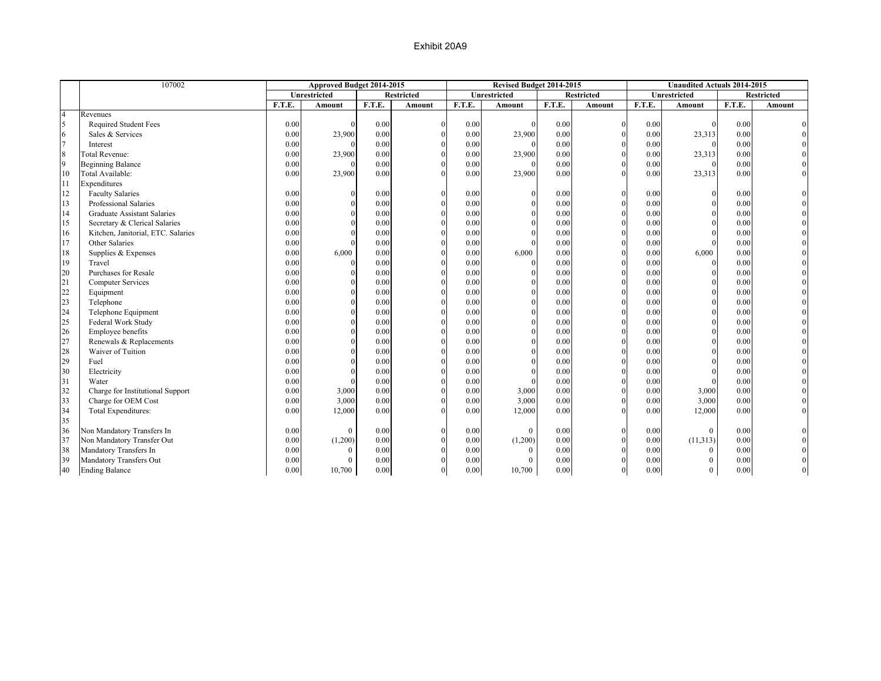# Exhibit 20A9

| | 107002 | Approved Budget 2014-2015 | | | | Revised Budget 2014-2015 | | | | Unaudited Actuals 2014-2015 | | | |
|---|---|---|---|---|---|---|---|---|---|---|---|---|---|
| | | Unrestricted | | Restricted | | Unrestricted | | Restricted | | Unrestricted | | Restricted | |
| | | F.T.E. | Amount | F.T.E. | Amount | F.T.E. | Amount | F.T.E. | Amount | F.T.E. | Amount | F.T.E. | Amount |
| 4 | Revenues | | | | | | | | | | | | |
| 5 | Required Student Fees | 0.00 | 0 | 0.00 | 0 | 0.00 | 0 | 0.00 | 0 | 0.00 | 0 | 0.00 | 0 |
| 6 | Sales & Services | 0.00 | 23,900 | 0.00 | 0 | 0.00 | 23,900 | 0.00 | 0 | 0.00 | 23,313 | 0.00 | 0 |
| 7 | Interest | 0.00 | 0 | 0.00 | 0 | 0.00 | 0 | 0.00 | 0 | 0.00 | 0 | 0.00 | 0 |
| 8 | Total Revenue: | 0.00 | 23,900 | 0.00 | 0 | 0.00 | 23,900 | 0.00 | 0 | 0.00 | 23,313 | 0.00 | 0 |
| 9 | Beginning Balance | 0.00 | 0 | 0.00 | 0 | 0.00 | 0 | 0.00 | 0 | 0.00 | 0 | 0.00 | 0 |
| 10 | Total Available: | 0.00 | 23,900 | 0.00 | 0 | 0.00 | 23,900 | 0.00 | 0 | 0.00 | 23,313 | 0.00 | 0 |
| 11 | Expenditures | | | | | | | | | | | | |
| 12 | Faculty Salaries | 0.00 | 0 | 0.00 | 0 | 0.00 | 0 | 0.00 | 0 | 0.00 | 0 | 0.00 | 0 |
| 13 | Professional Salaries | 0.00 | 0 | 0.00 | 0 | 0.00 | 0 | 0.00 | 0 | 0.00 | 0 | 0.00 | 0 |
| 14 | Graduate Assistant Salaries | 0.00 | 0 | 0.00 | 0 | 0.00 | 0 | 0.00 | 0 | 0.00 | 0 | 0.00 | 0 |
| 15 | Secretary & Clerical Salaries | 0.00 | 0 | 0.00 | 0 | 0.00 | 0 | 0.00 | 0 | 0.00 | 0 | 0.00 | 0 |
| 16 | Kitchen, Janitorial, ETC. Salaries | 0.00 | 0 | 0.00 | 0 | 0.00 | 0 | 0.00 | 0 | 0.00 | 0 | 0.00 | 0 |
| 17 | Other Salaries | 0.00 | 0 | 0.00 | 0 | 0.00 | 0 | 0.00 | 0 | 0.00 | 0 | 0.00 | 0 |
| 18 | Supplies & Expenses | 0.00 | 6,000 | 0.00 | 0 | 0.00 | 6,000 | 0.00 | 0 | 0.00 | 6,000 | 0.00 | 0 |
| 19 | Travel | 0.00 | 0 | 0.00 | 0 | 0.00 | 0 | 0.00 | 0 | 0.00 | 0 | 0.00 | 0 |
| 20 | Purchases for Resale | 0.00 | 0 | 0.00 | 0 | 0.00 | 0 | 0.00 | 0 | 0.00 | 0 | 0.00 | 0 |
| 21 | Computer Services | 0.00 | 0 | 0.00 | 0 | 0.00 | 0 | 0.00 | 0 | 0.00 | 0 | 0.00 | 0 |
| 22 | Equipment | 0.00 | 0 | 0.00 | 0 | 0.00 | 0 | 0.00 | 0 | 0.00 | 0 | 0.00 | 0 |
| 23 | Telephone | 0.00 | 0 | 0.00 | 0 | 0.00 | 0 | 0.00 | 0 | 0.00 | 0 | 0.00 | 0 |
| 24 | Telephone Equipment | 0.00 | 0 | 0.00 | 0 | 0.00 | 0 | 0.00 | 0 | 0.00 | 0 | 0.00 | 0 |
| 25 | Federal Work Study | 0.00 | 0 | 0.00 | 0 | 0.00 | 0 | 0.00 | 0 | 0.00 | 0 | 0.00 | 0 |
| 26 | Employee benefits | 0.00 | 0 | 0.00 | 0 | 0.00 | 0 | 0.00 | 0 | 0.00 | 0 | 0.00 | 0 |
| 27 | Renewals & Replacements | 0.00 | 0 | 0.00 | 0 | 0.00 | 0 | 0.00 | 0 | 0.00 | 0 | 0.00 | 0 |
| 28 | Waiver of Tuition | 0.00 | 0 | 0.00 | 0 | 0.00 | 0 | 0.00 | 0 | 0.00 | 0 | 0.00 | 0 |
| 29 | Fuel | 0.00 | 0 | 0.00 | 0 | 0.00 | 0 | 0.00 | 0 | 0.00 | 0 | 0.00 | 0 |
| 30 | Electricity | 0.00 | 0 | 0.00 | 0 | 0.00 | 0 | 0.00 | 0 | 0.00 | 0 | 0.00 | 0 |
| 31 | Water | 0.00 | 0 | 0.00 | 0 | 0.00 | 0 | 0.00 | 0 | 0.00 | 0 | 0.00 | 0 |
| 32 | Charge for Institutional Support | 0.00 | 3,000 | 0.00 | 0 | 0.00 | 3,000 | 0.00 | 0 | 0.00 | 3,000 | 0.00 | 0 |
| 33 | Charge for OEM Cost | 0.00 | 3,000 | 0.00 | 0 | 0.00 | 3,000 | 0.00 | 0 | 0.00 | 3,000 | 0.00 | 0 |
| 34 | Total Expenditures: | 0.00 | 12,000 | 0.00 | 0 | 0.00 | 12,000 | 0.00 | 0 | 0.00 | 12,000 | 0.00 | 0 |
| 35 | | | | | | | | | | | | | |
| 36 | Non Mandatory Transfers In | 0.00 | 0 | 0.00 | 0 | 0.00 | 0 | 0.00 | 0 | 0.00 | 0 | 0.00 | 0 |
| 37 | Non Mandatory Transfer Out | 0.00 | (1,200) | 0.00 | 0 | 0.00 | (1,200) | 0.00 | 0 | 0.00 | (11,313) | 0.00 | 0 |
| 38 | Mandatory Transfers In | 0.00 | 0 | 0.00 | 0 | 0.00 | 0 | 0.00 | 0 | 0.00 | 0 | 0.00 | 0 |
| 39 | Mandatory Transfers Out | 0.00 | 0 | 0.00 | 0 | 0.00 | 0 | 0.00 | 0 | 0.00 | 0 | 0.00 | 0 |
| 40 | Ending Balance | 0.00 | 10,700 | 0.00 | 0 | 0.00 | 10,700 | 0.00 | 0 | 0.00 | 0 | 0.00 | 0 |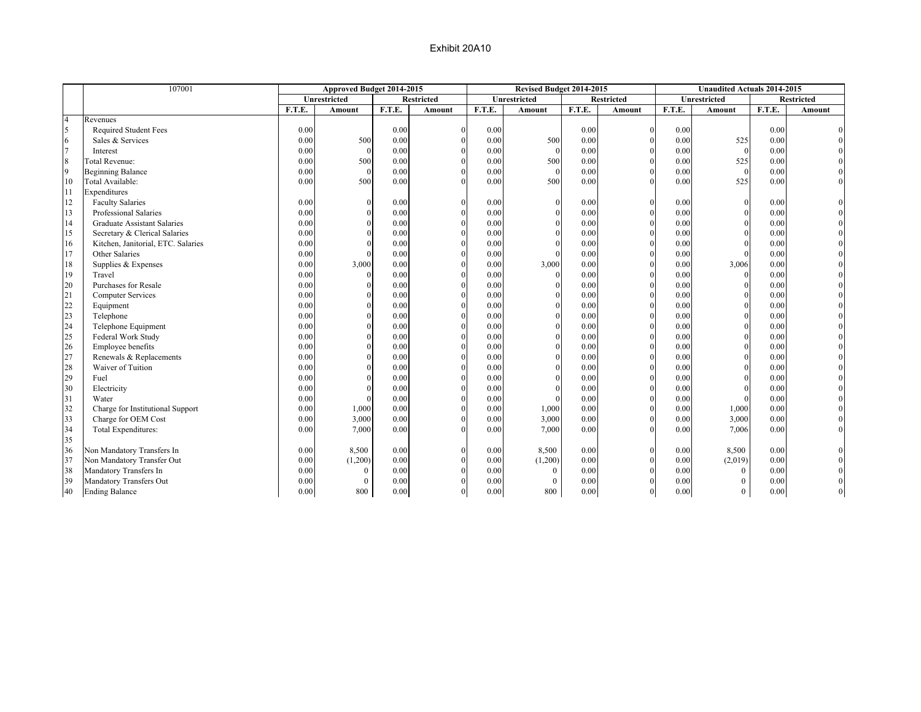# Exhibit 20A10

| | 107001 | Approved Budget 2014-2015 | | | | Revised Budget 2014-2015 | | | | Unaudited Actuals 2014-2015 | | | |
|---|---|---|---|---|---|---|---|---|---|---|---|---|---|
| | | Unrestricted | | Restricted | | Unrestricted | | Restricted | | Unrestricted | | Restricted | |
| | | F.T.E. | Amount | F.T.E. | Amount | F.T.E. | Amount | F.T.E. | Amount | F.T.E. | Amount | F.T.E. | Amount |
| 4 | Revenues | | | | | | | | | | | | |
| 5 | Required Student Fees | 0.00 | | 0.00 | 0 | 0.00 | | 0.00 | 0 | 0.00 | | 0.00 | 0 |
| 6 | Sales & Services | 0.00 | 500 | 0.00 | 0 | 0.00 | 500 | 0.00 | 0 | 0.00 | 525 | 0.00 | 0 |
| 7 | Interest | 0.00 | 0 | 0.00 | 0 | 0.00 | 0 | 0.00 | 0 | 0.00 | 0 | 0.00 | 0 |
| 8 | Total Revenue: | 0.00 | 500 | 0.00 | 0 | 0.00 | 500 | 0.00 | 0 | 0.00 | 525 | 0.00 | 0 |
| 9 | Beginning Balance | 0.00 | 0 | 0.00 | 0 | 0.00 | 0 | 0.00 | 0 | 0.00 | 0 | 0.00 | 0 |
| 10 | Total Available: | 0.00 | 500 | 0.00 | 0 | 0.00 | 500 | 0.00 | 0 | 0.00 | 525 | 0.00 | 0 |
| 11 | Expenditures | | | | | | | | | | | | |
| 12 | Faculty Salaries | 0.00 | 0 | 0.00 | 0 | 0.00 | 0 | 0.00 | 0 | 0.00 | 0 | 0.00 | 0 |
| 13 | Professional Salaries | 0.00 | 0 | 0.00 | 0 | 0.00 | 0 | 0.00 | 0 | 0.00 | 0 | 0.00 | 0 |
| 14 | Graduate Assistant Salaries | 0.00 | 0 | 0.00 | 0 | 0.00 | 0 | 0.00 | 0 | 0.00 | 0 | 0.00 | 0 |
| 15 | Secretary & Clerical Salaries | 0.00 | 0 | 0.00 | 0 | 0.00 | 0 | 0.00 | 0 | 0.00 | 0 | 0.00 | 0 |
| 16 | Kitchen, Janitorial, ETC. Salaries | 0.00 | 0 | 0.00 | 0 | 0.00 | 0 | 0.00 | 0 | 0.00 | 0 | 0.00 | 0 |
| 17 | Other Salaries | 0.00 | 0 | 0.00 | 0 | 0.00 | 0 | 0.00 | 0 | 0.00 | 0 | 0.00 | 0 |
| 18 | Supplies & Expenses | 0.00 | 3,000 | 0.00 | 0 | 0.00 | 3,000 | 0.00 | 0 | 0.00 | 3,006 | 0.00 | 0 |
| 19 | Travel | 0.00 | 0 | 0.00 | 0 | 0.00 | 0 | 0.00 | 0 | 0.00 | 0 | 0.00 | 0 |
| 20 | Purchases for Resale | 0.00 | 0 | 0.00 | 0 | 0.00 | 0 | 0.00 | 0 | 0.00 | 0 | 0.00 | 0 |
| 21 | Computer Services | 0.00 | 0 | 0.00 | 0 | 0.00 | 0 | 0.00 | 0 | 0.00 | 0 | 0.00 | 0 |
| 22 | Equipment | 0.00 | 0 | 0.00 | 0 | 0.00 | 0 | 0.00 | 0 | 0.00 | 0 | 0.00 | 0 |
| 23 | Telephone | 0.00 | 0 | 0.00 | 0 | 0.00 | 0 | 0.00 | 0 | 0.00 | 0 | 0.00 | 0 |
| 24 | Telephone Equipment | 0.00 | 0 | 0.00 | 0 | 0.00 | 0 | 0.00 | 0 | 0.00 | 0 | 0.00 | 0 |
| 25 | Federal Work Study | 0.00 | 0 | 0.00 | 0 | 0.00 | 0 | 0.00 | 0 | 0.00 | 0 | 0.00 | 0 |
| 26 | Employee benefits | 0.00 | 0 | 0.00 | 0 | 0.00 | 0 | 0.00 | 0 | 0.00 | 0 | 0.00 | 0 |
| 27 | Renewals & Replacements | 0.00 | 0 | 0.00 | 0 | 0.00 | 0 | 0.00 | 0 | 0.00 | 0 | 0.00 | 0 |
| 28 | Waiver of Tuition | 0.00 | 0 | 0.00 | 0 | 0.00 | 0 | 0.00 | 0 | 0.00 | 0 | 0.00 | 0 |
| 29 | Fuel | 0.00 | 0 | 0.00 | 0 | 0.00 | 0 | 0.00 | 0 | 0.00 | 0 | 0.00 | 0 |
| 30 | Electricity | 0.00 | 0 | 0.00 | 0 | 0.00 | 0 | 0.00 | 0 | 0.00 | 0 | 0.00 | 0 |
| 31 | Water | 0.00 | 0 | 0.00 | 0 | 0.00 | 0 | 0.00 | 0 | 0.00 | 0 | 0.00 | 0 |
| 32 | Charge for Institutional Support | 0.00 | 1,000 | 0.00 | 0 | 0.00 | 1,000 | 0.00 | 0 | 0.00 | 1,000 | 0.00 | 0 |
| 33 | Charge for OEM Cost | 0.00 | 3,000 | 0.00 | 0 | 0.00 | 3,000 | 0.00 | 0 | 0.00 | 3,000 | 0.00 | 0 |
| 34 | Total Expenditures: | 0.00 | 7,000 | 0.00 | 0 | 0.00 | 7,000 | 0.00 | 0 | 0.00 | 7,006 | 0.00 | 0 |
| 35 | | | | | | | | | | | | | |
| 36 | Non Mandatory Transfers In | 0.00 | 8,500 | 0.00 | 0 | 0.00 | 8,500 | 0.00 | 0 | 0.00 | 8,500 | 0.00 | 0 |
| 37 | Non Mandatory Transfer Out | 0.00 | (1,200) | 0.00 | 0 | 0.00 | (1,200) | 0.00 | 0 | 0.00 | (2,019) | 0.00 | 0 |
| 38 | Mandatory Transfers In | 0.00 | 0 | 0.00 | 0 | 0.00 | 0 | 0.00 | 0 | 0.00 | 0 | 0.00 | 0 |
| 39 | Mandatory Transfers Out | 0.00 | 0 | 0.00 | 0 | 0.00 | 0 | 0.00 | 0 | 0.00 | 0 | 0.00 | 0 |
| 40 | Ending Balance | 0.00 | 800 | 0.00 | 0 | 0.00 | 800 | 0.00 | 0 | 0.00 | 0 | 0.00 | 0 |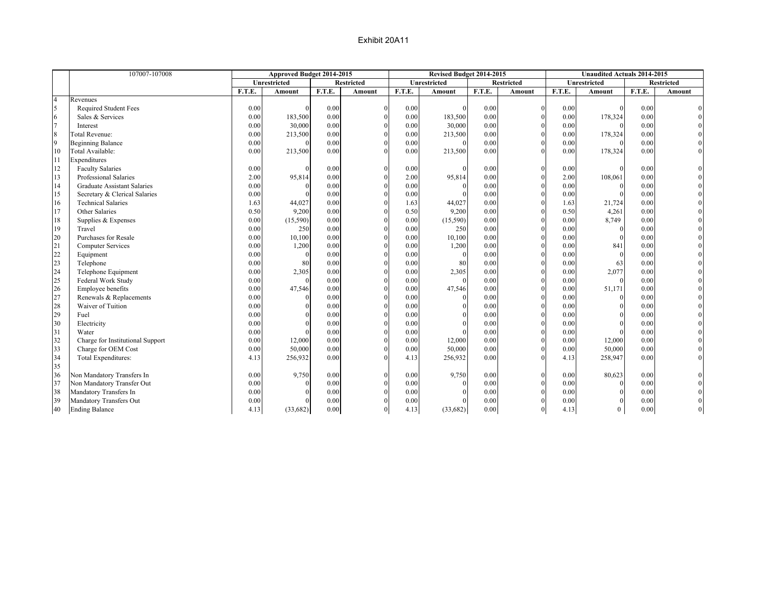# Exhibit 20A11

| | 107007-107008 | Approved Budget 2014-2015 | | | | Revised Budget 2014-2015 | | | | Unaudited Actuals 2014-2015 | | | |
|---|---|---|---|---|---|---|---|---|---|---|---|---|---|
| | | Unrestricted | | Restricted | | Unrestricted | | Restricted | | Unrestricted | | Restricted | |
| | | F.T.E. | Amount | F.T.E. | Amount | F.T.E. | Amount | F.T.E. | Amount | F.T.E. | Amount | F.T.E. | Amount |
| 4 | Revenues | | | | | | | | | | | | |
| 5 | Required Student Fees | 0.00 | 0 | 0.00 | 0 | 0.00 | 0 | 0.00 | 0 | 0.00 | 0 | 0.00 | 0 |
| 6 | Sales & Services | 0.00 | 183,500 | 0.00 | 0 | 0.00 | 183,500 | 0.00 | 0 | 0.00 | 178,324 | 0.00 | 0 |
| 7 | Interest | 0.00 | 30,000 | 0.00 | 0 | 0.00 | 30,000 | 0.00 | 0 | 0.00 | 0 | 0.00 | 0 |
| 8 | Total Revenue: | 0.00 | 213,500 | 0.00 | 0 | 0.00 | 213,500 | 0.00 | 0 | 0.00 | 178,324 | 0.00 | 0 |
| 9 | Beginning Balance | 0.00 | 0 | 0.00 | 0 | 0.00 | 0 | 0.00 | 0 | 0.00 | 0 | 0.00 | 0 |
| 10 | Total Available: | 0.00 | 213,500 | 0.00 | 0 | 0.00 | 213,500 | 0.00 | 0 | 0.00 | 178,324 | 0.00 | 0 |
| 11 | Expenditures | | | | | | | | | | | | |
| 12 | Faculty Salaries | 0.00 | 0 | 0.00 | 0 | 0.00 | 0 | 0.00 | 0 | 0.00 | 0 | 0.00 | 0 |
| 13 | Professional Salaries | 2.00 | 95,814 | 0.00 | 0 | 2.00 | 95,814 | 0.00 | 0 | 2.00 | 108,061 | 0.00 | 0 |
| 14 | Graduate Assistant Salaries | 0.00 | 0 | 0.00 | 0 | 0.00 | 0 | 0.00 | 0 | 0.00 | 0 | 0.00 | 0 |
| 15 | Secretary & Clerical Salaries | 0.00 | 0 | 0.00 | 0 | 0.00 | 0 | 0.00 | 0 | 0.00 | 0 | 0.00 | 0 |
| 16 | Technical Salaries | 1.63 | 44,027 | 0.00 | 0 | 1.63 | 44,027 | 0.00 | 0 | 1.63 | 21,724 | 0.00 | 0 |
| 17 | Other Salaries | 0.50 | 9,200 | 0.00 | 0 | 0.50 | 9,200 | 0.00 | 0 | 0.50 | 4,261 | 0.00 | 0 |
| 18 | Supplies & Expenses | 0.00 | (15,590) | 0.00 | 0 | 0.00 | (15,590) | 0.00 | 0 | 0.00 | 8,749 | 0.00 | 0 |
| 19 | Travel | 0.00 | 250 | 0.00 | 0 | 0.00 | 250 | 0.00 | 0 | 0.00 | 0 | 0.00 | 0 |
| 20 | Purchases for Resale | 0.00 | 10,100 | 0.00 | 0 | 0.00 | 10,100 | 0.00 | 0 | 0.00 | 0 | 0.00 | 0 |
| 21 | Computer Services | 0.00 | 1,200 | 0.00 | 0 | 0.00 | 1,200 | 0.00 | 0 | 0.00 | 841 | 0.00 | 0 |
| 22 | Equipment | 0.00 | 0 | 0.00 | 0 | 0.00 | 0 | 0.00 | 0 | 0.00 | 0 | 0.00 | 0 |
| 23 | Telephone | 0.00 | 80 | 0.00 | 0 | 0.00 | 80 | 0.00 | 0 | 0.00 | 63 | 0.00 | 0 |
| 24 | Telephone Equipment | 0.00 | 2,305 | 0.00 | 0 | 0.00 | 2,305 | 0.00 | 0 | 0.00 | 2,077 | 0.00 | 0 |
| 25 | Federal Work Study | 0.00 | 0 | 0.00 | 0 | 0.00 | 0 | 0.00 | 0 | 0.00 | 0 | 0.00 | 0 |
| 26 | Employee benefits | 0.00 | 47,546 | 0.00 | 0 | 0.00 | 47,546 | 0.00 | 0 | 0.00 | 51,171 | 0.00 | 0 |
| 27 | Renewals & Replacements | 0.00 | 0 | 0.00 | 0 | 0.00 | 0 | 0.00 | 0 | 0.00 | 0 | 0.00 | 0 |
| 28 | Waiver of Tuition | 0.00 | 0 | 0.00 | 0 | 0.00 | 0 | 0.00 | 0 | 0.00 | 0 | 0.00 | 0 |
| 29 | Fuel | 0.00 | 0 | 0.00 | 0 | 0.00 | 0 | 0.00 | 0 | 0.00 | 0 | 0.00 | 0 |
| 30 | Electricity | 0.00 | 0 | 0.00 | 0 | 0.00 | 0 | 0.00 | 0 | 0.00 | 0 | 0.00 | 0 |
| 31 | Water | 0.00 | 0 | 0.00 | 0 | 0.00 | 0 | 0.00 | 0 | 0.00 | 0 | 0.00 | 0 |
| 32 | Charge for Institutional Support | 0.00 | 12,000 | 0.00 | 0 | 0.00 | 12,000 | 0.00 | 0 | 0.00 | 12,000 | 0.00 | 0 |
| 33 | Charge for OEM Cost | 0.00 | 50,000 | 0.00 | 0 | 0.00 | 50,000 | 0.00 | 0 | 0.00 | 50,000 | 0.00 | 0 |
| 34 | Total Expenditures: | 4.13 | 256,932 | 0.00 | 0 | 4.13 | 256,932 | 0.00 | 0 | 4.13 | 258,947 | 0.00 | 0 |
| 35 | | | | | | | | | | | | | |
| 36 | Non Mandatory Transfers In | 0.00 | 9,750 | 0.00 | 0 | 0.00 | 9,750 | 0.00 | 0 | 0.00 | 80,623 | 0.00 | 0 |
| 37 | Non Mandatory Transfer Out | 0.00 | 0 | 0.00 | 0 | 0.00 | 0 | 0.00 | 0 | 0.00 | 0 | 0.00 | 0 |
| 38 | Mandatory Transfers In | 0.00 | 0 | 0.00 | 0 | 0.00 | 0 | 0.00 | 0 | 0.00 | 0 | 0.00 | 0 |
| 39 | Mandatory Transfers Out | 0.00 | 0 | 0.00 | 0 | 0.00 | 0 | 0.00 | 0 | 0.00 | 0 | 0.00 | 0 |
| 40 | Ending Balance | 4.13 | (33,682) | 0.00 | 0 | 4.13 | (33,682) | 0.00 | 0 | 4.13 | 0 | 0.00 | 0 |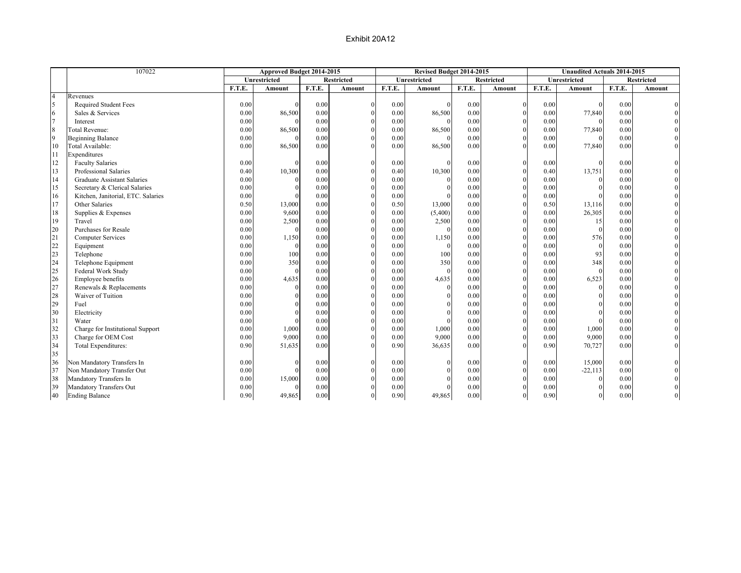Exhibit 20A12

| | 107022 | Approved Budget 2014-2015 | | | | Revised Budget 2014-2015 | | | | Unaudited Actuals 2014-2015 | | | |
|---|---|---|---|---|---|---|---|---|---|---|---|---|---|
| | | Unrestricted | | Restricted | | Unrestricted | | Restricted | | Unrestricted | | Restricted | |
| | | F.T.E. | Amount | F.T.E. | Amount | F.T.E. | Amount | F.T.E. | Amount | F.T.E. | Amount | F.T.E. | Amount |
| 4 | Revenues | | | | | | | | | | | | |
| 5 | Required Student Fees | 0.00 | 0 | 0.00 | 0 | 0.00 | 0 | 0.00 | 0 | 0.00 | 0 | 0.00 | 0 |
| 6 | Sales & Services | 0.00 | 86,500 | 0.00 | 0 | 0.00 | 86,500 | 0.00 | 0 | 0.00 | 77,840 | 0.00 | 0 |
| 7 | Interest | 0.00 | 0 | 0.00 | 0 | 0.00 | 0 | 0.00 | 0 | 0.00 | 0 | 0.00 | 0 |
| 8 | Total Revenue: | 0.00 | 86,500 | 0.00 | 0 | 0.00 | 86,500 | 0.00 | 0 | 0.00 | 77,840 | 0.00 | 0 |
| 9 | Beginning Balance | 0.00 | 0 | 0.00 | 0 | 0.00 | 0 | 0.00 | 0 | 0.00 | 0 | 0.00 | 0 |
| 10 | Total Available: | 0.00 | 86,500 | 0.00 | 0 | 0.00 | 86,500 | 0.00 | 0 | 0.00 | 77,840 | 0.00 | 0 |
| 11 | Expenditures | | | | | | | | | | | | |
| 12 | Faculty Salaries | 0.00 | 0 | 0.00 | 0 | 0.00 | 0 | 0.00 | 0 | 0.00 | 0 | 0.00 | 0 |
| 13 | Professional Salaries | 0.40 | 10,300 | 0.00 | 0 | 0.40 | 10,300 | 0.00 | 0 | 0.40 | 13,751 | 0.00 | 0 |
| 14 | Graduate Assistant Salaries | 0.00 | 0 | 0.00 | 0 | 0.00 | 0 | 0.00 | 0 | 0.00 | 0 | 0.00 | 0 |
| 15 | Secretary & Clerical Salaries | 0.00 | 0 | 0.00 | 0 | 0.00 | 0 | 0.00 | 0 | 0.00 | 0 | 0.00 | 0 |
| 16 | Kitchen, Janitorial, ETC. Salaries | 0.00 | 0 | 0.00 | 0 | 0.00 | 0 | 0.00 | 0 | 0.00 | 0 | 0.00 | 0 |
| 17 | Other Salaries | 0.50 | 13,000 | 0.00 | 0 | 0.50 | 13,000 | 0.00 | 0 | 0.50 | 13,116 | 0.00 | 0 |
| 18 | Supplies & Expenses | 0.00 | 9,600 | 0.00 | 0 | 0.00 | (5,400) | 0.00 | 0 | 0.00 | 26,305 | 0.00 | 0 |
| 19 | Travel | 0.00 | 2,500 | 0.00 | 0 | 0.00 | 2,500 | 0.00 | 0 | 0.00 | 15 | 0.00 | 0 |
| 20 | Purchases for Resale | 0.00 | 0 | 0.00 | 0 | 0.00 | 0 | 0.00 | 0 | 0.00 | 0 | 0.00 | 0 |
| 21 | Computer Services | 0.00 | 1,150 | 0.00 | 0 | 0.00 | 1,150 | 0.00 | 0 | 0.00 | 576 | 0.00 | 0 |
| 22 | Equipment | 0.00 | 0 | 0.00 | 0 | 0.00 | 0 | 0.00 | 0 | 0.00 | 0 | 0.00 | 0 |
| 23 | Telephone | 0.00 | 100 | 0.00 | 0 | 0.00 | 100 | 0.00 | 0 | 0.00 | 93 | 0.00 | 0 |
| 24 | Telephone Equipment | 0.00 | 350 | 0.00 | 0 | 0.00 | 350 | 0.00 | 0 | 0.00 | 348 | 0.00 | 0 |
| 25 | Federal Work Study | 0.00 | 0 | 0.00 | 0 | 0.00 | 0 | 0.00 | 0 | 0.00 | 0 | 0.00 | 0 |
| 26 | Employee benefits | 0.00 | 4,635 | 0.00 | 0 | 0.00 | 4,635 | 0.00 | 0 | 0.00 | 6,523 | 0.00 | 0 |
| 27 | Renewals & Replacements | 0.00 | 0 | 0.00 | 0 | 0.00 | 0 | 0.00 | 0 | 0.00 | 0 | 0.00 | 0 |
| 28 | Waiver of Tuition | 0.00 | 0 | 0.00 | 0 | 0.00 | 0 | 0.00 | 0 | 0.00 | 0 | 0.00 | 0 |
| 29 | Fuel | 0.00 | 0 | 0.00 | 0 | 0.00 | 0 | 0.00 | 0 | 0.00 | 0 | 0.00 | 0 |
| 30 | Electricity | 0.00 | 0 | 0.00 | 0 | 0.00 | 0 | 0.00 | 0 | 0.00 | 0 | 0.00 | 0 |
| 31 | Water | 0.00 | 0 | 0.00 | 0 | 0.00 | 0 | 0.00 | 0 | 0.00 | 0 | 0.00 | 0 |
| 32 | Charge for Institutional Support | 0.00 | 1,000 | 0.00 | 0 | 0.00 | 1,000 | 0.00 | 0 | 0.00 | 1,000 | 0.00 | 0 |
| 33 | Charge for OEM Cost | 0.00 | 9,000 | 0.00 | 0 | 0.00 | 9,000 | 0.00 | 0 | 0.00 | 9,000 | 0.00 | 0 |
| 34 | Total Expenditures: | 0.90 | 51,635 | 0.00 | 0 | 0.90 | 36,635 | 0.00 | 0 | 0.90 | 70,727 | 0.00 | 0 |
| 35 | | | | | | | | | | | | | |
| 36 | Non Mandatory Transfers In | 0.00 | 0 | 0.00 | 0 | 0.00 | 0 | 0.00 | 0 | 0.00 | 15,000 | 0.00 | 0 |
| 37 | Non Mandatory Transfer Out | 0.00 | 0 | 0.00 | 0 | 0.00 | 0 | 0.00 | 0 | 0.00 | -22,113 | 0.00 | 0 |
| 38 | Mandatory Transfers In | 0.00 | 15,000 | 0.00 | 0 | 0.00 | 0 | 0.00 | 0 | 0.00 | 0 | 0.00 | 0 |
| 39 | Mandatory Transfers Out | 0.00 | 0 | 0.00 | 0 | 0.00 | 0 | 0.00 | 0 | 0.00 | 0 | 0.00 | 0 |
| 40 | Ending Balance | 0.90 | 49,865 | 0.00 | 0 | 0.90 | 49,865 | 0.00 | 0 | 0.90 | 0 | 0.00 | 0 |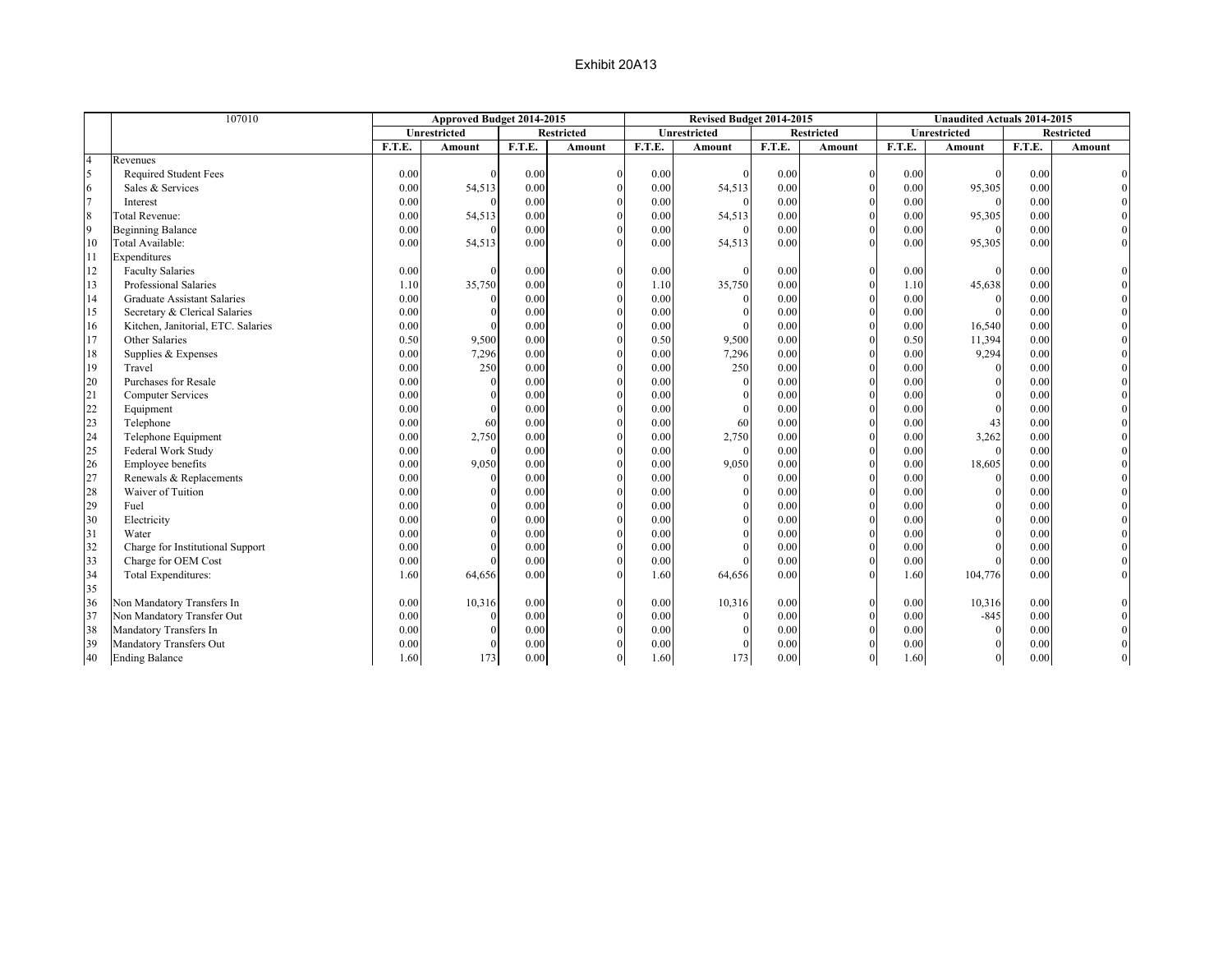# Exhibit 20A13

| | 107010 | Approved Budget 2014-2015 | | | | Revised Budget 2014-2015 | | | | Unaudited Actuals 2014-2015 | | | |
|---|---|---|---|---|---|---|---|---|---|---|---|---|---|
| | | Unrestricted | | Restricted | | Unrestricted | | Restricted | | Unrestricted | | Restricted | |
| | | F.T.E. | Amount | F.T.E. | Amount | F.T.E. | Amount | F.T.E. | Amount | F.T.E. | Amount | F.T.E. | Amount |
| 4 | Revenues | | | | | | | | | | | | |
| 5 | Required Student Fees | 0.00 | 0 | 0.00 | 0 | 0.00 | 0 | 0.00 | 0 | 0.00 | 0 | 0.00 | 0 |
| 6 | Sales & Services | 0.00 | 54,513 | 0.00 | 0 | 0.00 | 54,513 | 0.00 | 0 | 0.00 | 95,305 | 0.00 | 0 |
| 7 | Interest | 0.00 | 0 | 0.00 | 0 | 0.00 | 0 | 0.00 | 0 | 0.00 | 0 | 0.00 | 0 |
| 8 | Total Revenue: | 0.00 | 54,513 | 0.00 | 0 | 0.00 | 54,513 | 0.00 | 0 | 0.00 | 95,305 | 0.00 | 0 |
| 9 | Beginning Balance | 0.00 | 0 | 0.00 | 0 | 0.00 | 0 | 0.00 | 0 | 0.00 | 0 | 0.00 | 0 |
| 10 | Total Available: | 0.00 | 54,513 | 0.00 | 0 | 0.00 | 54,513 | 0.00 | 0 | 0.00 | 95,305 | 0.00 | 0 |
| 11 | Expenditures | | | | | | | | | | | | |
| 12 | Faculty Salaries | 0.00 | 0 | 0.00 | 0 | 0.00 | 0 | 0.00 | 0 | 0.00 | 0 | 0.00 | 0 |
| 13 | Professional Salaries | 1.10 | 35,750 | 0.00 | 0 | 1.10 | 35,750 | 0.00 | 0 | 1.10 | 45,638 | 0.00 | 0 |
| 14 | Graduate Assistant Salaries | 0.00 | 0 | 0.00 | 0 | 0.00 | 0 | 0.00 | 0 | 0.00 | 0 | 0.00 | 0 |
| 15 | Secretary & Clerical Salaries | 0.00 | 0 | 0.00 | 0 | 0.00 | 0 | 0.00 | 0 | 0.00 | 0 | 0.00 | 0 |
| 16 | Kitchen, Janitorial, ETC. Salaries | 0.00 | 0 | 0.00 | 0 | 0.00 | 0 | 0.00 | 0 | 0.00 | 16,540 | 0.00 | 0 |
| 17 | Other Salaries | 0.50 | 9,500 | 0.00 | 0 | 0.50 | 9,500 | 0.00 | 0 | 0.50 | 11,394 | 0.00 | 0 |
| 18 | Supplies & Expenses | 0.00 | 7,296 | 0.00 | 0 | 0.00 | 7,296 | 0.00 | 0 | 0.00 | 9,294 | 0.00 | 0 |
| 19 | Travel | 0.00 | 250 | 0.00 | 0 | 0.00 | 250 | 0.00 | 0 | 0.00 | 0 | 0.00 | 0 |
| 20 | Purchases for Resale | 0.00 | 0 | 0.00 | 0 | 0.00 | 0 | 0.00 | 0 | 0.00 | 0 | 0.00 | 0 |
| 21 | Computer Services | 0.00 | 0 | 0.00 | 0 | 0.00 | 0 | 0.00 | 0 | 0.00 | 0 | 0.00 | 0 |
| 22 | Equipment | 0.00 | 0 | 0.00 | 0 | 0.00 | 0 | 0.00 | 0 | 0.00 | 0 | 0.00 | 0 |
| 23 | Telephone | 0.00 | 60 | 0.00 | 0 | 0.00 | 60 | 0.00 | 0 | 0.00 | 43 | 0.00 | 0 |
| 24 | Telephone Equipment | 0.00 | 2,750 | 0.00 | 0 | 0.00 | 2,750 | 0.00 | 0 | 0.00 | 3,262 | 0.00 | 0 |
| 25 | Federal Work Study | 0.00 | 0 | 0.00 | 0 | 0.00 | 0 | 0.00 | 0 | 0.00 | 0 | 0.00 | 0 |
| 26 | Employee benefits | 0.00 | 9,050 | 0.00 | 0 | 0.00 | 9,050 | 0.00 | 0 | 0.00 | 18,605 | 0.00 | 0 |
| 27 | Renewals & Replacements | 0.00 | 0 | 0.00 | 0 | 0.00 | 0 | 0.00 | 0 | 0.00 | 0 | 0.00 | 0 |
| 28 | Waiver of Tuition | 0.00 | 0 | 0.00 | 0 | 0.00 | 0 | 0.00 | 0 | 0.00 | 0 | 0.00 | 0 |
| 29 | Fuel | 0.00 | 0 | 0.00 | 0 | 0.00 | 0 | 0.00 | 0 | 0.00 | 0 | 0.00 | 0 |
| 30 | Electricity | 0.00 | 0 | 0.00 | 0 | 0.00 | 0 | 0.00 | 0 | 0.00 | 0 | 0.00 | 0 |
| 31 | Water | 0.00 | 0 | 0.00 | 0 | 0.00 | 0 | 0.00 | 0 | 0.00 | 0 | 0.00 | 0 |
| 32 | Charge for Institutional Support | 0.00 | 0 | 0.00 | 0 | 0.00 | 0 | 0.00 | 0 | 0.00 | 0 | 0.00 | 0 |
| 33 | Charge for OEM Cost | 0.00 | 0 | 0.00 | 0 | 0.00 | 0 | 0.00 | 0 | 0.00 | 0 | 0.00 | 0 |
| 34 | Total Expenditures: | 1.60 | 64,656 | 0.00 | 0 | 1.60 | 64,656 | 0.00 | 0 | 1.60 | 104,776 | 0.00 | 0 |
| 35 | | | | | | | | | | | | | |
| 36 | Non Mandatory Transfers In | 0.00 | 10,316 | 0.00 | 0 | 0.00 | 10,316 | 0.00 | 0 | 0.00 | 10,316 | 0.00 | 0 |
| 37 | Non Mandatory Transfer Out | 0.00 | 0 | 0.00 | 0 | 0.00 | 0 | 0.00 | 0 | 0.00 | -845 | 0.00 | 0 |
| 38 | Mandatory Transfers In | 0.00 | 0 | 0.00 | 0 | 0.00 | 0 | 0.00 | 0 | 0.00 | 0 | 0.00 | 0 |
| 39 | Mandatory Transfers Out | 0.00 | 0 | 0.00 | 0 | 0.00 | 0 | 0.00 | 0 | 0.00 | 0 | 0.00 | 0 |
| 40 | Ending Balance | 1.60 | 173 | 0.00 | 0 | 1.60 | 173 | 0.00 | 0 | 1.60 | 0 | 0.00 | 0 |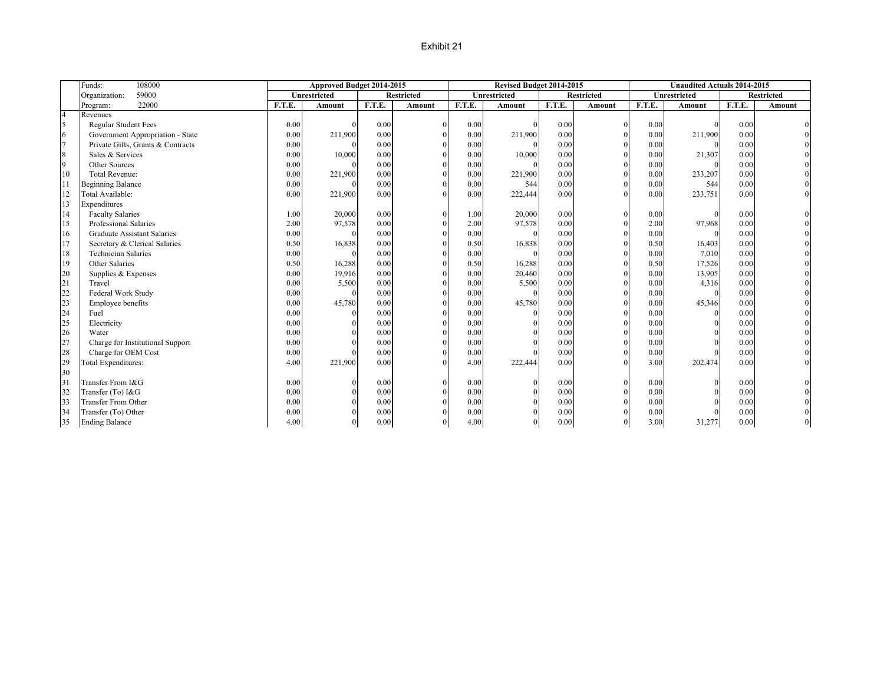Exhibit 21

| | Funds: 108000 | Approved Budget 2014-2015 | | | | Revised Budget 2014-2015 | | | | Unaudited Actuals 2014-2015 | | | |
|---|---|---|---|---|---|---|---|---|---|---|---|---|---|
| | Organization: 59000 | Unrestricted | | Restricted | | Unrestricted | | Restricted | | Unrestricted | | Restricted | |
| | Program: 22000 | F.T.E. | Amount | F.T.E. | Amount | F.T.E. | Amount | F.T.E. | Amount | F.T.E. | Amount | F.T.E. | Amount |
| 4 | Revenues | | | | | | | | | | | | |
| 5 | Regular Student Fees | 0.00 | 0 | 0.00 | 0 | 0.00 | 0 | 0.00 | 0 | 0.00 | 0 | 0.00 | 0 |
| 6 | Government Appropriation - State | 0.00 | 211,900 | 0.00 | 0 | 0.00 | 211,900 | 0.00 | 0 | 0.00 | 211,900 | 0.00 | 0 |
| 7 | Private Gifts, Grants & Contracts | 0.00 | 0 | 0.00 | 0 | 0.00 | 0 | 0.00 | 0 | 0.00 | 0 | 0.00 | 0 |
| 8 | Sales & Services | 0.00 | 10,000 | 0.00 | 0 | 0.00 | 10,000 | 0.00 | 0 | 0.00 | 21,307 | 0.00 | 0 |
| 9 | Other Sources | 0.00 | 0 | 0.00 | 0 | 0.00 | 0 | 0.00 | 0 | 0.00 | 0 | 0.00 | 0 |
| 10 | Total Revenue: | 0.00 | 221,900 | 0.00 | 0 | 0.00 | 221,900 | 0.00 | 0 | 0.00 | 233,207 | 0.00 | 0 |
| 11 | Beginning Balance | 0.00 | 0 | 0.00 | 0 | 0.00 | 544 | 0.00 | 0 | 0.00 | 544 | 0.00 | 0 |
| 12 | Total Available: | 0.00 | 221,900 | 0.00 | 0 | 0.00 | 222,444 | 0.00 | 0 | 0.00 | 233,751 | 0.00 | 0 |
| 13 | Expenditures | | | | | | | | | | | | |
| 14 | Faculty Salaries | 1.00 | 20,000 | 0.00 | 0 | 1.00 | 20,000 | 0.00 | 0 | 0.00 | 0 | 0.00 | 0 |
| 15 | Professional Salaries | 2.00 | 97,578 | 0.00 | 0 | 2.00 | 97,578 | 0.00 | 0 | 2.00 | 97,968 | 0.00 | 0 |
| 16 | Graduate Assistant Salaries | 0.00 | 0 | 0.00 | 0 | 0.00 | 0 | 0.00 | 0 | 0.00 | 0 | 0.00 | 0 |
| 17 | Secretary & Clerical Salaries | 0.50 | 16,838 | 0.00 | 0 | 0.50 | 16,838 | 0.00 | 0 | 0.50 | 16,403 | 0.00 | 0 |
| 18 | Technician Salaries | 0.00 | 0 | 0.00 | 0 | 0.00 | 0 | 0.00 | 0 | 0.00 | 7,010 | 0.00 | 0 |
| 19 | Other Salaries | 0.50 | 16,288 | 0.00 | 0 | 0.50 | 16,288 | 0.00 | 0 | 0.50 | 17,526 | 0.00 | 0 |
| 20 | Supplies & Expenses | 0.00 | 19,916 | 0.00 | 0 | 0.00 | 20,460 | 0.00 | 0 | 0.00 | 13,905 | 0.00 | 0 |
| 21 | Travel | 0.00 | 5,500 | 0.00 | 0 | 0.00 | 5,500 | 0.00 | 0 | 0.00 | 4,316 | 0.00 | 0 |
| 22 | Federal Work Study | 0.00 | 0 | 0.00 | 0 | 0.00 | 0 | 0.00 | 0 | 0.00 | 0 | 0.00 | 0 |
| 23 | Employee benefits | 0.00 | 45,780 | 0.00 | 0 | 0.00 | 45,780 | 0.00 | 0 | 0.00 | 45,346 | 0.00 | 0 |
| 24 | Fuel | 0.00 | 0 | 0.00 | 0 | 0.00 | 0 | 0.00 | 0 | 0.00 | 0 | 0.00 | 0 |
| 25 | Electricity | 0.00 | 0 | 0.00 | 0 | 0.00 | 0 | 0.00 | 0 | 0.00 | 0 | 0.00 | 0 |
| 26 | Water | 0.00 | 0 | 0.00 | 0 | 0.00 | 0 | 0.00 | 0 | 0.00 | 0 | 0.00 | 0 |
| 27 | Charge for Institutional Support | 0.00 | 0 | 0.00 | 0 | 0.00 | 0 | 0.00 | 0 | 0.00 | 0 | 0.00 | 0 |
| 28 | Charge for OEM Cost | 0.00 | 0 | 0.00 | 0 | 0.00 | 0 | 0.00 | 0 | 0.00 | 0 | 0.00 | 0 |
| 29 | Total Expenditures: | 4.00 | 221,900 | 0.00 | 0 | 4.00 | 222,444 | 0.00 | 0 | 3.00 | 202,474 | 0.00 | 0 |
| 30 | | | | | | | | | | | | | |
| 31 | Transfer From I&G | 0.00 | 0 | 0.00 | 0 | 0.00 | 0 | 0.00 | 0 | 0.00 | 0 | 0.00 | 0 |
| 32 | Transfer (To) I&G | 0.00 | 0 | 0.00 | 0 | 0.00 | 0 | 0.00 | 0 | 0.00 | 0 | 0.00 | 0 |
| 33 | Transfer From Other | 0.00 | 0 | 0.00 | 0 | 0.00 | 0 | 0.00 | 0 | 0.00 | 0 | 0.00 | 0 |
| 34 | Transfer (To) Other | 0.00 | 0 | 0.00 | 0 | 0.00 | 0 | 0.00 | 0 | 0.00 | 0 | 0.00 | 0 |
| 35 | Ending Balance | 4.00 | 0 | 0.00 | 0 | 4.00 | 0 | 0.00 | 0 | 3.00 | 31,277 | 0.00 | 0 |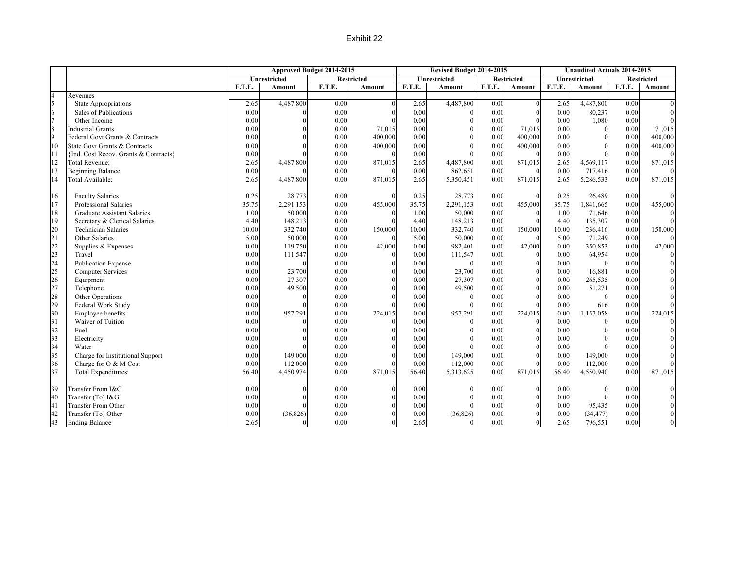# Exhibit 22

| | | Approved Budget 2014-2015 | | | | Revised Budget 2014-2015 | | | | Unaudited Actuals 2014-2015 | | | |
|---|---|---|---|---|---|---|---|---|---|---|---|---|---|
| | | Unrestricted | | Restricted | | Unrestricted | | Restricted | | Unrestricted | | Restricted | |
| | | F.T.E. | Amount | F.T.E. | Amount | F.T.E. | Amount | F.T.E. | Amount | F.T.E. | Amount | F.T.E. | Amount |
| 4 | Revenues | | | | | | | | | | | | |
| 5 | State Appropriations | 2.65 | 4,487,800 | 0.00 | 0 | 2.65 | 4,487,800 | 0.00 | 0 | 2.65 | 4,487,800 | 0.00 | 0 |
| 6 | Sales of Publications | 0.00 | 0 | 0.00 | 0 | 0.00 | 0 | 0.00 | 0 | 0.00 | 80,237 | 0.00 | 0 |
| 7 | Other Income | 0.00 | 0 | 0.00 | 0 | 0.00 | 0 | 0.00 | 0 | 0.00 | 1,080 | 0.00 | 0 |
| 8 | Industrial Grants | 0.00 | 0 | 0.00 | 71,015 | 0.00 | 0 | 0.00 | 71,015 | 0.00 | 0 | 0.00 | 71,015 |
| 9 | Federal Govt Grants & Contracts | 0.00 | 0 | 0.00 | 400,000 | 0.00 | 0 | 0.00 | 400,000 | 0.00 | 0 | 0.00 | 400,000 |
| 10 | State Govt Grants & Contracts | 0.00 | 0 | 0.00 | 400,000 | 0.00 | 0 | 0.00 | 400,000 | 0.00 | 0 | 0.00 | 400,000 |
| 11 | {Ind. Cost Recov. Grants & Contracts} | 0.00 | 0 | 0.00 | 0 | 0.00 | 0 | 0.00 | 0 | 0.00 | 0 | 0.00 | 0 |
| 12 | Total Revenue: | 2.65 | 4,487,800 | 0.00 | 871,015 | 2.65 | 4,487,800 | 0.00 | 871,015 | 2.65 | 4,569,117 | 0.00 | 871,015 |
| 13 | Beginning Balance | 0.00 | 0 | 0.00 | 0 | 0.00 | 862,651 | 0.00 | 0 | 0.00 | 717,416 | 0.00 | 0 |
| 14 | Total Available: | 2.65 | 4,487,800 | 0.00 | 871,015 | 2.65 | 5,350,451 | 0.00 | 871,015 | 2.65 | 5,286,533 | 0.00 | 871,015 |
| 16 | Faculty Salaries | 0.25 | 28,773 | 0.00 | 0 | 0.25 | 28,773 | 0.00 | 0 | 0.25 | 26,489 | 0.00 | 0 |
| 17 | Professional Salaries | 35.75 | 2,291,153 | 0.00 | 455,000 | 35.75 | 2,291,153 | 0.00 | 455,000 | 35.75 | 1,841,665 | 0.00 | 455,000 |
| 18 | Graduate Assistant Salaries | 1.00 | 50,000 | 0.00 | 0 | 1.00 | 50,000 | 0.00 | 0 | 1.00 | 71,646 | 0.00 | 0 |
| 19 | Secretary & Clerical Salaries | 4.40 | 148,213 | 0.00 | 0 | 4.40 | 148,213 | 0.00 | 0 | 4.40 | 135,307 | 0.00 | 0 |
| 20 | Technician Salaries | 10.00 | 332,740 | 0.00 | 150,000 | 10.00 | 332,740 | 0.00 | 150,000 | 10.00 | 236,416 | 0.00 | 150,000 |
| 21 | Other Salaries | 5.00 | 50,000 | 0.00 | 0 | 5.00 | 50,000 | 0.00 | 0 | 5.00 | 71,249 | 0.00 | 0 |
| 22 | Supplies & Expenses | 0.00 | 119,750 | 0.00 | 42,000 | 0.00 | 982,401 | 0.00 | 42,000 | 0.00 | 350,853 | 0.00 | 42,000 |
| 23 | Travel | 0.00 | 111,547 | 0.00 | 0 | 0.00 | 111,547 | 0.00 | 0 | 0.00 | 64,954 | 0.00 | 0 |
| 24 | Publication Expense | 0.00 | 0 | 0.00 | 0 | 0.00 | 0 | 0.00 | 0 | 0.00 | 0 | 0.00 | 0 |
| 25 | Computer Services | 0.00 | 23,700 | 0.00 | 0 | 0.00 | 23,700 | 0.00 | 0 | 0.00 | 16,881 | 0.00 | 0 |
| 26 | Equipment | 0.00 | 27,307 | 0.00 | 0 | 0.00 | 27,307 | 0.00 | 0 | 0.00 | 265,535 | 0.00 | 0 |
| 27 | Telephone | 0.00 | 49,500 | 0.00 | 0 | 0.00 | 49,500 | 0.00 | 0 | 0.00 | 51,271 | 0.00 | 0 |
| 28 | Other Operations | 0.00 | 0 | 0.00 | 0 | 0.00 | 0 | 0.00 | 0 | 0.00 | 0 | 0.00 | 0 |
| 29 | Federal Work Study | 0.00 | 0 | 0.00 | 0 | 0.00 | 0 | 0.00 | 0 | 0.00 | 616 | 0.00 | 0 |
| 30 | Employee benefits | 0.00 | 957,291 | 0.00 | 224,015 | 0.00 | 957,291 | 0.00 | 224,015 | 0.00 | 1,157,058 | 0.00 | 224,015 |
| 31 | Waiver of Tuition | 0.00 | 0 | 0.00 | 0 | 0.00 | 0 | 0.00 | 0 | 0.00 | 0 | 0.00 | 0 |
| 32 | Fuel | 0.00 | 0 | 0.00 | 0 | 0.00 | 0 | 0.00 | 0 | 0.00 | 0 | 0.00 | 0 |
| 33 | Electricity | 0.00 | 0 | 0.00 | 0 | 0.00 | 0 | 0.00 | 0 | 0.00 | 0 | 0.00 | 0 |
| 34 | Water | 0.00 | 0 | 0.00 | 0 | 0.00 | 0 | 0.00 | 0 | 0.00 | 0 | 0.00 | 0 |
| 35 | Charge for Institutional Support | 0.00 | 149,000 | 0.00 | 0 | 0.00 | 149,000 | 0.00 | 0 | 0.00 | 149,000 | 0.00 | 0 |
| 36 | Charge for O & M Cost | 0.00 | 112,000 | 0.00 | 0 | 0.00 | 112,000 | 0.00 | 0 | 0.00 | 112,000 | 0.00 | 0 |
| 37 | Total Expenditures: | 56.40 | 4,450,974 | 0.00 | 871,015 | 56.40 | 5,313,625 | 0.00 | 871,015 | 56.40 | 4,550,940 | 0.00 | 871,015 |
| 39 | Transfer From I&G | 0.00 | 0 | 0.00 | 0 | 0.00 | 0 | 0.00 | 0 | 0.00 | 0 | 0.00 | 0 |
| 40 | Transfer (To) I&G | 0.00 | 0 | 0.00 | 0 | 0.00 | 0 | 0.00 | 0 | 0.00 | 0 | 0.00 | 0 |
| 41 | Transfer From Other | 0.00 | 0 | 0.00 | 0 | 0.00 | 0 | 0.00 | 0 | 0.00 | 95,435 | 0.00 | 0 |
| 42 | Transfer (To) Other | 0.00 | (36,826) | 0.00 | 0 | 0.00 | (36,826) | 0.00 | 0 | 0.00 | (34,477) | 0.00 | 0 |
| 43 | Ending Balance | 2.65 | 0 | 0.00 | 0 | 2.65 | 0 | 0.00 | 0 | 2.65 | 796,551 | 0.00 | 0 |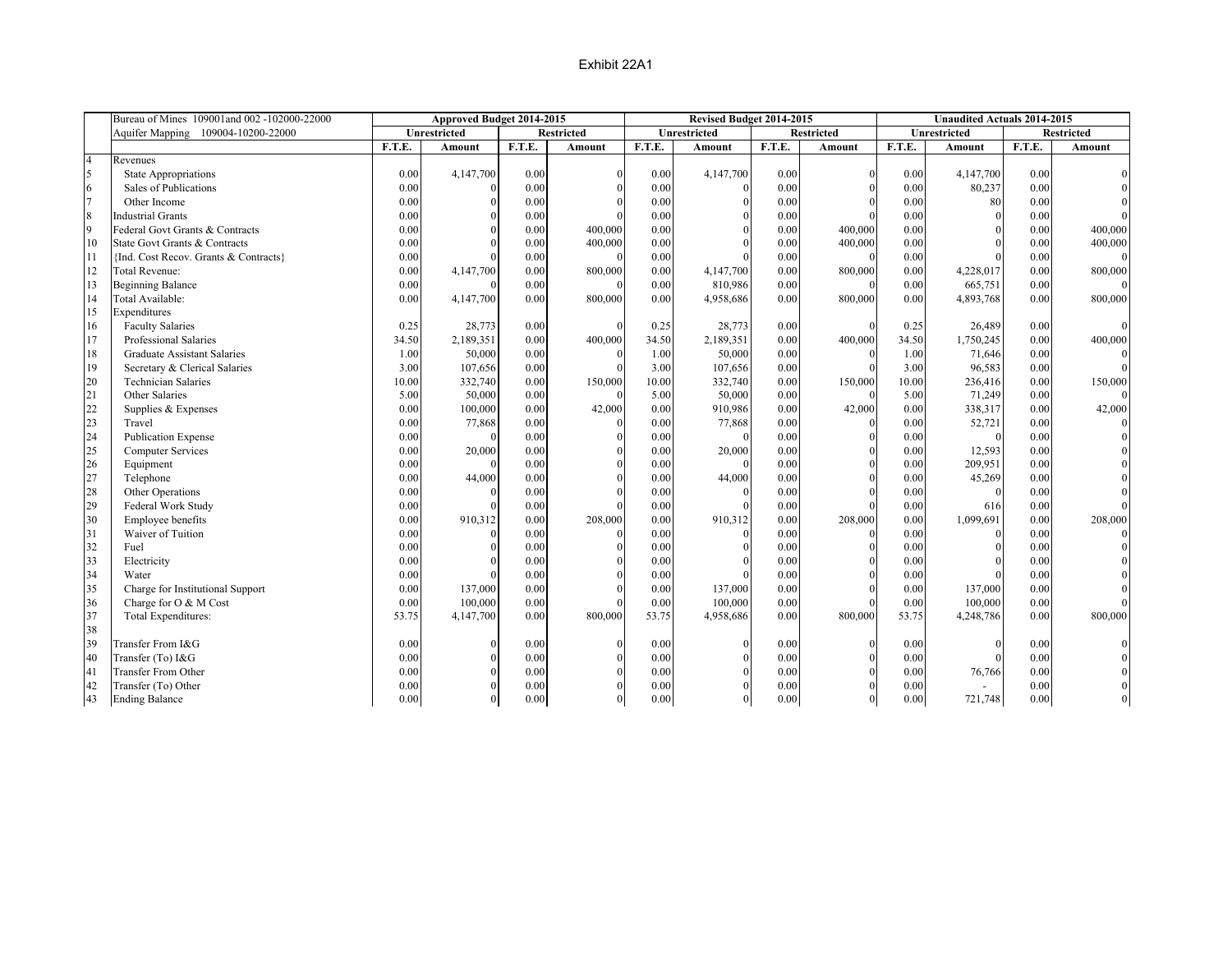# Exhibit 22A1

| | Bureau of Mines 109001and 002 -102000-22000 | Approved Budget 2014-2015 | | | | Revised Budget 2014-2015 | | | | Unaudited Actuals 2014-2015 | | | |
|---|---|---|---|---|---|---|---|---|---|---|---|---|---|
| | Aquifer Mapping 109004-10200-22000 | Unrestricted | | Restricted | | Unrestricted | | Restricted | | Unrestricted | | Restricted | |
| | | F.T.E. | Amount | F.T.E. | Amount | F.T.E. | Amount | F.T.E. | Amount | F.T.E. | Amount | F.T.E. | Amount |
| 4 | Revenues | | | | | | | | | | | | |
| 5 | State Appropriations | 0.00 | 4,147,700 | 0.00 | 0 | 0.00 | 4,147,700 | 0.00 | 0 | 0.00 | 4,147,700 | 0.00 | 0 |
| 6 | Sales of Publications | 0.00 | 0 | 0.00 | 0 | 0.00 | 0 | 0.00 | 0 | 0.00 | 80,237 | 0.00 | 0 |
| 7 | Other Income | 0.00 | 0 | 0.00 | 0 | 0.00 | 0 | 0.00 | 0 | 0.00 | 80 | 0.00 | 0 |
| 8 | Industrial Grants | 0.00 | 0 | 0.00 | 0 | 0.00 | 0 | 0.00 | 0 | 0.00 | 0 | 0.00 | 0 |
| 9 | Federal Govt Grants & Contracts | 0.00 | 0 | 0.00 | 400,000 | 0.00 | 0 | 0.00 | 400,000 | 0.00 | 0 | 0.00 | 400,000 |
| 10 | State Govt Grants & Contracts | 0.00 | 0 | 0.00 | 400,000 | 0.00 | 0 | 0.00 | 400,000 | 0.00 | 0 | 0.00 | 400,000 |
| 11 | {Ind. Cost Recov. Grants & Contracts} | 0.00 | 0 | 0.00 | 0 | 0.00 | 0 | 0.00 | 0 | 0.00 | 0 | 0.00 | 0 |
| 12 | Total Revenue: | 0.00 | 4,147,700 | 0.00 | 800,000 | 0.00 | 4,147,700 | 0.00 | 800,000 | 0.00 | 4,228,017 | 0.00 | 800,000 |
| 13 | Beginning Balance | 0.00 | 0 | 0.00 | 0 | 0.00 | 810,986 | 0.00 | 0 | 0.00 | 665,751 | 0.00 | 0 |
| 14 | Total Available: | 0.00 | 4,147,700 | 0.00 | 800,000 | 0.00 | 4,958,686 | 0.00 | 800,000 | 0.00 | 4,893,768 | 0.00 | 800,000 |
| 15 | Expenditures | | | | | | | | | | | | |
| 16 | Faculty Salaries | 0.25 | 28,773 | 0.00 | 0 | 0.25 | 28,773 | 0.00 | 0 | 0.25 | 26,489 | 0.00 | 0 |
| 17 | Professional Salaries | 34.50 | 2,189,351 | 0.00 | 400,000 | 34.50 | 2,189,351 | 0.00 | 400,000 | 34.50 | 1,750,245 | 0.00 | 400,000 |
| 18 | Graduate Assistant Salaries | 1.00 | 50,000 | 0.00 | 0 | 1.00 | 50,000 | 0.00 | 0 | 1.00 | 71,646 | 0.00 | 0 |
| 19 | Secretary & Clerical Salaries | 3.00 | 107,656 | 0.00 | 0 | 3.00 | 107,656 | 0.00 | 0 | 3.00 | 96,583 | 0.00 | 0 |
| 20 | Technician Salaries | 10.00 | 332,740 | 0.00 | 150,000 | 10.00 | 332,740 | 0.00 | 150,000 | 10.00 | 236,416 | 0.00 | 150,000 |
| 21 | Other Salaries | 5.00 | 50,000 | 0.00 | 0 | 5.00 | 50,000 | 0.00 | 0 | 5.00 | 71,249 | 0.00 | 0 |
| 22 | Supplies & Expenses | 0.00 | 100,000 | 0.00 | 42,000 | 0.00 | 910,986 | 0.00 | 42,000 | 0.00 | 338,317 | 0.00 | 42,000 |
| 23 | Travel | 0.00 | 77,868 | 0.00 | 0 | 0.00 | 77,868 | 0.00 | 0 | 0.00 | 52,721 | 0.00 | 0 |
| 24 | Publication Expense | 0.00 | 0 | 0.00 | 0 | 0.00 | 0 | 0.00 | 0 | 0.00 | 0 | 0.00 | 0 |
| 25 | Computer Services | 0.00 | 20,000 | 0.00 | 0 | 0.00 | 20,000 | 0.00 | 0 | 0.00 | 12,593 | 0.00 | 0 |
| 26 | Equipment | 0.00 | 0 | 0.00 | 0 | 0.00 | 0 | 0.00 | 0 | 0.00 | 209,951 | 0.00 | 0 |
| 27 | Telephone | 0.00 | 44,000 | 0.00 | 0 | 0.00 | 44,000 | 0.00 | 0 | 0.00 | 45,269 | 0.00 | 0 |
| 28 | Other Operations | 0.00 | 0 | 0.00 | 0 | 0.00 | 0 | 0.00 | 0 | 0.00 | 0 | 0.00 | 0 |
| 29 | Federal Work Study | 0.00 | 0 | 0.00 | 0 | 0.00 | 0 | 0.00 | 0 | 0.00 | 616 | 0.00 | 0 |
| 30 | Employee benefits | 0.00 | 910,312 | 0.00 | 208,000 | 0.00 | 910,312 | 0.00 | 208,000 | 0.00 | 1,099,691 | 0.00 | 208,000 |
| 31 | Waiver of Tuition | 0.00 | 0 | 0.00 | 0 | 0.00 | 0 | 0.00 | 0 | 0.00 | 0 | 0.00 | 0 |
| 32 | Fuel | 0.00 | 0 | 0.00 | 0 | 0.00 | 0 | 0.00 | 0 | 0.00 | 0 | 0.00 | 0 |
| 33 | Electricity | 0.00 | 0 | 0.00 | 0 | 0.00 | 0 | 0.00 | 0 | 0.00 | 0 | 0.00 | 0 |
| 34 | Water | 0.00 | 0 | 0.00 | 0 | 0.00 | 0 | 0.00 | 0 | 0.00 | 0 | 0.00 | 0 |
| 35 | Charge for Institutional Support | 0.00 | 137,000 | 0.00 | 0 | 0.00 | 137,000 | 0.00 | 0 | 0.00 | 137,000 | 0.00 | 0 |
| 36 | Charge for O & M Cost | 0.00 | 100,000 | 0.00 | 0 | 0.00 | 100,000 | 0.00 | 0 | 0.00 | 100,000 | 0.00 | 0 |
| 37 | Total Expenditures: | 53.75 | 4,147,700 | 0.00 | 800,000 | 53.75 | 4,958,686 | 0.00 | 800,000 | 53.75 | 4,248,786 | 0.00 | 800,000 |
| 38 | | | | | | | | | | | | | |
| 39 | Transfer From I&G | 0.00 | 0 | 0.00 | 0 | 0.00 | 0 | 0.00 | 0 | 0.00 | 0 | 0.00 | 0 |
| 40 | Transfer (To) I&G | 0.00 | 0 | 0.00 | 0 | 0.00 | 0 | 0.00 | 0 | 0.00 | 0 | 0.00 | 0 |
| 41 | Transfer From Other | 0.00 | 0 | 0.00 | 0 | 0.00 | 0 | 0.00 | 0 | 0.00 | 76,766 | 0.00 | 0 |
| 42 | Transfer (To) Other | 0.00 | 0 | 0.00 | 0 | 0.00 | 0 | 0.00 | 0 | 0.00 | - | 0.00 | 0 |
| 43 | Ending Balance | 0.00 | 0 | 0.00 | 0 | 0.00 | 0 | 0.00 | 0 | 0.00 | 721,748 | 0.00 | 0 |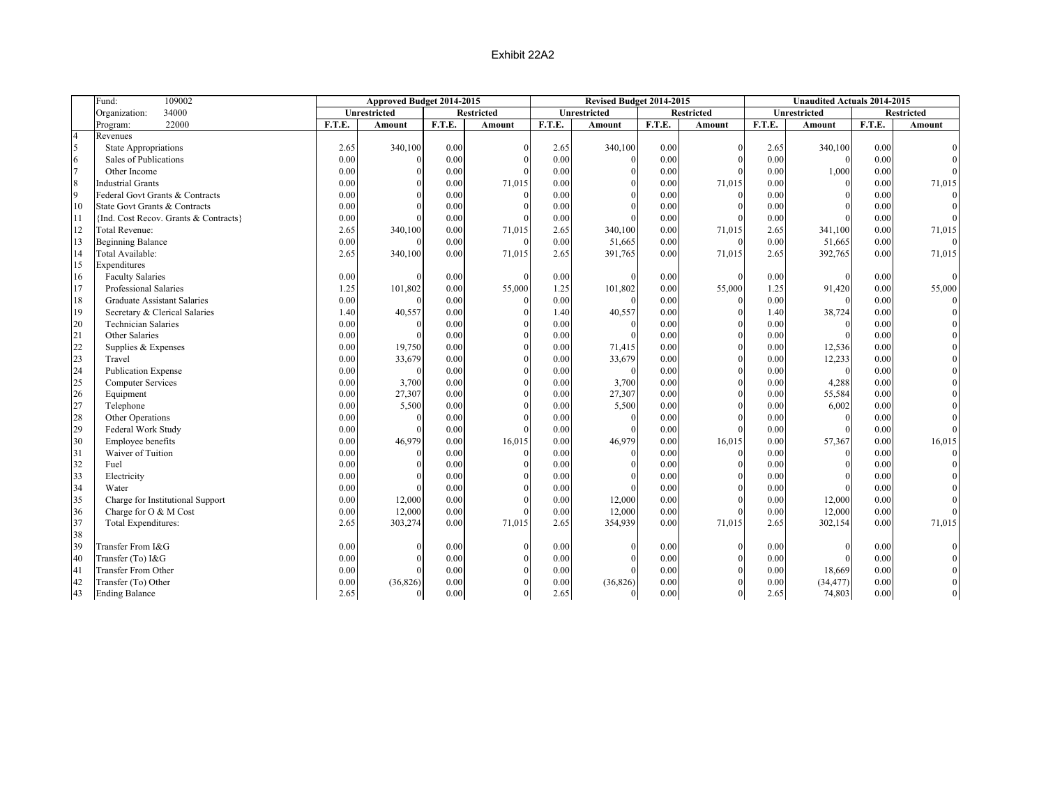# Exhibit 22A2

| | Fund: 109002 | Approved Budget 2014-2015 | | | | Revised Budget 2014-2015 | | | | Unaudited Actuals 2014-2015 | | | |
|---|---|---|---|---|---|---|---|---|---|---|---|---|---|
| | Organization: 34000 | Unrestricted | | Restricted | | Unrestricted | | Restricted | | Unrestricted | | Restricted | |
| | Program: 22000 | F.T.E. | Amount | F.T.E. | Amount | F.T.E. | Amount | F.T.E. | Amount | F.T.E. | Amount | F.T.E. | Amount |
| 4 | Revenues | | | | | | | | | | | | |
| 5 | State Appropriations | 2.65 | 340,100 | 0.00 | 0 | 2.65 | 340,100 | 0.00 | 0 | 2.65 | 340,100 | 0.00 | 0 |
| 6 | Sales of Publications | 0.00 | 0 | 0.00 | 0 | 0.00 | 0 | 0.00 | 0 | 0.00 | 0 | 0.00 | 0 |
| 7 | Other Income | 0.00 | 0 | 0.00 | 0 | 0.00 | 0 | 0.00 | 0 | 0.00 | 1,000 | 0.00 | 0 |
| 8 | Industrial Grants | 0.00 | 0 | 0.00 | 71,015 | 0.00 | 0 | 0.00 | 71,015 | 0.00 | 0 | 0.00 | 71,015 |
| 9 | Federal Govt Grants & Contracts | 0.00 | 0 | 0.00 | 0 | 0.00 | 0 | 0.00 | 0 | 0.00 | 0 | 0.00 | 0 |
| 10 | State Govt Grants & Contracts | 0.00 | 0 | 0.00 | 0 | 0.00 | 0 | 0.00 | 0 | 0.00 | 0 | 0.00 | 0 |
| 11 | {Ind. Cost Recov. Grants & Contracts} | 0.00 | 0 | 0.00 | 0 | 0.00 | 0 | 0.00 | 0 | 0.00 | 0 | 0.00 | 0 |
| 12 | Total Revenue: | 2.65 | 340,100 | 0.00 | 71,015 | 2.65 | 340,100 | 0.00 | 71,015 | 2.65 | 341,100 | 0.00 | 71,015 |
| 13 | Beginning Balance | 0.00 | 0 | 0.00 | 0 | 0.00 | 51,665 | 0.00 | 0 | 0.00 | 51,665 | 0.00 | 0 |
| 14 | Total Available: | 2.65 | 340,100 | 0.00 | 71,015 | 2.65 | 391,765 | 0.00 | 71,015 | 2.65 | 392,765 | 0.00 | 71,015 |
| 15 | Expenditures | | | | | | | | | | | | |
| 16 | Faculty Salaries | 0.00 | 0 | 0.00 | 0 | 0.00 | 0 | 0.00 | 0 | 0.00 | 0 | 0.00 | 0 |
| 17 | Professional Salaries | 1.25 | 101,802 | 0.00 | 55,000 | 1.25 | 101,802 | 0.00 | 55,000 | 1.25 | 91,420 | 0.00 | 55,000 |
| 18 | Graduate Assistant Salaries | 0.00 | 0 | 0.00 | 0 | 0.00 | 0 | 0.00 | 0 | 0.00 | 0 | 0.00 | 0 |
| 19 | Secretary & Clerical Salaries | 1.40 | 40,557 | 0.00 | 0 | 1.40 | 40,557 | 0.00 | 0 | 1.40 | 38,724 | 0.00 | 0 |
| 20 | Technician Salaries | 0.00 | 0 | 0.00 | 0 | 0.00 | 0 | 0.00 | 0 | 0.00 | 0 | 0.00 | 0 |
| 21 | Other Salaries | 0.00 | 0 | 0.00 | 0 | 0.00 | 0 | 0.00 | 0 | 0.00 | 0 | 0.00 | 0 |
| 22 | Supplies & Expenses | 0.00 | 19,750 | 0.00 | 0 | 0.00 | 71,415 | 0.00 | 0 | 0.00 | 12,536 | 0.00 | 0 |
| 23 | Travel | 0.00 | 33,679 | 0.00 | 0 | 0.00 | 33,679 | 0.00 | 0 | 0.00 | 12,233 | 0.00 | 0 |
| 24 | Publication Expense | 0.00 | 0 | 0.00 | 0 | 0.00 | 0 | 0.00 | 0 | 0.00 | 0 | 0.00 | 0 |
| 25 | Computer Services | 0.00 | 3,700 | 0.00 | 0 | 0.00 | 3,700 | 0.00 | 0 | 0.00 | 4,288 | 0.00 | 0 |
| 26 | Equipment | 0.00 | 27,307 | 0.00 | 0 | 0.00 | 27,307 | 0.00 | 0 | 0.00 | 55,584 | 0.00 | 0 |
| 27 | Telephone | 0.00 | 5,500 | 0.00 | 0 | 0.00 | 5,500 | 0.00 | 0 | 0.00 | 6,002 | 0.00 | 0 |
| 28 | Other Operations | 0.00 | 0 | 0.00 | 0 | 0.00 | 0 | 0.00 | 0 | 0.00 | 0 | 0.00 | 0 |
| 29 | Federal Work Study | 0.00 | 0 | 0.00 | 0 | 0.00 | 0 | 0.00 | 0 | 0.00 | 0 | 0.00 | 0 |
| 30 | Employee benefits | 0.00 | 46,979 | 0.00 | 16,015 | 0.00 | 46,979 | 0.00 | 16,015 | 0.00 | 57,367 | 0.00 | 16,015 |
| 31 | Waiver of Tuition | 0.00 | 0 | 0.00 | 0 | 0.00 | 0 | 0.00 | 0 | 0.00 | 0 | 0.00 | 0 |
| 32 | Fuel | 0.00 | 0 | 0.00 | 0 | 0.00 | 0 | 0.00 | 0 | 0.00 | 0 | 0.00 | 0 |
| 33 | Electricity | 0.00 | 0 | 0.00 | 0 | 0.00 | 0 | 0.00 | 0 | 0.00 | 0 | 0.00 | 0 |
| 34 | Water | 0.00 | 0 | 0.00 | 0 | 0.00 | 0 | 0.00 | 0 | 0.00 | 0 | 0.00 | 0 |
| 35 | Charge for Institutional Support | 0.00 | 12,000 | 0.00 | 0 | 0.00 | 12,000 | 0.00 | 0 | 0.00 | 12,000 | 0.00 | 0 |
| 36 | Charge for O & M Cost | 0.00 | 12,000 | 0.00 | 0 | 0.00 | 12,000 | 0.00 | 0 | 0.00 | 12,000 | 0.00 | 0 |
| 37 | Total Expenditures: | 2.65 | 303,274 | 0.00 | 71,015 | 2.65 | 354,939 | 0.00 | 71,015 | 2.65 | 302,154 | 0.00 | 71,015 |
| 38 | | | | | | | | | | | | | |
| 39 | Transfer From I&G | 0.00 | 0 | 0.00 | 0 | 0.00 | 0 | 0.00 | 0 | 0.00 | 0 | 0.00 | 0 |
| 40 | Transfer (To) I&G | 0.00 | 0 | 0.00 | 0 | 0.00 | 0 | 0.00 | 0 | 0.00 | 0 | 0.00 | 0 |
| 41 | Transfer From Other | 0.00 | 0 | 0.00 | 0 | 0.00 | 0 | 0.00 | 0 | 0.00 | 18,669 | 0.00 | 0 |
| 42 | Transfer (To) Other | 0.00 | (36,826) | 0.00 | 0 | 0.00 | (36,826) | 0.00 | 0 | 0.00 | (34,477) | 0.00 | 0 |
| 43 | Ending Balance | 2.65 | 0 | 0.00 | 0 | 2.65 | 0 | 0.00 | 0 | 2.65 | 74,803 | 0.00 | 0 |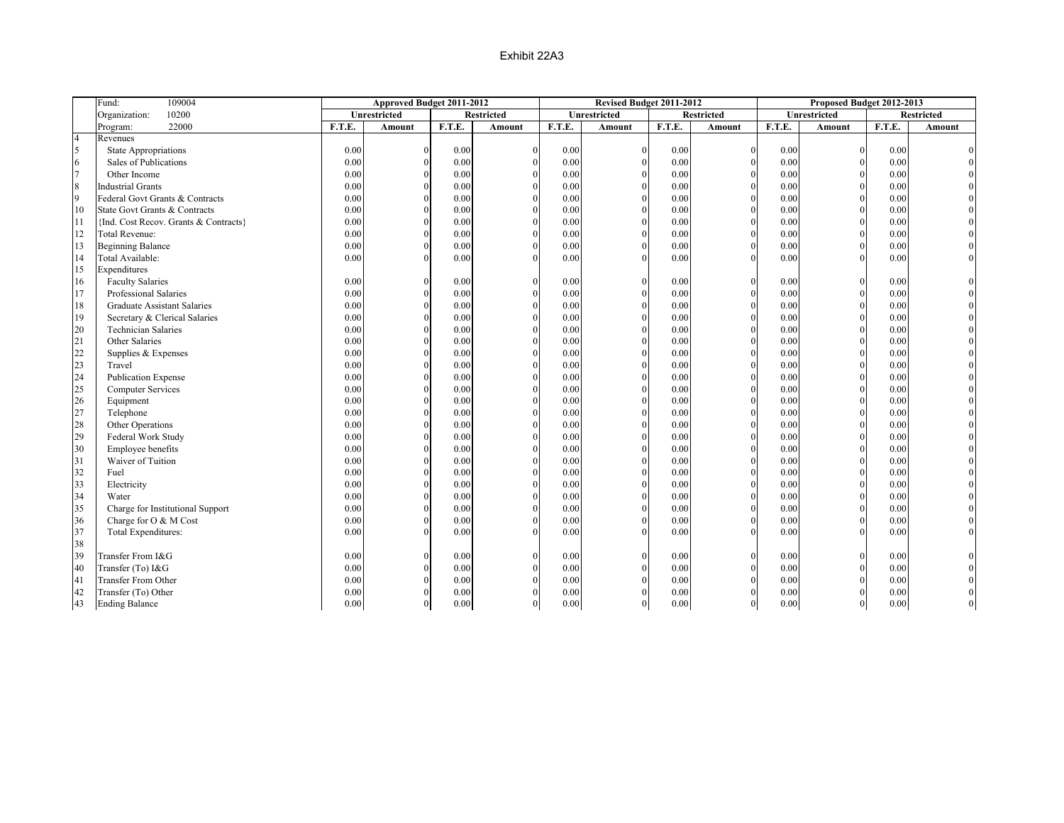# Exhibit 22A3

| | Fund: 109004 | Approved Budget 2011-2012 | | | | Revised Budget 2011-2012 | | | | Proposed Budget 2012-2013 | | | |
|---|---|---|---|---|---|---|---|---|---|---|---|---|---|
| | Organization: 10200 | Unrestricted | | Restricted | | Unrestricted | | Restricted | | Unrestricted | | Restricted | |
| | Program: 22000 | F.T.E. | Amount | F.T.E. | Amount | F.T.E. | Amount | F.T.E. | Amount | F.T.E. | Amount | F.T.E. | Amount |
| 4 | Revenues | | | | | | | | | | | | |
| 5 | State Appropriations | 0.00 | 0 | 0.00 | 0 | 0.00 | 0 | 0.00 | 0 | 0.00 | 0 | 0.00 | 0 |
| 6 | Sales of Publications | 0.00 | 0 | 0.00 | 0 | 0.00 | 0 | 0.00 | 0 | 0.00 | 0 | 0.00 | 0 |
| 7 | Other Income | 0.00 | 0 | 0.00 | 0 | 0.00 | 0 | 0.00 | 0 | 0.00 | 0 | 0.00 | 0 |
| 8 | Industrial Grants | 0.00 | 0 | 0.00 | 0 | 0.00 | 0 | 0.00 | 0 | 0.00 | 0 | 0.00 | 0 |
| 9 | Federal Govt Grants & Contracts | 0.00 | 0 | 0.00 | 0 | 0.00 | 0 | 0.00 | 0 | 0.00 | 0 | 0.00 | 0 |
| 10 | State Govt Grants & Contracts | 0.00 | 0 | 0.00 | 0 | 0.00 | 0 | 0.00 | 0 | 0.00 | 0 | 0.00 | 0 |
| 11 | {Ind. Cost Recov. Grants & Contracts} | 0.00 | 0 | 0.00 | 0 | 0.00 | 0 | 0.00 | 0 | 0.00 | 0 | 0.00 | 0 |
| 12 | Total Revenue: | 0.00 | 0 | 0.00 | 0 | 0.00 | 0 | 0.00 | 0 | 0.00 | 0 | 0.00 | 0 |
| 13 | Beginning Balance | 0.00 | 0 | 0.00 | 0 | 0.00 | 0 | 0.00 | 0 | 0.00 | 0 | 0.00 | 0 |
| 14 | Total Available: | 0.00 | 0 | 0.00 | 0 | 0.00 | 0 | 0.00 | 0 | 0.00 | 0 | 0.00 | 0 |
| 15 | Expenditures | | | | | | | | | | | | |
| 16 | Faculty Salaries | 0.00 | 0 | 0.00 | 0 | 0.00 | 0 | 0.00 | 0 | 0.00 | 0 | 0.00 | 0 |
| 17 | Professional Salaries | 0.00 | 0 | 0.00 | 0 | 0.00 | 0 | 0.00 | 0 | 0.00 | 0 | 0.00 | 0 |
| 18 | Graduate Assistant Salaries | 0.00 | 0 | 0.00 | 0 | 0.00 | 0 | 0.00 | 0 | 0.00 | 0 | 0.00 | 0 |
| 19 | Secretary & Clerical Salaries | 0.00 | 0 | 0.00 | 0 | 0.00 | 0 | 0.00 | 0 | 0.00 | 0 | 0.00 | 0 |
| 20 | Technician Salaries | 0.00 | 0 | 0.00 | 0 | 0.00 | 0 | 0.00 | 0 | 0.00 | 0 | 0.00 | 0 |
| 21 | Other Salaries | 0.00 | 0 | 0.00 | 0 | 0.00 | 0 | 0.00 | 0 | 0.00 | 0 | 0.00 | 0 |
| 22 | Supplies & Expenses | 0.00 | 0 | 0.00 | 0 | 0.00 | 0 | 0.00 | 0 | 0.00 | 0 | 0.00 | 0 |
| 23 | Travel | 0.00 | 0 | 0.00 | 0 | 0.00 | 0 | 0.00 | 0 | 0.00 | 0 | 0.00 | 0 |
| 24 | Publication Expense | 0.00 | 0 | 0.00 | 0 | 0.00 | 0 | 0.00 | 0 | 0.00 | 0 | 0.00 | 0 |
| 25 | Computer Services | 0.00 | 0 | 0.00 | 0 | 0.00 | 0 | 0.00 | 0 | 0.00 | 0 | 0.00 | 0 |
| 26 | Equipment | 0.00 | 0 | 0.00 | 0 | 0.00 | 0 | 0.00 | 0 | 0.00 | 0 | 0.00 | 0 |
| 27 | Telephone | 0.00 | 0 | 0.00 | 0 | 0.00 | 0 | 0.00 | 0 | 0.00 | 0 | 0.00 | 0 |
| 28 | Other Operations | 0.00 | 0 | 0.00 | 0 | 0.00 | 0 | 0.00 | 0 | 0.00 | 0 | 0.00 | 0 |
| 29 | Federal Work Study | 0.00 | 0 | 0.00 | 0 | 0.00 | 0 | 0.00 | 0 | 0.00 | 0 | 0.00 | 0 |
| 30 | Employee benefits | 0.00 | 0 | 0.00 | 0 | 0.00 | 0 | 0.00 | 0 | 0.00 | 0 | 0.00 | 0 |
| 31 | Waiver of Tuition | 0.00 | 0 | 0.00 | 0 | 0.00 | 0 | 0.00 | 0 | 0.00 | 0 | 0.00 | 0 |
| 32 | Fuel | 0.00 | 0 | 0.00 | 0 | 0.00 | 0 | 0.00 | 0 | 0.00 | 0 | 0.00 | 0 |
| 33 | Electricity | 0.00 | 0 | 0.00 | 0 | 0.00 | 0 | 0.00 | 0 | 0.00 | 0 | 0.00 | 0 |
| 34 | Water | 0.00 | 0 | 0.00 | 0 | 0.00 | 0 | 0.00 | 0 | 0.00 | 0 | 0.00 | 0 |
| 35 | Charge for Institutional Support | 0.00 | 0 | 0.00 | 0 | 0.00 | 0 | 0.00 | 0 | 0.00 | 0 | 0.00 | 0 |
| 36 | Charge for O & M Cost | 0.00 | 0 | 0.00 | 0 | 0.00 | 0 | 0.00 | 0 | 0.00 | 0 | 0.00 | 0 |
| 37 | Total Expenditures: | 0.00 | 0 | 0.00 | 0 | 0.00 | 0 | 0.00 | 0 | 0.00 | 0 | 0.00 | 0 |
| 38 | | | | | | | | | | | | | |
| 39 | Transfer From I&G | 0.00 | 0 | 0.00 | 0 | 0.00 | 0 | 0.00 | 0 | 0.00 | 0 | 0.00 | 0 |
| 40 | Transfer (To) I&G | 0.00 | 0 | 0.00 | 0 | 0.00 | 0 | 0.00 | 0 | 0.00 | 0 | 0.00 | 0 |
| 41 | Transfer From Other | 0.00 | 0 | 0.00 | 0 | 0.00 | 0 | 0.00 | 0 | 0.00 | 0 | 0.00 | 0 |
| 42 | Transfer (To) Other | 0.00 | 0 | 0.00 | 0 | 0.00 | 0 | 0.00 | 0 | 0.00 | 0 | 0.00 | 0 |
| 43 | Ending Balance | 0.00 | 0 | 0.00 | 0 | 0.00 | 0 | 0.00 | 0 | 0.00 | 0 | 0.00 | 0 |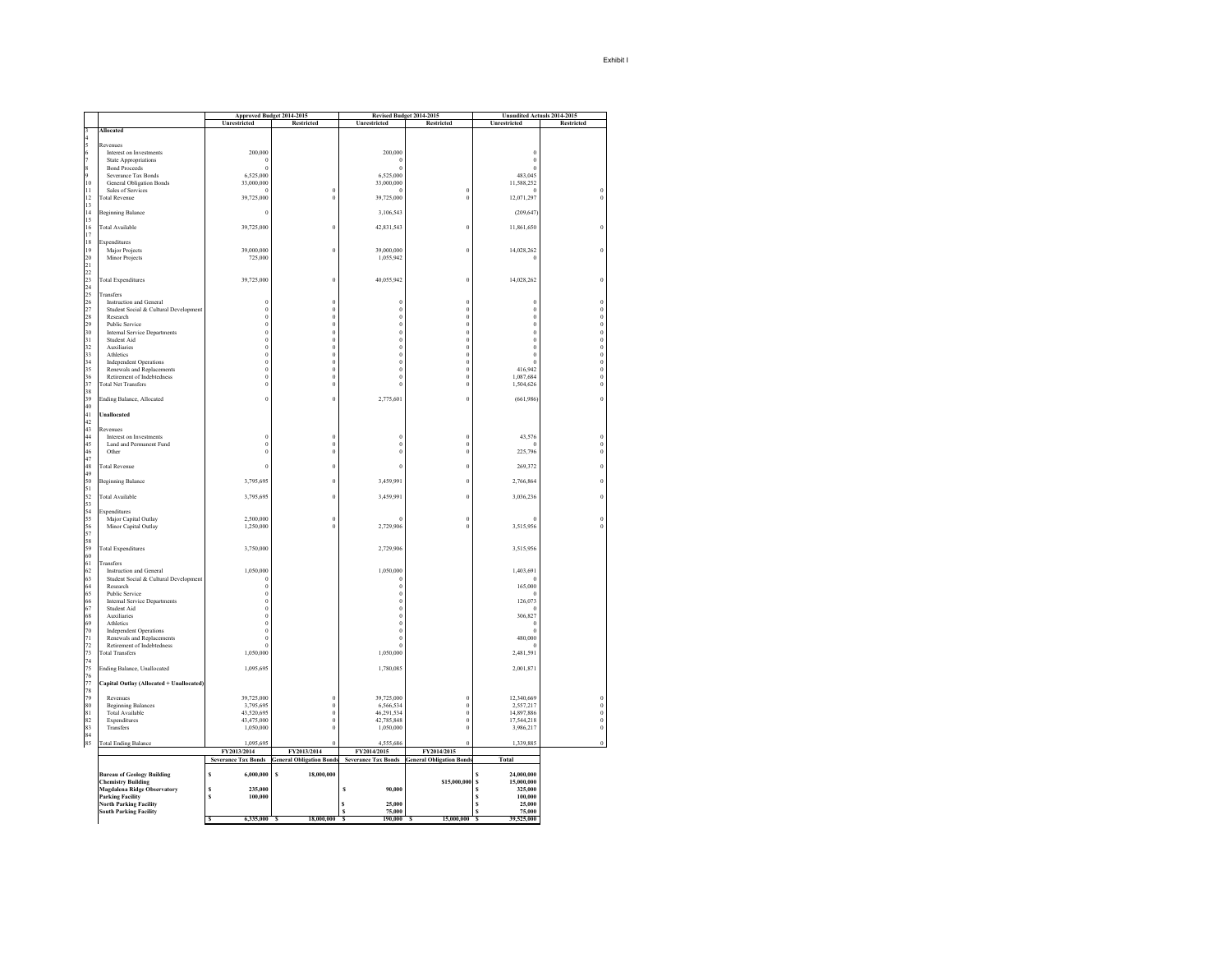Exhibit I

| | | Approved Budget 2014-2015 | | Revised Budget 2014-2015 | | Unaudited Actuals 2014-2015 | |
|---|---|---|---|---|---|---|---|
| | | Unrestricted | Restricted | Unrestricted | Restricted | Unrestricted | Restricted |
| 3 | **Allocated** | | | | | | |
| 4 | | | | | | | |
| 5 | Revenues | | | | | | |
| 6 | Interest on Investments | 200,000 | | 200,000 | | 0 | |
| 7 | State Appropriations | 0 | | 0 | | 0 | |
| 8 | Bond Proceeds | 0 | | 0 | | 0 | |
| 9 | Severance Tax Bonds | 6,525,000 | | 6,525,000 | | 483,045 | |
| 10 | General Obligation Bonds | 33,000,000 | | 33,000,000 | | 11,588,252 | |
| 11 | Sales of Services | 0 | 0 | 0 | 0 | 0 | 0 |
| 12 | Total Revenue | 39,725,000 | 0 | 39,725,000 | 0 | 12,071,297 | 0 |
| 13 | | | | | | | |
| 14 | Beginning Balance | 0 | | 3,106,543 | | (209,647) | |
| 15 | | | | | | | |
| 16 | Total Available | 39,725,000 | 0 | 42,831,543 | 0 | 11,861,650 | 0 |
| 17 | | | | | | | |
| 18 | Expenditures | | | | | | |
| 19 | Major Projects | 39,000,000 | 0 | 39,000,000 | 0 | 14,028,262 | 0 |
| 20 | Minor Projects | 725,000 | | 1,055,942 | | 0 | |
| 21 | | | | | | | |
| 22 | | | | | | | |
| 23 | Total Expenditures | 39,725,000 | 0 | 40,055,942 | 0 | 14,028,262 | 0 |
| 24 | | | | | | | |
| 25 | Transfers | | | | | | |
| 26 | Instruction and General | 0 | 0 | 0 | 0 | 0 | 0 |
| 27 | Student Social & Cultural Development | 0 | 0 | 0 | 0 | 0 | 0 |
| 28 | Research | 0 | 0 | 0 | 0 | 0 | 0 |
| 29 | Public Service | 0 | 0 | 0 | 0 | 0 | 0 |
| 30 | Internal Service Departments | 0 | 0 | 0 | 0 | 0 | 0 |
| 31 | Student Aid | 0 | 0 | 0 | 0 | 0 | 0 |
| 32 | Auxiliaries | 0 | 0 | 0 | 0 | 0 | 0 |
| 33 | Athletics | 0 | 0 | 0 | 0 | 0 | 0 |
| 34 | Independent Operations | 0 | 0 | 0 | 0 | 0 | 0 |
| 35 | Renewals and Replacements | 0 | 0 | 0 | 0 | 416,942 | 0 |
| 36 | Retirement of Indebtedness | 0 | 0 | 0 | 0 | 1,087,684 | 0 |
| 37 | Total Net Transfers | 0 | 0 | 0 | 0 | 1,504,626 | 0 |
| 38 | | | | | | | |
| 39 | Ending Balance, Allocated | 0 | 0 | 2,775,601 | 0 | (661,986) | 0 |
| 40 | | | | | | | |
| 41 | **Unallocated** | | | | | | |
| 42 | | | | | | | |
| 43 | Revenues | | | | | | |
| 44 | Interest on Investments | 0 | 0 | 0 | 0 | 43,576 | 0 |
| 45 | Land and Permanent Fund | 0 | 0 | 0 | 0 | 0 | 0 |
| 46 | Other | 0 | 0 | 0 | 0 | 225,796 | 0 |
| 47 | | | | | | | |
| 48 | Total Revenue | 0 | 0 | 0 | 0 | 269,372 | 0 |
| 49 | | | | | | | |
| 50 | Beginning Balance | 3,795,695 | 0 | 3,459,991 | 0 | 2,766,864 | 0 |
| 51 | | | | | | | |
| 52 | Total Available | 3,795,695 | 0 | 3,459,991 | 0 | 3,036,236 | 0 |
| 53 | | | | | | | |
| 54 | Expenditures | | | | | | |
| 55 | Major Capital Outlay | 2,500,000 | 0 | 0 | 0 | 0 | 0 |
| 56 | Minor Capital Outlay | 1,250,000 | 0 | 2,729,906 | 0 | 3,515,956 | 0 |
| 57 | | | | | | | |
| 58 | | | | | | | |
| 59 | Total Expenditures | 3,750,000 | | 2,729,906 | | 3,515,956 | |
| 60 | | | | | | | |
| 61 | Transfers | | | | | | |
| 62 | Instruction and General | 1,050,000 | | 1,050,000 | | 1,403,691 | |
| 63 | Student Social & Cultural Development | 0 | | 0 | | 0 | |
| 64 | Research | 0 | | 0 | | 165,000 | |
| 65 | Public Service | 0 | | 0 | | 0 | |
| 66 | Internal Service Departments | 0 | | 0 | | 126,073 | |
| 67 | Student Aid | 0 | | 0 | | 0 | |
| 68 | Auxiliaries | 0 | | 0 | | 306,827 | |
| 69 | Athletics | 0 | | 0 | | 0 | |
| 70 | Independent Operations | 0 | | 0 | | 0 | |
| 71 | Renewals and Replacements | 0 | | 0 | | 480,000 | |
| 72 | Retirement of Indebtedness | 0 | | 0 | | 0 | |
| 73 | Total Transfers | 1,050,000 | | 1,050,000 | | 2,481,591 | |
| 74 | | | | | | | |
| 75 | Ending Balance, Unallocated | 1,095,695 | | 1,780,085 | | 2,001,871 | |
| 76 | | | | | | | |
| 77 | **Capital Outlay (Allocated + Unallocated)** | | | | | | |
| 78 | | | | | | | |
| 79 | Revenues | 39,725,000 | 0 | 39,725,000 | 0 | 12,340,669 | 0 |
| 80 | Beginning Balances | 3,795,695 | 0 | 6,566,534 | 0 | 2,557,217 | 0 |
| 81 | Total Available | 43,520,695 | 0 | 46,291,534 | 0 | 14,897,886 | 0 |
| 82 | Expenditures | 43,475,000 | 0 | 42,785,848 | 0 | 17,544,218 | 0 |
| 83 | Transfers | 1,050,000 | 0 | 1,050,000 | 0 | 3,986,217 | 0 |
| 84 | | | | | | | |
| 85 | Total Ending Balance | 1,095,695 | 0 | 4,555,686 | 0 | 1,339,885 | 0 |

| | FY2013/2014 | FY2013/2014 | FY2014/2015 | FY2014/2015 | |
|---|---|---|---|---|---|
| | Severance Tax Bonds | General Obligation Bonds | Severance Tax Bonds | General Obligation Bonds | Total |
| **Bureau of Geology Building** | $ 6,000,000 | $ 18,000,000 | | | $ 24,000,000 |
| **Chemistry Building** | | | | $15,000,000 | $ 15,000,000 |
| **Magdalena Ridge Observatory** | $ 235,000 | | $ 90,000 | | $ 325,000 |
| **Parking Facility** | $ 100,000 | | | | $ 100,000 |
| **North Parking Facility** | | | $ 25,000 | | $ 25,000 |
| **South Parking Facility** | | | $ 75,000 | | $ 75,000 |
| | $ 6,335,000 | $ 18,000,000 | $ 190,000 | $ 15,000,000 | $ 39,525,000 |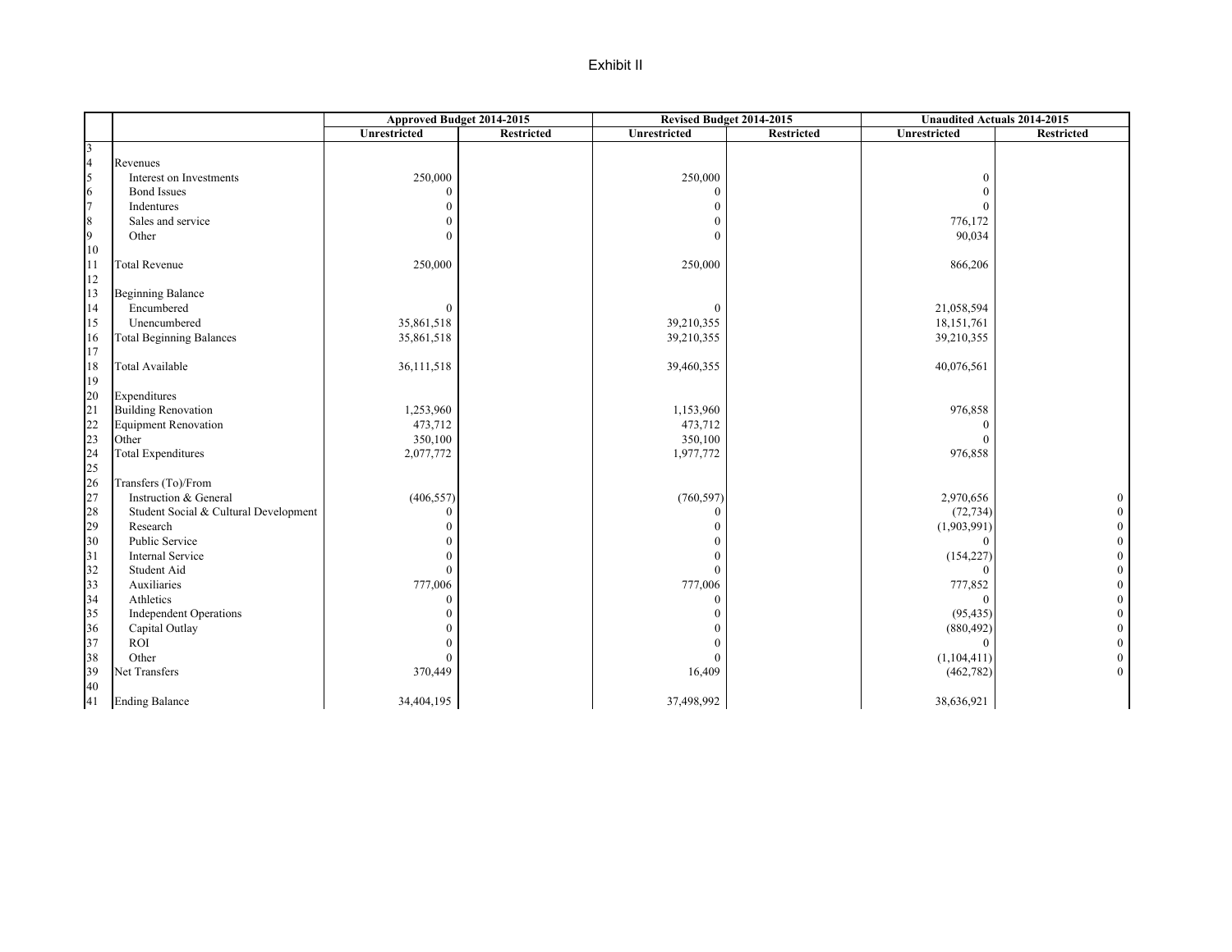# Exhibit II

| | | Approved Budget 2014-2015 | | Revised Budget 2014-2015 | | Unaudited Actuals 2014-2015 | |
|---|---|---|---|---|---|---|---|
| | | Unrestricted | Restricted | Unrestricted | Restricted | Unrestricted | Restricted |
| 3 | | | | | | | |
| 4 | Revenues | | | | | | |
| 5 | Interest on Investments | 250,000 | | 250,000 | | 0 | |
| 6 | Bond Issues | 0 | | 0 | | 0 | |
| 7 | Indentures | 0 | | 0 | | 0 | |
| 8 | Sales and service | 0 | | 0 | | 776,172 | |
| 9 | Other | 0 | | 0 | | 90,034 | |
| 10 | | | | | | | |
| 11 | Total Revenue | 250,000 | | 250,000 | | 866,206 | |
| 12 | | | | | | | |
| 13 | Beginning Balance | | | | | | |
| 14 | Encumbered | 0 | | 0 | | 21,058,594 | |
| 15 | Unencumbered | 35,861,518 | | 39,210,355 | | 18,151,761 | |
| 16 | Total Beginning Balances | 35,861,518 | | 39,210,355 | | 39,210,355 | |
| 17 | | | | | | | |
| 18 | Total Available | 36,111,518 | | 39,460,355 | | 40,076,561 | |
| 19 | | | | | | | |
| 20 | Expenditures | | | | | | |
| 21 | Building Renovation | 1,253,960 | | 1,153,960 | | 976,858 | |
| 22 | Equipment Renovation | 473,712 | | 473,712 | | 0 | |
| 23 | Other | 350,100 | | 350,100 | | 0 | |
| 24 | Total Expenditures | 2,077,772 | | 1,977,772 | | 976,858 | |
| 25 | | | | | | | |
| 26 | Transfers (To)/From | | | | | | |
| 27 | Instruction & General | (406,557) | | (760,597) | | 2,970,656 | 0 |
| 28 | Student Social & Cultural Development | 0 | | 0 | | (72,734) | 0 |
| 29 | Research | 0 | | 0 | | (1,903,991) | 0 |
| 30 | Public Service | 0 | | 0 | | 0 | 0 |
| 31 | Internal Service | 0 | | 0 | | (154,227) | 0 |
| 32 | Student Aid | 0 | | 0 | | 0 | 0 |
| 33 | Auxiliaries | 777,006 | | 777,006 | | 777,852 | 0 |
| 34 | Athletics | 0 | | 0 | | 0 | 0 |
| 35 | Independent Operations | 0 | | 0 | | (95,435) | 0 |
| 36 | Capital Outlay | 0 | | 0 | | (880,492) | 0 |
| 37 | ROI | 0 | | 0 | | 0 | 0 |
| 38 | Other | 0 | | 0 | | (1,104,411) | 0 |
| 39 | Net Transfers | 370,449 | | 16,409 | | (462,782) | 0 |
| 40 | | | | | | | |
| 41 | Ending Balance | 34,404,195 | | 37,498,992 | | 38,636,921 | |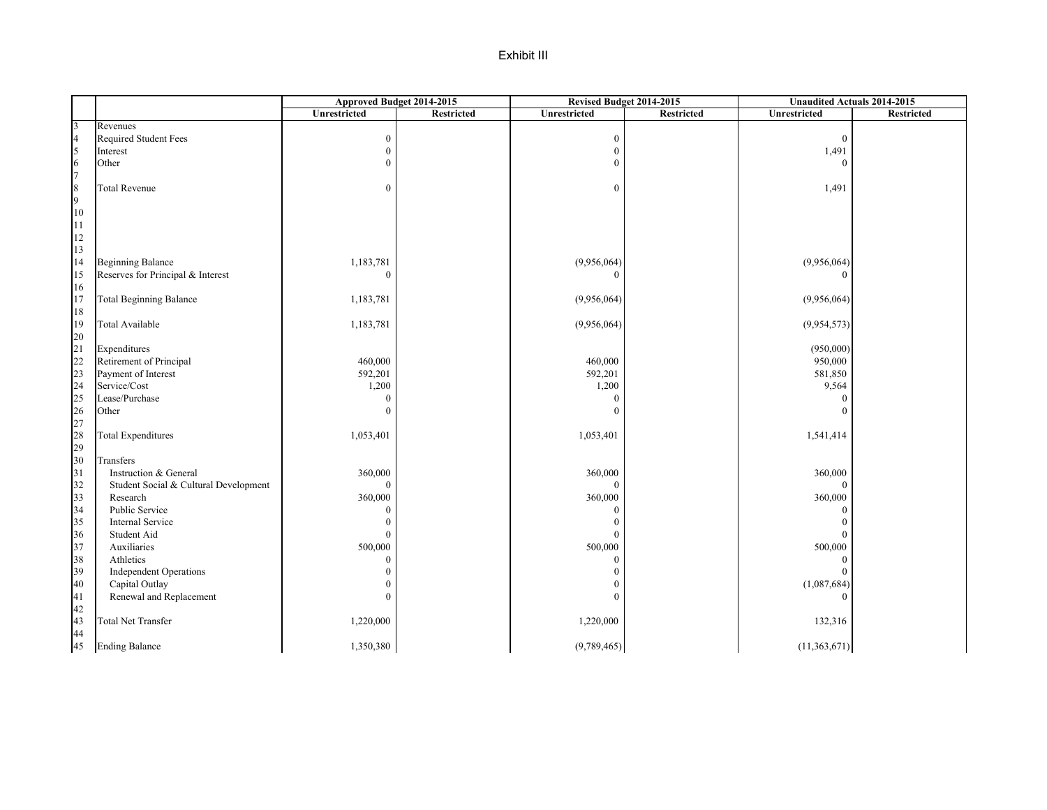# Exhibit III

| | | Approved Budget 2014-2015 | | Revised Budget 2014-2015 | | Unaudited Actuals 2014-2015 | |
|---|---|---|---|---|---|---|---|
| | | Unrestricted | Restricted | Unrestricted | Restricted | Unrestricted | Restricted |
| 3 | Revenues | | | | | | |
| 4 | Required Student Fees | 0 | | 0 | | 0 | |
| 5 | Interest | 0 | | 0 | | 1,491 | |
| 6 | Other | 0 | | 0 | | 0 | |
| 7 | | | | | | | |
| 8 | Total Revenue | 0 | | 0 | | 1,491 | |
| 9 | | | | | | | |
| 10 | | | | | | | |
| 11 | | | | | | | |
| 12 | | | | | | | |
| 13 | | | | | | | |
| 14 | Beginning Balance | 1,183,781 | | (9,956,064) | | (9,956,064) | |
| 15 | Reserves for Principal & Interest | 0 | | 0 | | 0 | |
| 16 | | | | | | | |
| 17 | Total Beginning Balance | 1,183,781 | | (9,956,064) | | (9,956,064) | |
| 18 | | | | | | | |
| 19 | Total Available | 1,183,781 | | (9,956,064) | | (9,954,573) | |
| 20 | | | | | | | |
| 21 | Expenditures | | | | | (950,000) | |
| 22 | Retirement of Principal | 460,000 | | 460,000 | | 950,000 | |
| 23 | Payment of Interest | 592,201 | | 592,201 | | 581,850 | |
| 24 | Service/Cost | 1,200 | | 1,200 | | 9,564 | |
| 25 | Lease/Purchase | 0 | | 0 | | 0 | |
| 26 | Other | 0 | | 0 | | 0 | |
| 27 | | | | | | | |
| 28 | Total Expenditures | 1,053,401 | | 1,053,401 | | 1,541,414 | |
| 29 | | | | | | | |
| 30 | Transfers | | | | | | |
| 31 | Instruction & General | 360,000 | | 360,000 | | 360,000 | |
| 32 | Student Social & Cultural Development | 0 | | 0 | | 0 | |
| 33 | Research | 360,000 | | 360,000 | | 360,000 | |
| 34 | Public Service | 0 | | 0 | | 0 | |
| 35 | Internal Service | 0 | | 0 | | 0 | |
| 36 | Student Aid | 0 | | 0 | | 0 | |
| 37 | Auxiliaries | 500,000 | | 500,000 | | 500,000 | |
| 38 | Athletics | 0 | | 0 | | 0 | |
| 39 | Independent Operations | 0 | | 0 | | 0 | |
| 40 | Capital Outlay | 0 | | 0 | | (1,087,684) | |
| 41 | Renewal and Replacement | 0 | | 0 | | 0 | |
| 42 | | | | | | | |
| 43 | Total Net Transfer | 1,220,000 | | 1,220,000 | | 132,316 | |
| 44 | | | | | | | |
| 45 | Ending Balance | 1,350,380 | | (9,789,465) | | (11,363,671) | |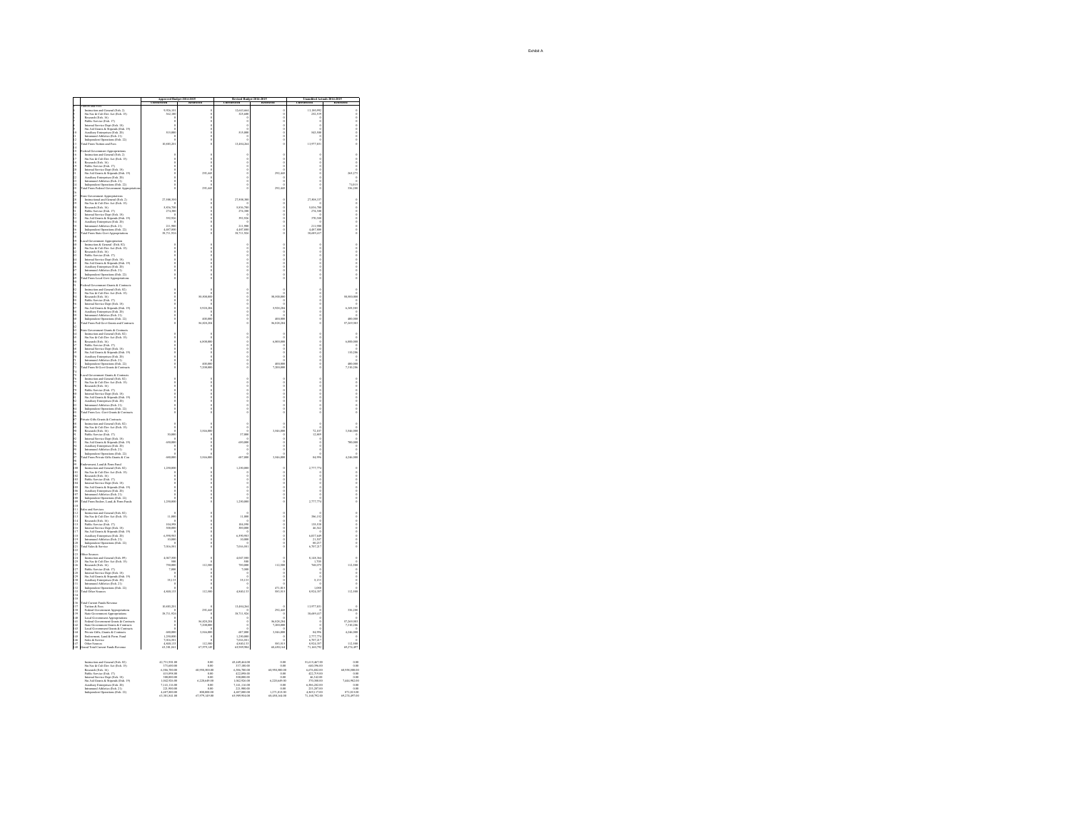Exhibit A

| | | Approved Budget 2014-2015 | | Revised Budget 2014-2015 | | Unaudited Actuals 2014-2015 | |
|---|---|---|---|---|---|---|---|
| | | Unrestricted | Restricted | Unrestricted | Restricted | Unrestricted | Restricted |
| 4 | Tuition and Fees | | | | | | |
| 5 | Instruction and General (Exh. 2) | 9,936,204 | 0 | 12,632,664 | 0 | 13,363,992 | 0 |
| 6 | Site Fee & Coll-Dev Act (Exh. 15) | 362,000 | 0 | 325,600 | 0 | 282,839 | 0 |
| 7 | Research (Exh. 16) | 0 | 0 | 0 | 0 | 0 | 0 |
| 8 | Public Service (Exh. 17) | 0 | 0 | 0 | 0 | 0 | 0 |
| 9 | Internal Service Dept (Exh. 18) | 0 | 0 | 0 | 0 | 0 | 0 |
| 10 | Stu Aid Grants & Stipends (Exh. 19) | 0 | 0 | 0 | 0 | 0 | 0 |
| 11 | Auxiliary Enterprises (Exh. 20) | 315,000 | 0 | 315,000 | 0 | 342,500 | 0 |
| 12 | Intramural Athletics (Exh. 21) | 0 | 0 | 0 | 0 | 0 | 0 |
| 13 | Independent Operations (Exh. 22) | 0 | 0 | 0 | 0 | 0 | 0 |
| 14 | Total From Tuition and Fees | 10,593,204 | 0 | 13,434,264 | 0 | 13,977,831 | 0 |
| 15 | | | | | | | |
| 16 | Federal Government Appropriations | | | | | | |
| 17 | Instruction and General (Exh. 2) | 0 | 0 | 0 | 0 | 0 | 0 |
| 18 | Site Fee & Coll-Dev Act (Exh. 15) | 0 | 0 | 0 | 0 | 0 | 0 |
| 19 | Research (Exh. 16) | 0 | 0 | 0 | 0 | 0 | 0 |
| 20 | Public Service (Exh. 17) | 0 | 0 | 0 | 0 | 0 | 0 |
| 21 | Internal Service Dept (Exh. 18) | 0 | 0 | 0 | 0 | 0 | 0 |
| 22 | Stu Aid Grants & Stipends (Exh. 19) | 0 | 292,445 | 0 | 292,445 | 0 | 265,275 |
| 23 | Auxiliary Enterprises (Exh. 20) | 0 | 0 | 0 | 0 | 0 | 0 |
| 24 | Intramural Athletics (Exh. 21) | 0 | 0 | 0 | 0 | 0 | 0 |
| 25 | Independent Operations (Exh. 22) | 0 | 0 | 0 | 0 | 0 | 71,014 |
| 26 | Total From Federal Government Appropriations | 0 | 292,445 | 0 | 292,445 | 0 | 336,289 |
| 27 | | | | | | | |
| 28 | State Government Appropriations | | | | | | |
| 29 | Instructional and General (Exh. 2) | 27,508,300 | 0 | 27,508,300 | 0 | 27,804,337 | 0 |
| 30 | Site Fee & Coll-Dev Act (Exh. 15) | 0 | 0 | 0 | 0 | 0 | 0 |
| 31 | Research (Exh. 16) | 5,936,700 | 0 | 5,936,700 | 0 | 5,836,700 | 0 |
| 32 | Public Service (Exh. 17) | 274,500 | 0 | 274,500 | 0 | 274,500 | 0 |
| 33 | Internal Service Dept (Exh. 18) | 0 | 0 | 0 | 0 | 0 | 0 |
| 34 | Stu Aid Grants & Stipends (Exh. 19) | 392,924 | 0 | 392,924 | 0 | 370,580 | 0 |
| 35 | Auxiliary Enterprises (Exh. 20) | 0 | 0 | 0 | 0 | 0 | 0 |
| 36 | Intramural Athletics (Exh. 21) | 211,900 | 0 | 211,900 | 0 | 211,900 | 0 |
| 37 | Independent Operations (Exh. 22) | 4,487,000 | 0 | 4,487,000 | 0 | 4,487,000 | 0 |
| 38 | Total From State Govt Appropriations | 38,711,924 | 0 | 38,711,924 | 0 | 38,699,417 | 0 |
| 39 | | | | | | | |
| 40 | Local Government Appropriation | | | | | | |
| 41 | Instruction & General (Exh. 02) | 0 | 0 | 0 | 0 | 0 | 0 |
| 42 | Site Fee & Coll-Dev Act (Exh. 15) | 0 | 0 | 0 | 0 | 0 | 0 |
| 43 | Research (Exh. 16) | 0 | 0 | 0 | 0 | 0 | 0 |
| 44 | Public Service (Exh. 17) | 0 | 0 | 0 | 0 | 0 | 0 |
| 45 | Internal Service Dept (Exh. 18) | 0 | 0 | 0 | 0 | 0 | 0 |
| 46 | Stu Aid Grants & Stipends (Exh. 19) | 0 | 0 | 0 | 0 | 0 | 0 |
| 47 | Auxiliary Enterprises (Exh. 20) | 0 | 0 | 0 | 0 | 0 | 0 |
| 48 | Intramural Athletics (Exh. 21) | 0 | 0 | 0 | 0 | 0 | 0 |
| 49 | Independent Operations (Exh. 22) | 0 | 0 | 0 | 0 | 0 | 0 |
| 50 | Total From Local Govt Appropriations | 0 | 0 | 0 | 0 | 0 | 0 |
| 51 | | | | | | | |
| 52 | Federal Government Grants & Contracts | | | | | | |
| 53 | Instruction and General (Exh. 02) | 0 | 0 | 0 | 0 | 0 | 0 |
| 54 | Site Fee & Coll-Dev Act (Exh. 15) | 0 | 0 | 0 | 0 | 0 | 0 |
| 55 | Research (Exh. 16) | 0 | 80,500,000 | 0 | 80,500,000 | 0 | 80,500,000 |
| 56 | Public Service (Exh. 17) | 0 | 0 | 0 | 0 | 0 | 0 |
| 57 | Internal Service Dept (Exh. 18) | 0 | 0 | 0 | 0 | 0 | 0 |
| 58 | Stu Aid Grants & Stipends (Exh. 19) | 0 | 5,928,204 | 0 | 5,928,204 | 0 | 6,369,803 |
| 59 | Auxiliary Enterprises (Exh. 20) | 0 | 0 | 0 | 0 | 0 | 0 |
| 60 | Intramural Athletics (Exh. 21) | 0 | 0 | 0 | 0 | 0 | 0 |
| 61 | Independent Operations (Exh. 22) | 0 | 400,000 | 0 | 400,000 | 0 | 400,000 |
| 62 | Total From Fed Govt Grants and Contracts | 0 | 86,828,204 | 0 | 86,828,204 | 0 | 87,269,803 |
| 63 | | | | | | | |
| 64 | State Government Grants & Contracts | | | | | | |
| 65 | Instruction and General (Exh. 02) | 0 | 0 | 0 | 0 | 0 | 0 |
| 66 | Site Fee & Coll-Dev Act (Exh. 15) | 0 | 0 | 0 | 0 | 0 | 0 |
| 67 | Research (Exh. 16) | 0 | 6,800,000 | 0 | 6,800,000 | 0 | 6,800,000 |
| 68 | Public Service (Exh. 17) | 0 | 0 | 0 | 0 | 0 | 0 |
| 69 | Internal Service Dept (Exh. 18) | 0 | 0 | 0 | 0 | 0 | 0 |
| 70 | Stu Aid Grants & Stipends (Exh. 19) | 0 | 0 | 0 | 0 | 0 | 330,206 |
| 71 | Auxiliary Enterprises (Exh. 20) | 0 | 0 | 0 | 0 | 0 | 0 |
| 72 | Intramural Athletics (Exh. 21) | 0 | 0 | 0 | 0 | 0 | 0 |
| 73 | Independent Operations (Exh. 22) | 0 | 400,000 | 0 | 400,000 | 0 | 400,000 |
| 74 | Total From St Govt Grants & Contracts | 0 | 7,200,000 | 0 | 7,200,000 | 0 | 7,530,206 |
| 75 | | | | | | | |
| 76 | Local Government Grants & Contracts | | | | | | |
| 77 | Instruction and General (Exh. 02) | 0 | 0 | 0 | 0 | 0 | 0 |
| 78 | Site Fee & Coll-Dev Act (Exh. 15) | 0 | 0 | 0 | 0 | 0 | 0 |
| 79 | Research (Exh. 16) | 0 | 0 | 0 | 0 | 0 | 0 |
| 80 | Public Service (Exh. 17) | 0 | 0 | 0 | 0 | 0 | 0 |
| 81 | Internal Service Dept (Exh. 18) | 0 | 0 | 0 | 0 | 0 | 0 |
| 82 | Stu Aid Grants & Stipends (Exh. 19) | 0 | 0 | 0 | 0 | 0 | 0 |
| 83 | Auxiliary Enterprises (Exh. 20) | 0 | 0 | 0 | 0 | 0 | 0 |
| 84 | Intramural Athletics (Exh. 21) | 0 | 0 | 0 | 0 | 0 | 0 |
| 85 | Independent Operations (Exh. 22) | 0 | 0 | 0 | 0 | 0 | 0 |
| 86 | Total From Loc. Govt Grants & Contracts | 0 | 0 | 0 | 0 | 0 | 0 |
| 87 | | | | | | | |
| 88 | Private Gifts Grants & Contracts | | | | | | |
| 89 | Instruction and General (Exh. 02) | 0 | 0 | 0 | 0 | 0 | 0 |
| 90 | Site Fee & Coll-Dev Act (Exh. 15) | 0 | 0 | 0 | 0 | 0 | 0 |
| 91 | Research (Exh. 16) | 0 | 3,546,000 | 0 | 3,546,000 | 72,107 | 3,546,000 |
| 92 | Public Service (Exh. 17) | 50,000 | 0 | 37,000 | 0 | 12,889 | 0 |
| 93 | Internal Service Dept (Exh. 18) | 0 | 0 | 0 | 0 | 0 | 0 |
| 94 | Stu Aid Grants & Stipends (Exh. 19) | 650,000 | 0 | 650,000 | 0 | 0 | 700,000 |
| 95 | Auxiliary Enterprises (Exh. 20) | 0 | 0 | 0 | 0 | 0 | 0 |
| 96 | Intramural Athletics (Exh. 21) | 0 | 0 | 0 | 0 | 0 | 0 |
| 97 | Independent Operations (Exh. 22) | 0 | 0 | 0 | 0 | 0 | 0 |
| 98 | Total From Private Gifts Grants & Con | 700,000 | 3,546,000 | 687,000 | 3,546,000 | 84,996 | 4,246,000 |
| 99 | | | | | | | |
| 100 | Endowment, Land & Perm Fund | | | | | | |
| 101 | Instruction and General (Exh. 02) | 1,250,000 | 0 | 1,250,000 | 0 | 2,777,774 | 0 |
| 102 | Site Fee & Coll-Dev Act (Exh. 15) | 0 | 0 | 0 | 0 | 0 | 0 |
| 103 | Research (Exh. 16) | 0 | 0 | 0 | 0 | 0 | 0 |
| 104 | Public Service (Exh. 17) | 0 | 0 | 0 | 0 | 0 | 0 |
| 105 | Internal Service Dept (Exh. 18) | 0 | 0 | 0 | 0 | 0 | 0 |
| 106 | Stu Aid Grants & Stipends (Exh. 19) | 0 | 0 | 0 | 0 | 0 | 0 |
| 107 | Auxiliary Enterprises (Exh. 20) | 0 | 0 | 0 | 0 | 0 | 0 |
| 108 | Intramural Athletics (Exh. 21) | 0 | 0 | 0 | 0 | 0 | 0 |
| 109 | Independent Operations (Exh. 22) | 0 | 0 | 0 | 0 | 0 | 0 |
| 110 | Total From Endow, Land, & Perm Funds | 1,250,000 | 0 | 1,250,000 | 0 | 2,777,774 | 0 |
| 111 | | | | | | | |
| 112 | Sales and Services | | | | | | |
| 113 | Instruction and General (Exh. 02) | 0 | 0 | 0 | 0 | 0 | 0 |
| 114 | Site Fee & Coll-Dev Act (Exh. 15) | 11,000 | 0 | 11,000 | 0 | 386,152 | 0 |
| 115 | Research (Exh. 16) | 0 | 0 | 0 | 0 | 0 | 0 |
| 116 | Public Service (Exh. 17) | 104,996 | 0 | 104,996 | 0 | 155,516 | 0 |
| 117 | Internal Service Dept (Exh. 18) | 500,000 | 0 | 500,000 | 0 | 46,542 | 0 |
| 118 | Stu Aid Grants & Stipends (Exh. 19) | 0 | 0 | 0 | 0 | 0 | 0 |
| 119 | Auxiliary Enterprises (Exh. 20) | 6,398,903 | 0 | 6,398,903 | 0 | 6,037,649 | 0 |
| 120 | Intramural Athletics (Exh. 21) | 10,000 | 0 | 10,000 | 0 | 21,507 | 0 |
| 121 | Independent Operations (Exh. 22) | 0 | 0 | 0 | 0 | 80,257 | 0 |
| 122 | Total Sales & Service | 7,016,591 | 0 | 7,016,591 | 0 | 6,707,217 | 0 |
| 123 | | | | | | | |
| 124 | Other Sources | | | | | | |
| 125 | Instruction and General (Exh. 09) | 4,087,000 | 0 | 4,087,000 | 0 | 8,148,364 | 0 |
| 126 | Site Fee & Coll-Dev Act (Exh. 15) | 500 | 0 | 500 | 0 | 1,700 | 0 |
| 127 | Research (Exh. 16) | 750,000 | 112,500 | 750,000 | 112,500 | 760,079 | 112,500 |
| 128 | Public Service (Exh. 17) | 7,000 | 0 | 7,000 | 0 | 0 | 0 |
| 129 | Internal Service Dept (Exh. 18) | 0 | 0 | 0 | 0 | 0 | 0 |
| 130 | Stu Aid Grants & Stipends (Exh. 19) | 0 | 0 | 0 | 0 | 0 | 0 |
| 131 | Auxiliary Enterprises (Exh. 20) | 35,133 | 0 | 35,133 | 0 | 5,137 | 0 |
| 132 | Intramural Athletics (Exh. 21) | 0 | 0 | 0 | 0 | 0 | 0 |
| 133 | Independent Operations (Exh. 22) | 0 | 0 | 0 | 471,013 | 3,068 | 0 |
| 134 | Total Other Sources | 4,880,133 | 112,500 | 4,880,133 | 583,513 | 8,924,307 | 112,500 |
| 135 | | | | | | | |
| 136 | | | | | | | |
| 137 | Total Current Funds Revenue | | | | | | |
| 138 | Tuition & Fees | 10,593,204 | 0 | 13,434,264 | 0 | 13,977,831 | 0 |
| 139 | Federal Government Appropriations | 0 | 292,445 | 0 | 292,445 | 0 | 336,289 |
| 140 | State Government Appropriations | 38,711,924 | 0 | 38,711,924 | 0 | 38,699,417 | 0 |
| 141 | Local Government Appropriations | 0 | 0 | 0 | 0 | 0 | 0 |
| 142 | Federal Government Grants & Contracts | 0 | 86,828,204 | 0 | 86,828,204 | 0 | 87,269,803 |
| 143 | State Government Grants & Contracts | 0 | 7,200,000 | 0 | 7,200,000 | 0 | 7,530,206 |
| 144 | Local Government Grants & Contracts | 0 | 0 | 0 | 0 | 0 | 0 |
| 145 | Private Gifts, Grants & Contracts | 700,000 | 3,546,000 | 687,000 | 3,546,000 | 84,996 | 4,246,000 |
| 146 | Endowment, Land & Perm. Fund | 1,250,000 | 0 | 1,250,000 | 0 | 2,777,774 | 0 |
| 147 | Sales & Service | 7,016,591 | 0 | 7,016,591 | 0 | 6,707,217 | 0 |
| 148 | Other Sources | 4,880,133 | 112,500 | 4,880,133 | 583,513 | 8,924,307 | 112,500 |
| 149 | Grand Total Current Funds Revenue | 63,101,841 | 97,979,149 | 65,999,904 | 98,450,164 | 71,168,792 | 99,275,497 |

| | Approved Unrestricted | Approved Restricted | Revised Unrestricted | Revised Restricted | Actuals Unrestricted | Actuals Restricted |
|---|---|---|---|---|---|---|
| Instruction and General (Exh. 02) | 42,731,958.00 | 0.00 | 45,049,464.00 | 0.00 | 51,615,687.00 | 0.00 |
| Site Fee & Coll-Dev Act (Exh. 15) | 373,600.00 | 0.00 | 337,100.00 | 0.00 | 668,596.00 | 0.00 |
| Research (Exh. 16) | 6,586,700.00 | 60,958,000.00 | 6,586,700.00 | 60,958,000.00 | 6,470,802.00 | 60,958,000.00 |
| Public Service (Exh. 17) | 415,996.00 | 0.00 | 422,496.00 | 0.00 | 442,714.00 | 0.00 |
| Internal Service Dept (Exh. 18) | 500,000.00 | 0.00 | 500,000.00 | 0.00 | 46,542.00 | 0.00 |
| Stu Aid Grants & Stipends (Exh. 19) | 1,042,924.00 | 6,220,649.00 | 1,042,924.00 | 6,220,649.00 | 370,580.00 | 7,444,902.00 |
| Auxiliary Enterprises (Exh. 20) | 7,141,136.00 | 0.00 | 7,141,136.00 | 0.00 | 6,394,282.00 | 0.00 |
| Intramural Athletics (Exh. 21) | 221,900.00 | 0.00 | 221,900.00 | 0.00 | 233,207.00 | 0.00 |
| Independent Operations (Exh. 22) | 4,487,000.00 | 800,000.00 | 4,487,000.00 | 1,271,013.00 | 4,601,170.00 | 871,013.00 |
| | 63,101,841.00 | 67,979,149.00 | 65,999,904.00 | 68,450,164.00 | 71,168,792.00 | 69,275,497.00 |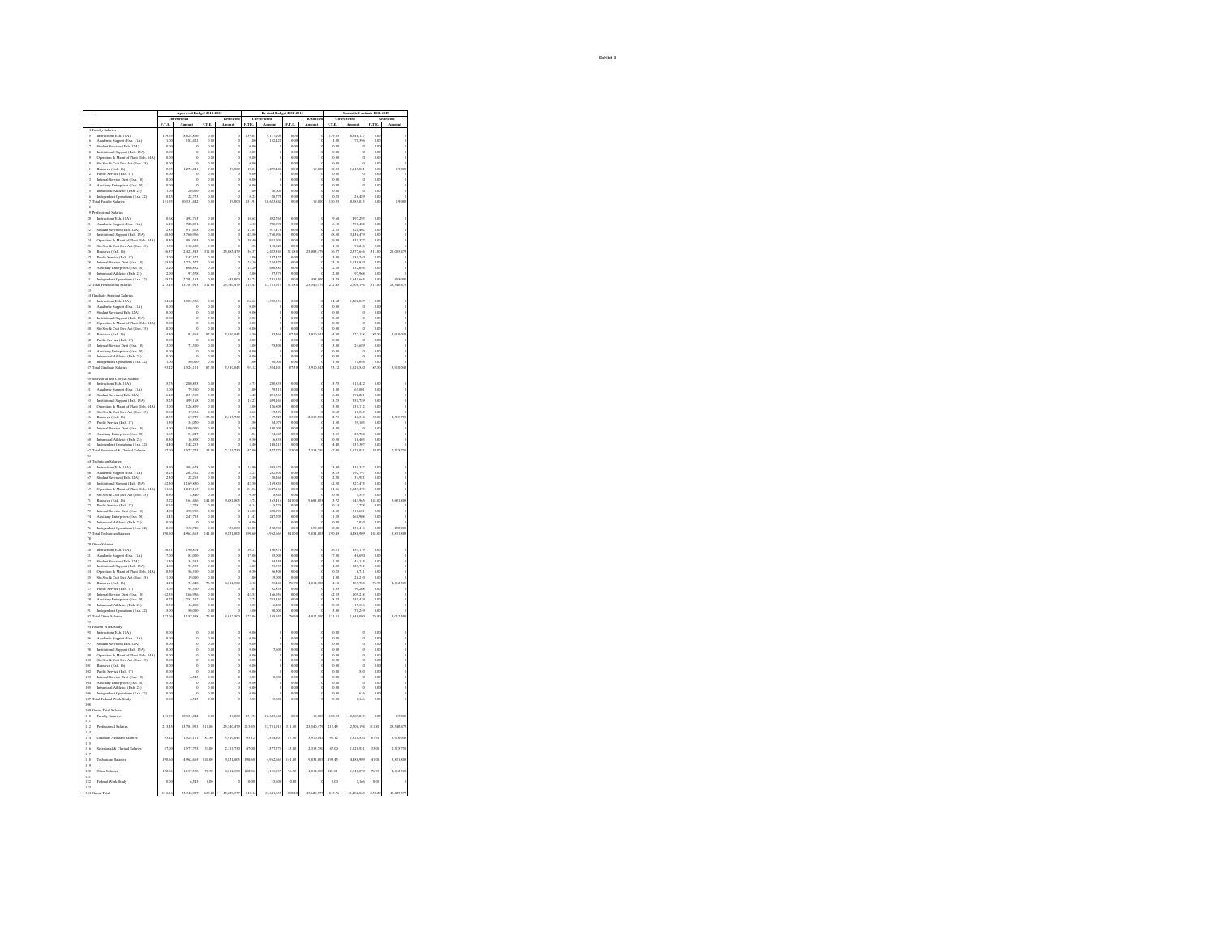Exhibit B

| | | Approved Budget 2014-2015 | | | | Revised Budget 2014-2015 | | | | Unaudited Actuals 2014-2015 | | | |
|---|---|---|---|---|---|---|---|---|---|---|---|---|---|
| | | Unrestricted | | Restricted | | Unrestricted | | Restricted | | Unrestricted | | Restricted | |
| | | F.T.E. | Amount | F.T.E. | Amount | F.T.E. | Amount | F.T.E. | Amount | F.T.E. | Amount | F.T.E. | Amount |
| 4 | Faculty Salaries | | | | | | | | | | | | |
| 5 | Instruction (Exh. 10A) | 139.65 | 8,824,486 | 0.00 | 0 | 139.65 | 9,117,206 | 0.00 | 0 | 139.65 | 8,864,127 | 0.00 | 0 |
| 6 | Academic Support (Exh. 11A) | 1.00 | 102,422 | 0.00 | 0 | 1.00 | 102,422 | 0.00 | 0 | 1.00 | 71,596 | 0.00 | 0 |
| 7 | Student Services (Exh. 12A) | 0.00 | 0 | 0.00 | 0 | 0.00 | 0 | 0.00 | 0 | 0.00 | 0 | 0.00 | 0 |
| 8 | Institutional Support (Exh. 13A) | 0.00 | 0 | 0.00 | 0 | 0.00 | 0 | 0.00 | 0 | 0.00 | 0 | 0.00 | 0 |
| 9 | Operations & Maint of Plant (Exh. 14A) | 0.00 | 0 | 0.00 | 0 | 0.00 | 0 | 0.00 | 0 | 0.00 | 0 | 0.00 | 0 |
| 10 | Sts Svc & Coll Dev Act (Exh. 15) | 0.00 | 0 | 0.00 | 0 | 0.00 | 0 | 0.00 | 0 | 0.00 | 0 | 0.00 | 0 |
| 11 | Research (Exh. 16) | 10.03 | 1,279,441 | 0.00 | 19,000 | 10.03 | 1,279,441 | 0.00 | 19,000 | 10.03 | 1,145,032 | 0.00 | 19,000 |
| 12 | Public Service (Exh. 17) | 0.00 | 0 | 0.00 | 0 | 0.00 | 0 | 0.00 | 0 | 0.00 | 0 | 0.00 | 0 |
| 13 | Internal Service Dept (Exh. 18) | 0.00 | 0 | 0.00 | 0 | 0.00 | 0 | 0.00 | 0 | 0.00 | 0 | 0.00 | 0 |
| 14 | Auxiliary Enterprises (Exh. 20) | 0.00 | 0 | 0.00 | 0 | 0.00 | 0 | 0.00 | 0 | 0.00 | 0 | 0.00 | 0 |
| 15 | Intramural Athletics (Exh. 21) | 1.00 | 20,000 | 0.00 | 0 | 1.00 | 20,000 | 0.00 | 0 | 0.00 | 0 | 0.00 | 0 |
| 16 | Independent Operations (Exh. 22) | 0.25 | 20,773 | 0.00 | 0 | 0.25 | 20,773 | 0.00 | 0 | 0.25 | 24,495 | 0.00 | 0 |
| 17 | Total Faculty Salaries | 151.93 | 10,331,042 | 0.00 | 19,000 | 151.93 | 10,623,862 | 0.00 | 19,000 | 150.93 | 10,089,833 | 0.00 | 19,000 |
| 18 | | | | | | | | | | | | | |
| 19 | Professional Salaries | | | | | | | | | | | | |
| 20 | Instruction (Exh. 10A) | 10.68 | 692,763 | 0.00 | 0 | 10.68 | 692,763 | 0.00 | 0 | 9.68 | 697,295 | 0.00 | 0 |
| 21 | Academic Support (Exh. 11A) | 6.10 | 720,091 | 0.00 | 0 | 6.10 | 720,091 | 0.00 | 0 | 6.10 | 790,402 | 0.00 | 0 |
| 22 | Student Services (Exh. 12A) | 12.85 | 917,478 | 0.00 | 0 | 12.85 | 917,478 | 0.00 | 0 | 12.85 | 820,802 | 0.00 | 0 |
| 23 | Institutional Support (Exh. 13A) | 48.50 | 3,740,986 | 0.00 | 0 | 48.50 | 3,740,986 | 0.00 | 0 | 48.50 | 3,436,479 | 0.00 | 0 |
| 24 | Operations & Maint of Plant (Exh. 14A) | 19.40 | 981,005 | 0.00 | 0 | 19.40 | 981,005 | 0.00 | 0 | 19.40 | 913,377 | 0.00 | 0 |
| 25 | Sts Svc & Coll Dev Act (Exh. 15) | 1.50 | 110,620 | 0.00 | 0 | 1.50 | 110,620 | 0.00 | 0 | 1.50 | 98,246 | 0.00 | 0 |
| 26 | Research (Exh. 16) | 36.37 | 2,423,543 | 311.80 | 25,085,479 | 36.37 | 2,423,543 | 311.80 | 25,085,479 | 36.37 | 2,577,646 | 311.80 | 25,085,479 |
| 27 | Public Service (Exh. 17) | 2.00 | 147,522 | 0.00 | 0 | 2.00 | 147,522 | 0.00 | 0 | 1.00 | 131,283 | 0.00 | 0 |
| 28 | Internal Service Dept (Exh. 18) | 25.10 | 1,224,572 | 0.00 | 0 | 25.10 | 1,224,572 | 0.00 | 0 | 25.10 | 1,058,850 | 0.00 | 0 |
| 29 | Auxiliary Enterprises (Exh. 20) | 12.20 | 686,002 | 0.00 | 0 | 12.20 | 686,002 | 0.00 | 0 | 12.25 | 652,666 | 0.00 | 0 |
| 30 | Intramural Athletics (Exh. 21) | 2.00 | 97,578 | 0.00 | 0 | 2.00 | 97,578 | 0.00 | 0 | 2.00 | 97,968 | 0.00 | 0 |
| 31 | Independent Operations (Exh. 22) | 35.75 | 2,291,153 | 0.00 | 455,000 | 35.75 | 2,291,153 | 0.00 | 455,000 | 35.75 | 1,881,465 | 0.00 | 455,000 |
| 32 | Total Professional Salaries | 213.45 | 13,781,915 | 311.80 | 25,540,479 | 213.45 | 13,781,915 | 311.80 | 25,540,479 | 212.45 | 12,706,196 | 311.80 | 25,540,479 |
| 33 | | | | | | | | | | | | | |
| 34 | Graduate Assistant Salaries | | | | | | | | | | | | |
| 35 | Instruction (Exh. 10A) | 84.62 | 1,395,536 | 0.00 | 0 | 84.62 | 1,395,536 | 0.00 | 0 | 84.62 | 1,202,027 | 0.00 | 0 |
| 36 | Academic Support (Exh. 11A) | 0.00 | 0 | 0.00 | 0 | 0.00 | 0 | 0.00 | 0 | 0.00 | 0 | 0.00 | 0 |
| 37 | Student Services (Exh. 12A) | 0.00 | 0 | 0.00 | 0 | 0.00 | 0 | 0.00 | 0 | 0.00 | 0 | 0.00 | 0 |
| 38 | Institutional Support (Exh. 13A) | 0.00 | 0 | 0.00 | 0 | 0.00 | 0 | 0.00 | 0 | 0.00 | 0 | 0.00 | 0 |
| 39 | Operations & Maint of Plant (Exh. 14A) | 0.00 | 0 | 0.00 | 0 | 0.00 | 0 | 0.00 | 0 | 0.00 | 0 | 0.00 | 0 |
| 40 | Sts Svc & Coll Dev Act (Exh. 15) | 0.00 | 0 | 0.00 | 0 | 0.00 | 0 | 0.00 | 0 | 0.00 | 0 | 0.00 | 0 |
| 41 | Research (Exh. 16) | 4.50 | 93,465 | 87.50 | 3,910,043 | 4.50 | 93,465 | 87.50 | 3,910,043 | 4.50 | 222,158 | 87.50 | 3,910,043 |
| 42 | Public Service (Exh. 17) | 0.00 | 0 | 0.00 | 0 | 0.00 | 0 | 0.00 | 0 | 0.00 | 0 | 0.00 | 0 |
| 43 | Internal Service Dept (Exh. 18) | 3.00 | 75,300 | 0.00 | 0 | 3.00 | 75,300 | 0.00 | 0 | 3.00 | 24,693 | 0.00 | 0 |
| 44 | Auxiliary Enterprises (Exh. 20) | 0.00 | 0 | 0.00 | 0 | 0.00 | 0 | 0.00 | 0 | 0.00 | 0 | 0.00 | 0 |
| 45 | Intramural Athletics (Exh. 21) | 0.00 | 0 | 0.00 | 0 | 0.00 | 0 | 0.00 | 0 | 0.00 | 0 | 0.00 | 0 |
| 46 | Independent Operations (Exh. 22) | 1.00 | 90,000 | 0.00 | 0 | 1.00 | 90,000 | 0.00 | 0 | 1.00 | 71,446 | 0.00 | 0 |
| 47 | Total Graduate Salaries | 93.12 | 1,524,101 | 87.50 | 3,910,043 | 93.12 | 1,524,101 | 87.50 | 3,910,043 | 93.12 | 1,320,324 | 87.50 | 3,910,043 |
| 48 | | | | | | | | | | | | | |
| 49 | Secretarial and Clerical Salaries | | | | | | | | | | | | |
| 50 | Instruction (Exh. 10A) | 5.75 | 280,674 | 0.00 | 0 | 5.75 | 280,674 | 0.00 | 0 | 5.75 | 111,432 | 0.00 | 0 |
| 51 | Academic Support (Exh. 11A) | 1.00 | 79,310 | 0.00 | 0 | 1.00 | 79,310 | 0.00 | 0 | 1.00 | 65,001 | 0.00 | 0 |
| 52 | Student Services (Exh. 12A) | 6.40 | 231,160 | 0.00 | 0 | 6.40 | 231,160 | 0.00 | 0 | 6.40 | 192,204 | 0.00 | 0 |
| 53 | Institutional Support (Exh. 13A) | 15.25 | 499,160 | 0.00 | 0 | 15.25 | 499,160 | 0.00 | 0 | 15.25 | 351,789 | 0.00 | 0 |
| 54 | Operations & Maint of Plant (Exh. 14A) | 3.00 | 126,009 | 0.00 | 0 | 3.00 | 126,009 | 0.00 | 0 | 3.00 | 151,132 | 0.00 | 0 |
| 55 | Sts Svc & Coll Dev Act (Exh. 15) | 0.60 | 19,596 | 0.00 | 0 | 0.60 | 19,596 | 0.00 | 0 | 0.60 | 18,563 | 0.00 | 0 |
| 56 | Research (Exh. 16) | 2.75 | 67,729 | 33.00 | 2,315,750 | 2.75 | 67,729 | 33.00 | 2,315,750 | 2.75 | 46,354 | 33.00 | 2,315,750 |
| 57 | Public Service (Exh. 17) | 1.50 | 34,070 | 0.00 | 0 | 1.50 | 34,070 | 0.00 | 0 | 1.50 | 59,105 | 0.00 | 0 |
| 58 | Internal Service Dept (Exh. 18) | 4.00 | 109,000 | 0.00 | 0 | 4.00 | 109,000 | 0.00 | 0 | 4.00 | 0 | 0.00 | 0 |
| 59 | Auxiliary Enterprises (Exh. 20) | 1.85 | 54,047 | 0.00 | 0 | 1.85 | 54,047 | 0.00 | 0 | 1.85 | 21,700 | 0.00 | 0 |
| 60 | Intramural Athletics (Exh. 21) | 0.50 | 16,838 | 0.00 | 0 | 0.50 | 16,838 | 0.00 | 0 | 0.50 | 16,405 | 0.00 | 0 |
| 61 | Independent Operations (Exh. 22) | 4.40 | 148,213 | 0.00 | 0 | 4.40 | 148,213 | 0.00 | 0 | 4.40 | 115,307 | 0.00 | 0 |
| 62 | Total Secretarial & Clerical Salaries | 47.00 | 1,577,775 | 33.00 | 2,315,750 | 47.00 | 1,577,775 | 33.00 | 2,315,750 | 47.00 | 1,128,951 | 33.00 | 2,315,750 |
| 63 | | | | | | | | | | | | | |
| 64 | Technician Salaries | | | | | | | | | | | | |
| 65 | Instruction (Exh. 10A) | 15.90 | 485,678 | 0.00 | 0 | 15.90 | 485,678 | 0.00 | 0 | 15.90 | 431,352 | 0.00 | 0 |
| 66 | Academic Support (Exh. 11A) | 8.25 | 262,502 | 0.00 | 0 | 8.25 | 262,502 | 0.00 | 0 | 8.25 | 292,797 | 0.00 | 0 |
| 67 | Student Services (Exh. 12A) | 2.50 | 28,265 | 0.00 | 0 | 2.50 | 28,265 | 0.00 | 0 | 2.50 | 54,981 | 0.00 | 0 |
| 68 | Institutional Support (Exh. 13A) | 42.50 | 1,169,830 | 0.00 | 0 | 42.50 | 1,169,830 | 0.00 | 0 | 42.50 | 927,475 | 0.00 | 0 |
| 69 | Operations & Maint of Plant (Exh. 14A) | 81.86 | 1,847,165 | 0.00 | 0 | 81.86 | 1,847,165 | 0.00 | 0 | 81.86 | 1,829,895 | 0.00 | 0 |
| 70 | Sts Svc & Coll Dev Act (Exh. 15) | 0.50 | 8,800 | 0.00 | 0 | 0.50 | 8,800 | 0.00 | 0 | 0.50 | 5,583 | 0.00 | 0 |
| 71 | Research (Exh. 16) | 5.72 | 165,416 | 141.00 | 9,681,889 | 5.72 | 165,416 | 141.00 | 9,681,889 | 5.72 | 163,965 | 141.00 | 9,681,889 |
| 72 | Public Service (Exh. 17) | 0.14 | 5,728 | 0.00 | 0 | 0.14 | 5,728 | 0.00 | 0 | 0.14 | 2,293 | 0.00 | 0 |
| 73 | Internal Service Dept (Exh. 18) | 14.00 | 490,998 | 0.00 | 0 | 14.00 | 490,998 | 0.00 | 0 | 14.00 | 315,661 | 0.00 | 0 |
| 74 | Auxiliary Enterprises (Exh. 20) | 11.43 | 247,755 | 0.00 | 0 | 11.43 | 247,755 | 0.00 | 0 | 11.28 | 261,908 | 0.00 | 0 |
| 75 | Intramural Athletics (Exh. 21) | 0.00 | 0 | 0.00 | 0 | 0.00 | 0 | 0.00 | 0 | 0.00 | 7,010 | 0.00 | 0 |
| 76 | Independent Operations (Exh. 22) | 10.00 | 332,740 | 0.00 | 150,000 | 10.00 | 332,740 | 0.00 | 150,000 | 10.00 | 236,416 | 0.00 | 150,000 |
| 77 | Total Technician Salaries | 190.60 | 4,962,665 | 141.00 | 9,831,889 | 190.60 | 4,962,665 | 141.00 | 9,831,889 | 190.45 | 4,488,959 | 141.00 | 9,831,889 |
| 78 | | | | | | | | | | | | | |
| 79 | Other Salaries | | | | | | | | | | | | |
| 80 | Instruction (Exh. 10A) | 36.31 | 190,074 | 0.00 | 0 | 36.31 | 190,074 | 0.00 | 0 | 36.31 | 454,175 | 0.00 | 0 |
| 81 | Academic Support (Exh. 11A) | 17.00 | 85,000 | 0.00 | 0 | 17.00 | 85,000 | 0.00 | 0 | 17.00 | 48,693 | 0.00 | 0 |
| 82 | Student Services (Exh. 12A) | 1.50 | 34,553 | 0.00 | 0 | 1.50 | 34,553 | 0.00 | 0 | 1.50 | 64,135 | 0.00 | 0 |
| 83 | Institutional Support (Exh. 13A) | 0.00 | 99,333 | 0.00 | 0 | 0.00 | 99,333 | 0.00 | 0 | 0.00 | 127,721 | 0.00 | 0 |
| 84 | Operations & Maint of Plant (Exh. 14A) | 0.50 | 36,500 | 0.00 | 0 | 0.50 | 36,500 | 0.00 | 0 | 0.25 | 8,751 | 0.00 | 0 |
| 85 | Sts Svc & Coll Dev Act (Exh. 15) | 1.00 | 19,000 | 0.00 | 0 | 1.00 | 19,000 | 0.00 | 0 | 1.00 | 24,210 | 0.00 | 0 |
| 86 | Research (Exh. 16) | 4.10 | 93,600 | 76.90 | 4,012,300 | 4.10 | 93,600 | 76.90 | 4,012,300 | 4.10 | 289,704 | 76.90 | 4,012,300 |
| 87 | Public Service (Exh. 17) | 1.05 | 94,300 | 0.00 | 0 | 1.05 | 92,859 | 0.00 | 0 | 1.05 | 99,260 | 0.00 | 0 |
| 88 | Internal Service Dept (Exh. 18) | 42.55 | 166,956 | 0.00 | 0 | 42.55 | 166,956 | 0.00 | 0 | 42.55 | 109,224 | 0.00 | 0 |
| 89 | Auxiliary Enterprises (Exh. 20) | 8.75 | 255,352 | 0.00 | 0 | 8.75 | 255,352 | 0.00 | 0 | 8.75 | 255,425 | 0.00 | 0 |
| 90 | Intramural Athletics (Exh. 21) | 0.55 | 16,200 | 0.00 | 0 | 0.55 | 16,200 | 0.00 | 0 | 0.50 | 17,326 | 0.00 | 0 |
| 91 | Independent Operations (Exh. 22) | 5.00 | 90,000 | 0.00 | 0 | 5.00 | 90,000 | 0.00 | 0 | 5.00 | 71,243 | 0.00 | 0 |
| 92 | Total Other Salaries | 122.06 | 1,157,598 | 76.90 | 4,012,300 | 122.06 | 1,155,957 | 76.90 | 4,012,300 | 121.81 | 1,368,095 | 76.90 | 4,012,300 |
| 93 | | | | | | | | | | | | | |
| 94 | Federal Work Study | | | | | | | | | | | | |
| 95 | Instruction (Exh. 10A) | 0.00 | 0 | 0.00 | 0 | 0.00 | 0 | 0.00 | 0 | 0.00 | 0 | 0.00 | 0 |
| 96 | Academic Support (Exh. 11A) | 0.00 | 0 | 0.00 | 0 | 0.00 | 0 | 0.00 | 0 | 0.00 | 0 | 0.00 | 0 |
| 97 | Student Services (Exh. 12A) | 0.00 | 0 | 0.00 | 0 | 0.00 | 0 | 0.00 | 0 | 0.00 | 0 | 0.00 | 0 |
| 98 | Institutional Support (Exh. 13A) | 0.00 | 0 | 0.00 | 0 | 0.00 | 7,600 | 0.00 | 0 | 0.00 | 0 | 0.00 | 0 |
| 99 | Operations & Maint of Plant (Exh. 14A) | 0.00 | 0 | 0.00 | 0 | 0.00 | 0 | 0.00 | 0 | 0.00 | 0 | 0.00 | 0 |
| 100 | Sts Svc & Coll Dev Act (Exh. 15) | 0.00 | 0 | 0.00 | 0 | 0.00 | 0 | 0.00 | 0 | 0.00 | 0 | 0.00 | 0 |
| 101 | Research (Exh. 16) | 0.00 | 0 | 0.00 | 0 | 0.00 | 0 | 0.00 | 0 | 0.00 | 0 | 0.00 | 0 |
| 102 | Public Service (Exh. 17) | 0.00 | 0 | 0.00 | 0 | 0.00 | 0 | 0.00 | 0 | 0.00 | 552 | 0.00 | 0 |
| 103 | Internal Service Dept (Exh. 18) | 0.00 | 6,543 | 0.00 | 0 | 0.00 | 8,000 | 0.00 | 0 | 0.00 | 0 | 0.00 | 0 |
| 104 | Auxiliary Enterprises (Exh. 20) | 0.00 | 0 | 0.00 | 0 | 0.00 | 0 | 0.00 | 0 | 0.00 | 0 | 0.00 | 0 |
| 105 | Intramural Athletics (Exh. 21) | 0.00 | 0 | 0.00 | 0 | 0.00 | 0 | 0.00 | 0 | 0.00 | 0 | 0.00 | 0 |
| 106 | Independent Operations (Exh. 22) | 0.00 | 0 | 0.00 | 0 | 0.00 | 0 | 0.00 | 0 | 0.00 | 614 | 0.00 | 0 |
| 107 | Total Federal Work Study | 0.00 | 6,543 | 0.00 | 0 | 0.00 | 15,600 | 0.00 | 0 | 0.00 | 1,166 | 0.00 | 0 |
| 108 | | | | | | | | | | | | | |
| 109 | Grand Total Salaries | | | | | | | | | | | | |
| 110 | Faculty Salaries | 151.93 | 10,331,042 | 0.00 | 19,000 | 151.93 | 10,623,862 | 0.00 | 19,000 | 150.93 | 10,089,833 | 0.00 | 19,000 |
| 111 | | | | | | | | | | | | | |
| 112 | Professional Salaries | 213.45 | 13,781,915 | 311.80 | 25,540,479 | 213.45 | 13,781,915 | 311.80 | 25,540,479 | 212.45 | 12,706,196 | 311.80 | 25,540,479 |
| 113 | | | | | | | | | | | | | |
| 114 | Graduate Assistant Salaries | 93.12 | 1,524,101 | 87.50 | 3,910,043 | 93.12 | 1,524,101 | 87.50 | 3,910,043 | 93.12 | 1,320,324 | 87.50 | 3,910,043 |
| 115 | | | | | | | | | | | | | |
| 116 | Secretarial & Clerical Salaries | 47.00 | 1,577,775 | 33.00 | 2,315,750 | 47.00 | 1,577,775 | 33.00 | 2,315,750 | 47.00 | 1,128,951 | 33.00 | 2,315,750 |
| 117 | | | | | | | | | | | | | |
| 118 | Technician Salaries | 190.60 | 4,962,665 | 141.00 | 9,831,889 | 190.60 | 4,962,665 | 141.00 | 9,831,889 | 190.45 | 4,488,959 | 141.00 | 9,831,889 |
| 119 | | | | | | | | | | | | | |
| 120 | Other Salaries | 122.06 | 1,157,598 | 76.90 | 4,012,300 | 122.06 | 1,155,957 | 76.90 | 4,012,300 | 121.81 | 1,368,095 | 76.90 | 4,012,300 |
| 121 | | | | | | | | | | | | | |
| 122 | Federal Work Study | 0.00 | 6,543 | 0.00 | 0 | 0.00 | 15,600 | 0.00 | 0 | 0.00 | 1,166 | 0.00 | 0 |
| 123 | | | | | | | | | | | | | |
| 124 | Grand Total | 818.16 | 33,342,037 | 650.20 | 45,629,577 | 818.16 | 33,641,013 | 650.20 | 45,629,577 | 815.76 | 31,482,065 | 650.20 | 45,629,577 |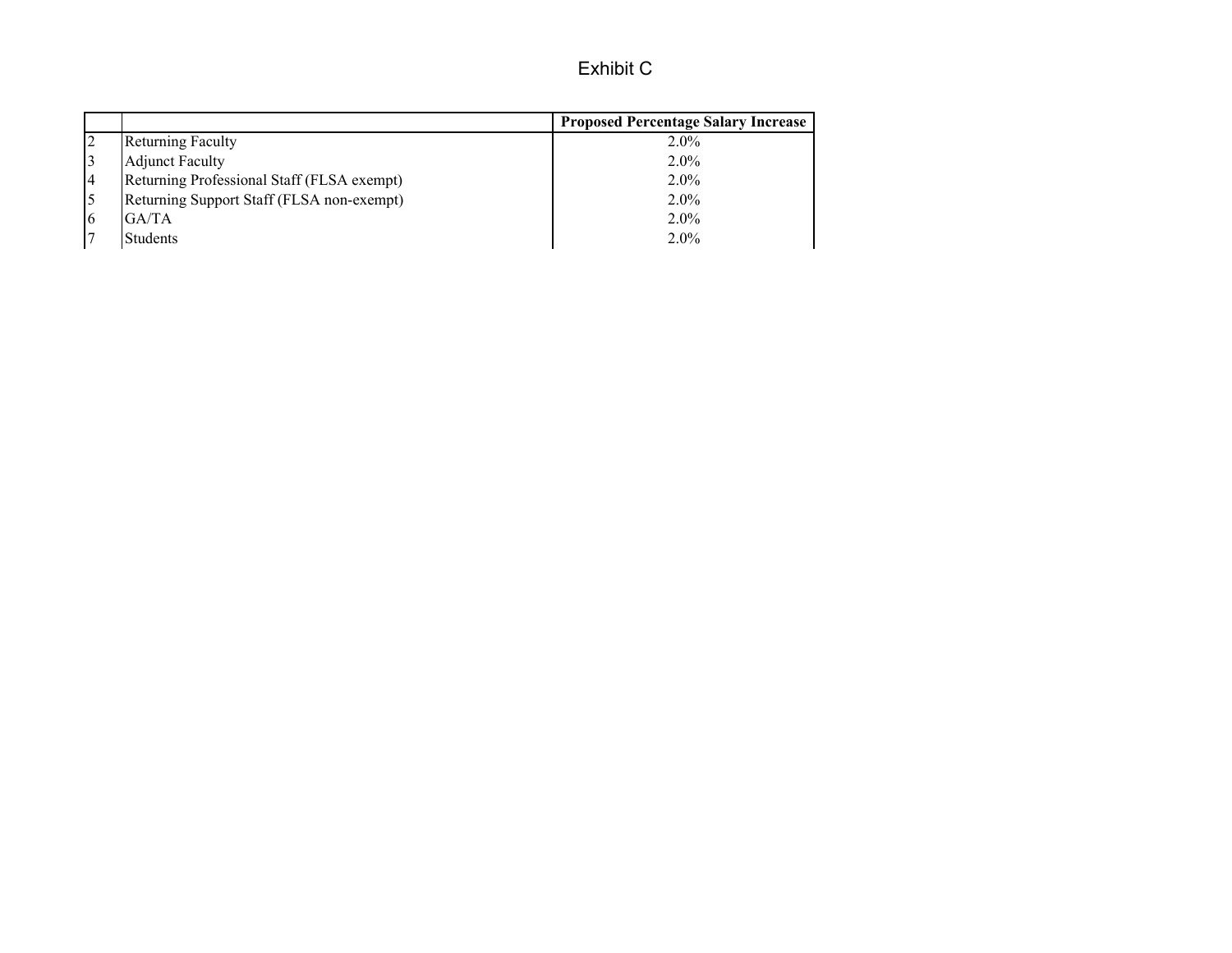# Exhibit C

| | | Proposed Percentage Salary Increase |
|---|---|---|
| 2 | Returning Faculty | 2.0% |
| 3 | Adjunct Faculty | 2.0% |
| 4 | Returning Professional Staff (FLSA exempt) | 2.0% |
| 5 | Returning Support Staff (FLSA non-exempt) | 2.0% |
| 6 | GA/TA | 2.0% |
| 7 | Students | 2.0% |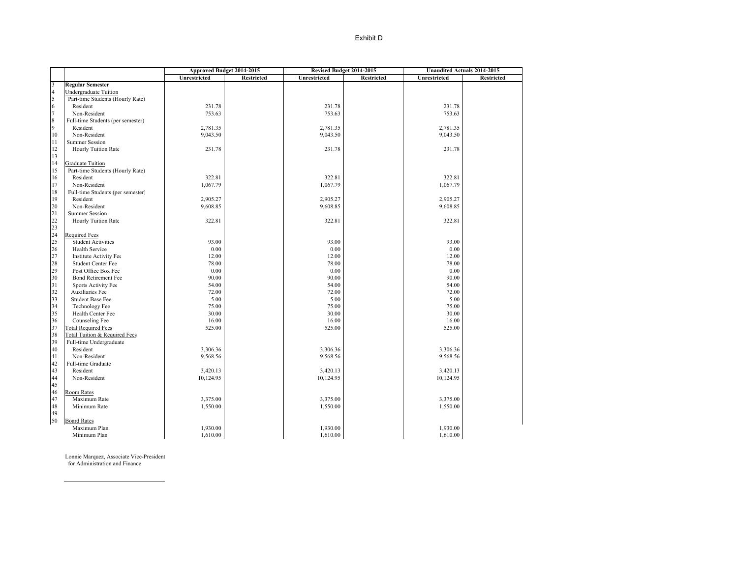# Exhibit D

| | | Approved Budget 2014-2015 | | Revised Budget 2014-2015 | | Unaudited Actuals 2014-2015 | |
|---|---|---|---|---|---|---|---|
| | | Unrestricted | Restricted | Unrestricted | Restricted | Unrestricted | Restricted |
| 3 | **Regular Semester** | | | | | | |
| 4 | Undergraduate Tuition | | | | | | |
| 5 | Part-time Students (Hourly Rate) | | | | | | |
| 6 | Resident | 231.78 | | 231.78 | | 231.78 | |
| 7 | Non-Resident | 753.63 | | 753.63 | | 753.63 | |
| 8 | Full-time Students (per semester) | | | | | | |
| 9 | Resident | 2,781.35 | | 2,781.35 | | 2,781.35 | |
| 10 | Non-Resident | 9,043.50 | | 9,043.50 | | 9,043.50 | |
| 11 | Summer Session | | | | | | |
| 12 | Hourly Tuition Rate | 231.78 | | 231.78 | | 231.78 | |
| 13 | | | | | | | |
| 14 | Graduate Tuition | | | | | | |
| 15 | Part-time Students (Hourly Rate) | | | | | | |
| 16 | Resident | 322.81 | | 322.81 | | 322.81 | |
| 17 | Non-Resident | 1,067.79 | | 1,067.79 | | 1,067.79 | |
| 18 | Full-time Students (per semester) | | | | | | |
| 19 | Resident | 2,905.27 | | 2,905.27 | | 2,905.27 | |
| 20 | Non-Resident | 9,608.85 | | 9,608.85 | | 9,608.85 | |
| 21 | Summer Session | | | | | | |
| 22 | Hourly Tuition Rate | 322.81 | | 322.81 | | 322.81 | |
| 23 | | | | | | | |
| 24 | Required Fees | | | | | | |
| 25 | Student Activities | 93.00 | | 93.00 | | 93.00 | |
| 26 | Health Service | 0.00 | | 0.00 | | 0.00 | |
| 27 | Institute Activity Fee | 12.00 | | 12.00 | | 12.00 | |
| 28 | Student Center Fee | 78.00 | | 78.00 | | 78.00 | |
| 29 | Post Office Box Fee | 0.00 | | 0.00 | | 0.00 | |
| 30 | Bond Retirement Fee | 90.00 | | 90.00 | | 90.00 | |
| 31 | Sports Activity Fee | 54.00 | | 54.00 | | 54.00 | |
| 32 | Auxiliaries Fee | 72.00 | | 72.00 | | 72.00 | |
| 33 | Student Base Fee | 5.00 | | 5.00 | | 5.00 | |
| 34 | Technology Fee | 75.00 | | 75.00 | | 75.00 | |
| 35 | Health Center Fee | 30.00 | | 30.00 | | 30.00 | |
| 36 | Counseling Fee | 16.00 | | 16.00 | | 16.00 | |
| 37 | Total Required Fees | 525.00 | | 525.00 | | 525.00 | |
| 38 | Total Tuition & Required Fees | | | | | | |
| 39 | Full-time Undergraduate | | | | | | |
| 40 | Resident | 3,306.36 | | 3,306.36 | | 3,306.36 | |
| 41 | Non-Resident | 9,568.56 | | 9,568.56 | | 9,568.56 | |
| 42 | Full-time Graduate | | | | | | |
| 43 | Resident | 3,420.13 | | 3,420.13 | | 3,420.13 | |
| 44 | Non-Resident | 10,124.95 | | 10,124.95 | | 10,124.95 | |
| 45 | | | | | | | |
| 46 | Room Rates | | | | | | |
| 47 | Maximum Rate | 3,375.00 | | 3,375.00 | | 3,375.00 | |
| 48 | Minimum Rate | 1,550.00 | | 1,550.00 | | 1,550.00 | |
| 49 | | | | | | | |
| 50 | Board Rates | | | | | | |
| | Maximum Plan | 1,930.00 | | 1,930.00 | | 1,930.00 | |
| | Minimum Plan | 1,610.00 | | 1,610.00 | | 1,610.00 | |

Lonnie Marquez, Associate Vice-President
for Administration and Finance

______________________________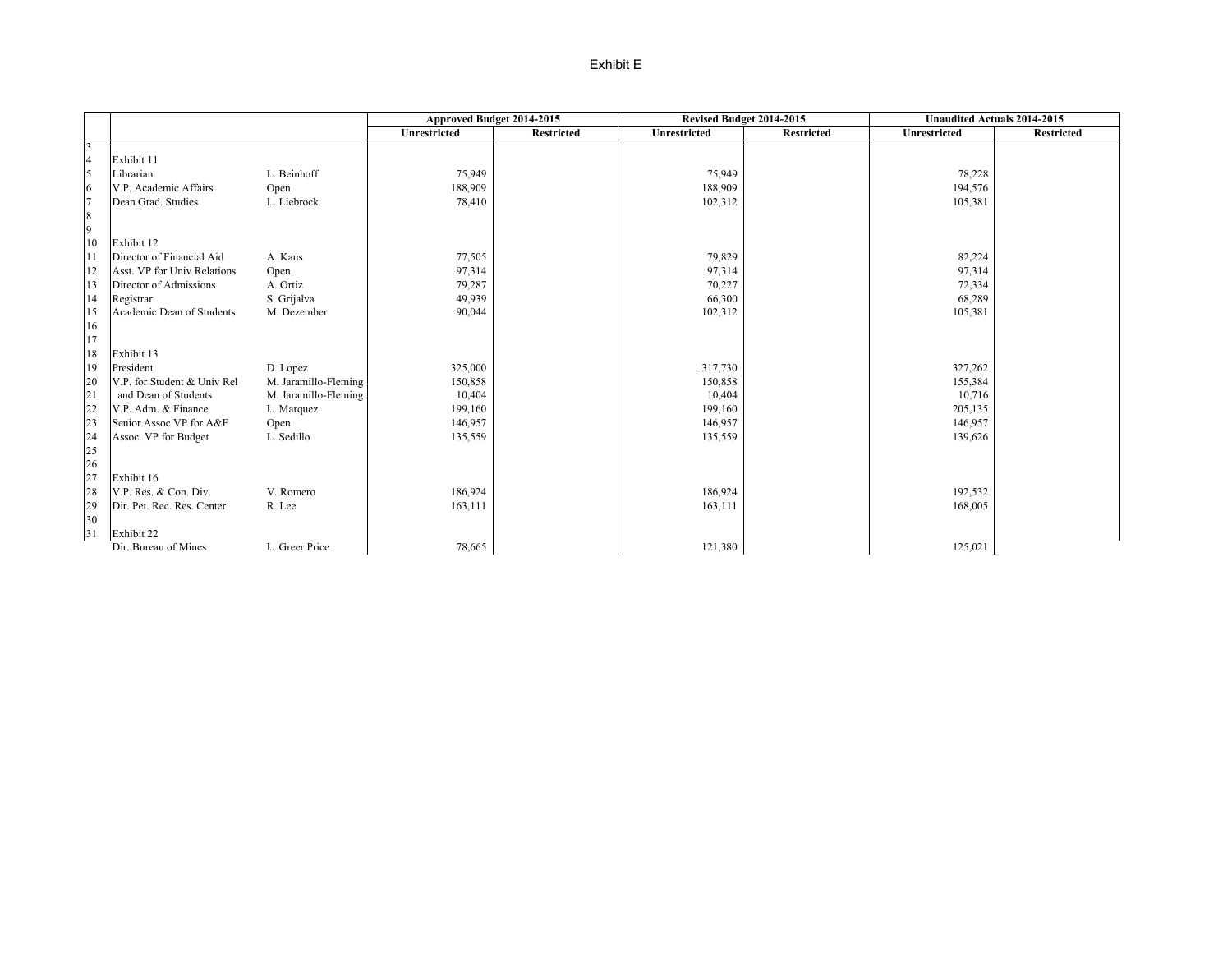# Exhibit E

| | | | Approved Budget 2014-2015 | | Revised Budget 2014-2015 | | Unaudited Actuals 2014-2015 | |
|---|---|---|---|---|---|---|---|---|
| | | | Unrestricted | Restricted | Unrestricted | Restricted | Unrestricted | Restricted |
| 3 | | | | | | | | |
| 4 | Exhibit 11 | | | | | | | |
| 5 | Librarian | L. Beinhoff | 75,949 | | 75,949 | | 78,228 | |
| 6 | V.P. Academic Affairs | Open | 188,909 | | 188,909 | | 194,576 | |
| 7 | Dean Grad. Studies | L. Liebrock | 78,410 | | 102,312 | | 105,381 | |
| 8 | | | | | | | | |
| 9 | | | | | | | | |
| 10 | Exhibit 12 | | | | | | | |
| 11 | Director of Financial Aid | A. Kaus | 77,505 | | 79,829 | | 82,224 | |
| 12 | Asst. VP for Univ Relations | Open | 97,314 | | 97,314 | | 97,314 | |
| 13 | Director of Admissions | A. Ortiz | 79,287 | | 70,227 | | 72,334 | |
| 14 | Registrar | S. Grijalva | 49,939 | | 66,300 | | 68,289 | |
| 15 | Academic Dean of Students | M. Dezember | 90,044 | | 102,312 | | 105,381 | |
| 16 | | | | | | | | |
| 17 | | | | | | | | |
| 18 | Exhibit 13 | | | | | | | |
| 19 | President | D. Lopez | 325,000 | | 317,730 | | 327,262 | |
| 20 | V.P. for Student & Univ Rel | M. Jaramillo-Fleming | 150,858 | | 150,858 | | 155,384 | |
| 21 | and Dean of Students | M. Jaramillo-Fleming | 10,404 | | 10,404 | | 10,716 | |
| 22 | V.P. Adm. & Finance | L. Marquez | 199,160 | | 199,160 | | 205,135 | |
| 23 | Senior Assoc VP for A&F | Open | 146,957 | | 146,957 | | 146,957 | |
| 24 | Assoc. VP for Budget | L. Sedillo | 135,559 | | 135,559 | | 139,626 | |
| 25 | | | | | | | | |
| 26 | | | | | | | | |
| 27 | Exhibit 16 | | | | | | | |
| 28 | V.P. Res. & Con. Div. | V. Romero | 186,924 | | 186,924 | | 192,532 | |
| 29 | Dir. Pet. Rec. Res. Center | R. Lee | 163,111 | | 163,111 | | 168,005 | |
| 30 | | | | | | | | |
| 31 | Exhibit 22 | | | | | | | |
| | Dir. Bureau of Mines | L. Greer Price | 78,665 | | 121,380 | | 125,021 | |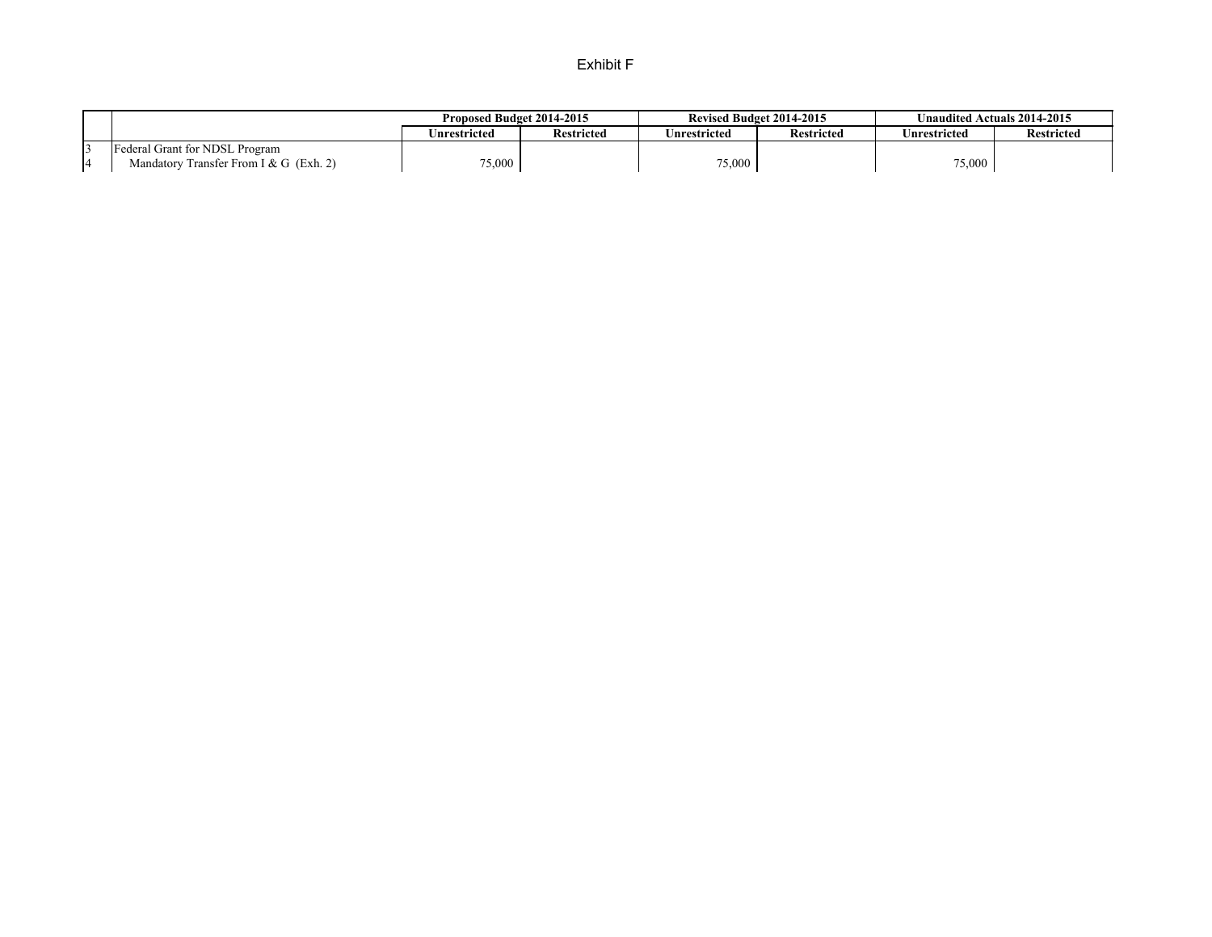# Exhibit F

| | | Proposed Budget 2014-2015 | | Revised Budget 2014-2015 | | Unaudited Actuals 2014-2015 | |
|---|---|---|---|---|---|---|---|
| | | Unrestricted | Restricted | Unrestricted | Restricted | Unrestricted | Restricted |
| 3 | Federal Grant for NDSL Program | | | | | | |
| 4 | Mandatory Transfer From I & G (Exh. 2) | 75,000 | | 75,000 | | 75,000 | |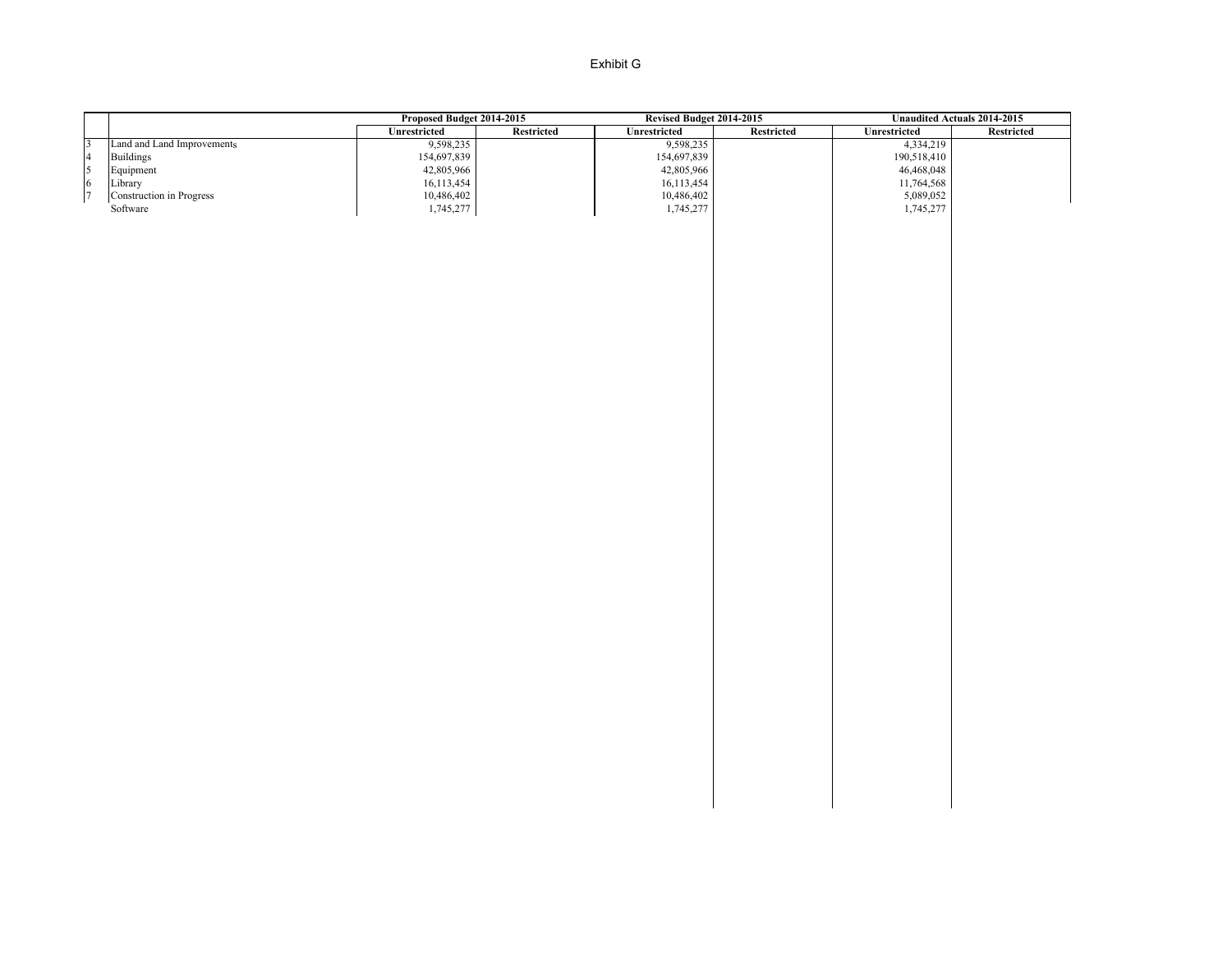Exhibit G

| | | Proposed Budget 2014-2015 | | Revised Budget 2014-2015 | | Unaudited Actuals 2014-2015 | |
|---|---|---|---|---|---|---|---|
| | | Unrestricted | Restricted | Unrestricted | Restricted | Unrestricted | Restricted |
| 3 | Land and Land Improvements | 9,598,235 | | 9,598,235 | | 4,334,219 | |
| 4 | Buildings | 154,697,839 | | 154,697,839 | | 190,518,410 | |
| 5 | Equipment | 42,805,966 | | 42,805,966 | | 46,468,048 | |
| 6 | Library | 16,113,454 | | 16,113,454 | | 11,764,568 | |
| 7 | Construction in Progress | 10,486,402 | | 10,486,402 | | 5,089,052 | |
| | Software | 1,745,277 | | 1,745,277 | | 1,745,277 | |